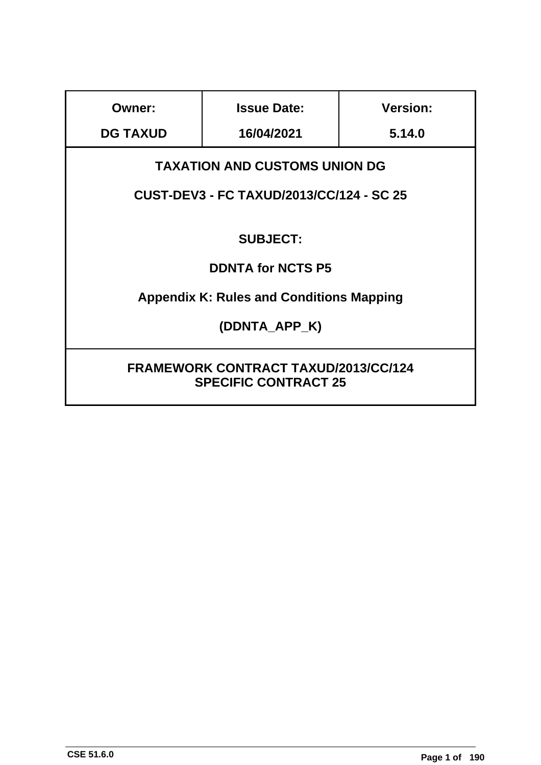| Owner: | Issue Date: | Version: |
|---|---|---|
| DG TAXUD | 16/04/2021 | 5.14.0 |

**TAXATION AND CUSTOMS UNION DG**

**CUST-DEV3 - FC TAXUD/2013/CC/124 - SC 25**

**SUBJECT:**

**DDNTA for NCTS P5**

**Appendix K: Rules and Conditions Mapping**

**(DDNTA_APP_K)**

**FRAMEWORK CONTRACT TAXUD/2013/CC/124**
**SPECIFIC CONTRACT 25**

CSE 51.6.0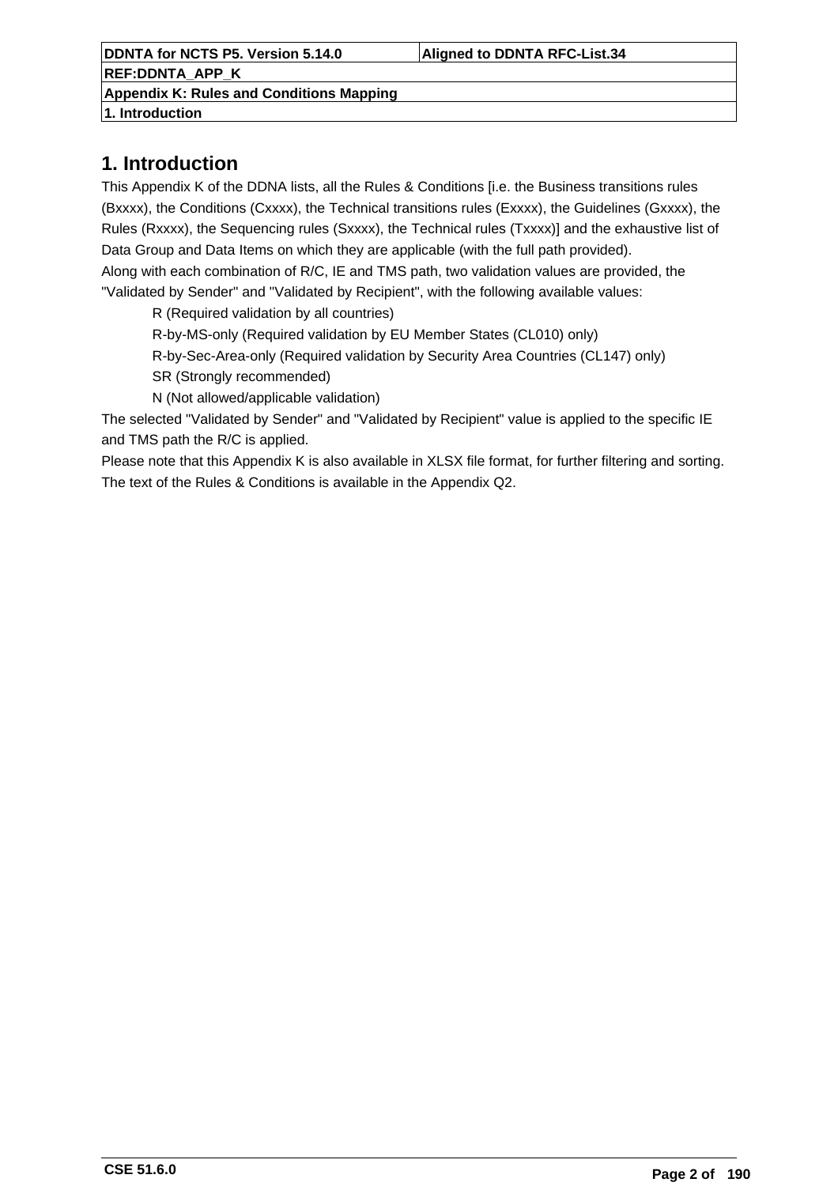# 1. Introduction

This Appendix K of the DDNA lists, all the Rules & Conditions [i.e. the Business transitions rules (Bxxxx), the Conditions (Cxxxx), the Technical transitions rules (Exxxx), the Guidelines (Gxxxx), the Rules (Rxxxx), the Sequencing rules (Sxxxx), the Technical rules (Txxxx)] and the exhaustive list of Data Group and Data Items on which they are applicable (with the full path provided).

Along with each combination of R/C, IE and TMS path, two validation values are provided, the "Validated by Sender" and "Validated by Recipient", with the following available values:

R (Required validation by all countries)

R-by-MS-only (Required validation by EU Member States (CL010) only)

R-by-Sec-Area-only (Required validation by Security Area Countries (CL147) only)

SR (Strongly recommended)

N (Not allowed/applicable validation)

The selected "Validated by Sender" and "Validated by Recipient" value is applied to the specific IE and TMS path the R/C is applied.

Please note that this Appendix K is also available in XLSX file format, for further filtering and sorting.

The text of the Rules & Conditions is available in the Appendix Q2.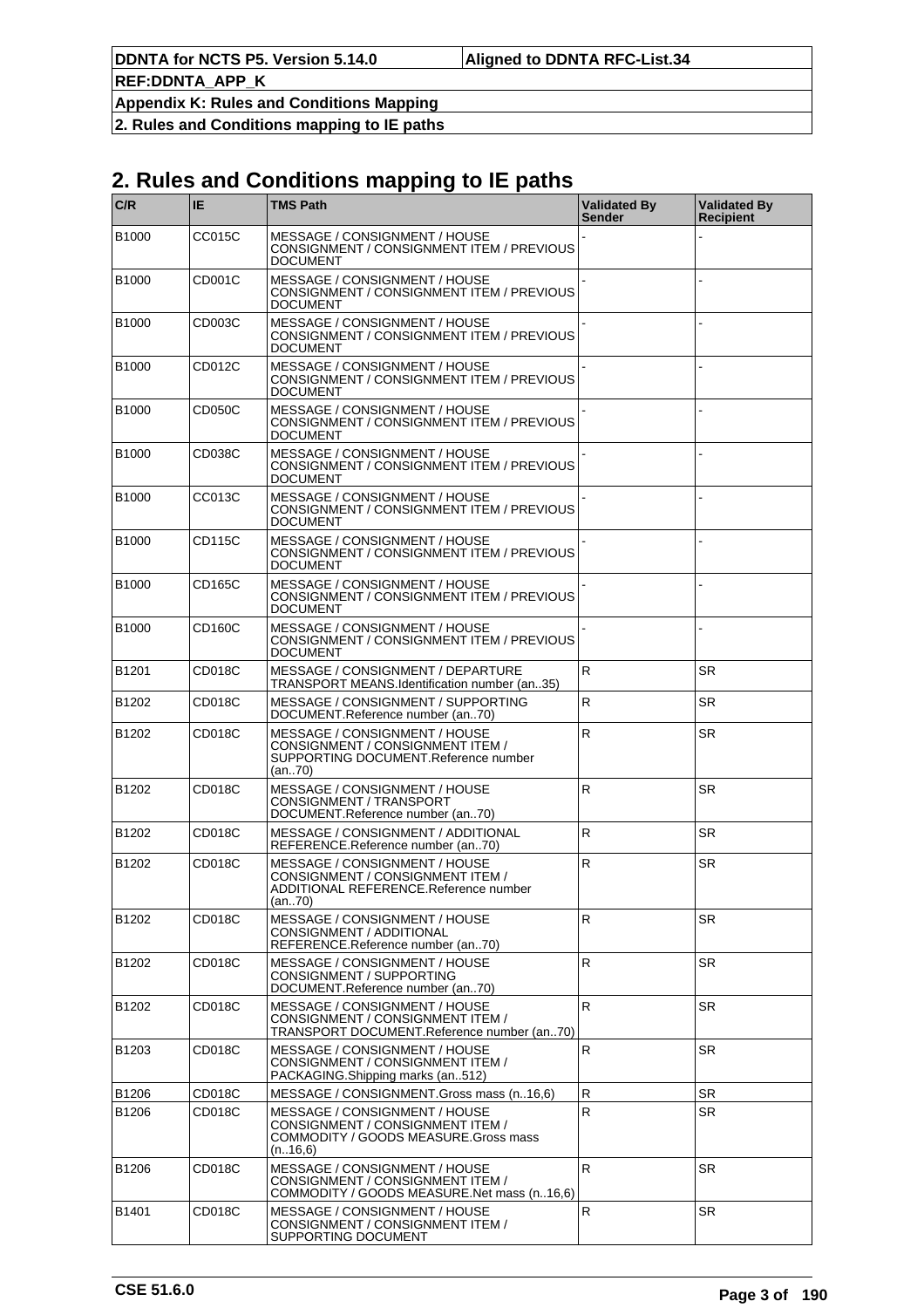# 2. Rules and Conditions mapping to IE paths

| C/R | IE | TMS Path | Validated By Sender | Validated By Recipient |
| --- | --- | --- | --- | --- |
| B1000 | CC015C | MESSAGE / CONSIGNMENT / HOUSE CONSIGNMENT / CONSIGNMENT ITEM / PREVIOUS DOCUMENT | - | - |
| B1000 | CD001C | MESSAGE / CONSIGNMENT / HOUSE CONSIGNMENT / CONSIGNMENT ITEM / PREVIOUS DOCUMENT | - | - |
| B1000 | CD003C | MESSAGE / CONSIGNMENT / HOUSE CONSIGNMENT / CONSIGNMENT ITEM / PREVIOUS DOCUMENT | - | - |
| B1000 | CD012C | MESSAGE / CONSIGNMENT / HOUSE CONSIGNMENT / CONSIGNMENT ITEM / PREVIOUS DOCUMENT | - | - |
| B1000 | CD050C | MESSAGE / CONSIGNMENT / HOUSE CONSIGNMENT / CONSIGNMENT ITEM / PREVIOUS DOCUMENT | - | - |
| B1000 | CD038C | MESSAGE / CONSIGNMENT / HOUSE CONSIGNMENT / CONSIGNMENT ITEM / PREVIOUS DOCUMENT | - | - |
| B1000 | CC013C | MESSAGE / CONSIGNMENT / HOUSE CONSIGNMENT / CONSIGNMENT ITEM / PREVIOUS DOCUMENT | - | - |
| B1000 | CD115C | MESSAGE / CONSIGNMENT / HOUSE CONSIGNMENT / CONSIGNMENT ITEM / PREVIOUS DOCUMENT | - | - |
| B1000 | CD165C | MESSAGE / CONSIGNMENT / HOUSE CONSIGNMENT / CONSIGNMENT ITEM / PREVIOUS DOCUMENT | - | - |
| B1000 | CD160C | MESSAGE / CONSIGNMENT / HOUSE CONSIGNMENT / CONSIGNMENT ITEM / PREVIOUS DOCUMENT | - | - |
| B1201 | CD018C | MESSAGE / CONSIGNMENT / DEPARTURE TRANSPORT MEANS.Identification number (an..35) | R | SR |
| B1202 | CD018C | MESSAGE / CONSIGNMENT / SUPPORTING DOCUMENT.Reference number (an..70) | R | SR |
| B1202 | CD018C | MESSAGE / CONSIGNMENT / HOUSE CONSIGNMENT / CONSIGNMENT ITEM / SUPPORTING DOCUMENT.Reference number (an..70) | R | SR |
| B1202 | CD018C | MESSAGE / CONSIGNMENT / HOUSE CONSIGNMENT / TRANSPORT DOCUMENT.Reference number (an..70) | R | SR |
| B1202 | CD018C | MESSAGE / CONSIGNMENT / ADDITIONAL REFERENCE.Reference number (an..70) | R | SR |
| B1202 | CD018C | MESSAGE / CONSIGNMENT / HOUSE CONSIGNMENT / CONSIGNMENT ITEM / ADDITIONAL REFERENCE.Reference number (an..70) | R | SR |
| B1202 | CD018C | MESSAGE / CONSIGNMENT / HOUSE CONSIGNMENT / ADDITIONAL REFERENCE.Reference number (an..70) | R | SR |
| B1202 | CD018C | MESSAGE / CONSIGNMENT / HOUSE CONSIGNMENT / SUPPORTING DOCUMENT.Reference number (an..70) | R | SR |
| B1202 | CD018C | MESSAGE / CONSIGNMENT / HOUSE CONSIGNMENT / CONSIGNMENT ITEM / TRANSPORT DOCUMENT.Reference number (an..70) | R | SR |
| B1203 | CD018C | MESSAGE / CONSIGNMENT / HOUSE CONSIGNMENT / CONSIGNMENT ITEM / PACKAGING.Shipping marks (an..512) | R | SR |
| B1206 | CD018C | MESSAGE / CONSIGNMENT.Gross mass (n..16,6) | R | SR |
| B1206 | CD018C | MESSAGE / CONSIGNMENT / HOUSE CONSIGNMENT / CONSIGNMENT ITEM / COMMODITY / GOODS MEASURE.Gross mass (n..16,6) | R | SR |
| B1206 | CD018C | MESSAGE / CONSIGNMENT / HOUSE CONSIGNMENT / CONSIGNMENT ITEM / COMMODITY / GOODS MEASURE.Net mass (n..16,6) | R | SR |
| B1401 | CD018C | MESSAGE / CONSIGNMENT / HOUSE CONSIGNMENT / CONSIGNMENT ITEM / SUPPORTING DOCUMENT | R | SR |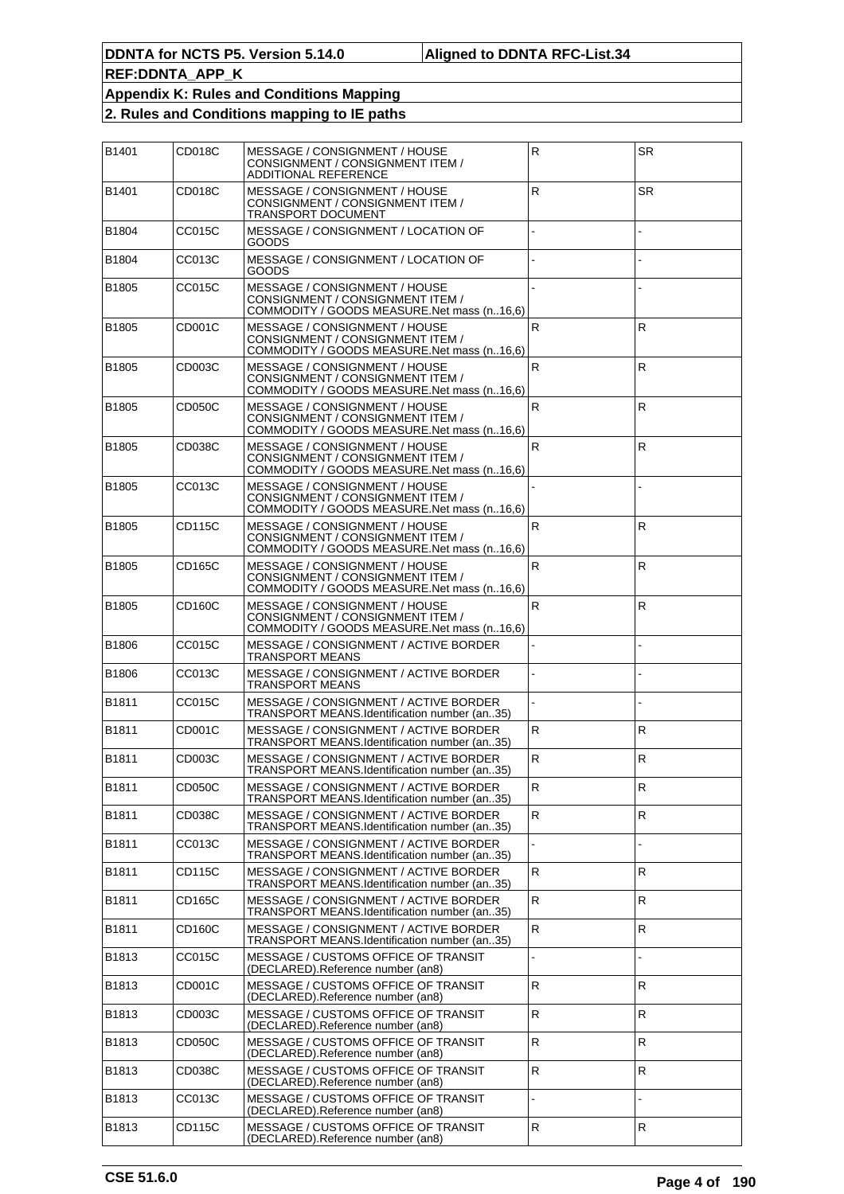| | | | | |
|---|---|---|---|---|
| B1401 | CD018C | MESSAGE / CONSIGNMENT / HOUSE CONSIGNMENT / CONSIGNMENT ITEM / ADDITIONAL REFERENCE | R | SR |
| B1401 | CD018C | MESSAGE / CONSIGNMENT / HOUSE CONSIGNMENT / CONSIGNMENT ITEM / TRANSPORT DOCUMENT | R | SR |
| B1804 | CC015C | MESSAGE / CONSIGNMENT / LOCATION OF GOODS | - | - |
| B1804 | CC013C | MESSAGE / CONSIGNMENT / LOCATION OF GOODS | - | - |
| B1805 | CC015C | MESSAGE / CONSIGNMENT / HOUSE CONSIGNMENT / CONSIGNMENT ITEM / COMMODITY / GOODS MEASURE.Net mass (n..16,6) | - | - |
| B1805 | CD001C | MESSAGE / CONSIGNMENT / HOUSE CONSIGNMENT / CONSIGNMENT ITEM / COMMODITY / GOODS MEASURE.Net mass (n..16,6) | R | R |
| B1805 | CD003C | MESSAGE / CONSIGNMENT / HOUSE CONSIGNMENT / CONSIGNMENT ITEM / COMMODITY / GOODS MEASURE.Net mass (n..16,6) | R | R |
| B1805 | CD050C | MESSAGE / CONSIGNMENT / HOUSE CONSIGNMENT / CONSIGNMENT ITEM / COMMODITY / GOODS MEASURE.Net mass (n..16,6) | R | R |
| B1805 | CD038C | MESSAGE / CONSIGNMENT / HOUSE CONSIGNMENT / CONSIGNMENT ITEM / COMMODITY / GOODS MEASURE.Net mass (n..16,6) | R | R |
| B1805 | CC013C | MESSAGE / CONSIGNMENT / HOUSE CONSIGNMENT / CONSIGNMENT ITEM / COMMODITY / GOODS MEASURE.Net mass (n..16,6) | - | - |
| B1805 | CD115C | MESSAGE / CONSIGNMENT / HOUSE CONSIGNMENT / CONSIGNMENT ITEM / COMMODITY / GOODS MEASURE.Net mass (n..16,6) | R | R |
| B1805 | CD165C | MESSAGE / CONSIGNMENT / HOUSE CONSIGNMENT / CONSIGNMENT ITEM / COMMODITY / GOODS MEASURE.Net mass (n..16,6) | R | R |
| B1805 | CD160C | MESSAGE / CONSIGNMENT / HOUSE CONSIGNMENT / CONSIGNMENT ITEM / COMMODITY / GOODS MEASURE.Net mass (n..16,6) | R | R |
| B1806 | CC015C | MESSAGE / CONSIGNMENT / ACTIVE BORDER TRANSPORT MEANS | - | - |
| B1806 | CC013C | MESSAGE / CONSIGNMENT / ACTIVE BORDER TRANSPORT MEANS | - | - |
| B1811 | CC015C | MESSAGE / CONSIGNMENT / ACTIVE BORDER TRANSPORT MEANS.Identification number (an..35) | - | - |
| B1811 | CD001C | MESSAGE / CONSIGNMENT / ACTIVE BORDER TRANSPORT MEANS.Identification number (an..35) | R | R |
| B1811 | CD003C | MESSAGE / CONSIGNMENT / ACTIVE BORDER TRANSPORT MEANS.Identification number (an..35) | R | R |
| B1811 | CD050C | MESSAGE / CONSIGNMENT / ACTIVE BORDER TRANSPORT MEANS.Identification number (an..35) | R | R |
| B1811 | CD038C | MESSAGE / CONSIGNMENT / ACTIVE BORDER TRANSPORT MEANS.Identification number (an..35) | R | R |
| B1811 | CC013C | MESSAGE / CONSIGNMENT / ACTIVE BORDER TRANSPORT MEANS.Identification number (an..35) | - | - |
| B1811 | CD115C | MESSAGE / CONSIGNMENT / ACTIVE BORDER TRANSPORT MEANS.Identification number (an..35) | R | R |
| B1811 | CD165C | MESSAGE / CONSIGNMENT / ACTIVE BORDER TRANSPORT MEANS.Identification number (an..35) | R | R |
| B1811 | CD160C | MESSAGE / CONSIGNMENT / ACTIVE BORDER TRANSPORT MEANS.Identification number (an..35) | R | R |
| B1813 | CC015C | MESSAGE / CUSTOMS OFFICE OF TRANSIT (DECLARED).Reference number (an8) | - | - |
| B1813 | CD001C | MESSAGE / CUSTOMS OFFICE OF TRANSIT (DECLARED).Reference number (an8) | R | R |
| B1813 | CD003C | MESSAGE / CUSTOMS OFFICE OF TRANSIT (DECLARED).Reference number (an8) | R | R |
| B1813 | CD050C | MESSAGE / CUSTOMS OFFICE OF TRANSIT (DECLARED).Reference number (an8) | R | R |
| B1813 | CD038C | MESSAGE / CUSTOMS OFFICE OF TRANSIT (DECLARED).Reference number (an8) | R | R |
| B1813 | CC013C | MESSAGE / CUSTOMS OFFICE OF TRANSIT (DECLARED).Reference number (an8) | - | - |
| B1813 | CD115C | MESSAGE / CUSTOMS OFFICE OF TRANSIT (DECLARED).Reference number (an8) | R | R |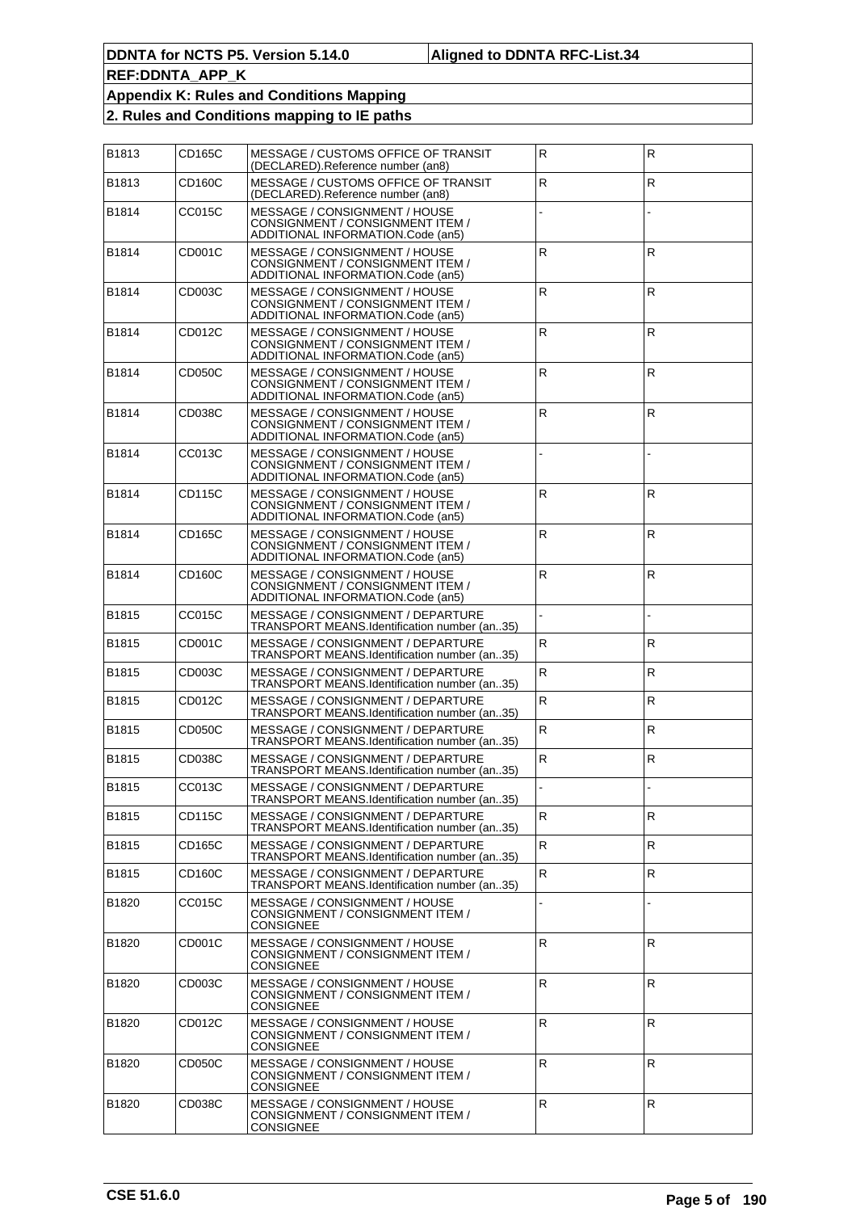| | | | | |
|---|---|---|---|---|
| B1813 | CD165C | MESSAGE / CUSTOMS OFFICE OF TRANSIT (DECLARED).Reference number (an8) | R | R |
| B1813 | CD160C | MESSAGE / CUSTOMS OFFICE OF TRANSIT (DECLARED).Reference number (an8) | R | R |
| B1814 | CC015C | MESSAGE / CONSIGNMENT / HOUSE CONSIGNMENT / CONSIGNMENT ITEM / ADDITIONAL INFORMATION.Code (an5) | - | - |
| B1814 | CD001C | MESSAGE / CONSIGNMENT / HOUSE CONSIGNMENT / CONSIGNMENT ITEM / ADDITIONAL INFORMATION.Code (an5) | R | R |
| B1814 | CD003C | MESSAGE / CONSIGNMENT / HOUSE CONSIGNMENT / CONSIGNMENT ITEM / ADDITIONAL INFORMATION.Code (an5) | R | R |
| B1814 | CD012C | MESSAGE / CONSIGNMENT / HOUSE CONSIGNMENT / CONSIGNMENT ITEM / ADDITIONAL INFORMATION.Code (an5) | R | R |
| B1814 | CD050C | MESSAGE / CONSIGNMENT / HOUSE CONSIGNMENT / CONSIGNMENT ITEM / ADDITIONAL INFORMATION.Code (an5) | R | R |
| B1814 | CD038C | MESSAGE / CONSIGNMENT / HOUSE CONSIGNMENT / CONSIGNMENT ITEM / ADDITIONAL INFORMATION.Code (an5) | R | R |
| B1814 | CC013C | MESSAGE / CONSIGNMENT / HOUSE CONSIGNMENT / CONSIGNMENT ITEM / ADDITIONAL INFORMATION.Code (an5) | - | - |
| B1814 | CD115C | MESSAGE / CONSIGNMENT / HOUSE CONSIGNMENT / CONSIGNMENT ITEM / ADDITIONAL INFORMATION.Code (an5) | R | R |
| B1814 | CD165C | MESSAGE / CONSIGNMENT / HOUSE CONSIGNMENT / CONSIGNMENT ITEM / ADDITIONAL INFORMATION.Code (an5) | R | R |
| B1814 | CD160C | MESSAGE / CONSIGNMENT / HOUSE CONSIGNMENT / CONSIGNMENT ITEM / ADDITIONAL INFORMATION.Code (an5) | R | R |
| B1815 | CC015C | MESSAGE / CONSIGNMENT / DEPARTURE TRANSPORT MEANS.Identification number (an..35) | - | - |
| B1815 | CD001C | MESSAGE / CONSIGNMENT / DEPARTURE TRANSPORT MEANS.Identification number (an..35) | R | R |
| B1815 | CD003C | MESSAGE / CONSIGNMENT / DEPARTURE TRANSPORT MEANS.Identification number (an..35) | R | R |
| B1815 | CD012C | MESSAGE / CONSIGNMENT / DEPARTURE TRANSPORT MEANS.Identification number (an..35) | R | R |
| B1815 | CD050C | MESSAGE / CONSIGNMENT / DEPARTURE TRANSPORT MEANS.Identification number (an..35) | R | R |
| B1815 | CD038C | MESSAGE / CONSIGNMENT / DEPARTURE TRANSPORT MEANS.Identification number (an..35) | R | R |
| B1815 | CC013C | MESSAGE / CONSIGNMENT / DEPARTURE TRANSPORT MEANS.Identification number (an..35) | - | - |
| B1815 | CD115C | MESSAGE / CONSIGNMENT / DEPARTURE TRANSPORT MEANS.Identification number (an..35) | R | R |
| B1815 | CD165C | MESSAGE / CONSIGNMENT / DEPARTURE TRANSPORT MEANS.Identification number (an..35) | R | R |
| B1815 | CD160C | MESSAGE / CONSIGNMENT / DEPARTURE TRANSPORT MEANS.Identification number (an..35) | R | R |
| B1820 | CC015C | MESSAGE / CONSIGNMENT / HOUSE CONSIGNMENT / CONSIGNMENT ITEM / CONSIGNEE | - | - |
| B1820 | CD001C | MESSAGE / CONSIGNMENT / HOUSE CONSIGNMENT / CONSIGNMENT ITEM / CONSIGNEE | R | R |
| B1820 | CD003C | MESSAGE / CONSIGNMENT / HOUSE CONSIGNMENT / CONSIGNMENT ITEM / CONSIGNEE | R | R |
| B1820 | CD012C | MESSAGE / CONSIGNMENT / HOUSE CONSIGNMENT / CONSIGNMENT ITEM / CONSIGNEE | R | R |
| B1820 | CD050C | MESSAGE / CONSIGNMENT / HOUSE CONSIGNMENT / CONSIGNMENT ITEM / CONSIGNEE | R | R |
| B1820 | CD038C | MESSAGE / CONSIGNMENT / HOUSE CONSIGNMENT / CONSIGNMENT ITEM / CONSIGNEE | R | R |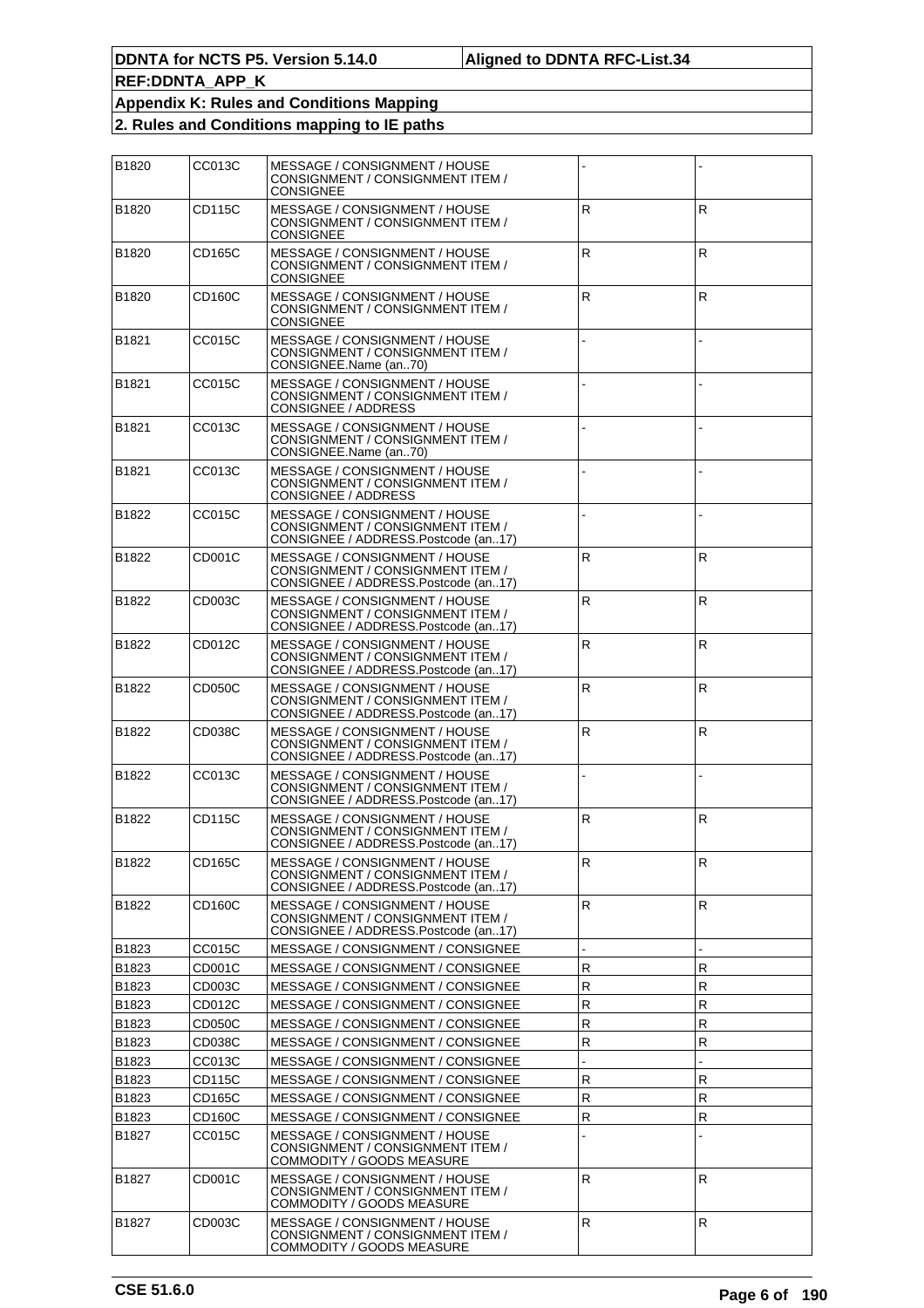| | | | | |
|---|---|---|---|---|
| B1820 | CC013C | MESSAGE / CONSIGNMENT / HOUSE CONSIGNMENT / CONSIGNMENT ITEM / CONSIGNEE | - | - |
| B1820 | CD115C | MESSAGE / CONSIGNMENT / HOUSE CONSIGNMENT / CONSIGNMENT ITEM / CONSIGNEE | R | R |
| B1820 | CD165C | MESSAGE / CONSIGNMENT / HOUSE CONSIGNMENT / CONSIGNMENT ITEM / CONSIGNEE | R | R |
| B1820 | CD160C | MESSAGE / CONSIGNMENT / HOUSE CONSIGNMENT / CONSIGNMENT ITEM / CONSIGNEE | R | R |
| B1821 | CC015C | MESSAGE / CONSIGNMENT / HOUSE CONSIGNMENT / CONSIGNMENT ITEM / CONSIGNEE.Name (an..70) | - | - |
| B1821 | CC015C | MESSAGE / CONSIGNMENT / HOUSE CONSIGNMENT / CONSIGNMENT ITEM / CONSIGNEE / ADDRESS | - | - |
| B1821 | CC013C | MESSAGE / CONSIGNMENT / HOUSE CONSIGNMENT / CONSIGNMENT ITEM / CONSIGNEE.Name (an..70) | - | - |
| B1821 | CC013C | MESSAGE / CONSIGNMENT / HOUSE CONSIGNMENT / CONSIGNMENT ITEM / CONSIGNEE / ADDRESS | - | - |
| B1822 | CC015C | MESSAGE / CONSIGNMENT / HOUSE CONSIGNMENT / CONSIGNMENT ITEM / CONSIGNEE / ADDRESS.Postcode (an..17) | - | - |
| B1822 | CD001C | MESSAGE / CONSIGNMENT / HOUSE CONSIGNMENT / CONSIGNMENT ITEM / CONSIGNEE / ADDRESS.Postcode (an..17) | R | R |
| B1822 | CD003C | MESSAGE / CONSIGNMENT / HOUSE CONSIGNMENT / CONSIGNMENT ITEM / CONSIGNEE / ADDRESS.Postcode (an..17) | R | R |
| B1822 | CD012C | MESSAGE / CONSIGNMENT / HOUSE CONSIGNMENT / CONSIGNMENT ITEM / CONSIGNEE / ADDRESS.Postcode (an..17) | R | R |
| B1822 | CD050C | MESSAGE / CONSIGNMENT / HOUSE CONSIGNMENT / CONSIGNMENT ITEM / CONSIGNEE / ADDRESS.Postcode (an..17) | R | R |
| B1822 | CD038C | MESSAGE / CONSIGNMENT / HOUSE CONSIGNMENT / CONSIGNMENT ITEM / CONSIGNEE / ADDRESS.Postcode (an..17) | R | R |
| B1822 | CC013C | MESSAGE / CONSIGNMENT / HOUSE CONSIGNMENT / CONSIGNMENT ITEM / CONSIGNEE / ADDRESS.Postcode (an..17) | - | - |
| B1822 | CD115C | MESSAGE / CONSIGNMENT / HOUSE CONSIGNMENT / CONSIGNMENT ITEM / CONSIGNEE / ADDRESS.Postcode (an..17) | R | R |
| B1822 | CD165C | MESSAGE / CONSIGNMENT / HOUSE CONSIGNMENT / CONSIGNMENT ITEM / CONSIGNEE / ADDRESS.Postcode (an..17) | R | R |
| B1822 | CD160C | MESSAGE / CONSIGNMENT / HOUSE CONSIGNMENT / CONSIGNMENT ITEM / CONSIGNEE / ADDRESS.Postcode (an..17) | R | R |
| B1823 | CC015C | MESSAGE / CONSIGNMENT / CONSIGNEE | - | - |
| B1823 | CD001C | MESSAGE / CONSIGNMENT / CONSIGNEE | R | R |
| B1823 | CD003C | MESSAGE / CONSIGNMENT / CONSIGNEE | R | R |
| B1823 | CD012C | MESSAGE / CONSIGNMENT / CONSIGNEE | R | R |
| B1823 | CD050C | MESSAGE / CONSIGNMENT / CONSIGNEE | R | R |
| B1823 | CD038C | MESSAGE / CONSIGNMENT / CONSIGNEE | R | R |
| B1823 | CC013C | MESSAGE / CONSIGNMENT / CONSIGNEE | - | - |
| B1823 | CD115C | MESSAGE / CONSIGNMENT / CONSIGNEE | R | R |
| B1823 | CD165C | MESSAGE / CONSIGNMENT / CONSIGNEE | R | R |
| B1823 | CD160C | MESSAGE / CONSIGNMENT / CONSIGNEE | R | R |
| B1827 | CC015C | MESSAGE / CONSIGNMENT / HOUSE CONSIGNMENT / CONSIGNMENT ITEM / COMMODITY / GOODS MEASURE | - | - |
| B1827 | CD001C | MESSAGE / CONSIGNMENT / HOUSE CONSIGNMENT / CONSIGNMENT ITEM / COMMODITY / GOODS MEASURE | R | R |
| B1827 | CD003C | MESSAGE / CONSIGNMENT / HOUSE CONSIGNMENT / CONSIGNMENT ITEM / COMMODITY / GOODS MEASURE | R | R |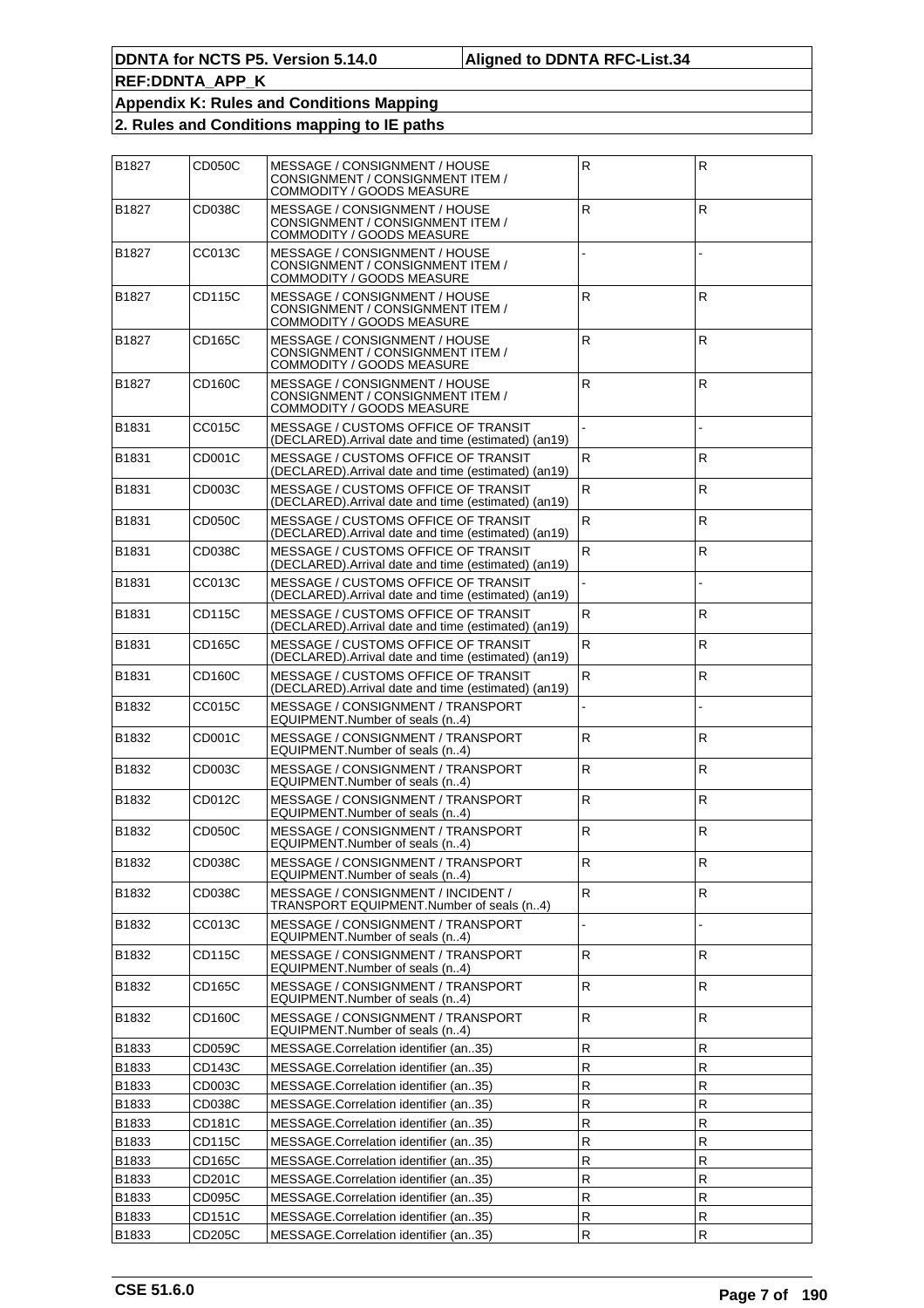| | | | | |
|---|---|---|---|---|
| B1827 | CD050C | MESSAGE / CONSIGNMENT / HOUSE CONSIGNMENT / CONSIGNMENT ITEM / COMMODITY / GOODS MEASURE | R | R |
| B1827 | CD038C | MESSAGE / CONSIGNMENT / HOUSE CONSIGNMENT / CONSIGNMENT ITEM / COMMODITY / GOODS MEASURE | R | R |
| B1827 | CC013C | MESSAGE / CONSIGNMENT / HOUSE CONSIGNMENT / CONSIGNMENT ITEM / COMMODITY / GOODS MEASURE | - | - |
| B1827 | CD115C | MESSAGE / CONSIGNMENT / HOUSE CONSIGNMENT / CONSIGNMENT ITEM / COMMODITY / GOODS MEASURE | R | R |
| B1827 | CD165C | MESSAGE / CONSIGNMENT / HOUSE CONSIGNMENT / CONSIGNMENT ITEM / COMMODITY / GOODS MEASURE | R | R |
| B1827 | CD160C | MESSAGE / CONSIGNMENT / HOUSE CONSIGNMENT / CONSIGNMENT ITEM / COMMODITY / GOODS MEASURE | R | R |
| B1831 | CC015C | MESSAGE / CUSTOMS OFFICE OF TRANSIT (DECLARED).Arrival date and time (estimated) (an19) | - | - |
| B1831 | CD001C | MESSAGE / CUSTOMS OFFICE OF TRANSIT (DECLARED).Arrival date and time (estimated) (an19) | R | R |
| B1831 | CD003C | MESSAGE / CUSTOMS OFFICE OF TRANSIT (DECLARED).Arrival date and time (estimated) (an19) | R | R |
| B1831 | CD050C | MESSAGE / CUSTOMS OFFICE OF TRANSIT (DECLARED).Arrival date and time (estimated) (an19) | R | R |
| B1831 | CD038C | MESSAGE / CUSTOMS OFFICE OF TRANSIT (DECLARED).Arrival date and time (estimated) (an19) | R | R |
| B1831 | CC013C | MESSAGE / CUSTOMS OFFICE OF TRANSIT (DECLARED).Arrival date and time (estimated) (an19) | - | - |
| B1831 | CD115C | MESSAGE / CUSTOMS OFFICE OF TRANSIT (DECLARED).Arrival date and time (estimated) (an19) | R | R |
| B1831 | CD165C | MESSAGE / CUSTOMS OFFICE OF TRANSIT (DECLARED).Arrival date and time (estimated) (an19) | R | R |
| B1831 | CD160C | MESSAGE / CUSTOMS OFFICE OF TRANSIT (DECLARED).Arrival date and time (estimated) (an19) | R | R |
| B1832 | CC015C | MESSAGE / CONSIGNMENT / TRANSPORT EQUIPMENT.Number of seals (n..4) | - | - |
| B1832 | CD001C | MESSAGE / CONSIGNMENT / TRANSPORT EQUIPMENT.Number of seals (n..4) | R | R |
| B1832 | CD003C | MESSAGE / CONSIGNMENT / TRANSPORT EQUIPMENT.Number of seals (n..4) | R | R |
| B1832 | CD012C | MESSAGE / CONSIGNMENT / TRANSPORT EQUIPMENT.Number of seals (n..4) | R | R |
| B1832 | CD050C | MESSAGE / CONSIGNMENT / TRANSPORT EQUIPMENT.Number of seals (n..4) | R | R |
| B1832 | CD038C | MESSAGE / CONSIGNMENT / TRANSPORT EQUIPMENT.Number of seals (n..4) | R | R |
| B1832 | CD038C | MESSAGE / CONSIGNMENT / INCIDENT / TRANSPORT EQUIPMENT.Number of seals (n..4) | R | R |
| B1832 | CC013C | MESSAGE / CONSIGNMENT / TRANSPORT EQUIPMENT.Number of seals (n..4) | - | - |
| B1832 | CD115C | MESSAGE / CONSIGNMENT / TRANSPORT EQUIPMENT.Number of seals (n..4) | R | R |
| B1832 | CD165C | MESSAGE / CONSIGNMENT / TRANSPORT EQUIPMENT.Number of seals (n..4) | R | R |
| B1832 | CD160C | MESSAGE / CONSIGNMENT / TRANSPORT EQUIPMENT.Number of seals (n..4) | R | R |
| B1833 | CD059C | MESSAGE.Correlation identifier (an..35) | R | R |
| B1833 | CD143C | MESSAGE.Correlation identifier (an..35) | R | R |
| B1833 | CD003C | MESSAGE.Correlation identifier (an..35) | R | R |
| B1833 | CD038C | MESSAGE.Correlation identifier (an..35) | R | R |
| B1833 | CD181C | MESSAGE.Correlation identifier (an..35) | R | R |
| B1833 | CD115C | MESSAGE.Correlation identifier (an..35) | R | R |
| B1833 | CD165C | MESSAGE.Correlation identifier (an..35) | R | R |
| B1833 | CD201C | MESSAGE.Correlation identifier (an..35) | R | R |
| B1833 | CD095C | MESSAGE.Correlation identifier (an..35) | R | R |
| B1833 | CD151C | MESSAGE.Correlation identifier (an..35) | R | R |
| B1833 | CD205C | MESSAGE.Correlation identifier (an..35) | R | R |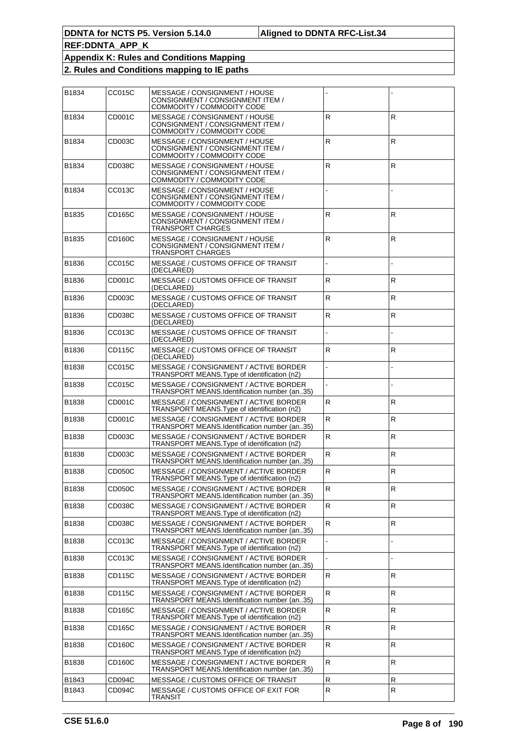| | | | | |
|---|---|---|---|---|
| B1834 | CC015C | MESSAGE / CONSIGNMENT / HOUSE CONSIGNMENT / CONSIGNMENT ITEM / COMMODITY / COMMODITY CODE | - | - |
| B1834 | CD001C | MESSAGE / CONSIGNMENT / HOUSE CONSIGNMENT / CONSIGNMENT ITEM / COMMODITY / COMMODITY CODE | R | R |
| B1834 | CD003C | MESSAGE / CONSIGNMENT / HOUSE CONSIGNMENT / CONSIGNMENT ITEM / COMMODITY / COMMODITY CODE | R | R |
| B1834 | CD038C | MESSAGE / CONSIGNMENT / HOUSE CONSIGNMENT / CONSIGNMENT ITEM / COMMODITY / COMMODITY CODE | R | R |
| B1834 | CC013C | MESSAGE / CONSIGNMENT / HOUSE CONSIGNMENT / CONSIGNMENT ITEM / COMMODITY / COMMODITY CODE | - | - |
| B1835 | CD165C | MESSAGE / CONSIGNMENT / HOUSE CONSIGNMENT / CONSIGNMENT ITEM / TRANSPORT CHARGES | R | R |
| B1835 | CD160C | MESSAGE / CONSIGNMENT / HOUSE CONSIGNMENT / CONSIGNMENT ITEM / TRANSPORT CHARGES | R | R |
| B1836 | CC015C | MESSAGE / CUSTOMS OFFICE OF TRANSIT (DECLARED) | - | - |
| B1836 | CD001C | MESSAGE / CUSTOMS OFFICE OF TRANSIT (DECLARED) | R | R |
| B1836 | CD003C | MESSAGE / CUSTOMS OFFICE OF TRANSIT (DECLARED) | R | R |
| B1836 | CD038C | MESSAGE / CUSTOMS OFFICE OF TRANSIT (DECLARED) | R | R |
| B1836 | CC013C | MESSAGE / CUSTOMS OFFICE OF TRANSIT (DECLARED) | - | - |
| B1836 | CD115C | MESSAGE / CUSTOMS OFFICE OF TRANSIT (DECLARED) | R | R |
| B1838 | CC015C | MESSAGE / CONSIGNMENT / ACTIVE BORDER TRANSPORT MEANS.Type of identification (n2) | - | - |
| B1838 | CC015C | MESSAGE / CONSIGNMENT / ACTIVE BORDER TRANSPORT MEANS.Identification number (an..35) | - | - |
| B1838 | CD001C | MESSAGE / CONSIGNMENT / ACTIVE BORDER TRANSPORT MEANS.Type of identification (n2) | R | R |
| B1838 | CD001C | MESSAGE / CONSIGNMENT / ACTIVE BORDER TRANSPORT MEANS.Identification number (an..35) | R | R |
| B1838 | CD003C | MESSAGE / CONSIGNMENT / ACTIVE BORDER TRANSPORT MEANS.Type of identification (n2) | R | R |
| B1838 | CD003C | MESSAGE / CONSIGNMENT / ACTIVE BORDER TRANSPORT MEANS.Identification number (an..35) | R | R |
| B1838 | CD050C | MESSAGE / CONSIGNMENT / ACTIVE BORDER TRANSPORT MEANS.Type of identification (n2) | R | R |
| B1838 | CD050C | MESSAGE / CONSIGNMENT / ACTIVE BORDER TRANSPORT MEANS.Identification number (an..35) | R | R |
| B1838 | CD038C | MESSAGE / CONSIGNMENT / ACTIVE BORDER TRANSPORT MEANS.Type of identification (n2) | R | R |
| B1838 | CD038C | MESSAGE / CONSIGNMENT / ACTIVE BORDER TRANSPORT MEANS.Identification number (an..35) | R | R |
| B1838 | CC013C | MESSAGE / CONSIGNMENT / ACTIVE BORDER TRANSPORT MEANS.Type of identification (n2) | - | - |
| B1838 | CC013C | MESSAGE / CONSIGNMENT / ACTIVE BORDER TRANSPORT MEANS.Identification number (an..35) | - | - |
| B1838 | CD115C | MESSAGE / CONSIGNMENT / ACTIVE BORDER TRANSPORT MEANS.Type of identification (n2) | R | R |
| B1838 | CD115C | MESSAGE / CONSIGNMENT / ACTIVE BORDER TRANSPORT MEANS.Identification number (an..35) | R | R |
| B1838 | CD165C | MESSAGE / CONSIGNMENT / ACTIVE BORDER TRANSPORT MEANS.Type of identification (n2) | R | R |
| B1838 | CD165C | MESSAGE / CONSIGNMENT / ACTIVE BORDER TRANSPORT MEANS.Identification number (an..35) | R | R |
| B1838 | CD160C | MESSAGE / CONSIGNMENT / ACTIVE BORDER TRANSPORT MEANS.Type of identification (n2) | R | R |
| B1838 | CD160C | MESSAGE / CONSIGNMENT / ACTIVE BORDER TRANSPORT MEANS.Identification number (an..35) | R | R |
| B1843 | CD094C | MESSAGE / CUSTOMS OFFICE OF TRANSIT | R | R |
| B1843 | CD094C | MESSAGE / CUSTOMS OFFICE OF EXIT FOR TRANSIT | R | R |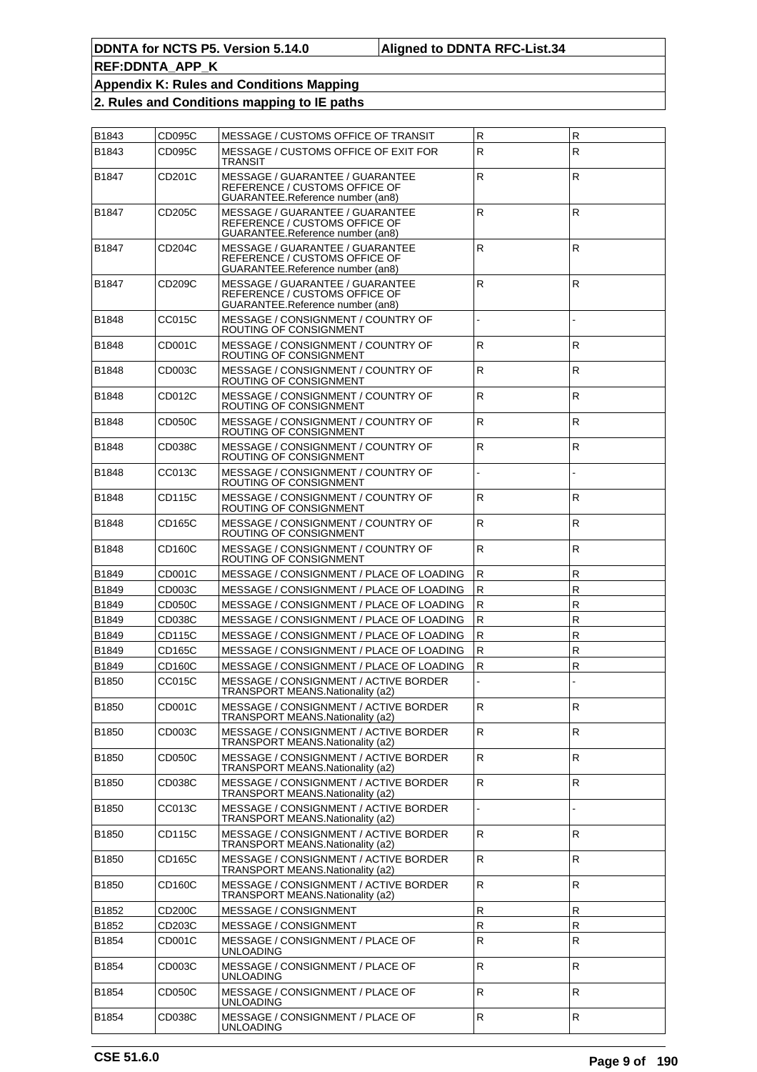| | | | | |
|---|---|---|---|---|
| B1843 | CD095C | MESSAGE / CUSTOMS OFFICE OF TRANSIT | R | R |
| B1843 | CD095C | MESSAGE / CUSTOMS OFFICE OF EXIT FOR TRANSIT | R | R |
| B1847 | CD201C | MESSAGE / GUARANTEE / GUARANTEE REFERENCE / CUSTOMS OFFICE OF GUARANTEE.Reference number (an8) | R | R |
| B1847 | CD205C | MESSAGE / GUARANTEE / GUARANTEE REFERENCE / CUSTOMS OFFICE OF GUARANTEE.Reference number (an8) | R | R |
| B1847 | CD204C | MESSAGE / GUARANTEE / GUARANTEE REFERENCE / CUSTOMS OFFICE OF GUARANTEE.Reference number (an8) | R | R |
| B1847 | CD209C | MESSAGE / GUARANTEE / GUARANTEE REFERENCE / CUSTOMS OFFICE OF GUARANTEE.Reference number (an8) | R | R |
| B1848 | CC015C | MESSAGE / CONSIGNMENT / COUNTRY OF ROUTING OF CONSIGNMENT | - | - |
| B1848 | CD001C | MESSAGE / CONSIGNMENT / COUNTRY OF ROUTING OF CONSIGNMENT | R | R |
| B1848 | CD003C | MESSAGE / CONSIGNMENT / COUNTRY OF ROUTING OF CONSIGNMENT | R | R |
| B1848 | CD012C | MESSAGE / CONSIGNMENT / COUNTRY OF ROUTING OF CONSIGNMENT | R | R |
| B1848 | CD050C | MESSAGE / CONSIGNMENT / COUNTRY OF ROUTING OF CONSIGNMENT | R | R |
| B1848 | CD038C | MESSAGE / CONSIGNMENT / COUNTRY OF ROUTING OF CONSIGNMENT | R | R |
| B1848 | CC013C | MESSAGE / CONSIGNMENT / COUNTRY OF ROUTING OF CONSIGNMENT | - | - |
| B1848 | CD115C | MESSAGE / CONSIGNMENT / COUNTRY OF ROUTING OF CONSIGNMENT | R | R |
| B1848 | CD165C | MESSAGE / CONSIGNMENT / COUNTRY OF ROUTING OF CONSIGNMENT | R | R |
| B1848 | CD160C | MESSAGE / CONSIGNMENT / COUNTRY OF ROUTING OF CONSIGNMENT | R | R |
| B1849 | CD001C | MESSAGE / CONSIGNMENT / PLACE OF LOADING | R | R |
| B1849 | CD003C | MESSAGE / CONSIGNMENT / PLACE OF LOADING | R | R |
| B1849 | CD050C | MESSAGE / CONSIGNMENT / PLACE OF LOADING | R | R |
| B1849 | CD038C | MESSAGE / CONSIGNMENT / PLACE OF LOADING | R | R |
| B1849 | CD115C | MESSAGE / CONSIGNMENT / PLACE OF LOADING | R | R |
| B1849 | CD165C | MESSAGE / CONSIGNMENT / PLACE OF LOADING | R | R |
| B1849 | CD160C | MESSAGE / CONSIGNMENT / PLACE OF LOADING | R | R |
| B1850 | CC015C | MESSAGE / CONSIGNMENT / ACTIVE BORDER TRANSPORT MEANS.Nationality (a2) | - | - |
| B1850 | CD001C | MESSAGE / CONSIGNMENT / ACTIVE BORDER TRANSPORT MEANS.Nationality (a2) | R | R |
| B1850 | CD003C | MESSAGE / CONSIGNMENT / ACTIVE BORDER TRANSPORT MEANS.Nationality (a2) | R | R |
| B1850 | CD050C | MESSAGE / CONSIGNMENT / ACTIVE BORDER TRANSPORT MEANS.Nationality (a2) | R | R |
| B1850 | CD038C | MESSAGE / CONSIGNMENT / ACTIVE BORDER TRANSPORT MEANS.Nationality (a2) | R | R |
| B1850 | CC013C | MESSAGE / CONSIGNMENT / ACTIVE BORDER TRANSPORT MEANS.Nationality (a2) | - | - |
| B1850 | CD115C | MESSAGE / CONSIGNMENT / ACTIVE BORDER TRANSPORT MEANS.Nationality (a2) | R | R |
| B1850 | CD165C | MESSAGE / CONSIGNMENT / ACTIVE BORDER TRANSPORT MEANS.Nationality (a2) | R | R |
| B1850 | CD160C | MESSAGE / CONSIGNMENT / ACTIVE BORDER TRANSPORT MEANS.Nationality (a2) | R | R |
| B1852 | CD200C | MESSAGE / CONSIGNMENT | R | R |
| B1852 | CD203C | MESSAGE / CONSIGNMENT | R | R |
| B1854 | CD001C | MESSAGE / CONSIGNMENT / PLACE OF UNLOADING | R | R |
| B1854 | CD003C | MESSAGE / CONSIGNMENT / PLACE OF UNLOADING | R | R |
| B1854 | CD050C | MESSAGE / CONSIGNMENT / PLACE OF UNLOADING | R | R |
| B1854 | CD038C | MESSAGE / CONSIGNMENT / PLACE OF UNLOADING | R | R |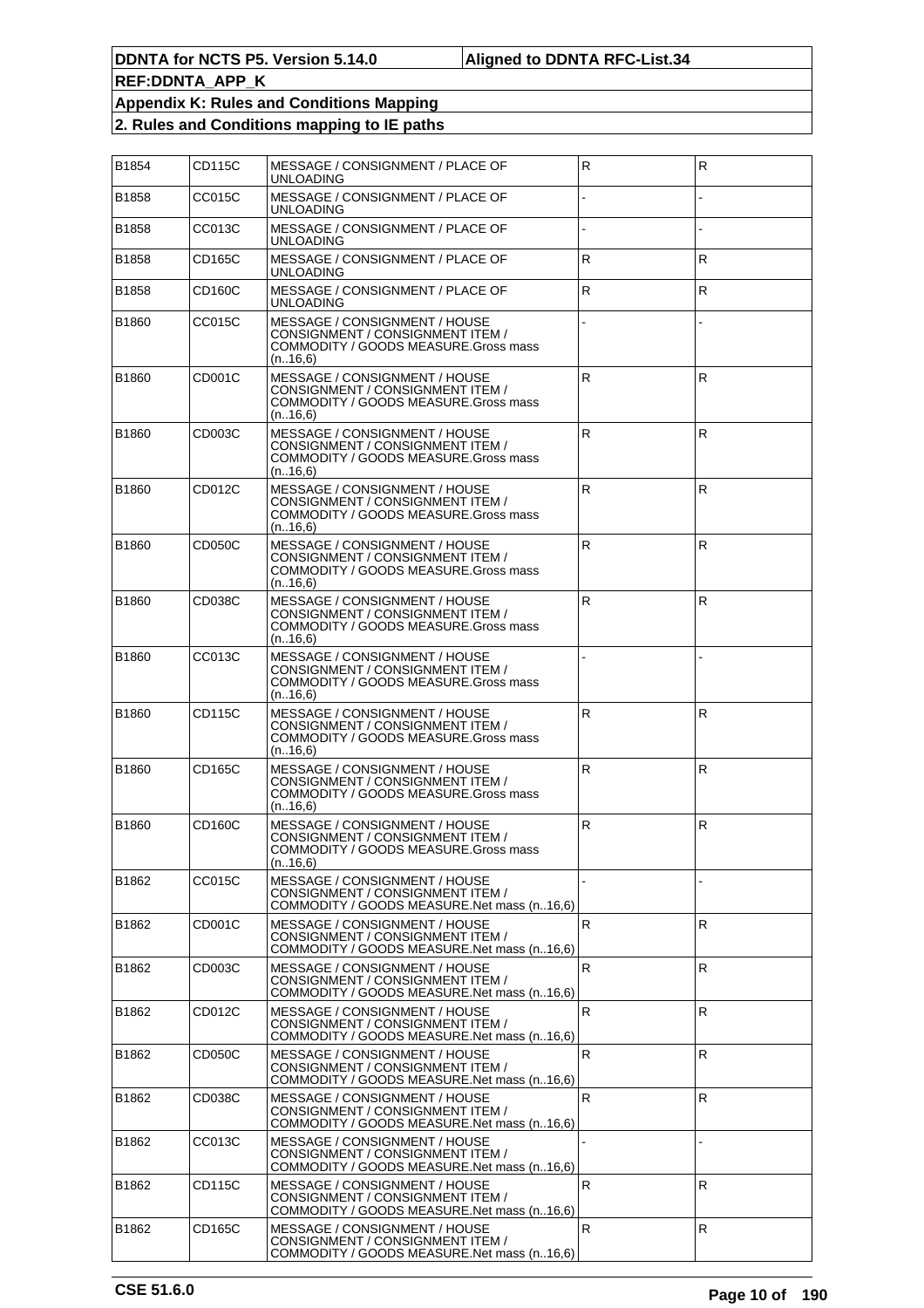| | | | | |
|---|---|---|---|---|
| B1854 | CD115C | MESSAGE / CONSIGNMENT / PLACE OF UNLOADING | R | R |
| B1858 | CC015C | MESSAGE / CONSIGNMENT / PLACE OF UNLOADING | - | - |
| B1858 | CC013C | MESSAGE / CONSIGNMENT / PLACE OF UNLOADING | - | - |
| B1858 | CD165C | MESSAGE / CONSIGNMENT / PLACE OF UNLOADING | R | R |
| B1858 | CD160C | MESSAGE / CONSIGNMENT / PLACE OF UNLOADING | R | R |
| B1860 | CC015C | MESSAGE / CONSIGNMENT / HOUSE CONSIGNMENT / CONSIGNMENT ITEM / COMMODITY / GOODS MEASURE.Gross mass (n..16,6) | - | - |
| B1860 | CD001C | MESSAGE / CONSIGNMENT / HOUSE CONSIGNMENT / CONSIGNMENT ITEM / COMMODITY / GOODS MEASURE.Gross mass (n..16,6) | R | R |
| B1860 | CD003C | MESSAGE / CONSIGNMENT / HOUSE CONSIGNMENT / CONSIGNMENT ITEM / COMMODITY / GOODS MEASURE.Gross mass (n..16,6) | R | R |
| B1860 | CD012C | MESSAGE / CONSIGNMENT / HOUSE CONSIGNMENT / CONSIGNMENT ITEM / COMMODITY / GOODS MEASURE.Gross mass (n..16,6) | R | R |
| B1860 | CD050C | MESSAGE / CONSIGNMENT / HOUSE CONSIGNMENT / CONSIGNMENT ITEM / COMMODITY / GOODS MEASURE.Gross mass (n..16,6) | R | R |
| B1860 | CD038C | MESSAGE / CONSIGNMENT / HOUSE CONSIGNMENT / CONSIGNMENT ITEM / COMMODITY / GOODS MEASURE.Gross mass (n..16,6) | R | R |
| B1860 | CC013C | MESSAGE / CONSIGNMENT / HOUSE CONSIGNMENT / CONSIGNMENT ITEM / COMMODITY / GOODS MEASURE.Gross mass (n..16,6) | - | - |
| B1860 | CD115C | MESSAGE / CONSIGNMENT / HOUSE CONSIGNMENT / CONSIGNMENT ITEM / COMMODITY / GOODS MEASURE.Gross mass (n..16,6) | R | R |
| B1860 | CD165C | MESSAGE / CONSIGNMENT / HOUSE CONSIGNMENT / CONSIGNMENT ITEM / COMMODITY / GOODS MEASURE.Gross mass (n..16,6) | R | R |
| B1860 | CD160C | MESSAGE / CONSIGNMENT / HOUSE CONSIGNMENT / CONSIGNMENT ITEM / COMMODITY / GOODS MEASURE.Gross mass (n..16,6) | R | R |
| B1862 | CC015C | MESSAGE / CONSIGNMENT / HOUSE CONSIGNMENT / CONSIGNMENT ITEM / COMMODITY / GOODS MEASURE.Net mass (n..16,6) | - | - |
| B1862 | CD001C | MESSAGE / CONSIGNMENT / HOUSE CONSIGNMENT / CONSIGNMENT ITEM / COMMODITY / GOODS MEASURE.Net mass (n..16,6) | R | R |
| B1862 | CD003C | MESSAGE / CONSIGNMENT / HOUSE CONSIGNMENT / CONSIGNMENT ITEM / COMMODITY / GOODS MEASURE.Net mass (n..16,6) | R | R |
| B1862 | CD012C | MESSAGE / CONSIGNMENT / HOUSE CONSIGNMENT / CONSIGNMENT ITEM / COMMODITY / GOODS MEASURE.Net mass (n..16,6) | R | R |
| B1862 | CD050C | MESSAGE / CONSIGNMENT / HOUSE CONSIGNMENT / CONSIGNMENT ITEM / COMMODITY / GOODS MEASURE.Net mass (n..16,6) | R | R |
| B1862 | CD038C | MESSAGE / CONSIGNMENT / HOUSE CONSIGNMENT / CONSIGNMENT ITEM / COMMODITY / GOODS MEASURE.Net mass (n..16,6) | R | R |
| B1862 | CC013C | MESSAGE / CONSIGNMENT / HOUSE CONSIGNMENT / CONSIGNMENT ITEM / COMMODITY / GOODS MEASURE.Net mass (n..16,6) | - | - |
| B1862 | CD115C | MESSAGE / CONSIGNMENT / HOUSE CONSIGNMENT / CONSIGNMENT ITEM / COMMODITY / GOODS MEASURE.Net mass (n..16,6) | R | R |
| B1862 | CD165C | MESSAGE / CONSIGNMENT / HOUSE CONSIGNMENT / CONSIGNMENT ITEM / COMMODITY / GOODS MEASURE.Net mass (n..16,6) | R | R |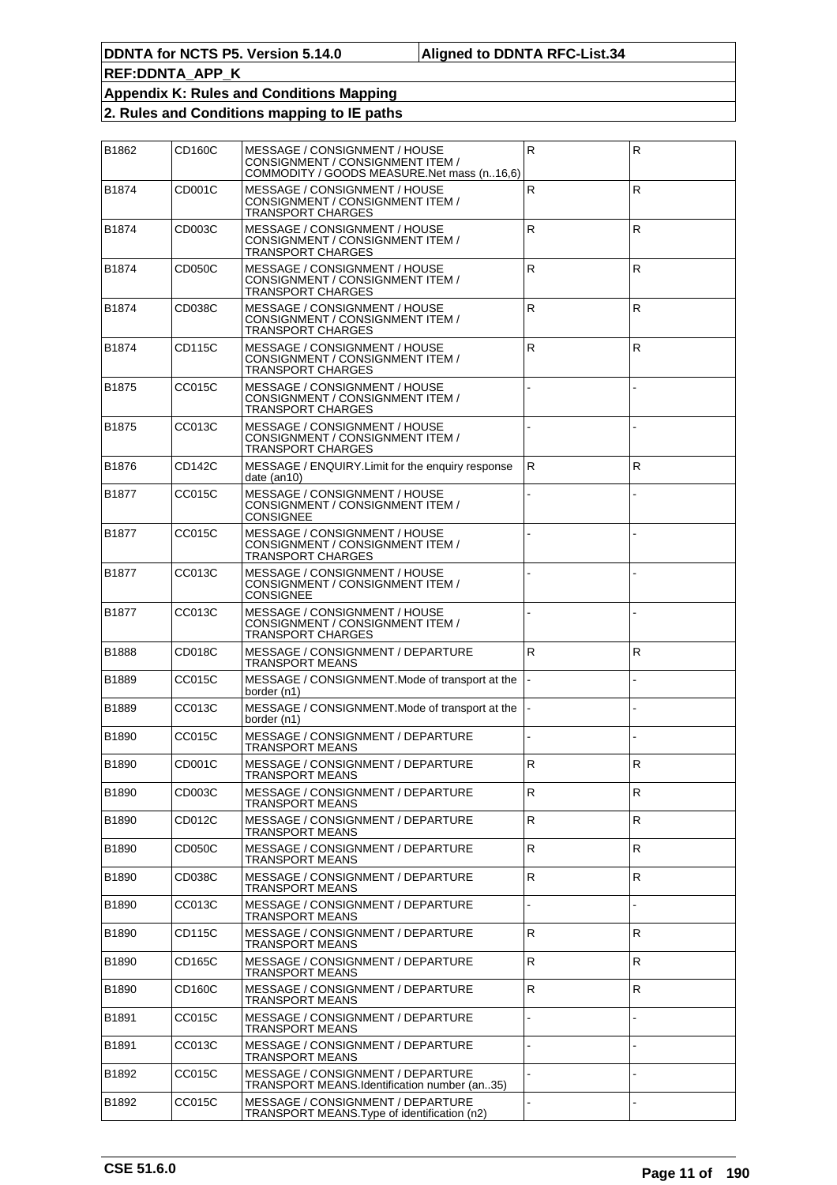| | | | | |
|---|---|---|---|---|
| B1862 | CD160C | MESSAGE / CONSIGNMENT / HOUSE CONSIGNMENT / CONSIGNMENT ITEM / COMMODITY / GOODS MEASURE.Net mass (n..16,6) | R | R |
| B1874 | CD001C | MESSAGE / CONSIGNMENT / HOUSE CONSIGNMENT / CONSIGNMENT ITEM / TRANSPORT CHARGES | R | R |
| B1874 | CD003C | MESSAGE / CONSIGNMENT / HOUSE CONSIGNMENT / CONSIGNMENT ITEM / TRANSPORT CHARGES | R | R |
| B1874 | CD050C | MESSAGE / CONSIGNMENT / HOUSE CONSIGNMENT / CONSIGNMENT ITEM / TRANSPORT CHARGES | R | R |
| B1874 | CD038C | MESSAGE / CONSIGNMENT / HOUSE CONSIGNMENT / CONSIGNMENT ITEM / TRANSPORT CHARGES | R | R |
| B1874 | CD115C | MESSAGE / CONSIGNMENT / HOUSE CONSIGNMENT / CONSIGNMENT ITEM / TRANSPORT CHARGES | R | R |
| B1875 | CC015C | MESSAGE / CONSIGNMENT / HOUSE CONSIGNMENT / CONSIGNMENT ITEM / TRANSPORT CHARGES | - | - |
| B1875 | CC013C | MESSAGE / CONSIGNMENT / HOUSE CONSIGNMENT / CONSIGNMENT ITEM / TRANSPORT CHARGES | - | - |
| B1876 | CD142C | MESSAGE / ENQUIRY.Limit for the enquiry response date (an10) | R | R |
| B1877 | CC015C | MESSAGE / CONSIGNMENT / HOUSE CONSIGNMENT / CONSIGNMENT ITEM / CONSIGNEE | - | - |
| B1877 | CC015C | MESSAGE / CONSIGNMENT / HOUSE CONSIGNMENT / CONSIGNMENT ITEM / TRANSPORT CHARGES | - | - |
| B1877 | CC013C | MESSAGE / CONSIGNMENT / HOUSE CONSIGNMENT / CONSIGNMENT ITEM / CONSIGNEE | - | - |
| B1877 | CC013C | MESSAGE / CONSIGNMENT / HOUSE CONSIGNMENT / CONSIGNMENT ITEM / TRANSPORT CHARGES | - | - |
| B1888 | CD018C | MESSAGE / CONSIGNMENT / DEPARTURE TRANSPORT MEANS | R | R |
| B1889 | CC015C | MESSAGE / CONSIGNMENT.Mode of transport at the border (n1) | - | - |
| B1889 | CC013C | MESSAGE / CONSIGNMENT.Mode of transport at the border (n1) | - | - |
| B1890 | CC015C | MESSAGE / CONSIGNMENT / DEPARTURE TRANSPORT MEANS | - | - |
| B1890 | CD001C | MESSAGE / CONSIGNMENT / DEPARTURE TRANSPORT MEANS | R | R |
| B1890 | CD003C | MESSAGE / CONSIGNMENT / DEPARTURE TRANSPORT MEANS | R | R |
| B1890 | CD012C | MESSAGE / CONSIGNMENT / DEPARTURE TRANSPORT MEANS | R | R |
| B1890 | CD050C | MESSAGE / CONSIGNMENT / DEPARTURE TRANSPORT MEANS | R | R |
| B1890 | CD038C | MESSAGE / CONSIGNMENT / DEPARTURE TRANSPORT MEANS | R | R |
| B1890 | CC013C | MESSAGE / CONSIGNMENT / DEPARTURE TRANSPORT MEANS | - | - |
| B1890 | CD115C | MESSAGE / CONSIGNMENT / DEPARTURE TRANSPORT MEANS | R | R |
| B1890 | CD165C | MESSAGE / CONSIGNMENT / DEPARTURE TRANSPORT MEANS | R | R |
| B1890 | CD160C | MESSAGE / CONSIGNMENT / DEPARTURE TRANSPORT MEANS | R | R |
| B1891 | CC015C | MESSAGE / CONSIGNMENT / DEPARTURE TRANSPORT MEANS | - | - |
| B1891 | CC013C | MESSAGE / CONSIGNMENT / DEPARTURE TRANSPORT MEANS | - | - |
| B1892 | CC015C | MESSAGE / CONSIGNMENT / DEPARTURE TRANSPORT MEANS.Identification number (an..35) | - | - |
| B1892 | CC015C | MESSAGE / CONSIGNMENT / DEPARTURE TRANSPORT MEANS.Type of identification (n2) | - | - |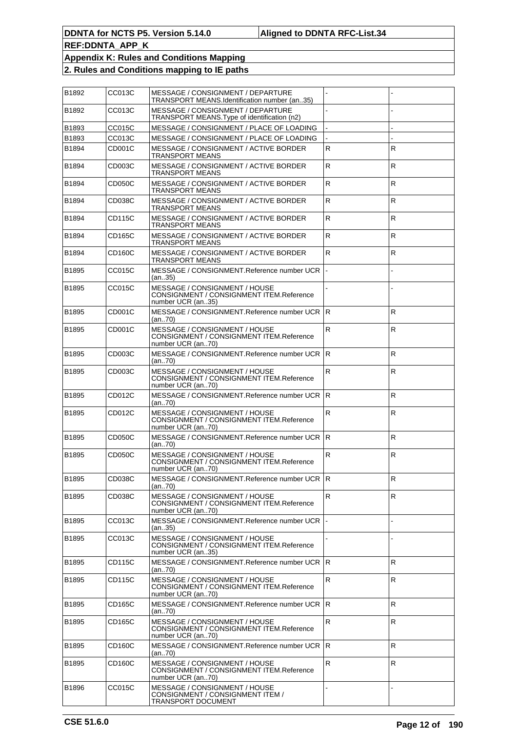| | | | | |
|---|---|---|---|---|
| B1892 | CC013C | MESSAGE / CONSIGNMENT / DEPARTURE TRANSPORT MEANS.Identification number (an..35) | - | - |
| B1892 | CC013C | MESSAGE / CONSIGNMENT / DEPARTURE TRANSPORT MEANS.Type of identification (n2) | - | - |
| B1893 | CC015C | MESSAGE / CONSIGNMENT / PLACE OF LOADING | - | - |
| B1893 | CC013C | MESSAGE / CONSIGNMENT / PLACE OF LOADING | - | - |
| B1894 | CD001C | MESSAGE / CONSIGNMENT / ACTIVE BORDER TRANSPORT MEANS | R | R |
| B1894 | CD003C | MESSAGE / CONSIGNMENT / ACTIVE BORDER TRANSPORT MEANS | R | R |
| B1894 | CD050C | MESSAGE / CONSIGNMENT / ACTIVE BORDER TRANSPORT MEANS | R | R |
| B1894 | CD038C | MESSAGE / CONSIGNMENT / ACTIVE BORDER TRANSPORT MEANS | R | R |
| B1894 | CD115C | MESSAGE / CONSIGNMENT / ACTIVE BORDER TRANSPORT MEANS | R | R |
| B1894 | CD165C | MESSAGE / CONSIGNMENT / ACTIVE BORDER TRANSPORT MEANS | R | R |
| B1894 | CD160C | MESSAGE / CONSIGNMENT / ACTIVE BORDER TRANSPORT MEANS | R | R |
| B1895 | CC015C | MESSAGE / CONSIGNMENT.Reference number UCR (an..35) | - | - |
| B1895 | CC015C | MESSAGE / CONSIGNMENT / HOUSE CONSIGNMENT / CONSIGNMENT ITEM.Reference number UCR (an..35) | - | - |
| B1895 | CD001C | MESSAGE / CONSIGNMENT.Reference number UCR (an..70) | R | R |
| B1895 | CD001C | MESSAGE / CONSIGNMENT / HOUSE CONSIGNMENT / CONSIGNMENT ITEM.Reference number UCR (an..70) | R | R |
| B1895 | CD003C | MESSAGE / CONSIGNMENT.Reference number UCR (an..70) | R | R |
| B1895 | CD003C | MESSAGE / CONSIGNMENT / HOUSE CONSIGNMENT / CONSIGNMENT ITEM.Reference number UCR (an..70) | R | R |
| B1895 | CD012C | MESSAGE / CONSIGNMENT.Reference number UCR (an..70) | R | R |
| B1895 | CD012C | MESSAGE / CONSIGNMENT / HOUSE CONSIGNMENT / CONSIGNMENT ITEM.Reference number UCR (an..70) | R | R |
| B1895 | CD050C | MESSAGE / CONSIGNMENT.Reference number UCR (an..70) | R | R |
| B1895 | CD050C | MESSAGE / CONSIGNMENT / HOUSE CONSIGNMENT / CONSIGNMENT ITEM.Reference number UCR (an..70) | R | R |
| B1895 | CD038C | MESSAGE / CONSIGNMENT.Reference number UCR (an..70) | R | R |
| B1895 | CD038C | MESSAGE / CONSIGNMENT / HOUSE CONSIGNMENT / CONSIGNMENT ITEM.Reference number UCR (an..70) | R | R |
| B1895 | CC013C | MESSAGE / CONSIGNMENT.Reference number UCR (an..35) | - | - |
| B1895 | CC013C | MESSAGE / CONSIGNMENT / HOUSE CONSIGNMENT / CONSIGNMENT ITEM.Reference number UCR (an..35) | - | - |
| B1895 | CD115C | MESSAGE / CONSIGNMENT.Reference number UCR (an..70) | R | R |
| B1895 | CD115C | MESSAGE / CONSIGNMENT / HOUSE CONSIGNMENT / CONSIGNMENT ITEM.Reference number UCR (an..70) | R | R |
| B1895 | CD165C | MESSAGE / CONSIGNMENT.Reference number UCR (an..70) | R | R |
| B1895 | CD165C | MESSAGE / CONSIGNMENT / HOUSE CONSIGNMENT / CONSIGNMENT ITEM.Reference number UCR (an..70) | R | R |
| B1895 | CD160C | MESSAGE / CONSIGNMENT.Reference number UCR (an..70) | R | R |
| B1895 | CD160C | MESSAGE / CONSIGNMENT / HOUSE CONSIGNMENT / CONSIGNMENT ITEM.Reference number UCR (an..70) | R | R |
| B1896 | CC015C | MESSAGE / CONSIGNMENT / HOUSE CONSIGNMENT / CONSIGNMENT ITEM / TRANSPORT DOCUMENT | - | - |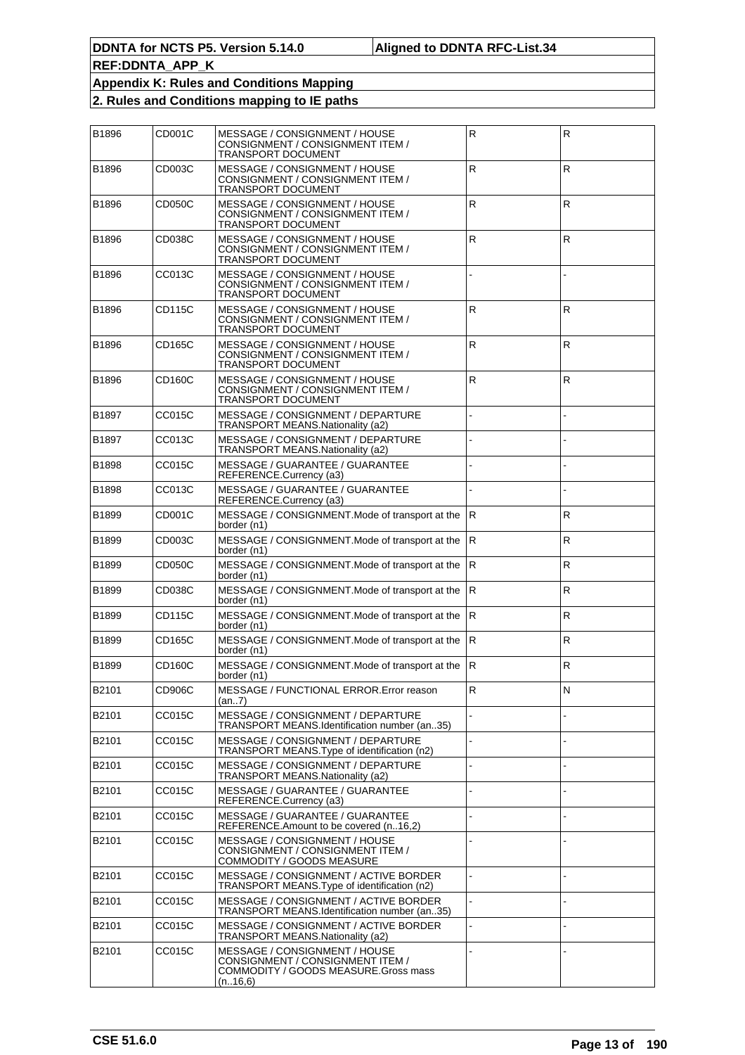| | | | | |
|---|---|---|---|---|
| B1896 | CD001C | MESSAGE / CONSIGNMENT / HOUSE CONSIGNMENT / CONSIGNMENT ITEM / TRANSPORT DOCUMENT | R | R |
| B1896 | CD003C | MESSAGE / CONSIGNMENT / HOUSE CONSIGNMENT / CONSIGNMENT ITEM / TRANSPORT DOCUMENT | R | R |
| B1896 | CD050C | MESSAGE / CONSIGNMENT / HOUSE CONSIGNMENT / CONSIGNMENT ITEM / TRANSPORT DOCUMENT | R | R |
| B1896 | CD038C | MESSAGE / CONSIGNMENT / HOUSE CONSIGNMENT / CONSIGNMENT ITEM / TRANSPORT DOCUMENT | R | R |
| B1896 | CC013C | MESSAGE / CONSIGNMENT / HOUSE CONSIGNMENT / CONSIGNMENT ITEM / TRANSPORT DOCUMENT | - | - |
| B1896 | CD115C | MESSAGE / CONSIGNMENT / HOUSE CONSIGNMENT / CONSIGNMENT ITEM / TRANSPORT DOCUMENT | R | R |
| B1896 | CD165C | MESSAGE / CONSIGNMENT / HOUSE CONSIGNMENT / CONSIGNMENT ITEM / TRANSPORT DOCUMENT | R | R |
| B1896 | CD160C | MESSAGE / CONSIGNMENT / HOUSE CONSIGNMENT / CONSIGNMENT ITEM / TRANSPORT DOCUMENT | R | R |
| B1897 | CC015C | MESSAGE / CONSIGNMENT / DEPARTURE TRANSPORT MEANS.Nationality (a2) | - | - |
| B1897 | CC013C | MESSAGE / CONSIGNMENT / DEPARTURE TRANSPORT MEANS.Nationality (a2) | - | - |
| B1898 | CC015C | MESSAGE / GUARANTEE / GUARANTEE REFERENCE.Currency (a3) | - | - |
| B1898 | CC013C | MESSAGE / GUARANTEE / GUARANTEE REFERENCE.Currency (a3) | - | - |
| B1899 | CD001C | MESSAGE / CONSIGNMENT.Mode of transport at the border (n1) | R | R |
| B1899 | CD003C | MESSAGE / CONSIGNMENT.Mode of transport at the border (n1) | R | R |
| B1899 | CD050C | MESSAGE / CONSIGNMENT.Mode of transport at the border (n1) | R | R |
| B1899 | CD038C | MESSAGE / CONSIGNMENT.Mode of transport at the border (n1) | R | R |
| B1899 | CD115C | MESSAGE / CONSIGNMENT.Mode of transport at the border (n1) | R | R |
| B1899 | CD165C | MESSAGE / CONSIGNMENT.Mode of transport at the border (n1) | R | R |
| B1899 | CD160C | MESSAGE / CONSIGNMENT.Mode of transport at the border (n1) | R | R |
| B2101 | CD906C | MESSAGE / FUNCTIONAL ERROR.Error reason (an..7) | R | N |
| B2101 | CC015C | MESSAGE / CONSIGNMENT / DEPARTURE TRANSPORT MEANS.Identification number (an..35) | - | - |
| B2101 | CC015C | MESSAGE / CONSIGNMENT / DEPARTURE TRANSPORT MEANS.Type of identification (n2) | - | - |
| B2101 | CC015C | MESSAGE / CONSIGNMENT / DEPARTURE TRANSPORT MEANS.Nationality (a2) | - | - |
| B2101 | CC015C | MESSAGE / GUARANTEE / GUARANTEE REFERENCE.Currency (a3) | - | - |
| B2101 | CC015C | MESSAGE / GUARANTEE / GUARANTEE REFERENCE.Amount to be covered (n..16,2) | - | - |
| B2101 | CC015C | MESSAGE / CONSIGNMENT / HOUSE CONSIGNMENT / CONSIGNMENT ITEM / COMMODITY / GOODS MEASURE | - | - |
| B2101 | CC015C | MESSAGE / CONSIGNMENT / ACTIVE BORDER TRANSPORT MEANS.Type of identification (n2) | - | - |
| B2101 | CC015C | MESSAGE / CONSIGNMENT / ACTIVE BORDER TRANSPORT MEANS.Identification number (an..35) | - | - |
| B2101 | CC015C | MESSAGE / CONSIGNMENT / ACTIVE BORDER TRANSPORT MEANS.Nationality (a2) | - | - |
| B2101 | CC015C | MESSAGE / CONSIGNMENT / HOUSE CONSIGNMENT / CONSIGNMENT ITEM / COMMODITY / GOODS MEASURE.Gross mass (n..16,6) | - | - |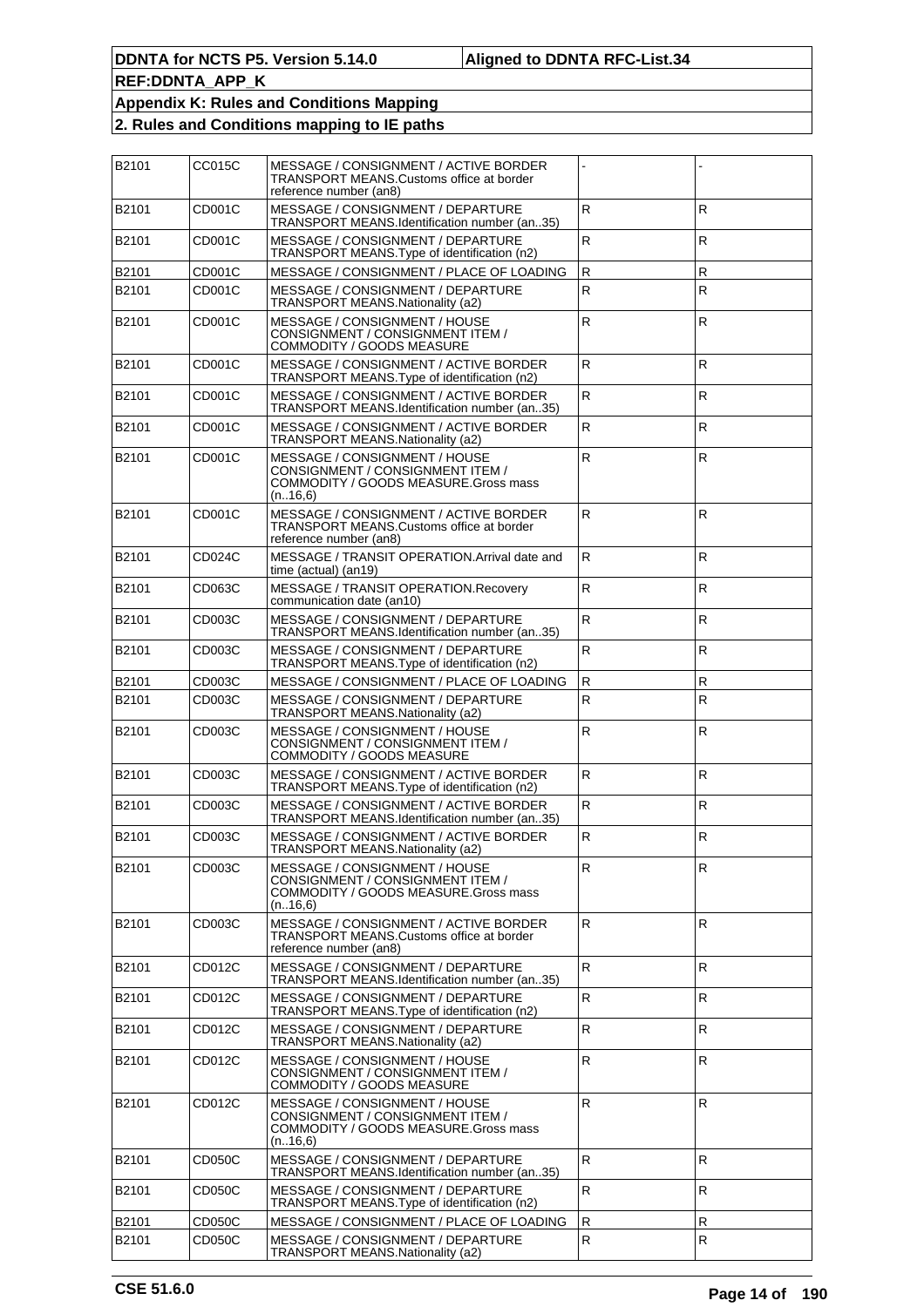| | | | | |
|---|---|---|---|---|
| B2101 | CC015C | MESSAGE / CONSIGNMENT / ACTIVE BORDER TRANSPORT MEANS.Customs office at border reference number (an8) | - | - |
| B2101 | CD001C | MESSAGE / CONSIGNMENT / DEPARTURE TRANSPORT MEANS.Identification number (an..35) | R | R |
| B2101 | CD001C | MESSAGE / CONSIGNMENT / DEPARTURE TRANSPORT MEANS.Type of identification (n2) | R | R |
| B2101 | CD001C | MESSAGE / CONSIGNMENT / PLACE OF LOADING | R | R |
| B2101 | CD001C | MESSAGE / CONSIGNMENT / DEPARTURE TRANSPORT MEANS.Nationality (a2) | R | R |
| B2101 | CD001C | MESSAGE / CONSIGNMENT / HOUSE CONSIGNMENT / CONSIGNMENT ITEM / COMMODITY / GOODS MEASURE | R | R |
| B2101 | CD001C | MESSAGE / CONSIGNMENT / ACTIVE BORDER TRANSPORT MEANS.Type of identification (n2) | R | R |
| B2101 | CD001C | MESSAGE / CONSIGNMENT / ACTIVE BORDER TRANSPORT MEANS.Identification number (an..35) | R | R |
| B2101 | CD001C | MESSAGE / CONSIGNMENT / ACTIVE BORDER TRANSPORT MEANS.Nationality (a2) | R | R |
| B2101 | CD001C | MESSAGE / CONSIGNMENT / HOUSE CONSIGNMENT / CONSIGNMENT ITEM / COMMODITY / GOODS MEASURE.Gross mass (n..16,6) | R | R |
| B2101 | CD001C | MESSAGE / CONSIGNMENT / ACTIVE BORDER TRANSPORT MEANS.Customs office at border reference number (an8) | R | R |
| B2101 | CD024C | MESSAGE / TRANSIT OPERATION.Arrival date and time (actual) (an19) | R | R |
| B2101 | CD063C | MESSAGE / TRANSIT OPERATION.Recovery communication date (an10) | R | R |
| B2101 | CD003C | MESSAGE / CONSIGNMENT / DEPARTURE TRANSPORT MEANS.Identification number (an..35) | R | R |
| B2101 | CD003C | MESSAGE / CONSIGNMENT / DEPARTURE TRANSPORT MEANS.Type of identification (n2) | R | R |
| B2101 | CD003C | MESSAGE / CONSIGNMENT / PLACE OF LOADING | R | R |
| B2101 | CD003C | MESSAGE / CONSIGNMENT / DEPARTURE TRANSPORT MEANS.Nationality (a2) | R | R |
| B2101 | CD003C | MESSAGE / CONSIGNMENT / HOUSE CONSIGNMENT / CONSIGNMENT ITEM / COMMODITY / GOODS MEASURE | R | R |
| B2101 | CD003C | MESSAGE / CONSIGNMENT / ACTIVE BORDER TRANSPORT MEANS.Type of identification (n2) | R | R |
| B2101 | CD003C | MESSAGE / CONSIGNMENT / ACTIVE BORDER TRANSPORT MEANS.Identification number (an..35) | R | R |
| B2101 | CD003C | MESSAGE / CONSIGNMENT / ACTIVE BORDER TRANSPORT MEANS.Nationality (a2) | R | R |
| B2101 | CD003C | MESSAGE / CONSIGNMENT / HOUSE CONSIGNMENT / CONSIGNMENT ITEM / COMMODITY / GOODS MEASURE.Gross mass (n..16,6) | R | R |
| B2101 | CD003C | MESSAGE / CONSIGNMENT / ACTIVE BORDER TRANSPORT MEANS.Customs office at border reference number (an8) | R | R |
| B2101 | CD012C | MESSAGE / CONSIGNMENT / DEPARTURE TRANSPORT MEANS.Identification number (an..35) | R | R |
| B2101 | CD012C | MESSAGE / CONSIGNMENT / DEPARTURE TRANSPORT MEANS.Type of identification (n2) | R | R |
| B2101 | CD012C | MESSAGE / CONSIGNMENT / DEPARTURE TRANSPORT MEANS.Nationality (a2) | R | R |
| B2101 | CD012C | MESSAGE / CONSIGNMENT / HOUSE CONSIGNMENT / CONSIGNMENT ITEM / COMMODITY / GOODS MEASURE | R | R |
| B2101 | CD012C | MESSAGE / CONSIGNMENT / HOUSE CONSIGNMENT / CONSIGNMENT ITEM / COMMODITY / GOODS MEASURE.Gross mass (n..16,6) | R | R |
| B2101 | CD050C | MESSAGE / CONSIGNMENT / DEPARTURE TRANSPORT MEANS.Identification number (an..35) | R | R |
| B2101 | CD050C | MESSAGE / CONSIGNMENT / DEPARTURE TRANSPORT MEANS.Type of identification (n2) | R | R |
| B2101 | CD050C | MESSAGE / CONSIGNMENT / PLACE OF LOADING | R | R |
| B2101 | CD050C | MESSAGE / CONSIGNMENT / DEPARTURE TRANSPORT MEANS.Nationality (a2) | R | R |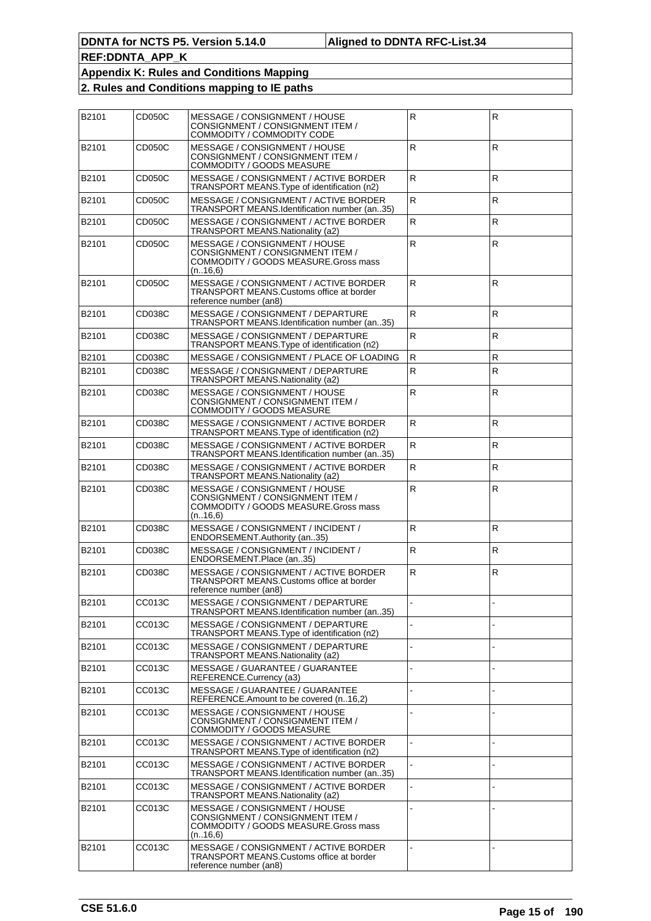| | | | | |
|---|---|---|---|---|
| B2101 | CD050C | MESSAGE / CONSIGNMENT / HOUSE CONSIGNMENT / CONSIGNMENT ITEM / COMMODITY / COMMODITY CODE | R | R |
| B2101 | CD050C | MESSAGE / CONSIGNMENT / HOUSE CONSIGNMENT / CONSIGNMENT ITEM / COMMODITY / GOODS MEASURE | R | R |
| B2101 | CD050C | MESSAGE / CONSIGNMENT / ACTIVE BORDER TRANSPORT MEANS.Type of identification (n2) | R | R |
| B2101 | CD050C | MESSAGE / CONSIGNMENT / ACTIVE BORDER TRANSPORT MEANS.Identification number (an..35) | R | R |
| B2101 | CD050C | MESSAGE / CONSIGNMENT / ACTIVE BORDER TRANSPORT MEANS.Nationality (a2) | R | R |
| B2101 | CD050C | MESSAGE / CONSIGNMENT / HOUSE CONSIGNMENT / CONSIGNMENT ITEM / COMMODITY / GOODS MEASURE.Gross mass (n..16,6) | R | R |
| B2101 | CD050C | MESSAGE / CONSIGNMENT / ACTIVE BORDER TRANSPORT MEANS.Customs office at border reference number (an8) | R | R |
| B2101 | CD038C | MESSAGE / CONSIGNMENT / DEPARTURE TRANSPORT MEANS.Identification number (an..35) | R | R |
| B2101 | CD038C | MESSAGE / CONSIGNMENT / DEPARTURE TRANSPORT MEANS.Type of identification (n2) | R | R |
| B2101 | CD038C | MESSAGE / CONSIGNMENT / PLACE OF LOADING | R | R |
| B2101 | CD038C | MESSAGE / CONSIGNMENT / DEPARTURE TRANSPORT MEANS.Nationality (a2) | R | R |
| B2101 | CD038C | MESSAGE / CONSIGNMENT / HOUSE CONSIGNMENT / CONSIGNMENT ITEM / COMMODITY / GOODS MEASURE | R | R |
| B2101 | CD038C | MESSAGE / CONSIGNMENT / ACTIVE BORDER TRANSPORT MEANS.Type of identification (n2) | R | R |
| B2101 | CD038C | MESSAGE / CONSIGNMENT / ACTIVE BORDER TRANSPORT MEANS.Identification number (an..35) | R | R |
| B2101 | CD038C | MESSAGE / CONSIGNMENT / ACTIVE BORDER TRANSPORT MEANS.Nationality (a2) | R | R |
| B2101 | CD038C | MESSAGE / CONSIGNMENT / HOUSE CONSIGNMENT / CONSIGNMENT ITEM / COMMODITY / GOODS MEASURE.Gross mass (n..16,6) | R | R |
| B2101 | CD038C | MESSAGE / CONSIGNMENT / INCIDENT / ENDORSEMENT.Authority (an..35) | R | R |
| B2101 | CD038C | MESSAGE / CONSIGNMENT / INCIDENT / ENDORSEMENT.Place (an..35) | R | R |
| B2101 | CD038C | MESSAGE / CONSIGNMENT / ACTIVE BORDER TRANSPORT MEANS.Customs office at border reference number (an8) | R | R |
| B2101 | CC013C | MESSAGE / CONSIGNMENT / DEPARTURE TRANSPORT MEANS.Identification number (an..35) | - | - |
| B2101 | CC013C | MESSAGE / CONSIGNMENT / DEPARTURE TRANSPORT MEANS.Type of identification (n2) | - | - |
| B2101 | CC013C | MESSAGE / CONSIGNMENT / DEPARTURE TRANSPORT MEANS.Nationality (a2) | - | - |
| B2101 | CC013C | MESSAGE / GUARANTEE / GUARANTEE REFERENCE.Currency (a3) | - | - |
| B2101 | CC013C | MESSAGE / GUARANTEE / GUARANTEE REFERENCE.Amount to be covered (n..16,2) | - | - |
| B2101 | CC013C | MESSAGE / CONSIGNMENT / HOUSE CONSIGNMENT / CONSIGNMENT ITEM / COMMODITY / GOODS MEASURE | - | - |
| B2101 | CC013C | MESSAGE / CONSIGNMENT / ACTIVE BORDER TRANSPORT MEANS.Type of identification (n2) | - | - |
| B2101 | CC013C | MESSAGE / CONSIGNMENT / ACTIVE BORDER TRANSPORT MEANS.Identification number (an..35) | - | - |
| B2101 | CC013C | MESSAGE / CONSIGNMENT / ACTIVE BORDER TRANSPORT MEANS.Nationality (a2) | - | - |
| B2101 | CC013C | MESSAGE / CONSIGNMENT / HOUSE CONSIGNMENT / CONSIGNMENT ITEM / COMMODITY / GOODS MEASURE.Gross mass (n..16,6) | - | - |
| B2101 | CC013C | MESSAGE / CONSIGNMENT / ACTIVE BORDER TRANSPORT MEANS.Customs office at border reference number (an8) | - | - |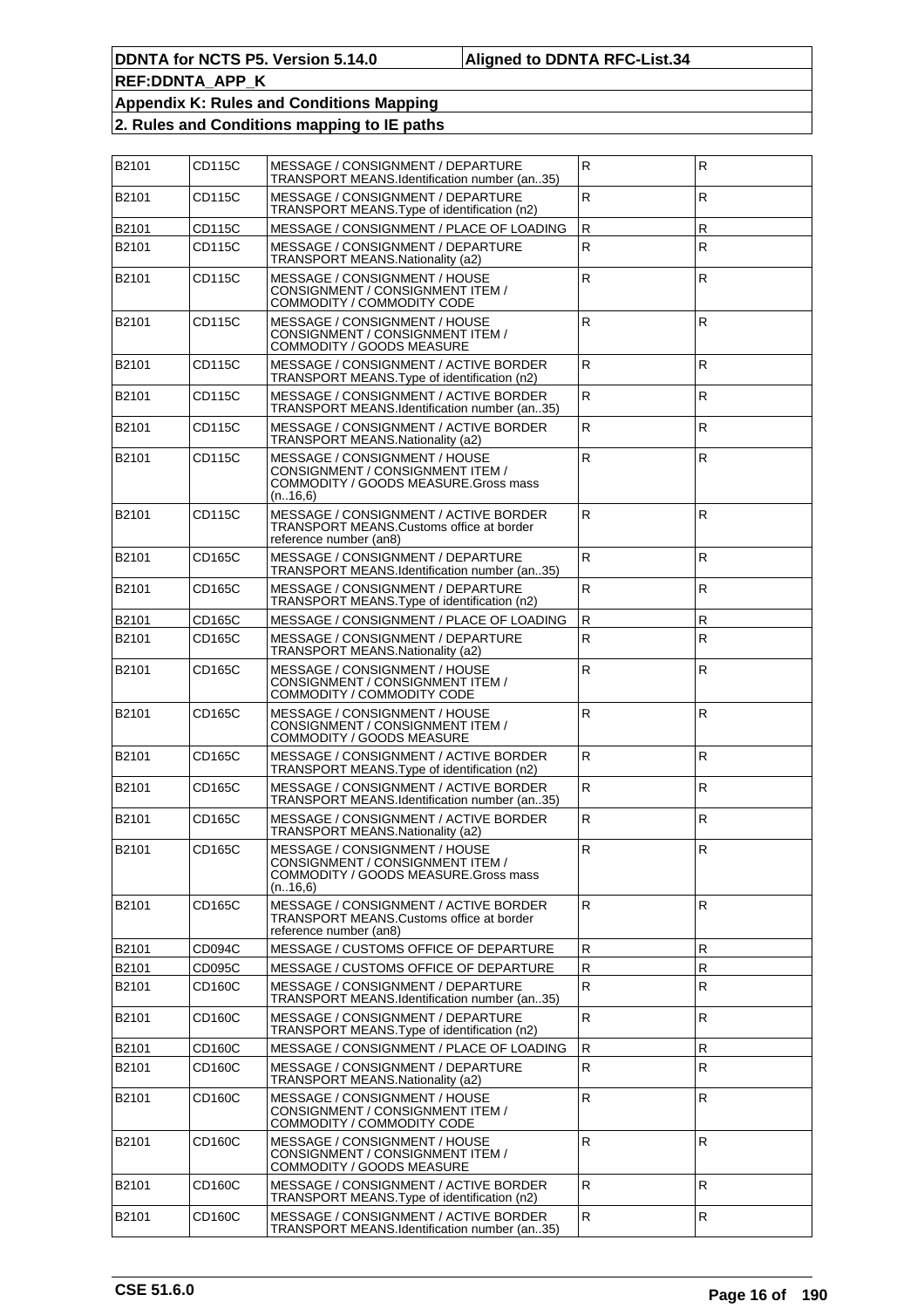| | | | | |
|---|---|---|---|---|
| B2101 | CD115C | MESSAGE / CONSIGNMENT / DEPARTURE TRANSPORT MEANS.Identification number (an..35) | R | R |
| B2101 | CD115C | MESSAGE / CONSIGNMENT / DEPARTURE TRANSPORT MEANS.Type of identification (n2) | R | R |
| B2101 | CD115C | MESSAGE / CONSIGNMENT / PLACE OF LOADING | R | R |
| B2101 | CD115C | MESSAGE / CONSIGNMENT / DEPARTURE TRANSPORT MEANS.Nationality (a2) | R | R |
| B2101 | CD115C | MESSAGE / CONSIGNMENT / HOUSE CONSIGNMENT / CONSIGNMENT ITEM / COMMODITY / COMMODITY CODE | R | R |
| B2101 | CD115C | MESSAGE / CONSIGNMENT / HOUSE CONSIGNMENT / CONSIGNMENT ITEM / COMMODITY / GOODS MEASURE | R | R |
| B2101 | CD115C | MESSAGE / CONSIGNMENT / ACTIVE BORDER TRANSPORT MEANS.Type of identification (n2) | R | R |
| B2101 | CD115C | MESSAGE / CONSIGNMENT / ACTIVE BORDER TRANSPORT MEANS.Identification number (an..35) | R | R |
| B2101 | CD115C | MESSAGE / CONSIGNMENT / ACTIVE BORDER TRANSPORT MEANS.Nationality (a2) | R | R |
| B2101 | CD115C | MESSAGE / CONSIGNMENT / HOUSE CONSIGNMENT / CONSIGNMENT ITEM / COMMODITY / GOODS MEASURE.Gross mass (n..16,6) | R | R |
| B2101 | CD115C | MESSAGE / CONSIGNMENT / ACTIVE BORDER TRANSPORT MEANS.Customs office at border reference number (an8) | R | R |
| B2101 | CD165C | MESSAGE / CONSIGNMENT / DEPARTURE TRANSPORT MEANS.Identification number (an..35) | R | R |
| B2101 | CD165C | MESSAGE / CONSIGNMENT / DEPARTURE TRANSPORT MEANS.Type of identification (n2) | R | R |
| B2101 | CD165C | MESSAGE / CONSIGNMENT / PLACE OF LOADING | R | R |
| B2101 | CD165C | MESSAGE / CONSIGNMENT / DEPARTURE TRANSPORT MEANS.Nationality (a2) | R | R |
| B2101 | CD165C | MESSAGE / CONSIGNMENT / HOUSE CONSIGNMENT / CONSIGNMENT ITEM / COMMODITY / COMMODITY CODE | R | R |
| B2101 | CD165C | MESSAGE / CONSIGNMENT / HOUSE CONSIGNMENT / CONSIGNMENT ITEM / COMMODITY / GOODS MEASURE | R | R |
| B2101 | CD165C | MESSAGE / CONSIGNMENT / ACTIVE BORDER TRANSPORT MEANS.Type of identification (n2) | R | R |
| B2101 | CD165C | MESSAGE / CONSIGNMENT / ACTIVE BORDER TRANSPORT MEANS.Identification number (an..35) | R | R |
| B2101 | CD165C | MESSAGE / CONSIGNMENT / ACTIVE BORDER TRANSPORT MEANS.Nationality (a2) | R | R |
| B2101 | CD165C | MESSAGE / CONSIGNMENT / HOUSE CONSIGNMENT / CONSIGNMENT ITEM / COMMODITY / GOODS MEASURE.Gross mass (n..16,6) | R | R |
| B2101 | CD165C | MESSAGE / CONSIGNMENT / ACTIVE BORDER TRANSPORT MEANS.Customs office at border reference number (an8) | R | R |
| B2101 | CD094C | MESSAGE / CUSTOMS OFFICE OF DEPARTURE | R | R |
| B2101 | CD095C | MESSAGE / CUSTOMS OFFICE OF DEPARTURE | R | R |
| B2101 | CD160C | MESSAGE / CONSIGNMENT / DEPARTURE TRANSPORT MEANS.Identification number (an..35) | R | R |
| B2101 | CD160C | MESSAGE / CONSIGNMENT / DEPARTURE TRANSPORT MEANS.Type of identification (n2) | R | R |
| B2101 | CD160C | MESSAGE / CONSIGNMENT / PLACE OF LOADING | R | R |
| B2101 | CD160C | MESSAGE / CONSIGNMENT / DEPARTURE TRANSPORT MEANS.Nationality (a2) | R | R |
| B2101 | CD160C | MESSAGE / CONSIGNMENT / HOUSE CONSIGNMENT / CONSIGNMENT ITEM / COMMODITY / COMMODITY CODE | R | R |
| B2101 | CD160C | MESSAGE / CONSIGNMENT / HOUSE CONSIGNMENT / CONSIGNMENT ITEM / COMMODITY / GOODS MEASURE | R | R |
| B2101 | CD160C | MESSAGE / CONSIGNMENT / ACTIVE BORDER TRANSPORT MEANS.Type of identification (n2) | R | R |
| B2101 | CD160C | MESSAGE / CONSIGNMENT / ACTIVE BORDER TRANSPORT MEANS.Identification number (an..35) | R | R |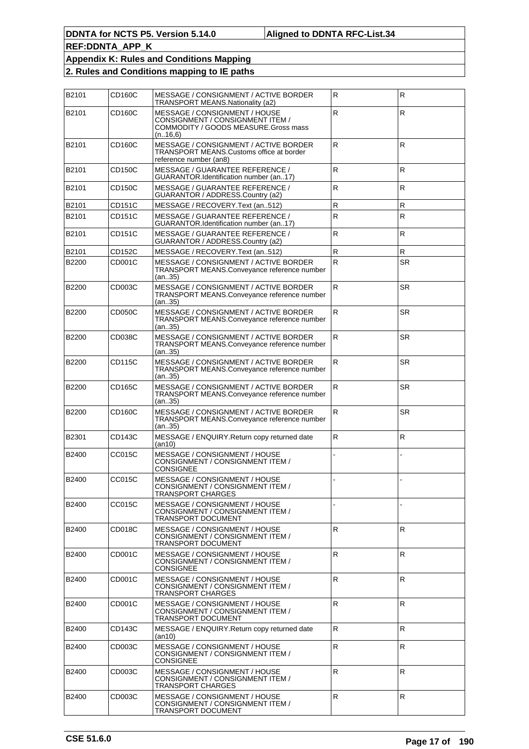| | | | | |
|---|---|---|---|---|
| B2101 | CD160C | MESSAGE / CONSIGNMENT / ACTIVE BORDER TRANSPORT MEANS.Nationality (a2) | R | R |
| B2101 | CD160C | MESSAGE / CONSIGNMENT / HOUSE CONSIGNMENT / CONSIGNMENT ITEM / COMMODITY / GOODS MEASURE.Gross mass (n..16,6) | R | R |
| B2101 | CD160C | MESSAGE / CONSIGNMENT / ACTIVE BORDER TRANSPORT MEANS.Customs office at border reference number (an8) | R | R |
| B2101 | CD150C | MESSAGE / GUARANTEE REFERENCE / GUARANTOR.Identification number (an..17) | R | R |
| B2101 | CD150C | MESSAGE / GUARANTEE REFERENCE / GUARANTOR / ADDRESS.Country (a2) | R | R |
| B2101 | CD151C | MESSAGE / RECOVERY.Text (an..512) | R | R |
| B2101 | CD151C | MESSAGE / GUARANTEE REFERENCE / GUARANTOR.Identification number (an..17) | R | R |
| B2101 | CD151C | MESSAGE / GUARANTEE REFERENCE / GUARANTOR / ADDRESS.Country (a2) | R | R |
| B2101 | CD152C | MESSAGE / RECOVERY.Text (an..512) | R | R |
| B2200 | CD001C | MESSAGE / CONSIGNMENT / ACTIVE BORDER TRANSPORT MEANS.Conveyance reference number (an..35) | R | SR |
| B2200 | CD003C | MESSAGE / CONSIGNMENT / ACTIVE BORDER TRANSPORT MEANS.Conveyance reference number (an..35) | R | SR |
| B2200 | CD050C | MESSAGE / CONSIGNMENT / ACTIVE BORDER TRANSPORT MEANS.Conveyance reference number (an..35) | R | SR |
| B2200 | CD038C | MESSAGE / CONSIGNMENT / ACTIVE BORDER TRANSPORT MEANS.Conveyance reference number (an..35) | R | SR |
| B2200 | CD115C | MESSAGE / CONSIGNMENT / ACTIVE BORDER TRANSPORT MEANS.Conveyance reference number (an..35) | R | SR |
| B2200 | CD165C | MESSAGE / CONSIGNMENT / ACTIVE BORDER TRANSPORT MEANS.Conveyance reference number (an..35) | R | SR |
| B2200 | CD160C | MESSAGE / CONSIGNMENT / ACTIVE BORDER TRANSPORT MEANS.Conveyance reference number (an..35) | R | SR |
| B2301 | CD143C | MESSAGE / ENQUIRY.Return copy returned date (an10) | R | R |
| B2400 | CC015C | MESSAGE / CONSIGNMENT / HOUSE CONSIGNMENT / CONSIGNMENT ITEM / CONSIGNEE | - | - |
| B2400 | CC015C | MESSAGE / CONSIGNMENT / HOUSE CONSIGNMENT / CONSIGNMENT ITEM / TRANSPORT CHARGES | - | - |
| B2400 | CC015C | MESSAGE / CONSIGNMENT / HOUSE CONSIGNMENT / CONSIGNMENT ITEM / TRANSPORT DOCUMENT | - | - |
| B2400 | CD018C | MESSAGE / CONSIGNMENT / HOUSE CONSIGNMENT / CONSIGNMENT ITEM / TRANSPORT DOCUMENT | R | R |
| B2400 | CD001C | MESSAGE / CONSIGNMENT / HOUSE CONSIGNMENT / CONSIGNMENT ITEM / CONSIGNEE | R | R |
| B2400 | CD001C | MESSAGE / CONSIGNMENT / HOUSE CONSIGNMENT / CONSIGNMENT ITEM / TRANSPORT CHARGES | R | R |
| B2400 | CD001C | MESSAGE / CONSIGNMENT / HOUSE CONSIGNMENT / CONSIGNMENT ITEM / TRANSPORT DOCUMENT | R | R |
| B2400 | CD143C | MESSAGE / ENQUIRY.Return copy returned date (an10) | R | R |
| B2400 | CD003C | MESSAGE / CONSIGNMENT / HOUSE CONSIGNMENT / CONSIGNMENT ITEM / CONSIGNEE | R | R |
| B2400 | CD003C | MESSAGE / CONSIGNMENT / HOUSE CONSIGNMENT / CONSIGNMENT ITEM / TRANSPORT CHARGES | R | R |
| B2400 | CD003C | MESSAGE / CONSIGNMENT / HOUSE CONSIGNMENT / CONSIGNMENT ITEM / TRANSPORT DOCUMENT | R | R |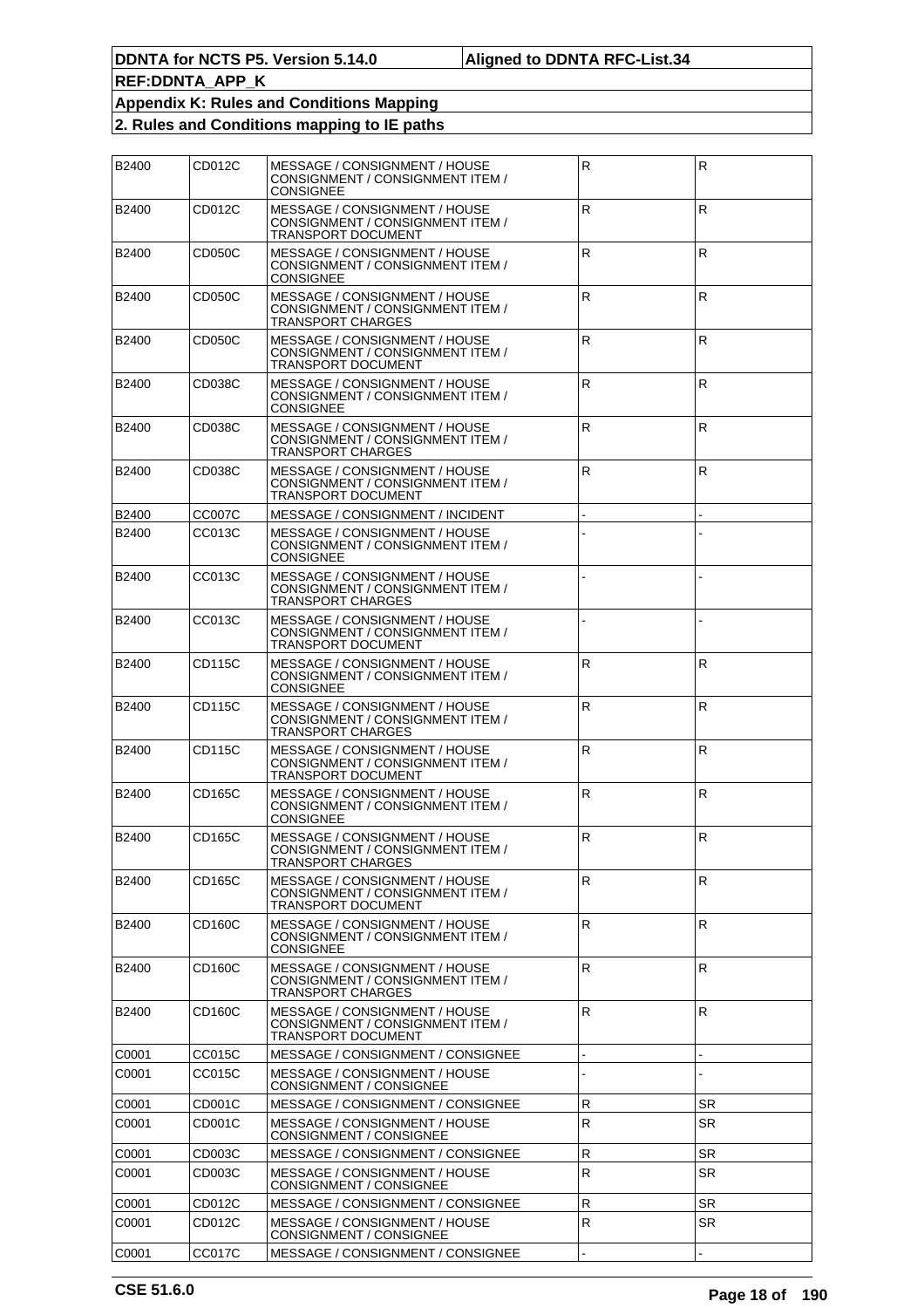| | | | | |
|---|---|---|---|---|
| B2400 | CD012C | MESSAGE / CONSIGNMENT / HOUSE CONSIGNMENT / CONSIGNMENT ITEM / CONSIGNEE | R | R |
| B2400 | CD012C | MESSAGE / CONSIGNMENT / HOUSE CONSIGNMENT / CONSIGNMENT ITEM / TRANSPORT DOCUMENT | R | R |
| B2400 | CD050C | MESSAGE / CONSIGNMENT / HOUSE CONSIGNMENT / CONSIGNMENT ITEM / CONSIGNEE | R | R |
| B2400 | CD050C | MESSAGE / CONSIGNMENT / HOUSE CONSIGNMENT / CONSIGNMENT ITEM / TRANSPORT CHARGES | R | R |
| B2400 | CD050C | MESSAGE / CONSIGNMENT / HOUSE CONSIGNMENT / CONSIGNMENT ITEM / TRANSPORT DOCUMENT | R | R |
| B2400 | CD038C | MESSAGE / CONSIGNMENT / HOUSE CONSIGNMENT / CONSIGNMENT ITEM / CONSIGNEE | R | R |
| B2400 | CD038C | MESSAGE / CONSIGNMENT / HOUSE CONSIGNMENT / CONSIGNMENT ITEM / TRANSPORT CHARGES | R | R |
| B2400 | CD038C | MESSAGE / CONSIGNMENT / HOUSE CONSIGNMENT / CONSIGNMENT ITEM / TRANSPORT DOCUMENT | R | R |
| B2400 | CC007C | MESSAGE / CONSIGNMENT / INCIDENT | - | - |
| B2400 | CC013C | MESSAGE / CONSIGNMENT / HOUSE CONSIGNMENT / CONSIGNMENT ITEM / CONSIGNEE | - | - |
| B2400 | CC013C | MESSAGE / CONSIGNMENT / HOUSE CONSIGNMENT / CONSIGNMENT ITEM / TRANSPORT CHARGES | - | - |
| B2400 | CC013C | MESSAGE / CONSIGNMENT / HOUSE CONSIGNMENT / CONSIGNMENT ITEM / TRANSPORT DOCUMENT | - | - |
| B2400 | CD115C | MESSAGE / CONSIGNMENT / HOUSE CONSIGNMENT / CONSIGNMENT ITEM / CONSIGNEE | R | R |
| B2400 | CD115C | MESSAGE / CONSIGNMENT / HOUSE CONSIGNMENT / CONSIGNMENT ITEM / TRANSPORT CHARGES | R | R |
| B2400 | CD115C | MESSAGE / CONSIGNMENT / HOUSE CONSIGNMENT / CONSIGNMENT ITEM / TRANSPORT DOCUMENT | R | R |
| B2400 | CD165C | MESSAGE / CONSIGNMENT / HOUSE CONSIGNMENT / CONSIGNMENT ITEM / CONSIGNEE | R | R |
| B2400 | CD165C | MESSAGE / CONSIGNMENT / HOUSE CONSIGNMENT / CONSIGNMENT ITEM / TRANSPORT CHARGES | R | R |
| B2400 | CD165C | MESSAGE / CONSIGNMENT / HOUSE CONSIGNMENT / CONSIGNMENT ITEM / TRANSPORT DOCUMENT | R | R |
| B2400 | CD160C | MESSAGE / CONSIGNMENT / HOUSE CONSIGNMENT / CONSIGNMENT ITEM / CONSIGNEE | R | R |
| B2400 | CD160C | MESSAGE / CONSIGNMENT / HOUSE CONSIGNMENT / CONSIGNMENT ITEM / TRANSPORT CHARGES | R | R |
| B2400 | CD160C | MESSAGE / CONSIGNMENT / HOUSE CONSIGNMENT / CONSIGNMENT ITEM / TRANSPORT DOCUMENT | R | R |
| C0001 | CC015C | MESSAGE / CONSIGNMENT / CONSIGNEE | - | - |
| C0001 | CC015C | MESSAGE / CONSIGNMENT / HOUSE CONSIGNMENT / CONSIGNEE | - | - |
| C0001 | CD001C | MESSAGE / CONSIGNMENT / CONSIGNEE | R | SR |
| C0001 | CD001C | MESSAGE / CONSIGNMENT / HOUSE CONSIGNMENT / CONSIGNEE | R | SR |
| C0001 | CD003C | MESSAGE / CONSIGNMENT / CONSIGNEE | R | SR |
| C0001 | CD003C | MESSAGE / CONSIGNMENT / HOUSE CONSIGNMENT / CONSIGNEE | R | SR |
| C0001 | CD012C | MESSAGE / CONSIGNMENT / CONSIGNEE | R | SR |
| C0001 | CD012C | MESSAGE / CONSIGNMENT / HOUSE CONSIGNMENT / CONSIGNEE | R | SR |
| C0001 | CC017C | MESSAGE / CONSIGNMENT / CONSIGNEE | - | - |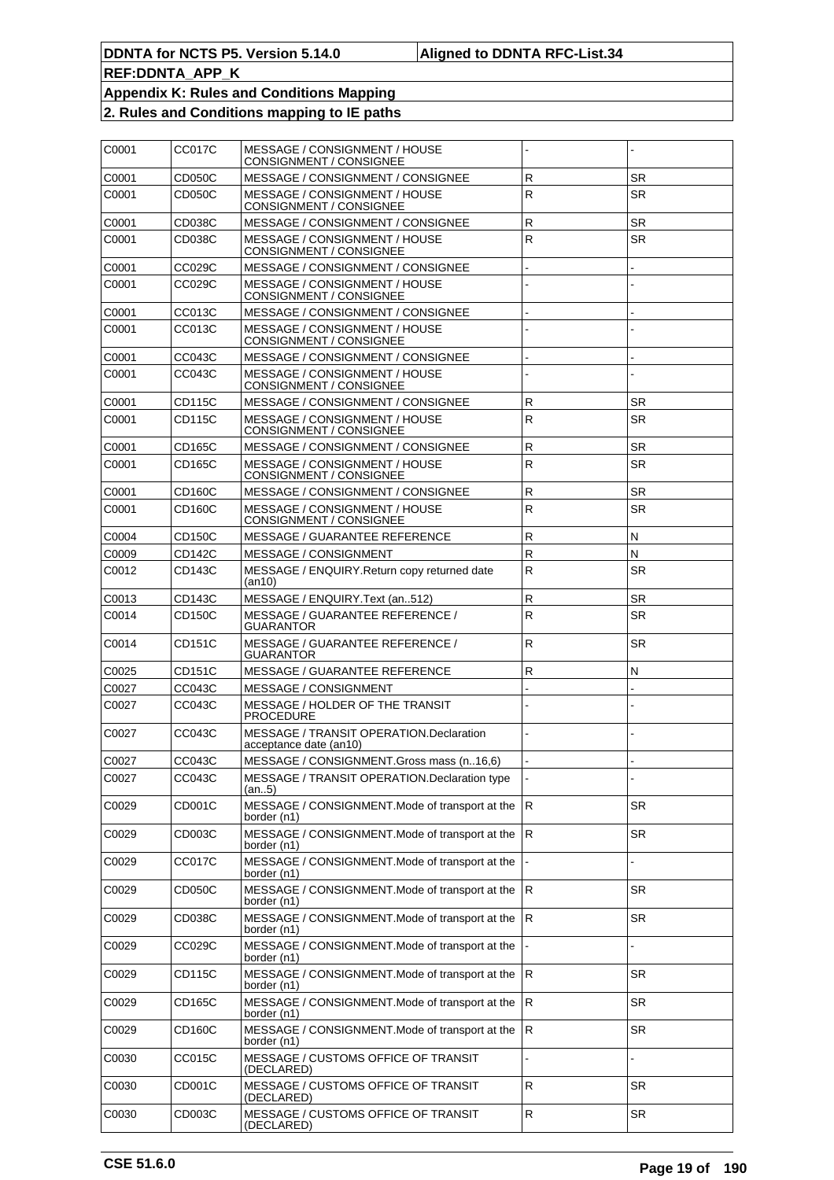| | | | | |
|---|---|---|---|---|
| C0001 | CC017C | MESSAGE / CONSIGNMENT / HOUSE CONSIGNMENT / CONSIGNEE | - | - |
| C0001 | CD050C | MESSAGE / CONSIGNMENT / CONSIGNEE | R | SR |
| C0001 | CD050C | MESSAGE / CONSIGNMENT / HOUSE CONSIGNMENT / CONSIGNEE | R | SR |
| C0001 | CD038C | MESSAGE / CONSIGNMENT / CONSIGNEE | R | SR |
| C0001 | CD038C | MESSAGE / CONSIGNMENT / HOUSE CONSIGNMENT / CONSIGNEE | R | SR |
| C0001 | CC029C | MESSAGE / CONSIGNMENT / CONSIGNEE | - | - |
| C0001 | CC029C | MESSAGE / CONSIGNMENT / HOUSE CONSIGNMENT / CONSIGNEE | - | - |
| C0001 | CC013C | MESSAGE / CONSIGNMENT / CONSIGNEE | - | - |
| C0001 | CC013C | MESSAGE / CONSIGNMENT / HOUSE CONSIGNMENT / CONSIGNEE | - | - |
| C0001 | CC043C | MESSAGE / CONSIGNMENT / CONSIGNEE | - | - |
| C0001 | CC043C | MESSAGE / CONSIGNMENT / HOUSE CONSIGNMENT / CONSIGNEE | - | - |
| C0001 | CD115C | MESSAGE / CONSIGNMENT / CONSIGNEE | R | SR |
| C0001 | CD115C | MESSAGE / CONSIGNMENT / HOUSE CONSIGNMENT / CONSIGNEE | R | SR |
| C0001 | CD165C | MESSAGE / CONSIGNMENT / CONSIGNEE | R | SR |
| C0001 | CD165C | MESSAGE / CONSIGNMENT / HOUSE CONSIGNMENT / CONSIGNEE | R | SR |
| C0001 | CD160C | MESSAGE / CONSIGNMENT / CONSIGNEE | R | SR |
| C0001 | CD160C | MESSAGE / CONSIGNMENT / HOUSE CONSIGNMENT / CONSIGNEE | R | SR |
| C0004 | CD150C | MESSAGE / GUARANTEE REFERENCE | R | N |
| C0009 | CD142C | MESSAGE / CONSIGNMENT | R | N |
| C0012 | CD143C | MESSAGE / ENQUIRY.Return copy returned date (an10) | R | SR |
| C0013 | CD143C | MESSAGE / ENQUIRY.Text (an..512) | R | SR |
| C0014 | CD150C | MESSAGE / GUARANTEE REFERENCE / GUARANTOR | R | SR |
| C0014 | CD151C | MESSAGE / GUARANTEE REFERENCE / GUARANTOR | R | SR |
| C0025 | CD151C | MESSAGE / GUARANTEE REFERENCE | R | N |
| C0027 | CC043C | MESSAGE / CONSIGNMENT | - | - |
| C0027 | CC043C | MESSAGE / HOLDER OF THE TRANSIT PROCEDURE | - | - |
| C0027 | CC043C | MESSAGE / TRANSIT OPERATION.Declaration acceptance date (an10) | - | - |
| C0027 | CC043C | MESSAGE / CONSIGNMENT.Gross mass (n..16,6) | - | - |
| C0027 | CC043C | MESSAGE / TRANSIT OPERATION.Declaration type (an..5) | - | - |
| C0029 | CD001C | MESSAGE / CONSIGNMENT.Mode of transport at the border (n1) | R | SR |
| C0029 | CD003C | MESSAGE / CONSIGNMENT.Mode of transport at the border (n1) | R | SR |
| C0029 | CC017C | MESSAGE / CONSIGNMENT.Mode of transport at the border (n1) | - | - |
| C0029 | CD050C | MESSAGE / CONSIGNMENT.Mode of transport at the border (n1) | R | SR |
| C0029 | CD038C | MESSAGE / CONSIGNMENT.Mode of transport at the border (n1) | R | SR |
| C0029 | CC029C | MESSAGE / CONSIGNMENT.Mode of transport at the border (n1) | - | - |
| C0029 | CD115C | MESSAGE / CONSIGNMENT.Mode of transport at the border (n1) | R | SR |
| C0029 | CD165C | MESSAGE / CONSIGNMENT.Mode of transport at the border (n1) | R | SR |
| C0029 | CD160C | MESSAGE / CONSIGNMENT.Mode of transport at the border (n1) | R | SR |
| C0030 | CC015C | MESSAGE / CUSTOMS OFFICE OF TRANSIT (DECLARED) | - | - |
| C0030 | CD001C | MESSAGE / CUSTOMS OFFICE OF TRANSIT (DECLARED) | R | SR |
| C0030 | CD003C | MESSAGE / CUSTOMS OFFICE OF TRANSIT (DECLARED) | R | SR |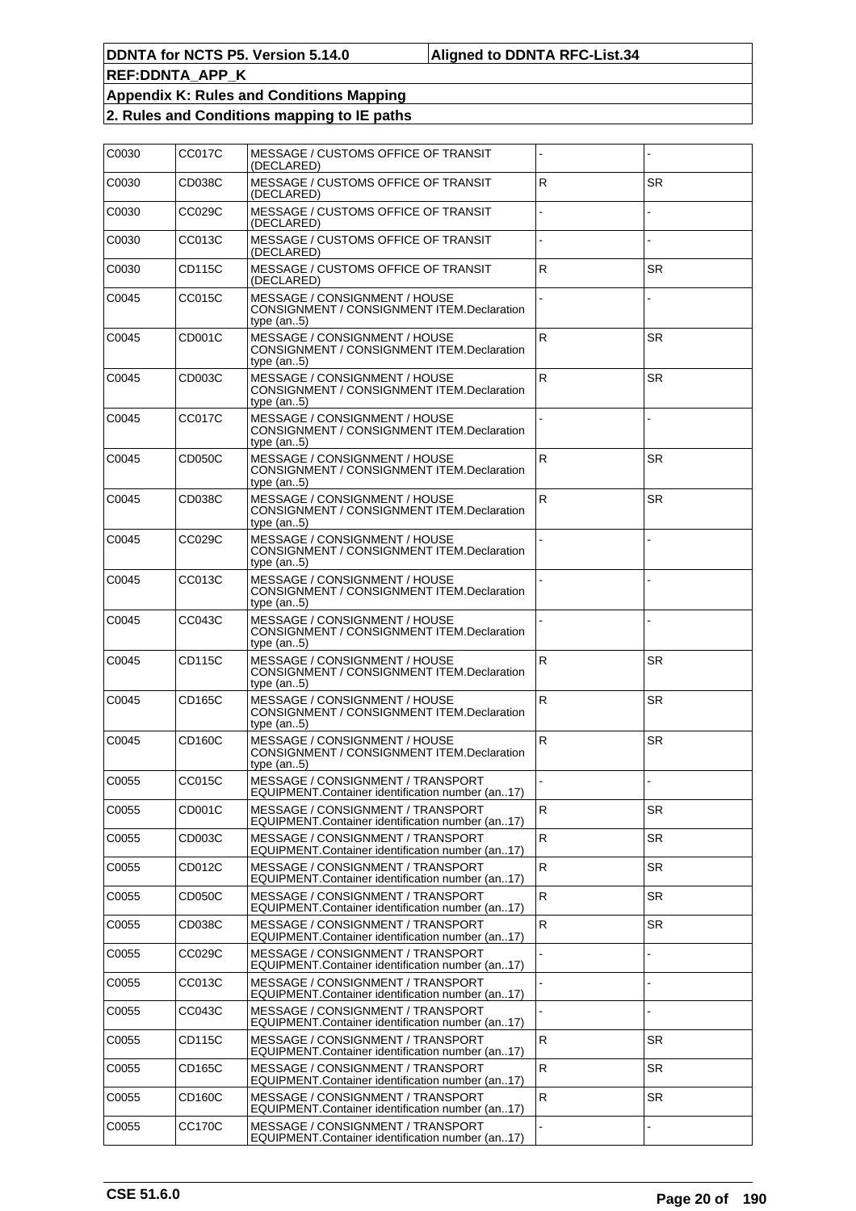| | | | | |
|---|---|---|---|---|
| C0030 | CC017C | MESSAGE / CUSTOMS OFFICE OF TRANSIT (DECLARED) | - | - |
| C0030 | CD038C | MESSAGE / CUSTOMS OFFICE OF TRANSIT (DECLARED) | R | SR |
| C0030 | CC029C | MESSAGE / CUSTOMS OFFICE OF TRANSIT (DECLARED) | - | - |
| C0030 | CC013C | MESSAGE / CUSTOMS OFFICE OF TRANSIT (DECLARED) | - | - |
| C0030 | CD115C | MESSAGE / CUSTOMS OFFICE OF TRANSIT (DECLARED) | R | SR |
| C0045 | CC015C | MESSAGE / CONSIGNMENT / HOUSE CONSIGNMENT / CONSIGNMENT ITEM.Declaration type (an..5) | - | - |
| C0045 | CD001C | MESSAGE / CONSIGNMENT / HOUSE CONSIGNMENT / CONSIGNMENT ITEM.Declaration type (an..5) | R | SR |
| C0045 | CD003C | MESSAGE / CONSIGNMENT / HOUSE CONSIGNMENT / CONSIGNMENT ITEM.Declaration type (an..5) | R | SR |
| C0045 | CC017C | MESSAGE / CONSIGNMENT / HOUSE CONSIGNMENT / CONSIGNMENT ITEM.Declaration type (an..5) | - | - |
| C0045 | CD050C | MESSAGE / CONSIGNMENT / HOUSE CONSIGNMENT / CONSIGNMENT ITEM.Declaration type (an..5) | R | SR |
| C0045 | CD038C | MESSAGE / CONSIGNMENT / HOUSE CONSIGNMENT / CONSIGNMENT ITEM.Declaration type (an..5) | R | SR |
| C0045 | CC029C | MESSAGE / CONSIGNMENT / HOUSE CONSIGNMENT / CONSIGNMENT ITEM.Declaration type (an..5) | - | - |
| C0045 | CC013C | MESSAGE / CONSIGNMENT / HOUSE CONSIGNMENT / CONSIGNMENT ITEM.Declaration type (an..5) | - | - |
| C0045 | CC043C | MESSAGE / CONSIGNMENT / HOUSE CONSIGNMENT / CONSIGNMENT ITEM.Declaration type (an..5) | - | - |
| C0045 | CD115C | MESSAGE / CONSIGNMENT / HOUSE CONSIGNMENT / CONSIGNMENT ITEM.Declaration type (an..5) | R | SR |
| C0045 | CD165C | MESSAGE / CONSIGNMENT / HOUSE CONSIGNMENT / CONSIGNMENT ITEM.Declaration type (an..5) | R | SR |
| C0045 | CD160C | MESSAGE / CONSIGNMENT / HOUSE CONSIGNMENT / CONSIGNMENT ITEM.Declaration type (an..5) | R | SR |
| C0055 | CC015C | MESSAGE / CONSIGNMENT / TRANSPORT EQUIPMENT.Container identification number (an..17) | - | - |
| C0055 | CD001C | MESSAGE / CONSIGNMENT / TRANSPORT EQUIPMENT.Container identification number (an..17) | R | SR |
| C0055 | CD003C | MESSAGE / CONSIGNMENT / TRANSPORT EQUIPMENT.Container identification number (an..17) | R | SR |
| C0055 | CD012C | MESSAGE / CONSIGNMENT / TRANSPORT EQUIPMENT.Container identification number (an..17) | R | SR |
| C0055 | CD050C | MESSAGE / CONSIGNMENT / TRANSPORT EQUIPMENT.Container identification number (an..17) | R | SR |
| C0055 | CD038C | MESSAGE / CONSIGNMENT / TRANSPORT EQUIPMENT.Container identification number (an..17) | R | SR |
| C0055 | CC029C | MESSAGE / CONSIGNMENT / TRANSPORT EQUIPMENT.Container identification number (an..17) | - | - |
| C0055 | CC013C | MESSAGE / CONSIGNMENT / TRANSPORT EQUIPMENT.Container identification number (an..17) | - | - |
| C0055 | CC043C | MESSAGE / CONSIGNMENT / TRANSPORT EQUIPMENT.Container identification number (an..17) | - | - |
| C0055 | CD115C | MESSAGE / CONSIGNMENT / TRANSPORT EQUIPMENT.Container identification number (an..17) | R | SR |
| C0055 | CD165C | MESSAGE / CONSIGNMENT / TRANSPORT EQUIPMENT.Container identification number (an..17) | R | SR |
| C0055 | CD160C | MESSAGE / CONSIGNMENT / TRANSPORT EQUIPMENT.Container identification number (an..17) | R | SR |
| C0055 | CC170C | MESSAGE / CONSIGNMENT / TRANSPORT EQUIPMENT.Container identification number (an..17) | - | - |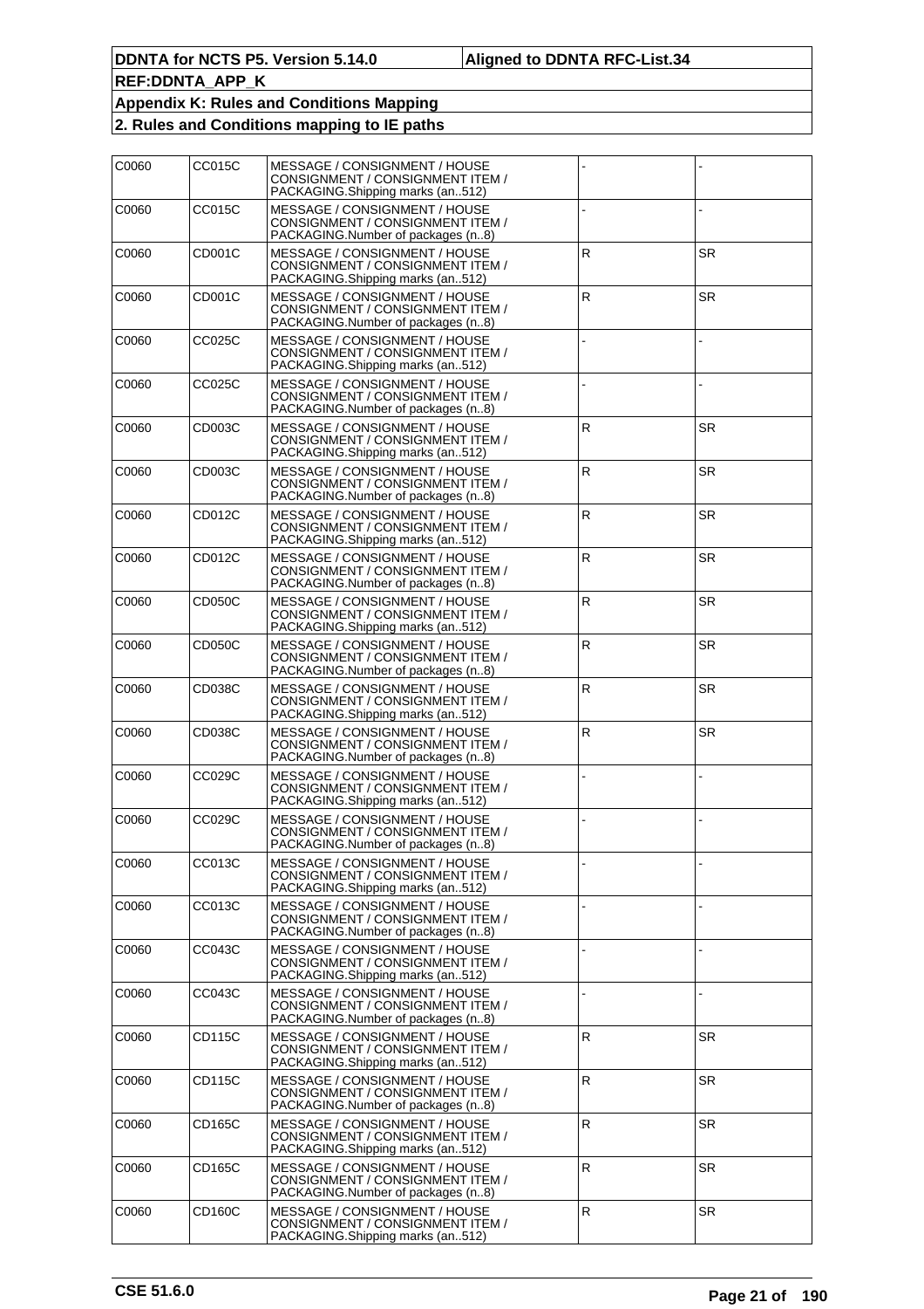| | | | | |
|---|---|---|---|---|
| C0060 | CC015C | MESSAGE / CONSIGNMENT / HOUSE CONSIGNMENT / CONSIGNMENT ITEM / PACKAGING.Shipping marks (an..512) | - | - |
| C0060 | CC015C | MESSAGE / CONSIGNMENT / HOUSE CONSIGNMENT / CONSIGNMENT ITEM / PACKAGING.Number of packages (n..8) | - | - |
| C0060 | CD001C | MESSAGE / CONSIGNMENT / HOUSE CONSIGNMENT / CONSIGNMENT ITEM / PACKAGING.Shipping marks (an..512) | R | SR |
| C0060 | CD001C | MESSAGE / CONSIGNMENT / HOUSE CONSIGNMENT / CONSIGNMENT ITEM / PACKAGING.Number of packages (n..8) | R | SR |
| C0060 | CC025C | MESSAGE / CONSIGNMENT / HOUSE CONSIGNMENT / CONSIGNMENT ITEM / PACKAGING.Shipping marks (an..512) | - | - |
| C0060 | CC025C | MESSAGE / CONSIGNMENT / HOUSE CONSIGNMENT / CONSIGNMENT ITEM / PACKAGING.Number of packages (n..8) | - | - |
| C0060 | CD003C | MESSAGE / CONSIGNMENT / HOUSE CONSIGNMENT / CONSIGNMENT ITEM / PACKAGING.Shipping marks (an..512) | R | SR |
| C0060 | CD003C | MESSAGE / CONSIGNMENT / HOUSE CONSIGNMENT / CONSIGNMENT ITEM / PACKAGING.Number of packages (n..8) | R | SR |
| C0060 | CD012C | MESSAGE / CONSIGNMENT / HOUSE CONSIGNMENT / CONSIGNMENT ITEM / PACKAGING.Shipping marks (an..512) | R | SR |
| C0060 | CD012C | MESSAGE / CONSIGNMENT / HOUSE CONSIGNMENT / CONSIGNMENT ITEM / PACKAGING.Number of packages (n..8) | R | SR |
| C0060 | CD050C | MESSAGE / CONSIGNMENT / HOUSE CONSIGNMENT / CONSIGNMENT ITEM / PACKAGING.Shipping marks (an..512) | R | SR |
| C0060 | CD050C | MESSAGE / CONSIGNMENT / HOUSE CONSIGNMENT / CONSIGNMENT ITEM / PACKAGING.Number of packages (n..8) | R | SR |
| C0060 | CD038C | MESSAGE / CONSIGNMENT / HOUSE CONSIGNMENT / CONSIGNMENT ITEM / PACKAGING.Shipping marks (an..512) | R | SR |
| C0060 | CD038C | MESSAGE / CONSIGNMENT / HOUSE CONSIGNMENT / CONSIGNMENT ITEM / PACKAGING.Number of packages (n..8) | R | SR |
| C0060 | CC029C | MESSAGE / CONSIGNMENT / HOUSE CONSIGNMENT / CONSIGNMENT ITEM / PACKAGING.Shipping marks (an..512) | - | - |
| C0060 | CC029C | MESSAGE / CONSIGNMENT / HOUSE CONSIGNMENT / CONSIGNMENT ITEM / PACKAGING.Number of packages (n..8) | - | - |
| C0060 | CC013C | MESSAGE / CONSIGNMENT / HOUSE CONSIGNMENT / CONSIGNMENT ITEM / PACKAGING.Shipping marks (an..512) | - | - |
| C0060 | CC013C | MESSAGE / CONSIGNMENT / HOUSE CONSIGNMENT / CONSIGNMENT ITEM / PACKAGING.Number of packages (n..8) | - | - |
| C0060 | CC043C | MESSAGE / CONSIGNMENT / HOUSE CONSIGNMENT / CONSIGNMENT ITEM / PACKAGING.Shipping marks (an..512) | - | - |
| C0060 | CC043C | MESSAGE / CONSIGNMENT / HOUSE CONSIGNMENT / CONSIGNMENT ITEM / PACKAGING.Number of packages (n..8) | - | - |
| C0060 | CD115C | MESSAGE / CONSIGNMENT / HOUSE CONSIGNMENT / CONSIGNMENT ITEM / PACKAGING.Shipping marks (an..512) | R | SR |
| C0060 | CD115C | MESSAGE / CONSIGNMENT / HOUSE CONSIGNMENT / CONSIGNMENT ITEM / PACKAGING.Number of packages (n..8) | R | SR |
| C0060 | CD165C | MESSAGE / CONSIGNMENT / HOUSE CONSIGNMENT / CONSIGNMENT ITEM / PACKAGING.Shipping marks (an..512) | R | SR |
| C0060 | CD165C | MESSAGE / CONSIGNMENT / HOUSE CONSIGNMENT / CONSIGNMENT ITEM / PACKAGING.Number of packages (n..8) | R | SR |
| C0060 | CD160C | MESSAGE / CONSIGNMENT / HOUSE CONSIGNMENT / CONSIGNMENT ITEM / PACKAGING.Shipping marks (an..512) | R | SR |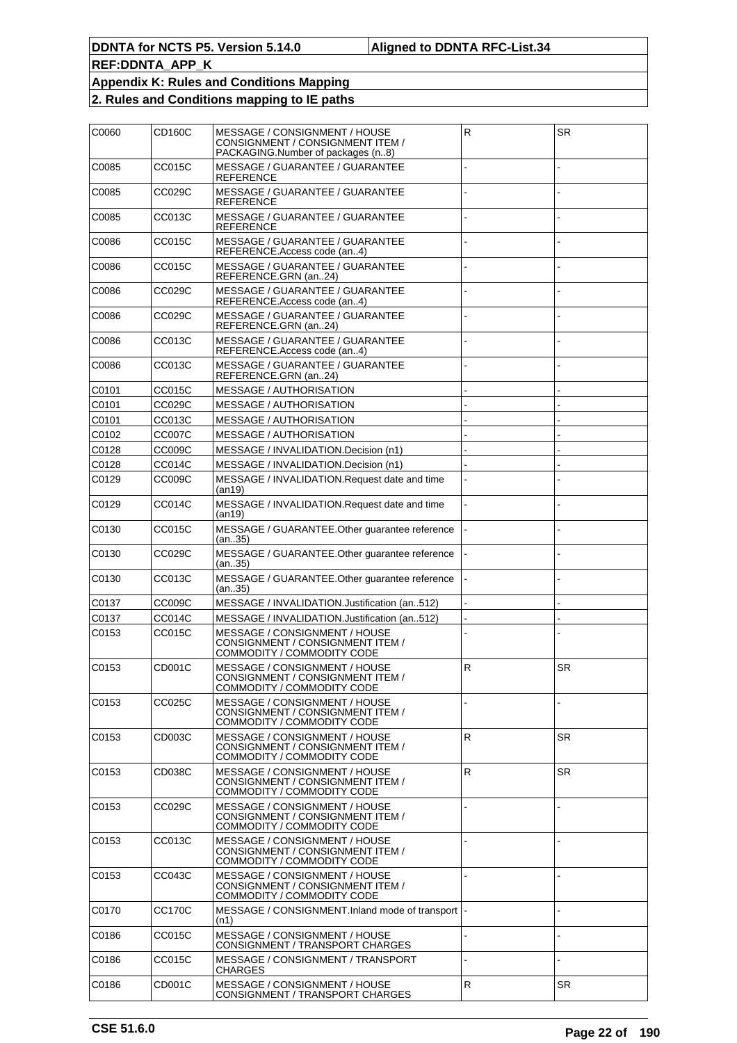| | | | | |
|---|---|---|---|---|
| C0060 | CD160C | MESSAGE / CONSIGNMENT / HOUSE CONSIGNMENT / CONSIGNMENT ITEM / PACKAGING.Number of packages (n..8) | R | SR |
| C0085 | CC015C | MESSAGE / GUARANTEE / GUARANTEE REFERENCE | - | - |
| C0085 | CC029C | MESSAGE / GUARANTEE / GUARANTEE REFERENCE | - | - |
| C0085 | CC013C | MESSAGE / GUARANTEE / GUARANTEE REFERENCE | - | - |
| C0086 | CC015C | MESSAGE / GUARANTEE / GUARANTEE REFERENCE.Access code (an..4) | - | - |
| C0086 | CC015C | MESSAGE / GUARANTEE / GUARANTEE REFERENCE.GRN (an..24) | - | - |
| C0086 | CC029C | MESSAGE / GUARANTEE / GUARANTEE REFERENCE.Access code (an..4) | - | - |
| C0086 | CC029C | MESSAGE / GUARANTEE / GUARANTEE REFERENCE.GRN (an..24) | - | - |
| C0086 | CC013C | MESSAGE / GUARANTEE / GUARANTEE REFERENCE.Access code (an..4) | - | - |
| C0086 | CC013C | MESSAGE / GUARANTEE / GUARANTEE REFERENCE.GRN (an..24) | - | - |
| C0101 | CC015C | MESSAGE / AUTHORISATION | - | - |
| C0101 | CC029C | MESSAGE / AUTHORISATION | - | - |
| C0101 | CC013C | MESSAGE / AUTHORISATION | - | - |
| C0102 | CC007C | MESSAGE / AUTHORISATION | - | - |
| C0128 | CC009C | MESSAGE / INVALIDATION.Decision (n1) | - | - |
| C0128 | CC014C | MESSAGE / INVALIDATION.Decision (n1) | - | - |
| C0129 | CC009C | MESSAGE / INVALIDATION.Request date and time (an19) | - | - |
| C0129 | CC014C | MESSAGE / INVALIDATION.Request date and time (an19) | - | - |
| C0130 | CC015C | MESSAGE / GUARANTEE.Other guarantee reference (an..35) | - | - |
| C0130 | CC029C | MESSAGE / GUARANTEE.Other guarantee reference (an..35) | - | - |
| C0130 | CC013C | MESSAGE / GUARANTEE.Other guarantee reference (an..35) | - | - |
| C0137 | CC009C | MESSAGE / INVALIDATION.Justification (an..512) | - | - |
| C0137 | CC014C | MESSAGE / INVALIDATION.Justification (an..512) | - | - |
| C0153 | CC015C | MESSAGE / CONSIGNMENT / HOUSE CONSIGNMENT / CONSIGNMENT ITEM / COMMODITY / COMMODITY CODE | - | - |
| C0153 | CD001C | MESSAGE / CONSIGNMENT / HOUSE CONSIGNMENT / CONSIGNMENT ITEM / COMMODITY / COMMODITY CODE | R | SR |
| C0153 | CC025C | MESSAGE / CONSIGNMENT / HOUSE CONSIGNMENT / CONSIGNMENT ITEM / COMMODITY / COMMODITY CODE | - | - |
| C0153 | CD003C | MESSAGE / CONSIGNMENT / HOUSE CONSIGNMENT / CONSIGNMENT ITEM / COMMODITY / COMMODITY CODE | R | SR |
| C0153 | CD038C | MESSAGE / CONSIGNMENT / HOUSE CONSIGNMENT / CONSIGNMENT ITEM / COMMODITY / COMMODITY CODE | R | SR |
| C0153 | CC029C | MESSAGE / CONSIGNMENT / HOUSE CONSIGNMENT / CONSIGNMENT ITEM / COMMODITY / COMMODITY CODE | - | - |
| C0153 | CC013C | MESSAGE / CONSIGNMENT / HOUSE CONSIGNMENT / CONSIGNMENT ITEM / COMMODITY / COMMODITY CODE | - | - |
| C0153 | CC043C | MESSAGE / CONSIGNMENT / HOUSE CONSIGNMENT / CONSIGNMENT ITEM / COMMODITY / COMMODITY CODE | - | - |
| C0170 | CC170C | MESSAGE / CONSIGNMENT.Inland mode of transport (n1) | - | - |
| C0186 | CC015C | MESSAGE / CONSIGNMENT / HOUSE CONSIGNMENT / TRANSPORT CHARGES | - | - |
| C0186 | CC015C | MESSAGE / CONSIGNMENT / TRANSPORT CHARGES | - | - |
| C0186 | CD001C | MESSAGE / CONSIGNMENT / HOUSE CONSIGNMENT / TRANSPORT CHARGES | R | SR |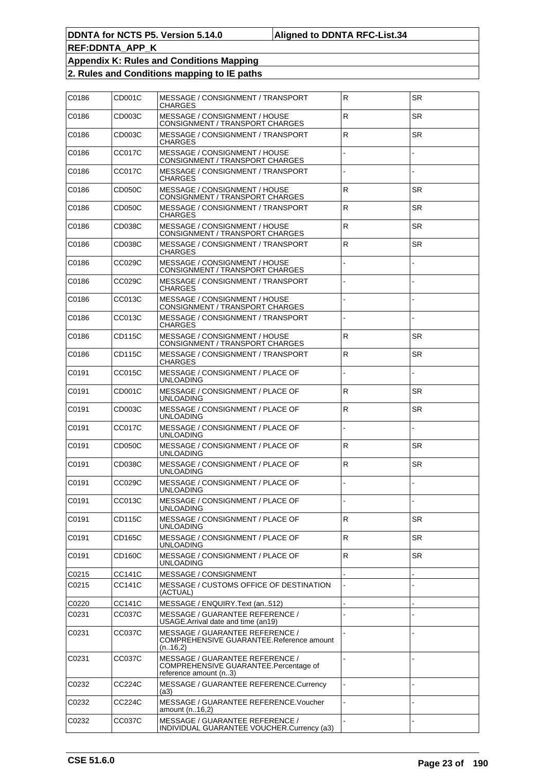| | | | | |
|---|---|---|---|---|
| C0186 | CD001C | MESSAGE / CONSIGNMENT / TRANSPORT CHARGES | R | SR |
| C0186 | CD003C | MESSAGE / CONSIGNMENT / HOUSE CONSIGNMENT / TRANSPORT CHARGES | R | SR |
| C0186 | CD003C | MESSAGE / CONSIGNMENT / TRANSPORT CHARGES | R | SR |
| C0186 | CC017C | MESSAGE / CONSIGNMENT / HOUSE CONSIGNMENT / TRANSPORT CHARGES | - | - |
| C0186 | CC017C | MESSAGE / CONSIGNMENT / TRANSPORT CHARGES | - | - |
| C0186 | CD050C | MESSAGE / CONSIGNMENT / HOUSE CONSIGNMENT / TRANSPORT CHARGES | R | SR |
| C0186 | CD050C | MESSAGE / CONSIGNMENT / TRANSPORT CHARGES | R | SR |
| C0186 | CD038C | MESSAGE / CONSIGNMENT / HOUSE CONSIGNMENT / TRANSPORT CHARGES | R | SR |
| C0186 | CD038C | MESSAGE / CONSIGNMENT / TRANSPORT CHARGES | R | SR |
| C0186 | CC029C | MESSAGE / CONSIGNMENT / HOUSE CONSIGNMENT / TRANSPORT CHARGES | - | - |
| C0186 | CC029C | MESSAGE / CONSIGNMENT / TRANSPORT CHARGES | - | - |
| C0186 | CC013C | MESSAGE / CONSIGNMENT / HOUSE CONSIGNMENT / TRANSPORT CHARGES | - | - |
| C0186 | CC013C | MESSAGE / CONSIGNMENT / TRANSPORT CHARGES | - | - |
| C0186 | CD115C | MESSAGE / CONSIGNMENT / HOUSE CONSIGNMENT / TRANSPORT CHARGES | R | SR |
| C0186 | CD115C | MESSAGE / CONSIGNMENT / TRANSPORT CHARGES | R | SR |
| C0191 | CC015C | MESSAGE / CONSIGNMENT / PLACE OF UNLOADING | - | - |
| C0191 | CD001C | MESSAGE / CONSIGNMENT / PLACE OF UNLOADING | R | SR |
| C0191 | CD003C | MESSAGE / CONSIGNMENT / PLACE OF UNLOADING | R | SR |
| C0191 | CC017C | MESSAGE / CONSIGNMENT / PLACE OF UNLOADING | - | - |
| C0191 | CD050C | MESSAGE / CONSIGNMENT / PLACE OF UNLOADING | R | SR |
| C0191 | CD038C | MESSAGE / CONSIGNMENT / PLACE OF UNLOADING | R | SR |
| C0191 | CC029C | MESSAGE / CONSIGNMENT / PLACE OF UNLOADING | - | - |
| C0191 | CC013C | MESSAGE / CONSIGNMENT / PLACE OF UNLOADING | - | - |
| C0191 | CD115C | MESSAGE / CONSIGNMENT / PLACE OF UNLOADING | R | SR |
| C0191 | CD165C | MESSAGE / CONSIGNMENT / PLACE OF UNLOADING | R | SR |
| C0191 | CD160C | MESSAGE / CONSIGNMENT / PLACE OF UNLOADING | R | SR |
| C0215 | CC141C | MESSAGE / CONSIGNMENT | - | - |
| C0215 | CC141C | MESSAGE / CUSTOMS OFFICE OF DESTINATION (ACTUAL) | - | - |
| C0220 | CC141C | MESSAGE / ENQUIRY.Text (an..512) | - | - |
| C0231 | CC037C | MESSAGE / GUARANTEE REFERENCE / USAGE.Arrival date and time (an19) | - | - |
| C0231 | CC037C | MESSAGE / GUARANTEE REFERENCE / COMPREHENSIVE GUARANTEE.Reference amount (n..16,2) | - | - |
| C0231 | CC037C | MESSAGE / GUARANTEE REFERENCE / COMPREHENSIVE GUARANTEE.Percentage of reference amount (n..3) | - | - |
| C0232 | CC224C | MESSAGE / GUARANTEE REFERENCE.Currency (a3) | - | - |
| C0232 | CC224C | MESSAGE / GUARANTEE REFERENCE.Voucher amount (n..16,2) | - | - |
| C0232 | CC037C | MESSAGE / GUARANTEE REFERENCE / INDIVIDUAL GUARANTEE VOUCHER.Currency (a3) | - | - |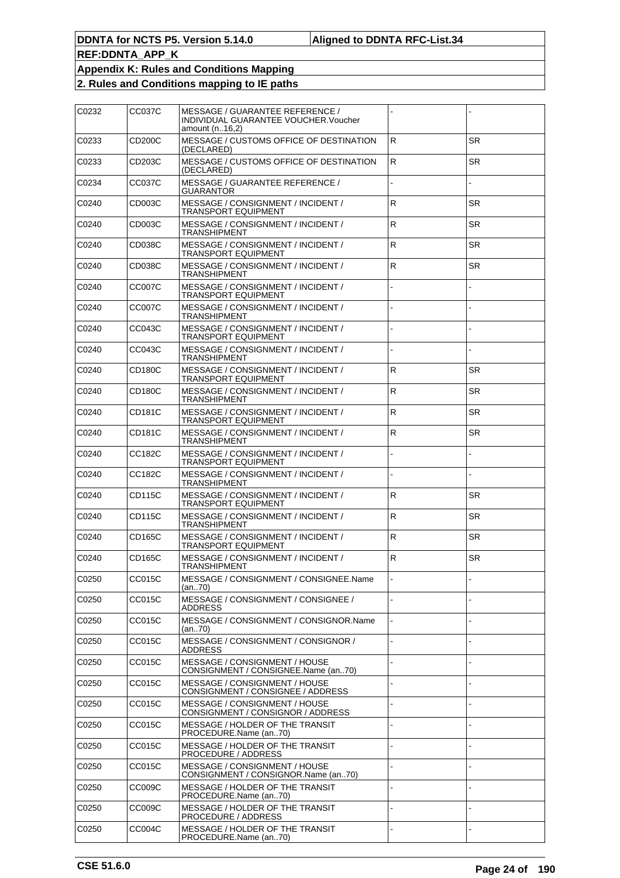| | | | | |
|---|---|---|---|---|
| C0232 | CC037C | MESSAGE / GUARANTEE REFERENCE / INDIVIDUAL GUARANTEE VOUCHER.Voucher amount (n..16,2) | - | - |
| C0233 | CD200C | MESSAGE / CUSTOMS OFFICE OF DESTINATION (DECLARED) | R | SR |
| C0233 | CD203C | MESSAGE / CUSTOMS OFFICE OF DESTINATION (DECLARED) | R | SR |
| C0234 | CC037C | MESSAGE / GUARANTEE REFERENCE / GUARANTOR | - | - |
| C0240 | CD003C | MESSAGE / CONSIGNMENT / INCIDENT / TRANSPORT EQUIPMENT | R | SR |
| C0240 | CD003C | MESSAGE / CONSIGNMENT / INCIDENT / TRANSHIPMENT | R | SR |
| C0240 | CD038C | MESSAGE / CONSIGNMENT / INCIDENT / TRANSPORT EQUIPMENT | R | SR |
| C0240 | CD038C | MESSAGE / CONSIGNMENT / INCIDENT / TRANSHIPMENT | R | SR |
| C0240 | CC007C | MESSAGE / CONSIGNMENT / INCIDENT / TRANSPORT EQUIPMENT | - | - |
| C0240 | CC007C | MESSAGE / CONSIGNMENT / INCIDENT / TRANSHIPMENT | - | - |
| C0240 | CC043C | MESSAGE / CONSIGNMENT / INCIDENT / TRANSPORT EQUIPMENT | - | - |
| C0240 | CC043C | MESSAGE / CONSIGNMENT / INCIDENT / TRANSHIPMENT | - | - |
| C0240 | CD180C | MESSAGE / CONSIGNMENT / INCIDENT / TRANSPORT EQUIPMENT | R | SR |
| C0240 | CD180C | MESSAGE / CONSIGNMENT / INCIDENT / TRANSHIPMENT | R | SR |
| C0240 | CD181C | MESSAGE / CONSIGNMENT / INCIDENT / TRANSPORT EQUIPMENT | R | SR |
| C0240 | CD181C | MESSAGE / CONSIGNMENT / INCIDENT / TRANSHIPMENT | R | SR |
| C0240 | CC182C | MESSAGE / CONSIGNMENT / INCIDENT / TRANSPORT EQUIPMENT | - | - |
| C0240 | CC182C | MESSAGE / CONSIGNMENT / INCIDENT / TRANSHIPMENT | - | - |
| C0240 | CD115C | MESSAGE / CONSIGNMENT / INCIDENT / TRANSPORT EQUIPMENT | R | SR |
| C0240 | CD115C | MESSAGE / CONSIGNMENT / INCIDENT / TRANSHIPMENT | R | SR |
| C0240 | CD165C | MESSAGE / CONSIGNMENT / INCIDENT / TRANSPORT EQUIPMENT | R | SR |
| C0240 | CD165C | MESSAGE / CONSIGNMENT / INCIDENT / TRANSHIPMENT | R | SR |
| C0250 | CC015C | MESSAGE / CONSIGNMENT / CONSIGNEE.Name (an..70) | - | - |
| C0250 | CC015C | MESSAGE / CONSIGNMENT / CONSIGNEE / ADDRESS | - | - |
| C0250 | CC015C | MESSAGE / CONSIGNMENT / CONSIGNOR.Name (an..70) | - | - |
| C0250 | CC015C | MESSAGE / CONSIGNMENT / CONSIGNOR / ADDRESS | - | - |
| C0250 | CC015C | MESSAGE / CONSIGNMENT / HOUSE CONSIGNMENT / CONSIGNEE.Name (an..70) | - | - |
| C0250 | CC015C | MESSAGE / CONSIGNMENT / HOUSE CONSIGNMENT / CONSIGNEE / ADDRESS | - | - |
| C0250 | CC015C | MESSAGE / CONSIGNMENT / HOUSE CONSIGNMENT / CONSIGNOR / ADDRESS | - | - |
| C0250 | CC015C | MESSAGE / HOLDER OF THE TRANSIT PROCEDURE.Name (an..70) | - | - |
| C0250 | CC015C | MESSAGE / HOLDER OF THE TRANSIT PROCEDURE / ADDRESS | - | - |
| C0250 | CC015C | MESSAGE / CONSIGNMENT / HOUSE CONSIGNMENT / CONSIGNOR.Name (an..70) | - | - |
| C0250 | CC009C | MESSAGE / HOLDER OF THE TRANSIT PROCEDURE.Name (an..70) | - | - |
| C0250 | CC009C | MESSAGE / HOLDER OF THE TRANSIT PROCEDURE / ADDRESS | - | - |
| C0250 | CC004C | MESSAGE / HOLDER OF THE TRANSIT PROCEDURE.Name (an..70) | - | - |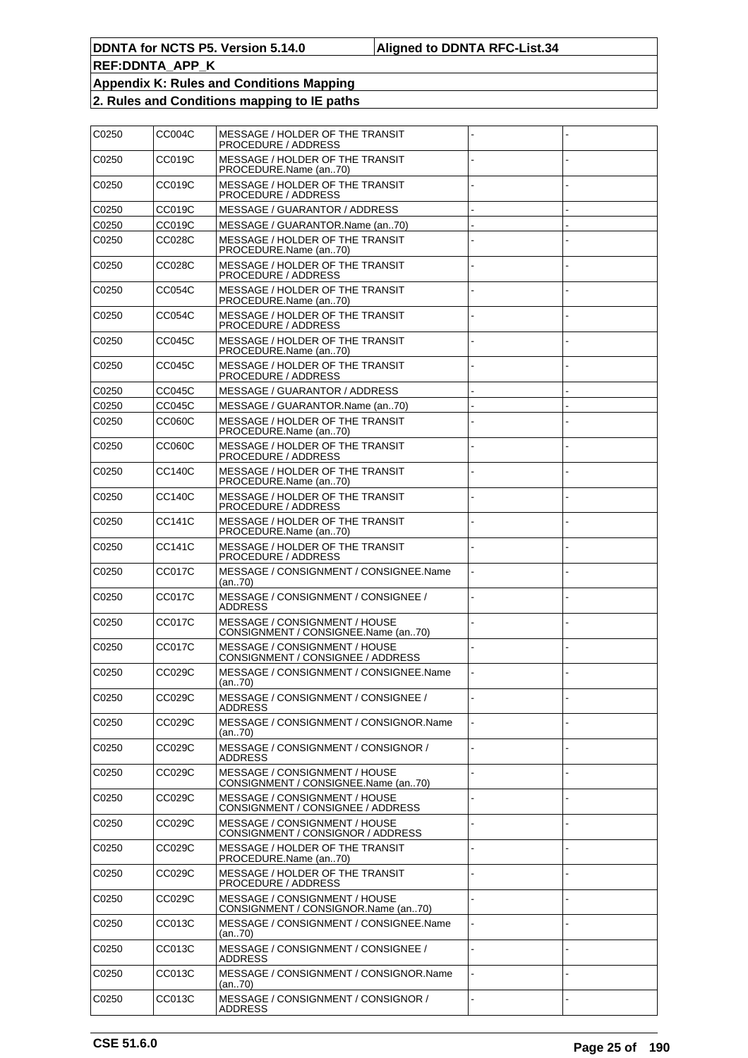| | | | | |
|---|---|---|---|---|
| C0250 | CC004C | MESSAGE / HOLDER OF THE TRANSIT PROCEDURE / ADDRESS | - | - |
| C0250 | CC019C | MESSAGE / HOLDER OF THE TRANSIT PROCEDURE.Name (an..70) | - | - |
| C0250 | CC019C | MESSAGE / HOLDER OF THE TRANSIT PROCEDURE / ADDRESS | - | - |
| C0250 | CC019C | MESSAGE / GUARANTOR / ADDRESS | - | - |
| C0250 | CC019C | MESSAGE / GUARANTOR.Name (an..70) | - | - |
| C0250 | CC028C | MESSAGE / HOLDER OF THE TRANSIT PROCEDURE.Name (an..70) | - | - |
| C0250 | CC028C | MESSAGE / HOLDER OF THE TRANSIT PROCEDURE / ADDRESS | - | - |
| C0250 | CC054C | MESSAGE / HOLDER OF THE TRANSIT PROCEDURE.Name (an..70) | - | - |
| C0250 | CC054C | MESSAGE / HOLDER OF THE TRANSIT PROCEDURE / ADDRESS | - | - |
| C0250 | CC045C | MESSAGE / HOLDER OF THE TRANSIT PROCEDURE.Name (an..70) | - | - |
| C0250 | CC045C | MESSAGE / HOLDER OF THE TRANSIT PROCEDURE / ADDRESS | - | - |
| C0250 | CC045C | MESSAGE / GUARANTOR / ADDRESS | - | - |
| C0250 | CC045C | MESSAGE / GUARANTOR.Name (an..70) | - | - |
| C0250 | CC060C | MESSAGE / HOLDER OF THE TRANSIT PROCEDURE.Name (an..70) | - | - |
| C0250 | CC060C | MESSAGE / HOLDER OF THE TRANSIT PROCEDURE / ADDRESS | - | - |
| C0250 | CC140C | MESSAGE / HOLDER OF THE TRANSIT PROCEDURE.Name (an..70) | - | - |
| C0250 | CC140C | MESSAGE / HOLDER OF THE TRANSIT PROCEDURE / ADDRESS | - | - |
| C0250 | CC141C | MESSAGE / HOLDER OF THE TRANSIT PROCEDURE.Name (an..70) | - | - |
| C0250 | CC141C | MESSAGE / HOLDER OF THE TRANSIT PROCEDURE / ADDRESS | - | - |
| C0250 | CC017C | MESSAGE / CONSIGNMENT / CONSIGNEE.Name (an..70) | - | - |
| C0250 | CC017C | MESSAGE / CONSIGNMENT / CONSIGNEE / ADDRESS | - | - |
| C0250 | CC017C | MESSAGE / CONSIGNMENT / HOUSE CONSIGNMENT / CONSIGNEE.Name (an..70) | - | - |
| C0250 | CC017C | MESSAGE / CONSIGNMENT / HOUSE CONSIGNMENT / CONSIGNEE / ADDRESS | - | - |
| C0250 | CC029C | MESSAGE / CONSIGNMENT / CONSIGNEE.Name (an..70) | - | - |
| C0250 | CC029C | MESSAGE / CONSIGNMENT / CONSIGNEE / ADDRESS | - | - |
| C0250 | CC029C | MESSAGE / CONSIGNMENT / CONSIGNOR.Name (an..70) | - | - |
| C0250 | CC029C | MESSAGE / CONSIGNMENT / CONSIGNOR / ADDRESS | - | - |
| C0250 | CC029C | MESSAGE / CONSIGNMENT / HOUSE CONSIGNMENT / CONSIGNEE.Name (an..70) | - | - |
| C0250 | CC029C | MESSAGE / CONSIGNMENT / HOUSE CONSIGNMENT / CONSIGNEE / ADDRESS | - | - |
| C0250 | CC029C | MESSAGE / CONSIGNMENT / HOUSE CONSIGNMENT / CONSIGNOR / ADDRESS | - | - |
| C0250 | CC029C | MESSAGE / HOLDER OF THE TRANSIT PROCEDURE.Name (an..70) | - | - |
| C0250 | CC029C | MESSAGE / HOLDER OF THE TRANSIT PROCEDURE / ADDRESS | - | - |
| C0250 | CC029C | MESSAGE / CONSIGNMENT / HOUSE CONSIGNMENT / CONSIGNOR.Name (an..70) | - | - |
| C0250 | CC013C | MESSAGE / CONSIGNMENT / CONSIGNEE.Name (an..70) | - | - |
| C0250 | CC013C | MESSAGE / CONSIGNMENT / CONSIGNEE / ADDRESS | - | - |
| C0250 | CC013C | MESSAGE / CONSIGNMENT / CONSIGNOR.Name (an..70) | - | - |
| C0250 | CC013C | MESSAGE / CONSIGNMENT / CONSIGNOR / ADDRESS | - | - |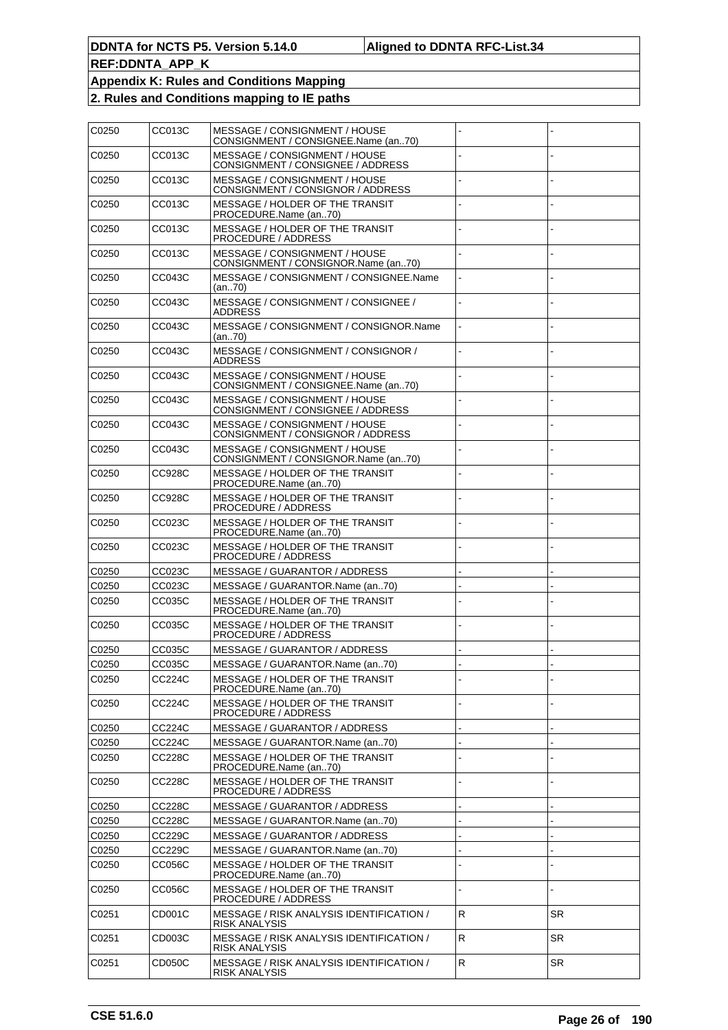| | | | | |
|---|---|---|---|---|
| C0250 | CC013C | MESSAGE / CONSIGNMENT / HOUSE CONSIGNMENT / CONSIGNEE.Name (an..70) | - | - |
| C0250 | CC013C | MESSAGE / CONSIGNMENT / HOUSE CONSIGNMENT / CONSIGNEE / ADDRESS | - | - |
| C0250 | CC013C | MESSAGE / CONSIGNMENT / HOUSE CONSIGNMENT / CONSIGNOR / ADDRESS | - | - |
| C0250 | CC013C | MESSAGE / HOLDER OF THE TRANSIT PROCEDURE.Name (an..70) | - | - |
| C0250 | CC013C | MESSAGE / HOLDER OF THE TRANSIT PROCEDURE / ADDRESS | - | - |
| C0250 | CC013C | MESSAGE / CONSIGNMENT / HOUSE CONSIGNMENT / CONSIGNOR.Name (an..70) | - | - |
| C0250 | CC043C | MESSAGE / CONSIGNMENT / CONSIGNEE.Name (an..70) | - | - |
| C0250 | CC043C | MESSAGE / CONSIGNMENT / CONSIGNEE / ADDRESS | - | - |
| C0250 | CC043C | MESSAGE / CONSIGNMENT / CONSIGNOR.Name (an..70) | - | - |
| C0250 | CC043C | MESSAGE / CONSIGNMENT / CONSIGNOR / ADDRESS | - | - |
| C0250 | CC043C | MESSAGE / CONSIGNMENT / HOUSE CONSIGNMENT / CONSIGNEE.Name (an..70) | - | - |
| C0250 | CC043C | MESSAGE / CONSIGNMENT / HOUSE CONSIGNMENT / CONSIGNEE / ADDRESS | - | - |
| C0250 | CC043C | MESSAGE / CONSIGNMENT / HOUSE CONSIGNMENT / CONSIGNOR / ADDRESS | - | - |
| C0250 | CC043C | MESSAGE / CONSIGNMENT / HOUSE CONSIGNMENT / CONSIGNOR.Name (an..70) | - | - |
| C0250 | CC928C | MESSAGE / HOLDER OF THE TRANSIT PROCEDURE.Name (an..70) | - | - |
| C0250 | CC928C | MESSAGE / HOLDER OF THE TRANSIT PROCEDURE / ADDRESS | - | - |
| C0250 | CC023C | MESSAGE / HOLDER OF THE TRANSIT PROCEDURE.Name (an..70) | - | - |
| C0250 | CC023C | MESSAGE / HOLDER OF THE TRANSIT PROCEDURE / ADDRESS | - | - |
| C0250 | CC023C | MESSAGE / GUARANTOR / ADDRESS | - | - |
| C0250 | CC023C | MESSAGE / GUARANTOR.Name (an..70) | - | - |
| C0250 | CC035C | MESSAGE / HOLDER OF THE TRANSIT PROCEDURE.Name (an..70) | - | - |
| C0250 | CC035C | MESSAGE / HOLDER OF THE TRANSIT PROCEDURE / ADDRESS | - | - |
| C0250 | CC035C | MESSAGE / GUARANTOR / ADDRESS | - | - |
| C0250 | CC035C | MESSAGE / GUARANTOR.Name (an..70) | - | - |
| C0250 | CC224C | MESSAGE / HOLDER OF THE TRANSIT PROCEDURE.Name (an..70) | - | - |
| C0250 | CC224C | MESSAGE / HOLDER OF THE TRANSIT PROCEDURE / ADDRESS | - | - |
| C0250 | CC224C | MESSAGE / GUARANTOR / ADDRESS | - | - |
| C0250 | CC224C | MESSAGE / GUARANTOR.Name (an..70) | - | - |
| C0250 | CC228C | MESSAGE / HOLDER OF THE TRANSIT PROCEDURE.Name (an..70) | - | - |
| C0250 | CC228C | MESSAGE / HOLDER OF THE TRANSIT PROCEDURE / ADDRESS | - | - |
| C0250 | CC228C | MESSAGE / GUARANTOR / ADDRESS | - | - |
| C0250 | CC228C | MESSAGE / GUARANTOR.Name (an..70) | - | - |
| C0250 | CC229C | MESSAGE / GUARANTOR / ADDRESS | - | - |
| C0250 | CC229C | MESSAGE / GUARANTOR.Name (an..70) | - | - |
| C0250 | CC056C | MESSAGE / HOLDER OF THE TRANSIT PROCEDURE.Name (an..70) | - | - |
| C0250 | CC056C | MESSAGE / HOLDER OF THE TRANSIT PROCEDURE / ADDRESS | - | - |
| C0251 | CD001C | MESSAGE / RISK ANALYSIS IDENTIFICATION / RISK ANALYSIS | R | SR |
| C0251 | CD003C | MESSAGE / RISK ANALYSIS IDENTIFICATION / RISK ANALYSIS | R | SR |
| C0251 | CD050C | MESSAGE / RISK ANALYSIS IDENTIFICATION / RISK ANALYSIS | R | SR |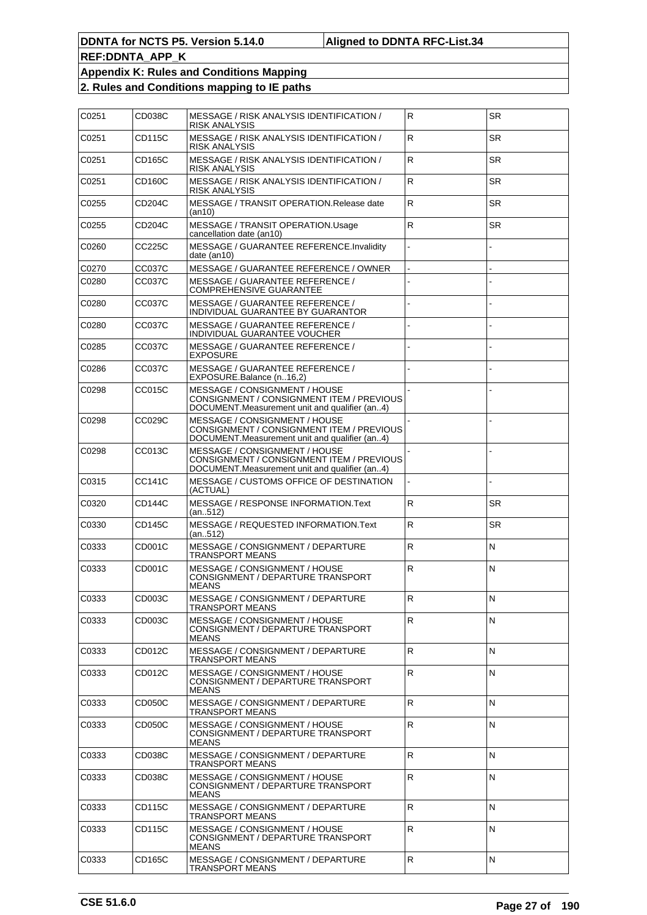| | | | | |
|---|---|---|---|---|
| C0251 | CD038C | MESSAGE / RISK ANALYSIS IDENTIFICATION / RISK ANALYSIS | R | SR |
| C0251 | CD115C | MESSAGE / RISK ANALYSIS IDENTIFICATION / RISK ANALYSIS | R | SR |
| C0251 | CD165C | MESSAGE / RISK ANALYSIS IDENTIFICATION / RISK ANALYSIS | R | SR |
| C0251 | CD160C | MESSAGE / RISK ANALYSIS IDENTIFICATION / RISK ANALYSIS | R | SR |
| C0255 | CD204C | MESSAGE / TRANSIT OPERATION.Release date (an10) | R | SR |
| C0255 | CD204C | MESSAGE / TRANSIT OPERATION.Usage cancellation date (an10) | R | SR |
| C0260 | CC225C | MESSAGE / GUARANTEE REFERENCE.Invalidity date (an10) | - | - |
| C0270 | CC037C | MESSAGE / GUARANTEE REFERENCE / OWNER | - | - |
| C0280 | CC037C | MESSAGE / GUARANTEE REFERENCE / COMPREHENSIVE GUARANTEE | - | - |
| C0280 | CC037C | MESSAGE / GUARANTEE REFERENCE / INDIVIDUAL GUARANTEE BY GUARANTOR | - | - |
| C0280 | CC037C | MESSAGE / GUARANTEE REFERENCE / INDIVIDUAL GUARANTEE VOUCHER | - | - |
| C0285 | CC037C | MESSAGE / GUARANTEE REFERENCE / EXPOSURE | - | - |
| C0286 | CC037C | MESSAGE / GUARANTEE REFERENCE / EXPOSURE.Balance (n..16,2) | - | - |
| C0298 | CC015C | MESSAGE / CONSIGNMENT / HOUSE CONSIGNMENT / CONSIGNMENT ITEM / PREVIOUS DOCUMENT.Measurement unit and qualifier (an..4) | - | - |
| C0298 | CC029C | MESSAGE / CONSIGNMENT / HOUSE CONSIGNMENT / CONSIGNMENT ITEM / PREVIOUS DOCUMENT.Measurement unit and qualifier (an..4) | - | - |
| C0298 | CC013C | MESSAGE / CONSIGNMENT / HOUSE CONSIGNMENT / CONSIGNMENT ITEM / PREVIOUS DOCUMENT.Measurement unit and qualifier (an..4) | - | - |
| C0315 | CC141C | MESSAGE / CUSTOMS OFFICE OF DESTINATION (ACTUAL) | - | - |
| C0320 | CD144C | MESSAGE / RESPONSE INFORMATION.Text (an..512) | R | SR |
| C0330 | CD145C | MESSAGE / REQUESTED INFORMATION.Text (an..512) | R | SR |
| C0333 | CD001C | MESSAGE / CONSIGNMENT / DEPARTURE TRANSPORT MEANS | R | N |
| C0333 | CD001C | MESSAGE / CONSIGNMENT / HOUSE CONSIGNMENT / DEPARTURE TRANSPORT MEANS | R | N |
| C0333 | CD003C | MESSAGE / CONSIGNMENT / DEPARTURE TRANSPORT MEANS | R | N |
| C0333 | CD003C | MESSAGE / CONSIGNMENT / HOUSE CONSIGNMENT / DEPARTURE TRANSPORT MEANS | R | N |
| C0333 | CD012C | MESSAGE / CONSIGNMENT / DEPARTURE TRANSPORT MEANS | R | N |
| C0333 | CD012C | MESSAGE / CONSIGNMENT / HOUSE CONSIGNMENT / DEPARTURE TRANSPORT MEANS | R | N |
| C0333 | CD050C | MESSAGE / CONSIGNMENT / DEPARTURE TRANSPORT MEANS | R | N |
| C0333 | CD050C | MESSAGE / CONSIGNMENT / HOUSE CONSIGNMENT / DEPARTURE TRANSPORT MEANS | R | N |
| C0333 | CD038C | MESSAGE / CONSIGNMENT / DEPARTURE TRANSPORT MEANS | R | N |
| C0333 | CD038C | MESSAGE / CONSIGNMENT / HOUSE CONSIGNMENT / DEPARTURE TRANSPORT MEANS | R | N |
| C0333 | CD115C | MESSAGE / CONSIGNMENT / DEPARTURE TRANSPORT MEANS | R | N |
| C0333 | CD115C | MESSAGE / CONSIGNMENT / HOUSE CONSIGNMENT / DEPARTURE TRANSPORT MEANS | R | N |
| C0333 | CD165C | MESSAGE / CONSIGNMENT / DEPARTURE TRANSPORT MEANS | R | N |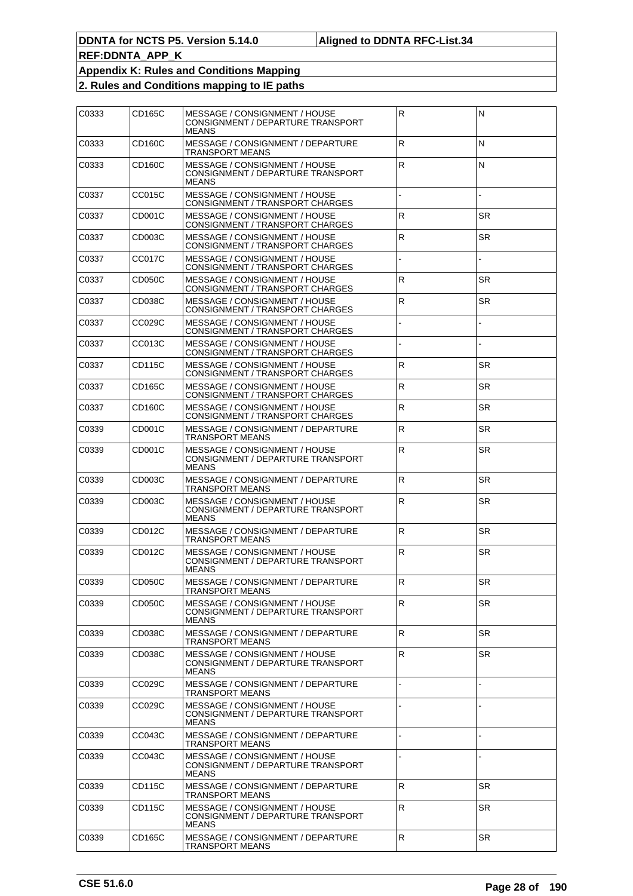| | | | | |
|---|---|---|---|---|
| C0333 | CD165C | MESSAGE / CONSIGNMENT / HOUSE CONSIGNMENT / DEPARTURE TRANSPORT MEANS | R | N |
| C0333 | CD160C | MESSAGE / CONSIGNMENT / DEPARTURE TRANSPORT MEANS | R | N |
| C0333 | CD160C | MESSAGE / CONSIGNMENT / HOUSE CONSIGNMENT / DEPARTURE TRANSPORT MEANS | R | N |
| C0337 | CC015C | MESSAGE / CONSIGNMENT / HOUSE CONSIGNMENT / TRANSPORT CHARGES | - | - |
| C0337 | CD001C | MESSAGE / CONSIGNMENT / HOUSE CONSIGNMENT / TRANSPORT CHARGES | R | SR |
| C0337 | CD003C | MESSAGE / CONSIGNMENT / HOUSE CONSIGNMENT / TRANSPORT CHARGES | R | SR |
| C0337 | CC017C | MESSAGE / CONSIGNMENT / HOUSE CONSIGNMENT / TRANSPORT CHARGES | - | - |
| C0337 | CD050C | MESSAGE / CONSIGNMENT / HOUSE CONSIGNMENT / TRANSPORT CHARGES | R | SR |
| C0337 | CD038C | MESSAGE / CONSIGNMENT / HOUSE CONSIGNMENT / TRANSPORT CHARGES | R | SR |
| C0337 | CC029C | MESSAGE / CONSIGNMENT / HOUSE CONSIGNMENT / TRANSPORT CHARGES | - | - |
| C0337 | CC013C | MESSAGE / CONSIGNMENT / HOUSE CONSIGNMENT / TRANSPORT CHARGES | - | - |
| C0337 | CD115C | MESSAGE / CONSIGNMENT / HOUSE CONSIGNMENT / TRANSPORT CHARGES | R | SR |
| C0337 | CD165C | MESSAGE / CONSIGNMENT / HOUSE CONSIGNMENT / TRANSPORT CHARGES | R | SR |
| C0337 | CD160C | MESSAGE / CONSIGNMENT / HOUSE CONSIGNMENT / TRANSPORT CHARGES | R | SR |
| C0339 | CD001C | MESSAGE / CONSIGNMENT / DEPARTURE TRANSPORT MEANS | R | SR |
| C0339 | CD001C | MESSAGE / CONSIGNMENT / HOUSE CONSIGNMENT / DEPARTURE TRANSPORT MEANS | R | SR |
| C0339 | CD003C | MESSAGE / CONSIGNMENT / DEPARTURE TRANSPORT MEANS | R | SR |
| C0339 | CD003C | MESSAGE / CONSIGNMENT / HOUSE CONSIGNMENT / DEPARTURE TRANSPORT MEANS | R | SR |
| C0339 | CD012C | MESSAGE / CONSIGNMENT / DEPARTURE TRANSPORT MEANS | R | SR |
| C0339 | CD012C | MESSAGE / CONSIGNMENT / HOUSE CONSIGNMENT / DEPARTURE TRANSPORT MEANS | R | SR |
| C0339 | CD050C | MESSAGE / CONSIGNMENT / DEPARTURE TRANSPORT MEANS | R | SR |
| C0339 | CD050C | MESSAGE / CONSIGNMENT / HOUSE CONSIGNMENT / DEPARTURE TRANSPORT MEANS | R | SR |
| C0339 | CD038C | MESSAGE / CONSIGNMENT / DEPARTURE TRANSPORT MEANS | R | SR |
| C0339 | CD038C | MESSAGE / CONSIGNMENT / HOUSE CONSIGNMENT / DEPARTURE TRANSPORT MEANS | R | SR |
| C0339 | CC029C | MESSAGE / CONSIGNMENT / DEPARTURE TRANSPORT MEANS | - | - |
| C0339 | CC029C | MESSAGE / CONSIGNMENT / HOUSE CONSIGNMENT / DEPARTURE TRANSPORT MEANS | - | - |
| C0339 | CC043C | MESSAGE / CONSIGNMENT / DEPARTURE TRANSPORT MEANS | - | - |
| C0339 | CC043C | MESSAGE / CONSIGNMENT / HOUSE CONSIGNMENT / DEPARTURE TRANSPORT MEANS | - | - |
| C0339 | CD115C | MESSAGE / CONSIGNMENT / DEPARTURE TRANSPORT MEANS | R | SR |
| C0339 | CD115C | MESSAGE / CONSIGNMENT / HOUSE CONSIGNMENT / DEPARTURE TRANSPORT MEANS | R | SR |
| C0339 | CD165C | MESSAGE / CONSIGNMENT / DEPARTURE TRANSPORT MEANS | R | SR |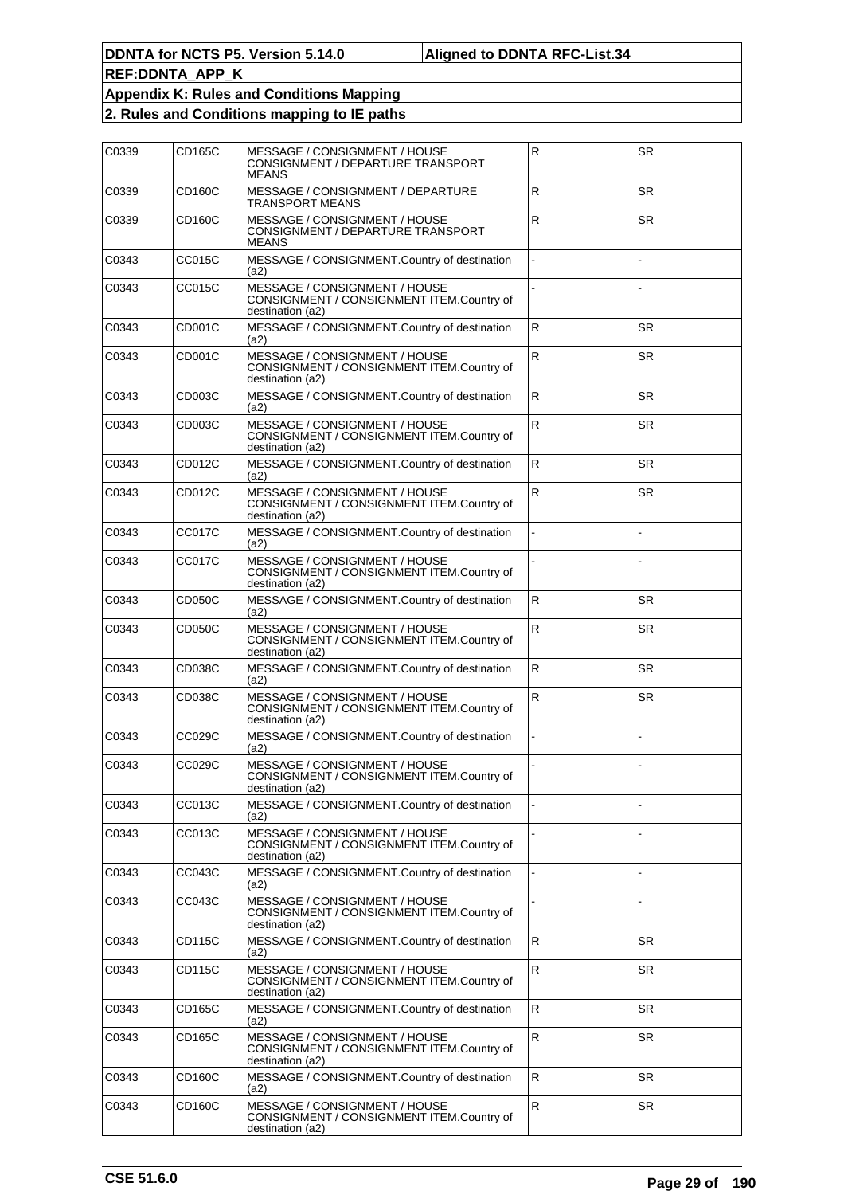| | | | | |
|---|---|---|---|---|
| C0339 | CD165C | MESSAGE / CONSIGNMENT / HOUSE CONSIGNMENT / DEPARTURE TRANSPORT MEANS | R | SR |
| C0339 | CD160C | MESSAGE / CONSIGNMENT / DEPARTURE TRANSPORT MEANS | R | SR |
| C0339 | CD160C | MESSAGE / CONSIGNMENT / HOUSE CONSIGNMENT / DEPARTURE TRANSPORT MEANS | R | SR |
| C0343 | CC015C | MESSAGE / CONSIGNMENT.Country of destination (a2) | - | - |
| C0343 | CC015C | MESSAGE / CONSIGNMENT / HOUSE CONSIGNMENT / CONSIGNMENT ITEM.Country of destination (a2) | - | - |
| C0343 | CD001C | MESSAGE / CONSIGNMENT.Country of destination (a2) | R | SR |
| C0343 | CD001C | MESSAGE / CONSIGNMENT / HOUSE CONSIGNMENT / CONSIGNMENT ITEM.Country of destination (a2) | R | SR |
| C0343 | CD003C | MESSAGE / CONSIGNMENT.Country of destination (a2) | R | SR |
| C0343 | CD003C | MESSAGE / CONSIGNMENT / HOUSE CONSIGNMENT / CONSIGNMENT ITEM.Country of destination (a2) | R | SR |
| C0343 | CD012C | MESSAGE / CONSIGNMENT.Country of destination (a2) | R | SR |
| C0343 | CD012C | MESSAGE / CONSIGNMENT / HOUSE CONSIGNMENT / CONSIGNMENT ITEM.Country of destination (a2) | R | SR |
| C0343 | CC017C | MESSAGE / CONSIGNMENT.Country of destination (a2) | - | - |
| C0343 | CC017C | MESSAGE / CONSIGNMENT / HOUSE CONSIGNMENT / CONSIGNMENT ITEM.Country of destination (a2) | - | - |
| C0343 | CD050C | MESSAGE / CONSIGNMENT.Country of destination (a2) | R | SR |
| C0343 | CD050C | MESSAGE / CONSIGNMENT / HOUSE CONSIGNMENT / CONSIGNMENT ITEM.Country of destination (a2) | R | SR |
| C0343 | CD038C | MESSAGE / CONSIGNMENT.Country of destination (a2) | R | SR |
| C0343 | CD038C | MESSAGE / CONSIGNMENT / HOUSE CONSIGNMENT / CONSIGNMENT ITEM.Country of destination (a2) | R | SR |
| C0343 | CC029C | MESSAGE / CONSIGNMENT.Country of destination (a2) | - | - |
| C0343 | CC029C | MESSAGE / CONSIGNMENT / HOUSE CONSIGNMENT / CONSIGNMENT ITEM.Country of destination (a2) | - | - |
| C0343 | CC013C | MESSAGE / CONSIGNMENT.Country of destination (a2) | - | - |
| C0343 | CC013C | MESSAGE / CONSIGNMENT / HOUSE CONSIGNMENT / CONSIGNMENT ITEM.Country of destination (a2) | - | - |
| C0343 | CC043C | MESSAGE / CONSIGNMENT.Country of destination (a2) | - | - |
| C0343 | CC043C | MESSAGE / CONSIGNMENT / HOUSE CONSIGNMENT / CONSIGNMENT ITEM.Country of destination (a2) | - | - |
| C0343 | CD115C | MESSAGE / CONSIGNMENT.Country of destination (a2) | R | SR |
| C0343 | CD115C | MESSAGE / CONSIGNMENT / HOUSE CONSIGNMENT / CONSIGNMENT ITEM.Country of destination (a2) | R | SR |
| C0343 | CD165C | MESSAGE / CONSIGNMENT.Country of destination (a2) | R | SR |
| C0343 | CD165C | MESSAGE / CONSIGNMENT / HOUSE CONSIGNMENT / CONSIGNMENT ITEM.Country of destination (a2) | R | SR |
| C0343 | CD160C | MESSAGE / CONSIGNMENT.Country of destination (a2) | R | SR |
| C0343 | CD160C | MESSAGE / CONSIGNMENT / HOUSE CONSIGNMENT / CONSIGNMENT ITEM.Country of destination (a2) | R | SR |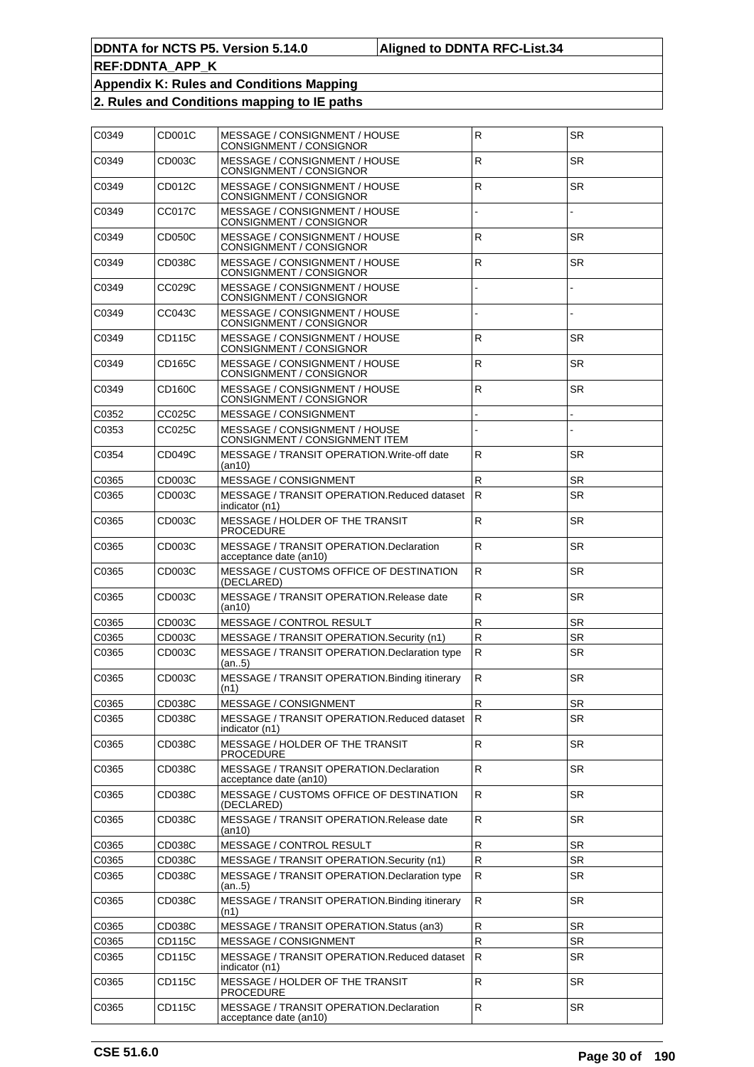| | | | | |
|---|---|---|---|---|
| C0349 | CD001C | MESSAGE / CONSIGNMENT / HOUSE CONSIGNMENT / CONSIGNOR | R | SR |
| C0349 | CD003C | MESSAGE / CONSIGNMENT / HOUSE CONSIGNMENT / CONSIGNOR | R | SR |
| C0349 | CD012C | MESSAGE / CONSIGNMENT / HOUSE CONSIGNMENT / CONSIGNOR | R | SR |
| C0349 | CC017C | MESSAGE / CONSIGNMENT / HOUSE CONSIGNMENT / CONSIGNOR | - | - |
| C0349 | CD050C | MESSAGE / CONSIGNMENT / HOUSE CONSIGNMENT / CONSIGNOR | R | SR |
| C0349 | CD038C | MESSAGE / CONSIGNMENT / HOUSE CONSIGNMENT / CONSIGNOR | R | SR |
| C0349 | CC029C | MESSAGE / CONSIGNMENT / HOUSE CONSIGNMENT / CONSIGNOR | - | - |
| C0349 | CC043C | MESSAGE / CONSIGNMENT / HOUSE CONSIGNMENT / CONSIGNOR | - | - |
| C0349 | CD115C | MESSAGE / CONSIGNMENT / HOUSE CONSIGNMENT / CONSIGNOR | R | SR |
| C0349 | CD165C | MESSAGE / CONSIGNMENT / HOUSE CONSIGNMENT / CONSIGNOR | R | SR |
| C0349 | CD160C | MESSAGE / CONSIGNMENT / HOUSE CONSIGNMENT / CONSIGNOR | R | SR |
| C0352 | CC025C | MESSAGE / CONSIGNMENT | - | - |
| C0353 | CC025C | MESSAGE / CONSIGNMENT / HOUSE CONSIGNMENT / CONSIGNMENT ITEM | - | - |
| C0354 | CD049C | MESSAGE / TRANSIT OPERATION.Write-off date (an10) | R | SR |
| C0365 | CD003C | MESSAGE / CONSIGNMENT | R | SR |
| C0365 | CD003C | MESSAGE / TRANSIT OPERATION.Reduced dataset indicator (n1) | R | SR |
| C0365 | CD003C | MESSAGE / HOLDER OF THE TRANSIT PROCEDURE | R | SR |
| C0365 | CD003C | MESSAGE / TRANSIT OPERATION.Declaration acceptance date (an10) | R | SR |
| C0365 | CD003C | MESSAGE / CUSTOMS OFFICE OF DESTINATION (DECLARED) | R | SR |
| C0365 | CD003C | MESSAGE / TRANSIT OPERATION.Release date (an10) | R | SR |
| C0365 | CD003C | MESSAGE / CONTROL RESULT | R | SR |
| C0365 | CD003C | MESSAGE / TRANSIT OPERATION.Security (n1) | R | SR |
| C0365 | CD003C | MESSAGE / TRANSIT OPERATION.Declaration type (an..5) | R | SR |
| C0365 | CD003C | MESSAGE / TRANSIT OPERATION.Binding itinerary (n1) | R | SR |
| C0365 | CD038C | MESSAGE / CONSIGNMENT | R | SR |
| C0365 | CD038C | MESSAGE / TRANSIT OPERATION.Reduced dataset indicator (n1) | R | SR |
| C0365 | CD038C | MESSAGE / HOLDER OF THE TRANSIT PROCEDURE | R | SR |
| C0365 | CD038C | MESSAGE / TRANSIT OPERATION.Declaration acceptance date (an10) | R | SR |
| C0365 | CD038C | MESSAGE / CUSTOMS OFFICE OF DESTINATION (DECLARED) | R | SR |
| C0365 | CD038C | MESSAGE / TRANSIT OPERATION.Release date (an10) | R | SR |
| C0365 | CD038C | MESSAGE / CONTROL RESULT | R | SR |
| C0365 | CD038C | MESSAGE / TRANSIT OPERATION.Security (n1) | R | SR |
| C0365 | CD038C | MESSAGE / TRANSIT OPERATION.Declaration type (an..5) | R | SR |
| C0365 | CD038C | MESSAGE / TRANSIT OPERATION.Binding itinerary (n1) | R | SR |
| C0365 | CD038C | MESSAGE / TRANSIT OPERATION.Status (an3) | R | SR |
| C0365 | CD115C | MESSAGE / CONSIGNMENT | R | SR |
| C0365 | CD115C | MESSAGE / TRANSIT OPERATION.Reduced dataset indicator (n1) | R | SR |
| C0365 | CD115C | MESSAGE / HOLDER OF THE TRANSIT PROCEDURE | R | SR |
| C0365 | CD115C | MESSAGE / TRANSIT OPERATION.Declaration acceptance date (an10) | R | SR |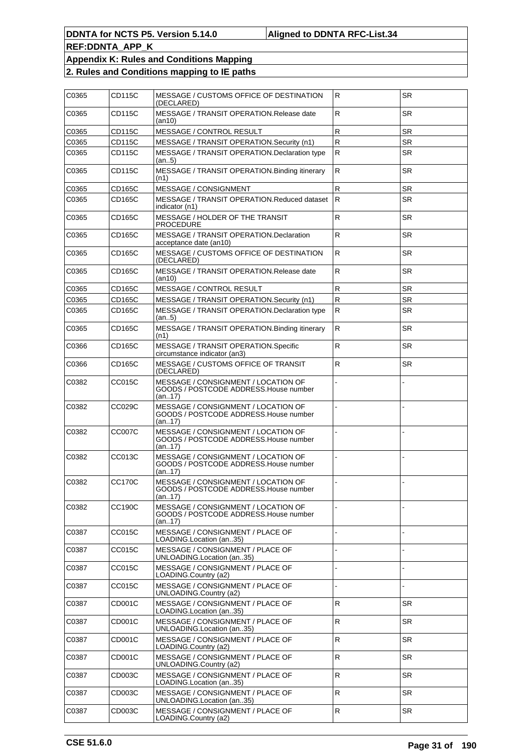| | | | | |
|---|---|---|---|---|
| C0365 | CD115C | MESSAGE / CUSTOMS OFFICE OF DESTINATION (DECLARED) | R | SR |
| C0365 | CD115C | MESSAGE / TRANSIT OPERATION.Release date (an10) | R | SR |
| C0365 | CD115C | MESSAGE / CONTROL RESULT | R | SR |
| C0365 | CD115C | MESSAGE / TRANSIT OPERATION.Security (n1) | R | SR |
| C0365 | CD115C | MESSAGE / TRANSIT OPERATION.Declaration type (an..5) | R | SR |
| C0365 | CD115C | MESSAGE / TRANSIT OPERATION.Binding itinerary (n1) | R | SR |
| C0365 | CD165C | MESSAGE / CONSIGNMENT | R | SR |
| C0365 | CD165C | MESSAGE / TRANSIT OPERATION.Reduced dataset indicator (n1) | R | SR |
| C0365 | CD165C | MESSAGE / HOLDER OF THE TRANSIT PROCEDURE | R | SR |
| C0365 | CD165C | MESSAGE / TRANSIT OPERATION.Declaration acceptance date (an10) | R | SR |
| C0365 | CD165C | MESSAGE / CUSTOMS OFFICE OF DESTINATION (DECLARED) | R | SR |
| C0365 | CD165C | MESSAGE / TRANSIT OPERATION.Release date (an10) | R | SR |
| C0365 | CD165C | MESSAGE / CONTROL RESULT | R | SR |
| C0365 | CD165C | MESSAGE / TRANSIT OPERATION.Security (n1) | R | SR |
| C0365 | CD165C | MESSAGE / TRANSIT OPERATION.Declaration type (an..5) | R | SR |
| C0365 | CD165C | MESSAGE / TRANSIT OPERATION.Binding itinerary (n1) | R | SR |
| C0366 | CD165C | MESSAGE / TRANSIT OPERATION.Specific circumstance indicator (an3) | R | SR |
| C0366 | CD165C | MESSAGE / CUSTOMS OFFICE OF TRANSIT (DECLARED) | R | SR |
| C0382 | CC015C | MESSAGE / CONSIGNMENT / LOCATION OF GOODS / POSTCODE ADDRESS.House number (an..17) | - | - |
| C0382 | CC029C | MESSAGE / CONSIGNMENT / LOCATION OF GOODS / POSTCODE ADDRESS.House number (an..17) | - | - |
| C0382 | CC007C | MESSAGE / CONSIGNMENT / LOCATION OF GOODS / POSTCODE ADDRESS.House number (an..17) | - | - |
| C0382 | CC013C | MESSAGE / CONSIGNMENT / LOCATION OF GOODS / POSTCODE ADDRESS.House number (an..17) | - | - |
| C0382 | CC170C | MESSAGE / CONSIGNMENT / LOCATION OF GOODS / POSTCODE ADDRESS.House number (an..17) | - | - |
| C0382 | CC190C | MESSAGE / CONSIGNMENT / LOCATION OF GOODS / POSTCODE ADDRESS.House number (an..17) | - | - |
| C0387 | CC015C | MESSAGE / CONSIGNMENT / PLACE OF LOADING.Location (an..35) | - | - |
| C0387 | CC015C | MESSAGE / CONSIGNMENT / PLACE OF UNLOADING.Location (an..35) | - | - |
| C0387 | CC015C | MESSAGE / CONSIGNMENT / PLACE OF LOADING.Country (a2) | - | - |
| C0387 | CC015C | MESSAGE / CONSIGNMENT / PLACE OF UNLOADING.Country (a2) | - | - |
| C0387 | CD001C | MESSAGE / CONSIGNMENT / PLACE OF LOADING.Location (an..35) | R | SR |
| C0387 | CD001C | MESSAGE / CONSIGNMENT / PLACE OF UNLOADING.Location (an..35) | R | SR |
| C0387 | CD001C | MESSAGE / CONSIGNMENT / PLACE OF LOADING.Country (a2) | R | SR |
| C0387 | CD001C | MESSAGE / CONSIGNMENT / PLACE OF UNLOADING.Country (a2) | R | SR |
| C0387 | CD003C | MESSAGE / CONSIGNMENT / PLACE OF LOADING.Location (an..35) | R | SR |
| C0387 | CD003C | MESSAGE / CONSIGNMENT / PLACE OF UNLOADING.Location (an..35) | R | SR |
| C0387 | CD003C | MESSAGE / CONSIGNMENT / PLACE OF LOADING.Country (a2) | R | SR |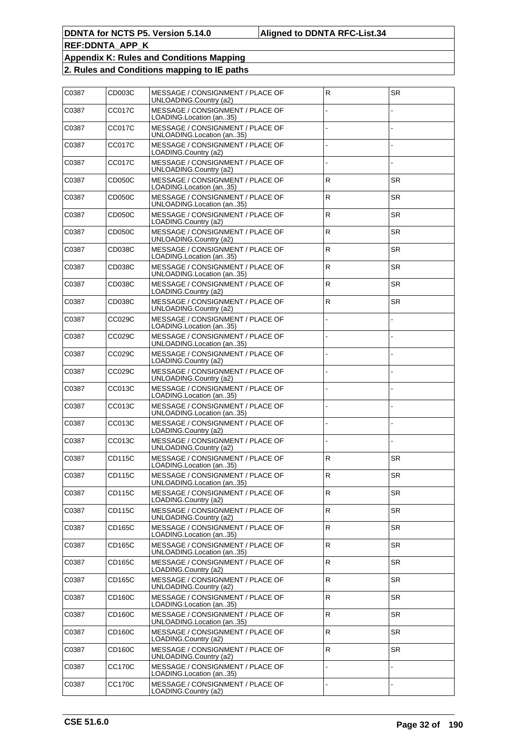| C0387 | CD003C | MESSAGE / CONSIGNMENT / PLACE OF UNLOADING.Country (a2) | R | SR |
|---|---|---|---|---|
| C0387 | CC017C | MESSAGE / CONSIGNMENT / PLACE OF LOADING.Location (an..35) | - | - |
| C0387 | CC017C | MESSAGE / CONSIGNMENT / PLACE OF UNLOADING.Location (an..35) | - | - |
| C0387 | CC017C | MESSAGE / CONSIGNMENT / PLACE OF LOADING.Country (a2) | - | - |
| C0387 | CC017C | MESSAGE / CONSIGNMENT / PLACE OF UNLOADING.Country (a2) | - | - |
| C0387 | CD050C | MESSAGE / CONSIGNMENT / PLACE OF LOADING.Location (an..35) | R | SR |
| C0387 | CD050C | MESSAGE / CONSIGNMENT / PLACE OF UNLOADING.Location (an..35) | R | SR |
| C0387 | CD050C | MESSAGE / CONSIGNMENT / PLACE OF LOADING.Country (a2) | R | SR |
| C0387 | CD050C | MESSAGE / CONSIGNMENT / PLACE OF UNLOADING.Country (a2) | R | SR |
| C0387 | CD038C | MESSAGE / CONSIGNMENT / PLACE OF LOADING.Location (an..35) | R | SR |
| C0387 | CD038C | MESSAGE / CONSIGNMENT / PLACE OF UNLOADING.Location (an..35) | R | SR |
| C0387 | CD038C | MESSAGE / CONSIGNMENT / PLACE OF LOADING.Country (a2) | R | SR |
| C0387 | CD038C | MESSAGE / CONSIGNMENT / PLACE OF UNLOADING.Country (a2) | R | SR |
| C0387 | CC029C | MESSAGE / CONSIGNMENT / PLACE OF LOADING.Location (an..35) | - | - |
| C0387 | CC029C | MESSAGE / CONSIGNMENT / PLACE OF UNLOADING.Location (an..35) | - | - |
| C0387 | CC029C | MESSAGE / CONSIGNMENT / PLACE OF LOADING.Country (a2) | - | - |
| C0387 | CC029C | MESSAGE / CONSIGNMENT / PLACE OF UNLOADING.Country (a2) | - | - |
| C0387 | CC013C | MESSAGE / CONSIGNMENT / PLACE OF LOADING.Location (an..35) | - | - |
| C0387 | CC013C | MESSAGE / CONSIGNMENT / PLACE OF UNLOADING.Location (an..35) | - | - |
| C0387 | CC013C | MESSAGE / CONSIGNMENT / PLACE OF LOADING.Country (a2) | - | - |
| C0387 | CC013C | MESSAGE / CONSIGNMENT / PLACE OF UNLOADING.Country (a2) | - | - |
| C0387 | CD115C | MESSAGE / CONSIGNMENT / PLACE OF LOADING.Location (an..35) | R | SR |
| C0387 | CD115C | MESSAGE / CONSIGNMENT / PLACE OF UNLOADING.Location (an..35) | R | SR |
| C0387 | CD115C | MESSAGE / CONSIGNMENT / PLACE OF LOADING.Country (a2) | R | SR |
| C0387 | CD115C | MESSAGE / CONSIGNMENT / PLACE OF UNLOADING.Country (a2) | R | SR |
| C0387 | CD165C | MESSAGE / CONSIGNMENT / PLACE OF LOADING.Location (an..35) | R | SR |
| C0387 | CD165C | MESSAGE / CONSIGNMENT / PLACE OF UNLOADING.Location (an..35) | R | SR |
| C0387 | CD165C | MESSAGE / CONSIGNMENT / PLACE OF LOADING.Country (a2) | R | SR |
| C0387 | CD165C | MESSAGE / CONSIGNMENT / PLACE OF UNLOADING.Country (a2) | R | SR |
| C0387 | CD160C | MESSAGE / CONSIGNMENT / PLACE OF LOADING.Location (an..35) | R | SR |
| C0387 | CD160C | MESSAGE / CONSIGNMENT / PLACE OF UNLOADING.Location (an..35) | R | SR |
| C0387 | CD160C | MESSAGE / CONSIGNMENT / PLACE OF LOADING.Country (a2) | R | SR |
| C0387 | CD160C | MESSAGE / CONSIGNMENT / PLACE OF UNLOADING.Country (a2) | R | SR |
| C0387 | CC170C | MESSAGE / CONSIGNMENT / PLACE OF LOADING.Location (an..35) | - | - |
| C0387 | CC170C | MESSAGE / CONSIGNMENT / PLACE OF LOADING.Country (a2) | - | - |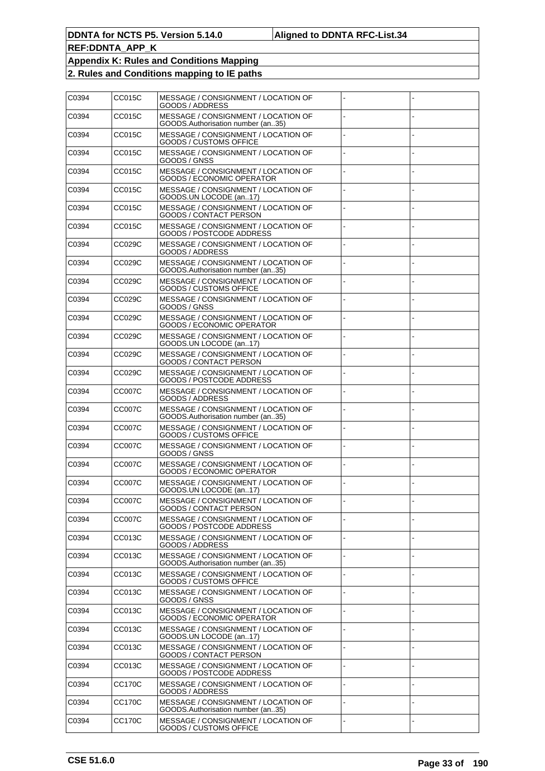| | | | | |
|---|---|---|---|---|
| C0394 | CC015C | MESSAGE / CONSIGNMENT / LOCATION OF GOODS / ADDRESS | - | - |
| C0394 | CC015C | MESSAGE / CONSIGNMENT / LOCATION OF GOODS.Authorisation number (an..35) | - | - |
| C0394 | CC015C | MESSAGE / CONSIGNMENT / LOCATION OF GOODS / CUSTOMS OFFICE | - | - |
| C0394 | CC015C | MESSAGE / CONSIGNMENT / LOCATION OF GOODS / GNSS | - | - |
| C0394 | CC015C | MESSAGE / CONSIGNMENT / LOCATION OF GOODS / ECONOMIC OPERATOR | - | - |
| C0394 | CC015C | MESSAGE / CONSIGNMENT / LOCATION OF GOODS.UN LOCODE (an..17) | - | - |
| C0394 | CC015C | MESSAGE / CONSIGNMENT / LOCATION OF GOODS / CONTACT PERSON | - | - |
| C0394 | CC015C | MESSAGE / CONSIGNMENT / LOCATION OF GOODS / POSTCODE ADDRESS | - | - |
| C0394 | CC029C | MESSAGE / CONSIGNMENT / LOCATION OF GOODS / ADDRESS | - | - |
| C0394 | CC029C | MESSAGE / CONSIGNMENT / LOCATION OF GOODS.Authorisation number (an..35) | - | - |
| C0394 | CC029C | MESSAGE / CONSIGNMENT / LOCATION OF GOODS / CUSTOMS OFFICE | - | - |
| C0394 | CC029C | MESSAGE / CONSIGNMENT / LOCATION OF GOODS / GNSS | - | - |
| C0394 | CC029C | MESSAGE / CONSIGNMENT / LOCATION OF GOODS / ECONOMIC OPERATOR | - | - |
| C0394 | CC029C | MESSAGE / CONSIGNMENT / LOCATION OF GOODS.UN LOCODE (an..17) | - | - |
| C0394 | CC029C | MESSAGE / CONSIGNMENT / LOCATION OF GOODS / CONTACT PERSON | - | - |
| C0394 | CC029C | MESSAGE / CONSIGNMENT / LOCATION OF GOODS / POSTCODE ADDRESS | - | - |
| C0394 | CC007C | MESSAGE / CONSIGNMENT / LOCATION OF GOODS / ADDRESS | - | - |
| C0394 | CC007C | MESSAGE / CONSIGNMENT / LOCATION OF GOODS.Authorisation number (an..35) | - | - |
| C0394 | CC007C | MESSAGE / CONSIGNMENT / LOCATION OF GOODS / CUSTOMS OFFICE | - | - |
| C0394 | CC007C | MESSAGE / CONSIGNMENT / LOCATION OF GOODS / GNSS | - | - |
| C0394 | CC007C | MESSAGE / CONSIGNMENT / LOCATION OF GOODS / ECONOMIC OPERATOR | - | - |
| C0394 | CC007C | MESSAGE / CONSIGNMENT / LOCATION OF GOODS.UN LOCODE (an..17) | - | - |
| C0394 | CC007C | MESSAGE / CONSIGNMENT / LOCATION OF GOODS / CONTACT PERSON | - | - |
| C0394 | CC007C | MESSAGE / CONSIGNMENT / LOCATION OF GOODS / POSTCODE ADDRESS | - | - |
| C0394 | CC013C | MESSAGE / CONSIGNMENT / LOCATION OF GOODS / ADDRESS | - | - |
| C0394 | CC013C | MESSAGE / CONSIGNMENT / LOCATION OF GOODS.Authorisation number (an..35) | - | - |
| C0394 | CC013C | MESSAGE / CONSIGNMENT / LOCATION OF GOODS / CUSTOMS OFFICE | - | - |
| C0394 | CC013C | MESSAGE / CONSIGNMENT / LOCATION OF GOODS / GNSS | - | - |
| C0394 | CC013C | MESSAGE / CONSIGNMENT / LOCATION OF GOODS / ECONOMIC OPERATOR | - | - |
| C0394 | CC013C | MESSAGE / CONSIGNMENT / LOCATION OF GOODS.UN LOCODE (an..17) | - | - |
| C0394 | CC013C | MESSAGE / CONSIGNMENT / LOCATION OF GOODS / CONTACT PERSON | - | - |
| C0394 | CC013C | MESSAGE / CONSIGNMENT / LOCATION OF GOODS / POSTCODE ADDRESS | - | - |
| C0394 | CC170C | MESSAGE / CONSIGNMENT / LOCATION OF GOODS / ADDRESS | - | - |
| C0394 | CC170C | MESSAGE / CONSIGNMENT / LOCATION OF GOODS.Authorisation number (an..35) | - | - |
| C0394 | CC170C | MESSAGE / CONSIGNMENT / LOCATION OF GOODS / CUSTOMS OFFICE | - | - |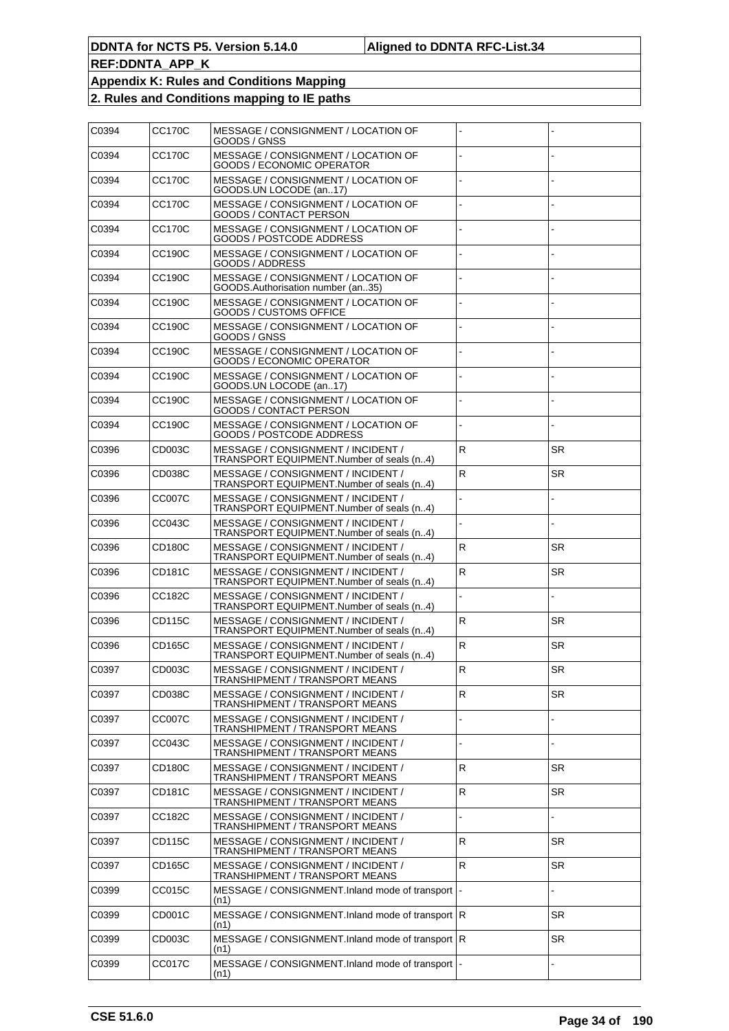| | | | | |
|---|---|---|---|---|
| C0394 | CC170C | MESSAGE / CONSIGNMENT / LOCATION OF GOODS / GNSS | - | - |
| C0394 | CC170C | MESSAGE / CONSIGNMENT / LOCATION OF GOODS / ECONOMIC OPERATOR | - | - |
| C0394 | CC170C | MESSAGE / CONSIGNMENT / LOCATION OF GOODS.UN LOCODE (an..17) | - | - |
| C0394 | CC170C | MESSAGE / CONSIGNMENT / LOCATION OF GOODS / CONTACT PERSON | - | - |
| C0394 | CC170C | MESSAGE / CONSIGNMENT / LOCATION OF GOODS / POSTCODE ADDRESS | - | - |
| C0394 | CC190C | MESSAGE / CONSIGNMENT / LOCATION OF GOODS / ADDRESS | - | - |
| C0394 | CC190C | MESSAGE / CONSIGNMENT / LOCATION OF GOODS.Authorisation number (an..35) | - | - |
| C0394 | CC190C | MESSAGE / CONSIGNMENT / LOCATION OF GOODS / CUSTOMS OFFICE | - | - |
| C0394 | CC190C | MESSAGE / CONSIGNMENT / LOCATION OF GOODS / GNSS | - | - |
| C0394 | CC190C | MESSAGE / CONSIGNMENT / LOCATION OF GOODS / ECONOMIC OPERATOR | - | - |
| C0394 | CC190C | MESSAGE / CONSIGNMENT / LOCATION OF GOODS.UN LOCODE (an..17) | - | - |
| C0394 | CC190C | MESSAGE / CONSIGNMENT / LOCATION OF GOODS / CONTACT PERSON | - | - |
| C0394 | CC190C | MESSAGE / CONSIGNMENT / LOCATION OF GOODS / POSTCODE ADDRESS | - | - |
| C0396 | CD003C | MESSAGE / CONSIGNMENT / INCIDENT / TRANSPORT EQUIPMENT.Number of seals (n..4) | R | SR |
| C0396 | CD038C | MESSAGE / CONSIGNMENT / INCIDENT / TRANSPORT EQUIPMENT.Number of seals (n..4) | R | SR |
| C0396 | CC007C | MESSAGE / CONSIGNMENT / INCIDENT / TRANSPORT EQUIPMENT.Number of seals (n..4) | - | - |
| C0396 | CC043C | MESSAGE / CONSIGNMENT / INCIDENT / TRANSPORT EQUIPMENT.Number of seals (n..4) | - | - |
| C0396 | CD180C | MESSAGE / CONSIGNMENT / INCIDENT / TRANSPORT EQUIPMENT.Number of seals (n..4) | R | SR |
| C0396 | CD181C | MESSAGE / CONSIGNMENT / INCIDENT / TRANSPORT EQUIPMENT.Number of seals (n..4) | R | SR |
| C0396 | CC182C | MESSAGE / CONSIGNMENT / INCIDENT / TRANSPORT EQUIPMENT.Number of seals (n..4) | - | - |
| C0396 | CD115C | MESSAGE / CONSIGNMENT / INCIDENT / TRANSPORT EQUIPMENT.Number of seals (n..4) | R | SR |
| C0396 | CD165C | MESSAGE / CONSIGNMENT / INCIDENT / TRANSPORT EQUIPMENT.Number of seals (n..4) | R | SR |
| C0397 | CD003C | MESSAGE / CONSIGNMENT / INCIDENT / TRANSHIPMENT / TRANSPORT MEANS | R | SR |
| C0397 | CD038C | MESSAGE / CONSIGNMENT / INCIDENT / TRANSHIPMENT / TRANSPORT MEANS | R | SR |
| C0397 | CC007C | MESSAGE / CONSIGNMENT / INCIDENT / TRANSHIPMENT / TRANSPORT MEANS | - | - |
| C0397 | CC043C | MESSAGE / CONSIGNMENT / INCIDENT / TRANSHIPMENT / TRANSPORT MEANS | - | - |
| C0397 | CD180C | MESSAGE / CONSIGNMENT / INCIDENT / TRANSHIPMENT / TRANSPORT MEANS | R | SR |
| C0397 | CD181C | MESSAGE / CONSIGNMENT / INCIDENT / TRANSHIPMENT / TRANSPORT MEANS | R | SR |
| C0397 | CC182C | MESSAGE / CONSIGNMENT / INCIDENT / TRANSHIPMENT / TRANSPORT MEANS | - | - |
| C0397 | CD115C | MESSAGE / CONSIGNMENT / INCIDENT / TRANSHIPMENT / TRANSPORT MEANS | R | SR |
| C0397 | CD165C | MESSAGE / CONSIGNMENT / INCIDENT / TRANSHIPMENT / TRANSPORT MEANS | R | SR |
| C0399 | CC015C | MESSAGE / CONSIGNMENT.Inland mode of transport (n1) | - | - |
| C0399 | CD001C | MESSAGE / CONSIGNMENT.Inland mode of transport (n1) | R | SR |
| C0399 | CD003C | MESSAGE / CONSIGNMENT.Inland mode of transport (n1) | R | SR |
| C0399 | CC017C | MESSAGE / CONSIGNMENT.Inland mode of transport (n1) | - | - |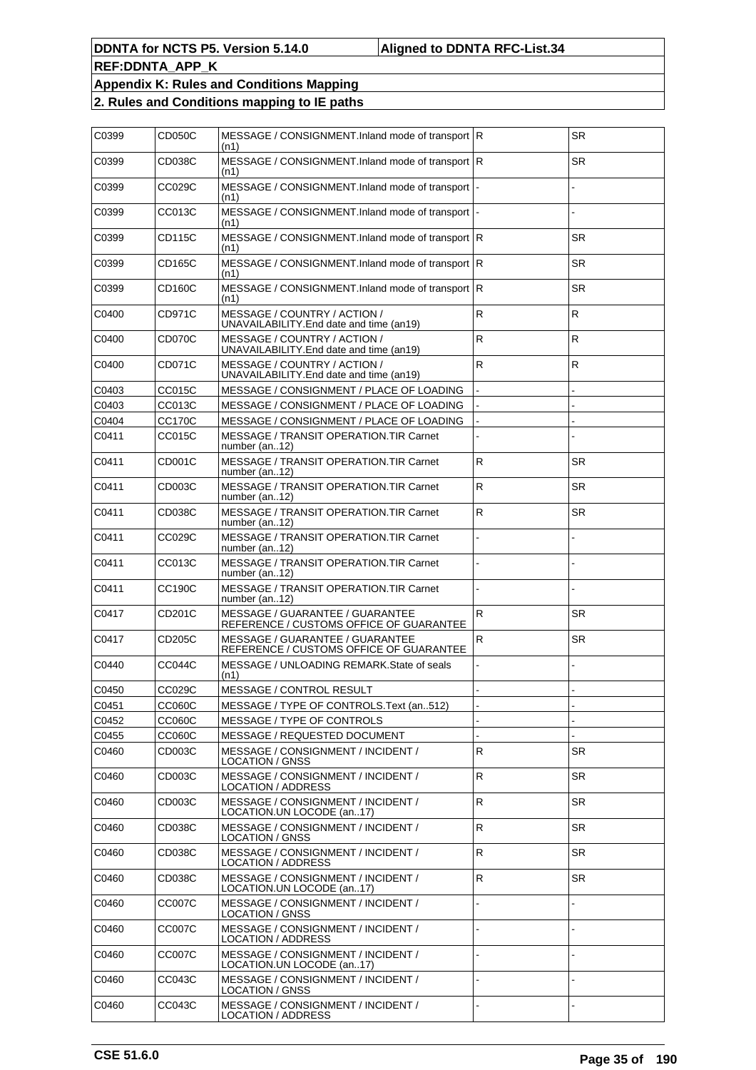| | | | | |
|---|---|---|---|---|
| C0399 | CD050C | MESSAGE / CONSIGNMENT.Inland mode of transport (n1) | R | SR |
| C0399 | CD038C | MESSAGE / CONSIGNMENT.Inland mode of transport (n1) | R | SR |
| C0399 | CC029C | MESSAGE / CONSIGNMENT.Inland mode of transport (n1) | - | - |
| C0399 | CC013C | MESSAGE / CONSIGNMENT.Inland mode of transport (n1) | - | - |
| C0399 | CD115C | MESSAGE / CONSIGNMENT.Inland mode of transport (n1) | R | SR |
| C0399 | CD165C | MESSAGE / CONSIGNMENT.Inland mode of transport (n1) | R | SR |
| C0399 | CD160C | MESSAGE / CONSIGNMENT.Inland mode of transport (n1) | R | SR |
| C0400 | CD971C | MESSAGE / COUNTRY / ACTION / UNAVAILABILITY.End date and time (an19) | R | R |
| C0400 | CD070C | MESSAGE / COUNTRY / ACTION / UNAVAILABILITY.End date and time (an19) | R | R |
| C0400 | CD071C | MESSAGE / COUNTRY / ACTION / UNAVAILABILITY.End date and time (an19) | R | R |
| C0403 | CC015C | MESSAGE / CONSIGNMENT / PLACE OF LOADING | - | - |
| C0403 | CC013C | MESSAGE / CONSIGNMENT / PLACE OF LOADING | - | - |
| C0404 | CC170C | MESSAGE / CONSIGNMENT / PLACE OF LOADING | - | - |
| C0411 | CC015C | MESSAGE / TRANSIT OPERATION.TIR Carnet number (an..12) | - | - |
| C0411 | CD001C | MESSAGE / TRANSIT OPERATION.TIR Carnet number (an..12) | R | SR |
| C0411 | CD003C | MESSAGE / TRANSIT OPERATION.TIR Carnet number (an..12) | R | SR |
| C0411 | CD038C | MESSAGE / TRANSIT OPERATION.TIR Carnet number (an..12) | R | SR |
| C0411 | CC029C | MESSAGE / TRANSIT OPERATION.TIR Carnet number (an..12) | - | - |
| C0411 | CC013C | MESSAGE / TRANSIT OPERATION.TIR Carnet number (an..12) | - | - |
| C0411 | CC190C | MESSAGE / TRANSIT OPERATION.TIR Carnet number (an..12) | - | - |
| C0417 | CD201C | MESSAGE / GUARANTEE / GUARANTEE REFERENCE / CUSTOMS OFFICE OF GUARANTEE | R | SR |
| C0417 | CD205C | MESSAGE / GUARANTEE / GUARANTEE REFERENCE / CUSTOMS OFFICE OF GUARANTEE | R | SR |
| C0440 | CC044C | MESSAGE / UNLOADING REMARK.State of seals (n1) | - | - |
| C0450 | CC029C | MESSAGE / CONTROL RESULT | - | - |
| C0451 | CC060C | MESSAGE / TYPE OF CONTROLS.Text (an..512) | - | - |
| C0452 | CC060C | MESSAGE / TYPE OF CONTROLS | - | - |
| C0455 | CC060C | MESSAGE / REQUESTED DOCUMENT | - | - |
| C0460 | CD003C | MESSAGE / CONSIGNMENT / INCIDENT / LOCATION / GNSS | R | SR |
| C0460 | CD003C | MESSAGE / CONSIGNMENT / INCIDENT / LOCATION / ADDRESS | R | SR |
| C0460 | CD003C | MESSAGE / CONSIGNMENT / INCIDENT / LOCATION.UN LOCODE (an..17) | R | SR |
| C0460 | CD038C | MESSAGE / CONSIGNMENT / INCIDENT / LOCATION / GNSS | R | SR |
| C0460 | CD038C | MESSAGE / CONSIGNMENT / INCIDENT / LOCATION / ADDRESS | R | SR |
| C0460 | CD038C | MESSAGE / CONSIGNMENT / INCIDENT / LOCATION.UN LOCODE (an..17) | R | SR |
| C0460 | CC007C | MESSAGE / CONSIGNMENT / INCIDENT / LOCATION / GNSS | - | - |
| C0460 | CC007C | MESSAGE / CONSIGNMENT / INCIDENT / LOCATION / ADDRESS | - | - |
| C0460 | CC007C | MESSAGE / CONSIGNMENT / INCIDENT / LOCATION.UN LOCODE (an..17) | - | - |
| C0460 | CC043C | MESSAGE / CONSIGNMENT / INCIDENT / LOCATION / GNSS | - | - |
| C0460 | CC043C | MESSAGE / CONSIGNMENT / INCIDENT / LOCATION / ADDRESS | - | - |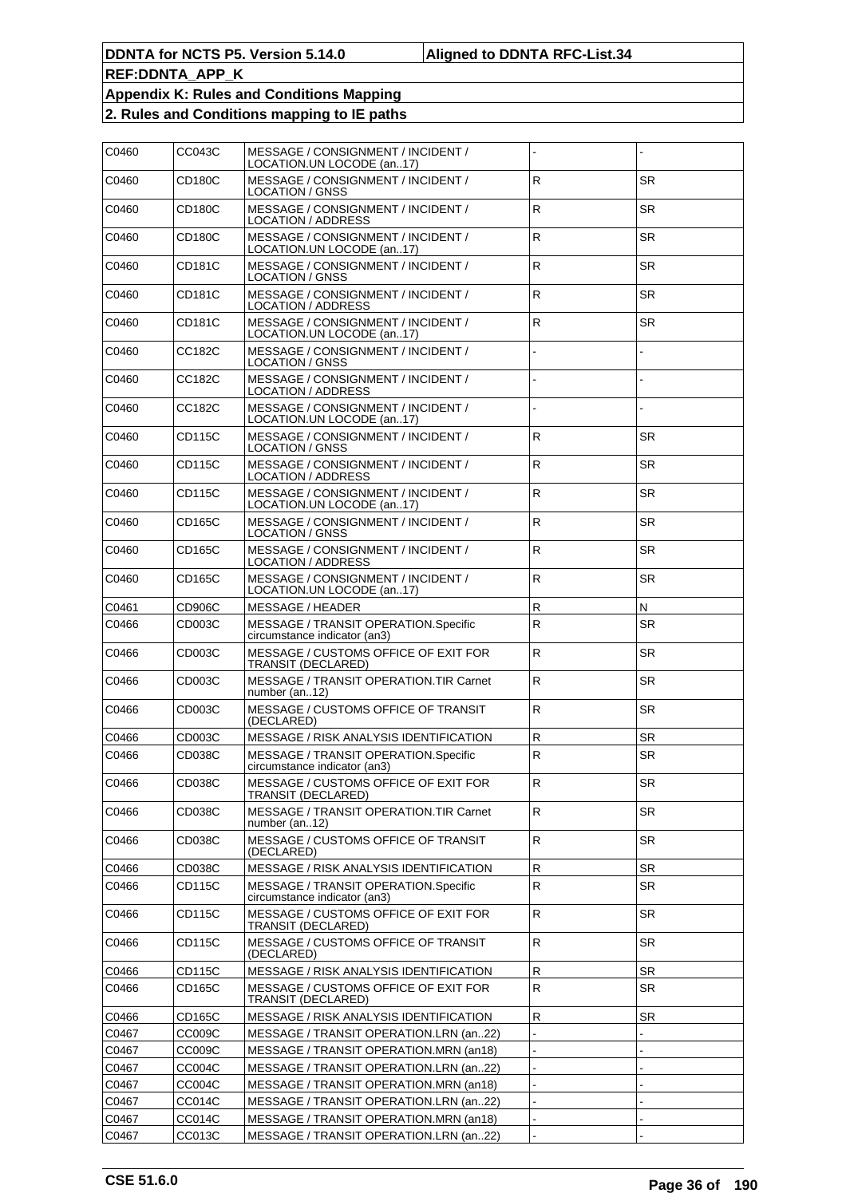| | | | | |
|---|---|---|---|---|
| C0460 | CC043C | MESSAGE / CONSIGNMENT / INCIDENT / LOCATION.UN LOCODE (an..17) | - | - |
| C0460 | CD180C | MESSAGE / CONSIGNMENT / INCIDENT / LOCATION / GNSS | R | SR |
| C0460 | CD180C | MESSAGE / CONSIGNMENT / INCIDENT / LOCATION / ADDRESS | R | SR |
| C0460 | CD180C | MESSAGE / CONSIGNMENT / INCIDENT / LOCATION.UN LOCODE (an..17) | R | SR |
| C0460 | CD181C | MESSAGE / CONSIGNMENT / INCIDENT / LOCATION / GNSS | R | SR |
| C0460 | CD181C | MESSAGE / CONSIGNMENT / INCIDENT / LOCATION / ADDRESS | R | SR |
| C0460 | CD181C | MESSAGE / CONSIGNMENT / INCIDENT / LOCATION.UN LOCODE (an..17) | R | SR |
| C0460 | CC182C | MESSAGE / CONSIGNMENT / INCIDENT / LOCATION / GNSS | - | - |
| C0460 | CC182C | MESSAGE / CONSIGNMENT / INCIDENT / LOCATION / ADDRESS | - | - |
| C0460 | CC182C | MESSAGE / CONSIGNMENT / INCIDENT / LOCATION.UN LOCODE (an..17) | - | - |
| C0460 | CD115C | MESSAGE / CONSIGNMENT / INCIDENT / LOCATION / GNSS | R | SR |
| C0460 | CD115C | MESSAGE / CONSIGNMENT / INCIDENT / LOCATION / ADDRESS | R | SR |
| C0460 | CD115C | MESSAGE / CONSIGNMENT / INCIDENT / LOCATION.UN LOCODE (an..17) | R | SR |
| C0460 | CD165C | MESSAGE / CONSIGNMENT / INCIDENT / LOCATION / GNSS | R | SR |
| C0460 | CD165C | MESSAGE / CONSIGNMENT / INCIDENT / LOCATION / ADDRESS | R | SR |
| C0460 | CD165C | MESSAGE / CONSIGNMENT / INCIDENT / LOCATION.UN LOCODE (an..17) | R | SR |
| C0461 | CD906C | MESSAGE / HEADER | R | N |
| C0466 | CD003C | MESSAGE / TRANSIT OPERATION.Specific circumstance indicator (an3) | R | SR |
| C0466 | CD003C | MESSAGE / CUSTOMS OFFICE OF EXIT FOR TRANSIT (DECLARED) | R | SR |
| C0466 | CD003C | MESSAGE / TRANSIT OPERATION.TIR Carnet number (an..12) | R | SR |
| C0466 | CD003C | MESSAGE / CUSTOMS OFFICE OF TRANSIT (DECLARED) | R | SR |
| C0466 | CD003C | MESSAGE / RISK ANALYSIS IDENTIFICATION | R | SR |
| C0466 | CD038C | MESSAGE / TRANSIT OPERATION.Specific circumstance indicator (an3) | R | SR |
| C0466 | CD038C | MESSAGE / CUSTOMS OFFICE OF EXIT FOR TRANSIT (DECLARED) | R | SR |
| C0466 | CD038C | MESSAGE / TRANSIT OPERATION.TIR Carnet number (an..12) | R | SR |
| C0466 | CD038C | MESSAGE / CUSTOMS OFFICE OF TRANSIT (DECLARED) | R | SR |
| C0466 | CD038C | MESSAGE / RISK ANALYSIS IDENTIFICATION | R | SR |
| C0466 | CD115C | MESSAGE / TRANSIT OPERATION.Specific circumstance indicator (an3) | R | SR |
| C0466 | CD115C | MESSAGE / CUSTOMS OFFICE OF EXIT FOR TRANSIT (DECLARED) | R | SR |
| C0466 | CD115C | MESSAGE / CUSTOMS OFFICE OF TRANSIT (DECLARED) | R | SR |
| C0466 | CD115C | MESSAGE / RISK ANALYSIS IDENTIFICATION | R | SR |
| C0466 | CD165C | MESSAGE / CUSTOMS OFFICE OF EXIT FOR TRANSIT (DECLARED) | R | SR |
| C0466 | CD165C | MESSAGE / RISK ANALYSIS IDENTIFICATION | R | SR |
| C0467 | CC009C | MESSAGE / TRANSIT OPERATION.LRN (an..22) | - | - |
| C0467 | CC009C | MESSAGE / TRANSIT OPERATION.MRN (an18) | - | - |
| C0467 | CC004C | MESSAGE / TRANSIT OPERATION.LRN (an..22) | - | - |
| C0467 | CC004C | MESSAGE / TRANSIT OPERATION.MRN (an18) | - | - |
| C0467 | CC014C | MESSAGE / TRANSIT OPERATION.LRN (an..22) | - | - |
| C0467 | CC014C | MESSAGE / TRANSIT OPERATION.MRN (an18) | - | - |
| C0467 | CC013C | MESSAGE / TRANSIT OPERATION.LRN (an..22) | - | - |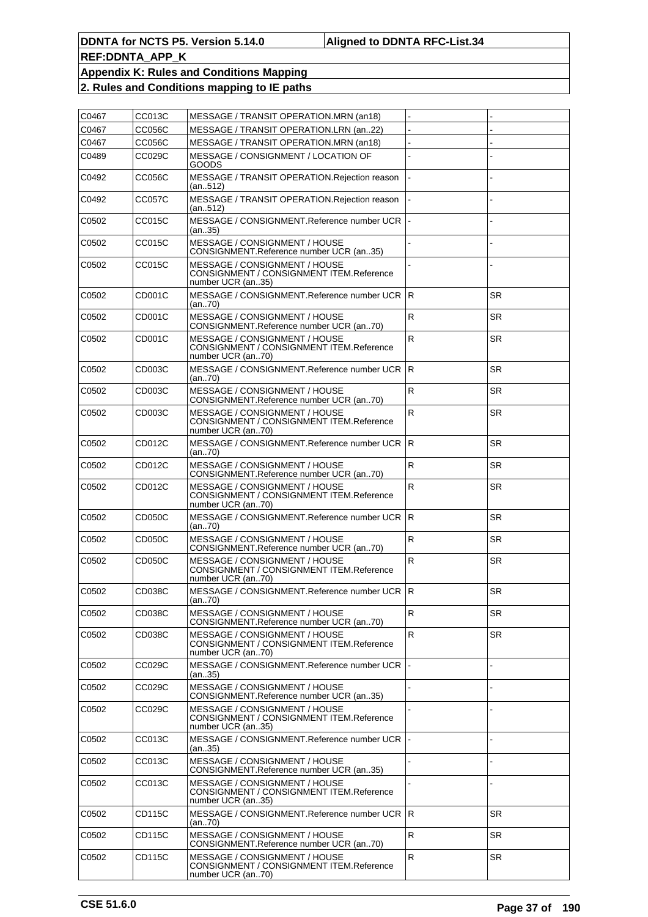| | | | | |
|---|---|---|---|---|
| C0467 | CC013C | MESSAGE / TRANSIT OPERATION.MRN (an18) | - | - |
| C0467 | CC056C | MESSAGE / TRANSIT OPERATION.LRN (an..22) | - | - |
| C0467 | CC056C | MESSAGE / TRANSIT OPERATION.MRN (an18) | - | - |
| C0489 | CC029C | MESSAGE / CONSIGNMENT / LOCATION OF GOODS | - | - |
| C0492 | CC056C | MESSAGE / TRANSIT OPERATION.Rejection reason (an..512) | - | - |
| C0492 | CC057C | MESSAGE / TRANSIT OPERATION.Rejection reason (an..512) | - | - |
| C0502 | CC015C | MESSAGE / CONSIGNMENT.Reference number UCR (an..35) | - | - |
| C0502 | CC015C | MESSAGE / CONSIGNMENT / HOUSE CONSIGNMENT.Reference number UCR (an..35) | - | - |
| C0502 | CC015C | MESSAGE / CONSIGNMENT / HOUSE CONSIGNMENT / CONSIGNMENT ITEM.Reference number UCR (an..35) | - | - |
| C0502 | CD001C | MESSAGE / CONSIGNMENT.Reference number UCR (an..70) | R | SR |
| C0502 | CD001C | MESSAGE / CONSIGNMENT / HOUSE CONSIGNMENT.Reference number UCR (an..70) | R | SR |
| C0502 | CD001C | MESSAGE / CONSIGNMENT / HOUSE CONSIGNMENT / CONSIGNMENT ITEM.Reference number UCR (an..70) | R | SR |
| C0502 | CD003C | MESSAGE / CONSIGNMENT.Reference number UCR (an..70) | R | SR |
| C0502 | CD003C | MESSAGE / CONSIGNMENT / HOUSE CONSIGNMENT.Reference number UCR (an..70) | R | SR |
| C0502 | CD003C | MESSAGE / CONSIGNMENT / HOUSE CONSIGNMENT / CONSIGNMENT ITEM.Reference number UCR (an..70) | R | SR |
| C0502 | CD012C | MESSAGE / CONSIGNMENT.Reference number UCR (an..70) | R | SR |
| C0502 | CD012C | MESSAGE / CONSIGNMENT / HOUSE CONSIGNMENT.Reference number UCR (an..70) | R | SR |
| C0502 | CD012C | MESSAGE / CONSIGNMENT / HOUSE CONSIGNMENT / CONSIGNMENT ITEM.Reference number UCR (an..70) | R | SR |
| C0502 | CD050C | MESSAGE / CONSIGNMENT.Reference number UCR (an..70) | R | SR |
| C0502 | CD050C | MESSAGE / CONSIGNMENT / HOUSE CONSIGNMENT.Reference number UCR (an..70) | R | SR |
| C0502 | CD050C | MESSAGE / CONSIGNMENT / HOUSE CONSIGNMENT / CONSIGNMENT ITEM.Reference number UCR (an..70) | R | SR |
| C0502 | CD038C | MESSAGE / CONSIGNMENT.Reference number UCR (an..70) | R | SR |
| C0502 | CD038C | MESSAGE / CONSIGNMENT / HOUSE CONSIGNMENT.Reference number UCR (an..70) | R | SR |
| C0502 | CD038C | MESSAGE / CONSIGNMENT / HOUSE CONSIGNMENT / CONSIGNMENT ITEM.Reference number UCR (an..70) | R | SR |
| C0502 | CC029C | MESSAGE / CONSIGNMENT.Reference number UCR (an..35) | - | - |
| C0502 | CC029C | MESSAGE / CONSIGNMENT / HOUSE CONSIGNMENT.Reference number UCR (an..35) | - | - |
| C0502 | CC029C | MESSAGE / CONSIGNMENT / HOUSE CONSIGNMENT / CONSIGNMENT ITEM.Reference number UCR (an..35) | - | - |
| C0502 | CC013C | MESSAGE / CONSIGNMENT.Reference number UCR (an..35) | - | - |
| C0502 | CC013C | MESSAGE / CONSIGNMENT / HOUSE CONSIGNMENT.Reference number UCR (an..35) | - | - |
| C0502 | CC013C | MESSAGE / CONSIGNMENT / HOUSE CONSIGNMENT / CONSIGNMENT ITEM.Reference number UCR (an..35) | - | - |
| C0502 | CD115C | MESSAGE / CONSIGNMENT.Reference number UCR (an..70) | R | SR |
| C0502 | CD115C | MESSAGE / CONSIGNMENT / HOUSE CONSIGNMENT.Reference number UCR (an..70) | R | SR |
| C0502 | CD115C | MESSAGE / CONSIGNMENT / HOUSE CONSIGNMENT / CONSIGNMENT ITEM.Reference number UCR (an..70) | R | SR |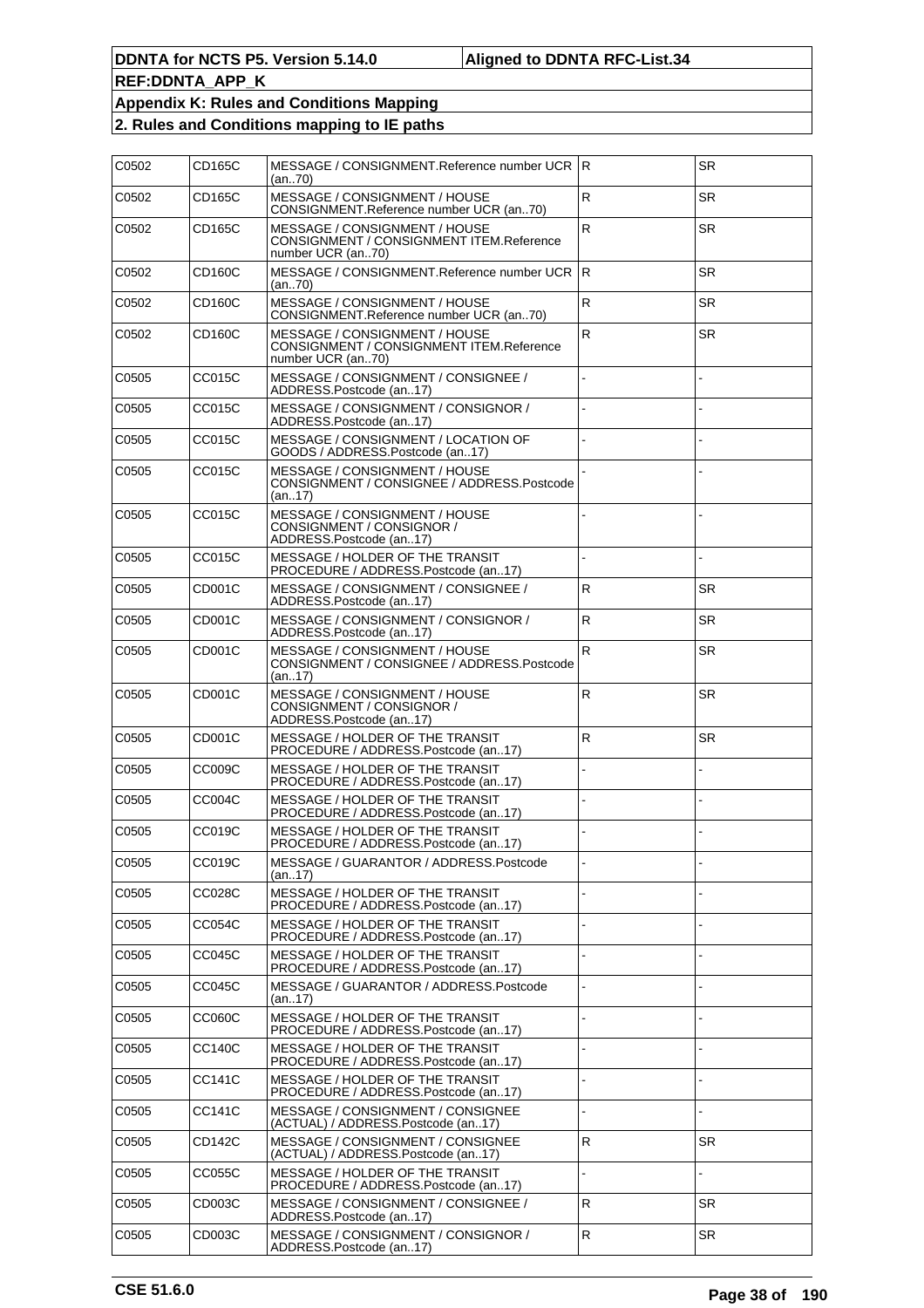| C0502 | CD165C | MESSAGE / CONSIGNMENT.Reference number UCR (an..70) | R | SR |
|---|---|---|---|---|
| C0502 | CD165C | MESSAGE / CONSIGNMENT / HOUSE CONSIGNMENT.Reference number UCR (an..70) | R | SR |
| C0502 | CD165C | MESSAGE / CONSIGNMENT / HOUSE CONSIGNMENT / CONSIGNMENT ITEM.Reference number UCR (an..70) | R | SR |
| C0502 | CD160C | MESSAGE / CONSIGNMENT.Reference number UCR (an..70) | R | SR |
| C0502 | CD160C | MESSAGE / CONSIGNMENT / HOUSE CONSIGNMENT.Reference number UCR (an..70) | R | SR |
| C0502 | CD160C | MESSAGE / CONSIGNMENT / HOUSE CONSIGNMENT / CONSIGNMENT ITEM.Reference number UCR (an..70) | R | SR |
| C0505 | CC015C | MESSAGE / CONSIGNMENT / CONSIGNEE / ADDRESS.Postcode (an..17) | - | - |
| C0505 | CC015C | MESSAGE / CONSIGNMENT / CONSIGNOR / ADDRESS.Postcode (an..17) | - | - |
| C0505 | CC015C | MESSAGE / CONSIGNMENT / LOCATION OF GOODS / ADDRESS.Postcode (an..17) | - | - |
| C0505 | CC015C | MESSAGE / CONSIGNMENT / HOUSE CONSIGNMENT / CONSIGNEE / ADDRESS.Postcode (an..17) | - | - |
| C0505 | CC015C | MESSAGE / CONSIGNMENT / HOUSE CONSIGNMENT / CONSIGNOR / ADDRESS.Postcode (an..17) | - | - |
| C0505 | CC015C | MESSAGE / HOLDER OF THE TRANSIT PROCEDURE / ADDRESS.Postcode (an..17) | - | - |
| C0505 | CD001C | MESSAGE / CONSIGNMENT / CONSIGNEE / ADDRESS.Postcode (an..17) | R | SR |
| C0505 | CD001C | MESSAGE / CONSIGNMENT / CONSIGNOR / ADDRESS.Postcode (an..17) | R | SR |
| C0505 | CD001C | MESSAGE / CONSIGNMENT / HOUSE CONSIGNMENT / CONSIGNEE / ADDRESS.Postcode (an..17) | R | SR |
| C0505 | CD001C | MESSAGE / CONSIGNMENT / HOUSE CONSIGNMENT / CONSIGNOR / ADDRESS.Postcode (an..17) | R | SR |
| C0505 | CD001C | MESSAGE / HOLDER OF THE TRANSIT PROCEDURE / ADDRESS.Postcode (an..17) | R | SR |
| C0505 | CC009C | MESSAGE / HOLDER OF THE TRANSIT PROCEDURE / ADDRESS.Postcode (an..17) | - | - |
| C0505 | CC004C | MESSAGE / HOLDER OF THE TRANSIT PROCEDURE / ADDRESS.Postcode (an..17) | - | - |
| C0505 | CC019C | MESSAGE / HOLDER OF THE TRANSIT PROCEDURE / ADDRESS.Postcode (an..17) | - | - |
| C0505 | CC019C | MESSAGE / GUARANTOR / ADDRESS.Postcode (an..17) | - | - |
| C0505 | CC028C | MESSAGE / HOLDER OF THE TRANSIT PROCEDURE / ADDRESS.Postcode (an..17) | - | - |
| C0505 | CC054C | MESSAGE / HOLDER OF THE TRANSIT PROCEDURE / ADDRESS.Postcode (an..17) | - | - |
| C0505 | CC045C | MESSAGE / HOLDER OF THE TRANSIT PROCEDURE / ADDRESS.Postcode (an..17) | - | - |
| C0505 | CC045C | MESSAGE / GUARANTOR / ADDRESS.Postcode (an..17) | - | - |
| C0505 | CC060C | MESSAGE / HOLDER OF THE TRANSIT PROCEDURE / ADDRESS.Postcode (an..17) | - | - |
| C0505 | CC140C | MESSAGE / HOLDER OF THE TRANSIT PROCEDURE / ADDRESS.Postcode (an..17) | - | - |
| C0505 | CC141C | MESSAGE / HOLDER OF THE TRANSIT PROCEDURE / ADDRESS.Postcode (an..17) | - | - |
| C0505 | CC141C | MESSAGE / CONSIGNMENT / CONSIGNEE (ACTUAL) / ADDRESS.Postcode (an..17) | - | - |
| C0505 | CD142C | MESSAGE / CONSIGNMENT / CONSIGNEE (ACTUAL) / ADDRESS.Postcode (an..17) | R | SR |
| C0505 | CC055C | MESSAGE / HOLDER OF THE TRANSIT PROCEDURE / ADDRESS.Postcode (an..17) | - | - |
| C0505 | CD003C | MESSAGE / CONSIGNMENT / CONSIGNEE / ADDRESS.Postcode (an..17) | R | SR |
| C0505 | CD003C | MESSAGE / CONSIGNMENT / CONSIGNOR / ADDRESS.Postcode (an..17) | R | SR |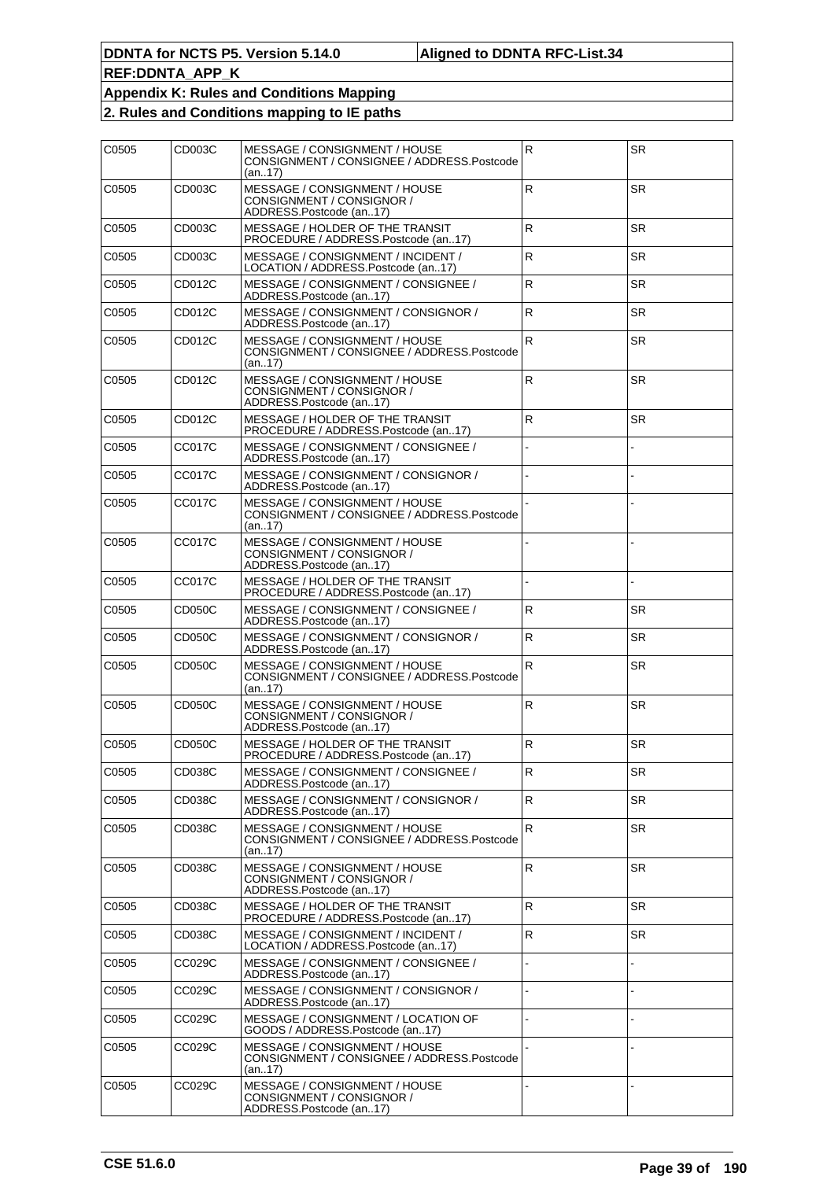| | | | | |
|---|---|---|---|---|
| C0505 | CD003C | MESSAGE / CONSIGNMENT / HOUSE CONSIGNMENT / CONSIGNEE / ADDRESS.Postcode (an..17) | R | SR |
| C0505 | CD003C | MESSAGE / CONSIGNMENT / HOUSE CONSIGNMENT / CONSIGNOR / ADDRESS.Postcode (an..17) | R | SR |
| C0505 | CD003C | MESSAGE / HOLDER OF THE TRANSIT PROCEDURE / ADDRESS.Postcode (an..17) | R | SR |
| C0505 | CD003C | MESSAGE / CONSIGNMENT / INCIDENT / LOCATION / ADDRESS.Postcode (an..17) | R | SR |
| C0505 | CD012C | MESSAGE / CONSIGNMENT / CONSIGNEE / ADDRESS.Postcode (an..17) | R | SR |
| C0505 | CD012C | MESSAGE / CONSIGNMENT / CONSIGNOR / ADDRESS.Postcode (an..17) | R | SR |
| C0505 | CD012C | MESSAGE / CONSIGNMENT / HOUSE CONSIGNMENT / CONSIGNEE / ADDRESS.Postcode (an..17) | R | SR |
| C0505 | CD012C | MESSAGE / CONSIGNMENT / HOUSE CONSIGNMENT / CONSIGNOR / ADDRESS.Postcode (an..17) | R | SR |
| C0505 | CD012C | MESSAGE / HOLDER OF THE TRANSIT PROCEDURE / ADDRESS.Postcode (an..17) | R | SR |
| C0505 | CC017C | MESSAGE / CONSIGNMENT / CONSIGNEE / ADDRESS.Postcode (an..17) | - | - |
| C0505 | CC017C | MESSAGE / CONSIGNMENT / CONSIGNOR / ADDRESS.Postcode (an..17) | - | - |
| C0505 | CC017C | MESSAGE / CONSIGNMENT / HOUSE CONSIGNMENT / CONSIGNEE / ADDRESS.Postcode (an..17) | - | - |
| C0505 | CC017C | MESSAGE / CONSIGNMENT / HOUSE CONSIGNMENT / CONSIGNOR / ADDRESS.Postcode (an..17) | - | - |
| C0505 | CC017C | MESSAGE / HOLDER OF THE TRANSIT PROCEDURE / ADDRESS.Postcode (an..17) | - | - |
| C0505 | CD050C | MESSAGE / CONSIGNMENT / CONSIGNEE / ADDRESS.Postcode (an..17) | R | SR |
| C0505 | CD050C | MESSAGE / CONSIGNMENT / CONSIGNOR / ADDRESS.Postcode (an..17) | R | SR |
| C0505 | CD050C | MESSAGE / CONSIGNMENT / HOUSE CONSIGNMENT / CONSIGNEE / ADDRESS.Postcode (an..17) | R | SR |
| C0505 | CD050C | MESSAGE / CONSIGNMENT / HOUSE CONSIGNMENT / CONSIGNOR / ADDRESS.Postcode (an..17) | R | SR |
| C0505 | CD050C | MESSAGE / HOLDER OF THE TRANSIT PROCEDURE / ADDRESS.Postcode (an..17) | R | SR |
| C0505 | CD038C | MESSAGE / CONSIGNMENT / CONSIGNEE / ADDRESS.Postcode (an..17) | R | SR |
| C0505 | CD038C | MESSAGE / CONSIGNMENT / CONSIGNOR / ADDRESS.Postcode (an..17) | R | SR |
| C0505 | CD038C | MESSAGE / CONSIGNMENT / HOUSE CONSIGNMENT / CONSIGNEE / ADDRESS.Postcode (an..17) | R | SR |
| C0505 | CD038C | MESSAGE / CONSIGNMENT / HOUSE CONSIGNMENT / CONSIGNOR / ADDRESS.Postcode (an..17) | R | SR |
| C0505 | CD038C | MESSAGE / HOLDER OF THE TRANSIT PROCEDURE / ADDRESS.Postcode (an..17) | R | SR |
| C0505 | CD038C | MESSAGE / CONSIGNMENT / INCIDENT / LOCATION / ADDRESS.Postcode (an..17) | R | SR |
| C0505 | CC029C | MESSAGE / CONSIGNMENT / CONSIGNEE / ADDRESS.Postcode (an..17) | - | - |
| C0505 | CC029C | MESSAGE / CONSIGNMENT / CONSIGNOR / ADDRESS.Postcode (an..17) | - | - |
| C0505 | CC029C | MESSAGE / CONSIGNMENT / LOCATION OF GOODS / ADDRESS.Postcode (an..17) | - | - |
| C0505 | CC029C | MESSAGE / CONSIGNMENT / HOUSE CONSIGNMENT / CONSIGNEE / ADDRESS.Postcode (an..17) | - | - |
| C0505 | CC029C | MESSAGE / CONSIGNMENT / HOUSE CONSIGNMENT / CONSIGNOR / ADDRESS.Postcode (an..17) | - | - |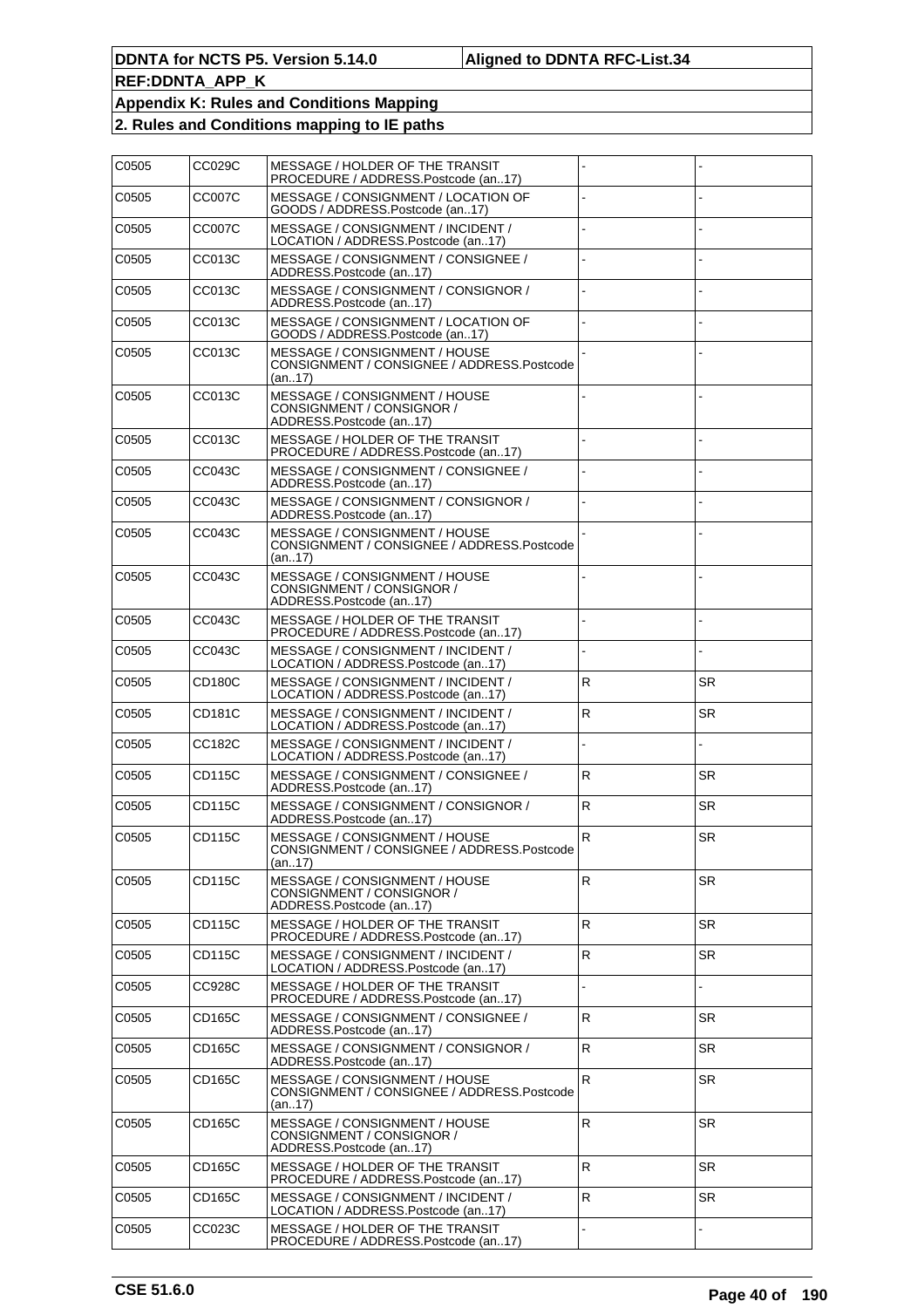| | | | | |
|---|---|---|---|---|
| C0505 | CC029C | MESSAGE / HOLDER OF THE TRANSIT PROCEDURE / ADDRESS.Postcode (an..17) | - | - |
| C0505 | CC007C | MESSAGE / CONSIGNMENT / LOCATION OF GOODS / ADDRESS.Postcode (an..17) | - | - |
| C0505 | CC007C | MESSAGE / CONSIGNMENT / INCIDENT / LOCATION / ADDRESS.Postcode (an..17) | - | - |
| C0505 | CC013C | MESSAGE / CONSIGNMENT / CONSIGNEE / ADDRESS.Postcode (an..17) | - | - |
| C0505 | CC013C | MESSAGE / CONSIGNMENT / CONSIGNOR / ADDRESS.Postcode (an..17) | - | - |
| C0505 | CC013C | MESSAGE / CONSIGNMENT / LOCATION OF GOODS / ADDRESS.Postcode (an..17) | - | - |
| C0505 | CC013C | MESSAGE / CONSIGNMENT / HOUSE CONSIGNMENT / CONSIGNEE / ADDRESS.Postcode (an..17) | - | - |
| C0505 | CC013C | MESSAGE / CONSIGNMENT / HOUSE CONSIGNMENT / CONSIGNOR / ADDRESS.Postcode (an..17) | - | - |
| C0505 | CC013C | MESSAGE / HOLDER OF THE TRANSIT PROCEDURE / ADDRESS.Postcode (an..17) | - | - |
| C0505 | CC043C | MESSAGE / CONSIGNMENT / CONSIGNEE / ADDRESS.Postcode (an..17) | - | - |
| C0505 | CC043C | MESSAGE / CONSIGNMENT / CONSIGNOR / ADDRESS.Postcode (an..17) | - | - |
| C0505 | CC043C | MESSAGE / CONSIGNMENT / HOUSE CONSIGNMENT / CONSIGNEE / ADDRESS.Postcode (an..17) | - | - |
| C0505 | CC043C | MESSAGE / CONSIGNMENT / HOUSE CONSIGNMENT / CONSIGNOR / ADDRESS.Postcode (an..17) | - | - |
| C0505 | CC043C | MESSAGE / HOLDER OF THE TRANSIT PROCEDURE / ADDRESS.Postcode (an..17) | - | - |
| C0505 | CC043C | MESSAGE / CONSIGNMENT / INCIDENT / LOCATION / ADDRESS.Postcode (an..17) | - | - |
| C0505 | CD180C | MESSAGE / CONSIGNMENT / INCIDENT / LOCATION / ADDRESS.Postcode (an..17) | R | SR |
| C0505 | CD181C | MESSAGE / CONSIGNMENT / INCIDENT / LOCATION / ADDRESS.Postcode (an..17) | R | SR |
| C0505 | CC182C | MESSAGE / CONSIGNMENT / INCIDENT / LOCATION / ADDRESS.Postcode (an..17) | - | - |
| C0505 | CD115C | MESSAGE / CONSIGNMENT / CONSIGNEE / ADDRESS.Postcode (an..17) | R | SR |
| C0505 | CD115C | MESSAGE / CONSIGNMENT / CONSIGNOR / ADDRESS.Postcode (an..17) | R | SR |
| C0505 | CD115C | MESSAGE / CONSIGNMENT / HOUSE CONSIGNMENT / CONSIGNEE / ADDRESS.Postcode (an..17) | R | SR |
| C0505 | CD115C | MESSAGE / CONSIGNMENT / HOUSE CONSIGNMENT / CONSIGNOR / ADDRESS.Postcode (an..17) | R | SR |
| C0505 | CD115C | MESSAGE / HOLDER OF THE TRANSIT PROCEDURE / ADDRESS.Postcode (an..17) | R | SR |
| C0505 | CD115C | MESSAGE / CONSIGNMENT / INCIDENT / LOCATION / ADDRESS.Postcode (an..17) | R | SR |
| C0505 | CC928C | MESSAGE / HOLDER OF THE TRANSIT PROCEDURE / ADDRESS.Postcode (an..17) | - | - |
| C0505 | CD165C | MESSAGE / CONSIGNMENT / CONSIGNEE / ADDRESS.Postcode (an..17) | R | SR |
| C0505 | CD165C | MESSAGE / CONSIGNMENT / CONSIGNOR / ADDRESS.Postcode (an..17) | R | SR |
| C0505 | CD165C | MESSAGE / CONSIGNMENT / HOUSE CONSIGNMENT / CONSIGNEE / ADDRESS.Postcode (an..17) | R | SR |
| C0505 | CD165C | MESSAGE / CONSIGNMENT / HOUSE CONSIGNMENT / CONSIGNOR / ADDRESS.Postcode (an..17) | R | SR |
| C0505 | CD165C | MESSAGE / HOLDER OF THE TRANSIT PROCEDURE / ADDRESS.Postcode (an..17) | R | SR |
| C0505 | CD165C | MESSAGE / CONSIGNMENT / INCIDENT / LOCATION / ADDRESS.Postcode (an..17) | R | SR |
| C0505 | CC023C | MESSAGE / HOLDER OF THE TRANSIT PROCEDURE / ADDRESS.Postcode (an..17) | - | - |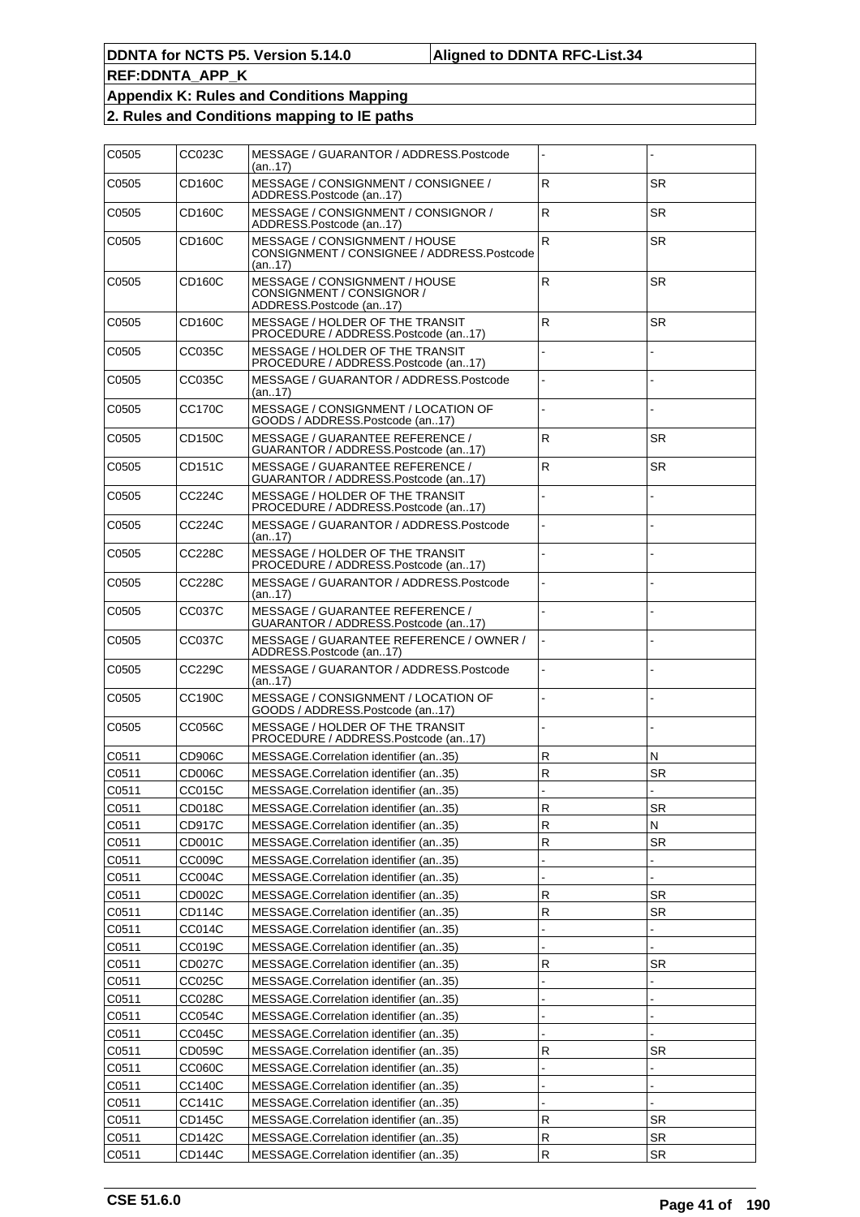| | | | | |
|---|---|---|---|---|
| C0505 | CC023C | MESSAGE / GUARANTOR / ADDRESS.Postcode (an..17) | - | - |
| C0505 | CD160C | MESSAGE / CONSIGNMENT / CONSIGNEE / ADDRESS.Postcode (an..17) | R | SR |
| C0505 | CD160C | MESSAGE / CONSIGNMENT / CONSIGNOR / ADDRESS.Postcode (an..17) | R | SR |
| C0505 | CD160C | MESSAGE / CONSIGNMENT / HOUSE CONSIGNMENT / CONSIGNEE / ADDRESS.Postcode (an..17) | R | SR |
| C0505 | CD160C | MESSAGE / CONSIGNMENT / HOUSE CONSIGNMENT / CONSIGNOR / ADDRESS.Postcode (an..17) | R | SR |
| C0505 | CD160C | MESSAGE / HOLDER OF THE TRANSIT PROCEDURE / ADDRESS.Postcode (an..17) | R | SR |
| C0505 | CC035C | MESSAGE / HOLDER OF THE TRANSIT PROCEDURE / ADDRESS.Postcode (an..17) | - | - |
| C0505 | CC035C | MESSAGE / GUARANTOR / ADDRESS.Postcode (an..17) | - | - |
| C0505 | CC170C | MESSAGE / CONSIGNMENT / LOCATION OF GOODS / ADDRESS.Postcode (an..17) | - | - |
| C0505 | CD150C | MESSAGE / GUARANTEE REFERENCE / GUARANTOR / ADDRESS.Postcode (an..17) | R | SR |
| C0505 | CD151C | MESSAGE / GUARANTEE REFERENCE / GUARANTOR / ADDRESS.Postcode (an..17) | R | SR |
| C0505 | CC224C | MESSAGE / HOLDER OF THE TRANSIT PROCEDURE / ADDRESS.Postcode (an..17) | - | - |
| C0505 | CC224C | MESSAGE / GUARANTOR / ADDRESS.Postcode (an..17) | - | - |
| C0505 | CC228C | MESSAGE / HOLDER OF THE TRANSIT PROCEDURE / ADDRESS.Postcode (an..17) | - | - |
| C0505 | CC228C | MESSAGE / GUARANTOR / ADDRESS.Postcode (an..17) | - | - |
| C0505 | CC037C | MESSAGE / GUARANTEE REFERENCE / GUARANTOR / ADDRESS.Postcode (an..17) | - | - |
| C0505 | CC037C | MESSAGE / GUARANTEE REFERENCE / OWNER / ADDRESS.Postcode (an..17) | - | - |
| C0505 | CC229C | MESSAGE / GUARANTOR / ADDRESS.Postcode (an..17) | - | - |
| C0505 | CC190C | MESSAGE / CONSIGNMENT / LOCATION OF GOODS / ADDRESS.Postcode (an..17) | - | - |
| C0505 | CC056C | MESSAGE / HOLDER OF THE TRANSIT PROCEDURE / ADDRESS.Postcode (an..17) | - | - |
| C0511 | CD906C | MESSAGE.Correlation identifier (an..35) | R | N |
| C0511 | CD006C | MESSAGE.Correlation identifier (an..35) | R | SR |
| C0511 | CC015C | MESSAGE.Correlation identifier (an..35) | - | - |
| C0511 | CD018C | MESSAGE.Correlation identifier (an..35) | R | SR |
| C0511 | CD917C | MESSAGE.Correlation identifier (an..35) | R | N |
| C0511 | CD001C | MESSAGE.Correlation identifier (an..35) | R | SR |
| C0511 | CC009C | MESSAGE.Correlation identifier (an..35) | - | - |
| C0511 | CC004C | MESSAGE.Correlation identifier (an..35) | - | - |
| C0511 | CD002C | MESSAGE.Correlation identifier (an..35) | R | SR |
| C0511 | CD114C | MESSAGE.Correlation identifier (an..35) | R | SR |
| C0511 | CC014C | MESSAGE.Correlation identifier (an..35) | - | - |
| C0511 | CC019C | MESSAGE.Correlation identifier (an..35) | - | - |
| C0511 | CD027C | MESSAGE.Correlation identifier (an..35) | R | SR |
| C0511 | CC025C | MESSAGE.Correlation identifier (an..35) | - | - |
| C0511 | CC028C | MESSAGE.Correlation identifier (an..35) | - | - |
| C0511 | CC054C | MESSAGE.Correlation identifier (an..35) | - | - |
| C0511 | CC045C | MESSAGE.Correlation identifier (an..35) | - | - |
| C0511 | CD059C | MESSAGE.Correlation identifier (an..35) | R | SR |
| C0511 | CC060C | MESSAGE.Correlation identifier (an..35) | - | - |
| C0511 | CC140C | MESSAGE.Correlation identifier (an..35) | - | - |
| C0511 | CC141C | MESSAGE.Correlation identifier (an..35) | - | - |
| C0511 | CD145C | MESSAGE.Correlation identifier (an..35) | R | SR |
| C0511 | CD142C | MESSAGE.Correlation identifier (an..35) | R | SR |
| C0511 | CD144C | MESSAGE.Correlation identifier (an..35) | R | SR |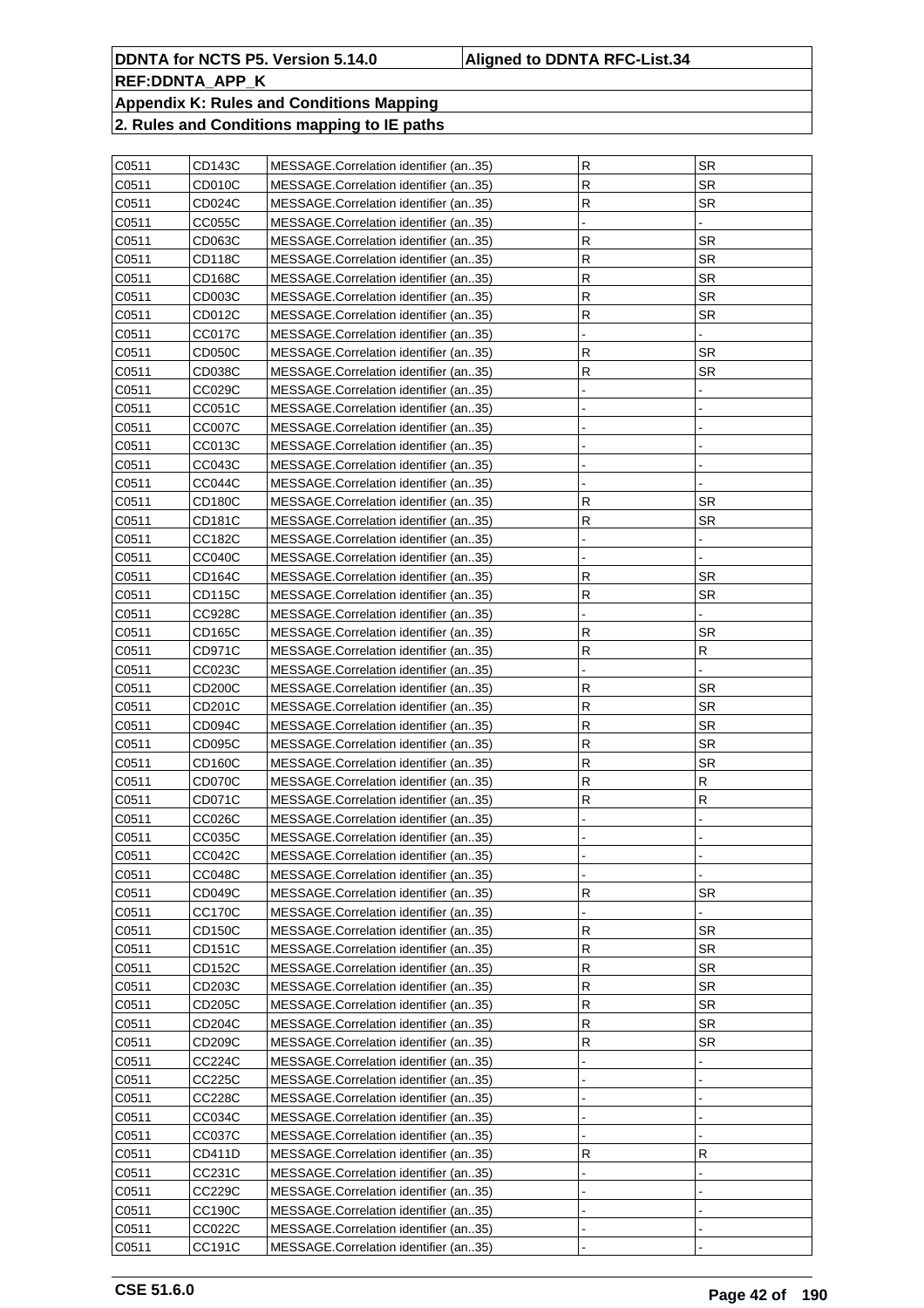| | | | | |
|---|---|---|---|---|
| C0511 | CD143C | MESSAGE.Correlation identifier (an..35) | R | SR |
| C0511 | CD010C | MESSAGE.Correlation identifier (an..35) | R | SR |
| C0511 | CD024C | MESSAGE.Correlation identifier (an..35) | R | SR |
| C0511 | CC055C | MESSAGE.Correlation identifier (an..35) | - | - |
| C0511 | CD063C | MESSAGE.Correlation identifier (an..35) | R | SR |
| C0511 | CD118C | MESSAGE.Correlation identifier (an..35) | R | SR |
| C0511 | CD168C | MESSAGE.Correlation identifier (an..35) | R | SR |
| C0511 | CD003C | MESSAGE.Correlation identifier (an..35) | R | SR |
| C0511 | CD012C | MESSAGE.Correlation identifier (an..35) | R | SR |
| C0511 | CC017C | MESSAGE.Correlation identifier (an..35) | - | - |
| C0511 | CD050C | MESSAGE.Correlation identifier (an..35) | R | SR |
| C0511 | CD038C | MESSAGE.Correlation identifier (an..35) | R | SR |
| C0511 | CC029C | MESSAGE.Correlation identifier (an..35) | - | - |
| C0511 | CC051C | MESSAGE.Correlation identifier (an..35) | - | - |
| C0511 | CC007C | MESSAGE.Correlation identifier (an..35) | - | - |
| C0511 | CC013C | MESSAGE.Correlation identifier (an..35) | - | - |
| C0511 | CC043C | MESSAGE.Correlation identifier (an..35) | - | - |
| C0511 | CC044C | MESSAGE.Correlation identifier (an..35) | - | - |
| C0511 | CD180C | MESSAGE.Correlation identifier (an..35) | R | SR |
| C0511 | CD181C | MESSAGE.Correlation identifier (an..35) | R | SR |
| C0511 | CC182C | MESSAGE.Correlation identifier (an..35) | - | - |
| C0511 | CC040C | MESSAGE.Correlation identifier (an..35) | - | - |
| C0511 | CD164C | MESSAGE.Correlation identifier (an..35) | R | SR |
| C0511 | CD115C | MESSAGE.Correlation identifier (an..35) | R | SR |
| C0511 | CC928C | MESSAGE.Correlation identifier (an..35) | - | - |
| C0511 | CD165C | MESSAGE.Correlation identifier (an..35) | R | SR |
| C0511 | CD971C | MESSAGE.Correlation identifier (an..35) | R | R |
| C0511 | CC023C | MESSAGE.Correlation identifier (an..35) | - | - |
| C0511 | CD200C | MESSAGE.Correlation identifier (an..35) | R | SR |
| C0511 | CD201C | MESSAGE.Correlation identifier (an..35) | R | SR |
| C0511 | CD094C | MESSAGE.Correlation identifier (an..35) | R | SR |
| C0511 | CD095C | MESSAGE.Correlation identifier (an..35) | R | SR |
| C0511 | CD160C | MESSAGE.Correlation identifier (an..35) | R | SR |
| C0511 | CD070C | MESSAGE.Correlation identifier (an..35) | R | R |
| C0511 | CD071C | MESSAGE.Correlation identifier (an..35) | R | R |
| C0511 | CC026C | MESSAGE.Correlation identifier (an..35) | - | - |
| C0511 | CC035C | MESSAGE.Correlation identifier (an..35) | - | - |
| C0511 | CC042C | MESSAGE.Correlation identifier (an..35) | - | - |
| C0511 | CC048C | MESSAGE.Correlation identifier (an..35) | - | - |
| C0511 | CD049C | MESSAGE.Correlation identifier (an..35) | R | SR |
| C0511 | CC170C | MESSAGE.Correlation identifier (an..35) | - | - |
| C0511 | CD150C | MESSAGE.Correlation identifier (an..35) | R | SR |
| C0511 | CD151C | MESSAGE.Correlation identifier (an..35) | R | SR |
| C0511 | CD152C | MESSAGE.Correlation identifier (an..35) | R | SR |
| C0511 | CD203C | MESSAGE.Correlation identifier (an..35) | R | SR |
| C0511 | CD205C | MESSAGE.Correlation identifier (an..35) | R | SR |
| C0511 | CD204C | MESSAGE.Correlation identifier (an..35) | R | SR |
| C0511 | CD209C | MESSAGE.Correlation identifier (an..35) | R | SR |
| C0511 | CC224C | MESSAGE.Correlation identifier (an..35) | - | - |
| C0511 | CC225C | MESSAGE.Correlation identifier (an..35) | - | - |
| C0511 | CC228C | MESSAGE.Correlation identifier (an..35) | - | - |
| C0511 | CC034C | MESSAGE.Correlation identifier (an..35) | - | - |
| C0511 | CC037C | MESSAGE.Correlation identifier (an..35) | - | - |
| C0511 | CD411D | MESSAGE.Correlation identifier (an..35) | R | R |
| C0511 | CC231C | MESSAGE.Correlation identifier (an..35) | - | - |
| C0511 | CC229C | MESSAGE.Correlation identifier (an..35) | - | - |
| C0511 | CC190C | MESSAGE.Correlation identifier (an..35) | - | - |
| C0511 | CC022C | MESSAGE.Correlation identifier (an..35) | - | - |
| C0511 | CC191C | MESSAGE.Correlation identifier (an..35) | - | - |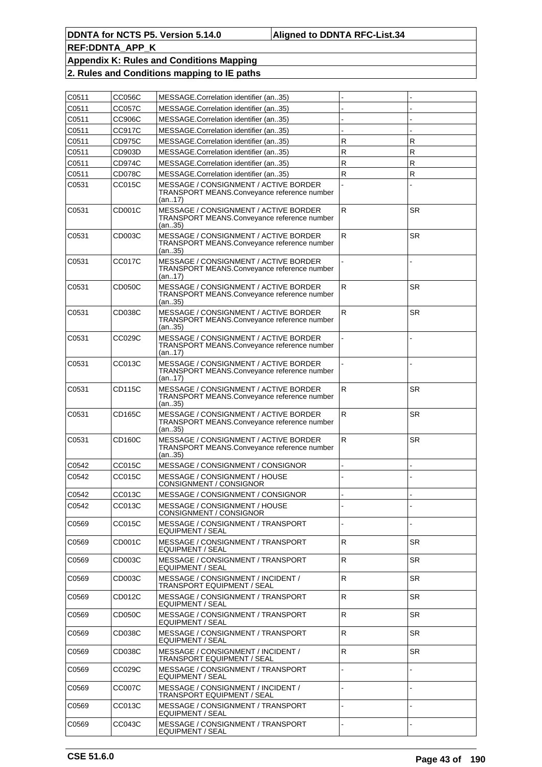| | | | | |
|---|---|---|---|---|
| C0511 | CC056C | MESSAGE.Correlation identifier (an..35) | - | - |
| C0511 | CC057C | MESSAGE.Correlation identifier (an..35) | - | - |
| C0511 | CC906C | MESSAGE.Correlation identifier (an..35) | - | - |
| C0511 | CC917C | MESSAGE.Correlation identifier (an..35) | - | - |
| C0511 | CD975C | MESSAGE.Correlation identifier (an..35) | R | R |
| C0511 | CD903D | MESSAGE.Correlation identifier (an..35) | R | R |
| C0511 | CD974C | MESSAGE.Correlation identifier (an..35) | R | R |
| C0511 | CD078C | MESSAGE.Correlation identifier (an..35) | R | R |
| C0531 | CC015C | MESSAGE / CONSIGNMENT / ACTIVE BORDER TRANSPORT MEANS.Conveyance reference number (an..17) | - | - |
| C0531 | CD001C | MESSAGE / CONSIGNMENT / ACTIVE BORDER TRANSPORT MEANS.Conveyance reference number (an..35) | R | SR |
| C0531 | CD003C | MESSAGE / CONSIGNMENT / ACTIVE BORDER TRANSPORT MEANS.Conveyance reference number (an..35) | R | SR |
| C0531 | CC017C | MESSAGE / CONSIGNMENT / ACTIVE BORDER TRANSPORT MEANS.Conveyance reference number (an..17) | - | - |
| C0531 | CD050C | MESSAGE / CONSIGNMENT / ACTIVE BORDER TRANSPORT MEANS.Conveyance reference number (an..35) | R | SR |
| C0531 | CD038C | MESSAGE / CONSIGNMENT / ACTIVE BORDER TRANSPORT MEANS.Conveyance reference number (an..35) | R | SR |
| C0531 | CC029C | MESSAGE / CONSIGNMENT / ACTIVE BORDER TRANSPORT MEANS.Conveyance reference number (an..17) | - | - |
| C0531 | CC013C | MESSAGE / CONSIGNMENT / ACTIVE BORDER TRANSPORT MEANS.Conveyance reference number (an..17) | - | - |
| C0531 | CD115C | MESSAGE / CONSIGNMENT / ACTIVE BORDER TRANSPORT MEANS.Conveyance reference number (an..35) | R | SR |
| C0531 | CD165C | MESSAGE / CONSIGNMENT / ACTIVE BORDER TRANSPORT MEANS.Conveyance reference number (an..35) | R | SR |
| C0531 | CD160C | MESSAGE / CONSIGNMENT / ACTIVE BORDER TRANSPORT MEANS.Conveyance reference number (an..35) | R | SR |
| C0542 | CC015C | MESSAGE / CONSIGNMENT / CONSIGNOR | - | - |
| C0542 | CC015C | MESSAGE / CONSIGNMENT / HOUSE CONSIGNMENT / CONSIGNOR | - | - |
| C0542 | CC013C | MESSAGE / CONSIGNMENT / CONSIGNOR | - | - |
| C0542 | CC013C | MESSAGE / CONSIGNMENT / HOUSE CONSIGNMENT / CONSIGNOR | - | - |
| C0569 | CC015C | MESSAGE / CONSIGNMENT / TRANSPORT EQUIPMENT / SEAL | - | - |
| C0569 | CD001C | MESSAGE / CONSIGNMENT / TRANSPORT EQUIPMENT / SEAL | R | SR |
| C0569 | CD003C | MESSAGE / CONSIGNMENT / TRANSPORT EQUIPMENT / SEAL | R | SR |
| C0569 | CD003C | MESSAGE / CONSIGNMENT / INCIDENT / TRANSPORT EQUIPMENT / SEAL | R | SR |
| C0569 | CD012C | MESSAGE / CONSIGNMENT / TRANSPORT EQUIPMENT / SEAL | R | SR |
| C0569 | CD050C | MESSAGE / CONSIGNMENT / TRANSPORT EQUIPMENT / SEAL | R | SR |
| C0569 | CD038C | MESSAGE / CONSIGNMENT / TRANSPORT EQUIPMENT / SEAL | R | SR |
| C0569 | CD038C | MESSAGE / CONSIGNMENT / INCIDENT / TRANSPORT EQUIPMENT / SEAL | R | SR |
| C0569 | CC029C | MESSAGE / CONSIGNMENT / TRANSPORT EQUIPMENT / SEAL | - | - |
| C0569 | CC007C | MESSAGE / CONSIGNMENT / INCIDENT / TRANSPORT EQUIPMENT / SEAL | - | - |
| C0569 | CC013C | MESSAGE / CONSIGNMENT / TRANSPORT EQUIPMENT / SEAL | - | - |
| C0569 | CC043C | MESSAGE / CONSIGNMENT / TRANSPORT EQUIPMENT / SEAL | - | - |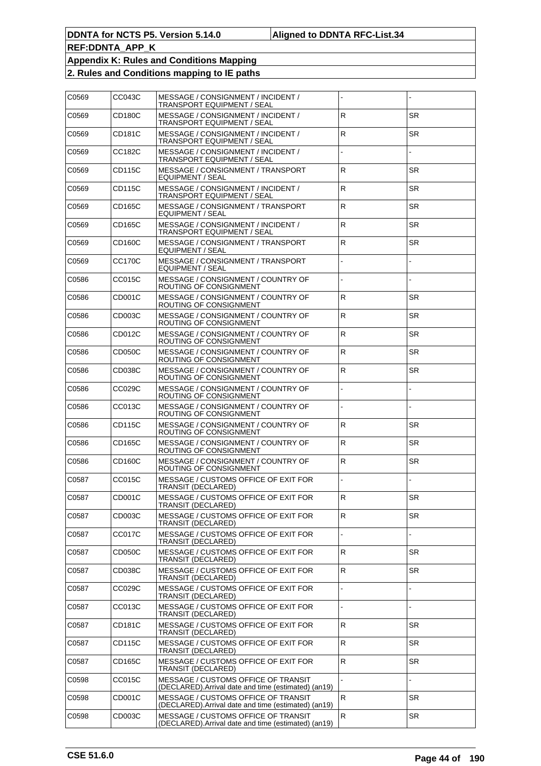| | | | | |
|---|---|---|---|---|
| C0569 | CC043C | MESSAGE / CONSIGNMENT / INCIDENT / TRANSPORT EQUIPMENT / SEAL | - | - |
| C0569 | CD180C | MESSAGE / CONSIGNMENT / INCIDENT / TRANSPORT EQUIPMENT / SEAL | R | SR |
| C0569 | CD181C | MESSAGE / CONSIGNMENT / INCIDENT / TRANSPORT EQUIPMENT / SEAL | R | SR |
| C0569 | CC182C | MESSAGE / CONSIGNMENT / INCIDENT / TRANSPORT EQUIPMENT / SEAL | - | - |
| C0569 | CD115C | MESSAGE / CONSIGNMENT / TRANSPORT EQUIPMENT / SEAL | R | SR |
| C0569 | CD115C | MESSAGE / CONSIGNMENT / INCIDENT / TRANSPORT EQUIPMENT / SEAL | R | SR |
| C0569 | CD165C | MESSAGE / CONSIGNMENT / TRANSPORT EQUIPMENT / SEAL | R | SR |
| C0569 | CD165C | MESSAGE / CONSIGNMENT / INCIDENT / TRANSPORT EQUIPMENT / SEAL | R | SR |
| C0569 | CD160C | MESSAGE / CONSIGNMENT / TRANSPORT EQUIPMENT / SEAL | R | SR |
| C0569 | CC170C | MESSAGE / CONSIGNMENT / TRANSPORT EQUIPMENT / SEAL | - | - |
| C0586 | CC015C | MESSAGE / CONSIGNMENT / COUNTRY OF ROUTING OF CONSIGNMENT | - | - |
| C0586 | CD001C | MESSAGE / CONSIGNMENT / COUNTRY OF ROUTING OF CONSIGNMENT | R | SR |
| C0586 | CD003C | MESSAGE / CONSIGNMENT / COUNTRY OF ROUTING OF CONSIGNMENT | R | SR |
| C0586 | CD012C | MESSAGE / CONSIGNMENT / COUNTRY OF ROUTING OF CONSIGNMENT | R | SR |
| C0586 | CD050C | MESSAGE / CONSIGNMENT / COUNTRY OF ROUTING OF CONSIGNMENT | R | SR |
| C0586 | CD038C | MESSAGE / CONSIGNMENT / COUNTRY OF ROUTING OF CONSIGNMENT | R | SR |
| C0586 | CC029C | MESSAGE / CONSIGNMENT / COUNTRY OF ROUTING OF CONSIGNMENT | - | - |
| C0586 | CC013C | MESSAGE / CONSIGNMENT / COUNTRY OF ROUTING OF CONSIGNMENT | - | - |
| C0586 | CD115C | MESSAGE / CONSIGNMENT / COUNTRY OF ROUTING OF CONSIGNMENT | R | SR |
| C0586 | CD165C | MESSAGE / CONSIGNMENT / COUNTRY OF ROUTING OF CONSIGNMENT | R | SR |
| C0586 | CD160C | MESSAGE / CONSIGNMENT / COUNTRY OF ROUTING OF CONSIGNMENT | R | SR |
| C0587 | CC015C | MESSAGE / CUSTOMS OFFICE OF EXIT FOR TRANSIT (DECLARED) | - | - |
| C0587 | CD001C | MESSAGE / CUSTOMS OFFICE OF EXIT FOR TRANSIT (DECLARED) | R | SR |
| C0587 | CD003C | MESSAGE / CUSTOMS OFFICE OF EXIT FOR TRANSIT (DECLARED) | R | SR |
| C0587 | CC017C | MESSAGE / CUSTOMS OFFICE OF EXIT FOR TRANSIT (DECLARED) | - | - |
| C0587 | CD050C | MESSAGE / CUSTOMS OFFICE OF EXIT FOR TRANSIT (DECLARED) | R | SR |
| C0587 | CD038C | MESSAGE / CUSTOMS OFFICE OF EXIT FOR TRANSIT (DECLARED) | R | SR |
| C0587 | CC029C | MESSAGE / CUSTOMS OFFICE OF EXIT FOR TRANSIT (DECLARED) | - | - |
| C0587 | CC013C | MESSAGE / CUSTOMS OFFICE OF EXIT FOR TRANSIT (DECLARED) | - | - |
| C0587 | CD181C | MESSAGE / CUSTOMS OFFICE OF EXIT FOR TRANSIT (DECLARED) | R | SR |
| C0587 | CD115C | MESSAGE / CUSTOMS OFFICE OF EXIT FOR TRANSIT (DECLARED) | R | SR |
| C0587 | CD165C | MESSAGE / CUSTOMS OFFICE OF EXIT FOR TRANSIT (DECLARED) | R | SR |
| C0598 | CC015C | MESSAGE / CUSTOMS OFFICE OF TRANSIT (DECLARED).Arrival date and time (estimated) (an19) | - | - |
| C0598 | CD001C | MESSAGE / CUSTOMS OFFICE OF TRANSIT (DECLARED).Arrival date and time (estimated) (an19) | R | SR |
| C0598 | CD003C | MESSAGE / CUSTOMS OFFICE OF TRANSIT (DECLARED).Arrival date and time (estimated) (an19) | R | SR |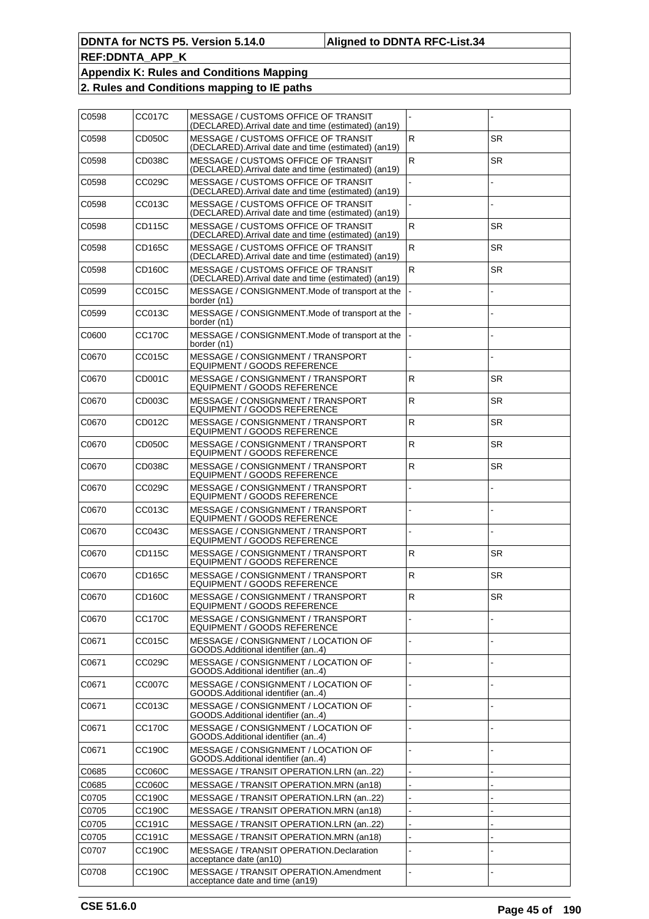| | | | | |
|---|---|---|---|---|
| C0598 | CC017C | MESSAGE / CUSTOMS OFFICE OF TRANSIT (DECLARED).Arrival date and time (estimated) (an19) | - | - |
| C0598 | CD050C | MESSAGE / CUSTOMS OFFICE OF TRANSIT (DECLARED).Arrival date and time (estimated) (an19) | R | SR |
| C0598 | CD038C | MESSAGE / CUSTOMS OFFICE OF TRANSIT (DECLARED).Arrival date and time (estimated) (an19) | R | SR |
| C0598 | CC029C | MESSAGE / CUSTOMS OFFICE OF TRANSIT (DECLARED).Arrival date and time (estimated) (an19) | - | - |
| C0598 | CC013C | MESSAGE / CUSTOMS OFFICE OF TRANSIT (DECLARED).Arrival date and time (estimated) (an19) | - | - |
| C0598 | CD115C | MESSAGE / CUSTOMS OFFICE OF TRANSIT (DECLARED).Arrival date and time (estimated) (an19) | R | SR |
| C0598 | CD165C | MESSAGE / CUSTOMS OFFICE OF TRANSIT (DECLARED).Arrival date and time (estimated) (an19) | R | SR |
| C0598 | CD160C | MESSAGE / CUSTOMS OFFICE OF TRANSIT (DECLARED).Arrival date and time (estimated) (an19) | R | SR |
| C0599 | CC015C | MESSAGE / CONSIGNMENT.Mode of transport at the border (n1) | - | - |
| C0599 | CC013C | MESSAGE / CONSIGNMENT.Mode of transport at the border (n1) | - | - |
| C0600 | CC170C | MESSAGE / CONSIGNMENT.Mode of transport at the border (n1) | - | - |
| C0670 | CC015C | MESSAGE / CONSIGNMENT / TRANSPORT EQUIPMENT / GOODS REFERENCE | - | - |
| C0670 | CD001C | MESSAGE / CONSIGNMENT / TRANSPORT EQUIPMENT / GOODS REFERENCE | R | SR |
| C0670 | CD003C | MESSAGE / CONSIGNMENT / TRANSPORT EQUIPMENT / GOODS REFERENCE | R | SR |
| C0670 | CD012C | MESSAGE / CONSIGNMENT / TRANSPORT EQUIPMENT / GOODS REFERENCE | R | SR |
| C0670 | CD050C | MESSAGE / CONSIGNMENT / TRANSPORT EQUIPMENT / GOODS REFERENCE | R | SR |
| C0670 | CD038C | MESSAGE / CONSIGNMENT / TRANSPORT EQUIPMENT / GOODS REFERENCE | R | SR |
| C0670 | CC029C | MESSAGE / CONSIGNMENT / TRANSPORT EQUIPMENT / GOODS REFERENCE | - | - |
| C0670 | CC013C | MESSAGE / CONSIGNMENT / TRANSPORT EQUIPMENT / GOODS REFERENCE | - | - |
| C0670 | CC043C | MESSAGE / CONSIGNMENT / TRANSPORT EQUIPMENT / GOODS REFERENCE | - | - |
| C0670 | CD115C | MESSAGE / CONSIGNMENT / TRANSPORT EQUIPMENT / GOODS REFERENCE | R | SR |
| C0670 | CD165C | MESSAGE / CONSIGNMENT / TRANSPORT EQUIPMENT / GOODS REFERENCE | R | SR |
| C0670 | CD160C | MESSAGE / CONSIGNMENT / TRANSPORT EQUIPMENT / GOODS REFERENCE | R | SR |
| C0670 | CC170C | MESSAGE / CONSIGNMENT / TRANSPORT EQUIPMENT / GOODS REFERENCE | - | - |
| C0671 | CC015C | MESSAGE / CONSIGNMENT / LOCATION OF GOODS.Additional identifier (an..4) | - | - |
| C0671 | CC029C | MESSAGE / CONSIGNMENT / LOCATION OF GOODS.Additional identifier (an..4) | - | - |
| C0671 | CC007C | MESSAGE / CONSIGNMENT / LOCATION OF GOODS.Additional identifier (an..4) | - | - |
| C0671 | CC013C | MESSAGE / CONSIGNMENT / LOCATION OF GOODS.Additional identifier (an..4) | - | - |
| C0671 | CC170C | MESSAGE / CONSIGNMENT / LOCATION OF GOODS.Additional identifier (an..4) | - | - |
| C0671 | CC190C | MESSAGE / CONSIGNMENT / LOCATION OF GOODS.Additional identifier (an..4) | - | - |
| C0685 | CC060C | MESSAGE / TRANSIT OPERATION.LRN (an..22) | - | - |
| C0685 | CC060C | MESSAGE / TRANSIT OPERATION.MRN (an18) | - | - |
| C0705 | CC190C | MESSAGE / TRANSIT OPERATION.LRN (an..22) | - | - |
| C0705 | CC190C | MESSAGE / TRANSIT OPERATION.MRN (an18) | - | - |
| C0705 | CC191C | MESSAGE / TRANSIT OPERATION.LRN (an..22) | - | - |
| C0705 | CC191C | MESSAGE / TRANSIT OPERATION.MRN (an18) | - | - |
| C0707 | CC190C | MESSAGE / TRANSIT OPERATION.Declaration acceptance date (an10) | - | - |
| C0708 | CC190C | MESSAGE / TRANSIT OPERATION.Amendment acceptance date and time (an19) | - | - |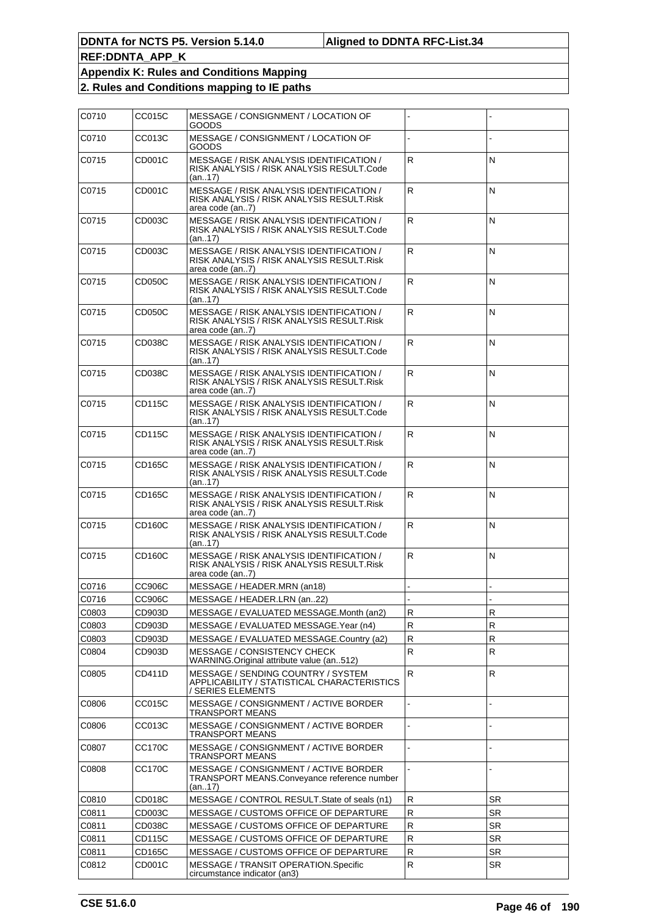| | | | | |
|---|---|---|---|---|
| C0710 | CC015C | MESSAGE / CONSIGNMENT / LOCATION OF GOODS | - | - |
| C0710 | CC013C | MESSAGE / CONSIGNMENT / LOCATION OF GOODS | - | - |
| C0715 | CD001C | MESSAGE / RISK ANALYSIS IDENTIFICATION / RISK ANALYSIS / RISK ANALYSIS RESULT.Code (an..17) | R | N |
| C0715 | CD001C | MESSAGE / RISK ANALYSIS IDENTIFICATION / RISK ANALYSIS / RISK ANALYSIS RESULT.Risk area code (an..7) | R | N |
| C0715 | CD003C | MESSAGE / RISK ANALYSIS IDENTIFICATION / RISK ANALYSIS / RISK ANALYSIS RESULT.Code (an..17) | R | N |
| C0715 | CD003C | MESSAGE / RISK ANALYSIS IDENTIFICATION / RISK ANALYSIS / RISK ANALYSIS RESULT.Risk area code (an..7) | R | N |
| C0715 | CD050C | MESSAGE / RISK ANALYSIS IDENTIFICATION / RISK ANALYSIS / RISK ANALYSIS RESULT.Code (an..17) | R | N |
| C0715 | CD050C | MESSAGE / RISK ANALYSIS IDENTIFICATION / RISK ANALYSIS / RISK ANALYSIS RESULT.Risk area code (an..7) | R | N |
| C0715 | CD038C | MESSAGE / RISK ANALYSIS IDENTIFICATION / RISK ANALYSIS / RISK ANALYSIS RESULT.Code (an..17) | R | N |
| C0715 | CD038C | MESSAGE / RISK ANALYSIS IDENTIFICATION / RISK ANALYSIS / RISK ANALYSIS RESULT.Risk area code (an..7) | R | N |
| C0715 | CD115C | MESSAGE / RISK ANALYSIS IDENTIFICATION / RISK ANALYSIS / RISK ANALYSIS RESULT.Code (an..17) | R | N |
| C0715 | CD115C | MESSAGE / RISK ANALYSIS IDENTIFICATION / RISK ANALYSIS / RISK ANALYSIS RESULT.Risk area code (an..7) | R | N |
| C0715 | CD165C | MESSAGE / RISK ANALYSIS IDENTIFICATION / RISK ANALYSIS / RISK ANALYSIS RESULT.Code (an..17) | R | N |
| C0715 | CD165C | MESSAGE / RISK ANALYSIS IDENTIFICATION / RISK ANALYSIS / RISK ANALYSIS RESULT.Risk area code (an..7) | R | N |
| C0715 | CD160C | MESSAGE / RISK ANALYSIS IDENTIFICATION / RISK ANALYSIS / RISK ANALYSIS RESULT.Code (an..17) | R | N |
| C0715 | CD160C | MESSAGE / RISK ANALYSIS IDENTIFICATION / RISK ANALYSIS / RISK ANALYSIS RESULT.Risk area code (an..7) | R | N |
| C0716 | CC906C | MESSAGE / HEADER.MRN (an18) | - | - |
| C0716 | CC906C | MESSAGE / HEADER.LRN (an..22) | - | - |
| C0803 | CD903D | MESSAGE / EVALUATED MESSAGE.Month (an2) | R | R |
| C0803 | CD903D | MESSAGE / EVALUATED MESSAGE.Year (n4) | R | R |
| C0803 | CD903D | MESSAGE / EVALUATED MESSAGE.Country (a2) | R | R |
| C0804 | CD903D | MESSAGE / CONSISTENCY CHECK WARNING.Original attribute value (an..512) | R | R |
| C0805 | CD411D | MESSAGE / SENDING COUNTRY / SYSTEM APPLICABILITY / STATISTICAL CHARACTERISTICS / SERIES ELEMENTS | R | R |
| C0806 | CC015C | MESSAGE / CONSIGNMENT / ACTIVE BORDER TRANSPORT MEANS | - | - |
| C0806 | CC013C | MESSAGE / CONSIGNMENT / ACTIVE BORDER TRANSPORT MEANS | - | - |
| C0807 | CC170C | MESSAGE / CONSIGNMENT / ACTIVE BORDER TRANSPORT MEANS | - | - |
| C0808 | CC170C | MESSAGE / CONSIGNMENT / ACTIVE BORDER TRANSPORT MEANS.Conveyance reference number (an..17) | - | - |
| C0810 | CD018C | MESSAGE / CONTROL RESULT.State of seals (n1) | R | SR |
| C0811 | CD003C | MESSAGE / CUSTOMS OFFICE OF DEPARTURE | R | SR |
| C0811 | CD038C | MESSAGE / CUSTOMS OFFICE OF DEPARTURE | R | SR |
| C0811 | CD115C | MESSAGE / CUSTOMS OFFICE OF DEPARTURE | R | SR |
| C0811 | CD165C | MESSAGE / CUSTOMS OFFICE OF DEPARTURE | R | SR |
| C0812 | CD001C | MESSAGE / TRANSIT OPERATION.Specific circumstance indicator (an3) | R | SR |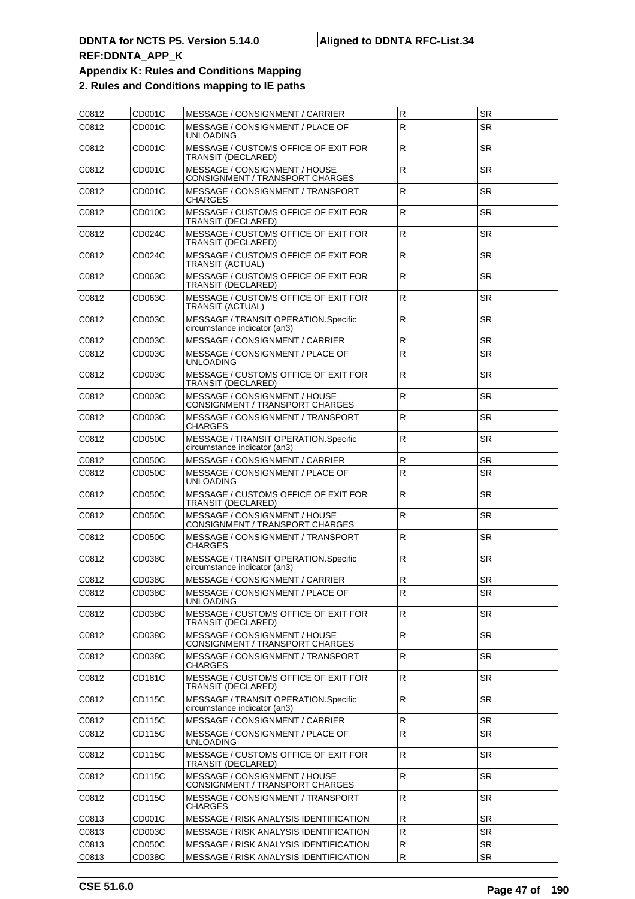| | | | | |
|---|---|---|---|---|
| C0812 | CD001C | MESSAGE / CONSIGNMENT / CARRIER | R | SR |
| C0812 | CD001C | MESSAGE / CONSIGNMENT / PLACE OF UNLOADING | R | SR |
| C0812 | CD001C | MESSAGE / CUSTOMS OFFICE OF EXIT FOR TRANSIT (DECLARED) | R | SR |
| C0812 | CD001C | MESSAGE / CONSIGNMENT / HOUSE CONSIGNMENT / TRANSPORT CHARGES | R | SR |
| C0812 | CD001C | MESSAGE / CONSIGNMENT / TRANSPORT CHARGES | R | SR |
| C0812 | CD010C | MESSAGE / CUSTOMS OFFICE OF EXIT FOR TRANSIT (DECLARED) | R | SR |
| C0812 | CD024C | MESSAGE / CUSTOMS OFFICE OF EXIT FOR TRANSIT (DECLARED) | R | SR |
| C0812 | CD024C | MESSAGE / CUSTOMS OFFICE OF EXIT FOR TRANSIT (ACTUAL) | R | SR |
| C0812 | CD063C | MESSAGE / CUSTOMS OFFICE OF EXIT FOR TRANSIT (DECLARED) | R | SR |
| C0812 | CD063C | MESSAGE / CUSTOMS OFFICE OF EXIT FOR TRANSIT (ACTUAL) | R | SR |
| C0812 | CD003C | MESSAGE / TRANSIT OPERATION.Specific circumstance indicator (an3) | R | SR |
| C0812 | CD003C | MESSAGE / CONSIGNMENT / CARRIER | R | SR |
| C0812 | CD003C | MESSAGE / CONSIGNMENT / PLACE OF UNLOADING | R | SR |
| C0812 | CD003C | MESSAGE / CUSTOMS OFFICE OF EXIT FOR TRANSIT (DECLARED) | R | SR |
| C0812 | CD003C | MESSAGE / CONSIGNMENT / HOUSE CONSIGNMENT / TRANSPORT CHARGES | R | SR |
| C0812 | CD003C | MESSAGE / CONSIGNMENT / TRANSPORT CHARGES | R | SR |
| C0812 | CD050C | MESSAGE / TRANSIT OPERATION.Specific circumstance indicator (an3) | R | SR |
| C0812 | CD050C | MESSAGE / CONSIGNMENT / CARRIER | R | SR |
| C0812 | CD050C | MESSAGE / CONSIGNMENT / PLACE OF UNLOADING | R | SR |
| C0812 | CD050C | MESSAGE / CUSTOMS OFFICE OF EXIT FOR TRANSIT (DECLARED) | R | SR |
| C0812 | CD050C | MESSAGE / CONSIGNMENT / HOUSE CONSIGNMENT / TRANSPORT CHARGES | R | SR |
| C0812 | CD050C | MESSAGE / CONSIGNMENT / TRANSPORT CHARGES | R | SR |
| C0812 | CD038C | MESSAGE / TRANSIT OPERATION.Specific circumstance indicator (an3) | R | SR |
| C0812 | CD038C | MESSAGE / CONSIGNMENT / CARRIER | R | SR |
| C0812 | CD038C | MESSAGE / CONSIGNMENT / PLACE OF UNLOADING | R | SR |
| C0812 | CD038C | MESSAGE / CUSTOMS OFFICE OF EXIT FOR TRANSIT (DECLARED) | R | SR |
| C0812 | CD038C | MESSAGE / CONSIGNMENT / HOUSE CONSIGNMENT / TRANSPORT CHARGES | R | SR |
| C0812 | CD038C | MESSAGE / CONSIGNMENT / TRANSPORT CHARGES | R | SR |
| C0812 | CD181C | MESSAGE / CUSTOMS OFFICE OF EXIT FOR TRANSIT (DECLARED) | R | SR |
| C0812 | CD115C | MESSAGE / TRANSIT OPERATION.Specific circumstance indicator (an3) | R | SR |
| C0812 | CD115C | MESSAGE / CONSIGNMENT / CARRIER | R | SR |
| C0812 | CD115C | MESSAGE / CONSIGNMENT / PLACE OF UNLOADING | R | SR |
| C0812 | CD115C | MESSAGE / CUSTOMS OFFICE OF EXIT FOR TRANSIT (DECLARED) | R | SR |
| C0812 | CD115C | MESSAGE / CONSIGNMENT / HOUSE CONSIGNMENT / TRANSPORT CHARGES | R | SR |
| C0812 | CD115C | MESSAGE / CONSIGNMENT / TRANSPORT CHARGES | R | SR |
| C0813 | CD001C | MESSAGE / RISK ANALYSIS IDENTIFICATION | R | SR |
| C0813 | CD003C | MESSAGE / RISK ANALYSIS IDENTIFICATION | R | SR |
| C0813 | CD050C | MESSAGE / RISK ANALYSIS IDENTIFICATION | R | SR |
| C0813 | CD038C | MESSAGE / RISK ANALYSIS IDENTIFICATION | R | SR |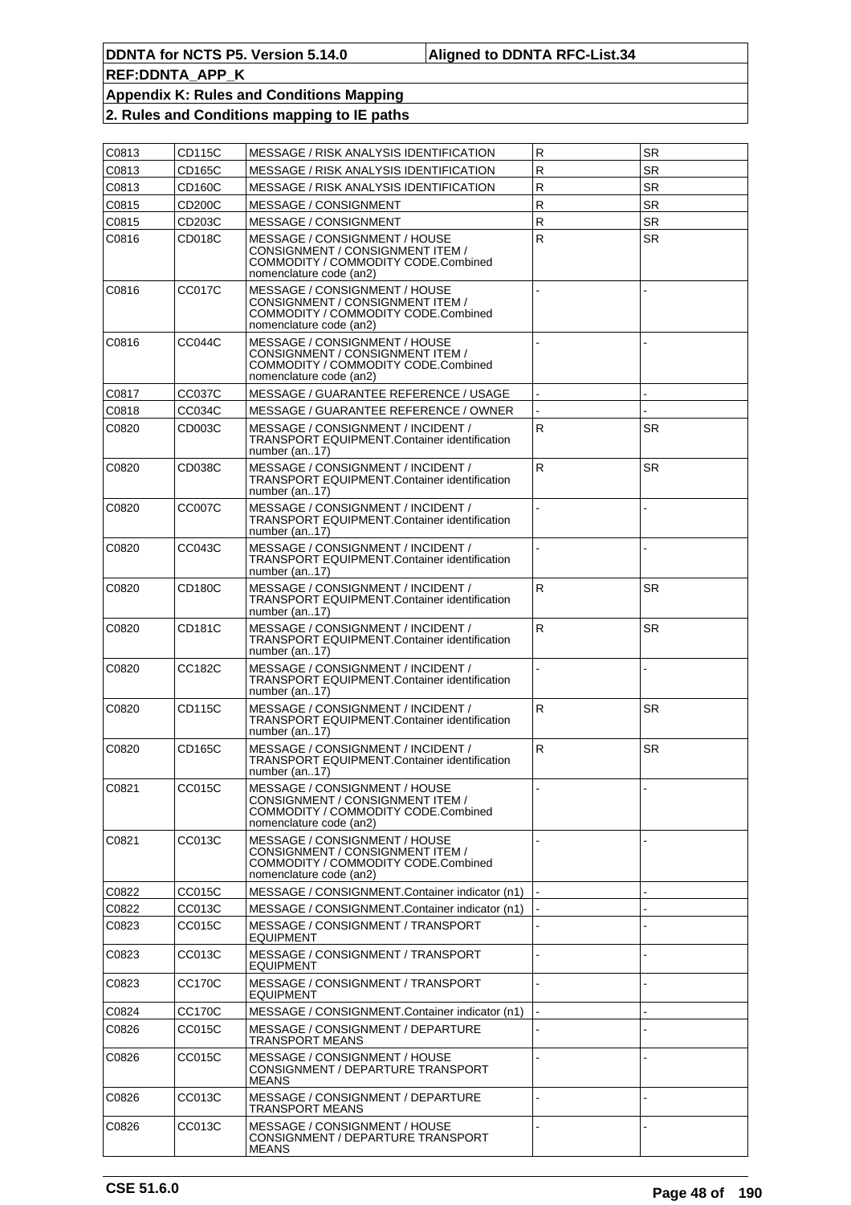| | | | | |
|---|---|---|---|---|
| C0813 | CD115C | MESSAGE / RISK ANALYSIS IDENTIFICATION | R | SR |
| C0813 | CD165C | MESSAGE / RISK ANALYSIS IDENTIFICATION | R | SR |
| C0813 | CD160C | MESSAGE / RISK ANALYSIS IDENTIFICATION | R | SR |
| C0815 | CD200C | MESSAGE / CONSIGNMENT | R | SR |
| C0815 | CD203C | MESSAGE / CONSIGNMENT | R | SR |
| C0816 | CD018C | MESSAGE / CONSIGNMENT / HOUSE CONSIGNMENT / CONSIGNMENT ITEM / COMMODITY / COMMODITY CODE.Combined nomenclature code (an2) | R | SR |
| C0816 | CC017C | MESSAGE / CONSIGNMENT / HOUSE CONSIGNMENT / CONSIGNMENT ITEM / COMMODITY / COMMODITY CODE.Combined nomenclature code (an2) | - | - |
| C0816 | CC044C | MESSAGE / CONSIGNMENT / HOUSE CONSIGNMENT / CONSIGNMENT ITEM / COMMODITY / COMMODITY CODE.Combined nomenclature code (an2) | - | - |
| C0817 | CC037C | MESSAGE / GUARANTEE REFERENCE / USAGE | - | - |
| C0818 | CC034C | MESSAGE / GUARANTEE REFERENCE / OWNER | - | - |
| C0820 | CD003C | MESSAGE / CONSIGNMENT / INCIDENT / TRANSPORT EQUIPMENT.Container identification number (an..17) | R | SR |
| C0820 | CD038C | MESSAGE / CONSIGNMENT / INCIDENT / TRANSPORT EQUIPMENT.Container identification number (an..17) | R | SR |
| C0820 | CC007C | MESSAGE / CONSIGNMENT / INCIDENT / TRANSPORT EQUIPMENT.Container identification number (an..17) | - | - |
| C0820 | CC043C | MESSAGE / CONSIGNMENT / INCIDENT / TRANSPORT EQUIPMENT.Container identification number (an..17) | - | - |
| C0820 | CD180C | MESSAGE / CONSIGNMENT / INCIDENT / TRANSPORT EQUIPMENT.Container identification number (an..17) | R | SR |
| C0820 | CD181C | MESSAGE / CONSIGNMENT / INCIDENT / TRANSPORT EQUIPMENT.Container identification number (an..17) | R | SR |
| C0820 | CC182C | MESSAGE / CONSIGNMENT / INCIDENT / TRANSPORT EQUIPMENT.Container identification number (an..17) | - | - |
| C0820 | CD115C | MESSAGE / CONSIGNMENT / INCIDENT / TRANSPORT EQUIPMENT.Container identification number (an..17) | R | SR |
| C0820 | CD165C | MESSAGE / CONSIGNMENT / INCIDENT / TRANSPORT EQUIPMENT.Container identification number (an..17) | R | SR |
| C0821 | CC015C | MESSAGE / CONSIGNMENT / HOUSE CONSIGNMENT / CONSIGNMENT ITEM / COMMODITY / COMMODITY CODE.Combined nomenclature code (an2) | - | - |
| C0821 | CC013C | MESSAGE / CONSIGNMENT / HOUSE CONSIGNMENT / CONSIGNMENT ITEM / COMMODITY / COMMODITY CODE.Combined nomenclature code (an2) | - | - |
| C0822 | CC015C | MESSAGE / CONSIGNMENT.Container indicator (n1) | - | - |
| C0822 | CC013C | MESSAGE / CONSIGNMENT.Container indicator (n1) | - | - |
| C0823 | CC015C | MESSAGE / CONSIGNMENT / TRANSPORT EQUIPMENT | - | - |
| C0823 | CC013C | MESSAGE / CONSIGNMENT / TRANSPORT EQUIPMENT | - | - |
| C0823 | CC170C | MESSAGE / CONSIGNMENT / TRANSPORT EQUIPMENT | - | - |
| C0824 | CC170C | MESSAGE / CONSIGNMENT.Container indicator (n1) | - | - |
| C0826 | CC015C | MESSAGE / CONSIGNMENT / DEPARTURE TRANSPORT MEANS | - | - |
| C0826 | CC015C | MESSAGE / CONSIGNMENT / HOUSE CONSIGNMENT / DEPARTURE TRANSPORT MEANS | - | - |
| C0826 | CC013C | MESSAGE / CONSIGNMENT / DEPARTURE TRANSPORT MEANS | - | - |
| C0826 | CC013C | MESSAGE / CONSIGNMENT / HOUSE CONSIGNMENT / DEPARTURE TRANSPORT MEANS | - | - |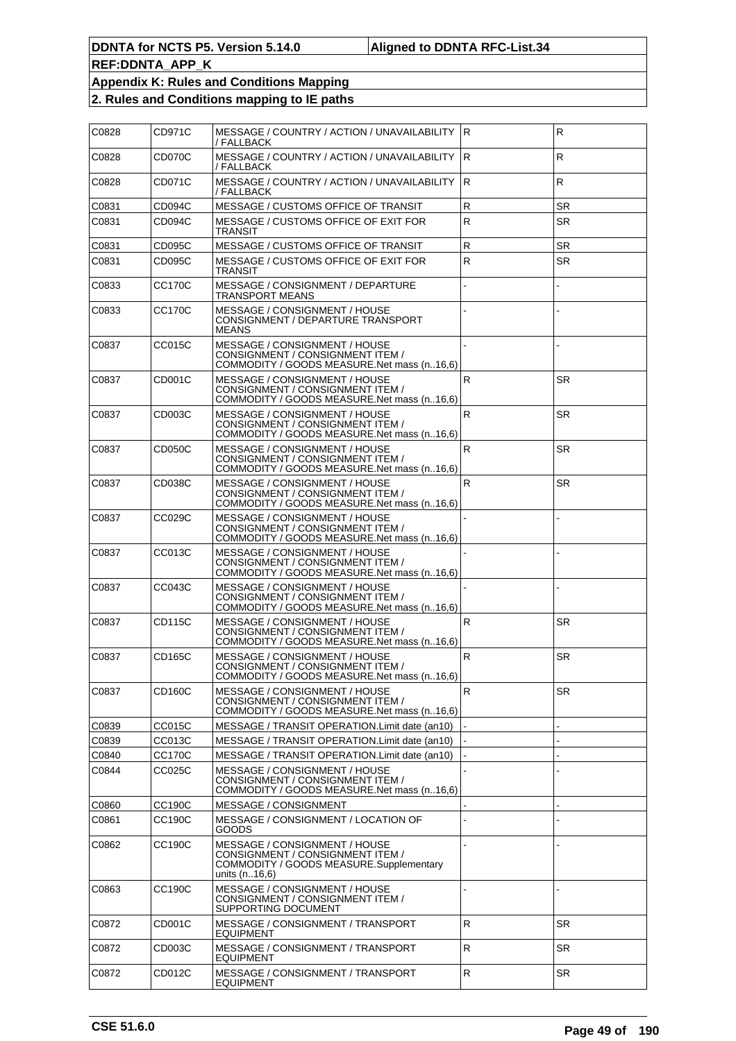| | | | | |
|---|---|---|---|---|
| C0828 | CD971C | MESSAGE / COUNTRY / ACTION / UNAVAILABILITY / FALLBACK | R | R |
| C0828 | CD070C | MESSAGE / COUNTRY / ACTION / UNAVAILABILITY / FALLBACK | R | R |
| C0828 | CD071C | MESSAGE / COUNTRY / ACTION / UNAVAILABILITY / FALLBACK | R | R |
| C0831 | CD094C | MESSAGE / CUSTOMS OFFICE OF TRANSIT | R | SR |
| C0831 | CD094C | MESSAGE / CUSTOMS OFFICE OF EXIT FOR TRANSIT | R | SR |
| C0831 | CD095C | MESSAGE / CUSTOMS OFFICE OF TRANSIT | R | SR |
| C0831 | CD095C | MESSAGE / CUSTOMS OFFICE OF EXIT FOR TRANSIT | R | SR |
| C0833 | CC170C | MESSAGE / CONSIGNMENT / DEPARTURE TRANSPORT MEANS | - | - |
| C0833 | CC170C | MESSAGE / CONSIGNMENT / HOUSE CONSIGNMENT / DEPARTURE TRANSPORT MEANS | - | - |
| C0837 | CC015C | MESSAGE / CONSIGNMENT / HOUSE CONSIGNMENT / CONSIGNMENT ITEM / COMMODITY / GOODS MEASURE.Net mass (n..16,6) | - | - |
| C0837 | CD001C | MESSAGE / CONSIGNMENT / HOUSE CONSIGNMENT / CONSIGNMENT ITEM / COMMODITY / GOODS MEASURE.Net mass (n..16,6) | R | SR |
| C0837 | CD003C | MESSAGE / CONSIGNMENT / HOUSE CONSIGNMENT / CONSIGNMENT ITEM / COMMODITY / GOODS MEASURE.Net mass (n..16,6) | R | SR |
| C0837 | CD050C | MESSAGE / CONSIGNMENT / HOUSE CONSIGNMENT / CONSIGNMENT ITEM / COMMODITY / GOODS MEASURE.Net mass (n..16,6) | R | SR |
| C0837 | CD038C | MESSAGE / CONSIGNMENT / HOUSE CONSIGNMENT / CONSIGNMENT ITEM / COMMODITY / GOODS MEASURE.Net mass (n..16,6) | R | SR |
| C0837 | CC029C | MESSAGE / CONSIGNMENT / HOUSE CONSIGNMENT / CONSIGNMENT ITEM / COMMODITY / GOODS MEASURE.Net mass (n..16,6) | - | - |
| C0837 | CC013C | MESSAGE / CONSIGNMENT / HOUSE CONSIGNMENT / CONSIGNMENT ITEM / COMMODITY / GOODS MEASURE.Net mass (n..16,6) | - | - |
| C0837 | CC043C | MESSAGE / CONSIGNMENT / HOUSE CONSIGNMENT / CONSIGNMENT ITEM / COMMODITY / GOODS MEASURE.Net mass (n..16,6) | - | - |
| C0837 | CD115C | MESSAGE / CONSIGNMENT / HOUSE CONSIGNMENT / CONSIGNMENT ITEM / COMMODITY / GOODS MEASURE.Net mass (n..16,6) | R | SR |
| C0837 | CD165C | MESSAGE / CONSIGNMENT / HOUSE CONSIGNMENT / CONSIGNMENT ITEM / COMMODITY / GOODS MEASURE.Net mass (n..16,6) | R | SR |
| C0837 | CD160C | MESSAGE / CONSIGNMENT / HOUSE CONSIGNMENT / CONSIGNMENT ITEM / COMMODITY / GOODS MEASURE.Net mass (n..16,6) | R | SR |
| C0839 | CC015C | MESSAGE / TRANSIT OPERATION.Limit date (an10) | - | - |
| C0839 | CC013C | MESSAGE / TRANSIT OPERATION.Limit date (an10) | - | - |
| C0840 | CC170C | MESSAGE / TRANSIT OPERATION.Limit date (an10) | - | - |
| C0844 | CC025C | MESSAGE / CONSIGNMENT / HOUSE CONSIGNMENT / CONSIGNMENT ITEM / COMMODITY / GOODS MEASURE.Net mass (n..16,6) | - | - |
| C0860 | CC190C | MESSAGE / CONSIGNMENT | - | - |
| C0861 | CC190C | MESSAGE / CONSIGNMENT / LOCATION OF GOODS | - | - |
| C0862 | CC190C | MESSAGE / CONSIGNMENT / HOUSE CONSIGNMENT / CONSIGNMENT ITEM / COMMODITY / GOODS MEASURE.Supplementary units (n..16,6) | - | - |
| C0863 | CC190C | MESSAGE / CONSIGNMENT / HOUSE CONSIGNMENT / CONSIGNMENT ITEM / SUPPORTING DOCUMENT | - | - |
| C0872 | CD001C | MESSAGE / CONSIGNMENT / TRANSPORT EQUIPMENT | R | SR |
| C0872 | CD003C | MESSAGE / CONSIGNMENT / TRANSPORT EQUIPMENT | R | SR |
| C0872 | CD012C | MESSAGE / CONSIGNMENT / TRANSPORT EQUIPMENT | R | SR |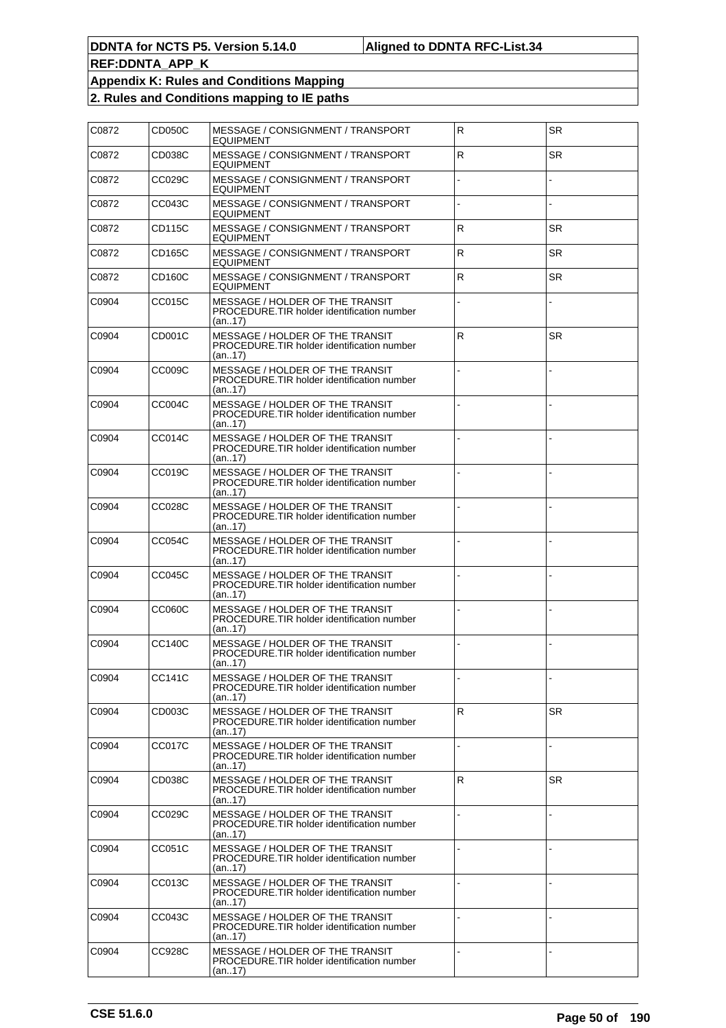| | | | | |
|---|---|---|---|---|
| C0872 | CD050C | MESSAGE / CONSIGNMENT / TRANSPORT EQUIPMENT | R | SR |
| C0872 | CD038C | MESSAGE / CONSIGNMENT / TRANSPORT EQUIPMENT | R | SR |
| C0872 | CC029C | MESSAGE / CONSIGNMENT / TRANSPORT EQUIPMENT | - | - |
| C0872 | CC043C | MESSAGE / CONSIGNMENT / TRANSPORT EQUIPMENT | - | - |
| C0872 | CD115C | MESSAGE / CONSIGNMENT / TRANSPORT EQUIPMENT | R | SR |
| C0872 | CD165C | MESSAGE / CONSIGNMENT / TRANSPORT EQUIPMENT | R | SR |
| C0872 | CD160C | MESSAGE / CONSIGNMENT / TRANSPORT EQUIPMENT | R | SR |
| C0904 | CC015C | MESSAGE / HOLDER OF THE TRANSIT PROCEDURE.TIR holder identification number (an..17) | - | - |
| C0904 | CD001C | MESSAGE / HOLDER OF THE TRANSIT PROCEDURE.TIR holder identification number (an..17) | R | SR |
| C0904 | CC009C | MESSAGE / HOLDER OF THE TRANSIT PROCEDURE.TIR holder identification number (an..17) | - | - |
| C0904 | CC004C | MESSAGE / HOLDER OF THE TRANSIT PROCEDURE.TIR holder identification number (an..17) | - | - |
| C0904 | CC014C | MESSAGE / HOLDER OF THE TRANSIT PROCEDURE.TIR holder identification number (an..17) | - | - |
| C0904 | CC019C | MESSAGE / HOLDER OF THE TRANSIT PROCEDURE.TIR holder identification number (an..17) | - | - |
| C0904 | CC028C | MESSAGE / HOLDER OF THE TRANSIT PROCEDURE.TIR holder identification number (an..17) | - | - |
| C0904 | CC054C | MESSAGE / HOLDER OF THE TRANSIT PROCEDURE.TIR holder identification number (an..17) | - | - |
| C0904 | CC045C | MESSAGE / HOLDER OF THE TRANSIT PROCEDURE.TIR holder identification number (an..17) | - | - |
| C0904 | CC060C | MESSAGE / HOLDER OF THE TRANSIT PROCEDURE.TIR holder identification number (an..17) | - | - |
| C0904 | CC140C | MESSAGE / HOLDER OF THE TRANSIT PROCEDURE.TIR holder identification number (an..17) | - | - |
| C0904 | CC141C | MESSAGE / HOLDER OF THE TRANSIT PROCEDURE.TIR holder identification number (an..17) | - | - |
| C0904 | CD003C | MESSAGE / HOLDER OF THE TRANSIT PROCEDURE.TIR holder identification number (an..17) | R | SR |
| C0904 | CC017C | MESSAGE / HOLDER OF THE TRANSIT PROCEDURE.TIR holder identification number (an..17) | - | - |
| C0904 | CD038C | MESSAGE / HOLDER OF THE TRANSIT PROCEDURE.TIR holder identification number (an..17) | R | SR |
| C0904 | CC029C | MESSAGE / HOLDER OF THE TRANSIT PROCEDURE.TIR holder identification number (an..17) | - | - |
| C0904 | CC051C | MESSAGE / HOLDER OF THE TRANSIT PROCEDURE.TIR holder identification number (an..17) | - | - |
| C0904 | CC013C | MESSAGE / HOLDER OF THE TRANSIT PROCEDURE.TIR holder identification number (an..17) | - | - |
| C0904 | CC043C | MESSAGE / HOLDER OF THE TRANSIT PROCEDURE.TIR holder identification number (an..17) | - | - |
| C0904 | CC928C | MESSAGE / HOLDER OF THE TRANSIT PROCEDURE.TIR holder identification number (an..17) | - | - |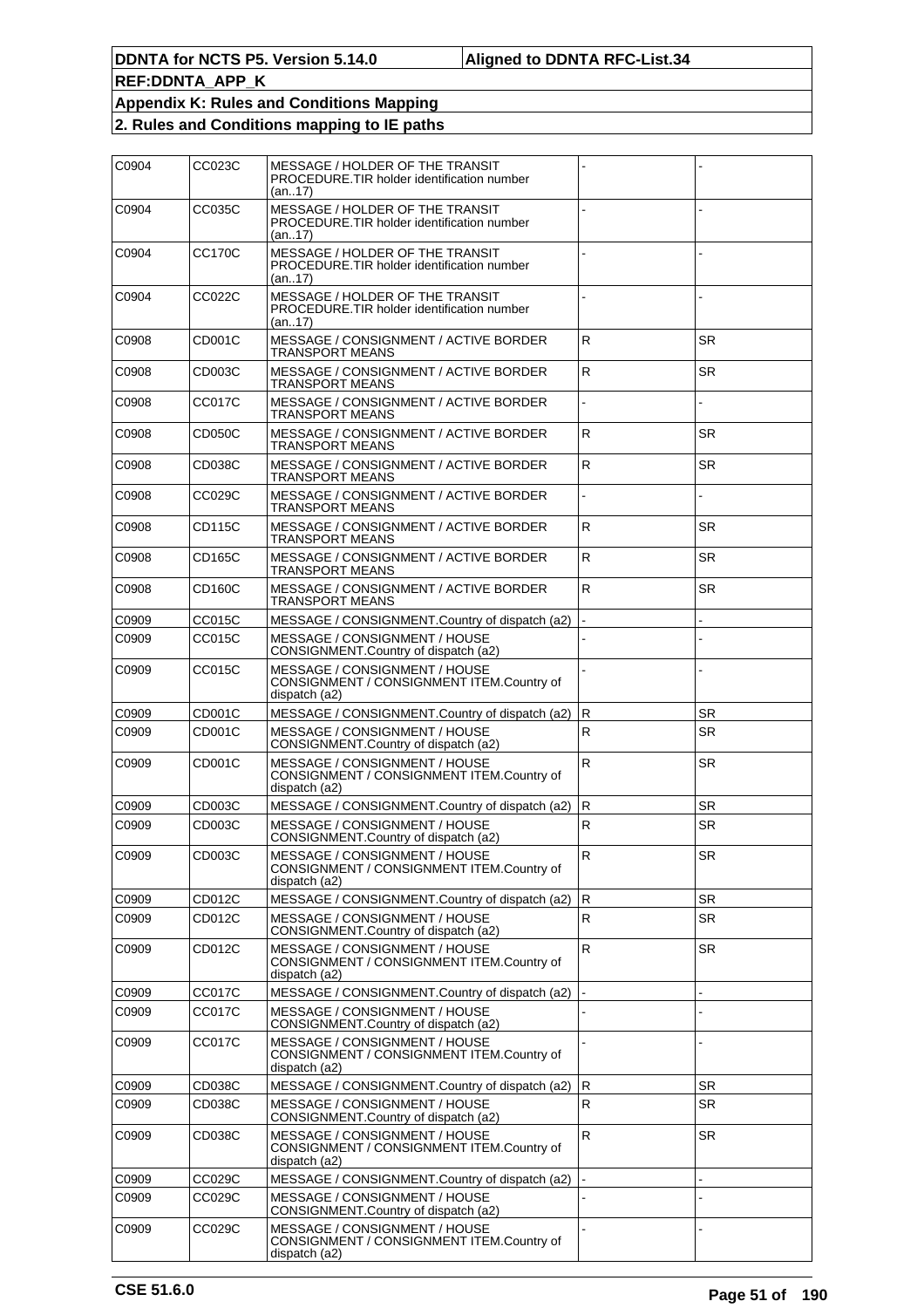| | | | | |
|---|---|---|---|---|
| C0904 | CC023C | MESSAGE / HOLDER OF THE TRANSIT PROCEDURE.TIR holder identification number (an..17) | - | - |
| C0904 | CC035C | MESSAGE / HOLDER OF THE TRANSIT PROCEDURE.TIR holder identification number (an..17) | - | - |
| C0904 | CC170C | MESSAGE / HOLDER OF THE TRANSIT PROCEDURE.TIR holder identification number (an..17) | - | - |
| C0904 | CC022C | MESSAGE / HOLDER OF THE TRANSIT PROCEDURE.TIR holder identification number (an..17) | - | - |
| C0908 | CD001C | MESSAGE / CONSIGNMENT / ACTIVE BORDER TRANSPORT MEANS | R | SR |
| C0908 | CD003C | MESSAGE / CONSIGNMENT / ACTIVE BORDER TRANSPORT MEANS | R | SR |
| C0908 | CC017C | MESSAGE / CONSIGNMENT / ACTIVE BORDER TRANSPORT MEANS | - | - |
| C0908 | CD050C | MESSAGE / CONSIGNMENT / ACTIVE BORDER TRANSPORT MEANS | R | SR |
| C0908 | CD038C | MESSAGE / CONSIGNMENT / ACTIVE BORDER TRANSPORT MEANS | R | SR |
| C0908 | CC029C | MESSAGE / CONSIGNMENT / ACTIVE BORDER TRANSPORT MEANS | - | - |
| C0908 | CD115C | MESSAGE / CONSIGNMENT / ACTIVE BORDER TRANSPORT MEANS | R | SR |
| C0908 | CD165C | MESSAGE / CONSIGNMENT / ACTIVE BORDER TRANSPORT MEANS | R | SR |
| C0908 | CD160C | MESSAGE / CONSIGNMENT / ACTIVE BORDER TRANSPORT MEANS | R | SR |
| C0909 | CC015C | MESSAGE / CONSIGNMENT.Country of dispatch (a2) | - | - |
| C0909 | CC015C | MESSAGE / CONSIGNMENT / HOUSE CONSIGNMENT.Country of dispatch (a2) | - | - |
| C0909 | CC015C | MESSAGE / CONSIGNMENT / HOUSE CONSIGNMENT / CONSIGNMENT ITEM.Country of dispatch (a2) | - | - |
| C0909 | CD001C | MESSAGE / CONSIGNMENT.Country of dispatch (a2) | R | SR |
| C0909 | CD001C | MESSAGE / CONSIGNMENT / HOUSE CONSIGNMENT.Country of dispatch (a2) | R | SR |
| C0909 | CD001C | MESSAGE / CONSIGNMENT / HOUSE CONSIGNMENT / CONSIGNMENT ITEM.Country of dispatch (a2) | R | SR |
| C0909 | CD003C | MESSAGE / CONSIGNMENT.Country of dispatch (a2) | R | SR |
| C0909 | CD003C | MESSAGE / CONSIGNMENT / HOUSE CONSIGNMENT.Country of dispatch (a2) | R | SR |
| C0909 | CD003C | MESSAGE / CONSIGNMENT / HOUSE CONSIGNMENT / CONSIGNMENT ITEM.Country of dispatch (a2) | R | SR |
| C0909 | CD012C | MESSAGE / CONSIGNMENT.Country of dispatch (a2) | R | SR |
| C0909 | CD012C | MESSAGE / CONSIGNMENT / HOUSE CONSIGNMENT.Country of dispatch (a2) | R | SR |
| C0909 | CD012C | MESSAGE / CONSIGNMENT / HOUSE CONSIGNMENT / CONSIGNMENT ITEM.Country of dispatch (a2) | R | SR |
| C0909 | CC017C | MESSAGE / CONSIGNMENT.Country of dispatch (a2) | - | - |
| C0909 | CC017C | MESSAGE / CONSIGNMENT / HOUSE CONSIGNMENT.Country of dispatch (a2) | - | - |
| C0909 | CC017C | MESSAGE / CONSIGNMENT / HOUSE CONSIGNMENT / CONSIGNMENT ITEM.Country of dispatch (a2) | - | - |
| C0909 | CD038C | MESSAGE / CONSIGNMENT.Country of dispatch (a2) | R | SR |
| C0909 | CD038C | MESSAGE / CONSIGNMENT / HOUSE CONSIGNMENT.Country of dispatch (a2) | R | SR |
| C0909 | CD038C | MESSAGE / CONSIGNMENT / HOUSE CONSIGNMENT / CONSIGNMENT ITEM.Country of dispatch (a2) | R | SR |
| C0909 | CC029C | MESSAGE / CONSIGNMENT.Country of dispatch (a2) | - | - |
| C0909 | CC029C | MESSAGE / CONSIGNMENT / HOUSE CONSIGNMENT.Country of dispatch (a2) | - | - |
| C0909 | CC029C | MESSAGE / CONSIGNMENT / HOUSE CONSIGNMENT / CONSIGNMENT ITEM.Country of dispatch (a2) | - | - |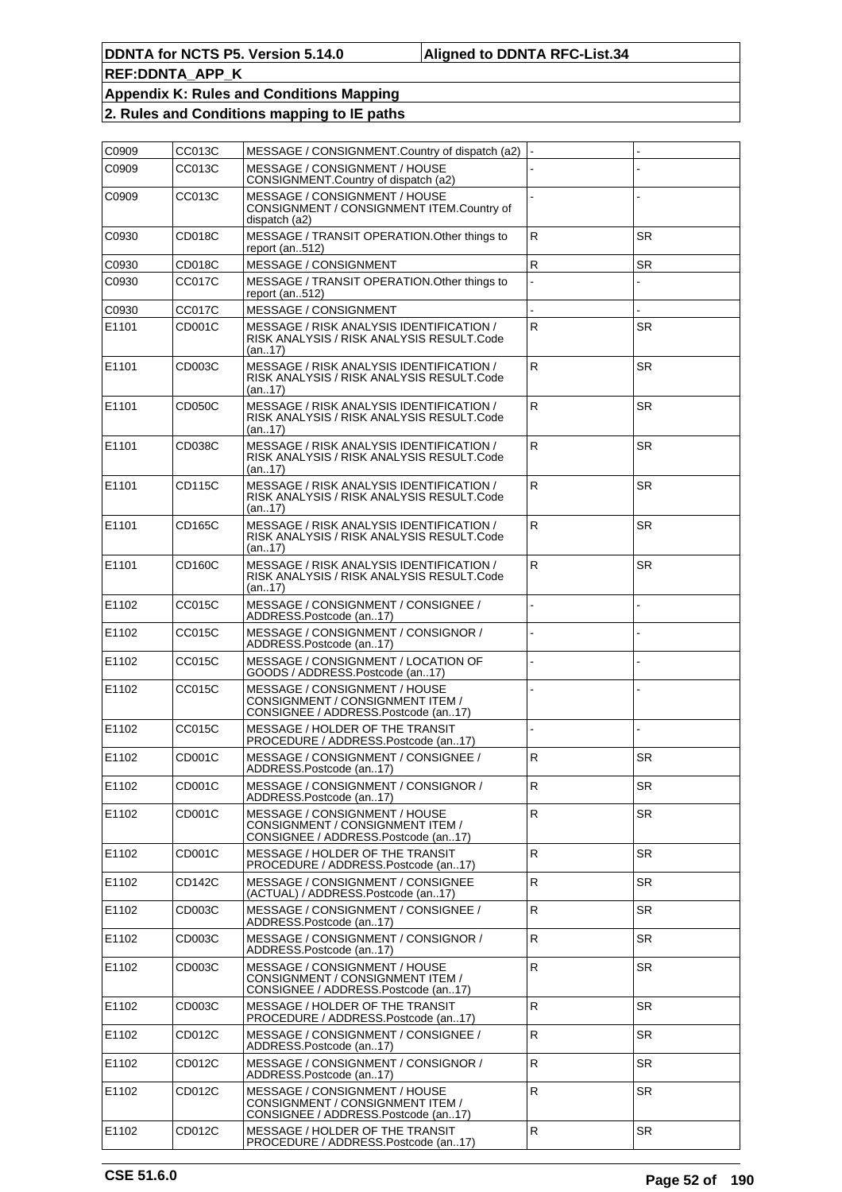| | | | | |
|---|---|---|---|---|
| C0909 | CC013C | MESSAGE / CONSIGNMENT.Country of dispatch (a2) | - | - |
| C0909 | CC013C | MESSAGE / CONSIGNMENT / HOUSE CONSIGNMENT.Country of dispatch (a2) | - | - |
| C0909 | CC013C | MESSAGE / CONSIGNMENT / HOUSE CONSIGNMENT / CONSIGNMENT ITEM.Country of dispatch (a2) | - | - |
| C0930 | CD018C | MESSAGE / TRANSIT OPERATION.Other things to report (an..512) | R | SR |
| C0930 | CD018C | MESSAGE / CONSIGNMENT | R | SR |
| C0930 | CC017C | MESSAGE / TRANSIT OPERATION.Other things to report (an..512) | - | - |
| C0930 | CC017C | MESSAGE / CONSIGNMENT | - | - |
| E1101 | CD001C | MESSAGE / RISK ANALYSIS IDENTIFICATION / RISK ANALYSIS / RISK ANALYSIS RESULT.Code (an..17) | R | SR |
| E1101 | CD003C | MESSAGE / RISK ANALYSIS IDENTIFICATION / RISK ANALYSIS / RISK ANALYSIS RESULT.Code (an..17) | R | SR |
| E1101 | CD050C | MESSAGE / RISK ANALYSIS IDENTIFICATION / RISK ANALYSIS / RISK ANALYSIS RESULT.Code (an..17) | R | SR |
| E1101 | CD038C | MESSAGE / RISK ANALYSIS IDENTIFICATION / RISK ANALYSIS / RISK ANALYSIS RESULT.Code (an..17) | R | SR |
| E1101 | CD115C | MESSAGE / RISK ANALYSIS IDENTIFICATION / RISK ANALYSIS / RISK ANALYSIS RESULT.Code (an..17) | R | SR |
| E1101 | CD165C | MESSAGE / RISK ANALYSIS IDENTIFICATION / RISK ANALYSIS / RISK ANALYSIS RESULT.Code (an..17) | R | SR |
| E1101 | CD160C | MESSAGE / RISK ANALYSIS IDENTIFICATION / RISK ANALYSIS / RISK ANALYSIS RESULT.Code (an..17) | R | SR |
| E1102 | CC015C | MESSAGE / CONSIGNMENT / CONSIGNEE / ADDRESS.Postcode (an..17) | - | - |
| E1102 | CC015C | MESSAGE / CONSIGNMENT / CONSIGNOR / ADDRESS.Postcode (an..17) | - | - |
| E1102 | CC015C | MESSAGE / CONSIGNMENT / LOCATION OF GOODS / ADDRESS.Postcode (an..17) | - | - |
| E1102 | CC015C | MESSAGE / CONSIGNMENT / HOUSE CONSIGNMENT / CONSIGNMENT ITEM / CONSIGNEE / ADDRESS.Postcode (an..17) | - | - |
| E1102 | CC015C | MESSAGE / HOLDER OF THE TRANSIT PROCEDURE / ADDRESS.Postcode (an..17) | - | - |
| E1102 | CD001C | MESSAGE / CONSIGNMENT / CONSIGNEE / ADDRESS.Postcode (an..17) | R | SR |
| E1102 | CD001C | MESSAGE / CONSIGNMENT / CONSIGNOR / ADDRESS.Postcode (an..17) | R | SR |
| E1102 | CD001C | MESSAGE / CONSIGNMENT / HOUSE CONSIGNMENT / CONSIGNMENT ITEM / CONSIGNEE / ADDRESS.Postcode (an..17) | R | SR |
| E1102 | CD001C | MESSAGE / HOLDER OF THE TRANSIT PROCEDURE / ADDRESS.Postcode (an..17) | R | SR |
| E1102 | CD142C | MESSAGE / CONSIGNMENT / CONSIGNEE (ACTUAL) / ADDRESS.Postcode (an..17) | R | SR |
| E1102 | CD003C | MESSAGE / CONSIGNMENT / CONSIGNEE / ADDRESS.Postcode (an..17) | R | SR |
| E1102 | CD003C | MESSAGE / CONSIGNMENT / CONSIGNOR / ADDRESS.Postcode (an..17) | R | SR |
| E1102 | CD003C | MESSAGE / CONSIGNMENT / HOUSE CONSIGNMENT / CONSIGNMENT ITEM / CONSIGNEE / ADDRESS.Postcode (an..17) | R | SR |
| E1102 | CD003C | MESSAGE / HOLDER OF THE TRANSIT PROCEDURE / ADDRESS.Postcode (an..17) | R | SR |
| E1102 | CD012C | MESSAGE / CONSIGNMENT / CONSIGNEE / ADDRESS.Postcode (an..17) | R | SR |
| E1102 | CD012C | MESSAGE / CONSIGNMENT / CONSIGNOR / ADDRESS.Postcode (an..17) | R | SR |
| E1102 | CD012C | MESSAGE / CONSIGNMENT / HOUSE CONSIGNMENT / CONSIGNMENT ITEM / CONSIGNEE / ADDRESS.Postcode (an..17) | R | SR |
| E1102 | CD012C | MESSAGE / HOLDER OF THE TRANSIT PROCEDURE / ADDRESS.Postcode (an..17) | R | SR |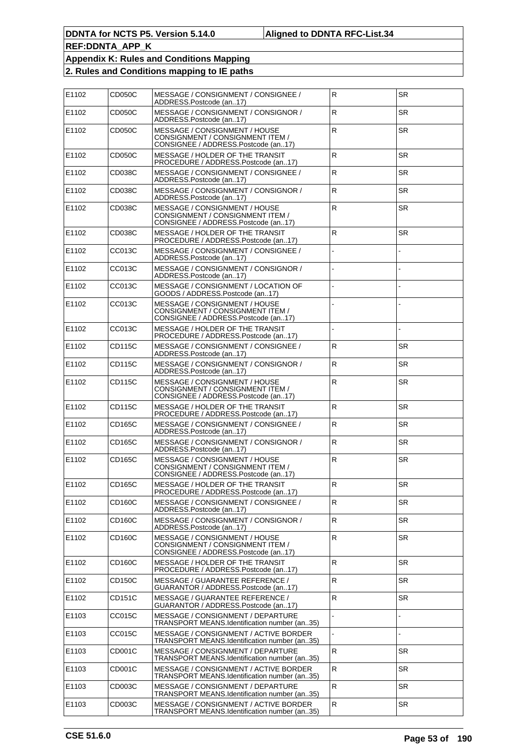| | | | | |
|---|---|---|---|---|
| E1102 | CD050C | MESSAGE / CONSIGNMENT / CONSIGNEE / ADDRESS.Postcode (an..17) | R | SR |
| E1102 | CD050C | MESSAGE / CONSIGNMENT / CONSIGNOR / ADDRESS.Postcode (an..17) | R | SR |
| E1102 | CD050C | MESSAGE / CONSIGNMENT / HOUSE CONSIGNMENT / CONSIGNMENT ITEM / CONSIGNEE / ADDRESS.Postcode (an..17) | R | SR |
| E1102 | CD050C | MESSAGE / HOLDER OF THE TRANSIT PROCEDURE / ADDRESS.Postcode (an..17) | R | SR |
| E1102 | CD038C | MESSAGE / CONSIGNMENT / CONSIGNEE / ADDRESS.Postcode (an..17) | R | SR |
| E1102 | CD038C | MESSAGE / CONSIGNMENT / CONSIGNOR / ADDRESS.Postcode (an..17) | R | SR |
| E1102 | CD038C | MESSAGE / CONSIGNMENT / HOUSE CONSIGNMENT / CONSIGNMENT ITEM / CONSIGNEE / ADDRESS.Postcode (an..17) | R | SR |
| E1102 | CD038C | MESSAGE / HOLDER OF THE TRANSIT PROCEDURE / ADDRESS.Postcode (an..17) | R | SR |
| E1102 | CC013C | MESSAGE / CONSIGNMENT / CONSIGNEE / ADDRESS.Postcode (an..17) | - | - |
| E1102 | CC013C | MESSAGE / CONSIGNMENT / CONSIGNOR / ADDRESS.Postcode (an..17) | - | - |
| E1102 | CC013C | MESSAGE / CONSIGNMENT / LOCATION OF GOODS / ADDRESS.Postcode (an..17) | - | - |
| E1102 | CC013C | MESSAGE / CONSIGNMENT / HOUSE CONSIGNMENT / CONSIGNMENT ITEM / CONSIGNEE / ADDRESS.Postcode (an..17) | - | - |
| E1102 | CC013C | MESSAGE / HOLDER OF THE TRANSIT PROCEDURE / ADDRESS.Postcode (an..17) | - | - |
| E1102 | CD115C | MESSAGE / CONSIGNMENT / CONSIGNEE / ADDRESS.Postcode (an..17) | R | SR |
| E1102 | CD115C | MESSAGE / CONSIGNMENT / CONSIGNOR / ADDRESS.Postcode (an..17) | R | SR |
| E1102 | CD115C | MESSAGE / CONSIGNMENT / HOUSE CONSIGNMENT / CONSIGNMENT ITEM / CONSIGNEE / ADDRESS.Postcode (an..17) | R | SR |
| E1102 | CD115C | MESSAGE / HOLDER OF THE TRANSIT PROCEDURE / ADDRESS.Postcode (an..17) | R | SR |
| E1102 | CD165C | MESSAGE / CONSIGNMENT / CONSIGNEE / ADDRESS.Postcode (an..17) | R | SR |
| E1102 | CD165C | MESSAGE / CONSIGNMENT / CONSIGNOR / ADDRESS.Postcode (an..17) | R | SR |
| E1102 | CD165C | MESSAGE / CONSIGNMENT / HOUSE CONSIGNMENT / CONSIGNMENT ITEM / CONSIGNEE / ADDRESS.Postcode (an..17) | R | SR |
| E1102 | CD165C | MESSAGE / HOLDER OF THE TRANSIT PROCEDURE / ADDRESS.Postcode (an..17) | R | SR |
| E1102 | CD160C | MESSAGE / CONSIGNMENT / CONSIGNEE / ADDRESS.Postcode (an..17) | R | SR |
| E1102 | CD160C | MESSAGE / CONSIGNMENT / CONSIGNOR / ADDRESS.Postcode (an..17) | R | SR |
| E1102 | CD160C | MESSAGE / CONSIGNMENT / HOUSE CONSIGNMENT / CONSIGNMENT ITEM / CONSIGNEE / ADDRESS.Postcode (an..17) | R | SR |
| E1102 | CD160C | MESSAGE / HOLDER OF THE TRANSIT PROCEDURE / ADDRESS.Postcode (an..17) | R | SR |
| E1102 | CD150C | MESSAGE / GUARANTEE REFERENCE / GUARANTOR / ADDRESS.Postcode (an..17) | R | SR |
| E1102 | CD151C | MESSAGE / GUARANTEE REFERENCE / GUARANTOR / ADDRESS.Postcode (an..17) | R | SR |
| E1103 | CC015C | MESSAGE / CONSIGNMENT / DEPARTURE TRANSPORT MEANS.Identification number (an..35) | - | - |
| E1103 | CC015C | MESSAGE / CONSIGNMENT / ACTIVE BORDER TRANSPORT MEANS.Identification number (an..35) | - | - |
| E1103 | CD001C | MESSAGE / CONSIGNMENT / DEPARTURE TRANSPORT MEANS.Identification number (an..35) | R | SR |
| E1103 | CD001C | MESSAGE / CONSIGNMENT / ACTIVE BORDER TRANSPORT MEANS.Identification number (an..35) | R | SR |
| E1103 | CD003C | MESSAGE / CONSIGNMENT / DEPARTURE TRANSPORT MEANS.Identification number (an..35) | R | SR |
| E1103 | CD003C | MESSAGE / CONSIGNMENT / ACTIVE BORDER TRANSPORT MEANS.Identification number (an..35) | R | SR |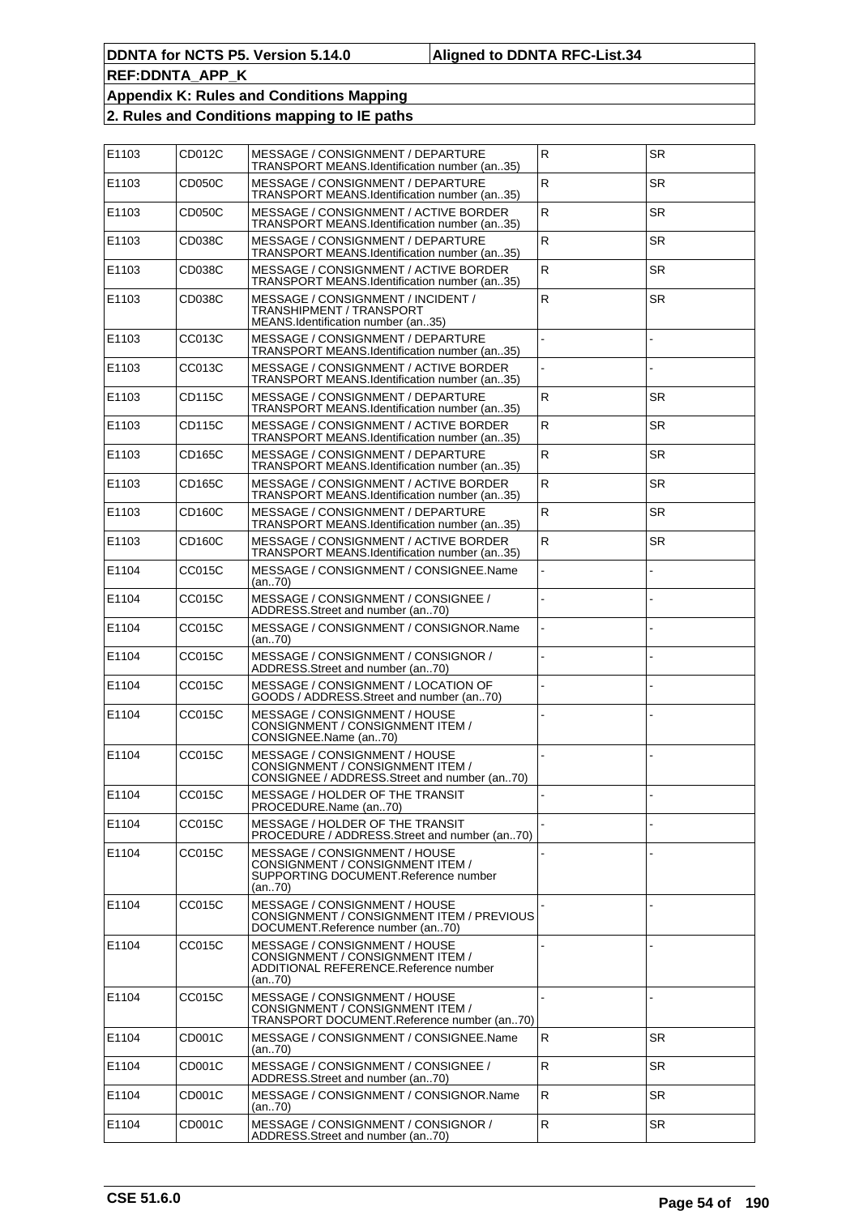| | | | | |
|---|---|---|---|---|
| E1103 | CD012C | MESSAGE / CONSIGNMENT / DEPARTURE TRANSPORT MEANS.Identification number (an..35) | R | SR |
| E1103 | CD050C | MESSAGE / CONSIGNMENT / DEPARTURE TRANSPORT MEANS.Identification number (an..35) | R | SR |
| E1103 | CD050C | MESSAGE / CONSIGNMENT / ACTIVE BORDER TRANSPORT MEANS.Identification number (an..35) | R | SR |
| E1103 | CD038C | MESSAGE / CONSIGNMENT / DEPARTURE TRANSPORT MEANS.Identification number (an..35) | R | SR |
| E1103 | CD038C | MESSAGE / CONSIGNMENT / ACTIVE BORDER TRANSPORT MEANS.Identification number (an..35) | R | SR |
| E1103 | CD038C | MESSAGE / CONSIGNMENT / INCIDENT / TRANSHIPMENT / TRANSPORT MEANS.Identification number (an..35) | R | SR |
| E1103 | CC013C | MESSAGE / CONSIGNMENT / DEPARTURE TRANSPORT MEANS.Identification number (an..35) | - | - |
| E1103 | CC013C | MESSAGE / CONSIGNMENT / ACTIVE BORDER TRANSPORT MEANS.Identification number (an..35) | - | - |
| E1103 | CD115C | MESSAGE / CONSIGNMENT / DEPARTURE TRANSPORT MEANS.Identification number (an..35) | R | SR |
| E1103 | CD115C | MESSAGE / CONSIGNMENT / ACTIVE BORDER TRANSPORT MEANS.Identification number (an..35) | R | SR |
| E1103 | CD165C | MESSAGE / CONSIGNMENT / DEPARTURE TRANSPORT MEANS.Identification number (an..35) | R | SR |
| E1103 | CD165C | MESSAGE / CONSIGNMENT / ACTIVE BORDER TRANSPORT MEANS.Identification number (an..35) | R | SR |
| E1103 | CD160C | MESSAGE / CONSIGNMENT / DEPARTURE TRANSPORT MEANS.Identification number (an..35) | R | SR |
| E1103 | CD160C | MESSAGE / CONSIGNMENT / ACTIVE BORDER TRANSPORT MEANS.Identification number (an..35) | R | SR |
| E1104 | CC015C | MESSAGE / CONSIGNMENT / CONSIGNEE.Name (an..70) | - | - |
| E1104 | CC015C | MESSAGE / CONSIGNMENT / CONSIGNEE / ADDRESS.Street and number (an..70) | - | - |
| E1104 | CC015C | MESSAGE / CONSIGNMENT / CONSIGNOR.Name (an..70) | - | - |
| E1104 | CC015C | MESSAGE / CONSIGNMENT / CONSIGNOR / ADDRESS.Street and number (an..70) | - | - |
| E1104 | CC015C | MESSAGE / CONSIGNMENT / LOCATION OF GOODS / ADDRESS.Street and number (an..70) | - | - |
| E1104 | CC015C | MESSAGE / CONSIGNMENT / HOUSE CONSIGNMENT / CONSIGNMENT ITEM / CONSIGNEE.Name (an..70) | - | - |
| E1104 | CC015C | MESSAGE / CONSIGNMENT / HOUSE CONSIGNMENT / CONSIGNMENT ITEM / CONSIGNEE / ADDRESS.Street and number (an..70) | - | - |
| E1104 | CC015C | MESSAGE / HOLDER OF THE TRANSIT PROCEDURE.Name (an..70) | - | - |
| E1104 | CC015C | MESSAGE / HOLDER OF THE TRANSIT PROCEDURE / ADDRESS.Street and number (an..70) | - | - |
| E1104 | CC015C | MESSAGE / CONSIGNMENT / HOUSE CONSIGNMENT / CONSIGNMENT ITEM / SUPPORTING DOCUMENT.Reference number (an..70) | - | - |
| E1104 | CC015C | MESSAGE / CONSIGNMENT / HOUSE CONSIGNMENT / CONSIGNMENT ITEM / PREVIOUS DOCUMENT.Reference number (an..70) | - | - |
| E1104 | CC015C | MESSAGE / CONSIGNMENT / HOUSE CONSIGNMENT / CONSIGNMENT ITEM / ADDITIONAL REFERENCE.Reference number (an..70) | - | - |
| E1104 | CC015C | MESSAGE / CONSIGNMENT / HOUSE CONSIGNMENT / CONSIGNMENT ITEM / TRANSPORT DOCUMENT.Reference number (an..70) | - | - |
| E1104 | CD001C | MESSAGE / CONSIGNMENT / CONSIGNEE.Name (an..70) | R | SR |
| E1104 | CD001C | MESSAGE / CONSIGNMENT / CONSIGNEE / ADDRESS.Street and number (an..70) | R | SR |
| E1104 | CD001C | MESSAGE / CONSIGNMENT / CONSIGNOR.Name (an..70) | R | SR |
| E1104 | CD001C | MESSAGE / CONSIGNMENT / CONSIGNOR / ADDRESS.Street and number (an..70) | R | SR |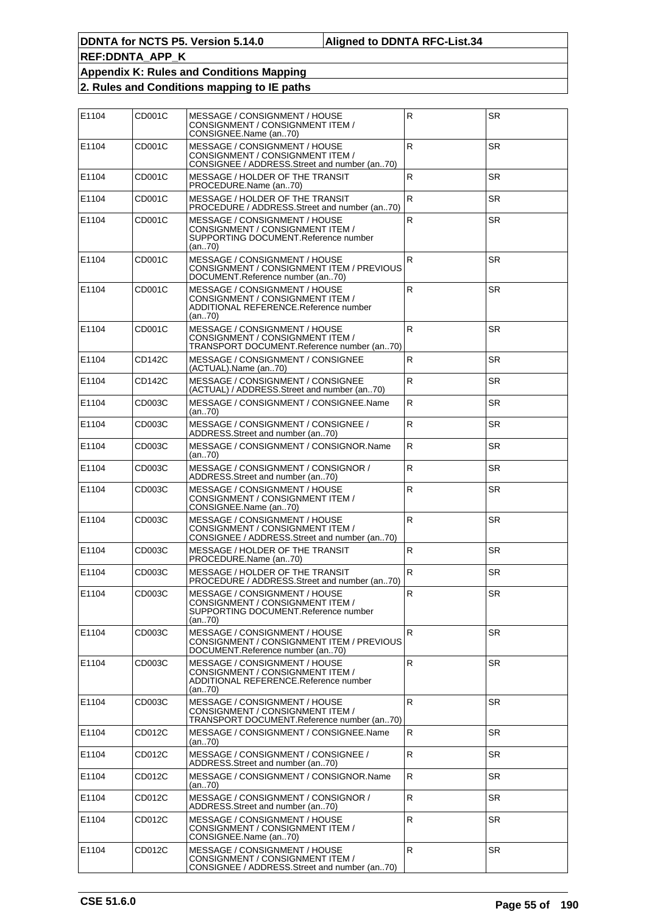| | | | | |
|---|---|---|---|---|
| E1104 | CD001C | MESSAGE / CONSIGNMENT / HOUSE CONSIGNMENT / CONSIGNMENT ITEM / CONSIGNEE.Name (an..70) | R | SR |
| E1104 | CD001C | MESSAGE / CONSIGNMENT / HOUSE CONSIGNMENT / CONSIGNMENT ITEM / CONSIGNEE / ADDRESS.Street and number (an..70) | R | SR |
| E1104 | CD001C | MESSAGE / HOLDER OF THE TRANSIT PROCEDURE.Name (an..70) | R | SR |
| E1104 | CD001C | MESSAGE / HOLDER OF THE TRANSIT PROCEDURE / ADDRESS.Street and number (an..70) | R | SR |
| E1104 | CD001C | MESSAGE / CONSIGNMENT / HOUSE CONSIGNMENT / CONSIGNMENT ITEM / SUPPORTING DOCUMENT.Reference number (an..70) | R | SR |
| E1104 | CD001C | MESSAGE / CONSIGNMENT / HOUSE CONSIGNMENT / CONSIGNMENT ITEM / PREVIOUS DOCUMENT.Reference number (an..70) | R | SR |
| E1104 | CD001C | MESSAGE / CONSIGNMENT / HOUSE CONSIGNMENT / CONSIGNMENT ITEM / ADDITIONAL REFERENCE.Reference number (an..70) | R | SR |
| E1104 | CD001C | MESSAGE / CONSIGNMENT / HOUSE CONSIGNMENT / CONSIGNMENT ITEM / TRANSPORT DOCUMENT.Reference number (an..70) | R | SR |
| E1104 | CD142C | MESSAGE / CONSIGNMENT / CONSIGNEE (ACTUAL).Name (an..70) | R | SR |
| E1104 | CD142C | MESSAGE / CONSIGNMENT / CONSIGNEE (ACTUAL) / ADDRESS.Street and number (an..70) | R | SR |
| E1104 | CD003C | MESSAGE / CONSIGNMENT / CONSIGNEE.Name (an..70) | R | SR |
| E1104 | CD003C | MESSAGE / CONSIGNMENT / CONSIGNEE / ADDRESS.Street and number (an..70) | R | SR |
| E1104 | CD003C | MESSAGE / CONSIGNMENT / CONSIGNOR.Name (an..70) | R | SR |
| E1104 | CD003C | MESSAGE / CONSIGNMENT / CONSIGNOR / ADDRESS.Street and number (an..70) | R | SR |
| E1104 | CD003C | MESSAGE / CONSIGNMENT / HOUSE CONSIGNMENT / CONSIGNMENT ITEM / CONSIGNEE.Name (an..70) | R | SR |
| E1104 | CD003C | MESSAGE / CONSIGNMENT / HOUSE CONSIGNMENT / CONSIGNMENT ITEM / CONSIGNEE / ADDRESS.Street and number (an..70) | R | SR |
| E1104 | CD003C | MESSAGE / HOLDER OF THE TRANSIT PROCEDURE.Name (an..70) | R | SR |
| E1104 | CD003C | MESSAGE / HOLDER OF THE TRANSIT PROCEDURE / ADDRESS.Street and number (an..70) | R | SR |
| E1104 | CD003C | MESSAGE / CONSIGNMENT / HOUSE CONSIGNMENT / CONSIGNMENT ITEM / SUPPORTING DOCUMENT.Reference number (an..70) | R | SR |
| E1104 | CD003C | MESSAGE / CONSIGNMENT / HOUSE CONSIGNMENT / CONSIGNMENT ITEM / PREVIOUS DOCUMENT.Reference number (an..70) | R | SR |
| E1104 | CD003C | MESSAGE / CONSIGNMENT / HOUSE CONSIGNMENT / CONSIGNMENT ITEM / ADDITIONAL REFERENCE.Reference number (an..70) | R | SR |
| E1104 | CD003C | MESSAGE / CONSIGNMENT / HOUSE CONSIGNMENT / CONSIGNMENT ITEM / TRANSPORT DOCUMENT.Reference number (an..70) | R | SR |
| E1104 | CD012C | MESSAGE / CONSIGNMENT / CONSIGNEE.Name (an..70) | R | SR |
| E1104 | CD012C | MESSAGE / CONSIGNMENT / CONSIGNEE / ADDRESS.Street and number (an..70) | R | SR |
| E1104 | CD012C | MESSAGE / CONSIGNMENT / CONSIGNOR.Name (an..70) | R | SR |
| E1104 | CD012C | MESSAGE / CONSIGNMENT / CONSIGNOR / ADDRESS.Street and number (an..70) | R | SR |
| E1104 | CD012C | MESSAGE / CONSIGNMENT / HOUSE CONSIGNMENT / CONSIGNMENT ITEM / CONSIGNEE.Name (an..70) | R | SR |
| E1104 | CD012C | MESSAGE / CONSIGNMENT / HOUSE CONSIGNMENT / CONSIGNMENT ITEM / CONSIGNEE / ADDRESS.Street and number (an..70) | R | SR |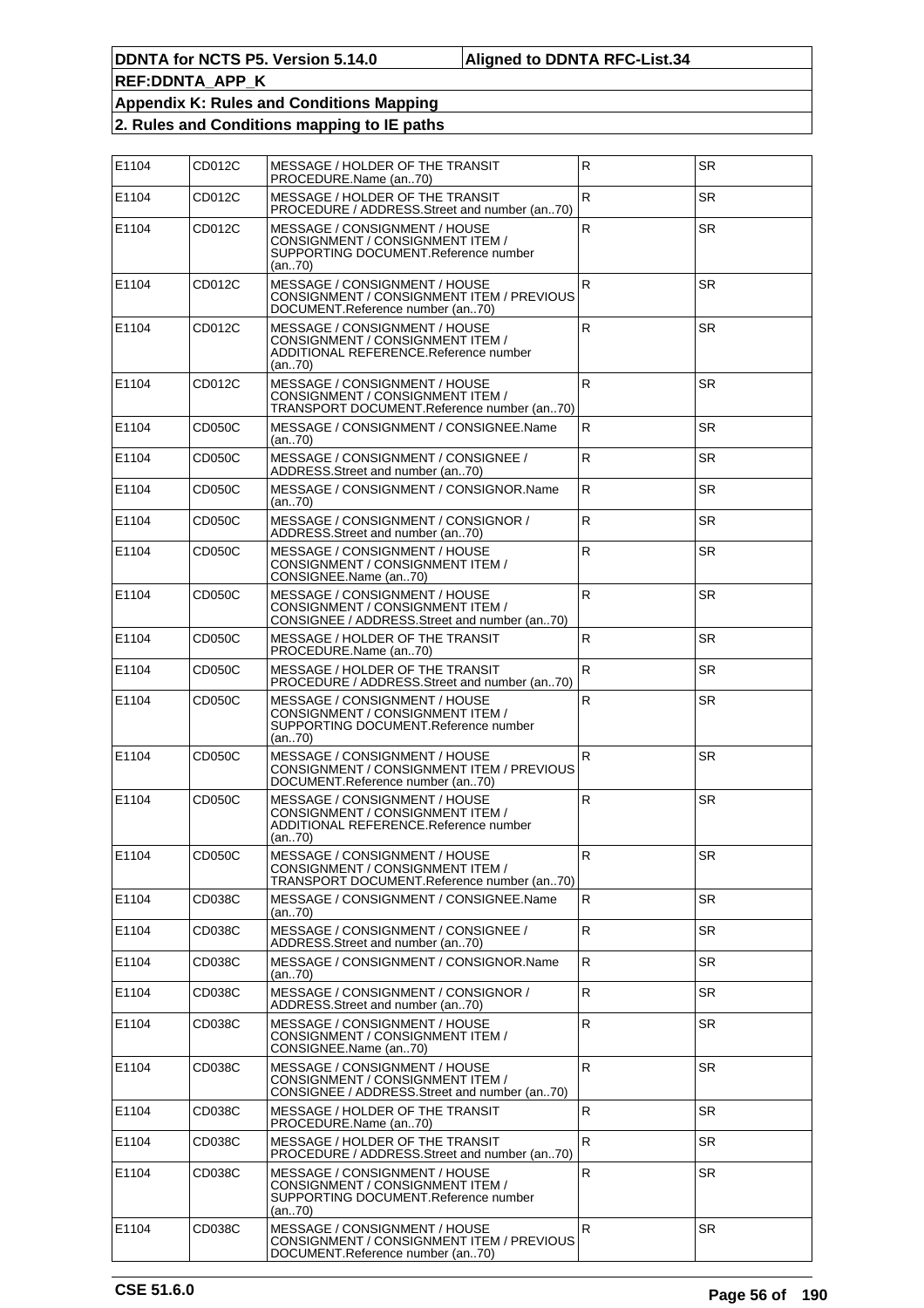**Appendix K: Rules and Conditions Mapping**

**2. Rules and Conditions mapping to IE paths**

| | | | | |
|---|---|---|---|---|
| E1104 | CD012C | MESSAGE / HOLDER OF THE TRANSIT PROCEDURE.Name (an..70) | R | SR |
| E1104 | CD012C | MESSAGE / HOLDER OF THE TRANSIT PROCEDURE / ADDRESS.Street and number (an..70) | R | SR |
| E1104 | CD012C | MESSAGE / CONSIGNMENT / HOUSE CONSIGNMENT / CONSIGNMENT ITEM / SUPPORTING DOCUMENT.Reference number (an..70) | R | SR |
| E1104 | CD012C | MESSAGE / CONSIGNMENT / HOUSE CONSIGNMENT / CONSIGNMENT ITEM / PREVIOUS DOCUMENT.Reference number (an..70) | R | SR |
| E1104 | CD012C | MESSAGE / CONSIGNMENT / HOUSE CONSIGNMENT / CONSIGNMENT ITEM / ADDITIONAL REFERENCE.Reference number (an..70) | R | SR |
| E1104 | CD012C | MESSAGE / CONSIGNMENT / HOUSE CONSIGNMENT / CONSIGNMENT ITEM / TRANSPORT DOCUMENT.Reference number (an..70) | R | SR |
| E1104 | CD050C | MESSAGE / CONSIGNMENT / CONSIGNEE.Name (an..70) | R | SR |
| E1104 | CD050C | MESSAGE / CONSIGNMENT / CONSIGNEE / ADDRESS.Street and number (an..70) | R | SR |
| E1104 | CD050C | MESSAGE / CONSIGNMENT / CONSIGNOR.Name (an..70) | R | SR |
| E1104 | CD050C | MESSAGE / CONSIGNMENT / CONSIGNOR / ADDRESS.Street and number (an..70) | R | SR |
| E1104 | CD050C | MESSAGE / CONSIGNMENT / HOUSE CONSIGNMENT / CONSIGNMENT ITEM / CONSIGNEE.Name (an..70) | R | SR |
| E1104 | CD050C | MESSAGE / CONSIGNMENT / HOUSE CONSIGNMENT / CONSIGNMENT ITEM / CONSIGNEE / ADDRESS.Street and number (an..70) | R | SR |
| E1104 | CD050C | MESSAGE / HOLDER OF THE TRANSIT PROCEDURE.Name (an..70) | R | SR |
| E1104 | CD050C | MESSAGE / HOLDER OF THE TRANSIT PROCEDURE / ADDRESS.Street and number (an..70) | R | SR |
| E1104 | CD050C | MESSAGE / CONSIGNMENT / HOUSE CONSIGNMENT / CONSIGNMENT ITEM / SUPPORTING DOCUMENT.Reference number (an..70) | R | SR |
| E1104 | CD050C | MESSAGE / CONSIGNMENT / HOUSE CONSIGNMENT / CONSIGNMENT ITEM / PREVIOUS DOCUMENT.Reference number (an..70) | R | SR |
| E1104 | CD050C | MESSAGE / CONSIGNMENT / HOUSE CONSIGNMENT / CONSIGNMENT ITEM / ADDITIONAL REFERENCE.Reference number (an..70) | R | SR |
| E1104 | CD050C | MESSAGE / CONSIGNMENT / HOUSE CONSIGNMENT / CONSIGNMENT ITEM / TRANSPORT DOCUMENT.Reference number (an..70) | R | SR |
| E1104 | CD038C | MESSAGE / CONSIGNMENT / CONSIGNEE.Name (an..70) | R | SR |
| E1104 | CD038C | MESSAGE / CONSIGNMENT / CONSIGNEE / ADDRESS.Street and number (an..70) | R | SR |
| E1104 | CD038C | MESSAGE / CONSIGNMENT / CONSIGNOR.Name (an..70) | R | SR |
| E1104 | CD038C | MESSAGE / CONSIGNMENT / CONSIGNOR / ADDRESS.Street and number (an..70) | R | SR |
| E1104 | CD038C | MESSAGE / CONSIGNMENT / HOUSE CONSIGNMENT / CONSIGNMENT ITEM / CONSIGNEE.Name (an..70) | R | SR |
| E1104 | CD038C | MESSAGE / CONSIGNMENT / HOUSE CONSIGNMENT / CONSIGNMENT ITEM / CONSIGNEE / ADDRESS.Street and number (an..70) | R | SR |
| E1104 | CD038C | MESSAGE / HOLDER OF THE TRANSIT PROCEDURE.Name (an..70) | R | SR |
| E1104 | CD038C | MESSAGE / HOLDER OF THE TRANSIT PROCEDURE / ADDRESS.Street and number (an..70) | R | SR |
| E1104 | CD038C | MESSAGE / CONSIGNMENT / HOUSE CONSIGNMENT / CONSIGNMENT ITEM / SUPPORTING DOCUMENT.Reference number (an..70) | R | SR |
| E1104 | CD038C | MESSAGE / CONSIGNMENT / HOUSE CONSIGNMENT / CONSIGNMENT ITEM / PREVIOUS DOCUMENT.Reference number (an..70) | R | SR |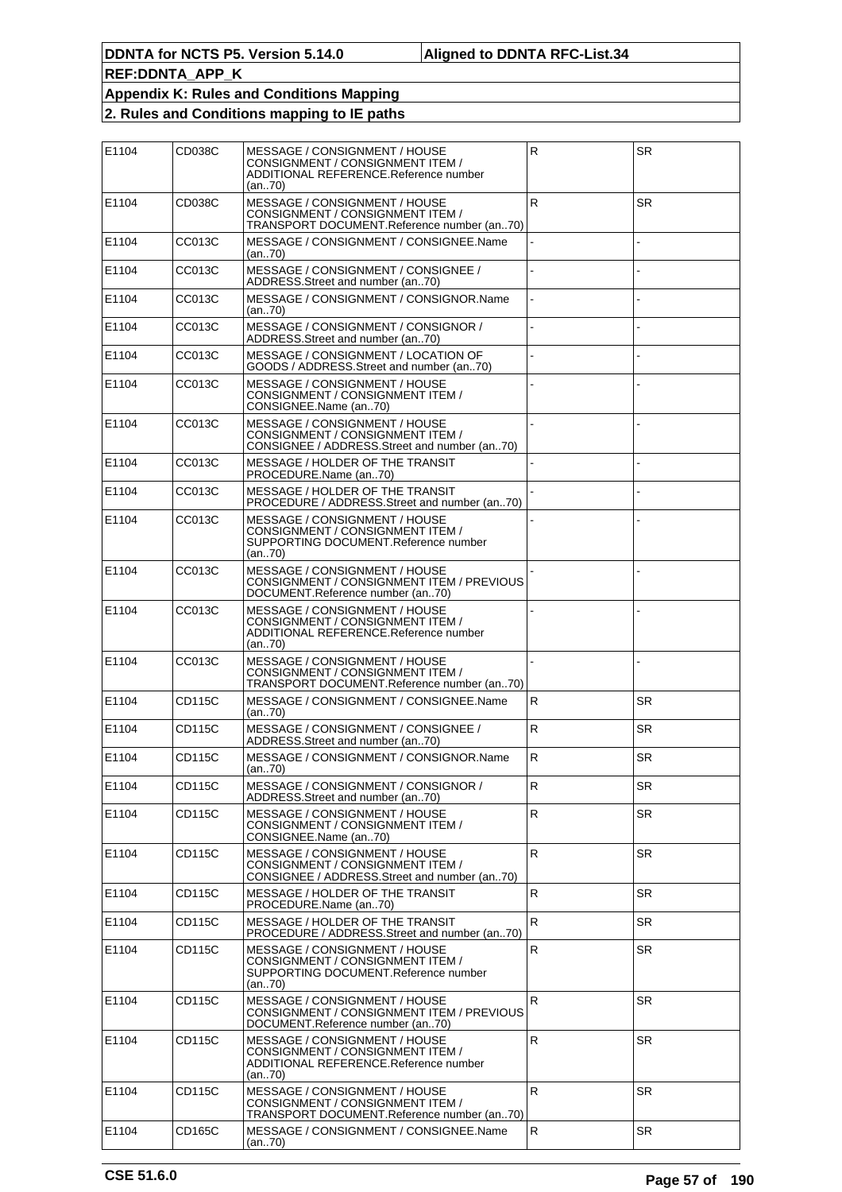| | | | | |
|---|---|---|---|---|
| E1104 | CD038C | MESSAGE / CONSIGNMENT / HOUSE CONSIGNMENT / CONSIGNMENT ITEM / ADDITIONAL REFERENCE.Reference number (an..70) | R | SR |
| E1104 | CD038C | MESSAGE / CONSIGNMENT / HOUSE CONSIGNMENT / CONSIGNMENT ITEM / TRANSPORT DOCUMENT.Reference number (an..70) | R | SR |
| E1104 | CC013C | MESSAGE / CONSIGNMENT / CONSIGNEE.Name (an..70) | - | - |
| E1104 | CC013C | MESSAGE / CONSIGNMENT / CONSIGNEE / ADDRESS.Street and number (an..70) | - | - |
| E1104 | CC013C | MESSAGE / CONSIGNMENT / CONSIGNOR.Name (an..70) | - | - |
| E1104 | CC013C | MESSAGE / CONSIGNMENT / CONSIGNOR / ADDRESS.Street and number (an..70) | - | - |
| E1104 | CC013C | MESSAGE / CONSIGNMENT / LOCATION OF GOODS / ADDRESS.Street and number (an..70) | - | - |
| E1104 | CC013C | MESSAGE / CONSIGNMENT / HOUSE CONSIGNMENT / CONSIGNMENT ITEM / CONSIGNEE.Name (an..70) | - | - |
| E1104 | CC013C | MESSAGE / CONSIGNMENT / HOUSE CONSIGNMENT / CONSIGNMENT ITEM / CONSIGNEE / ADDRESS.Street and number (an..70) | - | - |
| E1104 | CC013C | MESSAGE / HOLDER OF THE TRANSIT PROCEDURE.Name (an..70) | - | - |
| E1104 | CC013C | MESSAGE / HOLDER OF THE TRANSIT PROCEDURE / ADDRESS.Street and number (an..70) | - | - |
| E1104 | CC013C | MESSAGE / CONSIGNMENT / HOUSE CONSIGNMENT / CONSIGNMENT ITEM / SUPPORTING DOCUMENT.Reference number (an..70) | - | - |
| E1104 | CC013C | MESSAGE / CONSIGNMENT / HOUSE CONSIGNMENT / CONSIGNMENT ITEM / PREVIOUS DOCUMENT.Reference number (an..70) | - | - |
| E1104 | CC013C | MESSAGE / CONSIGNMENT / HOUSE CONSIGNMENT / CONSIGNMENT ITEM / ADDITIONAL REFERENCE.Reference number (an..70) | - | - |
| E1104 | CC013C | MESSAGE / CONSIGNMENT / HOUSE CONSIGNMENT / CONSIGNMENT ITEM / TRANSPORT DOCUMENT.Reference number (an..70) | - | - |
| E1104 | CD115C | MESSAGE / CONSIGNMENT / CONSIGNEE.Name (an..70) | R | SR |
| E1104 | CD115C | MESSAGE / CONSIGNMENT / CONSIGNEE / ADDRESS.Street and number (an..70) | R | SR |
| E1104 | CD115C | MESSAGE / CONSIGNMENT / CONSIGNOR.Name (an..70) | R | SR |
| E1104 | CD115C | MESSAGE / CONSIGNMENT / CONSIGNOR / ADDRESS.Street and number (an..70) | R | SR |
| E1104 | CD115C | MESSAGE / CONSIGNMENT / HOUSE CONSIGNMENT / CONSIGNMENT ITEM / CONSIGNEE.Name (an..70) | R | SR |
| E1104 | CD115C | MESSAGE / CONSIGNMENT / HOUSE CONSIGNMENT / CONSIGNMENT ITEM / CONSIGNEE / ADDRESS.Street and number (an..70) | R | SR |
| E1104 | CD115C | MESSAGE / HOLDER OF THE TRANSIT PROCEDURE.Name (an..70) | R | SR |
| E1104 | CD115C | MESSAGE / HOLDER OF THE TRANSIT PROCEDURE / ADDRESS.Street and number (an..70) | R | SR |
| E1104 | CD115C | MESSAGE / CONSIGNMENT / HOUSE CONSIGNMENT / CONSIGNMENT ITEM / SUPPORTING DOCUMENT.Reference number (an..70) | R | SR |
| E1104 | CD115C | MESSAGE / CONSIGNMENT / HOUSE CONSIGNMENT / CONSIGNMENT ITEM / PREVIOUS DOCUMENT.Reference number (an..70) | R | SR |
| E1104 | CD115C | MESSAGE / CONSIGNMENT / HOUSE CONSIGNMENT / CONSIGNMENT ITEM / ADDITIONAL REFERENCE.Reference number (an..70) | R | SR |
| E1104 | CD115C | MESSAGE / CONSIGNMENT / HOUSE CONSIGNMENT / CONSIGNMENT ITEM / TRANSPORT DOCUMENT.Reference number (an..70) | R | SR |
| E1104 | CD165C | MESSAGE / CONSIGNMENT / CONSIGNEE.Name (an..70) | R | SR |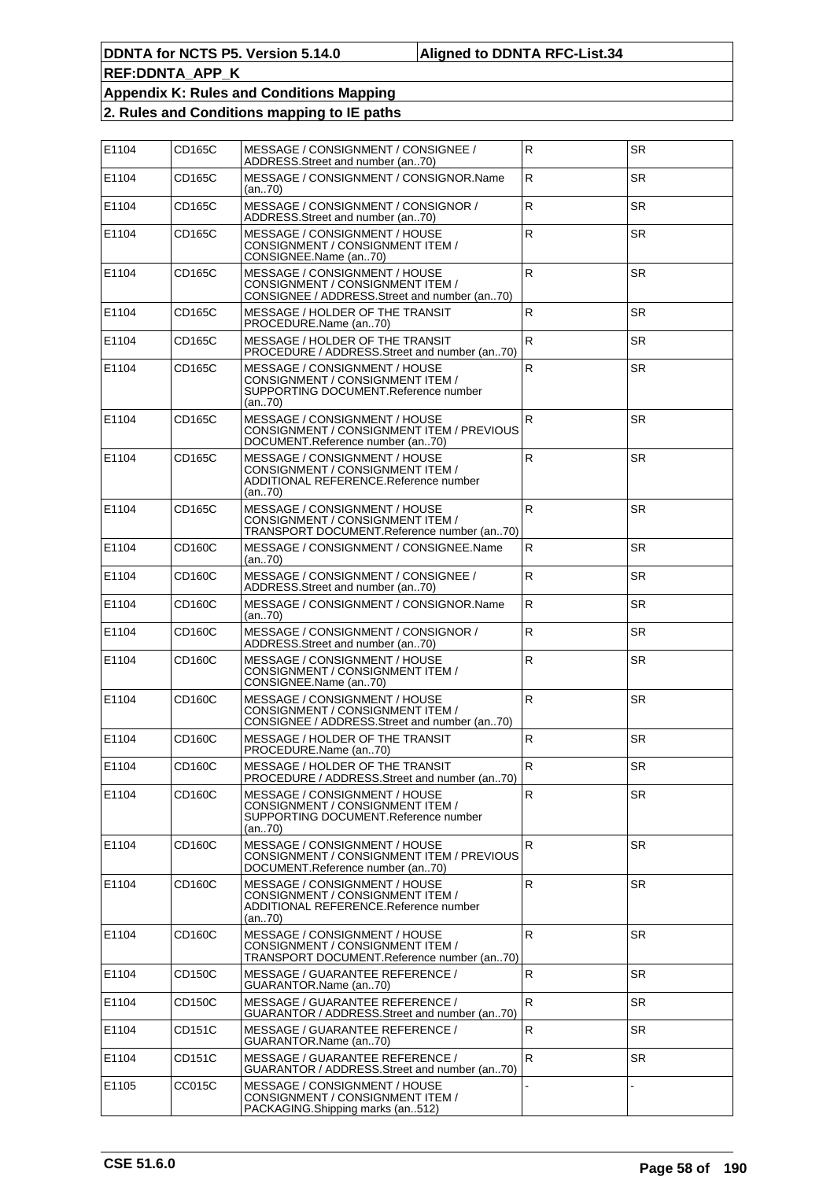| | | | | |
|---|---|---|---|---|
| E1104 | CD165C | MESSAGE / CONSIGNMENT / CONSIGNEE / ADDRESS.Street and number (an..70) | R | SR |
| E1104 | CD165C | MESSAGE / CONSIGNMENT / CONSIGNOR.Name (an..70) | R | SR |
| E1104 | CD165C | MESSAGE / CONSIGNMENT / CONSIGNOR / ADDRESS.Street and number (an..70) | R | SR |
| E1104 | CD165C | MESSAGE / CONSIGNMENT / HOUSE CONSIGNMENT / CONSIGNMENT ITEM / CONSIGNEE.Name (an..70) | R | SR |
| E1104 | CD165C | MESSAGE / CONSIGNMENT / HOUSE CONSIGNMENT / CONSIGNMENT ITEM / CONSIGNEE / ADDRESS.Street and number (an..70) | R | SR |
| E1104 | CD165C | MESSAGE / HOLDER OF THE TRANSIT PROCEDURE.Name (an..70) | R | SR |
| E1104 | CD165C | MESSAGE / HOLDER OF THE TRANSIT PROCEDURE / ADDRESS.Street and number (an..70) | R | SR |
| E1104 | CD165C | MESSAGE / CONSIGNMENT / HOUSE CONSIGNMENT / CONSIGNMENT ITEM / SUPPORTING DOCUMENT.Reference number (an..70) | R | SR |
| E1104 | CD165C | MESSAGE / CONSIGNMENT / HOUSE CONSIGNMENT / CONSIGNMENT ITEM / PREVIOUS DOCUMENT.Reference number (an..70) | R | SR |
| E1104 | CD165C | MESSAGE / CONSIGNMENT / HOUSE CONSIGNMENT / CONSIGNMENT ITEM / ADDITIONAL REFERENCE.Reference number (an..70) | R | SR |
| E1104 | CD165C | MESSAGE / CONSIGNMENT / HOUSE CONSIGNMENT / CONSIGNMENT ITEM / TRANSPORT DOCUMENT.Reference number (an..70) | R | SR |
| E1104 | CD160C | MESSAGE / CONSIGNMENT / CONSIGNEE.Name (an..70) | R | SR |
| E1104 | CD160C | MESSAGE / CONSIGNMENT / CONSIGNEE / ADDRESS.Street and number (an..70) | R | SR |
| E1104 | CD160C | MESSAGE / CONSIGNMENT / CONSIGNOR.Name (an..70) | R | SR |
| E1104 | CD160C | MESSAGE / CONSIGNMENT / CONSIGNOR / ADDRESS.Street and number (an..70) | R | SR |
| E1104 | CD160C | MESSAGE / CONSIGNMENT / HOUSE CONSIGNMENT / CONSIGNMENT ITEM / CONSIGNEE.Name (an..70) | R | SR |
| E1104 | CD160C | MESSAGE / CONSIGNMENT / HOUSE CONSIGNMENT / CONSIGNMENT ITEM / CONSIGNEE / ADDRESS.Street and number (an..70) | R | SR |
| E1104 | CD160C | MESSAGE / HOLDER OF THE TRANSIT PROCEDURE.Name (an..70) | R | SR |
| E1104 | CD160C | MESSAGE / HOLDER OF THE TRANSIT PROCEDURE / ADDRESS.Street and number (an..70) | R | SR |
| E1104 | CD160C | MESSAGE / CONSIGNMENT / HOUSE CONSIGNMENT / CONSIGNMENT ITEM / SUPPORTING DOCUMENT.Reference number (an..70) | R | SR |
| E1104 | CD160C | MESSAGE / CONSIGNMENT / HOUSE CONSIGNMENT / CONSIGNMENT ITEM / PREVIOUS DOCUMENT.Reference number (an..70) | R | SR |
| E1104 | CD160C | MESSAGE / CONSIGNMENT / HOUSE CONSIGNMENT / CONSIGNMENT ITEM / ADDITIONAL REFERENCE.Reference number (an..70) | R | SR |
| E1104 | CD160C | MESSAGE / CONSIGNMENT / HOUSE CONSIGNMENT / CONSIGNMENT ITEM / TRANSPORT DOCUMENT.Reference number (an..70) | R | SR |
| E1104 | CD150C | MESSAGE / GUARANTEE REFERENCE / GUARANTOR.Name (an..70) | R | SR |
| E1104 | CD150C | MESSAGE / GUARANTEE REFERENCE / GUARANTOR / ADDRESS.Street and number (an..70) | R | SR |
| E1104 | CD151C | MESSAGE / GUARANTEE REFERENCE / GUARANTOR.Name (an..70) | R | SR |
| E1104 | CD151C | MESSAGE / GUARANTEE REFERENCE / GUARANTOR / ADDRESS.Street and number (an..70) | R | SR |
| E1105 | CC015C | MESSAGE / CONSIGNMENT / HOUSE CONSIGNMENT / CONSIGNMENT ITEM / PACKAGING.Shipping marks (an..512) | - | - |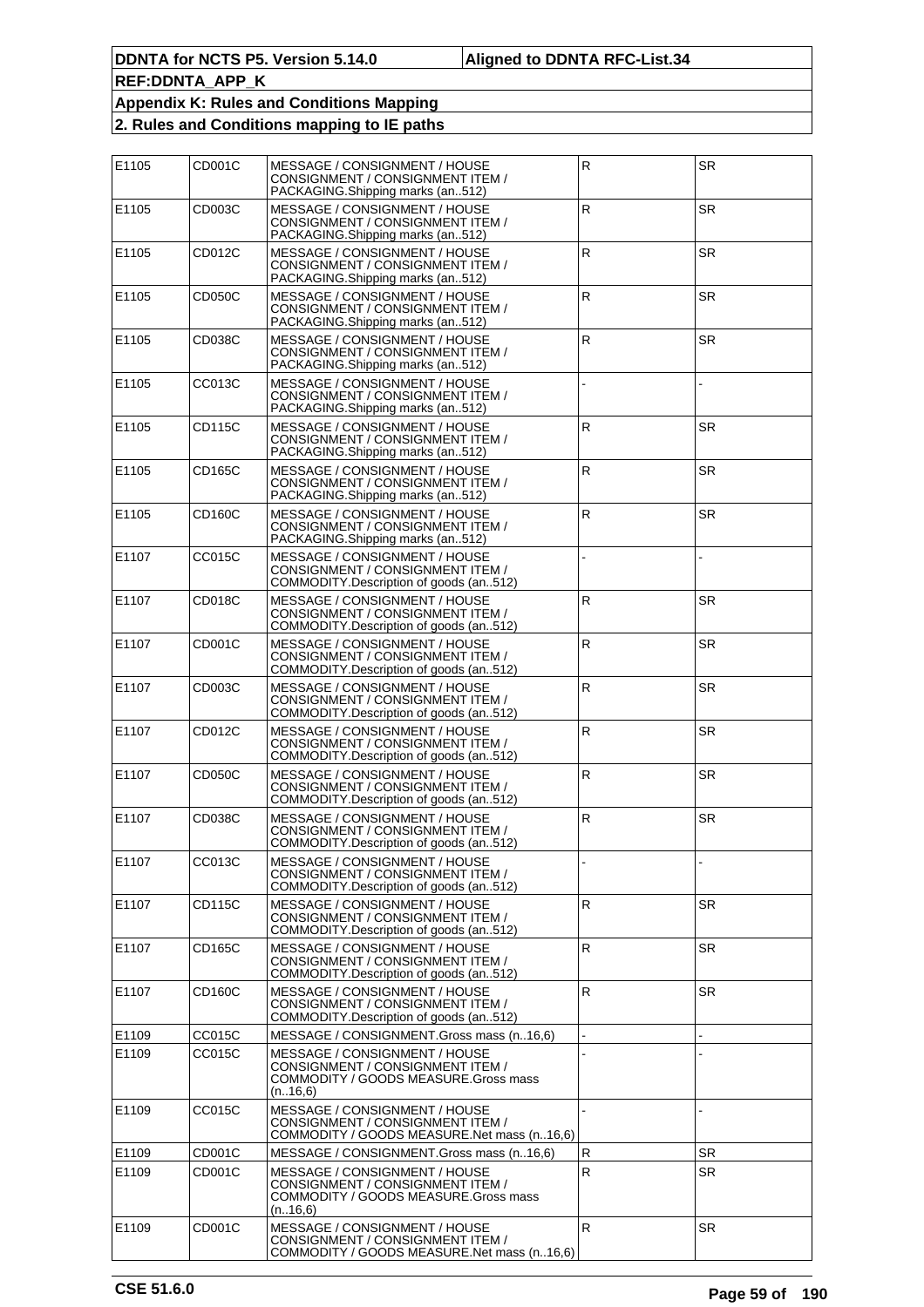| | | | | |
|---|---|---|---|---|
| E1105 | CD001C | MESSAGE / CONSIGNMENT / HOUSE CONSIGNMENT / CONSIGNMENT ITEM / PACKAGING.Shipping marks (an..512) | R | SR |
| E1105 | CD003C | MESSAGE / CONSIGNMENT / HOUSE CONSIGNMENT / CONSIGNMENT ITEM / PACKAGING.Shipping marks (an..512) | R | SR |
| E1105 | CD012C | MESSAGE / CONSIGNMENT / HOUSE CONSIGNMENT / CONSIGNMENT ITEM / PACKAGING.Shipping marks (an..512) | R | SR |
| E1105 | CD050C | MESSAGE / CONSIGNMENT / HOUSE CONSIGNMENT / CONSIGNMENT ITEM / PACKAGING.Shipping marks (an..512) | R | SR |
| E1105 | CD038C | MESSAGE / CONSIGNMENT / HOUSE CONSIGNMENT / CONSIGNMENT ITEM / PACKAGING.Shipping marks (an..512) | R | SR |
| E1105 | CC013C | MESSAGE / CONSIGNMENT / HOUSE CONSIGNMENT / CONSIGNMENT ITEM / PACKAGING.Shipping marks (an..512) | - | - |
| E1105 | CD115C | MESSAGE / CONSIGNMENT / HOUSE CONSIGNMENT / CONSIGNMENT ITEM / PACKAGING.Shipping marks (an..512) | R | SR |
| E1105 | CD165C | MESSAGE / CONSIGNMENT / HOUSE CONSIGNMENT / CONSIGNMENT ITEM / PACKAGING.Shipping marks (an..512) | R | SR |
| E1105 | CD160C | MESSAGE / CONSIGNMENT / HOUSE CONSIGNMENT / CONSIGNMENT ITEM / PACKAGING.Shipping marks (an..512) | R | SR |
| E1107 | CC015C | MESSAGE / CONSIGNMENT / HOUSE CONSIGNMENT / CONSIGNMENT ITEM / COMMODITY.Description of goods (an..512) | - | - |
| E1107 | CD018C | MESSAGE / CONSIGNMENT / HOUSE CONSIGNMENT / CONSIGNMENT ITEM / COMMODITY.Description of goods (an..512) | R | SR |
| E1107 | CD001C | MESSAGE / CONSIGNMENT / HOUSE CONSIGNMENT / CONSIGNMENT ITEM / COMMODITY.Description of goods (an..512) | R | SR |
| E1107 | CD003C | MESSAGE / CONSIGNMENT / HOUSE CONSIGNMENT / CONSIGNMENT ITEM / COMMODITY.Description of goods (an..512) | R | SR |
| E1107 | CD012C | MESSAGE / CONSIGNMENT / HOUSE CONSIGNMENT / CONSIGNMENT ITEM / COMMODITY.Description of goods (an..512) | R | SR |
| E1107 | CD050C | MESSAGE / CONSIGNMENT / HOUSE CONSIGNMENT / CONSIGNMENT ITEM / COMMODITY.Description of goods (an..512) | R | SR |
| E1107 | CD038C | MESSAGE / CONSIGNMENT / HOUSE CONSIGNMENT / CONSIGNMENT ITEM / COMMODITY.Description of goods (an..512) | R | SR |
| E1107 | CC013C | MESSAGE / CONSIGNMENT / HOUSE CONSIGNMENT / CONSIGNMENT ITEM / COMMODITY.Description of goods (an..512) | - | - |
| E1107 | CD115C | MESSAGE / CONSIGNMENT / HOUSE CONSIGNMENT / CONSIGNMENT ITEM / COMMODITY.Description of goods (an..512) | R | SR |
| E1107 | CD165C | MESSAGE / CONSIGNMENT / HOUSE CONSIGNMENT / CONSIGNMENT ITEM / COMMODITY.Description of goods (an..512) | R | SR |
| E1107 | CD160C | MESSAGE / CONSIGNMENT / HOUSE CONSIGNMENT / CONSIGNMENT ITEM / COMMODITY.Description of goods (an..512) | R | SR |
| E1109 | CC015C | MESSAGE / CONSIGNMENT.Gross mass (n..16,6) | - | - |
| E1109 | CC015C | MESSAGE / CONSIGNMENT / HOUSE CONSIGNMENT / CONSIGNMENT ITEM / COMMODITY / GOODS MEASURE.Gross mass (n..16,6) | - | - |
| E1109 | CC015C | MESSAGE / CONSIGNMENT / HOUSE CONSIGNMENT / CONSIGNMENT ITEM / COMMODITY / GOODS MEASURE.Net mass (n..16,6) | - | - |
| E1109 | CD001C | MESSAGE / CONSIGNMENT.Gross mass (n..16,6) | R | SR |
| E1109 | CD001C | MESSAGE / CONSIGNMENT / HOUSE CONSIGNMENT / CONSIGNMENT ITEM / COMMODITY / GOODS MEASURE.Gross mass (n..16,6) | R | SR |
| E1109 | CD001C | MESSAGE / CONSIGNMENT / HOUSE CONSIGNMENT / CONSIGNMENT ITEM / COMMODITY / GOODS MEASURE.Net mass (n..16,6) | R | SR |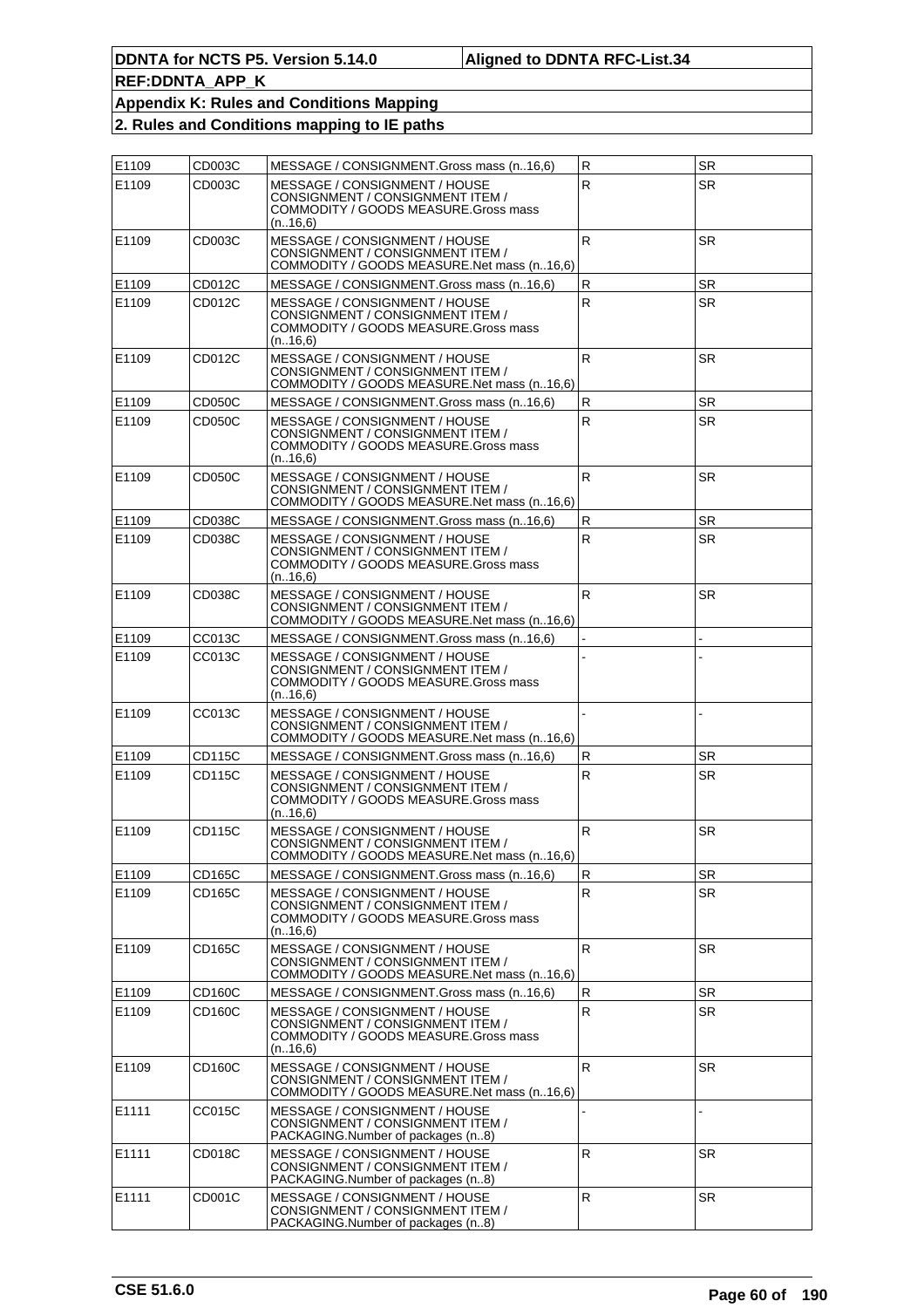DDNTA for NCTS P5. Version 5.14.0 | Aligned to DDNTA RFC-List.34

REF:DDNTA_APP_K

**Appendix K: Rules and Conditions Mapping**

**2. Rules and Conditions mapping to IE paths**

| | | | | |
|---|---|---|---|---|
| E1109 | CD003C | MESSAGE / CONSIGNMENT.Gross mass (n..16,6) | R | SR |
| E1109 | CD003C | MESSAGE / CONSIGNMENT / HOUSE CONSIGNMENT / CONSIGNMENT ITEM / COMMODITY / GOODS MEASURE.Gross mass (n..16,6) | R | SR |
| E1109 | CD003C | MESSAGE / CONSIGNMENT / HOUSE CONSIGNMENT / CONSIGNMENT ITEM / COMMODITY / GOODS MEASURE.Net mass (n..16,6) | R | SR |
| E1109 | CD012C | MESSAGE / CONSIGNMENT.Gross mass (n..16,6) | R | SR |
| E1109 | CD012C | MESSAGE / CONSIGNMENT / HOUSE CONSIGNMENT / CONSIGNMENT ITEM / COMMODITY / GOODS MEASURE.Gross mass (n..16,6) | R | SR |
| E1109 | CD012C | MESSAGE / CONSIGNMENT / HOUSE CONSIGNMENT / CONSIGNMENT ITEM / COMMODITY / GOODS MEASURE.Net mass (n..16,6) | R | SR |
| E1109 | CD050C | MESSAGE / CONSIGNMENT.Gross mass (n..16,6) | R | SR |
| E1109 | CD050C | MESSAGE / CONSIGNMENT / HOUSE CONSIGNMENT / CONSIGNMENT ITEM / COMMODITY / GOODS MEASURE.Gross mass (n..16,6) | R | SR |
| E1109 | CD050C | MESSAGE / CONSIGNMENT / HOUSE CONSIGNMENT / CONSIGNMENT ITEM / COMMODITY / GOODS MEASURE.Net mass (n..16,6) | R | SR |
| E1109 | CD038C | MESSAGE / CONSIGNMENT.Gross mass (n..16,6) | R | SR |
| E1109 | CD038C | MESSAGE / CONSIGNMENT / HOUSE CONSIGNMENT / CONSIGNMENT ITEM / COMMODITY / GOODS MEASURE.Gross mass (n..16,6) | R | SR |
| E1109 | CD038C | MESSAGE / CONSIGNMENT / HOUSE CONSIGNMENT / CONSIGNMENT ITEM / COMMODITY / GOODS MEASURE.Net mass (n..16,6) | R | SR |
| E1109 | CC013C | MESSAGE / CONSIGNMENT.Gross mass (n..16,6) | - | - |
| E1109 | CC013C | MESSAGE / CONSIGNMENT / HOUSE CONSIGNMENT / CONSIGNMENT ITEM / COMMODITY / GOODS MEASURE.Gross mass (n..16,6) | - | - |
| E1109 | CC013C | MESSAGE / CONSIGNMENT / HOUSE CONSIGNMENT / CONSIGNMENT ITEM / COMMODITY / GOODS MEASURE.Net mass (n..16,6) | - | - |
| E1109 | CD115C | MESSAGE / CONSIGNMENT.Gross mass (n..16,6) | R | SR |
| E1109 | CD115C | MESSAGE / CONSIGNMENT / HOUSE CONSIGNMENT / CONSIGNMENT ITEM / COMMODITY / GOODS MEASURE.Gross mass (n..16,6) | R | SR |
| E1109 | CD115C | MESSAGE / CONSIGNMENT / HOUSE CONSIGNMENT / CONSIGNMENT ITEM / COMMODITY / GOODS MEASURE.Net mass (n..16,6) | R | SR |
| E1109 | CD165C | MESSAGE / CONSIGNMENT.Gross mass (n..16,6) | R | SR |
| E1109 | CD165C | MESSAGE / CONSIGNMENT / HOUSE CONSIGNMENT / CONSIGNMENT ITEM / COMMODITY / GOODS MEASURE.Gross mass (n..16,6) | R | SR |
| E1109 | CD165C | MESSAGE / CONSIGNMENT / HOUSE CONSIGNMENT / CONSIGNMENT ITEM / COMMODITY / GOODS MEASURE.Net mass (n..16,6) | R | SR |
| E1109 | CD160C | MESSAGE / CONSIGNMENT.Gross mass (n..16,6) | R | SR |
| E1109 | CD160C | MESSAGE / CONSIGNMENT / HOUSE CONSIGNMENT / CONSIGNMENT ITEM / COMMODITY / GOODS MEASURE.Gross mass (n..16,6) | R | SR |
| E1109 | CD160C | MESSAGE / CONSIGNMENT / HOUSE CONSIGNMENT / CONSIGNMENT ITEM / COMMODITY / GOODS MEASURE.Net mass (n..16,6) | R | SR |
| E1111 | CC015C | MESSAGE / CONSIGNMENT / HOUSE CONSIGNMENT / CONSIGNMENT ITEM / PACKAGING.Number of packages (n..8) | - | - |
| E1111 | CD018C | MESSAGE / CONSIGNMENT / HOUSE CONSIGNMENT / CONSIGNMENT ITEM / PACKAGING.Number of packages (n..8) | R | SR |
| E1111 | CD001C | MESSAGE / CONSIGNMENT / HOUSE CONSIGNMENT / CONSIGNMENT ITEM / PACKAGING.Number of packages (n..8) | R | SR |

CSE 51.6.0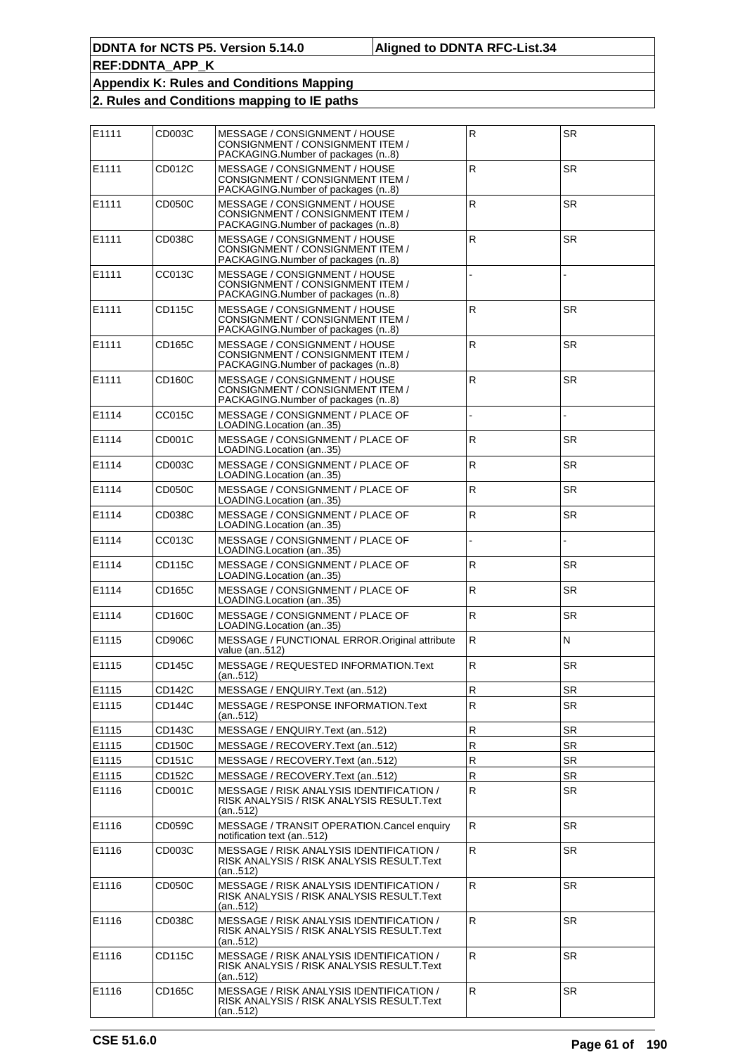| | | | | |
|---|---|---|---|---|
| E1111 | CD003C | MESSAGE / CONSIGNMENT / HOUSE CONSIGNMENT / CONSIGNMENT ITEM / PACKAGING.Number of packages (n..8) | R | SR |
| E1111 | CD012C | MESSAGE / CONSIGNMENT / HOUSE CONSIGNMENT / CONSIGNMENT ITEM / PACKAGING.Number of packages (n..8) | R | SR |
| E1111 | CD050C | MESSAGE / CONSIGNMENT / HOUSE CONSIGNMENT / CONSIGNMENT ITEM / PACKAGING.Number of packages (n..8) | R | SR |
| E1111 | CD038C | MESSAGE / CONSIGNMENT / HOUSE CONSIGNMENT / CONSIGNMENT ITEM / PACKAGING.Number of packages (n..8) | R | SR |
| E1111 | CC013C | MESSAGE / CONSIGNMENT / HOUSE CONSIGNMENT / CONSIGNMENT ITEM / PACKAGING.Number of packages (n..8) | - | - |
| E1111 | CD115C | MESSAGE / CONSIGNMENT / HOUSE CONSIGNMENT / CONSIGNMENT ITEM / PACKAGING.Number of packages (n..8) | R | SR |
| E1111 | CD165C | MESSAGE / CONSIGNMENT / HOUSE CONSIGNMENT / CONSIGNMENT ITEM / PACKAGING.Number of packages (n..8) | R | SR |
| E1111 | CD160C | MESSAGE / CONSIGNMENT / HOUSE CONSIGNMENT / CONSIGNMENT ITEM / PACKAGING.Number of packages (n..8) | R | SR |
| E1114 | CC015C | MESSAGE / CONSIGNMENT / PLACE OF LOADING.Location (an..35) | - | - |
| E1114 | CD001C | MESSAGE / CONSIGNMENT / PLACE OF LOADING.Location (an..35) | R | SR |
| E1114 | CD003C | MESSAGE / CONSIGNMENT / PLACE OF LOADING.Location (an..35) | R | SR |
| E1114 | CD050C | MESSAGE / CONSIGNMENT / PLACE OF LOADING.Location (an..35) | R | SR |
| E1114 | CD038C | MESSAGE / CONSIGNMENT / PLACE OF LOADING.Location (an..35) | R | SR |
| E1114 | CC013C | MESSAGE / CONSIGNMENT / PLACE OF LOADING.Location (an..35) | - | - |
| E1114 | CD115C | MESSAGE / CONSIGNMENT / PLACE OF LOADING.Location (an..35) | R | SR |
| E1114 | CD165C | MESSAGE / CONSIGNMENT / PLACE OF LOADING.Location (an..35) | R | SR |
| E1114 | CD160C | MESSAGE / CONSIGNMENT / PLACE OF LOADING.Location (an..35) | R | SR |
| E1115 | CD906C | MESSAGE / FUNCTIONAL ERROR.Original attribute value (an..512) | R | N |
| E1115 | CD145C | MESSAGE / REQUESTED INFORMATION.Text (an..512) | R | SR |
| E1115 | CD142C | MESSAGE / ENQUIRY.Text (an..512) | R | SR |
| E1115 | CD144C | MESSAGE / RESPONSE INFORMATION.Text (an..512) | R | SR |
| E1115 | CD143C | MESSAGE / ENQUIRY.Text (an..512) | R | SR |
| E1115 | CD150C | MESSAGE / RECOVERY.Text (an..512) | R | SR |
| E1115 | CD151C | MESSAGE / RECOVERY.Text (an..512) | R | SR |
| E1115 | CD152C | MESSAGE / RECOVERY.Text (an..512) | R | SR |
| E1116 | CD001C | MESSAGE / RISK ANALYSIS IDENTIFICATION / RISK ANALYSIS / RISK ANALYSIS RESULT.Text (an..512) | R | SR |
| E1116 | CD059C | MESSAGE / TRANSIT OPERATION.Cancel enquiry notification text (an..512) | R | SR |
| E1116 | CD003C | MESSAGE / RISK ANALYSIS IDENTIFICATION / RISK ANALYSIS / RISK ANALYSIS RESULT.Text (an..512) | R | SR |
| E1116 | CD050C | MESSAGE / RISK ANALYSIS IDENTIFICATION / RISK ANALYSIS / RISK ANALYSIS RESULT.Text (an..512) | R | SR |
| E1116 | CD038C | MESSAGE / RISK ANALYSIS IDENTIFICATION / RISK ANALYSIS / RISK ANALYSIS RESULT.Text (an..512) | R | SR |
| E1116 | CD115C | MESSAGE / RISK ANALYSIS IDENTIFICATION / RISK ANALYSIS / RISK ANALYSIS RESULT.Text (an..512) | R | SR |
| E1116 | CD165C | MESSAGE / RISK ANALYSIS IDENTIFICATION / RISK ANALYSIS / RISK ANALYSIS RESULT.Text (an..512) | R | SR |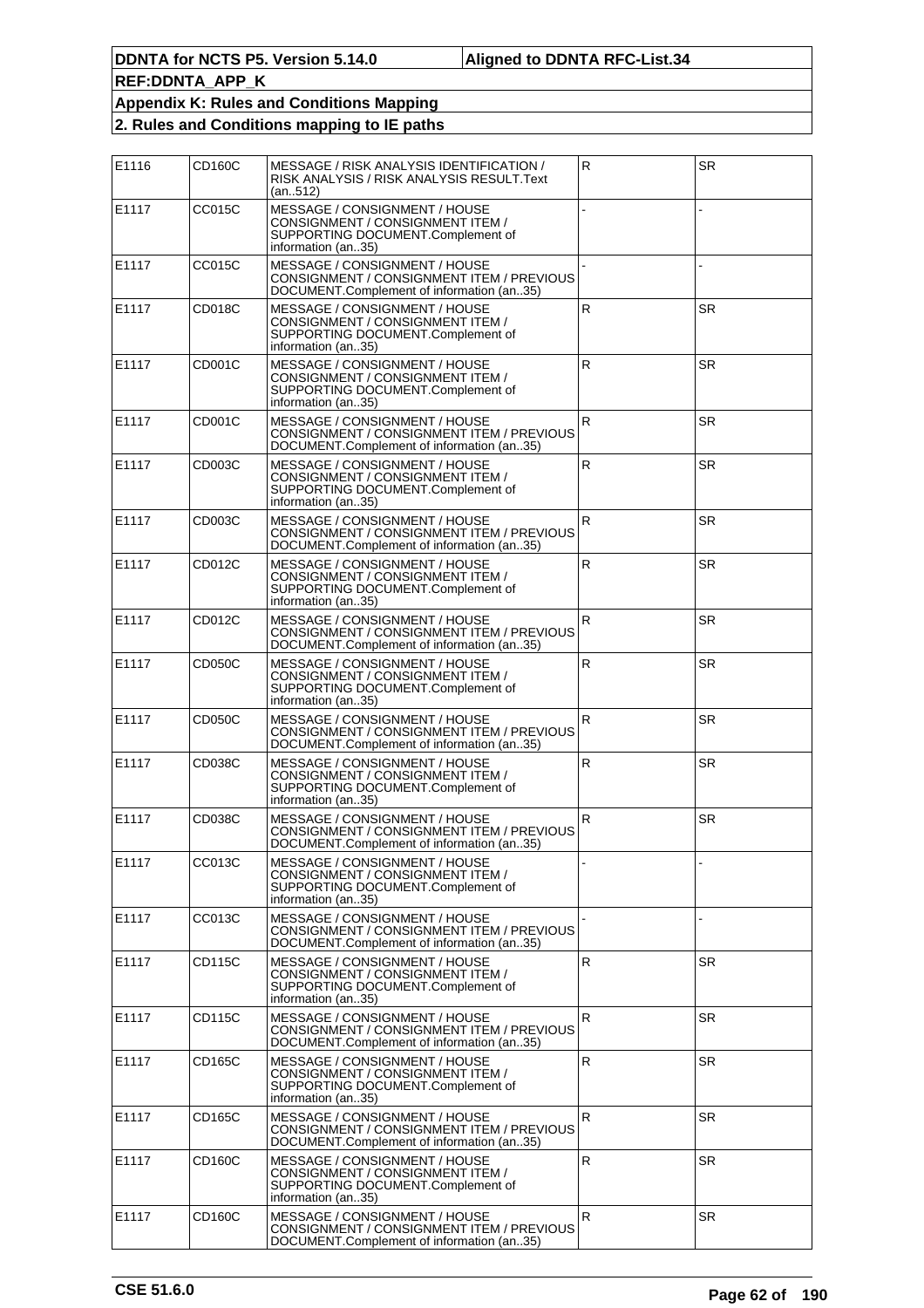| | | | | |
|---|---|---|---|---|
| E1116 | CD160C | MESSAGE / RISK ANALYSIS IDENTIFICATION / RISK ANALYSIS / RISK ANALYSIS RESULT.Text (an..512) | R | SR |
| E1117 | CC015C | MESSAGE / CONSIGNMENT / HOUSE CONSIGNMENT / CONSIGNMENT ITEM / SUPPORTING DOCUMENT.Complement of information (an..35) | - | - |
| E1117 | CC015C | MESSAGE / CONSIGNMENT / HOUSE CONSIGNMENT / CONSIGNMENT ITEM / PREVIOUS DOCUMENT.Complement of information (an..35) | - | - |
| E1117 | CD018C | MESSAGE / CONSIGNMENT / HOUSE CONSIGNMENT / CONSIGNMENT ITEM / SUPPORTING DOCUMENT.Complement of information (an..35) | R | SR |
| E1117 | CD001C | MESSAGE / CONSIGNMENT / HOUSE CONSIGNMENT / CONSIGNMENT ITEM / SUPPORTING DOCUMENT.Complement of information (an..35) | R | SR |
| E1117 | CD001C | MESSAGE / CONSIGNMENT / HOUSE CONSIGNMENT / CONSIGNMENT ITEM / PREVIOUS DOCUMENT.Complement of information (an..35) | R | SR |
| E1117 | CD003C | MESSAGE / CONSIGNMENT / HOUSE CONSIGNMENT / CONSIGNMENT ITEM / SUPPORTING DOCUMENT.Complement of information (an..35) | R | SR |
| E1117 | CD003C | MESSAGE / CONSIGNMENT / HOUSE CONSIGNMENT / CONSIGNMENT ITEM / PREVIOUS DOCUMENT.Complement of information (an..35) | R | SR |
| E1117 | CD012C | MESSAGE / CONSIGNMENT / HOUSE CONSIGNMENT / CONSIGNMENT ITEM / SUPPORTING DOCUMENT.Complement of information (an..35) | R | SR |
| E1117 | CD012C | MESSAGE / CONSIGNMENT / HOUSE CONSIGNMENT / CONSIGNMENT ITEM / PREVIOUS DOCUMENT.Complement of information (an..35) | R | SR |
| E1117 | CD050C | MESSAGE / CONSIGNMENT / HOUSE CONSIGNMENT / CONSIGNMENT ITEM / SUPPORTING DOCUMENT.Complement of information (an..35) | R | SR |
| E1117 | CD050C | MESSAGE / CONSIGNMENT / HOUSE CONSIGNMENT / CONSIGNMENT ITEM / PREVIOUS DOCUMENT.Complement of information (an..35) | R | SR |
| E1117 | CD038C | MESSAGE / CONSIGNMENT / HOUSE CONSIGNMENT / CONSIGNMENT ITEM / SUPPORTING DOCUMENT.Complement of information (an..35) | R | SR |
| E1117 | CD038C | MESSAGE / CONSIGNMENT / HOUSE CONSIGNMENT / CONSIGNMENT ITEM / PREVIOUS DOCUMENT.Complement of information (an..35) | R | SR |
| E1117 | CC013C | MESSAGE / CONSIGNMENT / HOUSE CONSIGNMENT / CONSIGNMENT ITEM / SUPPORTING DOCUMENT.Complement of information (an..35) | - | - |
| E1117 | CC013C | MESSAGE / CONSIGNMENT / HOUSE CONSIGNMENT / CONSIGNMENT ITEM / PREVIOUS DOCUMENT.Complement of information (an..35) | - | - |
| E1117 | CD115C | MESSAGE / CONSIGNMENT / HOUSE CONSIGNMENT / CONSIGNMENT ITEM / SUPPORTING DOCUMENT.Complement of information (an..35) | R | SR |
| E1117 | CD115C | MESSAGE / CONSIGNMENT / HOUSE CONSIGNMENT / CONSIGNMENT ITEM / PREVIOUS DOCUMENT.Complement of information (an..35) | R | SR |
| E1117 | CD165C | MESSAGE / CONSIGNMENT / HOUSE CONSIGNMENT / CONSIGNMENT ITEM / SUPPORTING DOCUMENT.Complement of information (an..35) | R | SR |
| E1117 | CD165C | MESSAGE / CONSIGNMENT / HOUSE CONSIGNMENT / CONSIGNMENT ITEM / PREVIOUS DOCUMENT.Complement of information (an..35) | R | SR |
| E1117 | CD160C | MESSAGE / CONSIGNMENT / HOUSE CONSIGNMENT / CONSIGNMENT ITEM / SUPPORTING DOCUMENT.Complement of information (an..35) | R | SR |
| E1117 | CD160C | MESSAGE / CONSIGNMENT / HOUSE CONSIGNMENT / CONSIGNMENT ITEM / PREVIOUS DOCUMENT.Complement of information (an..35) | R | SR |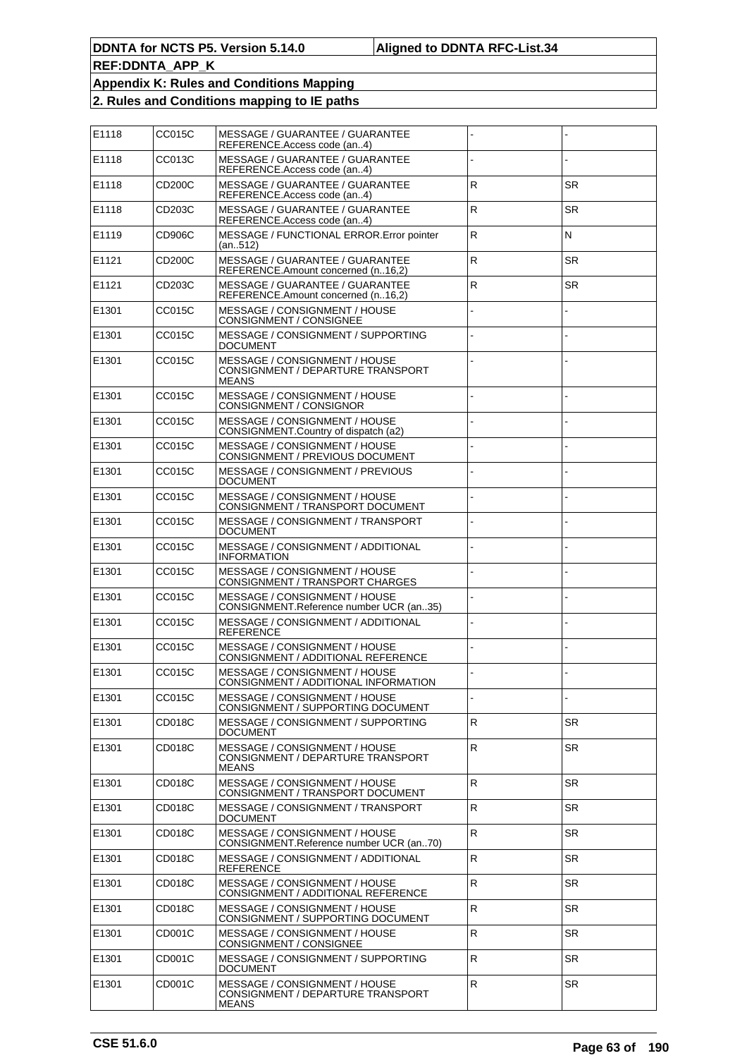| | | | | |
|---|---|---|---|---|
| E1118 | CC015C | MESSAGE / GUARANTEE / GUARANTEE REFERENCE.Access code (an..4) | - | - |
| E1118 | CC013C | MESSAGE / GUARANTEE / GUARANTEE REFERENCE.Access code (an..4) | - | - |
| E1118 | CD200C | MESSAGE / GUARANTEE / GUARANTEE REFERENCE.Access code (an..4) | R | SR |
| E1118 | CD203C | MESSAGE / GUARANTEE / GUARANTEE REFERENCE.Access code (an..4) | R | SR |
| E1119 | CD906C | MESSAGE / FUNCTIONAL ERROR.Error pointer (an..512) | R | N |
| E1121 | CD200C | MESSAGE / GUARANTEE / GUARANTEE REFERENCE.Amount concerned (n..16,2) | R | SR |
| E1121 | CD203C | MESSAGE / GUARANTEE / GUARANTEE REFERENCE.Amount concerned (n..16,2) | R | SR |
| E1301 | CC015C | MESSAGE / CONSIGNMENT / HOUSE CONSIGNMENT / CONSIGNEE | - | - |
| E1301 | CC015C | MESSAGE / CONSIGNMENT / SUPPORTING DOCUMENT | - | - |
| E1301 | CC015C | MESSAGE / CONSIGNMENT / HOUSE CONSIGNMENT / DEPARTURE TRANSPORT MEANS | - | - |
| E1301 | CC015C | MESSAGE / CONSIGNMENT / HOUSE CONSIGNMENT / CONSIGNOR | - | - |
| E1301 | CC015C | MESSAGE / CONSIGNMENT / HOUSE CONSIGNMENT.Country of dispatch (a2) | - | - |
| E1301 | CC015C | MESSAGE / CONSIGNMENT / HOUSE CONSIGNMENT / PREVIOUS DOCUMENT | - | - |
| E1301 | CC015C | MESSAGE / CONSIGNMENT / PREVIOUS DOCUMENT | - | - |
| E1301 | CC015C | MESSAGE / CONSIGNMENT / HOUSE CONSIGNMENT / TRANSPORT DOCUMENT | - | - |
| E1301 | CC015C | MESSAGE / CONSIGNMENT / TRANSPORT DOCUMENT | - | - |
| E1301 | CC015C | MESSAGE / CONSIGNMENT / ADDITIONAL INFORMATION | - | - |
| E1301 | CC015C | MESSAGE / CONSIGNMENT / HOUSE CONSIGNMENT / TRANSPORT CHARGES | - | - |
| E1301 | CC015C | MESSAGE / CONSIGNMENT / HOUSE CONSIGNMENT.Reference number UCR (an..35) | - | - |
| E1301 | CC015C | MESSAGE / CONSIGNMENT / ADDITIONAL REFERENCE | - | - |
| E1301 | CC015C | MESSAGE / CONSIGNMENT / HOUSE CONSIGNMENT / ADDITIONAL REFERENCE | - | - |
| E1301 | CC015C | MESSAGE / CONSIGNMENT / HOUSE CONSIGNMENT / ADDITIONAL INFORMATION | - | - |
| E1301 | CC015C | MESSAGE / CONSIGNMENT / HOUSE CONSIGNMENT / SUPPORTING DOCUMENT | - | - |
| E1301 | CD018C | MESSAGE / CONSIGNMENT / SUPPORTING DOCUMENT | R | SR |
| E1301 | CD018C | MESSAGE / CONSIGNMENT / HOUSE CONSIGNMENT / DEPARTURE TRANSPORT MEANS | R | SR |
| E1301 | CD018C | MESSAGE / CONSIGNMENT / HOUSE CONSIGNMENT / TRANSPORT DOCUMENT | R | SR |
| E1301 | CD018C | MESSAGE / CONSIGNMENT / TRANSPORT DOCUMENT | R | SR |
| E1301 | CD018C | MESSAGE / CONSIGNMENT / HOUSE CONSIGNMENT.Reference number UCR (an..70) | R | SR |
| E1301 | CD018C | MESSAGE / CONSIGNMENT / ADDITIONAL REFERENCE | R | SR |
| E1301 | CD018C | MESSAGE / CONSIGNMENT / HOUSE CONSIGNMENT / ADDITIONAL REFERENCE | R | SR |
| E1301 | CD018C | MESSAGE / CONSIGNMENT / HOUSE CONSIGNMENT / SUPPORTING DOCUMENT | R | SR |
| E1301 | CD001C | MESSAGE / CONSIGNMENT / HOUSE CONSIGNMENT / CONSIGNEE | R | SR |
| E1301 | CD001C | MESSAGE / CONSIGNMENT / SUPPORTING DOCUMENT | R | SR |
| E1301 | CD001C | MESSAGE / CONSIGNMENT / HOUSE CONSIGNMENT / DEPARTURE TRANSPORT MEANS | R | SR |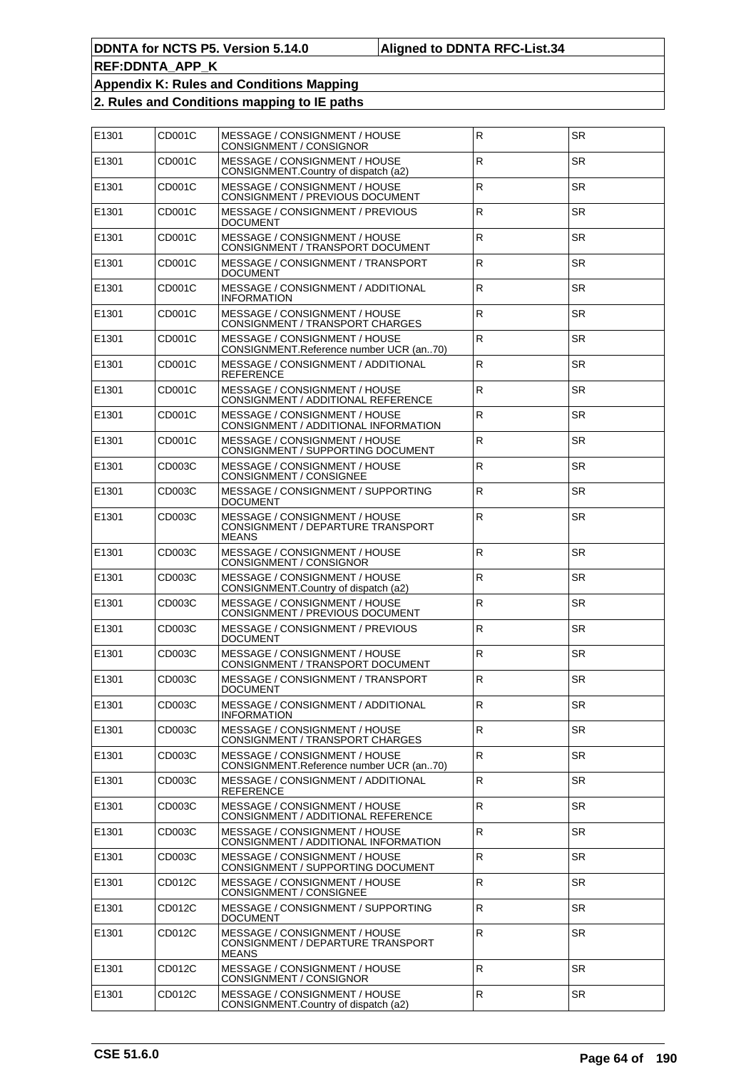| | | | | |
|---|---|---|---|---|
| E1301 | CD001C | MESSAGE / CONSIGNMENT / HOUSE CONSIGNMENT / CONSIGNOR | R | SR |
| E1301 | CD001C | MESSAGE / CONSIGNMENT / HOUSE CONSIGNMENT.Country of dispatch (a2) | R | SR |
| E1301 | CD001C | MESSAGE / CONSIGNMENT / HOUSE CONSIGNMENT / PREVIOUS DOCUMENT | R | SR |
| E1301 | CD001C | MESSAGE / CONSIGNMENT / PREVIOUS DOCUMENT | R | SR |
| E1301 | CD001C | MESSAGE / CONSIGNMENT / HOUSE CONSIGNMENT / TRANSPORT DOCUMENT | R | SR |
| E1301 | CD001C | MESSAGE / CONSIGNMENT / TRANSPORT DOCUMENT | R | SR |
| E1301 | CD001C | MESSAGE / CONSIGNMENT / ADDITIONAL INFORMATION | R | SR |
| E1301 | CD001C | MESSAGE / CONSIGNMENT / HOUSE CONSIGNMENT / TRANSPORT CHARGES | R | SR |
| E1301 | CD001C | MESSAGE / CONSIGNMENT / HOUSE CONSIGNMENT.Reference number UCR (an..70) | R | SR |
| E1301 | CD001C | MESSAGE / CONSIGNMENT / ADDITIONAL REFERENCE | R | SR |
| E1301 | CD001C | MESSAGE / CONSIGNMENT / HOUSE CONSIGNMENT / ADDITIONAL REFERENCE | R | SR |
| E1301 | CD001C | MESSAGE / CONSIGNMENT / HOUSE CONSIGNMENT / ADDITIONAL INFORMATION | R | SR |
| E1301 | CD001C | MESSAGE / CONSIGNMENT / HOUSE CONSIGNMENT / SUPPORTING DOCUMENT | R | SR |
| E1301 | CD003C | MESSAGE / CONSIGNMENT / HOUSE CONSIGNMENT / CONSIGNEE | R | SR |
| E1301 | CD003C | MESSAGE / CONSIGNMENT / SUPPORTING DOCUMENT | R | SR |
| E1301 | CD003C | MESSAGE / CONSIGNMENT / HOUSE CONSIGNMENT / DEPARTURE TRANSPORT MEANS | R | SR |
| E1301 | CD003C | MESSAGE / CONSIGNMENT / HOUSE CONSIGNMENT / CONSIGNOR | R | SR |
| E1301 | CD003C | MESSAGE / CONSIGNMENT / HOUSE CONSIGNMENT.Country of dispatch (a2) | R | SR |
| E1301 | CD003C | MESSAGE / CONSIGNMENT / HOUSE CONSIGNMENT / PREVIOUS DOCUMENT | R | SR |
| E1301 | CD003C | MESSAGE / CONSIGNMENT / PREVIOUS DOCUMENT | R | SR |
| E1301 | CD003C | MESSAGE / CONSIGNMENT / HOUSE CONSIGNMENT / TRANSPORT DOCUMENT | R | SR |
| E1301 | CD003C | MESSAGE / CONSIGNMENT / TRANSPORT DOCUMENT | R | SR |
| E1301 | CD003C | MESSAGE / CONSIGNMENT / ADDITIONAL INFORMATION | R | SR |
| E1301 | CD003C | MESSAGE / CONSIGNMENT / HOUSE CONSIGNMENT / TRANSPORT CHARGES | R | SR |
| E1301 | CD003C | MESSAGE / CONSIGNMENT / HOUSE CONSIGNMENT.Reference number UCR (an..70) | R | SR |
| E1301 | CD003C | MESSAGE / CONSIGNMENT / ADDITIONAL REFERENCE | R | SR |
| E1301 | CD003C | MESSAGE / CONSIGNMENT / HOUSE CONSIGNMENT / ADDITIONAL REFERENCE | R | SR |
| E1301 | CD003C | MESSAGE / CONSIGNMENT / HOUSE CONSIGNMENT / ADDITIONAL INFORMATION | R | SR |
| E1301 | CD003C | MESSAGE / CONSIGNMENT / HOUSE CONSIGNMENT / SUPPORTING DOCUMENT | R | SR |
| E1301 | CD012C | MESSAGE / CONSIGNMENT / HOUSE CONSIGNMENT / CONSIGNEE | R | SR |
| E1301 | CD012C | MESSAGE / CONSIGNMENT / SUPPORTING DOCUMENT | R | SR |
| E1301 | CD012C | MESSAGE / CONSIGNMENT / HOUSE CONSIGNMENT / DEPARTURE TRANSPORT MEANS | R | SR |
| E1301 | CD012C | MESSAGE / CONSIGNMENT / HOUSE CONSIGNMENT / CONSIGNOR | R | SR |
| E1301 | CD012C | MESSAGE / CONSIGNMENT / HOUSE CONSIGNMENT.Country of dispatch (a2) | R | SR |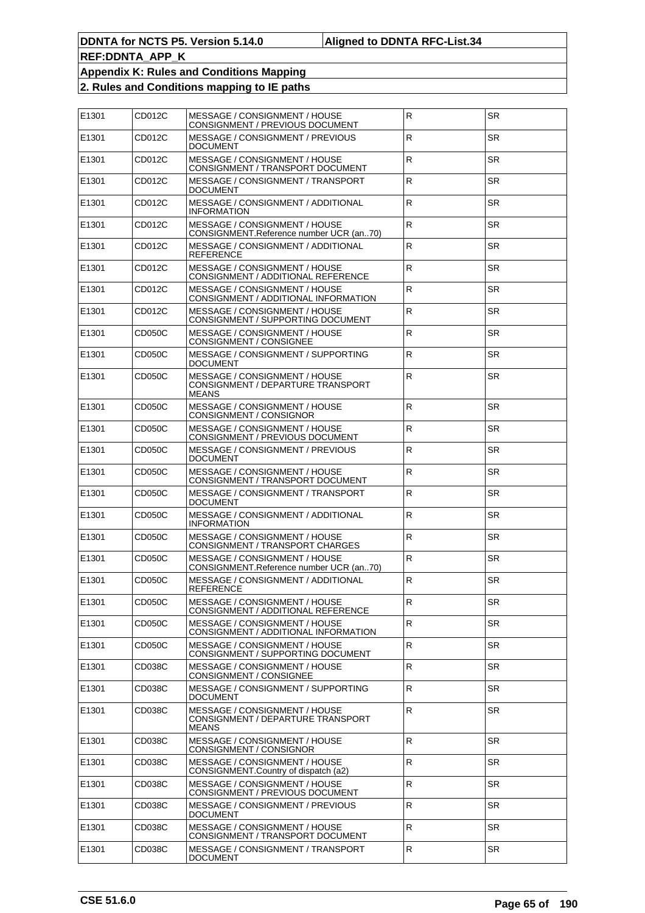| | | | | |
|---|---|---|---|---|
| E1301 | CD012C | MESSAGE / CONSIGNMENT / HOUSE CONSIGNMENT / PREVIOUS DOCUMENT | R | SR |
| E1301 | CD012C | MESSAGE / CONSIGNMENT / PREVIOUS DOCUMENT | R | SR |
| E1301 | CD012C | MESSAGE / CONSIGNMENT / HOUSE CONSIGNMENT / TRANSPORT DOCUMENT | R | SR |
| E1301 | CD012C | MESSAGE / CONSIGNMENT / TRANSPORT DOCUMENT | R | SR |
| E1301 | CD012C | MESSAGE / CONSIGNMENT / ADDITIONAL INFORMATION | R | SR |
| E1301 | CD012C | MESSAGE / CONSIGNMENT / HOUSE CONSIGNMENT.Reference number UCR (an..70) | R | SR |
| E1301 | CD012C | MESSAGE / CONSIGNMENT / ADDITIONAL REFERENCE | R | SR |
| E1301 | CD012C | MESSAGE / CONSIGNMENT / HOUSE CONSIGNMENT / ADDITIONAL REFERENCE | R | SR |
| E1301 | CD012C | MESSAGE / CONSIGNMENT / HOUSE CONSIGNMENT / ADDITIONAL INFORMATION | R | SR |
| E1301 | CD012C | MESSAGE / CONSIGNMENT / HOUSE CONSIGNMENT / SUPPORTING DOCUMENT | R | SR |
| E1301 | CD050C | MESSAGE / CONSIGNMENT / HOUSE CONSIGNMENT / CONSIGNEE | R | SR |
| E1301 | CD050C | MESSAGE / CONSIGNMENT / SUPPORTING DOCUMENT | R | SR |
| E1301 | CD050C | MESSAGE / CONSIGNMENT / HOUSE CONSIGNMENT / DEPARTURE TRANSPORT MEANS | R | SR |
| E1301 | CD050C | MESSAGE / CONSIGNMENT / HOUSE CONSIGNMENT / CONSIGNOR | R | SR |
| E1301 | CD050C | MESSAGE / CONSIGNMENT / HOUSE CONSIGNMENT / PREVIOUS DOCUMENT | R | SR |
| E1301 | CD050C | MESSAGE / CONSIGNMENT / PREVIOUS DOCUMENT | R | SR |
| E1301 | CD050C | MESSAGE / CONSIGNMENT / HOUSE CONSIGNMENT / TRANSPORT DOCUMENT | R | SR |
| E1301 | CD050C | MESSAGE / CONSIGNMENT / TRANSPORT DOCUMENT | R | SR |
| E1301 | CD050C | MESSAGE / CONSIGNMENT / ADDITIONAL INFORMATION | R | SR |
| E1301 | CD050C | MESSAGE / CONSIGNMENT / HOUSE CONSIGNMENT / TRANSPORT CHARGES | R | SR |
| E1301 | CD050C | MESSAGE / CONSIGNMENT / HOUSE CONSIGNMENT.Reference number UCR (an..70) | R | SR |
| E1301 | CD050C | MESSAGE / CONSIGNMENT / ADDITIONAL REFERENCE | R | SR |
| E1301 | CD050C | MESSAGE / CONSIGNMENT / HOUSE CONSIGNMENT / ADDITIONAL REFERENCE | R | SR |
| E1301 | CD050C | MESSAGE / CONSIGNMENT / HOUSE CONSIGNMENT / ADDITIONAL INFORMATION | R | SR |
| E1301 | CD050C | MESSAGE / CONSIGNMENT / HOUSE CONSIGNMENT / SUPPORTING DOCUMENT | R | SR |
| E1301 | CD038C | MESSAGE / CONSIGNMENT / HOUSE CONSIGNMENT / CONSIGNEE | R | SR |
| E1301 | CD038C | MESSAGE / CONSIGNMENT / SUPPORTING DOCUMENT | R | SR |
| E1301 | CD038C | MESSAGE / CONSIGNMENT / HOUSE CONSIGNMENT / DEPARTURE TRANSPORT MEANS | R | SR |
| E1301 | CD038C | MESSAGE / CONSIGNMENT / HOUSE CONSIGNMENT / CONSIGNOR | R | SR |
| E1301 | CD038C | MESSAGE / CONSIGNMENT / HOUSE CONSIGNMENT.Country of dispatch (a2) | R | SR |
| E1301 | CD038C | MESSAGE / CONSIGNMENT / HOUSE CONSIGNMENT / PREVIOUS DOCUMENT | R | SR |
| E1301 | CD038C | MESSAGE / CONSIGNMENT / PREVIOUS DOCUMENT | R | SR |
| E1301 | CD038C | MESSAGE / CONSIGNMENT / HOUSE CONSIGNMENT / TRANSPORT DOCUMENT | R | SR |
| E1301 | CD038C | MESSAGE / CONSIGNMENT / TRANSPORT DOCUMENT | R | SR |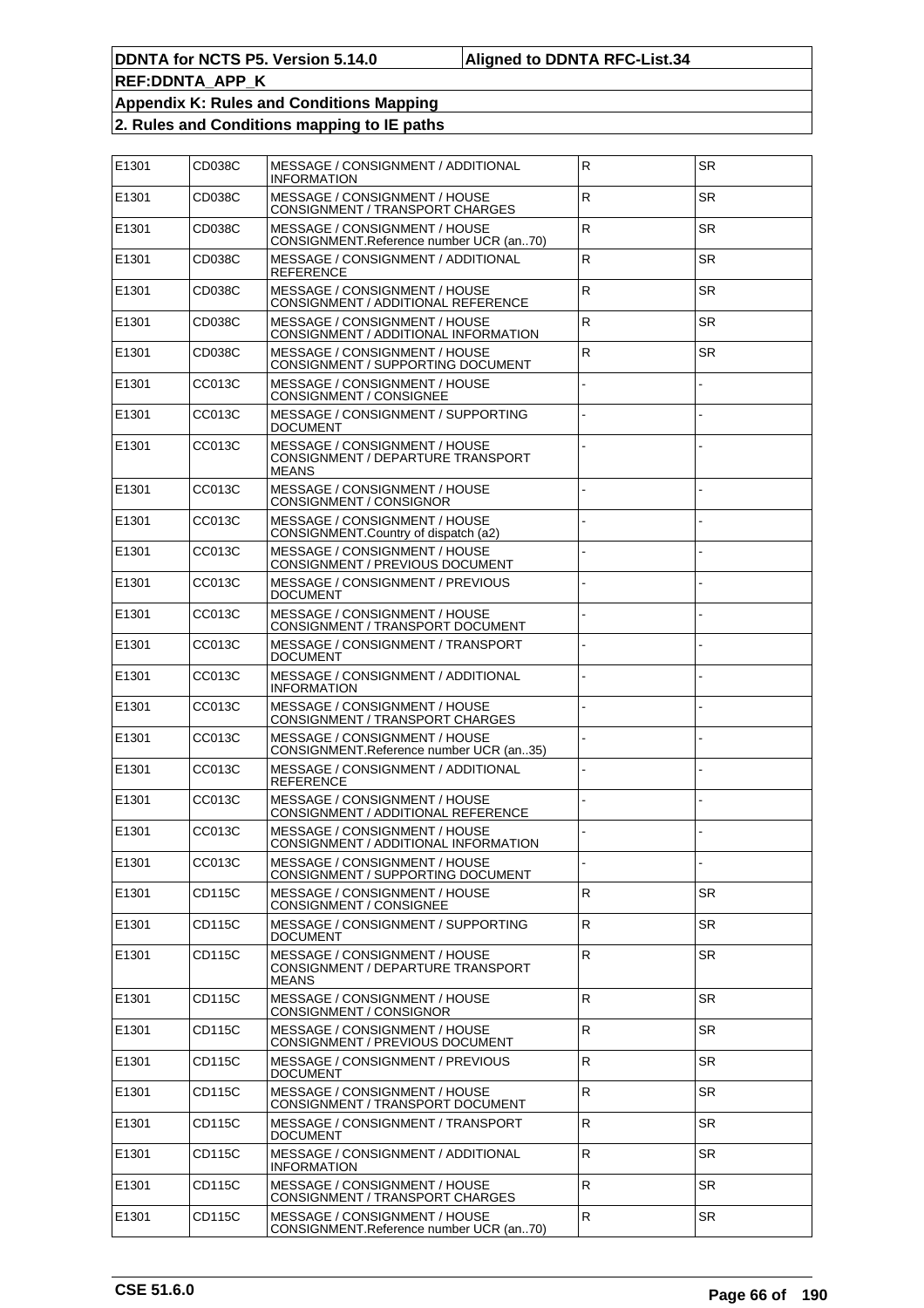| | | | | |
|---|---|---|---|---|
| E1301 | CD038C | MESSAGE / CONSIGNMENT / ADDITIONAL INFORMATION | R | SR |
| E1301 | CD038C | MESSAGE / CONSIGNMENT / HOUSE CONSIGNMENT / TRANSPORT CHARGES | R | SR |
| E1301 | CD038C | MESSAGE / CONSIGNMENT / HOUSE CONSIGNMENT.Reference number UCR (an..70) | R | SR |
| E1301 | CD038C | MESSAGE / CONSIGNMENT / ADDITIONAL REFERENCE | R | SR |
| E1301 | CD038C | MESSAGE / CONSIGNMENT / HOUSE CONSIGNMENT / ADDITIONAL REFERENCE | R | SR |
| E1301 | CD038C | MESSAGE / CONSIGNMENT / HOUSE CONSIGNMENT / ADDITIONAL INFORMATION | R | SR |
| E1301 | CD038C | MESSAGE / CONSIGNMENT / HOUSE CONSIGNMENT / SUPPORTING DOCUMENT | R | SR |
| E1301 | CC013C | MESSAGE / CONSIGNMENT / HOUSE CONSIGNMENT / CONSIGNEE | - | - |
| E1301 | CC013C | MESSAGE / CONSIGNMENT / SUPPORTING DOCUMENT | - | - |
| E1301 | CC013C | MESSAGE / CONSIGNMENT / HOUSE CONSIGNMENT / DEPARTURE TRANSPORT MEANS | - | - |
| E1301 | CC013C | MESSAGE / CONSIGNMENT / HOUSE CONSIGNMENT / CONSIGNOR | - | - |
| E1301 | CC013C | MESSAGE / CONSIGNMENT / HOUSE CONSIGNMENT.Country of dispatch (a2) | - | - |
| E1301 | CC013C | MESSAGE / CONSIGNMENT / HOUSE CONSIGNMENT / PREVIOUS DOCUMENT | - | - |
| E1301 | CC013C | MESSAGE / CONSIGNMENT / PREVIOUS DOCUMENT | - | - |
| E1301 | CC013C | MESSAGE / CONSIGNMENT / HOUSE CONSIGNMENT / TRANSPORT DOCUMENT | - | - |
| E1301 | CC013C | MESSAGE / CONSIGNMENT / TRANSPORT DOCUMENT | - | - |
| E1301 | CC013C | MESSAGE / CONSIGNMENT / ADDITIONAL INFORMATION | - | - |
| E1301 | CC013C | MESSAGE / CONSIGNMENT / HOUSE CONSIGNMENT / TRANSPORT CHARGES | - | - |
| E1301 | CC013C | MESSAGE / CONSIGNMENT / HOUSE CONSIGNMENT.Reference number UCR (an..35) | - | - |
| E1301 | CC013C | MESSAGE / CONSIGNMENT / ADDITIONAL REFERENCE | - | - |
| E1301 | CC013C | MESSAGE / CONSIGNMENT / HOUSE CONSIGNMENT / ADDITIONAL REFERENCE | - | - |
| E1301 | CC013C | MESSAGE / CONSIGNMENT / HOUSE CONSIGNMENT / ADDITIONAL INFORMATION | - | - |
| E1301 | CC013C | MESSAGE / CONSIGNMENT / HOUSE CONSIGNMENT / SUPPORTING DOCUMENT | - | - |
| E1301 | CD115C | MESSAGE / CONSIGNMENT / HOUSE CONSIGNMENT / CONSIGNEE | R | SR |
| E1301 | CD115C | MESSAGE / CONSIGNMENT / SUPPORTING DOCUMENT | R | SR |
| E1301 | CD115C | MESSAGE / CONSIGNMENT / HOUSE CONSIGNMENT / DEPARTURE TRANSPORT MEANS | R | SR |
| E1301 | CD115C | MESSAGE / CONSIGNMENT / HOUSE CONSIGNMENT / CONSIGNOR | R | SR |
| E1301 | CD115C | MESSAGE / CONSIGNMENT / HOUSE CONSIGNMENT / PREVIOUS DOCUMENT | R | SR |
| E1301 | CD115C | MESSAGE / CONSIGNMENT / PREVIOUS DOCUMENT | R | SR |
| E1301 | CD115C | MESSAGE / CONSIGNMENT / HOUSE CONSIGNMENT / TRANSPORT DOCUMENT | R | SR |
| E1301 | CD115C | MESSAGE / CONSIGNMENT / TRANSPORT DOCUMENT | R | SR |
| E1301 | CD115C | MESSAGE / CONSIGNMENT / ADDITIONAL INFORMATION | R | SR |
| E1301 | CD115C | MESSAGE / CONSIGNMENT / HOUSE CONSIGNMENT / TRANSPORT CHARGES | R | SR |
| E1301 | CD115C | MESSAGE / CONSIGNMENT / HOUSE CONSIGNMENT.Reference number UCR (an..70) | R | SR |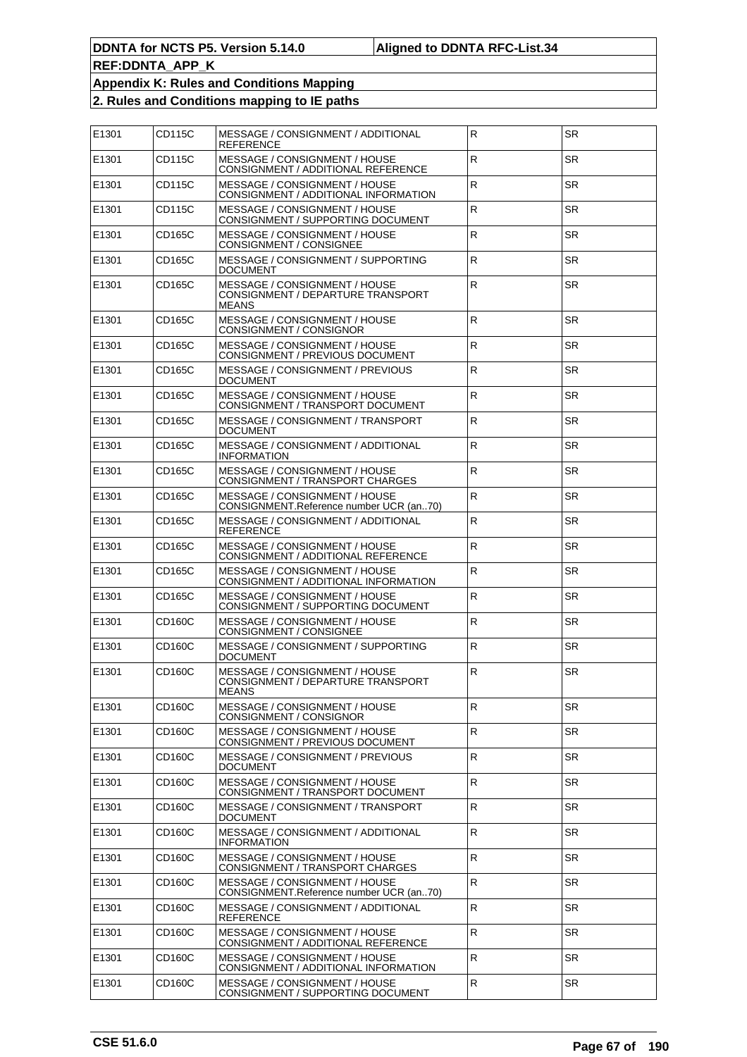| | | | | |
|---|---|---|---|---|
| E1301 | CD115C | MESSAGE / CONSIGNMENT / ADDITIONAL REFERENCE | R | SR |
| E1301 | CD115C | MESSAGE / CONSIGNMENT / HOUSE CONSIGNMENT / ADDITIONAL REFERENCE | R | SR |
| E1301 | CD115C | MESSAGE / CONSIGNMENT / HOUSE CONSIGNMENT / ADDITIONAL INFORMATION | R | SR |
| E1301 | CD115C | MESSAGE / CONSIGNMENT / HOUSE CONSIGNMENT / SUPPORTING DOCUMENT | R | SR |
| E1301 | CD165C | MESSAGE / CONSIGNMENT / HOUSE CONSIGNMENT / CONSIGNEE | R | SR |
| E1301 | CD165C | MESSAGE / CONSIGNMENT / SUPPORTING DOCUMENT | R | SR |
| E1301 | CD165C | MESSAGE / CONSIGNMENT / HOUSE CONSIGNMENT / DEPARTURE TRANSPORT MEANS | R | SR |
| E1301 | CD165C | MESSAGE / CONSIGNMENT / HOUSE CONSIGNMENT / CONSIGNOR | R | SR |
| E1301 | CD165C | MESSAGE / CONSIGNMENT / HOUSE CONSIGNMENT / PREVIOUS DOCUMENT | R | SR |
| E1301 | CD165C | MESSAGE / CONSIGNMENT / PREVIOUS DOCUMENT | R | SR |
| E1301 | CD165C | MESSAGE / CONSIGNMENT / HOUSE CONSIGNMENT / TRANSPORT DOCUMENT | R | SR |
| E1301 | CD165C | MESSAGE / CONSIGNMENT / TRANSPORT DOCUMENT | R | SR |
| E1301 | CD165C | MESSAGE / CONSIGNMENT / ADDITIONAL INFORMATION | R | SR |
| E1301 | CD165C | MESSAGE / CONSIGNMENT / HOUSE CONSIGNMENT / TRANSPORT CHARGES | R | SR |
| E1301 | CD165C | MESSAGE / CONSIGNMENT / HOUSE CONSIGNMENT.Reference number UCR (an..70) | R | SR |
| E1301 | CD165C | MESSAGE / CONSIGNMENT / ADDITIONAL REFERENCE | R | SR |
| E1301 | CD165C | MESSAGE / CONSIGNMENT / HOUSE CONSIGNMENT / ADDITIONAL REFERENCE | R | SR |
| E1301 | CD165C | MESSAGE / CONSIGNMENT / HOUSE CONSIGNMENT / ADDITIONAL INFORMATION | R | SR |
| E1301 | CD165C | MESSAGE / CONSIGNMENT / HOUSE CONSIGNMENT / SUPPORTING DOCUMENT | R | SR |
| E1301 | CD160C | MESSAGE / CONSIGNMENT / HOUSE CONSIGNMENT / CONSIGNEE | R | SR |
| E1301 | CD160C | MESSAGE / CONSIGNMENT / SUPPORTING DOCUMENT | R | SR |
| E1301 | CD160C | MESSAGE / CONSIGNMENT / HOUSE CONSIGNMENT / DEPARTURE TRANSPORT MEANS | R | SR |
| E1301 | CD160C | MESSAGE / CONSIGNMENT / HOUSE CONSIGNMENT / CONSIGNOR | R | SR |
| E1301 | CD160C | MESSAGE / CONSIGNMENT / HOUSE CONSIGNMENT / PREVIOUS DOCUMENT | R | SR |
| E1301 | CD160C | MESSAGE / CONSIGNMENT / PREVIOUS DOCUMENT | R | SR |
| E1301 | CD160C | MESSAGE / CONSIGNMENT / HOUSE CONSIGNMENT / TRANSPORT DOCUMENT | R | SR |
| E1301 | CD160C | MESSAGE / CONSIGNMENT / TRANSPORT DOCUMENT | R | SR |
| E1301 | CD160C | MESSAGE / CONSIGNMENT / ADDITIONAL INFORMATION | R | SR |
| E1301 | CD160C | MESSAGE / CONSIGNMENT / HOUSE CONSIGNMENT / TRANSPORT CHARGES | R | SR |
| E1301 | CD160C | MESSAGE / CONSIGNMENT / HOUSE CONSIGNMENT.Reference number UCR (an..70) | R | SR |
| E1301 | CD160C | MESSAGE / CONSIGNMENT / ADDITIONAL REFERENCE | R | SR |
| E1301 | CD160C | MESSAGE / CONSIGNMENT / HOUSE CONSIGNMENT / ADDITIONAL REFERENCE | R | SR |
| E1301 | CD160C | MESSAGE / CONSIGNMENT / HOUSE CONSIGNMENT / ADDITIONAL INFORMATION | R | SR |
| E1301 | CD160C | MESSAGE / CONSIGNMENT / HOUSE CONSIGNMENT / SUPPORTING DOCUMENT | R | SR |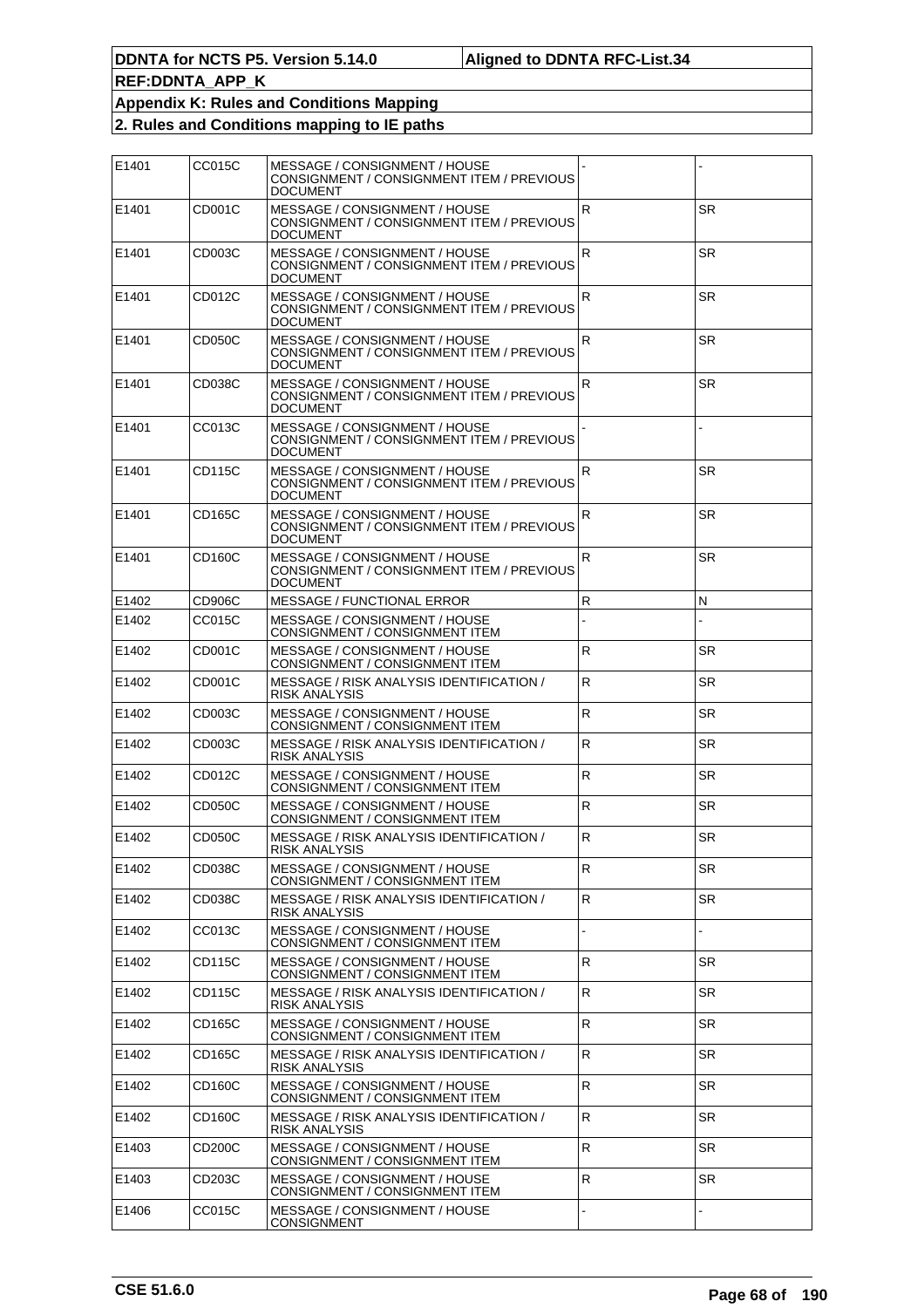| | | | | |
|---|---|---|---|---|
| E1401 | CC015C | MESSAGE / CONSIGNMENT / HOUSE CONSIGNMENT / CONSIGNMENT ITEM / PREVIOUS DOCUMENT | - | - |
| E1401 | CD001C | MESSAGE / CONSIGNMENT / HOUSE CONSIGNMENT / CONSIGNMENT ITEM / PREVIOUS DOCUMENT | R | SR |
| E1401 | CD003C | MESSAGE / CONSIGNMENT / HOUSE CONSIGNMENT / CONSIGNMENT ITEM / PREVIOUS DOCUMENT | R | SR |
| E1401 | CD012C | MESSAGE / CONSIGNMENT / HOUSE CONSIGNMENT / CONSIGNMENT ITEM / PREVIOUS DOCUMENT | R | SR |
| E1401 | CD050C | MESSAGE / CONSIGNMENT / HOUSE CONSIGNMENT / CONSIGNMENT ITEM / PREVIOUS DOCUMENT | R | SR |
| E1401 | CD038C | MESSAGE / CONSIGNMENT / HOUSE CONSIGNMENT / CONSIGNMENT ITEM / PREVIOUS DOCUMENT | R | SR |
| E1401 | CC013C | MESSAGE / CONSIGNMENT / HOUSE CONSIGNMENT / CONSIGNMENT ITEM / PREVIOUS DOCUMENT | - | - |
| E1401 | CD115C | MESSAGE / CONSIGNMENT / HOUSE CONSIGNMENT / CONSIGNMENT ITEM / PREVIOUS DOCUMENT | R | SR |
| E1401 | CD165C | MESSAGE / CONSIGNMENT / HOUSE CONSIGNMENT / CONSIGNMENT ITEM / PREVIOUS DOCUMENT | R | SR |
| E1401 | CD160C | MESSAGE / CONSIGNMENT / HOUSE CONSIGNMENT / CONSIGNMENT ITEM / PREVIOUS DOCUMENT | R | SR |
| E1402 | CD906C | MESSAGE / FUNCTIONAL ERROR | R | N |
| E1402 | CC015C | MESSAGE / CONSIGNMENT / HOUSE CONSIGNMENT / CONSIGNMENT ITEM | - | - |
| E1402 | CD001C | MESSAGE / CONSIGNMENT / HOUSE CONSIGNMENT / CONSIGNMENT ITEM | R | SR |
| E1402 | CD001C | MESSAGE / RISK ANALYSIS IDENTIFICATION / RISK ANALYSIS | R | SR |
| E1402 | CD003C | MESSAGE / CONSIGNMENT / HOUSE CONSIGNMENT / CONSIGNMENT ITEM | R | SR |
| E1402 | CD003C | MESSAGE / RISK ANALYSIS IDENTIFICATION / RISK ANALYSIS | R | SR |
| E1402 | CD012C | MESSAGE / CONSIGNMENT / HOUSE CONSIGNMENT / CONSIGNMENT ITEM | R | SR |
| E1402 | CD050C | MESSAGE / CONSIGNMENT / HOUSE CONSIGNMENT / CONSIGNMENT ITEM | R | SR |
| E1402 | CD050C | MESSAGE / RISK ANALYSIS IDENTIFICATION / RISK ANALYSIS | R | SR |
| E1402 | CD038C | MESSAGE / CONSIGNMENT / HOUSE CONSIGNMENT / CONSIGNMENT ITEM | R | SR |
| E1402 | CD038C | MESSAGE / RISK ANALYSIS IDENTIFICATION / RISK ANALYSIS | R | SR |
| E1402 | CC013C | MESSAGE / CONSIGNMENT / HOUSE CONSIGNMENT / CONSIGNMENT ITEM | - | - |
| E1402 | CD115C | MESSAGE / CONSIGNMENT / HOUSE CONSIGNMENT / CONSIGNMENT ITEM | R | SR |
| E1402 | CD115C | MESSAGE / RISK ANALYSIS IDENTIFICATION / RISK ANALYSIS | R | SR |
| E1402 | CD165C | MESSAGE / CONSIGNMENT / HOUSE CONSIGNMENT / CONSIGNMENT ITEM | R | SR |
| E1402 | CD165C | MESSAGE / RISK ANALYSIS IDENTIFICATION / RISK ANALYSIS | R | SR |
| E1402 | CD160C | MESSAGE / CONSIGNMENT / HOUSE CONSIGNMENT / CONSIGNMENT ITEM | R | SR |
| E1402 | CD160C | MESSAGE / RISK ANALYSIS IDENTIFICATION / RISK ANALYSIS | R | SR |
| E1403 | CD200C | MESSAGE / CONSIGNMENT / HOUSE CONSIGNMENT / CONSIGNMENT ITEM | R | SR |
| E1403 | CD203C | MESSAGE / CONSIGNMENT / HOUSE CONSIGNMENT / CONSIGNMENT ITEM | R | SR |
| E1406 | CC015C | MESSAGE / CONSIGNMENT / HOUSE CONSIGNMENT | - | - |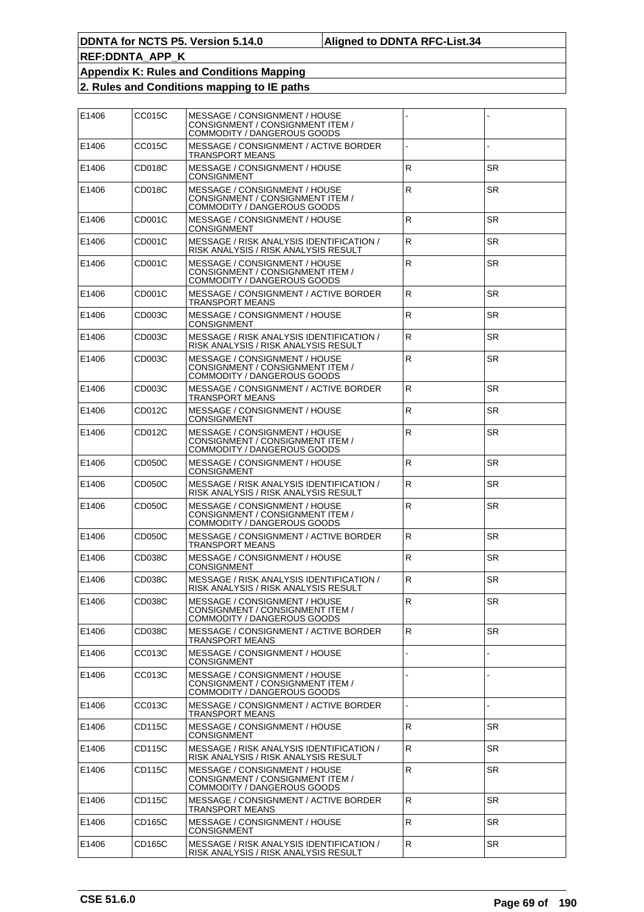| | | | | |
|---|---|---|---|---|
| E1406 | CC015C | MESSAGE / CONSIGNMENT / HOUSE CONSIGNMENT / CONSIGNMENT ITEM / COMMODITY / DANGEROUS GOODS | - | - |
| E1406 | CC015C | MESSAGE / CONSIGNMENT / ACTIVE BORDER TRANSPORT MEANS | - | - |
| E1406 | CD018C | MESSAGE / CONSIGNMENT / HOUSE CONSIGNMENT | R | SR |
| E1406 | CD018C | MESSAGE / CONSIGNMENT / HOUSE CONSIGNMENT / CONSIGNMENT ITEM / COMMODITY / DANGEROUS GOODS | R | SR |
| E1406 | CD001C | MESSAGE / CONSIGNMENT / HOUSE CONSIGNMENT | R | SR |
| E1406 | CD001C | MESSAGE / RISK ANALYSIS IDENTIFICATION / RISK ANALYSIS / RISK ANALYSIS RESULT | R | SR |
| E1406 | CD001C | MESSAGE / CONSIGNMENT / HOUSE CONSIGNMENT / CONSIGNMENT ITEM / COMMODITY / DANGEROUS GOODS | R | SR |
| E1406 | CD001C | MESSAGE / CONSIGNMENT / ACTIVE BORDER TRANSPORT MEANS | R | SR |
| E1406 | CD003C | MESSAGE / CONSIGNMENT / HOUSE CONSIGNMENT | R | SR |
| E1406 | CD003C | MESSAGE / RISK ANALYSIS IDENTIFICATION / RISK ANALYSIS / RISK ANALYSIS RESULT | R | SR |
| E1406 | CD003C | MESSAGE / CONSIGNMENT / HOUSE CONSIGNMENT / CONSIGNMENT ITEM / COMMODITY / DANGEROUS GOODS | R | SR |
| E1406 | CD003C | MESSAGE / CONSIGNMENT / ACTIVE BORDER TRANSPORT MEANS | R | SR |
| E1406 | CD012C | MESSAGE / CONSIGNMENT / HOUSE CONSIGNMENT | R | SR |
| E1406 | CD012C | MESSAGE / CONSIGNMENT / HOUSE CONSIGNMENT / CONSIGNMENT ITEM / COMMODITY / DANGEROUS GOODS | R | SR |
| E1406 | CD050C | MESSAGE / CONSIGNMENT / HOUSE CONSIGNMENT | R | SR |
| E1406 | CD050C | MESSAGE / RISK ANALYSIS IDENTIFICATION / RISK ANALYSIS / RISK ANALYSIS RESULT | R | SR |
| E1406 | CD050C | MESSAGE / CONSIGNMENT / HOUSE CONSIGNMENT / CONSIGNMENT ITEM / COMMODITY / DANGEROUS GOODS | R | SR |
| E1406 | CD050C | MESSAGE / CONSIGNMENT / ACTIVE BORDER TRANSPORT MEANS | R | SR |
| E1406 | CD038C | MESSAGE / CONSIGNMENT / HOUSE CONSIGNMENT | R | SR |
| E1406 | CD038C | MESSAGE / RISK ANALYSIS IDENTIFICATION / RISK ANALYSIS / RISK ANALYSIS RESULT | R | SR |
| E1406 | CD038C | MESSAGE / CONSIGNMENT / HOUSE CONSIGNMENT / CONSIGNMENT ITEM / COMMODITY / DANGEROUS GOODS | R | SR |
| E1406 | CD038C | MESSAGE / CONSIGNMENT / ACTIVE BORDER TRANSPORT MEANS | R | SR |
| E1406 | CC013C | MESSAGE / CONSIGNMENT / HOUSE CONSIGNMENT | - | - |
| E1406 | CC013C | MESSAGE / CONSIGNMENT / HOUSE CONSIGNMENT / CONSIGNMENT ITEM / COMMODITY / DANGEROUS GOODS | - | - |
| E1406 | CC013C | MESSAGE / CONSIGNMENT / ACTIVE BORDER TRANSPORT MEANS | - | - |
| E1406 | CD115C | MESSAGE / CONSIGNMENT / HOUSE CONSIGNMENT | R | SR |
| E1406 | CD115C | MESSAGE / RISK ANALYSIS IDENTIFICATION / RISK ANALYSIS / RISK ANALYSIS RESULT | R | SR |
| E1406 | CD115C | MESSAGE / CONSIGNMENT / HOUSE CONSIGNMENT / CONSIGNMENT ITEM / COMMODITY / DANGEROUS GOODS | R | SR |
| E1406 | CD115C | MESSAGE / CONSIGNMENT / ACTIVE BORDER TRANSPORT MEANS | R | SR |
| E1406 | CD165C | MESSAGE / CONSIGNMENT / HOUSE CONSIGNMENT | R | SR |
| E1406 | CD165C | MESSAGE / RISK ANALYSIS IDENTIFICATION / RISK ANALYSIS / RISK ANALYSIS RESULT | R | SR |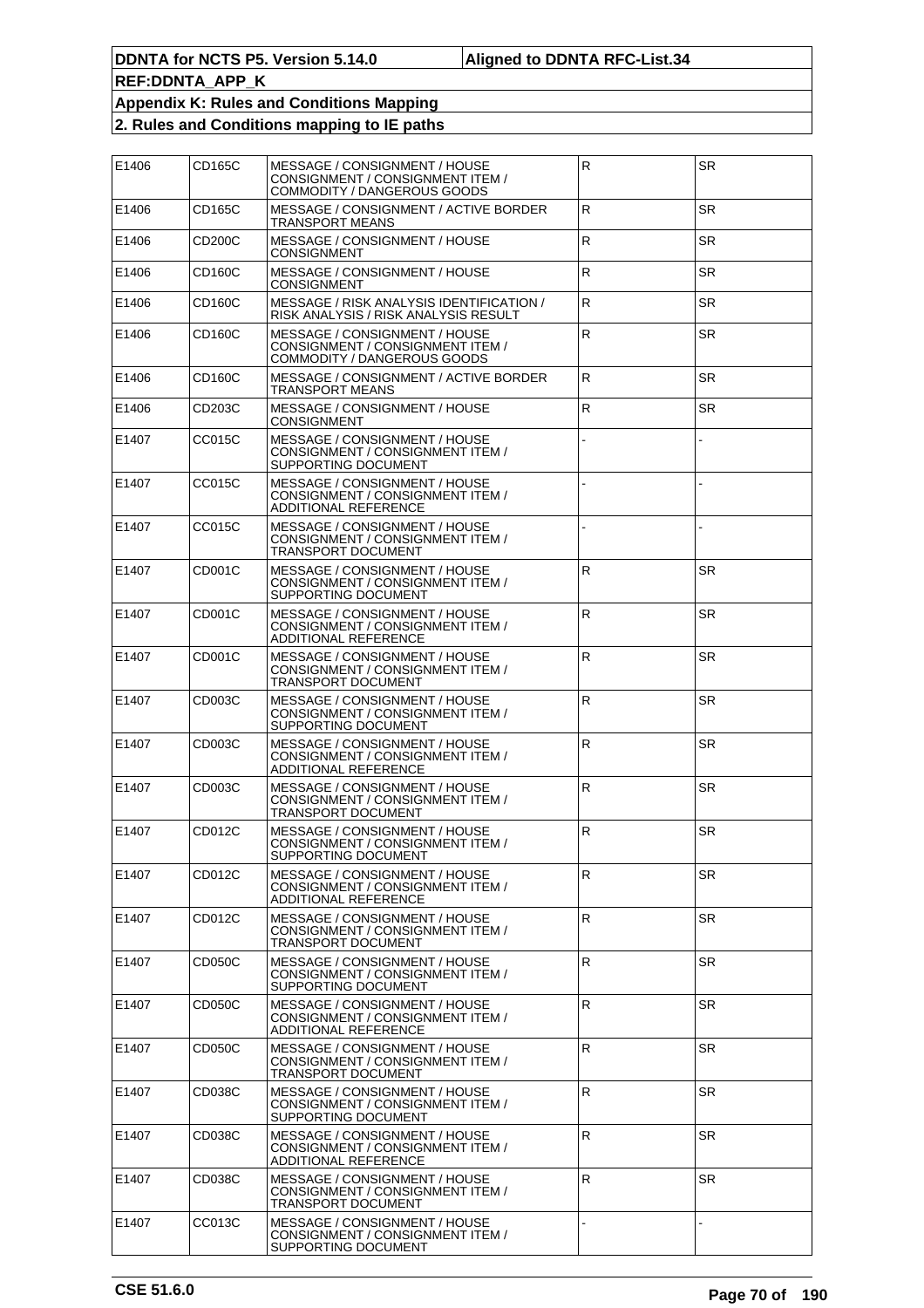| | | | | |
|---|---|---|---|---|
| E1406 | CD165C | MESSAGE / CONSIGNMENT / HOUSE CONSIGNMENT / CONSIGNMENT ITEM / COMMODITY / DANGEROUS GOODS | R | SR |
| E1406 | CD165C | MESSAGE / CONSIGNMENT / ACTIVE BORDER TRANSPORT MEANS | R | SR |
| E1406 | CD200C | MESSAGE / CONSIGNMENT / HOUSE CONSIGNMENT | R | SR |
| E1406 | CD160C | MESSAGE / CONSIGNMENT / HOUSE CONSIGNMENT | R | SR |
| E1406 | CD160C | MESSAGE / RISK ANALYSIS IDENTIFICATION / RISK ANALYSIS / RISK ANALYSIS RESULT | R | SR |
| E1406 | CD160C | MESSAGE / CONSIGNMENT / HOUSE CONSIGNMENT / CONSIGNMENT ITEM / COMMODITY / DANGEROUS GOODS | R | SR |
| E1406 | CD160C | MESSAGE / CONSIGNMENT / ACTIVE BORDER TRANSPORT MEANS | R | SR |
| E1406 | CD203C | MESSAGE / CONSIGNMENT / HOUSE CONSIGNMENT | R | SR |
| E1407 | CC015C | MESSAGE / CONSIGNMENT / HOUSE CONSIGNMENT / CONSIGNMENT ITEM / SUPPORTING DOCUMENT | - | - |
| E1407 | CC015C | MESSAGE / CONSIGNMENT / HOUSE CONSIGNMENT / CONSIGNMENT ITEM / ADDITIONAL REFERENCE | - | - |
| E1407 | CC015C | MESSAGE / CONSIGNMENT / HOUSE CONSIGNMENT / CONSIGNMENT ITEM / TRANSPORT DOCUMENT | - | - |
| E1407 | CD001C | MESSAGE / CONSIGNMENT / HOUSE CONSIGNMENT / CONSIGNMENT ITEM / SUPPORTING DOCUMENT | R | SR |
| E1407 | CD001C | MESSAGE / CONSIGNMENT / HOUSE CONSIGNMENT / CONSIGNMENT ITEM / ADDITIONAL REFERENCE | R | SR |
| E1407 | CD001C | MESSAGE / CONSIGNMENT / HOUSE CONSIGNMENT / CONSIGNMENT ITEM / TRANSPORT DOCUMENT | R | SR |
| E1407 | CD003C | MESSAGE / CONSIGNMENT / HOUSE CONSIGNMENT / CONSIGNMENT ITEM / SUPPORTING DOCUMENT | R | SR |
| E1407 | CD003C | MESSAGE / CONSIGNMENT / HOUSE CONSIGNMENT / CONSIGNMENT ITEM / ADDITIONAL REFERENCE | R | SR |
| E1407 | CD003C | MESSAGE / CONSIGNMENT / HOUSE CONSIGNMENT / CONSIGNMENT ITEM / TRANSPORT DOCUMENT | R | SR |
| E1407 | CD012C | MESSAGE / CONSIGNMENT / HOUSE CONSIGNMENT / CONSIGNMENT ITEM / SUPPORTING DOCUMENT | R | SR |
| E1407 | CD012C | MESSAGE / CONSIGNMENT / HOUSE CONSIGNMENT / CONSIGNMENT ITEM / ADDITIONAL REFERENCE | R | SR |
| E1407 | CD012C | MESSAGE / CONSIGNMENT / HOUSE CONSIGNMENT / CONSIGNMENT ITEM / TRANSPORT DOCUMENT | R | SR |
| E1407 | CD050C | MESSAGE / CONSIGNMENT / HOUSE CONSIGNMENT / CONSIGNMENT ITEM / SUPPORTING DOCUMENT | R | SR |
| E1407 | CD050C | MESSAGE / CONSIGNMENT / HOUSE CONSIGNMENT / CONSIGNMENT ITEM / ADDITIONAL REFERENCE | R | SR |
| E1407 | CD050C | MESSAGE / CONSIGNMENT / HOUSE CONSIGNMENT / CONSIGNMENT ITEM / TRANSPORT DOCUMENT | R | SR |
| E1407 | CD038C | MESSAGE / CONSIGNMENT / HOUSE CONSIGNMENT / CONSIGNMENT ITEM / SUPPORTING DOCUMENT | R | SR |
| E1407 | CD038C | MESSAGE / CONSIGNMENT / HOUSE CONSIGNMENT / CONSIGNMENT ITEM / ADDITIONAL REFERENCE | R | SR |
| E1407 | CD038C | MESSAGE / CONSIGNMENT / HOUSE CONSIGNMENT / CONSIGNMENT ITEM / TRANSPORT DOCUMENT | R | SR |
| E1407 | CC013C | MESSAGE / CONSIGNMENT / HOUSE CONSIGNMENT / CONSIGNMENT ITEM / SUPPORTING DOCUMENT | - | - |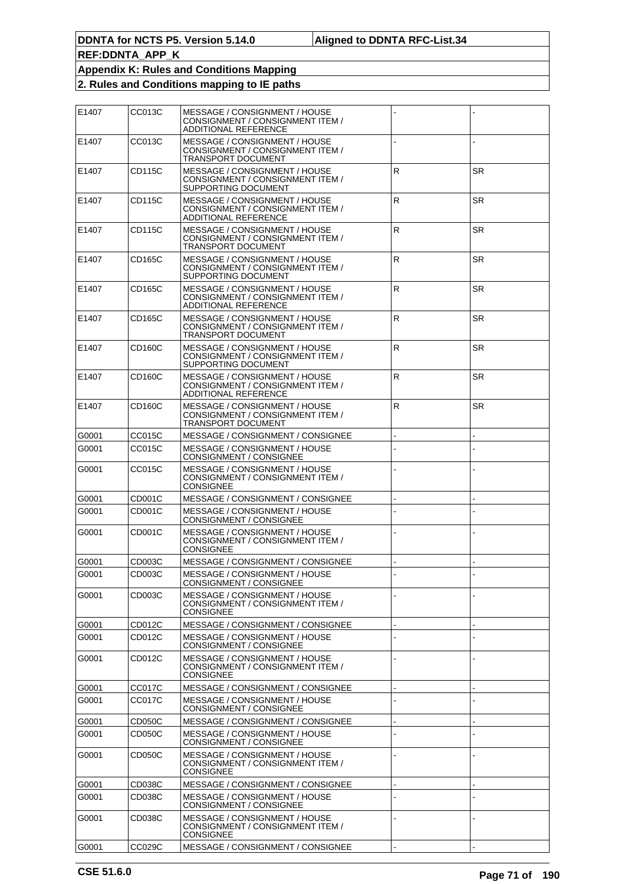| | | | | |
|---|---|---|---|---|
| E1407 | CC013C | MESSAGE / CONSIGNMENT / HOUSE CONSIGNMENT / CONSIGNMENT ITEM / ADDITIONAL REFERENCE | - | - |
| E1407 | CC013C | MESSAGE / CONSIGNMENT / HOUSE CONSIGNMENT / CONSIGNMENT ITEM / TRANSPORT DOCUMENT | - | - |
| E1407 | CD115C | MESSAGE / CONSIGNMENT / HOUSE CONSIGNMENT / CONSIGNMENT ITEM / SUPPORTING DOCUMENT | R | SR |
| E1407 | CD115C | MESSAGE / CONSIGNMENT / HOUSE CONSIGNMENT / CONSIGNMENT ITEM / ADDITIONAL REFERENCE | R | SR |
| E1407 | CD115C | MESSAGE / CONSIGNMENT / HOUSE CONSIGNMENT / CONSIGNMENT ITEM / TRANSPORT DOCUMENT | R | SR |
| E1407 | CD165C | MESSAGE / CONSIGNMENT / HOUSE CONSIGNMENT / CONSIGNMENT ITEM / SUPPORTING DOCUMENT | R | SR |
| E1407 | CD165C | MESSAGE / CONSIGNMENT / HOUSE CONSIGNMENT / CONSIGNMENT ITEM / ADDITIONAL REFERENCE | R | SR |
| E1407 | CD165C | MESSAGE / CONSIGNMENT / HOUSE CONSIGNMENT / CONSIGNMENT ITEM / TRANSPORT DOCUMENT | R | SR |
| E1407 | CD160C | MESSAGE / CONSIGNMENT / HOUSE CONSIGNMENT / CONSIGNMENT ITEM / SUPPORTING DOCUMENT | R | SR |
| E1407 | CD160C | MESSAGE / CONSIGNMENT / HOUSE CONSIGNMENT / CONSIGNMENT ITEM / ADDITIONAL REFERENCE | R | SR |
| E1407 | CD160C | MESSAGE / CONSIGNMENT / HOUSE CONSIGNMENT / CONSIGNMENT ITEM / TRANSPORT DOCUMENT | R | SR |
| G0001 | CC015C | MESSAGE / CONSIGNMENT / CONSIGNEE | - | - |
| G0001 | CC015C | MESSAGE / CONSIGNMENT / HOUSE CONSIGNMENT / CONSIGNEE | - | - |
| G0001 | CC015C | MESSAGE / CONSIGNMENT / HOUSE CONSIGNMENT / CONSIGNMENT ITEM / CONSIGNEE | - | - |
| G0001 | CD001C | MESSAGE / CONSIGNMENT / CONSIGNEE | - | - |
| G0001 | CD001C | MESSAGE / CONSIGNMENT / HOUSE CONSIGNMENT / CONSIGNEE | - | - |
| G0001 | CD001C | MESSAGE / CONSIGNMENT / HOUSE CONSIGNMENT / CONSIGNMENT ITEM / CONSIGNEE | - | - |
| G0001 | CD003C | MESSAGE / CONSIGNMENT / CONSIGNEE | - | - |
| G0001 | CD003C | MESSAGE / CONSIGNMENT / HOUSE CONSIGNMENT / CONSIGNEE | - | - |
| G0001 | CD003C | MESSAGE / CONSIGNMENT / HOUSE CONSIGNMENT / CONSIGNMENT ITEM / CONSIGNEE | - | - |
| G0001 | CD012C | MESSAGE / CONSIGNMENT / CONSIGNEE | - | - |
| G0001 | CD012C | MESSAGE / CONSIGNMENT / HOUSE CONSIGNMENT / CONSIGNEE | - | - |
| G0001 | CD012C | MESSAGE / CONSIGNMENT / HOUSE CONSIGNMENT / CONSIGNMENT ITEM / CONSIGNEE | - | - |
| G0001 | CC017C | MESSAGE / CONSIGNMENT / CONSIGNEE | - | - |
| G0001 | CC017C | MESSAGE / CONSIGNMENT / HOUSE CONSIGNMENT / CONSIGNEE | - | - |
| G0001 | CD050C | MESSAGE / CONSIGNMENT / CONSIGNEE | - | - |
| G0001 | CD050C | MESSAGE / CONSIGNMENT / HOUSE CONSIGNMENT / CONSIGNEE | - | - |
| G0001 | CD050C | MESSAGE / CONSIGNMENT / HOUSE CONSIGNMENT / CONSIGNMENT ITEM / CONSIGNEE | - | - |
| G0001 | CD038C | MESSAGE / CONSIGNMENT / CONSIGNEE | - | - |
| G0001 | CD038C | MESSAGE / CONSIGNMENT / HOUSE CONSIGNMENT / CONSIGNEE | - | - |
| G0001 | CD038C | MESSAGE / CONSIGNMENT / HOUSE CONSIGNMENT / CONSIGNMENT ITEM / CONSIGNEE | - | - |
| G0001 | CC029C | MESSAGE / CONSIGNMENT / CONSIGNEE | - | - |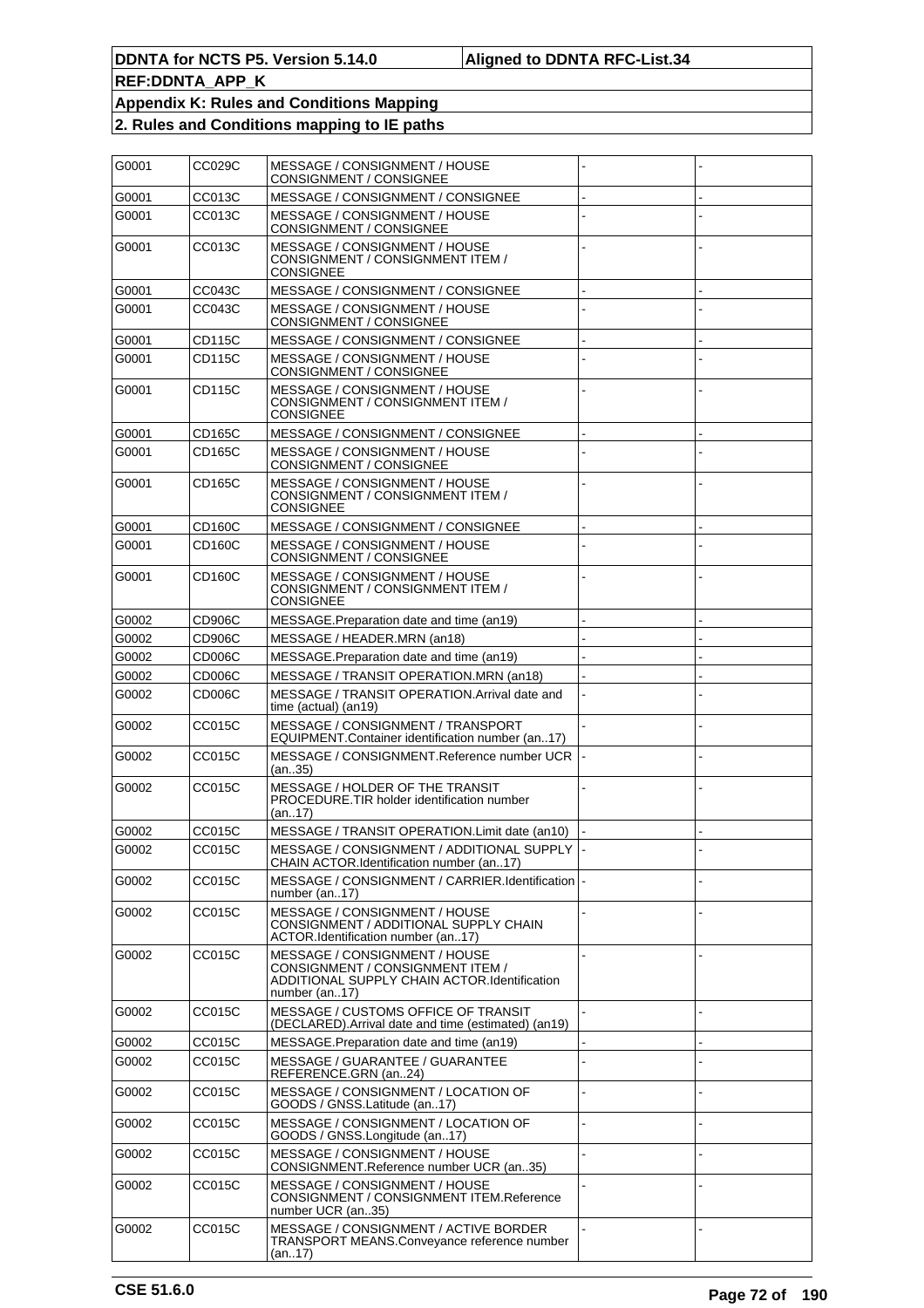| | | | | |
|---|---|---|---|---|
| G0001 | CC029C | MESSAGE / CONSIGNMENT / HOUSE CONSIGNMENT / CONSIGNEE | - | - |
| G0001 | CC013C | MESSAGE / CONSIGNMENT / CONSIGNEE | - | - |
| G0001 | CC013C | MESSAGE / CONSIGNMENT / HOUSE CONSIGNMENT / CONSIGNEE | - | - |
| G0001 | CC013C | MESSAGE / CONSIGNMENT / HOUSE CONSIGNMENT / CONSIGNMENT ITEM / CONSIGNEE | - | - |
| G0001 | CC043C | MESSAGE / CONSIGNMENT / CONSIGNEE | - | - |
| G0001 | CC043C | MESSAGE / CONSIGNMENT / HOUSE CONSIGNMENT / CONSIGNEE | - | - |
| G0001 | CD115C | MESSAGE / CONSIGNMENT / CONSIGNEE | - | - |
| G0001 | CD115C | MESSAGE / CONSIGNMENT / HOUSE CONSIGNMENT / CONSIGNEE | - | - |
| G0001 | CD115C | MESSAGE / CONSIGNMENT / HOUSE CONSIGNMENT / CONSIGNMENT ITEM / CONSIGNEE | - | - |
| G0001 | CD165C | MESSAGE / CONSIGNMENT / CONSIGNEE | - | - |
| G0001 | CD165C | MESSAGE / CONSIGNMENT / HOUSE CONSIGNMENT / CONSIGNEE | - | - |
| G0001 | CD165C | MESSAGE / CONSIGNMENT / HOUSE CONSIGNMENT / CONSIGNMENT ITEM / CONSIGNEE | - | - |
| G0001 | CD160C | MESSAGE / CONSIGNMENT / CONSIGNEE | - | - |
| G0001 | CD160C | MESSAGE / CONSIGNMENT / HOUSE CONSIGNMENT / CONSIGNEE | - | - |
| G0001 | CD160C | MESSAGE / CONSIGNMENT / HOUSE CONSIGNMENT / CONSIGNMENT ITEM / CONSIGNEE | - | - |
| G0002 | CD906C | MESSAGE.Preparation date and time (an19) | - | - |
| G0002 | CD906C | MESSAGE / HEADER.MRN (an18) | - | - |
| G0002 | CD006C | MESSAGE.Preparation date and time (an19) | - | - |
| G0002 | CD006C | MESSAGE / TRANSIT OPERATION.MRN (an18) | - | - |
| G0002 | CD006C | MESSAGE / TRANSIT OPERATION.Arrival date and time (actual) (an19) | - | - |
| G0002 | CC015C | MESSAGE / CONSIGNMENT / TRANSPORT EQUIPMENT.Container identification number (an..17) | - | - |
| G0002 | CC015C | MESSAGE / CONSIGNMENT.Reference number UCR (an..35) | - | - |
| G0002 | CC015C | MESSAGE / HOLDER OF THE TRANSIT PROCEDURE.TIR holder identification number (an..17) | - | - |
| G0002 | CC015C | MESSAGE / TRANSIT OPERATION.Limit date (an10) | - | - |
| G0002 | CC015C | MESSAGE / CONSIGNMENT / ADDITIONAL SUPPLY CHAIN ACTOR.Identification number (an..17) | - | - |
| G0002 | CC015C | MESSAGE / CONSIGNMENT / CARRIER.Identification number (an..17) | - | - |
| G0002 | CC015C | MESSAGE / CONSIGNMENT / HOUSE CONSIGNMENT / ADDITIONAL SUPPLY CHAIN ACTOR.Identification number (an..17) | - | - |
| G0002 | CC015C | MESSAGE / CONSIGNMENT / HOUSE CONSIGNMENT / CONSIGNMENT ITEM / ADDITIONAL SUPPLY CHAIN ACTOR.Identification number (an..17) | - | - |
| G0002 | CC015C | MESSAGE / CUSTOMS OFFICE OF TRANSIT (DECLARED).Arrival date and time (estimated) (an19) | - | - |
| G0002 | CC015C | MESSAGE.Preparation date and time (an19) | - | - |
| G0002 | CC015C | MESSAGE / GUARANTEE / GUARANTEE REFERENCE.GRN (an..24) | - | - |
| G0002 | CC015C | MESSAGE / CONSIGNMENT / LOCATION OF GOODS / GNSS.Latitude (an..17) | - | - |
| G0002 | CC015C | MESSAGE / CONSIGNMENT / LOCATION OF GOODS / GNSS.Longitude (an..17) | - | - |
| G0002 | CC015C | MESSAGE / CONSIGNMENT / HOUSE CONSIGNMENT.Reference number UCR (an..35) | - | - |
| G0002 | CC015C | MESSAGE / CONSIGNMENT / HOUSE CONSIGNMENT / CONSIGNMENT ITEM.Reference number UCR (an..35) | - | - |
| G0002 | CC015C | MESSAGE / CONSIGNMENT / ACTIVE BORDER TRANSPORT MEANS.Conveyance reference number (an..17) | - | - |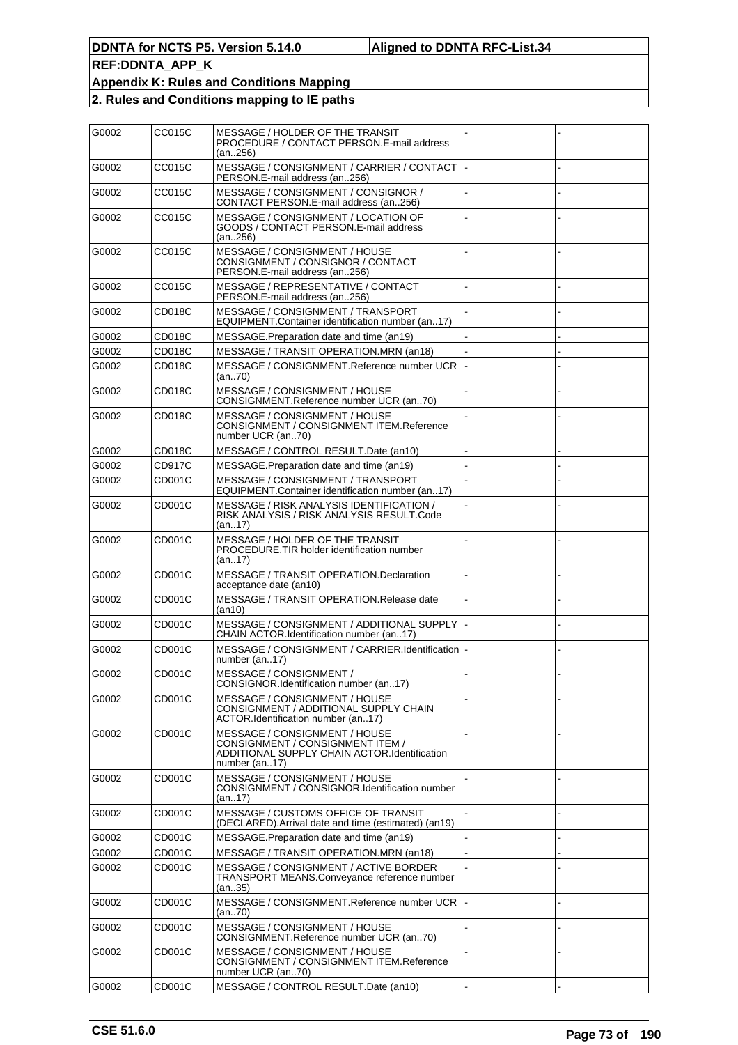| | | | | |
|---|---|---|---|---|
| G0002 | CC015C | MESSAGE / HOLDER OF THE TRANSIT PROCEDURE / CONTACT PERSON.E-mail address (an..256) | - | - |
| G0002 | CC015C | MESSAGE / CONSIGNMENT / CARRIER / CONTACT PERSON.E-mail address (an..256) | - | - |
| G0002 | CC015C | MESSAGE / CONSIGNMENT / CONSIGNOR / CONTACT PERSON.E-mail address (an..256) | - | - |
| G0002 | CC015C | MESSAGE / CONSIGNMENT / LOCATION OF GOODS / CONTACT PERSON.E-mail address (an..256) | - | - |
| G0002 | CC015C | MESSAGE / CONSIGNMENT / HOUSE CONSIGNMENT / CONSIGNOR / CONTACT PERSON.E-mail address (an..256) | - | - |
| G0002 | CC015C | MESSAGE / REPRESENTATIVE / CONTACT PERSON.E-mail address (an..256) | - | - |
| G0002 | CD018C | MESSAGE / CONSIGNMENT / TRANSPORT EQUIPMENT.Container identification number (an..17) | - | - |
| G0002 | CD018C | MESSAGE.Preparation date and time (an19) | - | - |
| G0002 | CD018C | MESSAGE / TRANSIT OPERATION.MRN (an18) | - | - |
| G0002 | CD018C | MESSAGE / CONSIGNMENT.Reference number UCR (an..70) | - | - |
| G0002 | CD018C | MESSAGE / CONSIGNMENT / HOUSE CONSIGNMENT.Reference number UCR (an..70) | - | - |
| G0002 | CD018C | MESSAGE / CONSIGNMENT / HOUSE CONSIGNMENT / CONSIGNMENT ITEM.Reference number UCR (an..70) | - | - |
| G0002 | CD018C | MESSAGE / CONTROL RESULT.Date (an10) | - | - |
| G0002 | CD917C | MESSAGE.Preparation date and time (an19) | - | - |
| G0002 | CD001C | MESSAGE / CONSIGNMENT / TRANSPORT EQUIPMENT.Container identification number (an..17) | - | - |
| G0002 | CD001C | MESSAGE / RISK ANALYSIS IDENTIFICATION / RISK ANALYSIS / RISK ANALYSIS RESULT.Code (an..17) | - | - |
| G0002 | CD001C | MESSAGE / HOLDER OF THE TRANSIT PROCEDURE.TIR holder identification number (an..17) | - | - |
| G0002 | CD001C | MESSAGE / TRANSIT OPERATION.Declaration acceptance date (an10) | - | - |
| G0002 | CD001C | MESSAGE / TRANSIT OPERATION.Release date (an10) | - | - |
| G0002 | CD001C | MESSAGE / CONSIGNMENT / ADDITIONAL SUPPLY CHAIN ACTOR.Identification number (an..17) | - | - |
| G0002 | CD001C | MESSAGE / CONSIGNMENT / CARRIER.Identification number (an..17) | - | - |
| G0002 | CD001C | MESSAGE / CONSIGNMENT / CONSIGNOR.Identification number (an..17) | - | - |
| G0002 | CD001C | MESSAGE / CONSIGNMENT / HOUSE CONSIGNMENT / ADDITIONAL SUPPLY CHAIN ACTOR.Identification number (an..17) | - | - |
| G0002 | CD001C | MESSAGE / CONSIGNMENT / HOUSE CONSIGNMENT / CONSIGNMENT ITEM / ADDITIONAL SUPPLY CHAIN ACTOR.Identification number (an..17) | - | - |
| G0002 | CD001C | MESSAGE / CONSIGNMENT / HOUSE CONSIGNMENT / CONSIGNOR.Identification number (an..17) | - | - |
| G0002 | CD001C | MESSAGE / CUSTOMS OFFICE OF TRANSIT (DECLARED).Arrival date and time (estimated) (an19) | - | - |
| G0002 | CD001C | MESSAGE.Preparation date and time (an19) | - | - |
| G0002 | CD001C | MESSAGE / TRANSIT OPERATION.MRN (an18) | - | - |
| G0002 | CD001C | MESSAGE / CONSIGNMENT / ACTIVE BORDER TRANSPORT MEANS.Conveyance reference number (an..35) | - | - |
| G0002 | CD001C | MESSAGE / CONSIGNMENT.Reference number UCR (an..70) | - | - |
| G0002 | CD001C | MESSAGE / CONSIGNMENT / HOUSE CONSIGNMENT.Reference number UCR (an..70) | - | - |
| G0002 | CD001C | MESSAGE / CONSIGNMENT / HOUSE CONSIGNMENT / CONSIGNMENT ITEM.Reference number UCR (an..70) | - | - |
| G0002 | CD001C | MESSAGE / CONTROL RESULT.Date (an10) | - | - |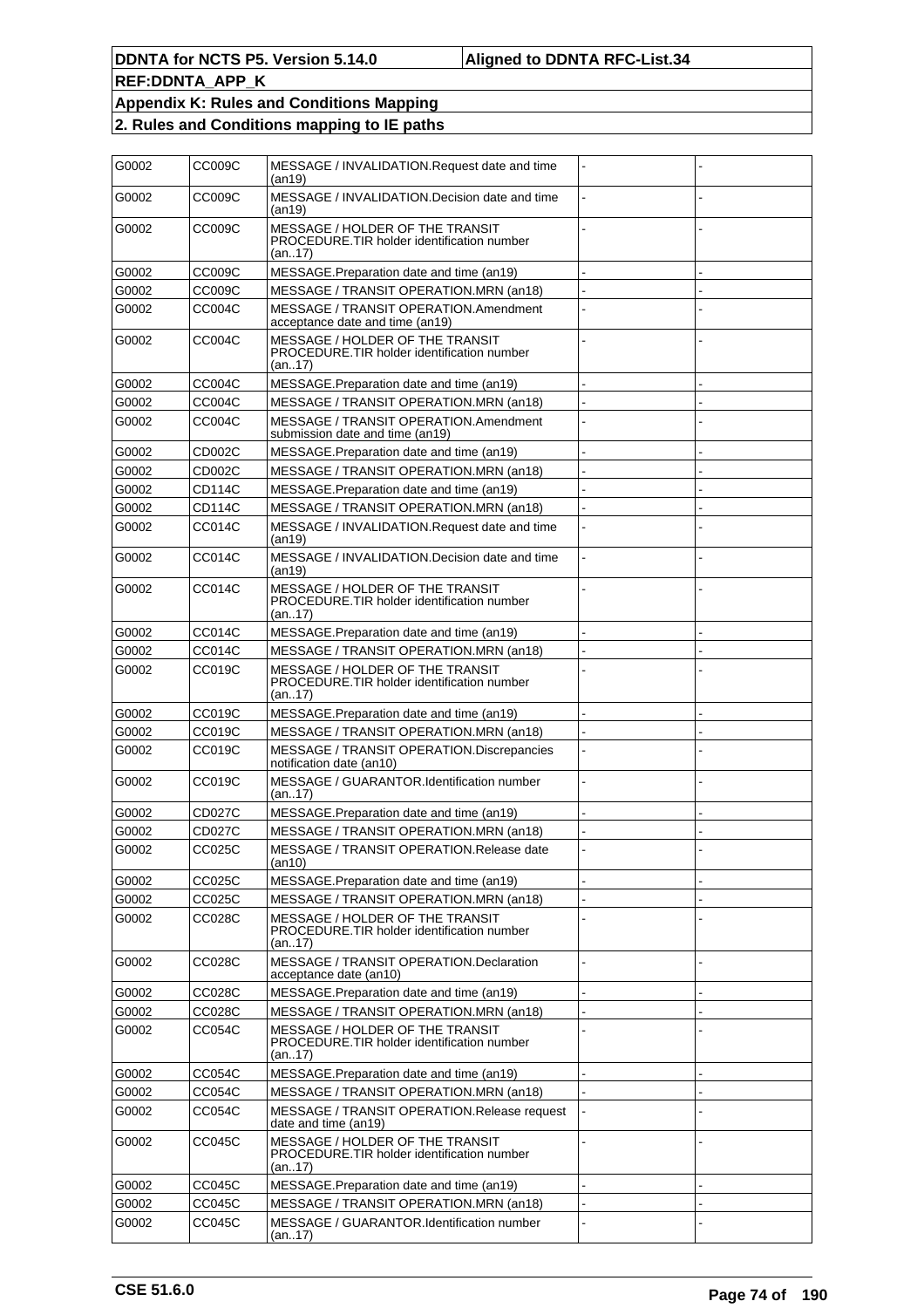| | | | | |
|---|---|---|---|---|
| G0002 | CC009C | MESSAGE / INVALIDATION.Request date and time (an19) | - | - |
| G0002 | CC009C | MESSAGE / INVALIDATION.Decision date and time (an19) | - | - |
| G0002 | CC009C | MESSAGE / HOLDER OF THE TRANSIT PROCEDURE.TIR holder identification number (an..17) | - | - |
| G0002 | CC009C | MESSAGE.Preparation date and time (an19) | - | - |
| G0002 | CC009C | MESSAGE / TRANSIT OPERATION.MRN (an18) | - | - |
| G0002 | CC004C | MESSAGE / TRANSIT OPERATION.Amendment acceptance date and time (an19) | - | - |
| G0002 | CC004C | MESSAGE / HOLDER OF THE TRANSIT PROCEDURE.TIR holder identification number (an..17) | - | - |
| G0002 | CC004C | MESSAGE.Preparation date and time (an19) | - | - |
| G0002 | CC004C | MESSAGE / TRANSIT OPERATION.MRN (an18) | - | - |
| G0002 | CC004C | MESSAGE / TRANSIT OPERATION.Amendment submission date and time (an19) | - | - |
| G0002 | CD002C | MESSAGE.Preparation date and time (an19) | - | - |
| G0002 | CD002C | MESSAGE / TRANSIT OPERATION.MRN (an18) | - | - |
| G0002 | CD114C | MESSAGE.Preparation date and time (an19) | - | - |
| G0002 | CD114C | MESSAGE / TRANSIT OPERATION.MRN (an18) | - | - |
| G0002 | CC014C | MESSAGE / INVALIDATION.Request date and time (an19) | - | - |
| G0002 | CC014C | MESSAGE / INVALIDATION.Decision date and time (an19) | - | - |
| G0002 | CC014C | MESSAGE / HOLDER OF THE TRANSIT PROCEDURE.TIR holder identification number (an..17) | - | - |
| G0002 | CC014C | MESSAGE.Preparation date and time (an19) | - | - |
| G0002 | CC014C | MESSAGE / TRANSIT OPERATION.MRN (an18) | - | - |
| G0002 | CC019C | MESSAGE / HOLDER OF THE TRANSIT PROCEDURE.TIR holder identification number (an..17) | - | - |
| G0002 | CC019C | MESSAGE.Preparation date and time (an19) | - | - |
| G0002 | CC019C | MESSAGE / TRANSIT OPERATION.MRN (an18) | - | - |
| G0002 | CC019C | MESSAGE / TRANSIT OPERATION.Discrepancies notification date (an10) | - | - |
| G0002 | CC019C | MESSAGE / GUARANTOR.Identification number (an..17) | - | - |
| G0002 | CD027C | MESSAGE.Preparation date and time (an19) | - | - |
| G0002 | CD027C | MESSAGE / TRANSIT OPERATION.MRN (an18) | - | - |
| G0002 | CC025C | MESSAGE / TRANSIT OPERATION.Release date (an10) | - | - |
| G0002 | CC025C | MESSAGE.Preparation date and time (an19) | - | - |
| G0002 | CC025C | MESSAGE / TRANSIT OPERATION.MRN (an18) | - | - |
| G0002 | CC028C | MESSAGE / HOLDER OF THE TRANSIT PROCEDURE.TIR holder identification number (an..17) | - | - |
| G0002 | CC028C | MESSAGE / TRANSIT OPERATION.Declaration acceptance date (an10) | - | - |
| G0002 | CC028C | MESSAGE.Preparation date and time (an19) | - | - |
| G0002 | CC028C | MESSAGE / TRANSIT OPERATION.MRN (an18) | - | - |
| G0002 | CC054C | MESSAGE / HOLDER OF THE TRANSIT PROCEDURE.TIR holder identification number (an..17) | - | - |
| G0002 | CC054C | MESSAGE.Preparation date and time (an19) | - | - |
| G0002 | CC054C | MESSAGE / TRANSIT OPERATION.MRN (an18) | - | - |
| G0002 | CC054C | MESSAGE / TRANSIT OPERATION.Release request date and time (an19) | - | - |
| G0002 | CC045C | MESSAGE / HOLDER OF THE TRANSIT PROCEDURE.TIR holder identification number (an..17) | - | - |
| G0002 | CC045C | MESSAGE.Preparation date and time (an19) | - | - |
| G0002 | CC045C | MESSAGE / TRANSIT OPERATION.MRN (an18) | - | - |
| G0002 | CC045C | MESSAGE / GUARANTOR.Identification number (an..17) | - | - |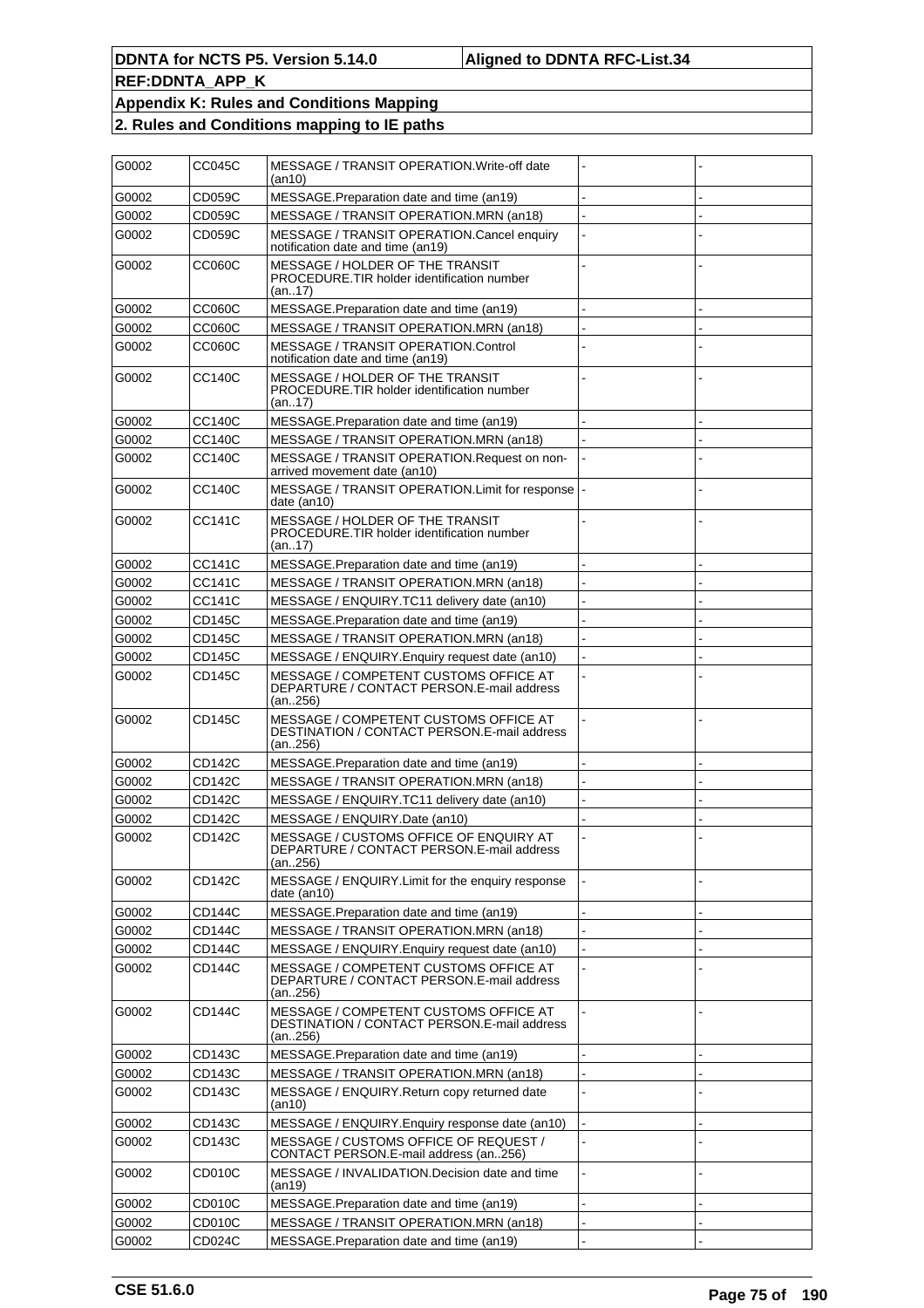| G0002 | CC045C | MESSAGE / TRANSIT OPERATION.Write-off date (an10) | - | - |
|---|---|---|---|---|
| G0002 | CD059C | MESSAGE.Preparation date and time (an19) | - | - |
| G0002 | CD059C | MESSAGE / TRANSIT OPERATION.MRN (an18) | - | - |
| G0002 | CD059C | MESSAGE / TRANSIT OPERATION.Cancel enquiry notification date and time (an19) | - | - |
| G0002 | CC060C | MESSAGE / HOLDER OF THE TRANSIT PROCEDURE.TIR holder identification number (an..17) | - | - |
| G0002 | CC060C | MESSAGE.Preparation date and time (an19) | - | - |
| G0002 | CC060C | MESSAGE / TRANSIT OPERATION.MRN (an18) | - | - |
| G0002 | CC060C | MESSAGE / TRANSIT OPERATION.Control notification date and time (an19) | - | - |
| G0002 | CC140C | MESSAGE / HOLDER OF THE TRANSIT PROCEDURE.TIR holder identification number (an..17) | - | - |
| G0002 | CC140C | MESSAGE.Preparation date and time (an19) | - | - |
| G0002 | CC140C | MESSAGE / TRANSIT OPERATION.MRN (an18) | - | - |
| G0002 | CC140C | MESSAGE / TRANSIT OPERATION.Request on non-arrived movement date (an10) | - | - |
| G0002 | CC140C | MESSAGE / TRANSIT OPERATION.Limit for response date (an10) | - | - |
| G0002 | CC141C | MESSAGE / HOLDER OF THE TRANSIT PROCEDURE.TIR holder identification number (an..17) | - | - |
| G0002 | CC141C | MESSAGE.Preparation date and time (an19) | - | - |
| G0002 | CC141C | MESSAGE / TRANSIT OPERATION.MRN (an18) | - | - |
| G0002 | CC141C | MESSAGE / ENQUIRY.TC11 delivery date (an10) | - | - |
| G0002 | CD145C | MESSAGE.Preparation date and time (an19) | - | - |
| G0002 | CD145C | MESSAGE / TRANSIT OPERATION.MRN (an18) | - | - |
| G0002 | CD145C | MESSAGE / ENQUIRY.Enquiry request date (an10) | - | - |
| G0002 | CD145C | MESSAGE / COMPETENT CUSTOMS OFFICE AT DEPARTURE / CONTACT PERSON.E-mail address (an..256) | - | - |
| G0002 | CD145C | MESSAGE / COMPETENT CUSTOMS OFFICE AT DESTINATION / CONTACT PERSON.E-mail address (an..256) | - | - |
| G0002 | CD142C | MESSAGE.Preparation date and time (an19) | - | - |
| G0002 | CD142C | MESSAGE / TRANSIT OPERATION.MRN (an18) | - | - |
| G0002 | CD142C | MESSAGE / ENQUIRY.TC11 delivery date (an10) | - | - |
| G0002 | CD142C | MESSAGE / ENQUIRY.Date (an10) | - | - |
| G0002 | CD142C | MESSAGE / CUSTOMS OFFICE OF ENQUIRY AT DEPARTURE / CONTACT PERSON.E-mail address (an..256) | - | - |
| G0002 | CD142C | MESSAGE / ENQUIRY.Limit for the enquiry response date (an10) | - | - |
| G0002 | CD144C | MESSAGE.Preparation date and time (an19) | - | - |
| G0002 | CD144C | MESSAGE / TRANSIT OPERATION.MRN (an18) | - | - |
| G0002 | CD144C | MESSAGE / ENQUIRY.Enquiry request date (an10) | - | - |
| G0002 | CD144C | MESSAGE / COMPETENT CUSTOMS OFFICE AT DEPARTURE / CONTACT PERSON.E-mail address (an..256) | - | - |
| G0002 | CD144C | MESSAGE / COMPETENT CUSTOMS OFFICE AT DESTINATION / CONTACT PERSON.E-mail address (an..256) | - | - |
| G0002 | CD143C | MESSAGE.Preparation date and time (an19) | - | - |
| G0002 | CD143C | MESSAGE / TRANSIT OPERATION.MRN (an18) | - | - |
| G0002 | CD143C | MESSAGE / ENQUIRY.Return copy returned date (an10) | - | - |
| G0002 | CD143C | MESSAGE / ENQUIRY.Enquiry response date (an10) | - | - |
| G0002 | CD143C | MESSAGE / CUSTOMS OFFICE OF REQUEST / CONTACT PERSON.E-mail address (an..256) | - | - |
| G0002 | CD010C | MESSAGE / INVALIDATION.Decision date and time (an19) | - | - |
| G0002 | CD010C | MESSAGE.Preparation date and time (an19) | - | - |
| G0002 | CD010C | MESSAGE / TRANSIT OPERATION.MRN (an18) | - | - |
| G0002 | CD024C | MESSAGE.Preparation date and time (an19) | - | - |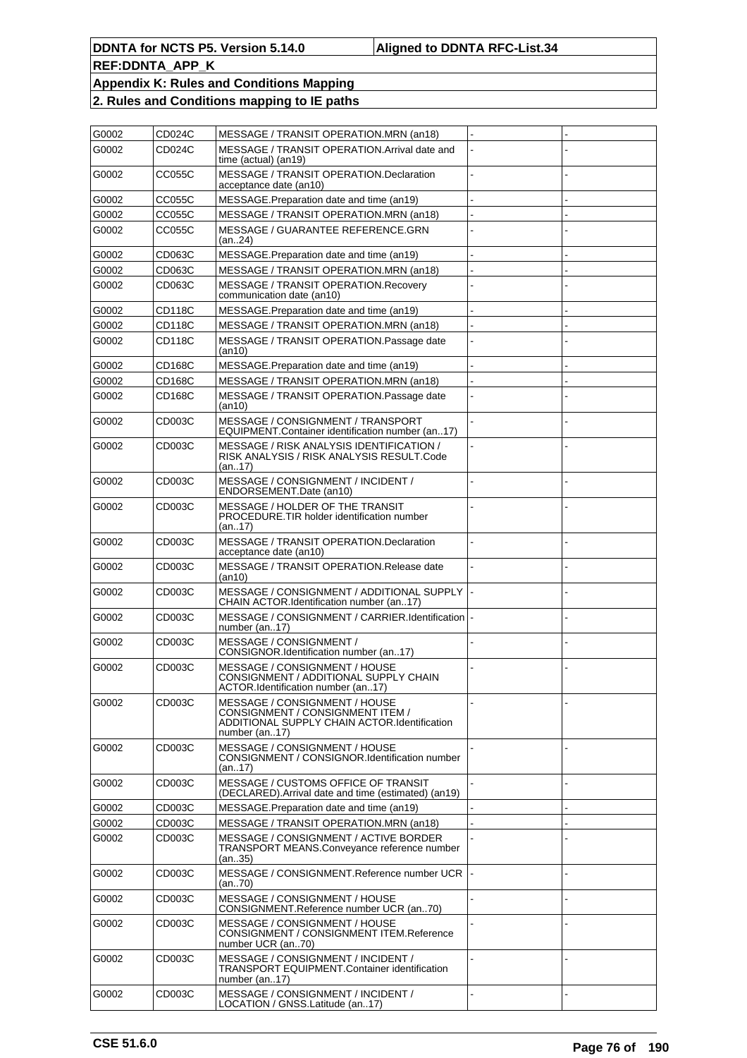| | | | | |
|---|---|---|---|---|
| G0002 | CD024C | MESSAGE / TRANSIT OPERATION.MRN (an18) | - | - |
| G0002 | CD024C | MESSAGE / TRANSIT OPERATION.Arrival date and time (actual) (an19) | - | - |
| G0002 | CC055C | MESSAGE / TRANSIT OPERATION.Declaration acceptance date (an10) | - | - |
| G0002 | CC055C | MESSAGE.Preparation date and time (an19) | - | - |
| G0002 | CC055C | MESSAGE / TRANSIT OPERATION.MRN (an18) | - | - |
| G0002 | CC055C | MESSAGE / GUARANTEE REFERENCE.GRN (an..24) | - | - |
| G0002 | CD063C | MESSAGE.Preparation date and time (an19) | - | - |
| G0002 | CD063C | MESSAGE / TRANSIT OPERATION.MRN (an18) | - | - |
| G0002 | CD063C | MESSAGE / TRANSIT OPERATION.Recovery communication date (an10) | - | - |
| G0002 | CD118C | MESSAGE.Preparation date and time (an19) | - | - |
| G0002 | CD118C | MESSAGE / TRANSIT OPERATION.MRN (an18) | - | - |
| G0002 | CD118C | MESSAGE / TRANSIT OPERATION.Passage date (an10) | - | - |
| G0002 | CD168C | MESSAGE.Preparation date and time (an19) | - | - |
| G0002 | CD168C | MESSAGE / TRANSIT OPERATION.MRN (an18) | - | - |
| G0002 | CD168C | MESSAGE / TRANSIT OPERATION.Passage date (an10) | - | - |
| G0002 | CD003C | MESSAGE / CONSIGNMENT / TRANSPORT EQUIPMENT.Container identification number (an..17) | - | - |
| G0002 | CD003C | MESSAGE / RISK ANALYSIS IDENTIFICATION / RISK ANALYSIS / RISK ANALYSIS RESULT.Code (an..17) | - | - |
| G0002 | CD003C | MESSAGE / CONSIGNMENT / INCIDENT / ENDORSEMENT.Date (an10) | - | - |
| G0002 | CD003C | MESSAGE / HOLDER OF THE TRANSIT PROCEDURE.TIR holder identification number (an..17) | - | - |
| G0002 | CD003C | MESSAGE / TRANSIT OPERATION.Declaration acceptance date (an10) | - | - |
| G0002 | CD003C | MESSAGE / TRANSIT OPERATION.Release date (an10) | - | - |
| G0002 | CD003C | MESSAGE / CONSIGNMENT / ADDITIONAL SUPPLY CHAIN ACTOR.Identification number (an..17) | - | - |
| G0002 | CD003C | MESSAGE / CONSIGNMENT / CARRIER.Identification number (an..17) | - | - |
| G0002 | CD003C | MESSAGE / CONSIGNMENT / CONSIGNOR.Identification number (an..17) | - | - |
| G0002 | CD003C | MESSAGE / CONSIGNMENT / HOUSE CONSIGNMENT / ADDITIONAL SUPPLY CHAIN ACTOR.Identification number (an..17) | - | - |
| G0002 | CD003C | MESSAGE / CONSIGNMENT / HOUSE CONSIGNMENT / CONSIGNMENT ITEM / ADDITIONAL SUPPLY CHAIN ACTOR.Identification number (an..17) | - | - |
| G0002 | CD003C | MESSAGE / CONSIGNMENT / HOUSE CONSIGNMENT / CONSIGNOR.Identification number (an..17) | - | - |
| G0002 | CD003C | MESSAGE / CUSTOMS OFFICE OF TRANSIT (DECLARED).Arrival date and time (estimated) (an19) | - | - |
| G0002 | CD003C | MESSAGE.Preparation date and time (an19) | - | - |
| G0002 | CD003C | MESSAGE / TRANSIT OPERATION.MRN (an18) | - | - |
| G0002 | CD003C | MESSAGE / CONSIGNMENT / ACTIVE BORDER TRANSPORT MEANS.Conveyance reference number (an..35) | - | - |
| G0002 | CD003C | MESSAGE / CONSIGNMENT.Reference number UCR (an..70) | - | - |
| G0002 | CD003C | MESSAGE / CONSIGNMENT / HOUSE CONSIGNMENT.Reference number UCR (an..70) | - | - |
| G0002 | CD003C | MESSAGE / CONSIGNMENT / HOUSE CONSIGNMENT / CONSIGNMENT ITEM.Reference number UCR (an..70) | - | - |
| G0002 | CD003C | MESSAGE / CONSIGNMENT / INCIDENT / TRANSPORT EQUIPMENT.Container identification number (an..17) | - | - |
| G0002 | CD003C | MESSAGE / CONSIGNMENT / INCIDENT / LOCATION / GNSS.Latitude (an..17) | - | - |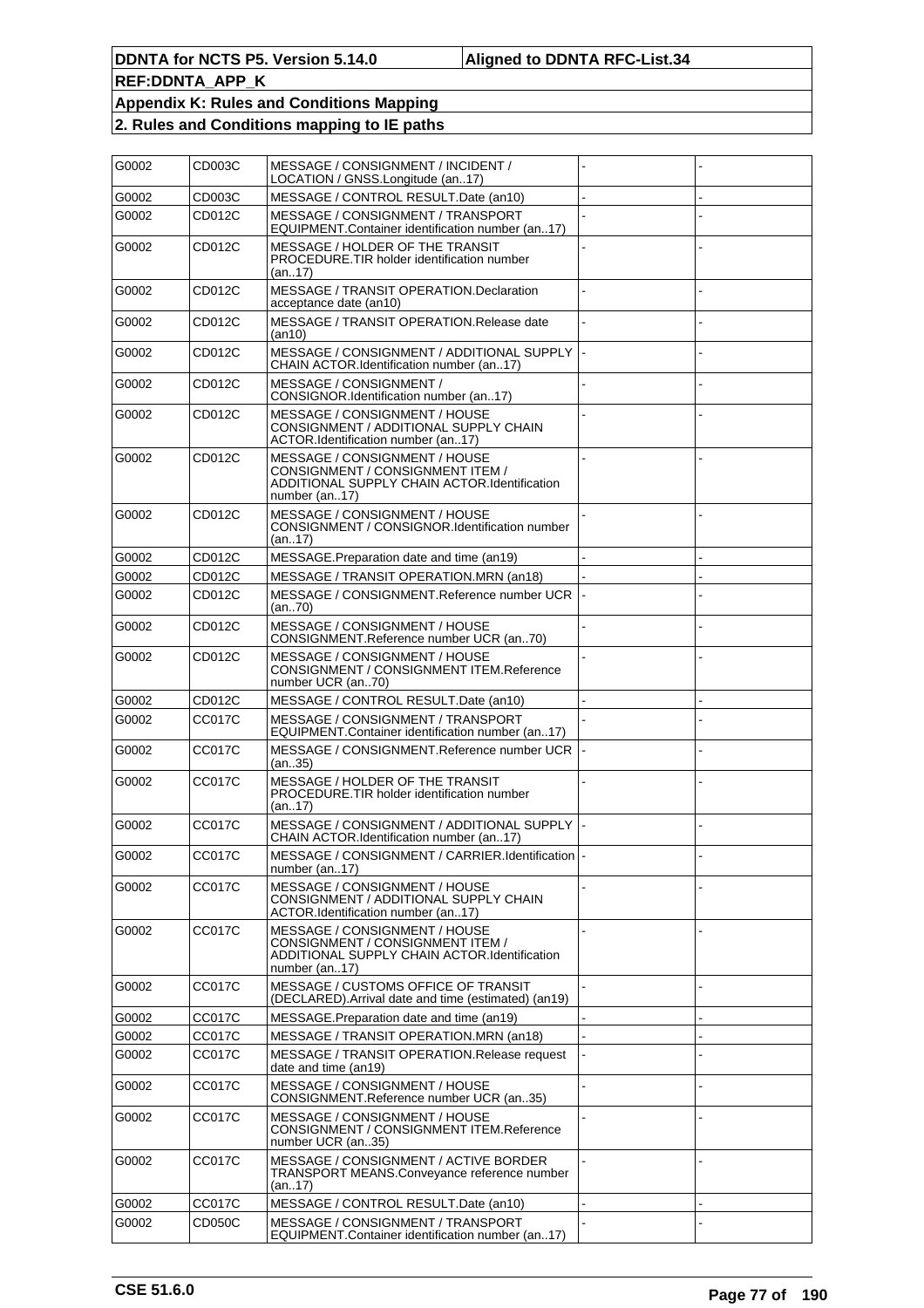| | | | | |
|---|---|---|---|---|
| G0002 | CD003C | MESSAGE / CONSIGNMENT / INCIDENT / LOCATION / GNSS.Longitude (an..17) | - | - |
| G0002 | CD003C | MESSAGE / CONTROL RESULT.Date (an10) | - | - |
| G0002 | CD012C | MESSAGE / CONSIGNMENT / TRANSPORT EQUIPMENT.Container identification number (an..17) | - | - |
| G0002 | CD012C | MESSAGE / HOLDER OF THE TRANSIT PROCEDURE.TIR holder identification number (an..17) | - | - |
| G0002 | CD012C | MESSAGE / TRANSIT OPERATION.Declaration acceptance date (an10) | - | - |
| G0002 | CD012C | MESSAGE / TRANSIT OPERATION.Release date (an10) | - | - |
| G0002 | CD012C | MESSAGE / CONSIGNMENT / ADDITIONAL SUPPLY CHAIN ACTOR.Identification number (an..17) | - | - |
| G0002 | CD012C | MESSAGE / CONSIGNMENT / CONSIGNOR.Identification number (an..17) | - | - |
| G0002 | CD012C | MESSAGE / CONSIGNMENT / HOUSE CONSIGNMENT / ADDITIONAL SUPPLY CHAIN ACTOR.Identification number (an..17) | - | - |
| G0002 | CD012C | MESSAGE / CONSIGNMENT / HOUSE CONSIGNMENT / CONSIGNMENT ITEM / ADDITIONAL SUPPLY CHAIN ACTOR.Identification number (an..17) | - | - |
| G0002 | CD012C | MESSAGE / CONSIGNMENT / HOUSE CONSIGNMENT / CONSIGNOR.Identification number (an..17) | - | - |
| G0002 | CD012C | MESSAGE.Preparation date and time (an19) | - | - |
| G0002 | CD012C | MESSAGE / TRANSIT OPERATION.MRN (an18) | - | - |
| G0002 | CD012C | MESSAGE / CONSIGNMENT.Reference number UCR (an..70) | - | - |
| G0002 | CD012C | MESSAGE / CONSIGNMENT / HOUSE CONSIGNMENT.Reference number UCR (an..70) | - | - |
| G0002 | CD012C | MESSAGE / CONSIGNMENT / HOUSE CONSIGNMENT / CONSIGNMENT ITEM.Reference number UCR (an..70) | - | - |
| G0002 | CD012C | MESSAGE / CONTROL RESULT.Date (an10) | - | - |
| G0002 | CC017C | MESSAGE / CONSIGNMENT / TRANSPORT EQUIPMENT.Container identification number (an..17) | - | - |
| G0002 | CC017C | MESSAGE / CONSIGNMENT.Reference number UCR (an..35) | - | - |
| G0002 | CC017C | MESSAGE / HOLDER OF THE TRANSIT PROCEDURE.TIR holder identification number (an..17) | - | - |
| G0002 | CC017C | MESSAGE / CONSIGNMENT / ADDITIONAL SUPPLY CHAIN ACTOR.Identification number (an..17) | - | - |
| G0002 | CC017C | MESSAGE / CONSIGNMENT / CARRIER.Identification number (an..17) | - | - |
| G0002 | CC017C | MESSAGE / CONSIGNMENT / HOUSE CONSIGNMENT / ADDITIONAL SUPPLY CHAIN ACTOR.Identification number (an..17) | - | - |
| G0002 | CC017C | MESSAGE / CONSIGNMENT / HOUSE CONSIGNMENT / CONSIGNMENT ITEM / ADDITIONAL SUPPLY CHAIN ACTOR.Identification number (an..17) | - | - |
| G0002 | CC017C | MESSAGE / CUSTOMS OFFICE OF TRANSIT (DECLARED).Arrival date and time (estimated) (an19) | - | - |
| G0002 | CC017C | MESSAGE.Preparation date and time (an19) | - | - |
| G0002 | CC017C | MESSAGE / TRANSIT OPERATION.MRN (an18) | - | - |
| G0002 | CC017C | MESSAGE / TRANSIT OPERATION.Release request date and time (an19) | - | - |
| G0002 | CC017C | MESSAGE / CONSIGNMENT / HOUSE CONSIGNMENT.Reference number UCR (an..35) | - | - |
| G0002 | CC017C | MESSAGE / CONSIGNMENT / HOUSE CONSIGNMENT / CONSIGNMENT ITEM.Reference number UCR (an..35) | - | - |
| G0002 | CC017C | MESSAGE / CONSIGNMENT / ACTIVE BORDER TRANSPORT MEANS.Conveyance reference number (an..17) | - | - |
| G0002 | CC017C | MESSAGE / CONTROL RESULT.Date (an10) | - | - |
| G0002 | CD050C | MESSAGE / CONSIGNMENT / TRANSPORT EQUIPMENT.Container identification number (an..17) | - | - |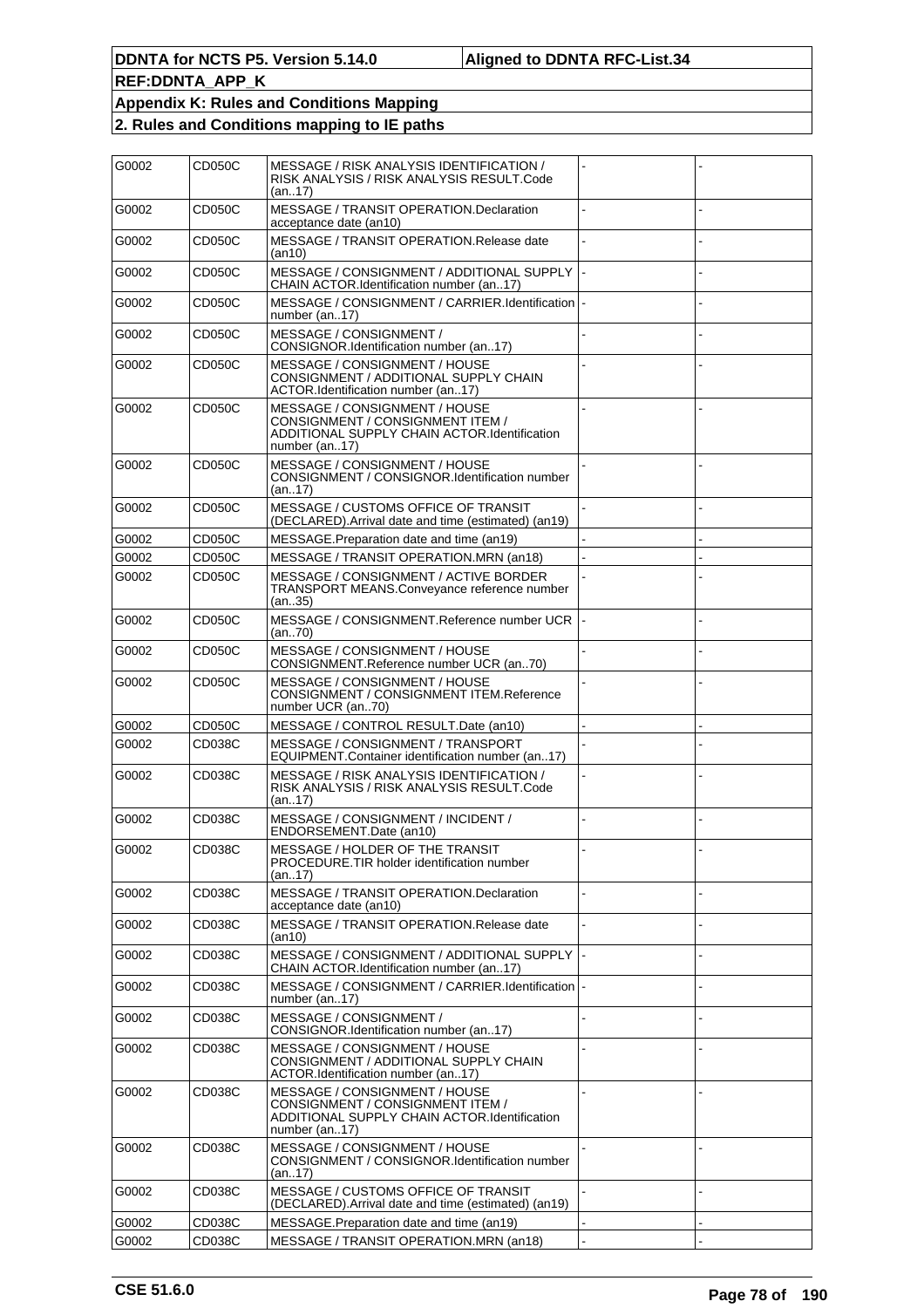| | | | | |
|---|---|---|---|---|
| G0002 | CD050C | MESSAGE / RISK ANALYSIS IDENTIFICATION / RISK ANALYSIS / RISK ANALYSIS RESULT.Code (an..17) | - | - |
| G0002 | CD050C | MESSAGE / TRANSIT OPERATION.Declaration acceptance date (an10) | - | - |
| G0002 | CD050C | MESSAGE / TRANSIT OPERATION.Release date (an10) | - | - |
| G0002 | CD050C | MESSAGE / CONSIGNMENT / ADDITIONAL SUPPLY CHAIN ACTOR.Identification number (an..17) | - | - |
| G0002 | CD050C | MESSAGE / CONSIGNMENT / CARRIER.Identification number (an..17) | - | - |
| G0002 | CD050C | MESSAGE / CONSIGNMENT / CONSIGNOR.Identification number (an..17) | - | - |
| G0002 | CD050C | MESSAGE / CONSIGNMENT / HOUSE CONSIGNMENT / ADDITIONAL SUPPLY CHAIN ACTOR.Identification number (an..17) | - | - |
| G0002 | CD050C | MESSAGE / CONSIGNMENT / HOUSE CONSIGNMENT / CONSIGNMENT ITEM / ADDITIONAL SUPPLY CHAIN ACTOR.Identification number (an..17) | - | - |
| G0002 | CD050C | MESSAGE / CONSIGNMENT / HOUSE CONSIGNMENT / CONSIGNOR.Identification number (an..17) | - | - |
| G0002 | CD050C | MESSAGE / CUSTOMS OFFICE OF TRANSIT (DECLARED).Arrival date and time (estimated) (an19) | - | - |
| G0002 | CD050C | MESSAGE.Preparation date and time (an19) | - | - |
| G0002 | CD050C | MESSAGE / TRANSIT OPERATION.MRN (an18) | - | - |
| G0002 | CD050C | MESSAGE / CONSIGNMENT / ACTIVE BORDER TRANSPORT MEANS.Conveyance reference number (an..35) | - | - |
| G0002 | CD050C | MESSAGE / CONSIGNMENT.Reference number UCR (an..70) | - | - |
| G0002 | CD050C | MESSAGE / CONSIGNMENT / HOUSE CONSIGNMENT.Reference number UCR (an..70) | - | - |
| G0002 | CD050C | MESSAGE / CONSIGNMENT / HOUSE CONSIGNMENT / CONSIGNMENT ITEM.Reference number UCR (an..70) | - | - |
| G0002 | CD050C | MESSAGE / CONTROL RESULT.Date (an10) | - | - |
| G0002 | CD038C | MESSAGE / CONSIGNMENT / TRANSPORT EQUIPMENT.Container identification number (an..17) | - | - |
| G0002 | CD038C | MESSAGE / RISK ANALYSIS IDENTIFICATION / RISK ANALYSIS / RISK ANALYSIS RESULT.Code (an..17) | - | - |
| G0002 | CD038C | MESSAGE / CONSIGNMENT / INCIDENT / ENDORSEMENT.Date (an10) | - | - |
| G0002 | CD038C | MESSAGE / HOLDER OF THE TRANSIT PROCEDURE.TIR holder identification number (an..17) | - | - |
| G0002 | CD038C | MESSAGE / TRANSIT OPERATION.Declaration acceptance date (an10) | - | - |
| G0002 | CD038C | MESSAGE / TRANSIT OPERATION.Release date (an10) | - | - |
| G0002 | CD038C | MESSAGE / CONSIGNMENT / ADDITIONAL SUPPLY CHAIN ACTOR.Identification number (an..17) | - | - |
| G0002 | CD038C | MESSAGE / CONSIGNMENT / CARRIER.Identification number (an..17) | - | - |
| G0002 | CD038C | MESSAGE / CONSIGNMENT / CONSIGNOR.Identification number (an..17) | - | - |
| G0002 | CD038C | MESSAGE / CONSIGNMENT / HOUSE CONSIGNMENT / ADDITIONAL SUPPLY CHAIN ACTOR.Identification number (an..17) | - | - |
| G0002 | CD038C | MESSAGE / CONSIGNMENT / HOUSE CONSIGNMENT / CONSIGNMENT ITEM / ADDITIONAL SUPPLY CHAIN ACTOR.Identification number (an..17) | - | - |
| G0002 | CD038C | MESSAGE / CONSIGNMENT / HOUSE CONSIGNMENT / CONSIGNOR.Identification number (an..17) | - | - |
| G0002 | CD038C | MESSAGE / CUSTOMS OFFICE OF TRANSIT (DECLARED).Arrival date and time (estimated) (an19) | - | - |
| G0002 | CD038C | MESSAGE.Preparation date and time (an19) | - | - |
| G0002 | CD038C | MESSAGE / TRANSIT OPERATION.MRN (an18) | - | - |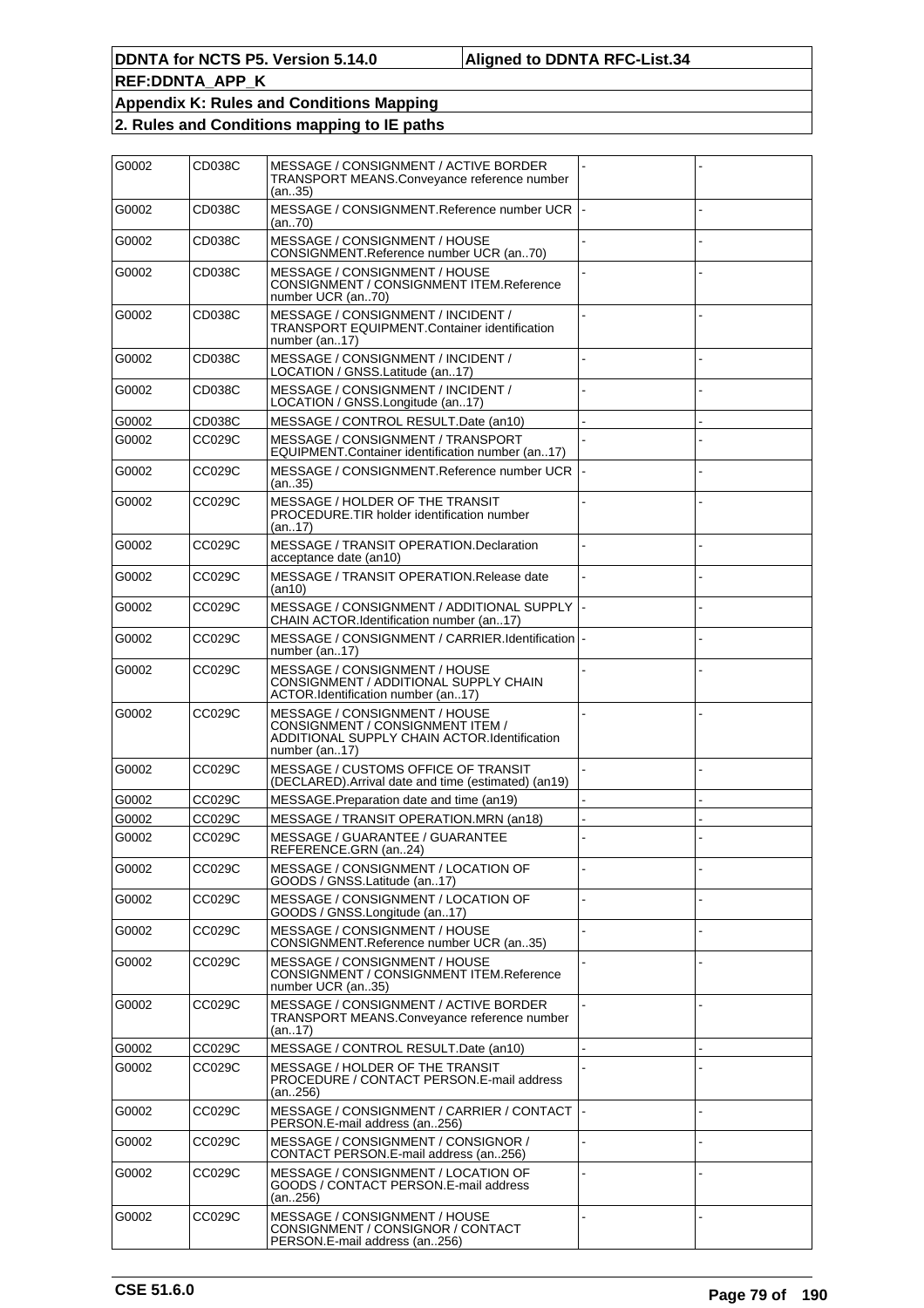| | | | | |
|---|---|---|---|---|
| G0002 | CD038C | MESSAGE / CONSIGNMENT / ACTIVE BORDER TRANSPORT MEANS.Conveyance reference number (an..35) | - | - |
| G0002 | CD038C | MESSAGE / CONSIGNMENT.Reference number UCR (an..70) | - | - |
| G0002 | CD038C | MESSAGE / CONSIGNMENT / HOUSE CONSIGNMENT.Reference number UCR (an..70) | - | - |
| G0002 | CD038C | MESSAGE / CONSIGNMENT / HOUSE CONSIGNMENT / CONSIGNMENT ITEM.Reference number UCR (an..70) | - | - |
| G0002 | CD038C | MESSAGE / CONSIGNMENT / INCIDENT / TRANSPORT EQUIPMENT.Container identification number (an..17) | - | - |
| G0002 | CD038C | MESSAGE / CONSIGNMENT / INCIDENT / LOCATION / GNSS.Latitude (an..17) | - | - |
| G0002 | CD038C | MESSAGE / CONSIGNMENT / INCIDENT / LOCATION / GNSS.Longitude (an..17) | - | - |
| G0002 | CD038C | MESSAGE / CONTROL RESULT.Date (an10) | - | - |
| G0002 | CC029C | MESSAGE / CONSIGNMENT / TRANSPORT EQUIPMENT.Container identification number (an..17) | - | - |
| G0002 | CC029C | MESSAGE / CONSIGNMENT.Reference number UCR (an..35) | - | - |
| G0002 | CC029C | MESSAGE / HOLDER OF THE TRANSIT PROCEDURE.TIR holder identification number (an..17) | - | - |
| G0002 | CC029C | MESSAGE / TRANSIT OPERATION.Declaration acceptance date (an10) | - | - |
| G0002 | CC029C | MESSAGE / TRANSIT OPERATION.Release date (an10) | - | - |
| G0002 | CC029C | MESSAGE / CONSIGNMENT / ADDITIONAL SUPPLY CHAIN ACTOR.Identification number (an..17) | - | - |
| G0002 | CC029C | MESSAGE / CONSIGNMENT / CARRIER.Identification number (an..17) | - | - |
| G0002 | CC029C | MESSAGE / CONSIGNMENT / HOUSE CONSIGNMENT / ADDITIONAL SUPPLY CHAIN ACTOR.Identification number (an..17) | - | - |
| G0002 | CC029C | MESSAGE / CONSIGNMENT / HOUSE CONSIGNMENT / CONSIGNMENT ITEM / ADDITIONAL SUPPLY CHAIN ACTOR.Identification number (an..17) | - | - |
| G0002 | CC029C | MESSAGE / CUSTOMS OFFICE OF TRANSIT (DECLARED).Arrival date and time (estimated) (an19) | - | - |
| G0002 | CC029C | MESSAGE.Preparation date and time (an19) | - | - |
| G0002 | CC029C | MESSAGE / TRANSIT OPERATION.MRN (an18) | - | - |
| G0002 | CC029C | MESSAGE / GUARANTEE / GUARANTEE REFERENCE.GRN (an..24) | - | - |
| G0002 | CC029C | MESSAGE / CONSIGNMENT / LOCATION OF GOODS / GNSS.Latitude (an..17) | - | - |
| G0002 | CC029C | MESSAGE / CONSIGNMENT / LOCATION OF GOODS / GNSS.Longitude (an..17) | - | - |
| G0002 | CC029C | MESSAGE / CONSIGNMENT / HOUSE CONSIGNMENT.Reference number UCR (an..35) | - | - |
| G0002 | CC029C | MESSAGE / CONSIGNMENT / HOUSE CONSIGNMENT / CONSIGNMENT ITEM.Reference number UCR (an..35) | - | - |
| G0002 | CC029C | MESSAGE / CONSIGNMENT / ACTIVE BORDER TRANSPORT MEANS.Conveyance reference number (an..17) | - | - |
| G0002 | CC029C | MESSAGE / CONTROL RESULT.Date (an10) | - | - |
| G0002 | CC029C | MESSAGE / HOLDER OF THE TRANSIT PROCEDURE / CONTACT PERSON.E-mail address (an..256) | - | - |
| G0002 | CC029C | MESSAGE / CONSIGNMENT / CARRIER / CONTACT PERSON.E-mail address (an..256) | - | - |
| G0002 | CC029C | MESSAGE / CONSIGNMENT / CONSIGNOR / CONTACT PERSON.E-mail address (an..256) | - | - |
| G0002 | CC029C | MESSAGE / CONSIGNMENT / LOCATION OF GOODS / CONTACT PERSON.E-mail address (an..256) | - | - |
| G0002 | CC029C | MESSAGE / CONSIGNMENT / HOUSE CONSIGNMENT / CONSIGNOR / CONTACT PERSON.E-mail address (an..256) | - | - |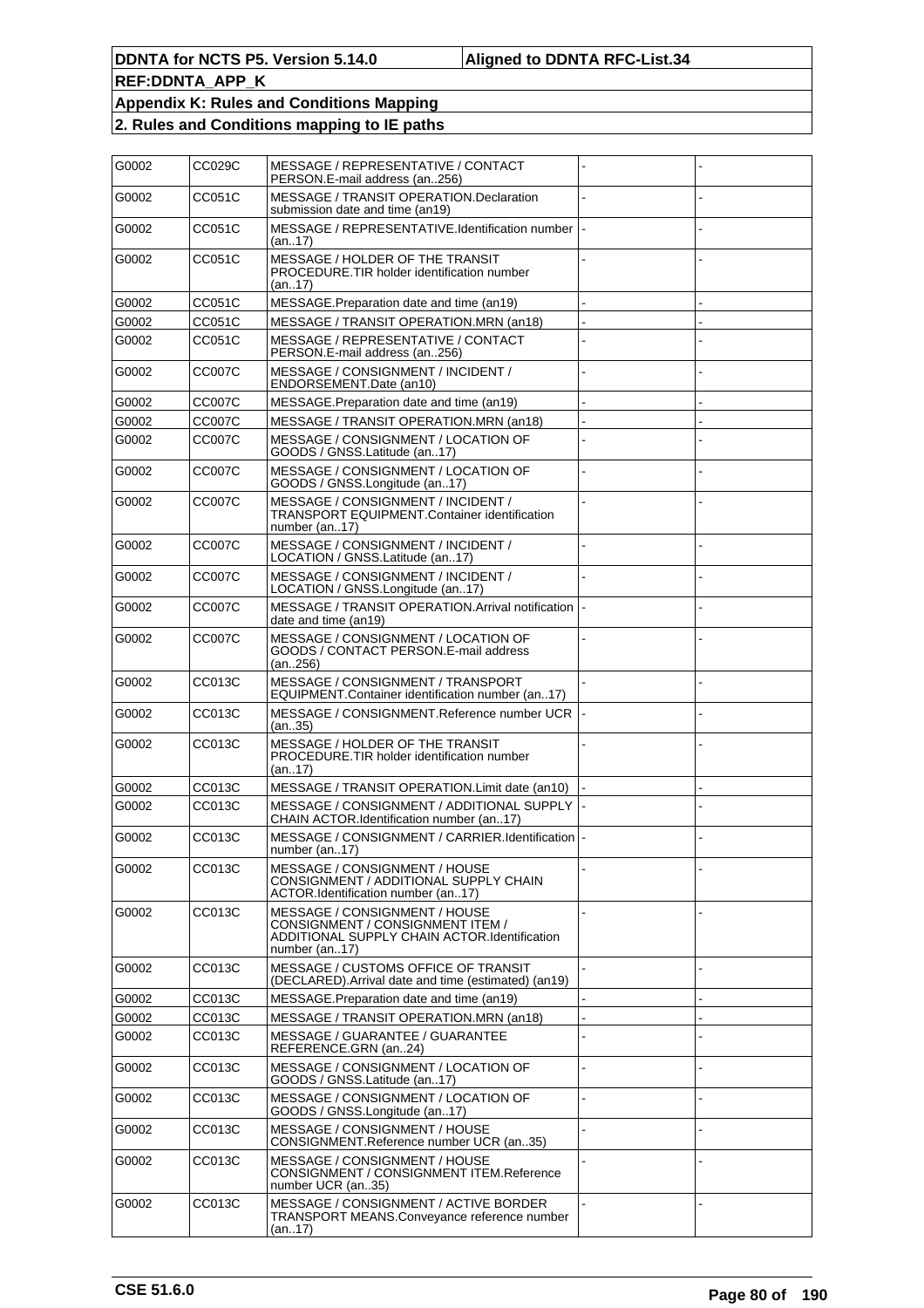| | | | | |
|---|---|---|---|---|
| G0002 | CC029C | MESSAGE / REPRESENTATIVE / CONTACT PERSON.E-mail address (an..256) | - | - |
| G0002 | CC051C | MESSAGE / TRANSIT OPERATION.Declaration submission date and time (an19) | - | - |
| G0002 | CC051C | MESSAGE / REPRESENTATIVE.Identification number (an..17) | - | - |
| G0002 | CC051C | MESSAGE / HOLDER OF THE TRANSIT PROCEDURE.TIR holder identification number (an..17) | - | - |
| G0002 | CC051C | MESSAGE.Preparation date and time (an19) | - | - |
| G0002 | CC051C | MESSAGE / TRANSIT OPERATION.MRN (an18) | - | - |
| G0002 | CC051C | MESSAGE / REPRESENTATIVE / CONTACT PERSON.E-mail address (an..256) | - | - |
| G0002 | CC007C | MESSAGE / CONSIGNMENT / INCIDENT / ENDORSEMENT.Date (an10) | - | - |
| G0002 | CC007C | MESSAGE.Preparation date and time (an19) | - | - |
| G0002 | CC007C | MESSAGE / TRANSIT OPERATION.MRN (an18) | - | - |
| G0002 | CC007C | MESSAGE / CONSIGNMENT / LOCATION OF GOODS / GNSS.Latitude (an..17) | - | - |
| G0002 | CC007C | MESSAGE / CONSIGNMENT / LOCATION OF GOODS / GNSS.Longitude (an..17) | - | - |
| G0002 | CC007C | MESSAGE / CONSIGNMENT / INCIDENT / TRANSPORT EQUIPMENT.Container identification number (an..17) | - | - |
| G0002 | CC007C | MESSAGE / CONSIGNMENT / INCIDENT / LOCATION / GNSS.Latitude (an..17) | - | - |
| G0002 | CC007C | MESSAGE / CONSIGNMENT / INCIDENT / LOCATION / GNSS.Longitude (an..17) | - | - |
| G0002 | CC007C | MESSAGE / TRANSIT OPERATION.Arrival notification date and time (an19) | - | - |
| G0002 | CC007C | MESSAGE / CONSIGNMENT / LOCATION OF GOODS / CONTACT PERSON.E-mail address (an..256) | - | - |
| G0002 | CC013C | MESSAGE / CONSIGNMENT / TRANSPORT EQUIPMENT.Container identification number (an..17) | - | - |
| G0002 | CC013C | MESSAGE / CONSIGNMENT.Reference number UCR (an..35) | - | - |
| G0002 | CC013C | MESSAGE / HOLDER OF THE TRANSIT PROCEDURE.TIR holder identification number (an..17) | - | - |
| G0002 | CC013C | MESSAGE / TRANSIT OPERATION.Limit date (an10) | - | - |
| G0002 | CC013C | MESSAGE / CONSIGNMENT / ADDITIONAL SUPPLY CHAIN ACTOR.Identification number (an..17) | - | - |
| G0002 | CC013C | MESSAGE / CONSIGNMENT / CARRIER.Identification number (an..17) | - | - |
| G0002 | CC013C | MESSAGE / CONSIGNMENT / HOUSE CONSIGNMENT / ADDITIONAL SUPPLY CHAIN ACTOR.Identification number (an..17) | - | - |
| G0002 | CC013C | MESSAGE / CONSIGNMENT / HOUSE CONSIGNMENT / CONSIGNMENT ITEM / ADDITIONAL SUPPLY CHAIN ACTOR.Identification number (an..17) | - | - |
| G0002 | CC013C | MESSAGE / CUSTOMS OFFICE OF TRANSIT (DECLARED).Arrival date and time (estimated) (an19) | - | - |
| G0002 | CC013C | MESSAGE.Preparation date and time (an19) | - | - |
| G0002 | CC013C | MESSAGE / TRANSIT OPERATION.MRN (an18) | - | - |
| G0002 | CC013C | MESSAGE / GUARANTEE / GUARANTEE REFERENCE.GRN (an..24) | - | - |
| G0002 | CC013C | MESSAGE / CONSIGNMENT / LOCATION OF GOODS / GNSS.Latitude (an..17) | - | - |
| G0002 | CC013C | MESSAGE / CONSIGNMENT / LOCATION OF GOODS / GNSS.Longitude (an..17) | - | - |
| G0002 | CC013C | MESSAGE / CONSIGNMENT / HOUSE CONSIGNMENT.Reference number UCR (an..35) | - | - |
| G0002 | CC013C | MESSAGE / CONSIGNMENT / HOUSE CONSIGNMENT / CONSIGNMENT ITEM.Reference number UCR (an..35) | - | - |
| G0002 | CC013C | MESSAGE / CONSIGNMENT / ACTIVE BORDER TRANSPORT MEANS.Conveyance reference number (an..17) | - | - |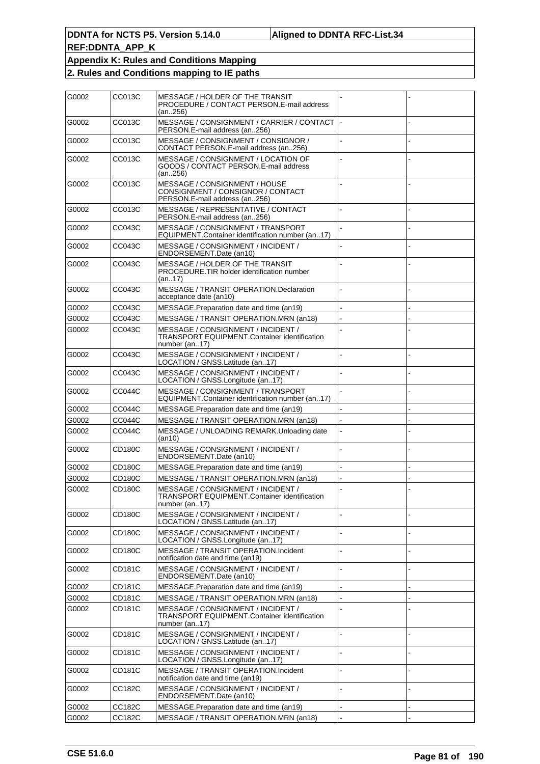| | | | | |
|---|---|---|---|---|
| G0002 | CC013C | MESSAGE / HOLDER OF THE TRANSIT PROCEDURE / CONTACT PERSON.E-mail address (an..256) | - | - |
| G0002 | CC013C | MESSAGE / CONSIGNMENT / CARRIER / CONTACT PERSON.E-mail address (an..256) | - | - |
| G0002 | CC013C | MESSAGE / CONSIGNMENT / CONSIGNOR / CONTACT PERSON.E-mail address (an..256) | - | - |
| G0002 | CC013C | MESSAGE / CONSIGNMENT / LOCATION OF GOODS / CONTACT PERSON.E-mail address (an..256) | - | - |
| G0002 | CC013C | MESSAGE / CONSIGNMENT / HOUSE CONSIGNMENT / CONSIGNOR / CONTACT PERSON.E-mail address (an..256) | - | - |
| G0002 | CC013C | MESSAGE / REPRESENTATIVE / CONTACT PERSON.E-mail address (an..256) | - | - |
| G0002 | CC043C | MESSAGE / CONSIGNMENT / TRANSPORT EQUIPMENT.Container identification number (an..17) | - | - |
| G0002 | CC043C | MESSAGE / CONSIGNMENT / INCIDENT / ENDORSEMENT.Date (an10) | - | - |
| G0002 | CC043C | MESSAGE / HOLDER OF THE TRANSIT PROCEDURE.TIR holder identification number (an..17) | - | - |
| G0002 | CC043C | MESSAGE / TRANSIT OPERATION.Declaration acceptance date (an10) | - | - |
| G0002 | CC043C | MESSAGE.Preparation date and time (an19) | - | - |
| G0002 | CC043C | MESSAGE / TRANSIT OPERATION.MRN (an18) | - | - |
| G0002 | CC043C | MESSAGE / CONSIGNMENT / INCIDENT / TRANSPORT EQUIPMENT.Container identification number (an..17) | - | - |
| G0002 | CC043C | MESSAGE / CONSIGNMENT / INCIDENT / LOCATION / GNSS.Latitude (an..17) | - | - |
| G0002 | CC043C | MESSAGE / CONSIGNMENT / INCIDENT / LOCATION / GNSS.Longitude (an..17) | - | - |
| G0002 | CC044C | MESSAGE / CONSIGNMENT / TRANSPORT EQUIPMENT.Container identification number (an..17) | - | - |
| G0002 | CC044C | MESSAGE.Preparation date and time (an19) | - | - |
| G0002 | CC044C | MESSAGE / TRANSIT OPERATION.MRN (an18) | - | - |
| G0002 | CC044C | MESSAGE / UNLOADING REMARK.Unloading date (an10) | - | - |
| G0002 | CD180C | MESSAGE / CONSIGNMENT / INCIDENT / ENDORSEMENT.Date (an10) | - | - |
| G0002 | CD180C | MESSAGE.Preparation date and time (an19) | - | - |
| G0002 | CD180C | MESSAGE / TRANSIT OPERATION.MRN (an18) | - | - |
| G0002 | CD180C | MESSAGE / CONSIGNMENT / INCIDENT / TRANSPORT EQUIPMENT.Container identification number (an..17) | - | - |
| G0002 | CD180C | MESSAGE / CONSIGNMENT / INCIDENT / LOCATION / GNSS.Latitude (an..17) | - | - |
| G0002 | CD180C | MESSAGE / CONSIGNMENT / INCIDENT / LOCATION / GNSS.Longitude (an..17) | - | - |
| G0002 | CD180C | MESSAGE / TRANSIT OPERATION.Incident notification date and time (an19) | - | - |
| G0002 | CD181C | MESSAGE / CONSIGNMENT / INCIDENT / ENDORSEMENT.Date (an10) | - | - |
| G0002 | CD181C | MESSAGE.Preparation date and time (an19) | - | - |
| G0002 | CD181C | MESSAGE / TRANSIT OPERATION.MRN (an18) | - | - |
| G0002 | CD181C | MESSAGE / CONSIGNMENT / INCIDENT / TRANSPORT EQUIPMENT.Container identification number (an..17) | - | - |
| G0002 | CD181C | MESSAGE / CONSIGNMENT / INCIDENT / LOCATION / GNSS.Latitude (an..17) | - | - |
| G0002 | CD181C | MESSAGE / CONSIGNMENT / INCIDENT / LOCATION / GNSS.Longitude (an..17) | - | - |
| G0002 | CD181C | MESSAGE / TRANSIT OPERATION.Incident notification date and time (an19) | - | - |
| G0002 | CC182C | MESSAGE / CONSIGNMENT / INCIDENT / ENDORSEMENT.Date (an10) | - | - |
| G0002 | CC182C | MESSAGE.Preparation date and time (an19) | - | - |
| G0002 | CC182C | MESSAGE / TRANSIT OPERATION.MRN (an18) | - | - |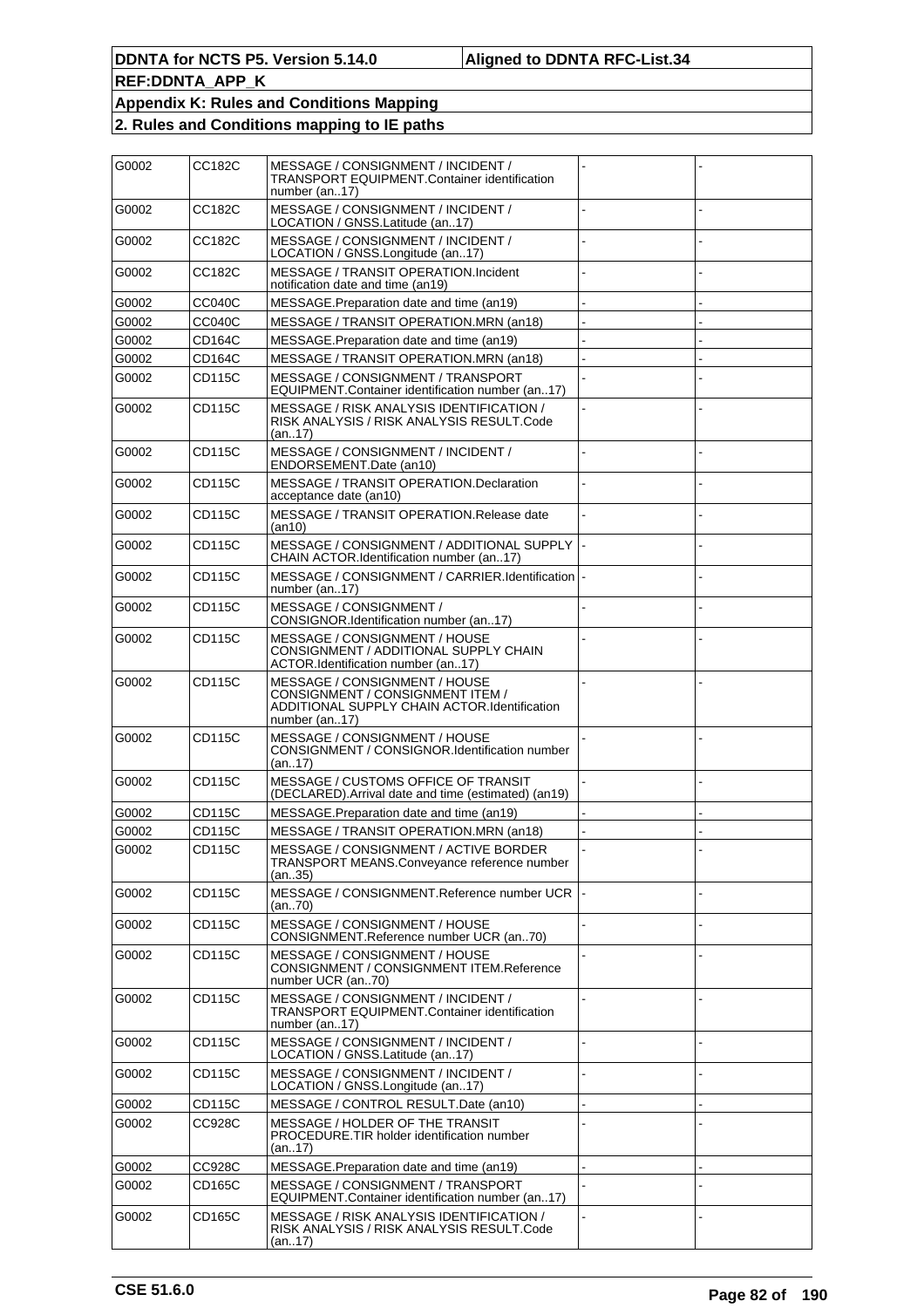| | | | | |
|---|---|---|---|---|
| G0002 | CC182C | MESSAGE / CONSIGNMENT / INCIDENT / TRANSPORT EQUIPMENT.Container identification number (an..17) | - | - |
| G0002 | CC182C | MESSAGE / CONSIGNMENT / INCIDENT / LOCATION / GNSS.Latitude (an..17) | - | - |
| G0002 | CC182C | MESSAGE / CONSIGNMENT / INCIDENT / LOCATION / GNSS.Longitude (an..17) | - | - |
| G0002 | CC182C | MESSAGE / TRANSIT OPERATION.Incident notification date and time (an19) | - | - |
| G0002 | CC040C | MESSAGE.Preparation date and time (an19) | - | - |
| G0002 | CC040C | MESSAGE / TRANSIT OPERATION.MRN (an18) | - | - |
| G0002 | CD164C | MESSAGE.Preparation date and time (an19) | - | - |
| G0002 | CD164C | MESSAGE / TRANSIT OPERATION.MRN (an18) | - | - |
| G0002 | CD115C | MESSAGE / CONSIGNMENT / TRANSPORT EQUIPMENT.Container identification number (an..17) | - | - |
| G0002 | CD115C | MESSAGE / RISK ANALYSIS IDENTIFICATION / RISK ANALYSIS / RISK ANALYSIS RESULT.Code (an..17) | - | - |
| G0002 | CD115C | MESSAGE / CONSIGNMENT / INCIDENT / ENDORSEMENT.Date (an10) | - | - |
| G0002 | CD115C | MESSAGE / TRANSIT OPERATION.Declaration acceptance date (an10) | - | - |
| G0002 | CD115C | MESSAGE / TRANSIT OPERATION.Release date (an10) | - | - |
| G0002 | CD115C | MESSAGE / CONSIGNMENT / ADDITIONAL SUPPLY CHAIN ACTOR.Identification number (an..17) | - | - |
| G0002 | CD115C | MESSAGE / CONSIGNMENT / CARRIER.Identification number (an..17) | - | - |
| G0002 | CD115C | MESSAGE / CONSIGNMENT / CONSIGNOR.Identification number (an..17) | - | - |
| G0002 | CD115C | MESSAGE / CONSIGNMENT / HOUSE CONSIGNMENT / ADDITIONAL SUPPLY CHAIN ACTOR.Identification number (an..17) | - | - |
| G0002 | CD115C | MESSAGE / CONSIGNMENT / HOUSE CONSIGNMENT / CONSIGNMENT ITEM / ADDITIONAL SUPPLY CHAIN ACTOR.Identification number (an..17) | - | - |
| G0002 | CD115C | MESSAGE / CONSIGNMENT / HOUSE CONSIGNMENT / CONSIGNOR.Identification number (an..17) | - | - |
| G0002 | CD115C | MESSAGE / CUSTOMS OFFICE OF TRANSIT (DECLARED).Arrival date and time (estimated) (an19) | - | - |
| G0002 | CD115C | MESSAGE.Preparation date and time (an19) | - | - |
| G0002 | CD115C | MESSAGE / TRANSIT OPERATION.MRN (an18) | - | - |
| G0002 | CD115C | MESSAGE / CONSIGNMENT / ACTIVE BORDER TRANSPORT MEANS.Conveyance reference number (an..35) | - | - |
| G0002 | CD115C | MESSAGE / CONSIGNMENT.Reference number UCR (an..70) | - | - |
| G0002 | CD115C | MESSAGE / CONSIGNMENT / HOUSE CONSIGNMENT.Reference number UCR (an..70) | - | - |
| G0002 | CD115C | MESSAGE / CONSIGNMENT / HOUSE CONSIGNMENT / CONSIGNMENT ITEM.Reference number UCR (an..70) | - | - |
| G0002 | CD115C | MESSAGE / CONSIGNMENT / INCIDENT / TRANSPORT EQUIPMENT.Container identification number (an..17) | - | - |
| G0002 | CD115C | MESSAGE / CONSIGNMENT / INCIDENT / LOCATION / GNSS.Latitude (an..17) | - | - |
| G0002 | CD115C | MESSAGE / CONSIGNMENT / INCIDENT / LOCATION / GNSS.Longitude (an..17) | - | - |
| G0002 | CD115C | MESSAGE / CONTROL RESULT.Date (an10) | - | - |
| G0002 | CC928C | MESSAGE / HOLDER OF THE TRANSIT PROCEDURE.TIR holder identification number (an..17) | - | - |
| G0002 | CC928C | MESSAGE.Preparation date and time (an19) | - | - |
| G0002 | CD165C | MESSAGE / CONSIGNMENT / TRANSPORT EQUIPMENT.Container identification number (an..17) | - | - |
| G0002 | CD165C | MESSAGE / RISK ANALYSIS IDENTIFICATION / RISK ANALYSIS / RISK ANALYSIS RESULT.Code (an..17) | - | - |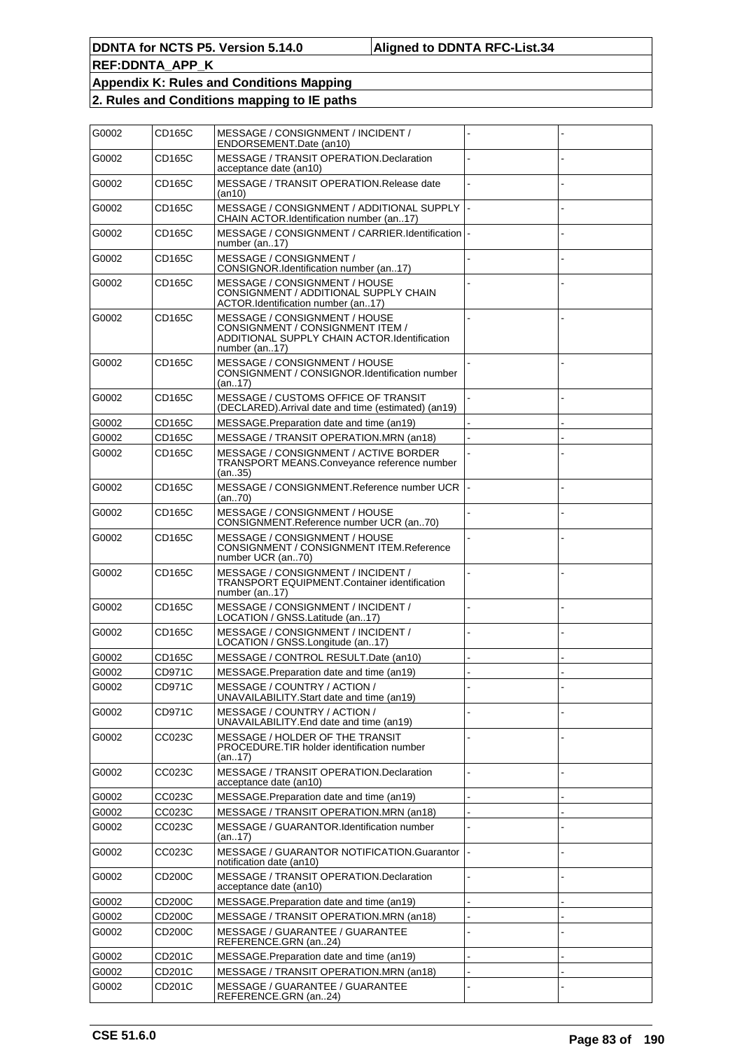| | | | | |
|---|---|---|---|---|
| G0002 | CD165C | MESSAGE / CONSIGNMENT / INCIDENT / ENDORSEMENT.Date (an10) | - | - |
| G0002 | CD165C | MESSAGE / TRANSIT OPERATION.Declaration acceptance date (an10) | - | - |
| G0002 | CD165C | MESSAGE / TRANSIT OPERATION.Release date (an10) | - | - |
| G0002 | CD165C | MESSAGE / CONSIGNMENT / ADDITIONAL SUPPLY CHAIN ACTOR.Identification number (an..17) | - | - |
| G0002 | CD165C | MESSAGE / CONSIGNMENT / CARRIER.Identification number (an..17) | - | - |
| G0002 | CD165C | MESSAGE / CONSIGNMENT / CONSIGNOR.Identification number (an..17) | - | - |
| G0002 | CD165C | MESSAGE / CONSIGNMENT / HOUSE CONSIGNMENT / ADDITIONAL SUPPLY CHAIN ACTOR.Identification number (an..17) | - | - |
| G0002 | CD165C | MESSAGE / CONSIGNMENT / HOUSE CONSIGNMENT / CONSIGNMENT ITEM / ADDITIONAL SUPPLY CHAIN ACTOR.Identification number (an..17) | - | - |
| G0002 | CD165C | MESSAGE / CONSIGNMENT / HOUSE CONSIGNMENT / CONSIGNOR.Identification number (an..17) | - | - |
| G0002 | CD165C | MESSAGE / CUSTOMS OFFICE OF TRANSIT (DECLARED).Arrival date and time (estimated) (an19) | - | - |
| G0002 | CD165C | MESSAGE.Preparation date and time (an19) | - | - |
| G0002 | CD165C | MESSAGE / TRANSIT OPERATION.MRN (an18) | - | - |
| G0002 | CD165C | MESSAGE / CONSIGNMENT / ACTIVE BORDER TRANSPORT MEANS.Conveyance reference number (an..35) | - | - |
| G0002 | CD165C | MESSAGE / CONSIGNMENT.Reference number UCR (an..70) | - | - |
| G0002 | CD165C | MESSAGE / CONSIGNMENT / HOUSE CONSIGNMENT.Reference number UCR (an..70) | - | - |
| G0002 | CD165C | MESSAGE / CONSIGNMENT / HOUSE CONSIGNMENT / CONSIGNMENT ITEM.Reference number UCR (an..70) | - | - |
| G0002 | CD165C | MESSAGE / CONSIGNMENT / INCIDENT / TRANSPORT EQUIPMENT.Container identification number (an..17) | - | - |
| G0002 | CD165C | MESSAGE / CONSIGNMENT / INCIDENT / LOCATION / GNSS.Latitude (an..17) | - | - |
| G0002 | CD165C | MESSAGE / CONSIGNMENT / INCIDENT / LOCATION / GNSS.Longitude (an..17) | - | - |
| G0002 | CD165C | MESSAGE / CONTROL RESULT.Date (an10) | - | - |
| G0002 | CD971C | MESSAGE.Preparation date and time (an19) | - | - |
| G0002 | CD971C | MESSAGE / COUNTRY / ACTION / UNAVAILABILITY.Start date and time (an19) | - | - |
| G0002 | CD971C | MESSAGE / COUNTRY / ACTION / UNAVAILABILITY.End date and time (an19) | - | - |
| G0002 | CC023C | MESSAGE / HOLDER OF THE TRANSIT PROCEDURE.TIR holder identification number (an..17) | - | - |
| G0002 | CC023C | MESSAGE / TRANSIT OPERATION.Declaration acceptance date (an10) | - | - |
| G0002 | CC023C | MESSAGE.Preparation date and time (an19) | - | - |
| G0002 | CC023C | MESSAGE / TRANSIT OPERATION.MRN (an18) | - | - |
| G0002 | CC023C | MESSAGE / GUARANTOR.Identification number (an..17) | - | - |
| G0002 | CC023C | MESSAGE / GUARANTOR NOTIFICATION.Guarantor notification date (an10) | - | - |
| G0002 | CD200C | MESSAGE / TRANSIT OPERATION.Declaration acceptance date (an10) | - | - |
| G0002 | CD200C | MESSAGE.Preparation date and time (an19) | - | - |
| G0002 | CD200C | MESSAGE / TRANSIT OPERATION.MRN (an18) | - | - |
| G0002 | CD200C | MESSAGE / GUARANTEE / GUARANTEE REFERENCE.GRN (an..24) | - | - |
| G0002 | CD201C | MESSAGE.Preparation date and time (an19) | - | - |
| G0002 | CD201C | MESSAGE / TRANSIT OPERATION.MRN (an18) | - | - |
| G0002 | CD201C | MESSAGE / GUARANTEE / GUARANTEE REFERENCE.GRN (an..24) | - | - |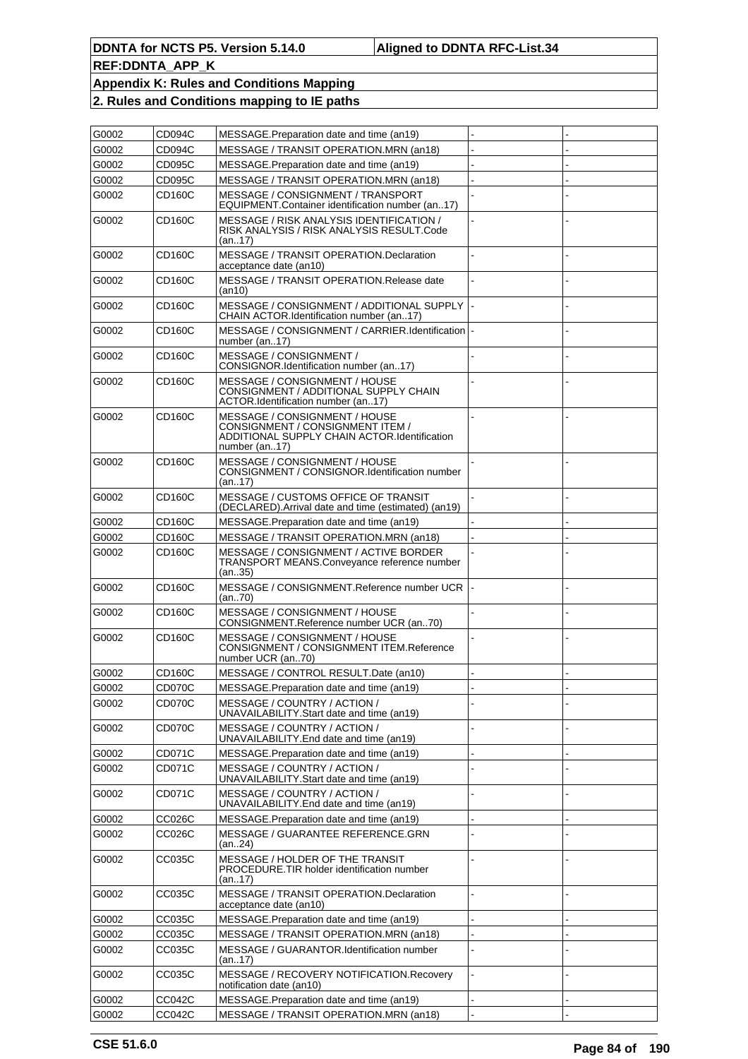| | | | | |
|---|---|---|---|---|
| G0002 | CD094C | MESSAGE.Preparation date and time (an19) | - | - |
| G0002 | CD094C | MESSAGE / TRANSIT OPERATION.MRN (an18) | - | - |
| G0002 | CD095C | MESSAGE.Preparation date and time (an19) | - | - |
| G0002 | CD095C | MESSAGE / TRANSIT OPERATION.MRN (an18) | - | - |
| G0002 | CD160C | MESSAGE / CONSIGNMENT / TRANSPORT EQUIPMENT.Container identification number (an..17) | - | - |
| G0002 | CD160C | MESSAGE / RISK ANALYSIS IDENTIFICATION / RISK ANALYSIS / RISK ANALYSIS RESULT.Code (an..17) | - | - |
| G0002 | CD160C | MESSAGE / TRANSIT OPERATION.Declaration acceptance date (an10) | - | - |
| G0002 | CD160C | MESSAGE / TRANSIT OPERATION.Release date (an10) | - | - |
| G0002 | CD160C | MESSAGE / CONSIGNMENT / ADDITIONAL SUPPLY CHAIN ACTOR.Identification number (an..17) | - | - |
| G0002 | CD160C | MESSAGE / CONSIGNMENT / CARRIER.Identification number (an..17) | - | - |
| G0002 | CD160C | MESSAGE / CONSIGNMENT / CONSIGNOR.Identification number (an..17) | - | - |
| G0002 | CD160C | MESSAGE / CONSIGNMENT / HOUSE CONSIGNMENT / ADDITIONAL SUPPLY CHAIN ACTOR.Identification number (an..17) | - | - |
| G0002 | CD160C | MESSAGE / CONSIGNMENT / HOUSE CONSIGNMENT / CONSIGNMENT ITEM / ADDITIONAL SUPPLY CHAIN ACTOR.Identification number (an..17) | - | - |
| G0002 | CD160C | MESSAGE / CONSIGNMENT / HOUSE CONSIGNMENT / CONSIGNOR.Identification number (an..17) | - | - |
| G0002 | CD160C | MESSAGE / CUSTOMS OFFICE OF TRANSIT (DECLARED).Arrival date and time (estimated) (an19) | - | - |
| G0002 | CD160C | MESSAGE.Preparation date and time (an19) | - | - |
| G0002 | CD160C | MESSAGE / TRANSIT OPERATION.MRN (an18) | - | - |
| G0002 | CD160C | MESSAGE / CONSIGNMENT / ACTIVE BORDER TRANSPORT MEANS.Conveyance reference number (an..35) | - | - |
| G0002 | CD160C | MESSAGE / CONSIGNMENT.Reference number UCR (an..70) | - | - |
| G0002 | CD160C | MESSAGE / CONSIGNMENT / HOUSE CONSIGNMENT.Reference number UCR (an..70) | - | - |
| G0002 | CD160C | MESSAGE / CONSIGNMENT / HOUSE CONSIGNMENT / CONSIGNMENT ITEM.Reference number UCR (an..70) | - | - |
| G0002 | CD160C | MESSAGE / CONTROL RESULT.Date (an10) | - | - |
| G0002 | CD070C | MESSAGE.Preparation date and time (an19) | - | - |
| G0002 | CD070C | MESSAGE / COUNTRY / ACTION / UNAVAILABILITY.Start date and time (an19) | - | - |
| G0002 | CD070C | MESSAGE / COUNTRY / ACTION / UNAVAILABILITY.End date and time (an19) | - | - |
| G0002 | CD071C | MESSAGE.Preparation date and time (an19) | - | - |
| G0002 | CD071C | MESSAGE / COUNTRY / ACTION / UNAVAILABILITY.Start date and time (an19) | - | - |
| G0002 | CD071C | MESSAGE / COUNTRY / ACTION / UNAVAILABILITY.End date and time (an19) | - | - |
| G0002 | CC026C | MESSAGE.Preparation date and time (an19) | - | - |
| G0002 | CC026C | MESSAGE / GUARANTEE REFERENCE.GRN (an..24) | - | - |
| G0002 | CC035C | MESSAGE / HOLDER OF THE TRANSIT PROCEDURE.TIR holder identification number (an..17) | - | - |
| G0002 | CC035C | MESSAGE / TRANSIT OPERATION.Declaration acceptance date (an10) | - | - |
| G0002 | CC035C | MESSAGE.Preparation date and time (an19) | - | - |
| G0002 | CC035C | MESSAGE / TRANSIT OPERATION.MRN (an18) | - | - |
| G0002 | CC035C | MESSAGE / GUARANTOR.Identification number (an..17) | - | - |
| G0002 | CC035C | MESSAGE / RECOVERY NOTIFICATION.Recovery notification date (an10) | - | - |
| G0002 | CC042C | MESSAGE.Preparation date and time (an19) | - | - |
| G0002 | CC042C | MESSAGE / TRANSIT OPERATION.MRN (an18) | - | - |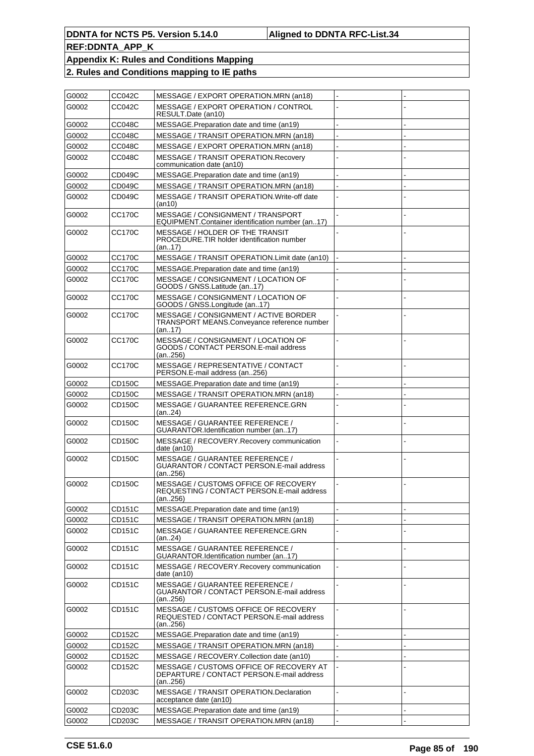| | | | | |
|---|---|---|---|---|
| G0002 | CC042C | MESSAGE / EXPORT OPERATION.MRN (an18) | - | - |
| G0002 | CC042C | MESSAGE / EXPORT OPERATION / CONTROL RESULT.Date (an10) | - | - |
| G0002 | CC048C | MESSAGE.Preparation date and time (an19) | - | - |
| G0002 | CC048C | MESSAGE / TRANSIT OPERATION.MRN (an18) | - | - |
| G0002 | CC048C | MESSAGE / EXPORT OPERATION.MRN (an18) | - | - |
| G0002 | CC048C | MESSAGE / TRANSIT OPERATION.Recovery communication date (an10) | - | - |
| G0002 | CD049C | MESSAGE.Preparation date and time (an19) | - | - |
| G0002 | CD049C | MESSAGE / TRANSIT OPERATION.MRN (an18) | - | - |
| G0002 | CD049C | MESSAGE / TRANSIT OPERATION.Write-off date (an10) | - | - |
| G0002 | CC170C | MESSAGE / CONSIGNMENT / TRANSPORT EQUIPMENT.Container identification number (an..17) | - | - |
| G0002 | CC170C | MESSAGE / HOLDER OF THE TRANSIT PROCEDURE.TIR holder identification number (an..17) | - | - |
| G0002 | CC170C | MESSAGE / TRANSIT OPERATION.Limit date (an10) | - | - |
| G0002 | CC170C | MESSAGE.Preparation date and time (an19) | - | - |
| G0002 | CC170C | MESSAGE / CONSIGNMENT / LOCATION OF GOODS / GNSS.Latitude (an..17) | - | - |
| G0002 | CC170C | MESSAGE / CONSIGNMENT / LOCATION OF GOODS / GNSS.Longitude (an..17) | - | - |
| G0002 | CC170C | MESSAGE / CONSIGNMENT / ACTIVE BORDER TRANSPORT MEANS.Conveyance reference number (an..17) | - | - |
| G0002 | CC170C | MESSAGE / CONSIGNMENT / LOCATION OF GOODS / CONTACT PERSON.E-mail address (an..256) | - | - |
| G0002 | CC170C | MESSAGE / REPRESENTATIVE / CONTACT PERSON.E-mail address (an..256) | - | - |
| G0002 | CD150C | MESSAGE.Preparation date and time (an19) | - | - |
| G0002 | CD150C | MESSAGE / TRANSIT OPERATION.MRN (an18) | - | - |
| G0002 | CD150C | MESSAGE / GUARANTEE REFERENCE.GRN (an..24) | - | - |
| G0002 | CD150C | MESSAGE / GUARANTEE REFERENCE / GUARANTOR.Identification number (an..17) | - | - |
| G0002 | CD150C | MESSAGE / RECOVERY.Recovery communication date (an10) | - | - |
| G0002 | CD150C | MESSAGE / GUARANTEE REFERENCE / GUARANTOR / CONTACT PERSON.E-mail address (an..256) | - | - |
| G0002 | CD150C | MESSAGE / CUSTOMS OFFICE OF RECOVERY REQUESTING / CONTACT PERSON.E-mail address (an..256) | - | - |
| G0002 | CD151C | MESSAGE.Preparation date and time (an19) | - | - |
| G0002 | CD151C | MESSAGE / TRANSIT OPERATION.MRN (an18) | - | - |
| G0002 | CD151C | MESSAGE / GUARANTEE REFERENCE.GRN (an..24) | - | - |
| G0002 | CD151C | MESSAGE / GUARANTEE REFERENCE / GUARANTOR.Identification number (an..17) | - | - |
| G0002 | CD151C | MESSAGE / RECOVERY.Recovery communication date (an10) | - | - |
| G0002 | CD151C | MESSAGE / GUARANTEE REFERENCE / GUARANTOR / CONTACT PERSON.E-mail address (an..256) | - | - |
| G0002 | CD151C | MESSAGE / CUSTOMS OFFICE OF RECOVERY REQUESTED / CONTACT PERSON.E-mail address (an..256) | - | - |
| G0002 | CD152C | MESSAGE.Preparation date and time (an19) | - | - |
| G0002 | CD152C | MESSAGE / TRANSIT OPERATION.MRN (an18) | - | - |
| G0002 | CD152C | MESSAGE / RECOVERY.Collection date (an10) | - | - |
| G0002 | CD152C | MESSAGE / CUSTOMS OFFICE OF RECOVERY AT DEPARTURE / CONTACT PERSON.E-mail address (an..256) | - | - |
| G0002 | CD203C | MESSAGE / TRANSIT OPERATION.Declaration acceptance date (an10) | - | - |
| G0002 | CD203C | MESSAGE.Preparation date and time (an19) | - | - |
| G0002 | CD203C | MESSAGE / TRANSIT OPERATION.MRN (an18) | - | - |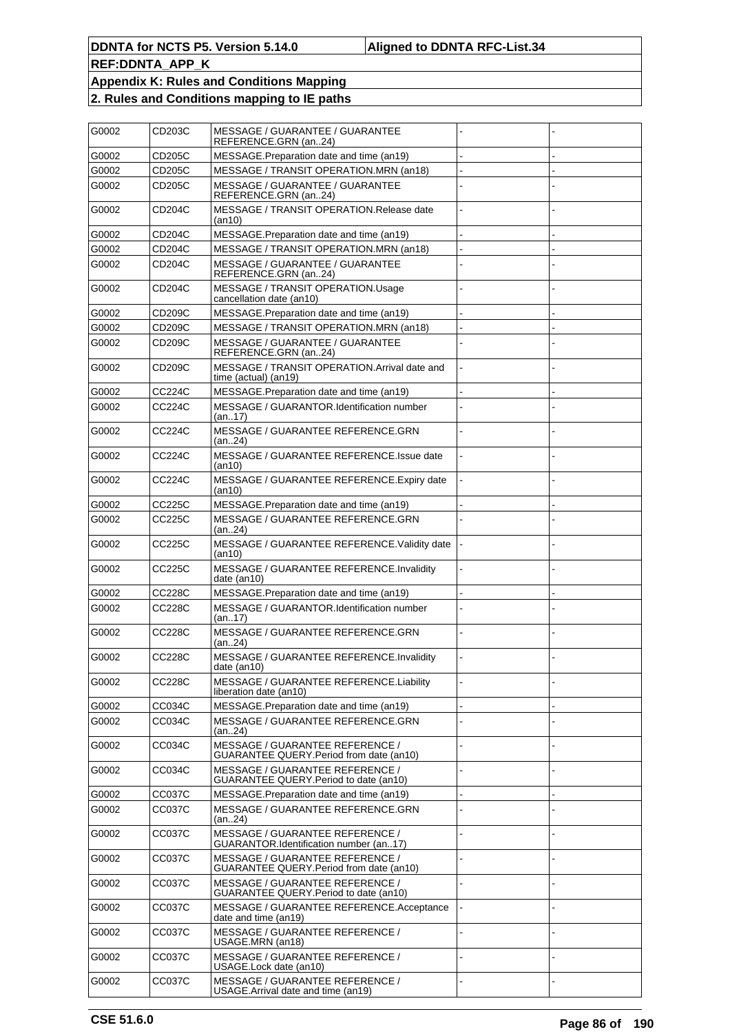| | | | | |
|---|---|---|---|---|
| G0002 | CD203C | MESSAGE / GUARANTEE / GUARANTEE REFERENCE.GRN (an..24) | - | - |
| G0002 | CD205C | MESSAGE.Preparation date and time (an19) | - | - |
| G0002 | CD205C | MESSAGE / TRANSIT OPERATION.MRN (an18) | - | - |
| G0002 | CD205C | MESSAGE / GUARANTEE / GUARANTEE REFERENCE.GRN (an..24) | - | - |
| G0002 | CD204C | MESSAGE / TRANSIT OPERATION.Release date (an10) | - | - |
| G0002 | CD204C | MESSAGE.Preparation date and time (an19) | - | - |
| G0002 | CD204C | MESSAGE / TRANSIT OPERATION.MRN (an18) | - | - |
| G0002 | CD204C | MESSAGE / GUARANTEE / GUARANTEE REFERENCE.GRN (an..24) | - | - |
| G0002 | CD204C | MESSAGE / TRANSIT OPERATION.Usage cancellation date (an10) | - | - |
| G0002 | CD209C | MESSAGE.Preparation date and time (an19) | - | - |
| G0002 | CD209C | MESSAGE / TRANSIT OPERATION.MRN (an18) | - | - |
| G0002 | CD209C | MESSAGE / GUARANTEE / GUARANTEE REFERENCE.GRN (an..24) | - | - |
| G0002 | CD209C | MESSAGE / TRANSIT OPERATION.Arrival date and time (actual) (an19) | - | - |
| G0002 | CC224C | MESSAGE.Preparation date and time (an19) | - | - |
| G0002 | CC224C | MESSAGE / GUARANTOR.Identification number (an..17) | - | - |
| G0002 | CC224C | MESSAGE / GUARANTEE REFERENCE.GRN (an..24) | - | - |
| G0002 | CC224C | MESSAGE / GUARANTEE REFERENCE.Issue date (an10) | - | - |
| G0002 | CC224C | MESSAGE / GUARANTEE REFERENCE.Expiry date (an10) | - | - |
| G0002 | CC225C | MESSAGE.Preparation date and time (an19) | - | - |
| G0002 | CC225C | MESSAGE / GUARANTEE REFERENCE.GRN (an..24) | - | - |
| G0002 | CC225C | MESSAGE / GUARANTEE REFERENCE.Validity date (an10) | - | - |
| G0002 | CC225C | MESSAGE / GUARANTEE REFERENCE.Invalidity date (an10) | - | - |
| G0002 | CC228C | MESSAGE.Preparation date and time (an19) | - | - |
| G0002 | CC228C | MESSAGE / GUARANTOR.Identification number (an..17) | - | - |
| G0002 | CC228C | MESSAGE / GUARANTEE REFERENCE.GRN (an..24) | - | - |
| G0002 | CC228C | MESSAGE / GUARANTEE REFERENCE.Invalidity date (an10) | - | - |
| G0002 | CC228C | MESSAGE / GUARANTEE REFERENCE.Liability liberation date (an10) | - | - |
| G0002 | CC034C | MESSAGE.Preparation date and time (an19) | - | - |
| G0002 | CC034C | MESSAGE / GUARANTEE REFERENCE.GRN (an..24) | - | - |
| G0002 | CC034C | MESSAGE / GUARANTEE REFERENCE / GUARANTEE QUERY.Period from date (an10) | - | - |
| G0002 | CC034C | MESSAGE / GUARANTEE REFERENCE / GUARANTEE QUERY.Period to date (an10) | - | - |
| G0002 | CC037C | MESSAGE.Preparation date and time (an19) | - | - |
| G0002 | CC037C | MESSAGE / GUARANTEE REFERENCE.GRN (an..24) | - | - |
| G0002 | CC037C | MESSAGE / GUARANTEE REFERENCE / GUARANTOR.Identification number (an..17) | - | - |
| G0002 | CC037C | MESSAGE / GUARANTEE REFERENCE / GUARANTEE QUERY.Period from date (an10) | - | - |
| G0002 | CC037C | MESSAGE / GUARANTEE REFERENCE / GUARANTEE QUERY.Period to date (an10) | - | - |
| G0002 | CC037C | MESSAGE / GUARANTEE REFERENCE.Acceptance date and time (an19) | - | - |
| G0002 | CC037C | MESSAGE / GUARANTEE REFERENCE / USAGE.MRN (an18) | - | - |
| G0002 | CC037C | MESSAGE / GUARANTEE REFERENCE / USAGE.Lock date (an10) | - | - |
| G0002 | CC037C | MESSAGE / GUARANTEE REFERENCE / USAGE.Arrival date and time (an19) | - | - |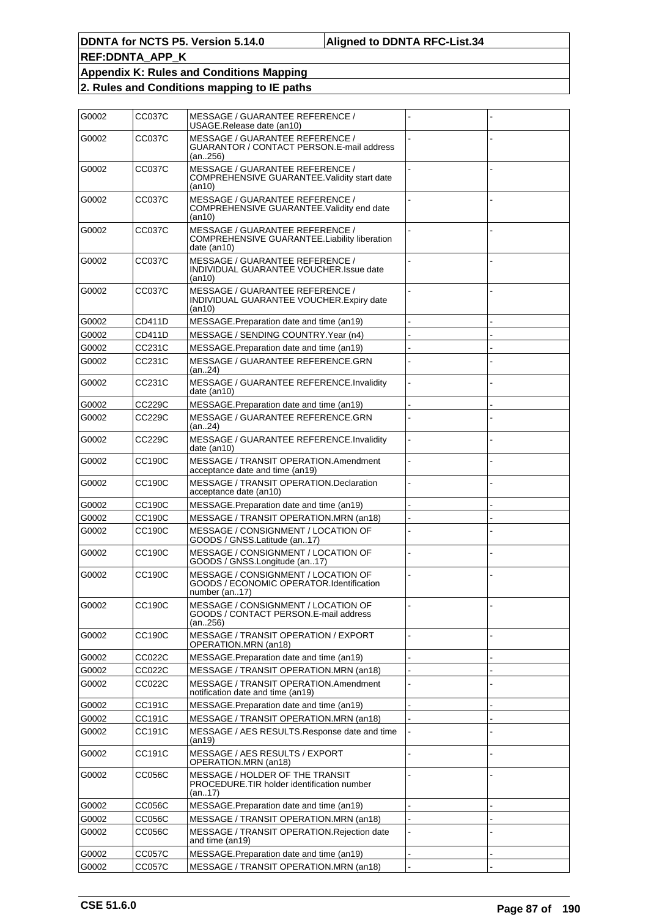| | | | | |
|---|---|---|---|---|
| G0002 | CC037C | MESSAGE / GUARANTEE REFERENCE / USAGE.Release date (an10) | - | - |
| G0002 | CC037C | MESSAGE / GUARANTEE REFERENCE / GUARANTOR / CONTACT PERSON.E-mail address (an..256) | - | - |
| G0002 | CC037C | MESSAGE / GUARANTEE REFERENCE / COMPREHENSIVE GUARANTEE.Validity start date (an10) | - | - |
| G0002 | CC037C | MESSAGE / GUARANTEE REFERENCE / COMPREHENSIVE GUARANTEE.Validity end date (an10) | - | - |
| G0002 | CC037C | MESSAGE / GUARANTEE REFERENCE / COMPREHENSIVE GUARANTEE.Liability liberation date (an10) | - | - |
| G0002 | CC037C | MESSAGE / GUARANTEE REFERENCE / INDIVIDUAL GUARANTEE VOUCHER.Issue date (an10) | - | - |
| G0002 | CC037C | MESSAGE / GUARANTEE REFERENCE / INDIVIDUAL GUARANTEE VOUCHER.Expiry date (an10) | - | - |
| G0002 | CD411D | MESSAGE.Preparation date and time (an19) | - | - |
| G0002 | CD411D | MESSAGE / SENDING COUNTRY.Year (n4) | - | - |
| G0002 | CC231C | MESSAGE.Preparation date and time (an19) | - | - |
| G0002 | CC231C | MESSAGE / GUARANTEE REFERENCE.GRN (an..24) | - | - |
| G0002 | CC231C | MESSAGE / GUARANTEE REFERENCE.Invalidity date (an10) | - | - |
| G0002 | CC229C | MESSAGE.Preparation date and time (an19) | - | - |
| G0002 | CC229C | MESSAGE / GUARANTEE REFERENCE.GRN (an..24) | - | - |
| G0002 | CC229C | MESSAGE / GUARANTEE REFERENCE.Invalidity date (an10) | - | - |
| G0002 | CC190C | MESSAGE / TRANSIT OPERATION.Amendment acceptance date and time (an19) | - | - |
| G0002 | CC190C | MESSAGE / TRANSIT OPERATION.Declaration acceptance date (an10) | - | - |
| G0002 | CC190C | MESSAGE.Preparation date and time (an19) | - | - |
| G0002 | CC190C | MESSAGE / TRANSIT OPERATION.MRN (an18) | - | - |
| G0002 | CC190C | MESSAGE / CONSIGNMENT / LOCATION OF GOODS / GNSS.Latitude (an..17) | - | - |
| G0002 | CC190C | MESSAGE / CONSIGNMENT / LOCATION OF GOODS / GNSS.Longitude (an..17) | - | - |
| G0002 | CC190C | MESSAGE / CONSIGNMENT / LOCATION OF GOODS / ECONOMIC OPERATOR.Identification number (an..17) | - | - |
| G0002 | CC190C | MESSAGE / CONSIGNMENT / LOCATION OF GOODS / CONTACT PERSON.E-mail address (an..256) | - | - |
| G0002 | CC190C | MESSAGE / TRANSIT OPERATION / EXPORT OPERATION.MRN (an18) | - | - |
| G0002 | CC022C | MESSAGE.Preparation date and time (an19) | - | - |
| G0002 | CC022C | MESSAGE / TRANSIT OPERATION.MRN (an18) | - | - |
| G0002 | CC022C | MESSAGE / TRANSIT OPERATION.Amendment notification date and time (an19) | - | - |
| G0002 | CC191C | MESSAGE.Preparation date and time (an19) | - | - |
| G0002 | CC191C | MESSAGE / TRANSIT OPERATION.MRN (an18) | - | - |
| G0002 | CC191C | MESSAGE / AES RESULTS.Response date and time (an19) | - | - |
| G0002 | CC191C | MESSAGE / AES RESULTS / EXPORT OPERATION.MRN (an18) | - | - |
| G0002 | CC056C | MESSAGE / HOLDER OF THE TRANSIT PROCEDURE.TIR holder identification number (an..17) | - | - |
| G0002 | CC056C | MESSAGE.Preparation date and time (an19) | - | - |
| G0002 | CC056C | MESSAGE / TRANSIT OPERATION.MRN (an18) | - | - |
| G0002 | CC056C | MESSAGE / TRANSIT OPERATION.Rejection date and time (an19) | - | - |
| G0002 | CC057C | MESSAGE.Preparation date and time (an19) | - | - |
| G0002 | CC057C | MESSAGE / TRANSIT OPERATION.MRN (an18) | - | - |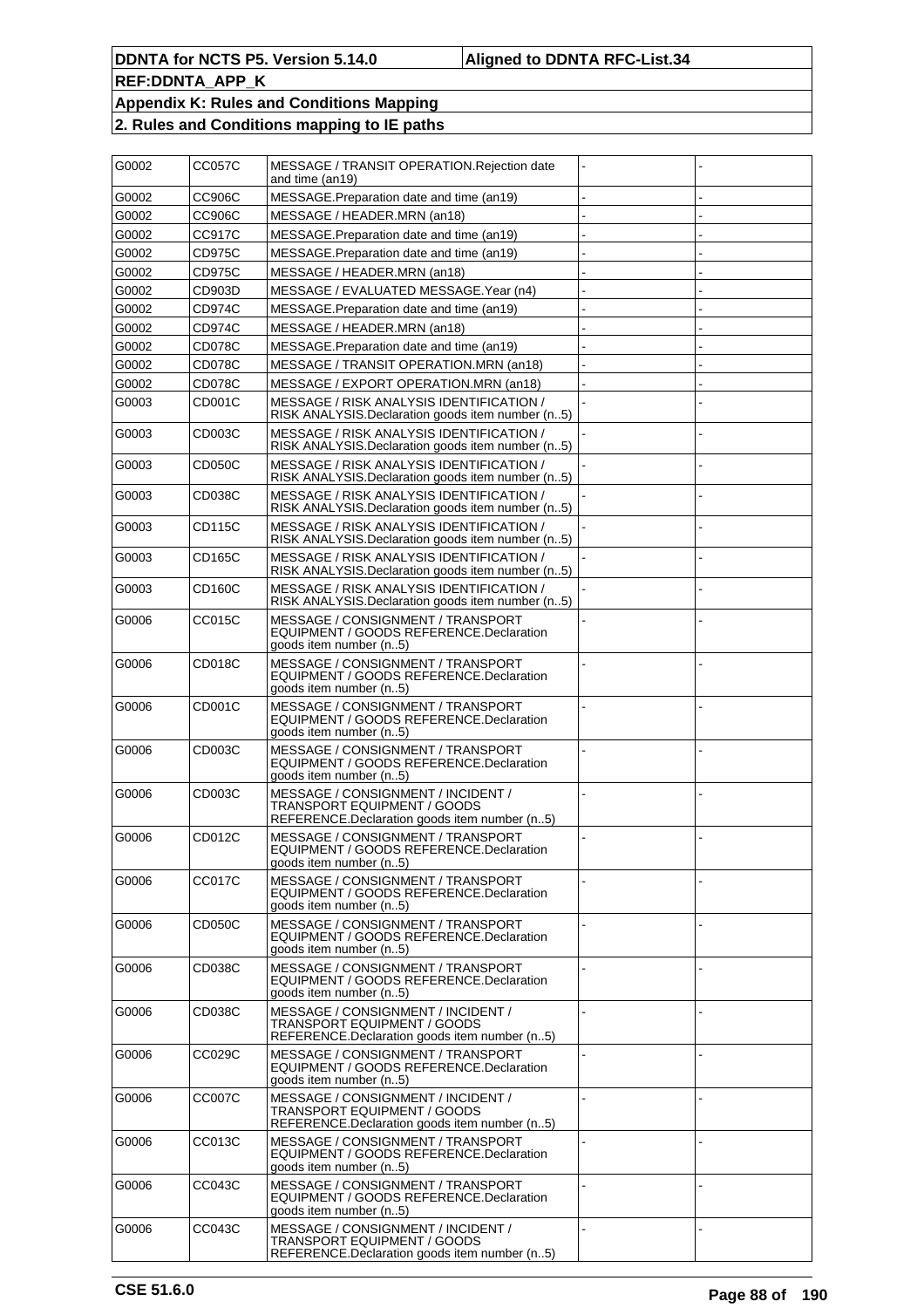| | | | | |
|---|---|---|---|---|
| G0002 | CC057C | MESSAGE / TRANSIT OPERATION.Rejection date and time (an19) | - | - |
| G0002 | CC906C | MESSAGE.Preparation date and time (an19) | - | - |
| G0002 | CC906C | MESSAGE / HEADER.MRN (an18) | - | - |
| G0002 | CC917C | MESSAGE.Preparation date and time (an19) | - | - |
| G0002 | CD975C | MESSAGE.Preparation date and time (an19) | - | - |
| G0002 | CD975C | MESSAGE / HEADER.MRN (an18) | - | - |
| G0002 | CD903D | MESSAGE / EVALUATED MESSAGE.Year (n4) | - | - |
| G0002 | CD974C | MESSAGE.Preparation date and time (an19) | - | - |
| G0002 | CD974C | MESSAGE / HEADER.MRN (an18) | - | - |
| G0002 | CD078C | MESSAGE.Preparation date and time (an19) | - | - |
| G0002 | CD078C | MESSAGE / TRANSIT OPERATION.MRN (an18) | - | - |
| G0002 | CD078C | MESSAGE / EXPORT OPERATION.MRN (an18) | - | - |
| G0003 | CD001C | MESSAGE / RISK ANALYSIS IDENTIFICATION / RISK ANALYSIS.Declaration goods item number (n..5) | - | - |
| G0003 | CD003C | MESSAGE / RISK ANALYSIS IDENTIFICATION / RISK ANALYSIS.Declaration goods item number (n..5) | - | - |
| G0003 | CD050C | MESSAGE / RISK ANALYSIS IDENTIFICATION / RISK ANALYSIS.Declaration goods item number (n..5) | - | - |
| G0003 | CD038C | MESSAGE / RISK ANALYSIS IDENTIFICATION / RISK ANALYSIS.Declaration goods item number (n..5) | - | - |
| G0003 | CD115C | MESSAGE / RISK ANALYSIS IDENTIFICATION / RISK ANALYSIS.Declaration goods item number (n..5) | - | - |
| G0003 | CD165C | MESSAGE / RISK ANALYSIS IDENTIFICATION / RISK ANALYSIS.Declaration goods item number (n..5) | - | - |
| G0003 | CD160C | MESSAGE / RISK ANALYSIS IDENTIFICATION / RISK ANALYSIS.Declaration goods item number (n..5) | - | - |
| G0006 | CC015C | MESSAGE / CONSIGNMENT / TRANSPORT EQUIPMENT / GOODS REFERENCE.Declaration goods item number (n..5) | - | - |
| G0006 | CD018C | MESSAGE / CONSIGNMENT / TRANSPORT EQUIPMENT / GOODS REFERENCE.Declaration goods item number (n..5) | - | - |
| G0006 | CD001C | MESSAGE / CONSIGNMENT / TRANSPORT EQUIPMENT / GOODS REFERENCE.Declaration goods item number (n..5) | - | - |
| G0006 | CD003C | MESSAGE / CONSIGNMENT / TRANSPORT EQUIPMENT / GOODS REFERENCE.Declaration goods item number (n..5) | - | - |
| G0006 | CD003C | MESSAGE / CONSIGNMENT / INCIDENT / TRANSPORT EQUIPMENT / GOODS REFERENCE.Declaration goods item number (n..5) | - | - |
| G0006 | CD012C | MESSAGE / CONSIGNMENT / TRANSPORT EQUIPMENT / GOODS REFERENCE.Declaration goods item number (n..5) | - | - |
| G0006 | CC017C | MESSAGE / CONSIGNMENT / TRANSPORT EQUIPMENT / GOODS REFERENCE.Declaration goods item number (n..5) | - | - |
| G0006 | CD050C | MESSAGE / CONSIGNMENT / TRANSPORT EQUIPMENT / GOODS REFERENCE.Declaration goods item number (n..5) | - | - |
| G0006 | CD038C | MESSAGE / CONSIGNMENT / TRANSPORT EQUIPMENT / GOODS REFERENCE.Declaration goods item number (n..5) | - | - |
| G0006 | CD038C | MESSAGE / CONSIGNMENT / INCIDENT / TRANSPORT EQUIPMENT / GOODS REFERENCE.Declaration goods item number (n..5) | - | - |
| G0006 | CC029C | MESSAGE / CONSIGNMENT / TRANSPORT EQUIPMENT / GOODS REFERENCE.Declaration goods item number (n..5) | - | - |
| G0006 | CC007C | MESSAGE / CONSIGNMENT / INCIDENT / TRANSPORT EQUIPMENT / GOODS REFERENCE.Declaration goods item number (n..5) | - | - |
| G0006 | CC013C | MESSAGE / CONSIGNMENT / TRANSPORT EQUIPMENT / GOODS REFERENCE.Declaration goods item number (n..5) | - | - |
| G0006 | CC043C | MESSAGE / CONSIGNMENT / TRANSPORT EQUIPMENT / GOODS REFERENCE.Declaration goods item number (n..5) | - | - |
| G0006 | CC043C | MESSAGE / CONSIGNMENT / INCIDENT / TRANSPORT EQUIPMENT / GOODS REFERENCE.Declaration goods item number (n..5) | - | - |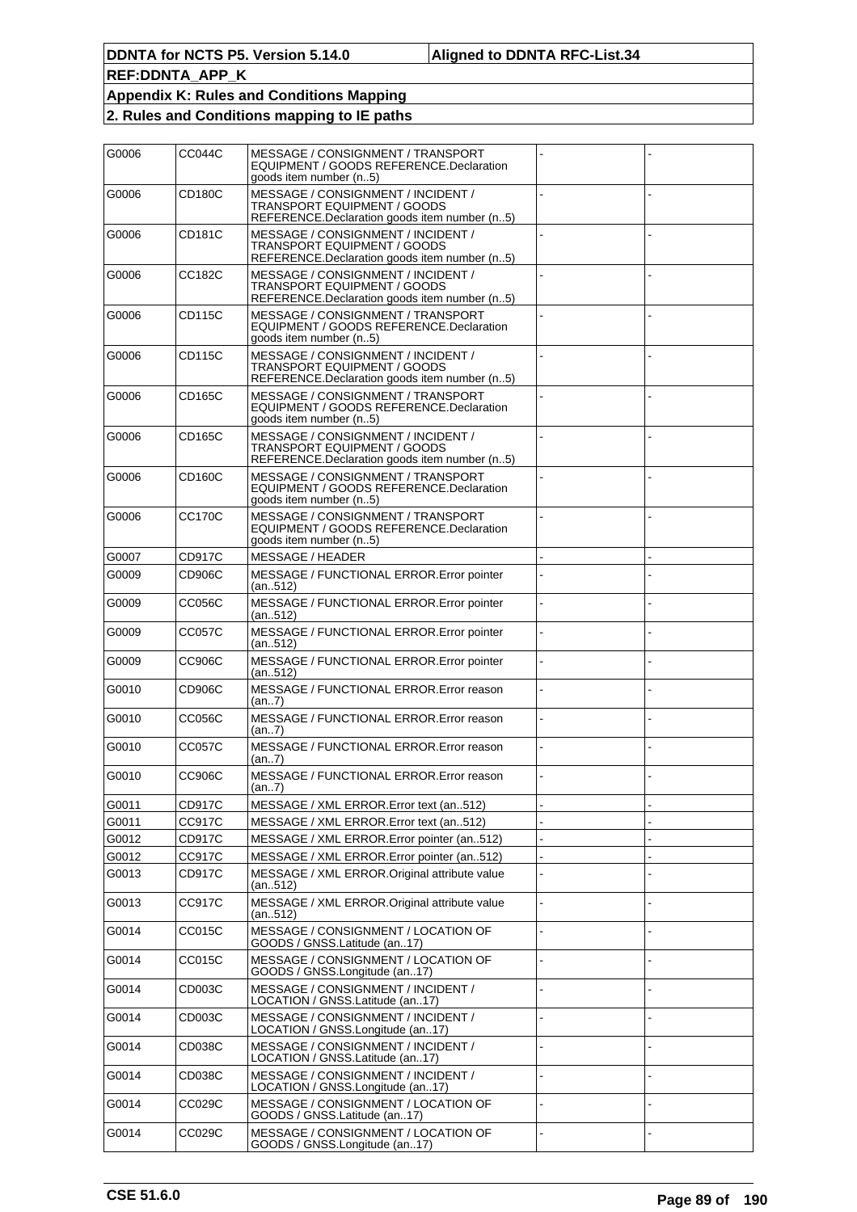| | | | | |
|---|---|---|---|---|
| G0006 | CC044C | MESSAGE / CONSIGNMENT / TRANSPORT EQUIPMENT / GOODS REFERENCE.Declaration goods item number (n..5) | - | - |
| G0006 | CD180C | MESSAGE / CONSIGNMENT / INCIDENT / TRANSPORT EQUIPMENT / GOODS REFERENCE.Declaration goods item number (n..5) | - | - |
| G0006 | CD181C | MESSAGE / CONSIGNMENT / INCIDENT / TRANSPORT EQUIPMENT / GOODS REFERENCE.Declaration goods item number (n..5) | - | - |
| G0006 | CC182C | MESSAGE / CONSIGNMENT / INCIDENT / TRANSPORT EQUIPMENT / GOODS REFERENCE.Declaration goods item number (n..5) | - | - |
| G0006 | CD115C | MESSAGE / CONSIGNMENT / TRANSPORT EQUIPMENT / GOODS REFERENCE.Declaration goods item number (n..5) | - | - |
| G0006 | CD115C | MESSAGE / CONSIGNMENT / INCIDENT / TRANSPORT EQUIPMENT / GOODS REFERENCE.Declaration goods item number (n..5) | - | - |
| G0006 | CD165C | MESSAGE / CONSIGNMENT / TRANSPORT EQUIPMENT / GOODS REFERENCE.Declaration goods item number (n..5) | - | - |
| G0006 | CD165C | MESSAGE / CONSIGNMENT / INCIDENT / TRANSPORT EQUIPMENT / GOODS REFERENCE.Declaration goods item number (n..5) | - | - |
| G0006 | CD160C | MESSAGE / CONSIGNMENT / TRANSPORT EQUIPMENT / GOODS REFERENCE.Declaration goods item number (n..5) | - | - |
| G0006 | CC170C | MESSAGE / CONSIGNMENT / TRANSPORT EQUIPMENT / GOODS REFERENCE.Declaration goods item number (n..5) | - | - |
| G0007 | CD917C | MESSAGE / HEADER | - | - |
| G0009 | CD906C | MESSAGE / FUNCTIONAL ERROR.Error pointer (an..512) | - | - |
| G0009 | CC056C | MESSAGE / FUNCTIONAL ERROR.Error pointer (an..512) | - | - |
| G0009 | CC057C | MESSAGE / FUNCTIONAL ERROR.Error pointer (an..512) | - | - |
| G0009 | CC906C | MESSAGE / FUNCTIONAL ERROR.Error pointer (an..512) | - | - |
| G0010 | CD906C | MESSAGE / FUNCTIONAL ERROR.Error reason (an..7) | - | - |
| G0010 | CC056C | MESSAGE / FUNCTIONAL ERROR.Error reason (an..7) | - | - |
| G0010 | CC057C | MESSAGE / FUNCTIONAL ERROR.Error reason (an..7) | - | - |
| G0010 | CC906C | MESSAGE / FUNCTIONAL ERROR.Error reason (an..7) | - | - |
| G0011 | CD917C | MESSAGE / XML ERROR.Error text (an..512) | - | - |
| G0011 | CC917C | MESSAGE / XML ERROR.Error text (an..512) | - | - |
| G0012 | CD917C | MESSAGE / XML ERROR.Error pointer (an..512) | - | - |
| G0012 | CC917C | MESSAGE / XML ERROR.Error pointer (an..512) | - | - |
| G0013 | CD917C | MESSAGE / XML ERROR.Original attribute value (an..512) | - | - |
| G0013 | CC917C | MESSAGE / XML ERROR.Original attribute value (an..512) | - | - |
| G0014 | CC015C | MESSAGE / CONSIGNMENT / LOCATION OF GOODS / GNSS.Latitude (an..17) | - | - |
| G0014 | CC015C | MESSAGE / CONSIGNMENT / LOCATION OF GOODS / GNSS.Longitude (an..17) | - | - |
| G0014 | CD003C | MESSAGE / CONSIGNMENT / INCIDENT / LOCATION / GNSS.Latitude (an..17) | - | - |
| G0014 | CD003C | MESSAGE / CONSIGNMENT / INCIDENT / LOCATION / GNSS.Longitude (an..17) | - | - |
| G0014 | CD038C | MESSAGE / CONSIGNMENT / INCIDENT / LOCATION / GNSS.Latitude (an..17) | - | - |
| G0014 | CD038C | MESSAGE / CONSIGNMENT / INCIDENT / LOCATION / GNSS.Longitude (an..17) | - | - |
| G0014 | CC029C | MESSAGE / CONSIGNMENT / LOCATION OF GOODS / GNSS.Latitude (an..17) | - | - |
| G0014 | CC029C | MESSAGE / CONSIGNMENT / LOCATION OF GOODS / GNSS.Longitude (an..17) | - | - |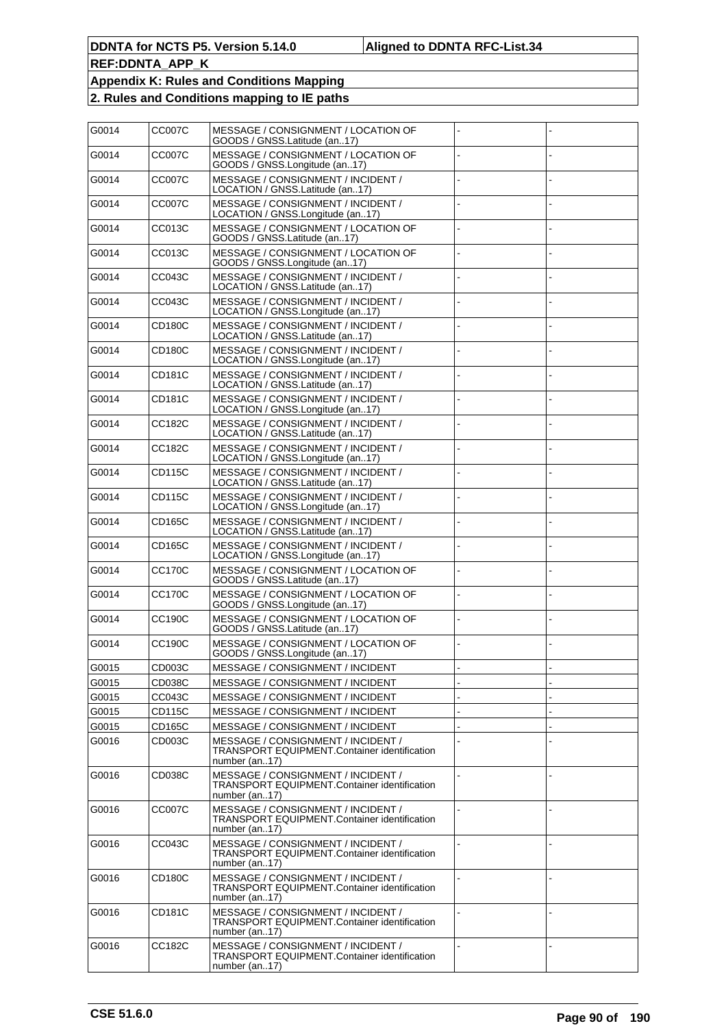| | | | | |
|---|---|---|---|---|
| G0014 | CC007C | MESSAGE / CONSIGNMENT / LOCATION OF GOODS / GNSS.Latitude (an..17) | - | - |
| G0014 | CC007C | MESSAGE / CONSIGNMENT / LOCATION OF GOODS / GNSS.Longitude (an..17) | - | - |
| G0014 | CC007C | MESSAGE / CONSIGNMENT / INCIDENT / LOCATION / GNSS.Latitude (an..17) | - | - |
| G0014 | CC007C | MESSAGE / CONSIGNMENT / INCIDENT / LOCATION / GNSS.Longitude (an..17) | - | - |
| G0014 | CC013C | MESSAGE / CONSIGNMENT / LOCATION OF GOODS / GNSS.Latitude (an..17) | - | - |
| G0014 | CC013C | MESSAGE / CONSIGNMENT / LOCATION OF GOODS / GNSS.Longitude (an..17) | - | - |
| G0014 | CC043C | MESSAGE / CONSIGNMENT / INCIDENT / LOCATION / GNSS.Latitude (an..17) | - | - |
| G0014 | CC043C | MESSAGE / CONSIGNMENT / INCIDENT / LOCATION / GNSS.Longitude (an..17) | - | - |
| G0014 | CD180C | MESSAGE / CONSIGNMENT / INCIDENT / LOCATION / GNSS.Latitude (an..17) | - | - |
| G0014 | CD180C | MESSAGE / CONSIGNMENT / INCIDENT / LOCATION / GNSS.Longitude (an..17) | - | - |
| G0014 | CD181C | MESSAGE / CONSIGNMENT / INCIDENT / LOCATION / GNSS.Latitude (an..17) | - | - |
| G0014 | CD181C | MESSAGE / CONSIGNMENT / INCIDENT / LOCATION / GNSS.Longitude (an..17) | - | - |
| G0014 | CC182C | MESSAGE / CONSIGNMENT / INCIDENT / LOCATION / GNSS.Latitude (an..17) | - | - |
| G0014 | CC182C | MESSAGE / CONSIGNMENT / INCIDENT / LOCATION / GNSS.Longitude (an..17) | - | - |
| G0014 | CD115C | MESSAGE / CONSIGNMENT / INCIDENT / LOCATION / GNSS.Latitude (an..17) | - | - |
| G0014 | CD115C | MESSAGE / CONSIGNMENT / INCIDENT / LOCATION / GNSS.Longitude (an..17) | - | - |
| G0014 | CD165C | MESSAGE / CONSIGNMENT / INCIDENT / LOCATION / GNSS.Latitude (an..17) | - | - |
| G0014 | CD165C | MESSAGE / CONSIGNMENT / INCIDENT / LOCATION / GNSS.Longitude (an..17) | - | - |
| G0014 | CC170C | MESSAGE / CONSIGNMENT / LOCATION OF GOODS / GNSS.Latitude (an..17) | - | - |
| G0014 | CC170C | MESSAGE / CONSIGNMENT / LOCATION OF GOODS / GNSS.Longitude (an..17) | - | - |
| G0014 | CC190C | MESSAGE / CONSIGNMENT / LOCATION OF GOODS / GNSS.Latitude (an..17) | - | - |
| G0014 | CC190C | MESSAGE / CONSIGNMENT / LOCATION OF GOODS / GNSS.Longitude (an..17) | - | - |
| G0015 | CD003C | MESSAGE / CONSIGNMENT / INCIDENT | - | - |
| G0015 | CD038C | MESSAGE / CONSIGNMENT / INCIDENT | - | - |
| G0015 | CC043C | MESSAGE / CONSIGNMENT / INCIDENT | - | - |
| G0015 | CD115C | MESSAGE / CONSIGNMENT / INCIDENT | - | - |
| G0015 | CD165C | MESSAGE / CONSIGNMENT / INCIDENT | - | - |
| G0016 | CD003C | MESSAGE / CONSIGNMENT / INCIDENT / TRANSPORT EQUIPMENT.Container identification number (an..17) | - | - |
| G0016 | CD038C | MESSAGE / CONSIGNMENT / INCIDENT / TRANSPORT EQUIPMENT.Container identification number (an..17) | - | - |
| G0016 | CC007C | MESSAGE / CONSIGNMENT / INCIDENT / TRANSPORT EQUIPMENT.Container identification number (an..17) | - | - |
| G0016 | CC043C | MESSAGE / CONSIGNMENT / INCIDENT / TRANSPORT EQUIPMENT.Container identification number (an..17) | - | - |
| G0016 | CD180C | MESSAGE / CONSIGNMENT / INCIDENT / TRANSPORT EQUIPMENT.Container identification number (an..17) | - | - |
| G0016 | CD181C | MESSAGE / CONSIGNMENT / INCIDENT / TRANSPORT EQUIPMENT.Container identification number (an..17) | - | - |
| G0016 | CC182C | MESSAGE / CONSIGNMENT / INCIDENT / TRANSPORT EQUIPMENT.Container identification number (an..17) | - | - |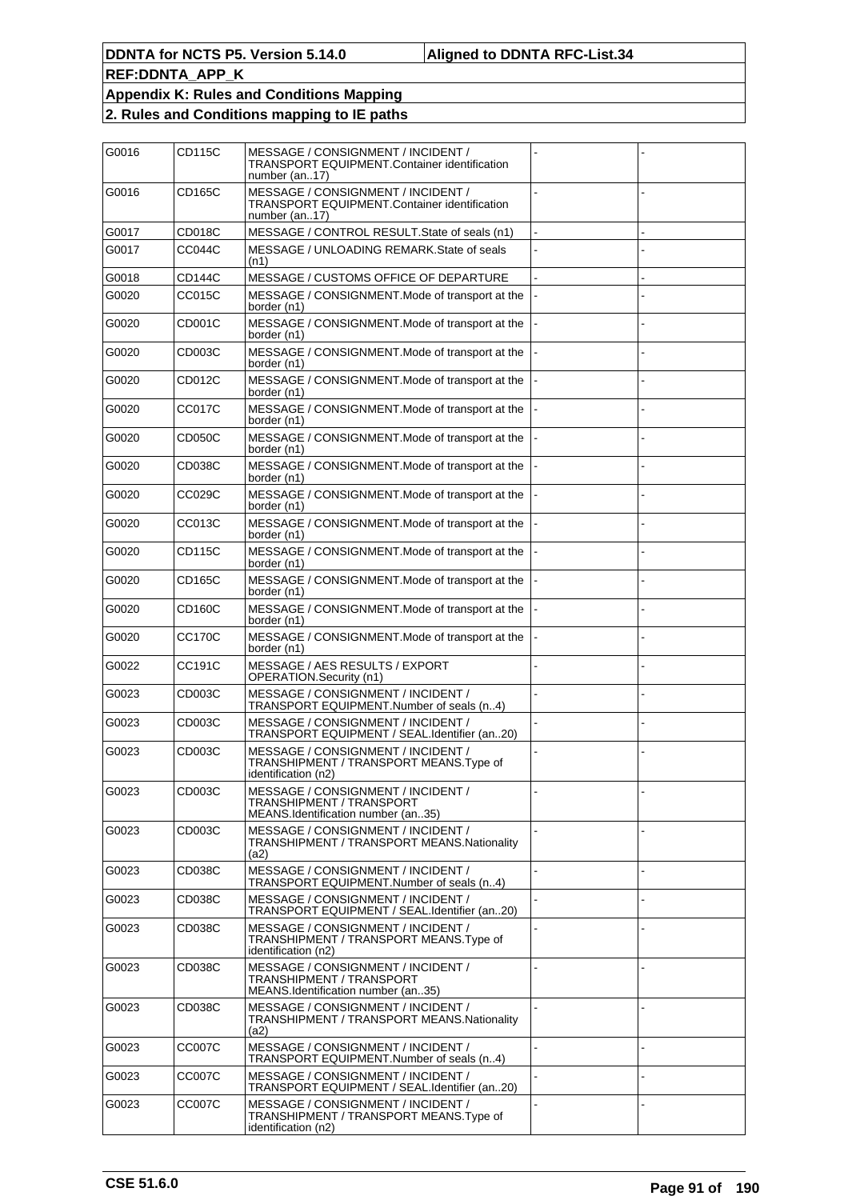| | | | | |
|---|---|---|---|---|
| G0016 | CD115C | MESSAGE / CONSIGNMENT / INCIDENT / TRANSPORT EQUIPMENT.Container identification number (an..17) | - | - |
| G0016 | CD165C | MESSAGE / CONSIGNMENT / INCIDENT / TRANSPORT EQUIPMENT.Container identification number (an..17) | - | - |
| G0017 | CD018C | MESSAGE / CONTROL RESULT.State of seals (n1) | - | - |
| G0017 | CC044C | MESSAGE / UNLOADING REMARK.State of seals (n1) | - | - |
| G0018 | CD144C | MESSAGE / CUSTOMS OFFICE OF DEPARTURE | - | - |
| G0020 | CC015C | MESSAGE / CONSIGNMENT.Mode of transport at the border (n1) | - | - |
| G0020 | CD001C | MESSAGE / CONSIGNMENT.Mode of transport at the border (n1) | - | - |
| G0020 | CD003C | MESSAGE / CONSIGNMENT.Mode of transport at the border (n1) | - | - |
| G0020 | CD012C | MESSAGE / CONSIGNMENT.Mode of transport at the border (n1) | - | - |
| G0020 | CC017C | MESSAGE / CONSIGNMENT.Mode of transport at the border (n1) | - | - |
| G0020 | CD050C | MESSAGE / CONSIGNMENT.Mode of transport at the border (n1) | - | - |
| G0020 | CD038C | MESSAGE / CONSIGNMENT.Mode of transport at the border (n1) | - | - |
| G0020 | CC029C | MESSAGE / CONSIGNMENT.Mode of transport at the border (n1) | - | - |
| G0020 | CC013C | MESSAGE / CONSIGNMENT.Mode of transport at the border (n1) | - | - |
| G0020 | CD115C | MESSAGE / CONSIGNMENT.Mode of transport at the border (n1) | - | - |
| G0020 | CD165C | MESSAGE / CONSIGNMENT.Mode of transport at the border (n1) | - | - |
| G0020 | CD160C | MESSAGE / CONSIGNMENT.Mode of transport at the border (n1) | - | - |
| G0020 | CC170C | MESSAGE / CONSIGNMENT.Mode of transport at the border (n1) | - | - |
| G0022 | CC191C | MESSAGE / AES RESULTS / EXPORT OPERATION.Security (n1) | - | - |
| G0023 | CD003C | MESSAGE / CONSIGNMENT / INCIDENT / TRANSPORT EQUIPMENT.Number of seals (n..4) | - | - |
| G0023 | CD003C | MESSAGE / CONSIGNMENT / INCIDENT / TRANSPORT EQUIPMENT / SEAL.Identifier (an..20) | - | - |
| G0023 | CD003C | MESSAGE / CONSIGNMENT / INCIDENT / TRANSHIPMENT / TRANSPORT MEANS.Type of identification (n2) | - | - |
| G0023 | CD003C | MESSAGE / CONSIGNMENT / INCIDENT / TRANSHIPMENT / TRANSPORT MEANS.Identification number (an..35) | - | - |
| G0023 | CD003C | MESSAGE / CONSIGNMENT / INCIDENT / TRANSHIPMENT / TRANSPORT MEANS.Nationality (a2) | - | - |
| G0023 | CD038C | MESSAGE / CONSIGNMENT / INCIDENT / TRANSPORT EQUIPMENT.Number of seals (n..4) | - | - |
| G0023 | CD038C | MESSAGE / CONSIGNMENT / INCIDENT / TRANSPORT EQUIPMENT / SEAL.Identifier (an..20) | - | - |
| G0023 | CD038C | MESSAGE / CONSIGNMENT / INCIDENT / TRANSHIPMENT / TRANSPORT MEANS.Type of identification (n2) | - | - |
| G0023 | CD038C | MESSAGE / CONSIGNMENT / INCIDENT / TRANSHIPMENT / TRANSPORT MEANS.Identification number (an..35) | - | - |
| G0023 | CD038C | MESSAGE / CONSIGNMENT / INCIDENT / TRANSHIPMENT / TRANSPORT MEANS.Nationality (a2) | - | - |
| G0023 | CC007C | MESSAGE / CONSIGNMENT / INCIDENT / TRANSPORT EQUIPMENT.Number of seals (n..4) | - | - |
| G0023 | CC007C | MESSAGE / CONSIGNMENT / INCIDENT / TRANSPORT EQUIPMENT / SEAL.Identifier (an..20) | - | - |
| G0023 | CC007C | MESSAGE / CONSIGNMENT / INCIDENT / TRANSHIPMENT / TRANSPORT MEANS.Type of identification (n2) | - | - |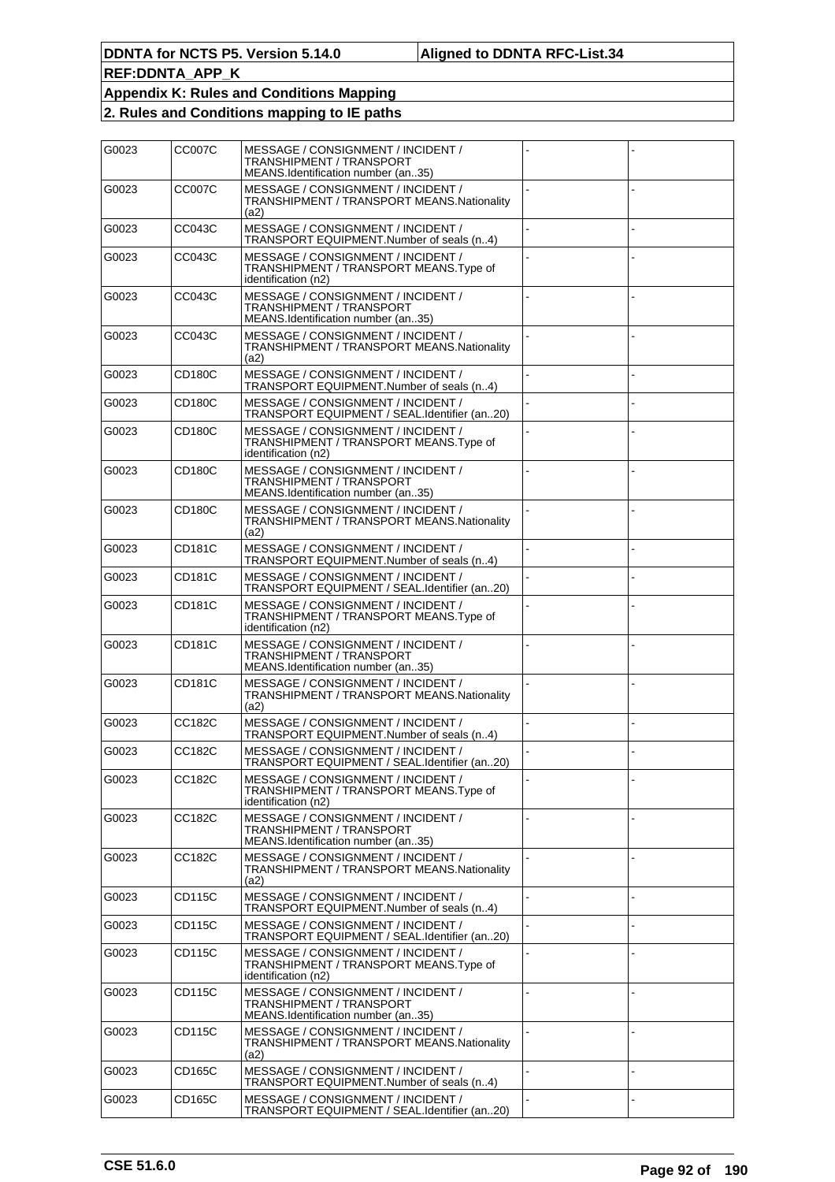| G0023 | CC007C | MESSAGE / CONSIGNMENT / INCIDENT / TRANSHIPMENT / TRANSPORT MEANS.Identification number (an..35) | - | - |
|---|---|---|---|---|
| G0023 | CC007C | MESSAGE / CONSIGNMENT / INCIDENT / TRANSHIPMENT / TRANSPORT MEANS.Nationality (a2) | - | - |
| G0023 | CC043C | MESSAGE / CONSIGNMENT / INCIDENT / TRANSPORT EQUIPMENT.Number of seals (n..4) | - | - |
| G0023 | CC043C | MESSAGE / CONSIGNMENT / INCIDENT / TRANSHIPMENT / TRANSPORT MEANS.Type of identification (n2) | - | - |
| G0023 | CC043C | MESSAGE / CONSIGNMENT / INCIDENT / TRANSHIPMENT / TRANSPORT MEANS.Identification number (an..35) | - | - |
| G0023 | CC043C | MESSAGE / CONSIGNMENT / INCIDENT / TRANSHIPMENT / TRANSPORT MEANS.Nationality (a2) | - | - |
| G0023 | CD180C | MESSAGE / CONSIGNMENT / INCIDENT / TRANSPORT EQUIPMENT.Number of seals (n..4) | - | - |
| G0023 | CD180C | MESSAGE / CONSIGNMENT / INCIDENT / TRANSPORT EQUIPMENT / SEAL.Identifier (an..20) | - | - |
| G0023 | CD180C | MESSAGE / CONSIGNMENT / INCIDENT / TRANSHIPMENT / TRANSPORT MEANS.Type of identification (n2) | - | - |
| G0023 | CD180C | MESSAGE / CONSIGNMENT / INCIDENT / TRANSHIPMENT / TRANSPORT MEANS.Identification number (an..35) | - | - |
| G0023 | CD180C | MESSAGE / CONSIGNMENT / INCIDENT / TRANSHIPMENT / TRANSPORT MEANS.Nationality (a2) | - | - |
| G0023 | CD181C | MESSAGE / CONSIGNMENT / INCIDENT / TRANSPORT EQUIPMENT.Number of seals (n..4) | - | - |
| G0023 | CD181C | MESSAGE / CONSIGNMENT / INCIDENT / TRANSPORT EQUIPMENT / SEAL.Identifier (an..20) | - | - |
| G0023 | CD181C | MESSAGE / CONSIGNMENT / INCIDENT / TRANSHIPMENT / TRANSPORT MEANS.Type of identification (n2) | - | - |
| G0023 | CD181C | MESSAGE / CONSIGNMENT / INCIDENT / TRANSHIPMENT / TRANSPORT MEANS.Identification number (an..35) | - | - |
| G0023 | CD181C | MESSAGE / CONSIGNMENT / INCIDENT / TRANSHIPMENT / TRANSPORT MEANS.Nationality (a2) | - | - |
| G0023 | CC182C | MESSAGE / CONSIGNMENT / INCIDENT / TRANSPORT EQUIPMENT.Number of seals (n..4) | - | - |
| G0023 | CC182C | MESSAGE / CONSIGNMENT / INCIDENT / TRANSPORT EQUIPMENT / SEAL.Identifier (an..20) | - | - |
| G0023 | CC182C | MESSAGE / CONSIGNMENT / INCIDENT / TRANSHIPMENT / TRANSPORT MEANS.Type of identification (n2) | - | - |
| G0023 | CC182C | MESSAGE / CONSIGNMENT / INCIDENT / TRANSHIPMENT / TRANSPORT MEANS.Identification number (an..35) | - | - |
| G0023 | CC182C | MESSAGE / CONSIGNMENT / INCIDENT / TRANSHIPMENT / TRANSPORT MEANS.Nationality (a2) | - | - |
| G0023 | CD115C | MESSAGE / CONSIGNMENT / INCIDENT / TRANSPORT EQUIPMENT.Number of seals (n..4) | - | - |
| G0023 | CD115C | MESSAGE / CONSIGNMENT / INCIDENT / TRANSPORT EQUIPMENT / SEAL.Identifier (an..20) | - | - |
| G0023 | CD115C | MESSAGE / CONSIGNMENT / INCIDENT / TRANSHIPMENT / TRANSPORT MEANS.Type of identification (n2) | - | - |
| G0023 | CD115C | MESSAGE / CONSIGNMENT / INCIDENT / TRANSHIPMENT / TRANSPORT MEANS.Identification number (an..35) | - | - |
| G0023 | CD115C | MESSAGE / CONSIGNMENT / INCIDENT / TRANSHIPMENT / TRANSPORT MEANS.Nationality (a2) | - | - |
| G0023 | CD165C | MESSAGE / CONSIGNMENT / INCIDENT / TRANSPORT EQUIPMENT.Number of seals (n..4) | - | - |
| G0023 | CD165C | MESSAGE / CONSIGNMENT / INCIDENT / TRANSPORT EQUIPMENT / SEAL.Identifier (an..20) | - | - |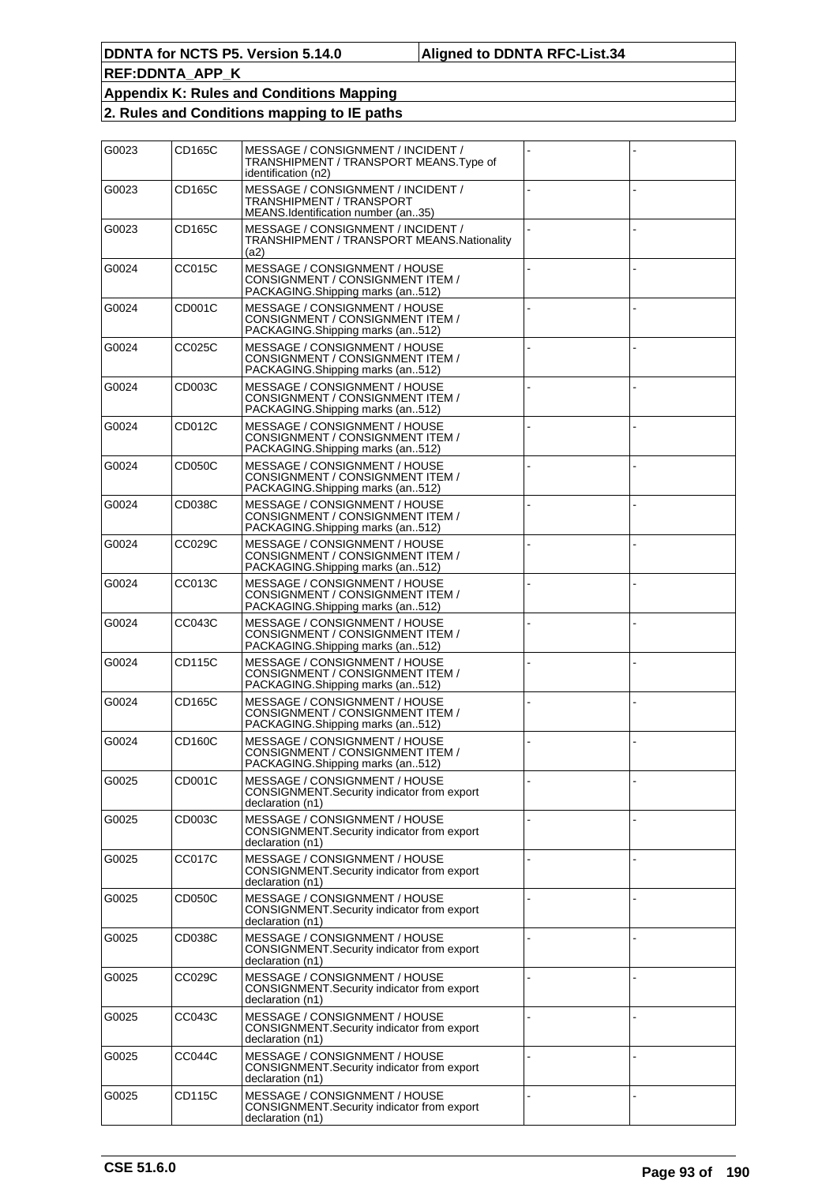| | | | | |
|---|---|---|---|---|
| G0023 | CD165C | MESSAGE / CONSIGNMENT / INCIDENT / TRANSHIPMENT / TRANSPORT MEANS.Type of identification (n2) | - | - |
| G0023 | CD165C | MESSAGE / CONSIGNMENT / INCIDENT / TRANSHIPMENT / TRANSPORT MEANS.Identification number (an..35) | - | - |
| G0023 | CD165C | MESSAGE / CONSIGNMENT / INCIDENT / TRANSHIPMENT / TRANSPORT MEANS.Nationality (a2) | - | - |
| G0024 | CC015C | MESSAGE / CONSIGNMENT / HOUSE CONSIGNMENT / CONSIGNMENT ITEM / PACKAGING.Shipping marks (an..512) | - | - |
| G0024 | CD001C | MESSAGE / CONSIGNMENT / HOUSE CONSIGNMENT / CONSIGNMENT ITEM / PACKAGING.Shipping marks (an..512) | - | - |
| G0024 | CC025C | MESSAGE / CONSIGNMENT / HOUSE CONSIGNMENT / CONSIGNMENT ITEM / PACKAGING.Shipping marks (an..512) | - | - |
| G0024 | CD003C | MESSAGE / CONSIGNMENT / HOUSE CONSIGNMENT / CONSIGNMENT ITEM / PACKAGING.Shipping marks (an..512) | - | - |
| G0024 | CD012C | MESSAGE / CONSIGNMENT / HOUSE CONSIGNMENT / CONSIGNMENT ITEM / PACKAGING.Shipping marks (an..512) | - | - |
| G0024 | CD050C | MESSAGE / CONSIGNMENT / HOUSE CONSIGNMENT / CONSIGNMENT ITEM / PACKAGING.Shipping marks (an..512) | - | - |
| G0024 | CD038C | MESSAGE / CONSIGNMENT / HOUSE CONSIGNMENT / CONSIGNMENT ITEM / PACKAGING.Shipping marks (an..512) | - | - |
| G0024 | CC029C | MESSAGE / CONSIGNMENT / HOUSE CONSIGNMENT / CONSIGNMENT ITEM / PACKAGING.Shipping marks (an..512) | - | - |
| G0024 | CC013C | MESSAGE / CONSIGNMENT / HOUSE CONSIGNMENT / CONSIGNMENT ITEM / PACKAGING.Shipping marks (an..512) | - | - |
| G0024 | CC043C | MESSAGE / CONSIGNMENT / HOUSE CONSIGNMENT / CONSIGNMENT ITEM / PACKAGING.Shipping marks (an..512) | - | - |
| G0024 | CD115C | MESSAGE / CONSIGNMENT / HOUSE CONSIGNMENT / CONSIGNMENT ITEM / PACKAGING.Shipping marks (an..512) | - | - |
| G0024 | CD165C | MESSAGE / CONSIGNMENT / HOUSE CONSIGNMENT / CONSIGNMENT ITEM / PACKAGING.Shipping marks (an..512) | - | - |
| G0024 | CD160C | MESSAGE / CONSIGNMENT / HOUSE CONSIGNMENT / CONSIGNMENT ITEM / PACKAGING.Shipping marks (an..512) | - | - |
| G0025 | CD001C | MESSAGE / CONSIGNMENT / HOUSE CONSIGNMENT.Security indicator from export declaration (n1) | - | - |
| G0025 | CD003C | MESSAGE / CONSIGNMENT / HOUSE CONSIGNMENT.Security indicator from export declaration (n1) | - | - |
| G0025 | CC017C | MESSAGE / CONSIGNMENT / HOUSE CONSIGNMENT.Security indicator from export declaration (n1) | - | - |
| G0025 | CD050C | MESSAGE / CONSIGNMENT / HOUSE CONSIGNMENT.Security indicator from export declaration (n1) | - | - |
| G0025 | CD038C | MESSAGE / CONSIGNMENT / HOUSE CONSIGNMENT.Security indicator from export declaration (n1) | - | - |
| G0025 | CC029C | MESSAGE / CONSIGNMENT / HOUSE CONSIGNMENT.Security indicator from export declaration (n1) | - | - |
| G0025 | CC043C | MESSAGE / CONSIGNMENT / HOUSE CONSIGNMENT.Security indicator from export declaration (n1) | - | - |
| G0025 | CC044C | MESSAGE / CONSIGNMENT / HOUSE CONSIGNMENT.Security indicator from export declaration (n1) | - | - |
| G0025 | CD115C | MESSAGE / CONSIGNMENT / HOUSE CONSIGNMENT.Security indicator from export declaration (n1) | - | - |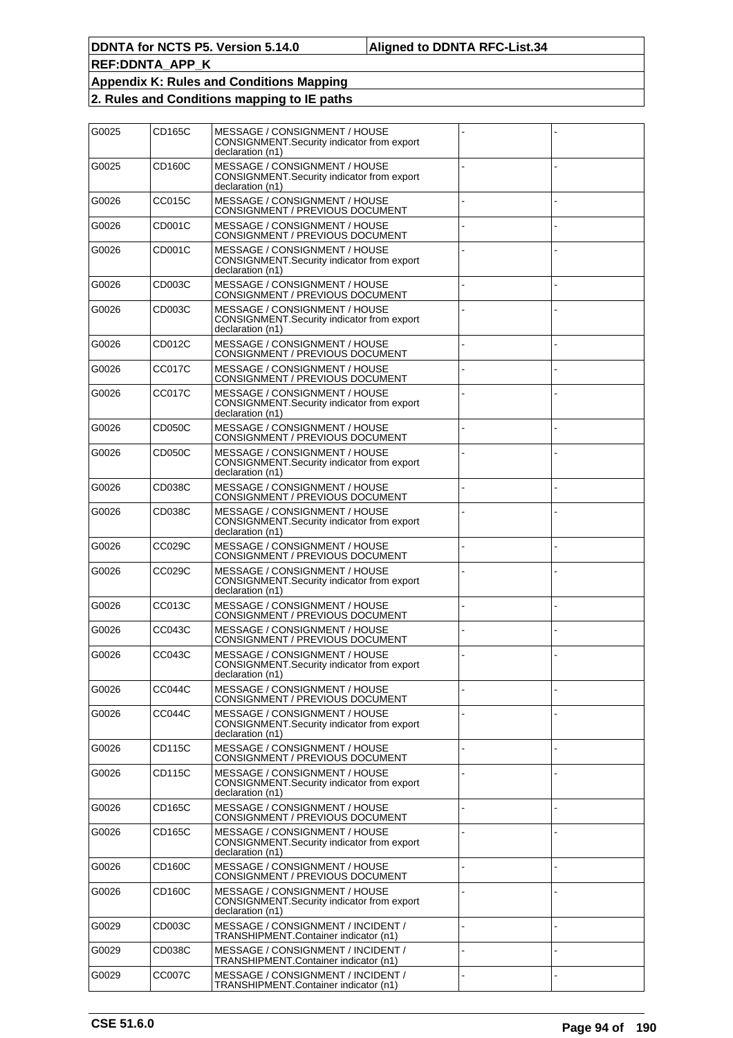| | | | | |
|---|---|---|---|---|
| G0025 | CD165C | MESSAGE / CONSIGNMENT / HOUSE CONSIGNMENT.Security indicator from export declaration (n1) | - | - |
| G0025 | CD160C | MESSAGE / CONSIGNMENT / HOUSE CONSIGNMENT.Security indicator from export declaration (n1) | - | - |
| G0026 | CC015C | MESSAGE / CONSIGNMENT / HOUSE CONSIGNMENT / PREVIOUS DOCUMENT | - | - |
| G0026 | CD001C | MESSAGE / CONSIGNMENT / HOUSE CONSIGNMENT / PREVIOUS DOCUMENT | - | - |
| G0026 | CD001C | MESSAGE / CONSIGNMENT / HOUSE CONSIGNMENT.Security indicator from export declaration (n1) | - | - |
| G0026 | CD003C | MESSAGE / CONSIGNMENT / HOUSE CONSIGNMENT / PREVIOUS DOCUMENT | - | - |
| G0026 | CD003C | MESSAGE / CONSIGNMENT / HOUSE CONSIGNMENT.Security indicator from export declaration (n1) | - | - |
| G0026 | CD012C | MESSAGE / CONSIGNMENT / HOUSE CONSIGNMENT / PREVIOUS DOCUMENT | - | - |
| G0026 | CC017C | MESSAGE / CONSIGNMENT / HOUSE CONSIGNMENT / PREVIOUS DOCUMENT | - | - |
| G0026 | CC017C | MESSAGE / CONSIGNMENT / HOUSE CONSIGNMENT.Security indicator from export declaration (n1) | - | - |
| G0026 | CD050C | MESSAGE / CONSIGNMENT / HOUSE CONSIGNMENT / PREVIOUS DOCUMENT | - | - |
| G0026 | CD050C | MESSAGE / CONSIGNMENT / HOUSE CONSIGNMENT.Security indicator from export declaration (n1) | - | - |
| G0026 | CD038C | MESSAGE / CONSIGNMENT / HOUSE CONSIGNMENT / PREVIOUS DOCUMENT | - | - |
| G0026 | CD038C | MESSAGE / CONSIGNMENT / HOUSE CONSIGNMENT.Security indicator from export declaration (n1) | - | - |
| G0026 | CC029C | MESSAGE / CONSIGNMENT / HOUSE CONSIGNMENT / PREVIOUS DOCUMENT | - | - |
| G0026 | CC029C | MESSAGE / CONSIGNMENT / HOUSE CONSIGNMENT.Security indicator from export declaration (n1) | - | - |
| G0026 | CC013C | MESSAGE / CONSIGNMENT / HOUSE CONSIGNMENT / PREVIOUS DOCUMENT | - | - |
| G0026 | CC043C | MESSAGE / CONSIGNMENT / HOUSE CONSIGNMENT / PREVIOUS DOCUMENT | - | - |
| G0026 | CC043C | MESSAGE / CONSIGNMENT / HOUSE CONSIGNMENT.Security indicator from export declaration (n1) | - | - |
| G0026 | CC044C | MESSAGE / CONSIGNMENT / HOUSE CONSIGNMENT / PREVIOUS DOCUMENT | - | - |
| G0026 | CC044C | MESSAGE / CONSIGNMENT / HOUSE CONSIGNMENT.Security indicator from export declaration (n1) | - | - |
| G0026 | CD115C | MESSAGE / CONSIGNMENT / HOUSE CONSIGNMENT / PREVIOUS DOCUMENT | - | - |
| G0026 | CD115C | MESSAGE / CONSIGNMENT / HOUSE CONSIGNMENT.Security indicator from export declaration (n1) | - | - |
| G0026 | CD165C | MESSAGE / CONSIGNMENT / HOUSE CONSIGNMENT / PREVIOUS DOCUMENT | - | - |
| G0026 | CD165C | MESSAGE / CONSIGNMENT / HOUSE CONSIGNMENT.Security indicator from export declaration (n1) | - | - |
| G0026 | CD160C | MESSAGE / CONSIGNMENT / HOUSE CONSIGNMENT / PREVIOUS DOCUMENT | - | - |
| G0026 | CD160C | MESSAGE / CONSIGNMENT / HOUSE CONSIGNMENT.Security indicator from export declaration (n1) | - | - |
| G0029 | CD003C | MESSAGE / CONSIGNMENT / INCIDENT / TRANSHIPMENT.Container indicator (n1) | - | - |
| G0029 | CD038C | MESSAGE / CONSIGNMENT / INCIDENT / TRANSHIPMENT.Container indicator (n1) | - | - |
| G0029 | CC007C | MESSAGE / CONSIGNMENT / INCIDENT / TRANSHIPMENT.Container indicator (n1) | - | - |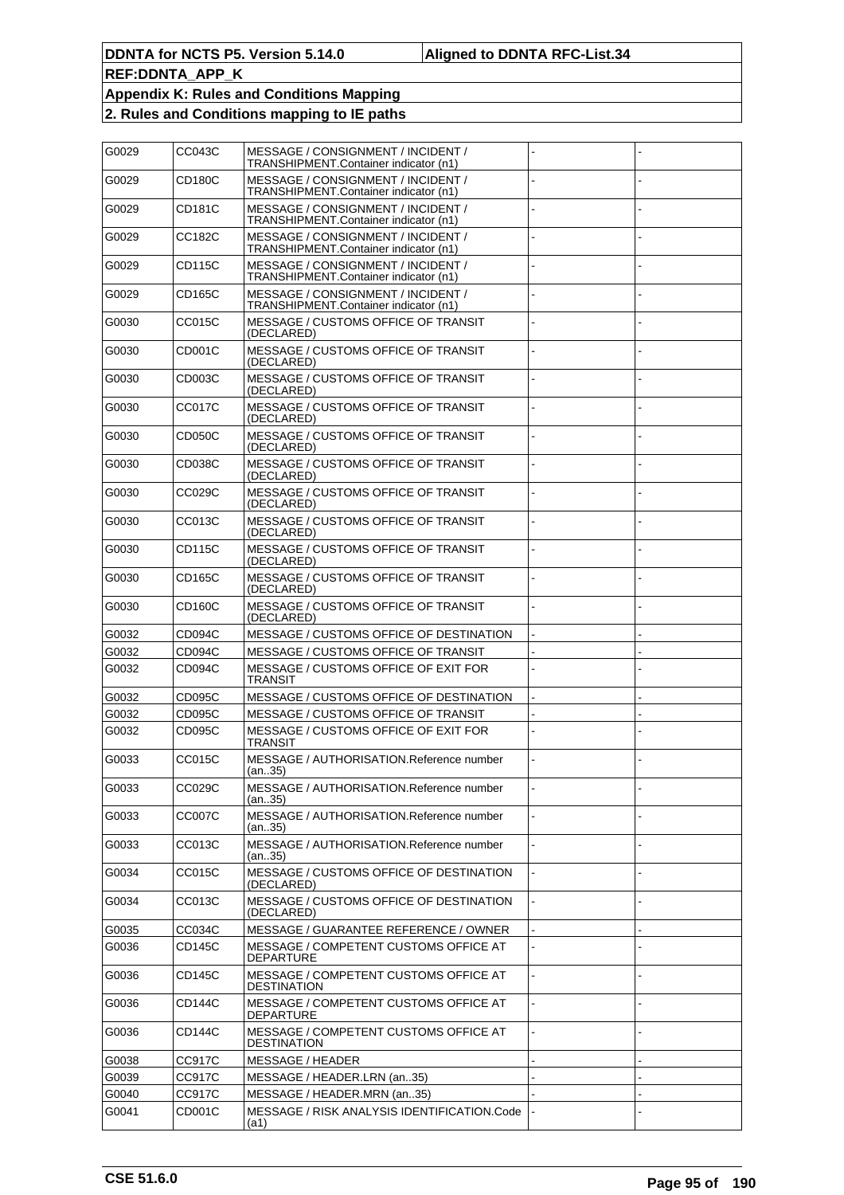| | | | | |
|---|---|---|---|---|
| G0029 | CC043C | MESSAGE / CONSIGNMENT / INCIDENT / TRANSHIPMENT.Container indicator (n1) | - | - |
| G0029 | CD180C | MESSAGE / CONSIGNMENT / INCIDENT / TRANSHIPMENT.Container indicator (n1) | - | - |
| G0029 | CD181C | MESSAGE / CONSIGNMENT / INCIDENT / TRANSHIPMENT.Container indicator (n1) | - | - |
| G0029 | CC182C | MESSAGE / CONSIGNMENT / INCIDENT / TRANSHIPMENT.Container indicator (n1) | - | - |
| G0029 | CD115C | MESSAGE / CONSIGNMENT / INCIDENT / TRANSHIPMENT.Container indicator (n1) | - | - |
| G0029 | CD165C | MESSAGE / CONSIGNMENT / INCIDENT / TRANSHIPMENT.Container indicator (n1) | - | - |
| G0030 | CC015C | MESSAGE / CUSTOMS OFFICE OF TRANSIT (DECLARED) | - | - |
| G0030 | CD001C | MESSAGE / CUSTOMS OFFICE OF TRANSIT (DECLARED) | - | - |
| G0030 | CD003C | MESSAGE / CUSTOMS OFFICE OF TRANSIT (DECLARED) | - | - |
| G0030 | CC017C | MESSAGE / CUSTOMS OFFICE OF TRANSIT (DECLARED) | - | - |
| G0030 | CD050C | MESSAGE / CUSTOMS OFFICE OF TRANSIT (DECLARED) | - | - |
| G0030 | CD038C | MESSAGE / CUSTOMS OFFICE OF TRANSIT (DECLARED) | - | - |
| G0030 | CC029C | MESSAGE / CUSTOMS OFFICE OF TRANSIT (DECLARED) | - | - |
| G0030 | CC013C | MESSAGE / CUSTOMS OFFICE OF TRANSIT (DECLARED) | - | - |
| G0030 | CD115C | MESSAGE / CUSTOMS OFFICE OF TRANSIT (DECLARED) | - | - |
| G0030 | CD165C | MESSAGE / CUSTOMS OFFICE OF TRANSIT (DECLARED) | - | - |
| G0030 | CD160C | MESSAGE / CUSTOMS OFFICE OF TRANSIT (DECLARED) | - | - |
| G0032 | CD094C | MESSAGE / CUSTOMS OFFICE OF DESTINATION | - | - |
| G0032 | CD094C | MESSAGE / CUSTOMS OFFICE OF TRANSIT | - | - |
| G0032 | CD094C | MESSAGE / CUSTOMS OFFICE OF EXIT FOR TRANSIT | - | - |
| G0032 | CD095C | MESSAGE / CUSTOMS OFFICE OF DESTINATION | - | - |
| G0032 | CD095C | MESSAGE / CUSTOMS OFFICE OF TRANSIT | - | - |
| G0032 | CD095C | MESSAGE / CUSTOMS OFFICE OF EXIT FOR TRANSIT | - | - |
| G0033 | CC015C | MESSAGE / AUTHORISATION.Reference number (an..35) | - | - |
| G0033 | CC029C | MESSAGE / AUTHORISATION.Reference number (an..35) | - | - |
| G0033 | CC007C | MESSAGE / AUTHORISATION.Reference number (an..35) | - | - |
| G0033 | CC013C | MESSAGE / AUTHORISATION.Reference number (an..35) | - | - |
| G0034 | CC015C | MESSAGE / CUSTOMS OFFICE OF DESTINATION (DECLARED) | - | - |
| G0034 | CC013C | MESSAGE / CUSTOMS OFFICE OF DESTINATION (DECLARED) | - | - |
| G0035 | CC034C | MESSAGE / GUARANTEE REFERENCE / OWNER | - | - |
| G0036 | CD145C | MESSAGE / COMPETENT CUSTOMS OFFICE AT DEPARTURE | - | - |
| G0036 | CD145C | MESSAGE / COMPETENT CUSTOMS OFFICE AT DESTINATION | - | - |
| G0036 | CD144C | MESSAGE / COMPETENT CUSTOMS OFFICE AT DEPARTURE | - | - |
| G0036 | CD144C | MESSAGE / COMPETENT CUSTOMS OFFICE AT DESTINATION | - | - |
| G0038 | CC917C | MESSAGE / HEADER | - | - |
| G0039 | CC917C | MESSAGE / HEADER.LRN (an..35) | - | - |
| G0040 | CC917C | MESSAGE / HEADER.MRN (an..35) | - | - |
| G0041 | CD001C | MESSAGE / RISK ANALYSIS IDENTIFICATION.Code (a1) | - | - |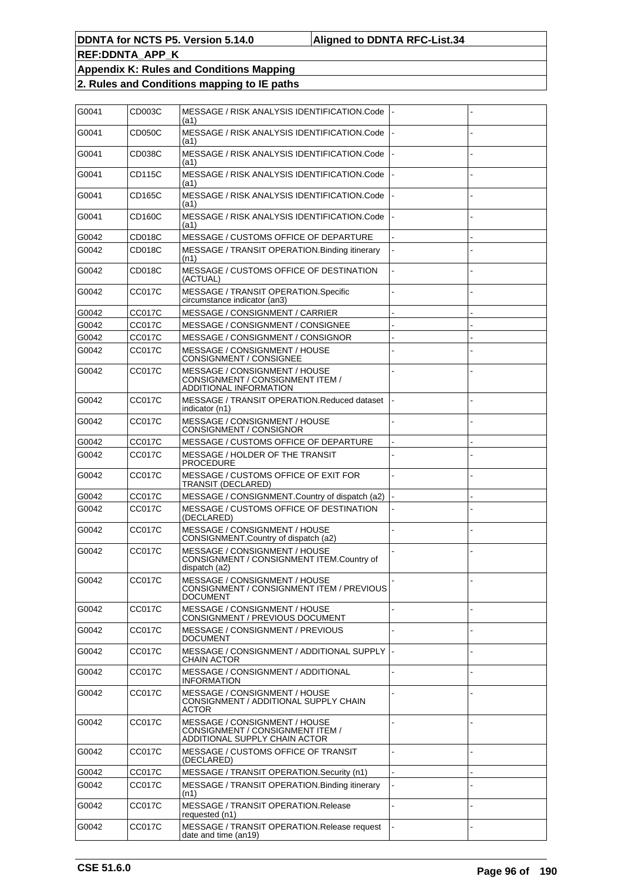**DDNTA for NCTS P5. Version 5.14.0** | **Aligned to DDNTA RFC-List.34**

**REF:DDNTA_APP_K**

**Appendix K: Rules and Conditions Mapping**

**2. Rules and Conditions mapping to IE paths**

| | | | | |
|---|---|---|---|---|
| G0041 | CD003C | MESSAGE / RISK ANALYSIS IDENTIFICATION.Code (a1) | - | - |
| G0041 | CD050C | MESSAGE / RISK ANALYSIS IDENTIFICATION.Code (a1) | - | - |
| G0041 | CD038C | MESSAGE / RISK ANALYSIS IDENTIFICATION.Code (a1) | - | - |
| G0041 | CD115C | MESSAGE / RISK ANALYSIS IDENTIFICATION.Code (a1) | - | - |
| G0041 | CD165C | MESSAGE / RISK ANALYSIS IDENTIFICATION.Code (a1) | - | - |
| G0041 | CD160C | MESSAGE / RISK ANALYSIS IDENTIFICATION.Code (a1) | - | - |
| G0042 | CD018C | MESSAGE / CUSTOMS OFFICE OF DEPARTURE | - | - |
| G0042 | CD018C | MESSAGE / TRANSIT OPERATION.Binding itinerary (n1) | - | - |
| G0042 | CD018C | MESSAGE / CUSTOMS OFFICE OF DESTINATION (ACTUAL) | - | - |
| G0042 | CC017C | MESSAGE / TRANSIT OPERATION.Specific circumstance indicator (an3) | - | - |
| G0042 | CC017C | MESSAGE / CONSIGNMENT / CARRIER | - | - |
| G0042 | CC017C | MESSAGE / CONSIGNMENT / CONSIGNEE | - | - |
| G0042 | CC017C | MESSAGE / CONSIGNMENT / CONSIGNOR | - | - |
| G0042 | CC017C | MESSAGE / CONSIGNMENT / HOUSE CONSIGNMENT / CONSIGNEE | - | - |
| G0042 | CC017C | MESSAGE / CONSIGNMENT / HOUSE CONSIGNMENT / CONSIGNMENT ITEM / ADDITIONAL INFORMATION | - | - |
| G0042 | CC017C | MESSAGE / TRANSIT OPERATION.Reduced dataset indicator (n1) | - | - |
| G0042 | CC017C | MESSAGE / CONSIGNMENT / HOUSE CONSIGNMENT / CONSIGNOR | - | - |
| G0042 | CC017C | MESSAGE / CUSTOMS OFFICE OF DEPARTURE | - | - |
| G0042 | CC017C | MESSAGE / HOLDER OF THE TRANSIT PROCEDURE | - | - |
| G0042 | CC017C | MESSAGE / CUSTOMS OFFICE OF EXIT FOR TRANSIT (DECLARED) | - | - |
| G0042 | CC017C | MESSAGE / CONSIGNMENT.Country of dispatch (a2) | - | - |
| G0042 | CC017C | MESSAGE / CUSTOMS OFFICE OF DESTINATION (DECLARED) | - | - |
| G0042 | CC017C | MESSAGE / CONSIGNMENT / HOUSE CONSIGNMENT.Country of dispatch (a2) | - | - |
| G0042 | CC017C | MESSAGE / CONSIGNMENT / HOUSE CONSIGNMENT / CONSIGNMENT ITEM.Country of dispatch (a2) | - | - |
| G0042 | CC017C | MESSAGE / CONSIGNMENT / HOUSE CONSIGNMENT / CONSIGNMENT ITEM / PREVIOUS DOCUMENT | - | - |
| G0042 | CC017C | MESSAGE / CONSIGNMENT / HOUSE CONSIGNMENT / PREVIOUS DOCUMENT | - | - |
| G0042 | CC017C | MESSAGE / CONSIGNMENT / PREVIOUS DOCUMENT | - | - |
| G0042 | CC017C | MESSAGE / CONSIGNMENT / ADDITIONAL SUPPLY CHAIN ACTOR | - | - |
| G0042 | CC017C | MESSAGE / CONSIGNMENT / ADDITIONAL INFORMATION | - | - |
| G0042 | CC017C | MESSAGE / CONSIGNMENT / HOUSE CONSIGNMENT / ADDITIONAL SUPPLY CHAIN ACTOR | - | - |
| G0042 | CC017C | MESSAGE / CONSIGNMENT / HOUSE CONSIGNMENT / CONSIGNMENT ITEM / ADDITIONAL SUPPLY CHAIN ACTOR | - | - |
| G0042 | CC017C | MESSAGE / CUSTOMS OFFICE OF TRANSIT (DECLARED) | - | - |
| G0042 | CC017C | MESSAGE / TRANSIT OPERATION.Security (n1) | - | - |
| G0042 | CC017C | MESSAGE / TRANSIT OPERATION.Binding itinerary (n1) | - | - |
| G0042 | CC017C | MESSAGE / TRANSIT OPERATION.Release requested (n1) | - | - |
| G0042 | CC017C | MESSAGE / TRANSIT OPERATION.Release request date and time (an19) | - | - |

CSE 51.6.0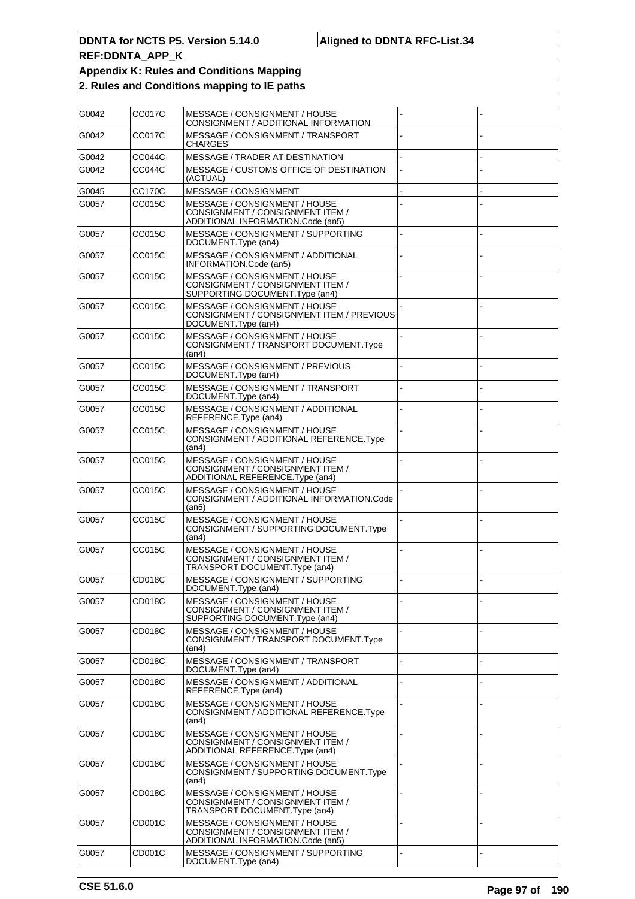| | | | | |
|---|---|---|---|---|
| G0042 | CC017C | MESSAGE / CONSIGNMENT / HOUSE CONSIGNMENT / ADDITIONAL INFORMATION | - | - |
| G0042 | CC017C | MESSAGE / CONSIGNMENT / TRANSPORT CHARGES | - | - |
| G0042 | CC044C | MESSAGE / TRADER AT DESTINATION | - | - |
| G0042 | CC044C | MESSAGE / CUSTOMS OFFICE OF DESTINATION (ACTUAL) | - | - |
| G0045 | CC170C | MESSAGE / CONSIGNMENT | - | - |
| G0057 | CC015C | MESSAGE / CONSIGNMENT / HOUSE CONSIGNMENT / CONSIGNMENT ITEM / ADDITIONAL INFORMATION.Code (an5) | - | - |
| G0057 | CC015C | MESSAGE / CONSIGNMENT / SUPPORTING DOCUMENT.Type (an4) | - | - |
| G0057 | CC015C | MESSAGE / CONSIGNMENT / ADDITIONAL INFORMATION.Code (an5) | - | - |
| G0057 | CC015C | MESSAGE / CONSIGNMENT / HOUSE CONSIGNMENT / CONSIGNMENT ITEM / SUPPORTING DOCUMENT.Type (an4) | - | - |
| G0057 | CC015C | MESSAGE / CONSIGNMENT / HOUSE CONSIGNMENT / CONSIGNMENT ITEM / PREVIOUS DOCUMENT.Type (an4) | - | - |
| G0057 | CC015C | MESSAGE / CONSIGNMENT / HOUSE CONSIGNMENT / TRANSPORT DOCUMENT.Type (an4) | - | - |
| G0057 | CC015C | MESSAGE / CONSIGNMENT / PREVIOUS DOCUMENT.Type (an4) | - | - |
| G0057 | CC015C | MESSAGE / CONSIGNMENT / TRANSPORT DOCUMENT.Type (an4) | - | - |
| G0057 | CC015C | MESSAGE / CONSIGNMENT / ADDITIONAL REFERENCE.Type (an4) | - | - |
| G0057 | CC015C | MESSAGE / CONSIGNMENT / HOUSE CONSIGNMENT / ADDITIONAL REFERENCE.Type (an4) | - | - |
| G0057 | CC015C | MESSAGE / CONSIGNMENT / HOUSE CONSIGNMENT / CONSIGNMENT ITEM / ADDITIONAL REFERENCE.Type (an4) | - | - |
| G0057 | CC015C | MESSAGE / CONSIGNMENT / HOUSE CONSIGNMENT / ADDITIONAL INFORMATION.Code (an5) | - | - |
| G0057 | CC015C | MESSAGE / CONSIGNMENT / HOUSE CONSIGNMENT / SUPPORTING DOCUMENT.Type (an4) | - | - |
| G0057 | CC015C | MESSAGE / CONSIGNMENT / HOUSE CONSIGNMENT / CONSIGNMENT ITEM / TRANSPORT DOCUMENT.Type (an4) | - | - |
| G0057 | CD018C | MESSAGE / CONSIGNMENT / SUPPORTING DOCUMENT.Type (an4) | - | - |
| G0057 | CD018C | MESSAGE / CONSIGNMENT / HOUSE CONSIGNMENT / CONSIGNMENT ITEM / SUPPORTING DOCUMENT.Type (an4) | - | - |
| G0057 | CD018C | MESSAGE / CONSIGNMENT / HOUSE CONSIGNMENT / TRANSPORT DOCUMENT.Type (an4) | - | - |
| G0057 | CD018C | MESSAGE / CONSIGNMENT / TRANSPORT DOCUMENT.Type (an4) | - | - |
| G0057 | CD018C | MESSAGE / CONSIGNMENT / ADDITIONAL REFERENCE.Type (an4) | - | - |
| G0057 | CD018C | MESSAGE / CONSIGNMENT / HOUSE CONSIGNMENT / ADDITIONAL REFERENCE.Type (an4) | - | - |
| G0057 | CD018C | MESSAGE / CONSIGNMENT / HOUSE CONSIGNMENT / CONSIGNMENT ITEM / ADDITIONAL REFERENCE.Type (an4) | - | - |
| G0057 | CD018C | MESSAGE / CONSIGNMENT / HOUSE CONSIGNMENT / SUPPORTING DOCUMENT.Type (an4) | - | - |
| G0057 | CD018C | MESSAGE / CONSIGNMENT / HOUSE CONSIGNMENT / CONSIGNMENT ITEM / TRANSPORT DOCUMENT.Type (an4) | - | - |
| G0057 | CD001C | MESSAGE / CONSIGNMENT / HOUSE CONSIGNMENT / CONSIGNMENT ITEM / ADDITIONAL INFORMATION.Code (an5) | - | - |
| G0057 | CD001C | MESSAGE / CONSIGNMENT / SUPPORTING DOCUMENT.Type (an4) | - | - |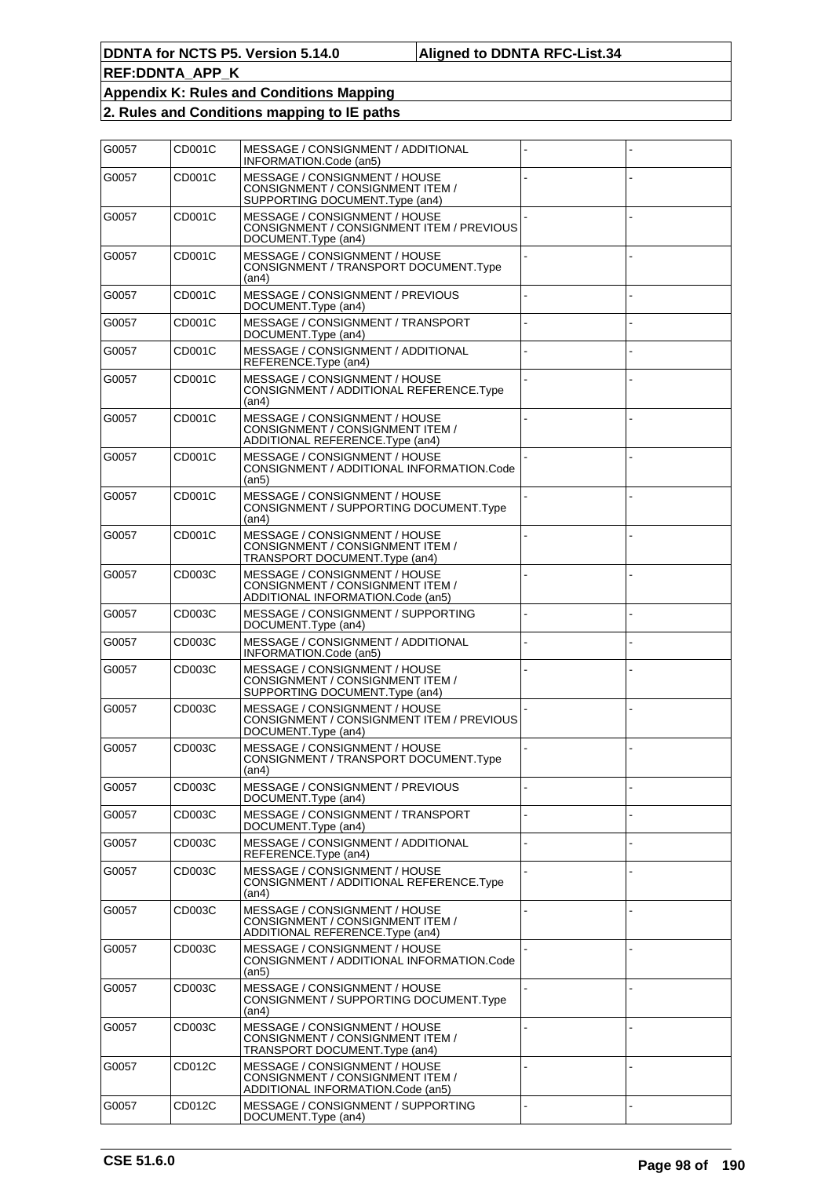| | | | | |
|---|---|---|---|---|
| G0057 | CD001C | MESSAGE / CONSIGNMENT / ADDITIONAL INFORMATION.Code (an5) | - | - |
| G0057 | CD001C | MESSAGE / CONSIGNMENT / HOUSE CONSIGNMENT / CONSIGNMENT ITEM / SUPPORTING DOCUMENT.Type (an4) | - | - |
| G0057 | CD001C | MESSAGE / CONSIGNMENT / HOUSE CONSIGNMENT / CONSIGNMENT ITEM / PREVIOUS DOCUMENT.Type (an4) | - | - |
| G0057 | CD001C | MESSAGE / CONSIGNMENT / HOUSE CONSIGNMENT / TRANSPORT DOCUMENT.Type (an4) | - | - |
| G0057 | CD001C | MESSAGE / CONSIGNMENT / PREVIOUS DOCUMENT.Type (an4) | - | - |
| G0057 | CD001C | MESSAGE / CONSIGNMENT / TRANSPORT DOCUMENT.Type (an4) | - | - |
| G0057 | CD001C | MESSAGE / CONSIGNMENT / ADDITIONAL REFERENCE.Type (an4) | - | - |
| G0057 | CD001C | MESSAGE / CONSIGNMENT / HOUSE CONSIGNMENT / ADDITIONAL REFERENCE.Type (an4) | - | - |
| G0057 | CD001C | MESSAGE / CONSIGNMENT / HOUSE CONSIGNMENT / CONSIGNMENT ITEM / ADDITIONAL REFERENCE.Type (an4) | - | - |
| G0057 | CD001C | MESSAGE / CONSIGNMENT / HOUSE CONSIGNMENT / ADDITIONAL INFORMATION.Code (an5) | - | - |
| G0057 | CD001C | MESSAGE / CONSIGNMENT / HOUSE CONSIGNMENT / SUPPORTING DOCUMENT.Type (an4) | - | - |
| G0057 | CD001C | MESSAGE / CONSIGNMENT / HOUSE CONSIGNMENT / CONSIGNMENT ITEM / TRANSPORT DOCUMENT.Type (an4) | - | - |
| G0057 | CD003C | MESSAGE / CONSIGNMENT / HOUSE CONSIGNMENT / CONSIGNMENT ITEM / ADDITIONAL INFORMATION.Code (an5) | - | - |
| G0057 | CD003C | MESSAGE / CONSIGNMENT / SUPPORTING DOCUMENT.Type (an4) | - | - |
| G0057 | CD003C | MESSAGE / CONSIGNMENT / ADDITIONAL INFORMATION.Code (an5) | - | - |
| G0057 | CD003C | MESSAGE / CONSIGNMENT / HOUSE CONSIGNMENT / CONSIGNMENT ITEM / SUPPORTING DOCUMENT.Type (an4) | - | - |
| G0057 | CD003C | MESSAGE / CONSIGNMENT / HOUSE CONSIGNMENT / CONSIGNMENT ITEM / PREVIOUS DOCUMENT.Type (an4) | - | - |
| G0057 | CD003C | MESSAGE / CONSIGNMENT / HOUSE CONSIGNMENT / TRANSPORT DOCUMENT.Type (an4) | - | - |
| G0057 | CD003C | MESSAGE / CONSIGNMENT / PREVIOUS DOCUMENT.Type (an4) | - | - |
| G0057 | CD003C | MESSAGE / CONSIGNMENT / TRANSPORT DOCUMENT.Type (an4) | - | - |
| G0057 | CD003C | MESSAGE / CONSIGNMENT / ADDITIONAL REFERENCE.Type (an4) | - | - |
| G0057 | CD003C | MESSAGE / CONSIGNMENT / HOUSE CONSIGNMENT / ADDITIONAL REFERENCE.Type (an4) | - | - |
| G0057 | CD003C | MESSAGE / CONSIGNMENT / HOUSE CONSIGNMENT / CONSIGNMENT ITEM / ADDITIONAL REFERENCE.Type (an4) | - | - |
| G0057 | CD003C | MESSAGE / CONSIGNMENT / HOUSE CONSIGNMENT / ADDITIONAL INFORMATION.Code (an5) | - | - |
| G0057 | CD003C | MESSAGE / CONSIGNMENT / HOUSE CONSIGNMENT / SUPPORTING DOCUMENT.Type (an4) | - | - |
| G0057 | CD003C | MESSAGE / CONSIGNMENT / HOUSE CONSIGNMENT / CONSIGNMENT ITEM / TRANSPORT DOCUMENT.Type (an4) | - | - |
| G0057 | CD012C | MESSAGE / CONSIGNMENT / HOUSE CONSIGNMENT / CONSIGNMENT ITEM / ADDITIONAL INFORMATION.Code (an5) | - | - |
| G0057 | CD012C | MESSAGE / CONSIGNMENT / SUPPORTING DOCUMENT.Type (an4) | - | - |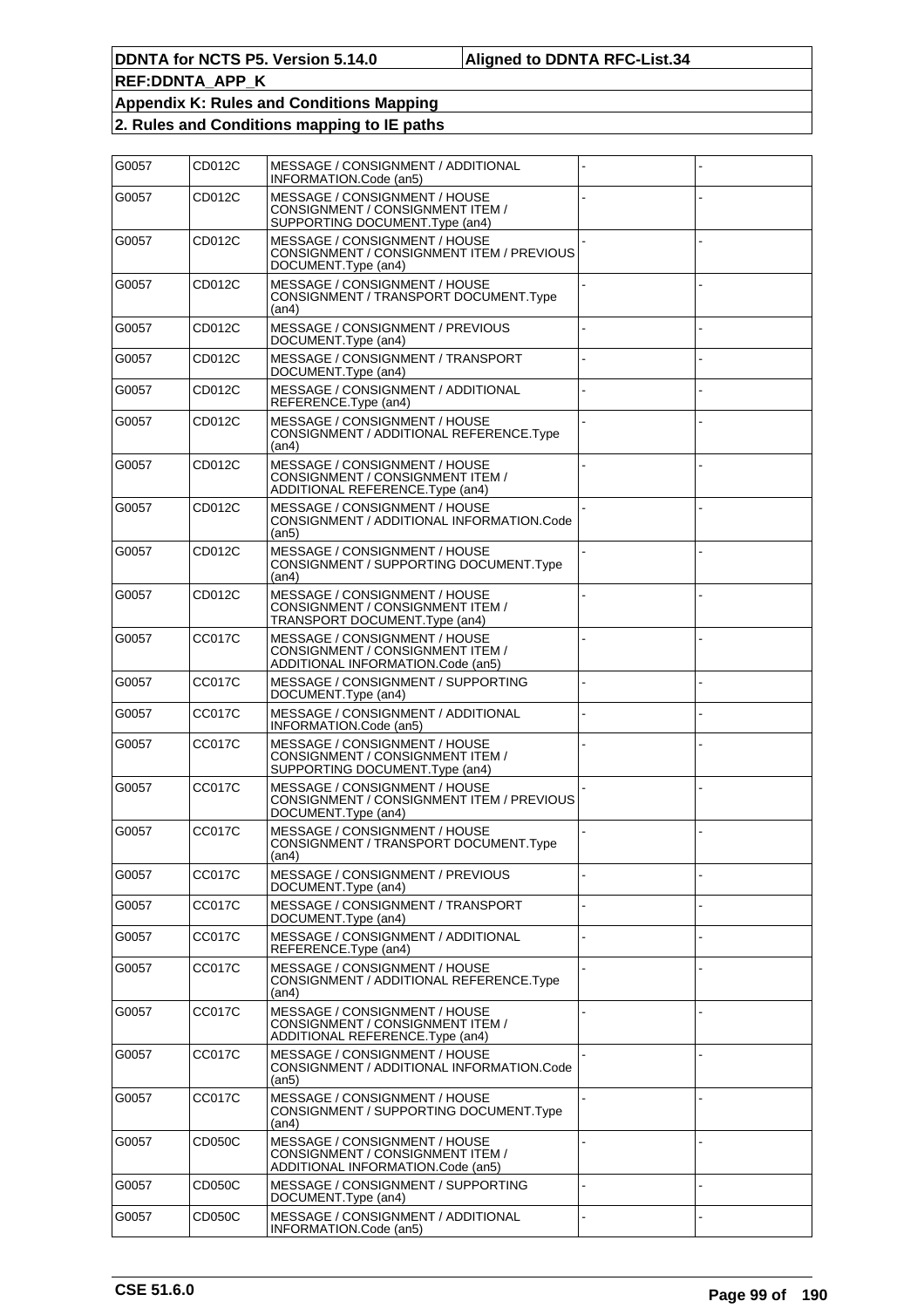| | | | | |
|---|---|---|---|---|
| G0057 | CD012C | MESSAGE / CONSIGNMENT / ADDITIONAL INFORMATION.Code (an5) | - | - |
| G0057 | CD012C | MESSAGE / CONSIGNMENT / HOUSE CONSIGNMENT / CONSIGNMENT ITEM / SUPPORTING DOCUMENT.Type (an4) | - | - |
| G0057 | CD012C | MESSAGE / CONSIGNMENT / HOUSE CONSIGNMENT / CONSIGNMENT ITEM / PREVIOUS DOCUMENT.Type (an4) | - | - |
| G0057 | CD012C | MESSAGE / CONSIGNMENT / HOUSE CONSIGNMENT / TRANSPORT DOCUMENT.Type (an4) | - | - |
| G0057 | CD012C | MESSAGE / CONSIGNMENT / PREVIOUS DOCUMENT.Type (an4) | - | - |
| G0057 | CD012C | MESSAGE / CONSIGNMENT / TRANSPORT DOCUMENT.Type (an4) | - | - |
| G0057 | CD012C | MESSAGE / CONSIGNMENT / ADDITIONAL REFERENCE.Type (an4) | - | - |
| G0057 | CD012C | MESSAGE / CONSIGNMENT / HOUSE CONSIGNMENT / ADDITIONAL REFERENCE.Type (an4) | - | - |
| G0057 | CD012C | MESSAGE / CONSIGNMENT / HOUSE CONSIGNMENT / CONSIGNMENT ITEM / ADDITIONAL REFERENCE.Type (an4) | - | - |
| G0057 | CD012C | MESSAGE / CONSIGNMENT / HOUSE CONSIGNMENT / ADDITIONAL INFORMATION.Code (an5) | - | - |
| G0057 | CD012C | MESSAGE / CONSIGNMENT / HOUSE CONSIGNMENT / SUPPORTING DOCUMENT.Type (an4) | - | - |
| G0057 | CD012C | MESSAGE / CONSIGNMENT / HOUSE CONSIGNMENT / CONSIGNMENT ITEM / TRANSPORT DOCUMENT.Type (an4) | - | - |
| G0057 | CC017C | MESSAGE / CONSIGNMENT / HOUSE CONSIGNMENT / CONSIGNMENT ITEM / ADDITIONAL INFORMATION.Code (an5) | - | - |
| G0057 | CC017C | MESSAGE / CONSIGNMENT / SUPPORTING DOCUMENT.Type (an4) | - | - |
| G0057 | CC017C | MESSAGE / CONSIGNMENT / ADDITIONAL INFORMATION.Code (an5) | - | - |
| G0057 | CC017C | MESSAGE / CONSIGNMENT / HOUSE CONSIGNMENT / CONSIGNMENT ITEM / SUPPORTING DOCUMENT.Type (an4) | - | - |
| G0057 | CC017C | MESSAGE / CONSIGNMENT / HOUSE CONSIGNMENT / CONSIGNMENT ITEM / PREVIOUS DOCUMENT.Type (an4) | - | - |
| G0057 | CC017C | MESSAGE / CONSIGNMENT / HOUSE CONSIGNMENT / TRANSPORT DOCUMENT.Type (an4) | - | - |
| G0057 | CC017C | MESSAGE / CONSIGNMENT / PREVIOUS DOCUMENT.Type (an4) | - | - |
| G0057 | CC017C | MESSAGE / CONSIGNMENT / TRANSPORT DOCUMENT.Type (an4) | - | - |
| G0057 | CC017C | MESSAGE / CONSIGNMENT / ADDITIONAL REFERENCE.Type (an4) | - | - |
| G0057 | CC017C | MESSAGE / CONSIGNMENT / HOUSE CONSIGNMENT / ADDITIONAL REFERENCE.Type (an4) | - | - |
| G0057 | CC017C | MESSAGE / CONSIGNMENT / HOUSE CONSIGNMENT / CONSIGNMENT ITEM / ADDITIONAL REFERENCE.Type (an4) | - | - |
| G0057 | CC017C | MESSAGE / CONSIGNMENT / HOUSE CONSIGNMENT / ADDITIONAL INFORMATION.Code (an5) | - | - |
| G0057 | CC017C | MESSAGE / CONSIGNMENT / HOUSE CONSIGNMENT / SUPPORTING DOCUMENT.Type (an4) | - | - |
| G0057 | CD050C | MESSAGE / CONSIGNMENT / HOUSE CONSIGNMENT / CONSIGNMENT ITEM / ADDITIONAL INFORMATION.Code (an5) | - | - |
| G0057 | CD050C | MESSAGE / CONSIGNMENT / SUPPORTING DOCUMENT.Type (an4) | - | - |
| G0057 | CD050C | MESSAGE / CONSIGNMENT / ADDITIONAL INFORMATION.Code (an5) | - | - |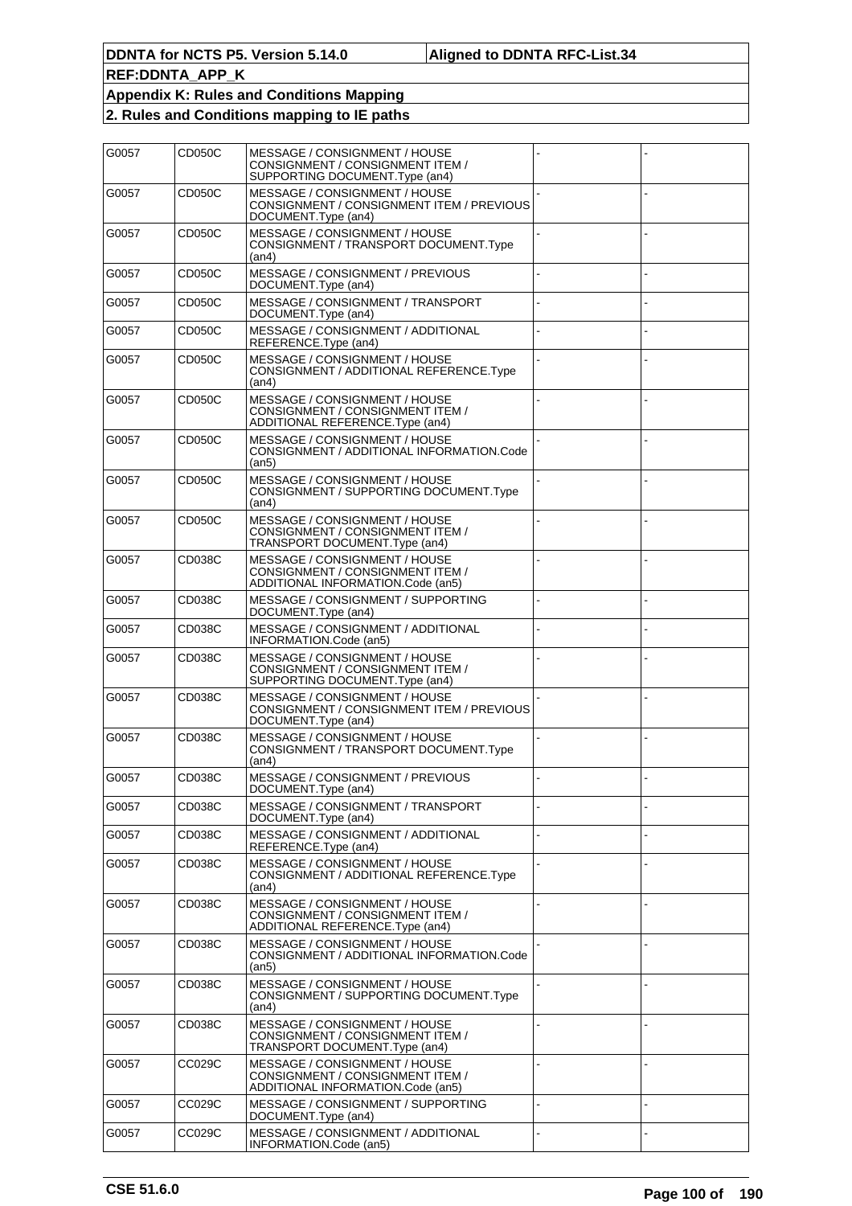| | | | | |
|---|---|---|---|---|
| G0057 | CD050C | MESSAGE / CONSIGNMENT / HOUSE CONSIGNMENT / CONSIGNMENT ITEM / SUPPORTING DOCUMENT.Type (an4) | - | - |
| G0057 | CD050C | MESSAGE / CONSIGNMENT / HOUSE CONSIGNMENT / CONSIGNMENT ITEM / PREVIOUS DOCUMENT.Type (an4) | - | - |
| G0057 | CD050C | MESSAGE / CONSIGNMENT / HOUSE CONSIGNMENT / TRANSPORT DOCUMENT.Type (an4) | - | - |
| G0057 | CD050C | MESSAGE / CONSIGNMENT / PREVIOUS DOCUMENT.Type (an4) | - | - |
| G0057 | CD050C | MESSAGE / CONSIGNMENT / TRANSPORT DOCUMENT.Type (an4) | - | - |
| G0057 | CD050C | MESSAGE / CONSIGNMENT / ADDITIONAL REFERENCE.Type (an4) | - | - |
| G0057 | CD050C | MESSAGE / CONSIGNMENT / HOUSE CONSIGNMENT / ADDITIONAL REFERENCE.Type (an4) | - | - |
| G0057 | CD050C | MESSAGE / CONSIGNMENT / HOUSE CONSIGNMENT / CONSIGNMENT ITEM / ADDITIONAL REFERENCE.Type (an4) | - | - |
| G0057 | CD050C | MESSAGE / CONSIGNMENT / HOUSE CONSIGNMENT / ADDITIONAL INFORMATION.Code (an5) | - | - |
| G0057 | CD050C | MESSAGE / CONSIGNMENT / HOUSE CONSIGNMENT / SUPPORTING DOCUMENT.Type (an4) | - | - |
| G0057 | CD050C | MESSAGE / CONSIGNMENT / HOUSE CONSIGNMENT / CONSIGNMENT ITEM / TRANSPORT DOCUMENT.Type (an4) | - | - |
| G0057 | CD038C | MESSAGE / CONSIGNMENT / HOUSE CONSIGNMENT / CONSIGNMENT ITEM / ADDITIONAL INFORMATION.Code (an5) | - | - |
| G0057 | CD038C | MESSAGE / CONSIGNMENT / SUPPORTING DOCUMENT.Type (an4) | - | - |
| G0057 | CD038C | MESSAGE / CONSIGNMENT / ADDITIONAL INFORMATION.Code (an5) | - | - |
| G0057 | CD038C | MESSAGE / CONSIGNMENT / HOUSE CONSIGNMENT / CONSIGNMENT ITEM / SUPPORTING DOCUMENT.Type (an4) | - | - |
| G0057 | CD038C | MESSAGE / CONSIGNMENT / HOUSE CONSIGNMENT / CONSIGNMENT ITEM / PREVIOUS DOCUMENT.Type (an4) | - | - |
| G0057 | CD038C | MESSAGE / CONSIGNMENT / HOUSE CONSIGNMENT / TRANSPORT DOCUMENT.Type (an4) | - | - |
| G0057 | CD038C | MESSAGE / CONSIGNMENT / PREVIOUS DOCUMENT.Type (an4) | - | - |
| G0057 | CD038C | MESSAGE / CONSIGNMENT / TRANSPORT DOCUMENT.Type (an4) | - | - |
| G0057 | CD038C | MESSAGE / CONSIGNMENT / ADDITIONAL REFERENCE.Type (an4) | - | - |
| G0057 | CD038C | MESSAGE / CONSIGNMENT / HOUSE CONSIGNMENT / ADDITIONAL REFERENCE.Type (an4) | - | - |
| G0057 | CD038C | MESSAGE / CONSIGNMENT / HOUSE CONSIGNMENT / CONSIGNMENT ITEM / ADDITIONAL REFERENCE.Type (an4) | - | - |
| G0057 | CD038C | MESSAGE / CONSIGNMENT / HOUSE CONSIGNMENT / ADDITIONAL INFORMATION.Code (an5) | - | - |
| G0057 | CD038C | MESSAGE / CONSIGNMENT / HOUSE CONSIGNMENT / SUPPORTING DOCUMENT.Type (an4) | - | - |
| G0057 | CD038C | MESSAGE / CONSIGNMENT / HOUSE CONSIGNMENT / CONSIGNMENT ITEM / TRANSPORT DOCUMENT.Type (an4) | - | - |
| G0057 | CC029C | MESSAGE / CONSIGNMENT / HOUSE CONSIGNMENT / CONSIGNMENT ITEM / ADDITIONAL INFORMATION.Code (an5) | - | - |
| G0057 | CC029C | MESSAGE / CONSIGNMENT / SUPPORTING DOCUMENT.Type (an4) | - | - |
| G0057 | CC029C | MESSAGE / CONSIGNMENT / ADDITIONAL INFORMATION.Code (an5) | - | - |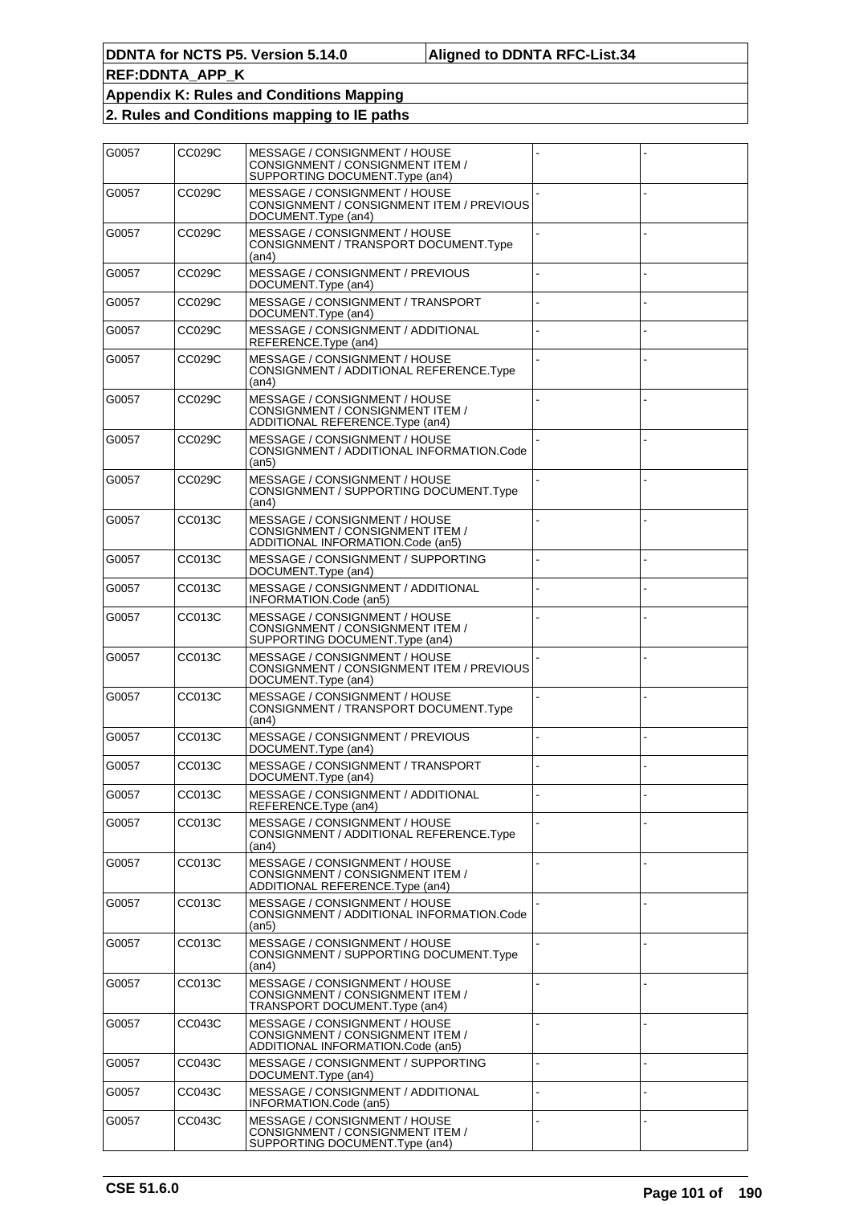| | | | | |
|---|---|---|---|---|
| G0057 | CC029C | MESSAGE / CONSIGNMENT / HOUSE CONSIGNMENT / CONSIGNMENT ITEM / SUPPORTING DOCUMENT.Type (an4) | - | - |
| G0057 | CC029C | MESSAGE / CONSIGNMENT / HOUSE CONSIGNMENT / CONSIGNMENT ITEM / PREVIOUS DOCUMENT.Type (an4) | - | - |
| G0057 | CC029C | MESSAGE / CONSIGNMENT / HOUSE CONSIGNMENT / TRANSPORT DOCUMENT.Type (an4) | - | - |
| G0057 | CC029C | MESSAGE / CONSIGNMENT / PREVIOUS DOCUMENT.Type (an4) | - | - |
| G0057 | CC029C | MESSAGE / CONSIGNMENT / TRANSPORT DOCUMENT.Type (an4) | - | - |
| G0057 | CC029C | MESSAGE / CONSIGNMENT / ADDITIONAL REFERENCE.Type (an4) | - | - |
| G0057 | CC029C | MESSAGE / CONSIGNMENT / HOUSE CONSIGNMENT / ADDITIONAL REFERENCE.Type (an4) | - | - |
| G0057 | CC029C | MESSAGE / CONSIGNMENT / HOUSE CONSIGNMENT / CONSIGNMENT ITEM / ADDITIONAL REFERENCE.Type (an4) | - | - |
| G0057 | CC029C | MESSAGE / CONSIGNMENT / HOUSE CONSIGNMENT / ADDITIONAL INFORMATION.Code (an5) | - | - |
| G0057 | CC029C | MESSAGE / CONSIGNMENT / HOUSE CONSIGNMENT / SUPPORTING DOCUMENT.Type (an4) | - | - |
| G0057 | CC013C | MESSAGE / CONSIGNMENT / HOUSE CONSIGNMENT / CONSIGNMENT ITEM / ADDITIONAL INFORMATION.Code (an5) | - | - |
| G0057 | CC013C | MESSAGE / CONSIGNMENT / SUPPORTING DOCUMENT.Type (an4) | - | - |
| G0057 | CC013C | MESSAGE / CONSIGNMENT / ADDITIONAL INFORMATION.Code (an5) | - | - |
| G0057 | CC013C | MESSAGE / CONSIGNMENT / HOUSE CONSIGNMENT / CONSIGNMENT ITEM / SUPPORTING DOCUMENT.Type (an4) | - | - |
| G0057 | CC013C | MESSAGE / CONSIGNMENT / HOUSE CONSIGNMENT / CONSIGNMENT ITEM / PREVIOUS DOCUMENT.Type (an4) | - | - |
| G0057 | CC013C | MESSAGE / CONSIGNMENT / HOUSE CONSIGNMENT / TRANSPORT DOCUMENT.Type (an4) | - | - |
| G0057 | CC013C | MESSAGE / CONSIGNMENT / PREVIOUS DOCUMENT.Type (an4) | - | - |
| G0057 | CC013C | MESSAGE / CONSIGNMENT / TRANSPORT DOCUMENT.Type (an4) | - | - |
| G0057 | CC013C | MESSAGE / CONSIGNMENT / ADDITIONAL REFERENCE.Type (an4) | - | - |
| G0057 | CC013C | MESSAGE / CONSIGNMENT / HOUSE CONSIGNMENT / ADDITIONAL REFERENCE.Type (an4) | - | - |
| G0057 | CC013C | MESSAGE / CONSIGNMENT / HOUSE CONSIGNMENT / CONSIGNMENT ITEM / ADDITIONAL REFERENCE.Type (an4) | - | - |
| G0057 | CC013C | MESSAGE / CONSIGNMENT / HOUSE CONSIGNMENT / ADDITIONAL INFORMATION.Code (an5) | - | - |
| G0057 | CC013C | MESSAGE / CONSIGNMENT / HOUSE CONSIGNMENT / SUPPORTING DOCUMENT.Type (an4) | - | - |
| G0057 | CC013C | MESSAGE / CONSIGNMENT / HOUSE CONSIGNMENT / CONSIGNMENT ITEM / TRANSPORT DOCUMENT.Type (an4) | - | - |
| G0057 | CC043C | MESSAGE / CONSIGNMENT / HOUSE CONSIGNMENT / CONSIGNMENT ITEM / ADDITIONAL INFORMATION.Code (an5) | - | - |
| G0057 | CC043C | MESSAGE / CONSIGNMENT / SUPPORTING DOCUMENT.Type (an4) | - | - |
| G0057 | CC043C | MESSAGE / CONSIGNMENT / ADDITIONAL INFORMATION.Code (an5) | - | - |
| G0057 | CC043C | MESSAGE / CONSIGNMENT / HOUSE CONSIGNMENT / CONSIGNMENT ITEM / SUPPORTING DOCUMENT.Type (an4) | - | - |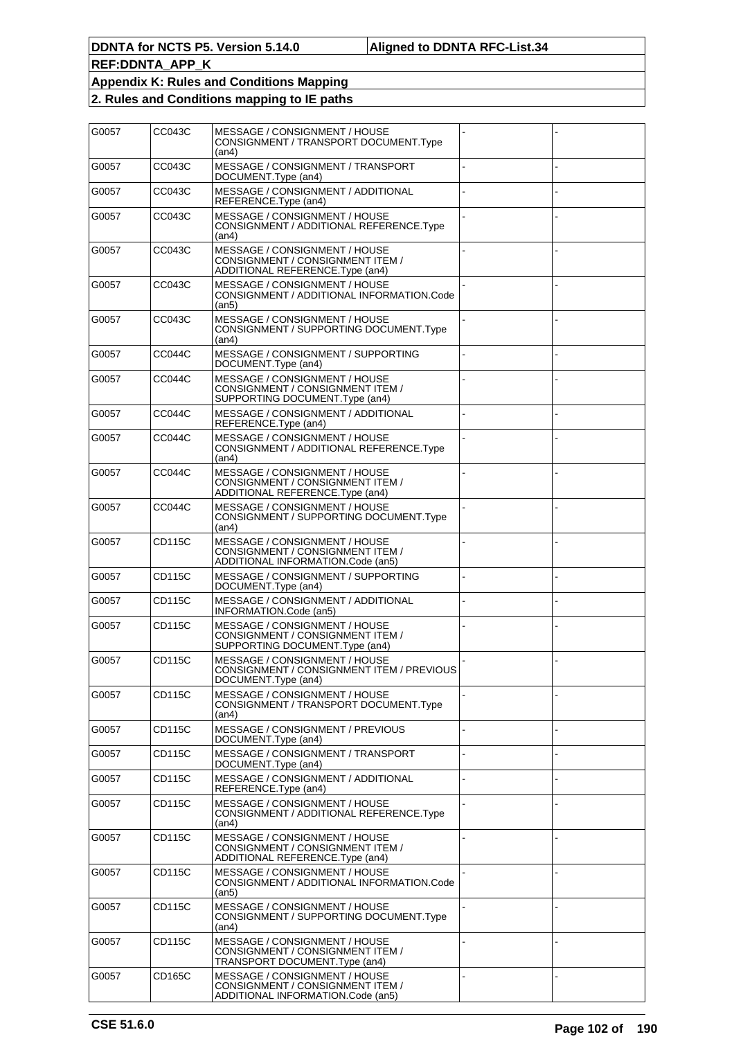| | | | | |
|---|---|---|---|---|
| G0057 | CC043C | MESSAGE / CONSIGNMENT / HOUSE CONSIGNMENT / TRANSPORT DOCUMENT.Type (an4) | - | - |
| G0057 | CC043C | MESSAGE / CONSIGNMENT / TRANSPORT DOCUMENT.Type (an4) | - | - |
| G0057 | CC043C | MESSAGE / CONSIGNMENT / ADDITIONAL REFERENCE.Type (an4) | - | - |
| G0057 | CC043C | MESSAGE / CONSIGNMENT / HOUSE CONSIGNMENT / ADDITIONAL REFERENCE.Type (an4) | - | - |
| G0057 | CC043C | MESSAGE / CONSIGNMENT / HOUSE CONSIGNMENT / CONSIGNMENT ITEM / ADDITIONAL REFERENCE.Type (an4) | - | - |
| G0057 | CC043C | MESSAGE / CONSIGNMENT / HOUSE CONSIGNMENT / ADDITIONAL INFORMATION.Code (an5) | - | - |
| G0057 | CC043C | MESSAGE / CONSIGNMENT / HOUSE CONSIGNMENT / SUPPORTING DOCUMENT.Type (an4) | - | - |
| G0057 | CC044C | MESSAGE / CONSIGNMENT / SUPPORTING DOCUMENT.Type (an4) | - | - |
| G0057 | CC044C | MESSAGE / CONSIGNMENT / HOUSE CONSIGNMENT / CONSIGNMENT ITEM / SUPPORTING DOCUMENT.Type (an4) | - | - |
| G0057 | CC044C | MESSAGE / CONSIGNMENT / ADDITIONAL REFERENCE.Type (an4) | - | - |
| G0057 | CC044C | MESSAGE / CONSIGNMENT / HOUSE CONSIGNMENT / ADDITIONAL REFERENCE.Type (an4) | - | - |
| G0057 | CC044C | MESSAGE / CONSIGNMENT / HOUSE CONSIGNMENT / CONSIGNMENT ITEM / ADDITIONAL REFERENCE.Type (an4) | - | - |
| G0057 | CC044C | MESSAGE / CONSIGNMENT / HOUSE CONSIGNMENT / SUPPORTING DOCUMENT.Type (an4) | - | - |
| G0057 | CD115C | MESSAGE / CONSIGNMENT / HOUSE CONSIGNMENT / CONSIGNMENT ITEM / ADDITIONAL INFORMATION.Code (an5) | - | - |
| G0057 | CD115C | MESSAGE / CONSIGNMENT / SUPPORTING DOCUMENT.Type (an4) | - | - |
| G0057 | CD115C | MESSAGE / CONSIGNMENT / ADDITIONAL INFORMATION.Code (an5) | - | - |
| G0057 | CD115C | MESSAGE / CONSIGNMENT / HOUSE CONSIGNMENT / CONSIGNMENT ITEM / SUPPORTING DOCUMENT.Type (an4) | - | - |
| G0057 | CD115C | MESSAGE / CONSIGNMENT / HOUSE CONSIGNMENT / CONSIGNMENT ITEM / PREVIOUS DOCUMENT.Type (an4) | - | - |
| G0057 | CD115C | MESSAGE / CONSIGNMENT / HOUSE CONSIGNMENT / TRANSPORT DOCUMENT.Type (an4) | - | - |
| G0057 | CD115C | MESSAGE / CONSIGNMENT / PREVIOUS DOCUMENT.Type (an4) | - | - |
| G0057 | CD115C | MESSAGE / CONSIGNMENT / TRANSPORT DOCUMENT.Type (an4) | - | - |
| G0057 | CD115C | MESSAGE / CONSIGNMENT / ADDITIONAL REFERENCE.Type (an4) | - | - |
| G0057 | CD115C | MESSAGE / CONSIGNMENT / HOUSE CONSIGNMENT / ADDITIONAL REFERENCE.Type (an4) | - | - |
| G0057 | CD115C | MESSAGE / CONSIGNMENT / HOUSE CONSIGNMENT / CONSIGNMENT ITEM / ADDITIONAL REFERENCE.Type (an4) | - | - |
| G0057 | CD115C | MESSAGE / CONSIGNMENT / HOUSE CONSIGNMENT / ADDITIONAL INFORMATION.Code (an5) | - | - |
| G0057 | CD115C | MESSAGE / CONSIGNMENT / HOUSE CONSIGNMENT / SUPPORTING DOCUMENT.Type (an4) | - | - |
| G0057 | CD115C | MESSAGE / CONSIGNMENT / HOUSE CONSIGNMENT / CONSIGNMENT ITEM / TRANSPORT DOCUMENT.Type (an4) | - | - |
| G0057 | CD165C | MESSAGE / CONSIGNMENT / HOUSE CONSIGNMENT / CONSIGNMENT ITEM / ADDITIONAL INFORMATION.Code (an5) | - | - |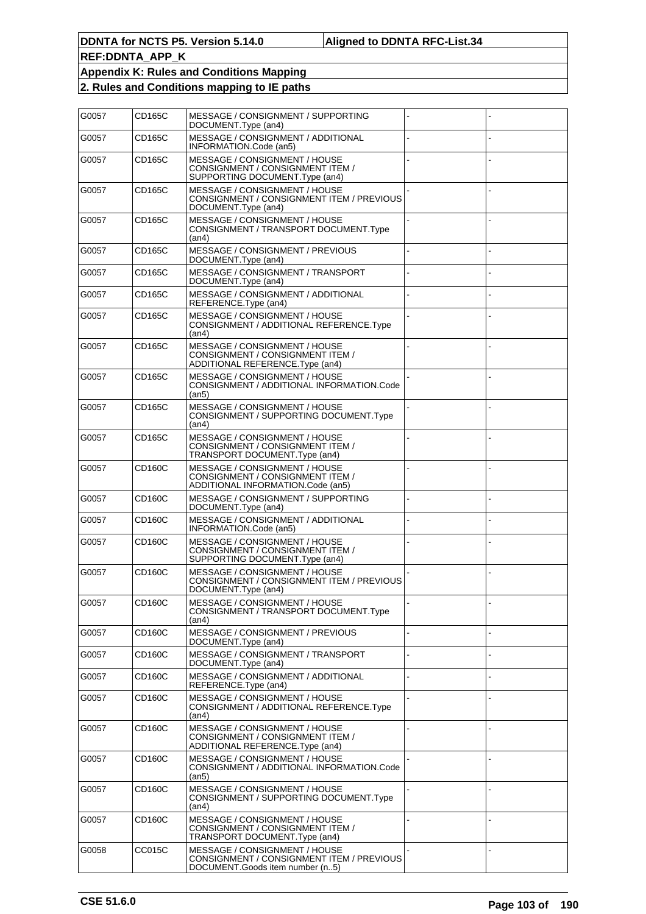**DDNTA for NCTS P5. Version 5.14.0** | **Aligned to DDNTA RFC-List.34**

**REF:DDNTA_APP_K**

**Appendix K: Rules and Conditions Mapping**

**2. Rules and Conditions mapping to IE paths**

| | | | | |
|---|---|---|---|---|
| G0057 | CD165C | MESSAGE / CONSIGNMENT / SUPPORTING DOCUMENT.Type (an4) | - | - |
| G0057 | CD165C | MESSAGE / CONSIGNMENT / ADDITIONAL INFORMATION.Code (an5) | - | - |
| G0057 | CD165C | MESSAGE / CONSIGNMENT / HOUSE CONSIGNMENT / CONSIGNMENT ITEM / SUPPORTING DOCUMENT.Type (an4) | - | - |
| G0057 | CD165C | MESSAGE / CONSIGNMENT / HOUSE CONSIGNMENT / CONSIGNMENT ITEM / PREVIOUS DOCUMENT.Type (an4) | - | - |
| G0057 | CD165C | MESSAGE / CONSIGNMENT / HOUSE CONSIGNMENT / TRANSPORT DOCUMENT.Type (an4) | - | - |
| G0057 | CD165C | MESSAGE / CONSIGNMENT / PREVIOUS DOCUMENT.Type (an4) | - | - |
| G0057 | CD165C | MESSAGE / CONSIGNMENT / TRANSPORT DOCUMENT.Type (an4) | - | - |
| G0057 | CD165C | MESSAGE / CONSIGNMENT / ADDITIONAL REFERENCE.Type (an4) | - | - |
| G0057 | CD165C | MESSAGE / CONSIGNMENT / HOUSE CONSIGNMENT / ADDITIONAL REFERENCE.Type (an4) | - | - |
| G0057 | CD165C | MESSAGE / CONSIGNMENT / HOUSE CONSIGNMENT / CONSIGNMENT ITEM / ADDITIONAL REFERENCE.Type (an4) | - | - |
| G0057 | CD165C | MESSAGE / CONSIGNMENT / HOUSE CONSIGNMENT / ADDITIONAL INFORMATION.Code (an5) | - | - |
| G0057 | CD165C | MESSAGE / CONSIGNMENT / HOUSE CONSIGNMENT / SUPPORTING DOCUMENT.Type (an4) | - | - |
| G0057 | CD165C | MESSAGE / CONSIGNMENT / HOUSE CONSIGNMENT / CONSIGNMENT ITEM / TRANSPORT DOCUMENT.Type (an4) | - | - |
| G0057 | CD160C | MESSAGE / CONSIGNMENT / HOUSE CONSIGNMENT / CONSIGNMENT ITEM / ADDITIONAL INFORMATION.Code (an5) | - | - |
| G0057 | CD160C | MESSAGE / CONSIGNMENT / SUPPORTING DOCUMENT.Type (an4) | - | - |
| G0057 | CD160C | MESSAGE / CONSIGNMENT / ADDITIONAL INFORMATION.Code (an5) | - | - |
| G0057 | CD160C | MESSAGE / CONSIGNMENT / HOUSE CONSIGNMENT / CONSIGNMENT ITEM / SUPPORTING DOCUMENT.Type (an4) | - | - |
| G0057 | CD160C | MESSAGE / CONSIGNMENT / HOUSE CONSIGNMENT / CONSIGNMENT ITEM / PREVIOUS DOCUMENT.Type (an4) | - | - |
| G0057 | CD160C | MESSAGE / CONSIGNMENT / HOUSE CONSIGNMENT / TRANSPORT DOCUMENT.Type (an4) | - | - |
| G0057 | CD160C | MESSAGE / CONSIGNMENT / PREVIOUS DOCUMENT.Type (an4) | - | - |
| G0057 | CD160C | MESSAGE / CONSIGNMENT / TRANSPORT DOCUMENT.Type (an4) | - | - |
| G0057 | CD160C | MESSAGE / CONSIGNMENT / ADDITIONAL REFERENCE.Type (an4) | - | - |
| G0057 | CD160C | MESSAGE / CONSIGNMENT / HOUSE CONSIGNMENT / ADDITIONAL REFERENCE.Type (an4) | - | - |
| G0057 | CD160C | MESSAGE / CONSIGNMENT / HOUSE CONSIGNMENT / CONSIGNMENT ITEM / ADDITIONAL REFERENCE.Type (an4) | - | - |
| G0057 | CD160C | MESSAGE / CONSIGNMENT / HOUSE CONSIGNMENT / ADDITIONAL INFORMATION.Code (an5) | - | - |
| G0057 | CD160C | MESSAGE / CONSIGNMENT / HOUSE CONSIGNMENT / SUPPORTING DOCUMENT.Type (an4) | - | - |
| G0057 | CD160C | MESSAGE / CONSIGNMENT / HOUSE CONSIGNMENT / CONSIGNMENT ITEM / TRANSPORT DOCUMENT.Type (an4) | - | - |
| G0058 | CC015C | MESSAGE / CONSIGNMENT / HOUSE CONSIGNMENT / CONSIGNMENT ITEM / PREVIOUS DOCUMENT.Goods item number (n..5) | - | - |

CSE 51.6.0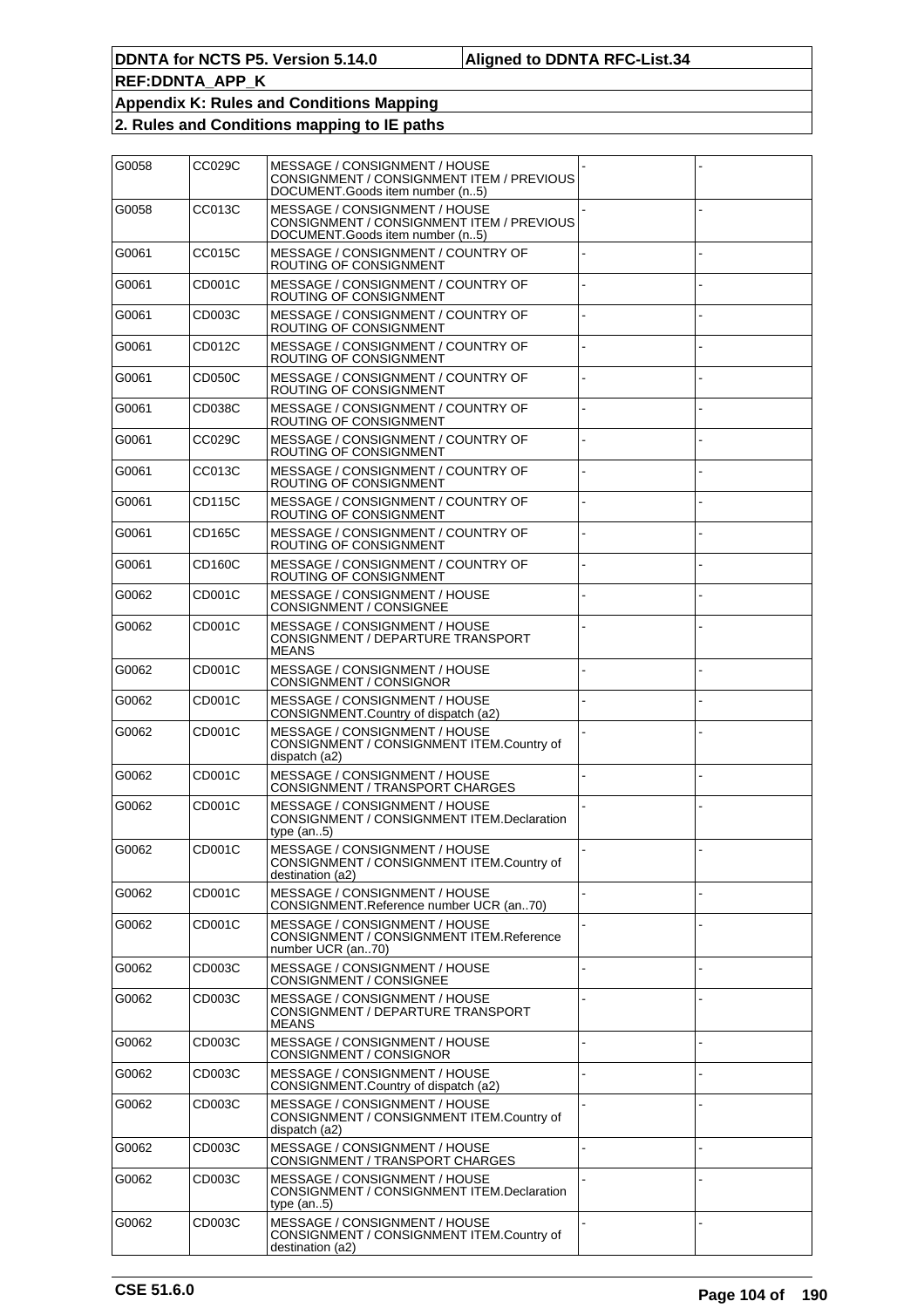| | | | | |
|---|---|---|---|---|
| G0058 | CC029C | MESSAGE / CONSIGNMENT / HOUSE CONSIGNMENT / CONSIGNMENT ITEM / PREVIOUS DOCUMENT.Goods item number (n..5) | - | - |
| G0058 | CC013C | MESSAGE / CONSIGNMENT / HOUSE CONSIGNMENT / CONSIGNMENT ITEM / PREVIOUS DOCUMENT.Goods item number (n..5) | - | - |
| G0061 | CC015C | MESSAGE / CONSIGNMENT / COUNTRY OF ROUTING OF CONSIGNMENT | - | - |
| G0061 | CD001C | MESSAGE / CONSIGNMENT / COUNTRY OF ROUTING OF CONSIGNMENT | - | - |
| G0061 | CD003C | MESSAGE / CONSIGNMENT / COUNTRY OF ROUTING OF CONSIGNMENT | - | - |
| G0061 | CD012C | MESSAGE / CONSIGNMENT / COUNTRY OF ROUTING OF CONSIGNMENT | - | - |
| G0061 | CD050C | MESSAGE / CONSIGNMENT / COUNTRY OF ROUTING OF CONSIGNMENT | - | - |
| G0061 | CD038C | MESSAGE / CONSIGNMENT / COUNTRY OF ROUTING OF CONSIGNMENT | - | - |
| G0061 | CC029C | MESSAGE / CONSIGNMENT / COUNTRY OF ROUTING OF CONSIGNMENT | - | - |
| G0061 | CC013C | MESSAGE / CONSIGNMENT / COUNTRY OF ROUTING OF CONSIGNMENT | - | - |
| G0061 | CD115C | MESSAGE / CONSIGNMENT / COUNTRY OF ROUTING OF CONSIGNMENT | - | - |
| G0061 | CD165C | MESSAGE / CONSIGNMENT / COUNTRY OF ROUTING OF CONSIGNMENT | - | - |
| G0061 | CD160C | MESSAGE / CONSIGNMENT / COUNTRY OF ROUTING OF CONSIGNMENT | - | - |
| G0062 | CD001C | MESSAGE / CONSIGNMENT / HOUSE CONSIGNMENT / CONSIGNEE | - | - |
| G0062 | CD001C | MESSAGE / CONSIGNMENT / HOUSE CONSIGNMENT / DEPARTURE TRANSPORT MEANS | - | - |
| G0062 | CD001C | MESSAGE / CONSIGNMENT / HOUSE CONSIGNMENT / CONSIGNOR | - | - |
| G0062 | CD001C | MESSAGE / CONSIGNMENT / HOUSE CONSIGNMENT.Country of dispatch (a2) | - | - |
| G0062 | CD001C | MESSAGE / CONSIGNMENT / HOUSE CONSIGNMENT / CONSIGNMENT ITEM.Country of dispatch (a2) | - | - |
| G0062 | CD001C | MESSAGE / CONSIGNMENT / HOUSE CONSIGNMENT / TRANSPORT CHARGES | - | - |
| G0062 | CD001C | MESSAGE / CONSIGNMENT / HOUSE CONSIGNMENT / CONSIGNMENT ITEM.Declaration type (an..5) | - | - |
| G0062 | CD001C | MESSAGE / CONSIGNMENT / HOUSE CONSIGNMENT / CONSIGNMENT ITEM.Country of destination (a2) | - | - |
| G0062 | CD001C | MESSAGE / CONSIGNMENT / HOUSE CONSIGNMENT.Reference number UCR (an..70) | - | - |
| G0062 | CD001C | MESSAGE / CONSIGNMENT / HOUSE CONSIGNMENT / CONSIGNMENT ITEM.Reference number UCR (an..70) | - | - |
| G0062 | CD003C | MESSAGE / CONSIGNMENT / HOUSE CONSIGNMENT / CONSIGNEE | - | - |
| G0062 | CD003C | MESSAGE / CONSIGNMENT / HOUSE CONSIGNMENT / DEPARTURE TRANSPORT MEANS | - | - |
| G0062 | CD003C | MESSAGE / CONSIGNMENT / HOUSE CONSIGNMENT / CONSIGNOR | - | - |
| G0062 | CD003C | MESSAGE / CONSIGNMENT / HOUSE CONSIGNMENT.Country of dispatch (a2) | - | - |
| G0062 | CD003C | MESSAGE / CONSIGNMENT / HOUSE CONSIGNMENT / CONSIGNMENT ITEM.Country of dispatch (a2) | - | - |
| G0062 | CD003C | MESSAGE / CONSIGNMENT / HOUSE CONSIGNMENT / TRANSPORT CHARGES | - | - |
| G0062 | CD003C | MESSAGE / CONSIGNMENT / HOUSE CONSIGNMENT / CONSIGNMENT ITEM.Declaration type (an..5) | - | - |
| G0062 | CD003C | MESSAGE / CONSIGNMENT / HOUSE CONSIGNMENT / CONSIGNMENT ITEM.Country of destination (a2) | - | - |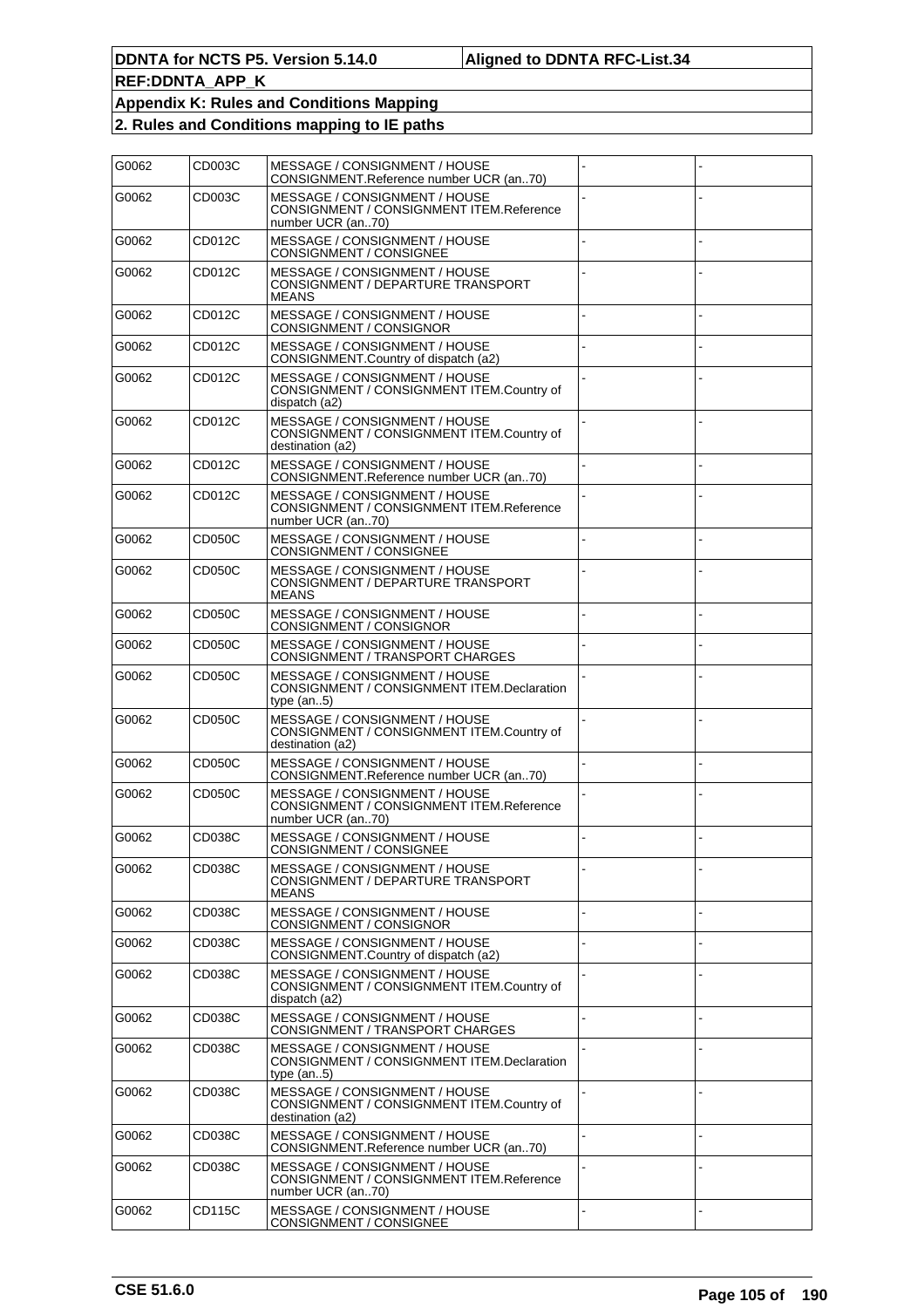| | | | | |
|---|---|---|---|---|
| G0062 | CD003C | MESSAGE / CONSIGNMENT / HOUSE CONSIGNMENT.Reference number UCR (an..70) | - | - |
| G0062 | CD003C | MESSAGE / CONSIGNMENT / HOUSE CONSIGNMENT / CONSIGNMENT ITEM.Reference number UCR (an..70) | - | - |
| G0062 | CD012C | MESSAGE / CONSIGNMENT / HOUSE CONSIGNMENT / CONSIGNEE | - | - |
| G0062 | CD012C | MESSAGE / CONSIGNMENT / HOUSE CONSIGNMENT / DEPARTURE TRANSPORT MEANS | - | - |
| G0062 | CD012C | MESSAGE / CONSIGNMENT / HOUSE CONSIGNMENT / CONSIGNOR | - | - |
| G0062 | CD012C | MESSAGE / CONSIGNMENT / HOUSE CONSIGNMENT.Country of dispatch (a2) | - | - |
| G0062 | CD012C | MESSAGE / CONSIGNMENT / HOUSE CONSIGNMENT / CONSIGNMENT ITEM.Country of dispatch (a2) | - | - |
| G0062 | CD012C | MESSAGE / CONSIGNMENT / HOUSE CONSIGNMENT / CONSIGNMENT ITEM.Country of destination (a2) | - | - |
| G0062 | CD012C | MESSAGE / CONSIGNMENT / HOUSE CONSIGNMENT.Reference number UCR (an..70) | - | - |
| G0062 | CD012C | MESSAGE / CONSIGNMENT / HOUSE CONSIGNMENT / CONSIGNMENT ITEM.Reference number UCR (an..70) | - | - |
| G0062 | CD050C | MESSAGE / CONSIGNMENT / HOUSE CONSIGNMENT / CONSIGNEE | - | - |
| G0062 | CD050C | MESSAGE / CONSIGNMENT / HOUSE CONSIGNMENT / DEPARTURE TRANSPORT MEANS | - | - |
| G0062 | CD050C | MESSAGE / CONSIGNMENT / HOUSE CONSIGNMENT / CONSIGNOR | - | - |
| G0062 | CD050C | MESSAGE / CONSIGNMENT / HOUSE CONSIGNMENT / TRANSPORT CHARGES | - | - |
| G0062 | CD050C | MESSAGE / CONSIGNMENT / HOUSE CONSIGNMENT / CONSIGNMENT ITEM.Declaration type (an..5) | - | - |
| G0062 | CD050C | MESSAGE / CONSIGNMENT / HOUSE CONSIGNMENT / CONSIGNMENT ITEM.Country of destination (a2) | - | - |
| G0062 | CD050C | MESSAGE / CONSIGNMENT / HOUSE CONSIGNMENT.Reference number UCR (an..70) | - | - |
| G0062 | CD050C | MESSAGE / CONSIGNMENT / HOUSE CONSIGNMENT / CONSIGNMENT ITEM.Reference number UCR (an..70) | - | - |
| G0062 | CD038C | MESSAGE / CONSIGNMENT / HOUSE CONSIGNMENT / CONSIGNEE | - | - |
| G0062 | CD038C | MESSAGE / CONSIGNMENT / HOUSE CONSIGNMENT / DEPARTURE TRANSPORT MEANS | - | - |
| G0062 | CD038C | MESSAGE / CONSIGNMENT / HOUSE CONSIGNMENT / CONSIGNOR | - | - |
| G0062 | CD038C | MESSAGE / CONSIGNMENT / HOUSE CONSIGNMENT.Country of dispatch (a2) | - | - |
| G0062 | CD038C | MESSAGE / CONSIGNMENT / HOUSE CONSIGNMENT / CONSIGNMENT ITEM.Country of dispatch (a2) | - | - |
| G0062 | CD038C | MESSAGE / CONSIGNMENT / HOUSE CONSIGNMENT / TRANSPORT CHARGES | - | - |
| G0062 | CD038C | MESSAGE / CONSIGNMENT / HOUSE CONSIGNMENT / CONSIGNMENT ITEM.Declaration type (an..5) | - | - |
| G0062 | CD038C | MESSAGE / CONSIGNMENT / HOUSE CONSIGNMENT / CONSIGNMENT ITEM.Country of destination (a2) | - | - |
| G0062 | CD038C | MESSAGE / CONSIGNMENT / HOUSE CONSIGNMENT.Reference number UCR (an..70) | - | - |
| G0062 | CD038C | MESSAGE / CONSIGNMENT / HOUSE CONSIGNMENT / CONSIGNMENT ITEM.Reference number UCR (an..70) | - | - |
| G0062 | CD115C | MESSAGE / CONSIGNMENT / HOUSE CONSIGNMENT / CONSIGNEE | - | - |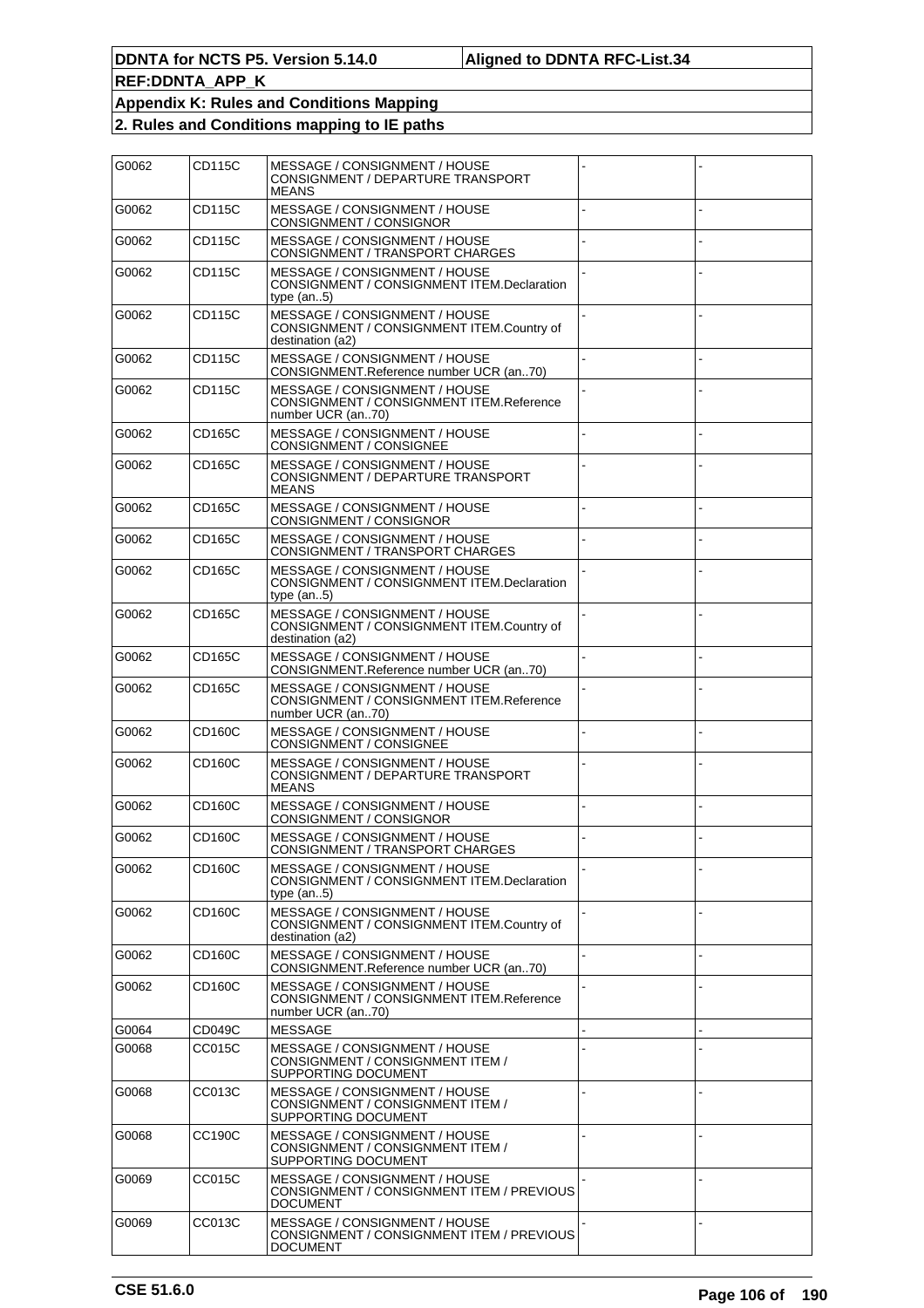| | | | | |
|---|---|---|---|---|
| G0062 | CD115C | MESSAGE / CONSIGNMENT / HOUSE CONSIGNMENT / DEPARTURE TRANSPORT MEANS | - | - |
| G0062 | CD115C | MESSAGE / CONSIGNMENT / HOUSE CONSIGNMENT / CONSIGNOR | - | - |
| G0062 | CD115C | MESSAGE / CONSIGNMENT / HOUSE CONSIGNMENT / TRANSPORT CHARGES | - | - |
| G0062 | CD115C | MESSAGE / CONSIGNMENT / HOUSE CONSIGNMENT / CONSIGNMENT ITEM.Declaration type (an..5) | - | - |
| G0062 | CD115C | MESSAGE / CONSIGNMENT / HOUSE CONSIGNMENT / CONSIGNMENT ITEM.Country of destination (a2) | - | - |
| G0062 | CD115C | MESSAGE / CONSIGNMENT / HOUSE CONSIGNMENT.Reference number UCR (an..70) | - | - |
| G0062 | CD115C | MESSAGE / CONSIGNMENT / HOUSE CONSIGNMENT / CONSIGNMENT ITEM.Reference number UCR (an..70) | - | - |
| G0062 | CD165C | MESSAGE / CONSIGNMENT / HOUSE CONSIGNMENT / CONSIGNEE | - | - |
| G0062 | CD165C | MESSAGE / CONSIGNMENT / HOUSE CONSIGNMENT / DEPARTURE TRANSPORT MEANS | - | - |
| G0062 | CD165C | MESSAGE / CONSIGNMENT / HOUSE CONSIGNMENT / CONSIGNOR | - | - |
| G0062 | CD165C | MESSAGE / CONSIGNMENT / HOUSE CONSIGNMENT / TRANSPORT CHARGES | - | - |
| G0062 | CD165C | MESSAGE / CONSIGNMENT / HOUSE CONSIGNMENT / CONSIGNMENT ITEM.Declaration type (an..5) | - | - |
| G0062 | CD165C | MESSAGE / CONSIGNMENT / HOUSE CONSIGNMENT / CONSIGNMENT ITEM.Country of destination (a2) | - | - |
| G0062 | CD165C | MESSAGE / CONSIGNMENT / HOUSE CONSIGNMENT.Reference number UCR (an..70) | - | - |
| G0062 | CD165C | MESSAGE / CONSIGNMENT / HOUSE CONSIGNMENT / CONSIGNMENT ITEM.Reference number UCR (an..70) | - | - |
| G0062 | CD160C | MESSAGE / CONSIGNMENT / HOUSE CONSIGNMENT / CONSIGNEE | - | - |
| G0062 | CD160C | MESSAGE / CONSIGNMENT / HOUSE CONSIGNMENT / DEPARTURE TRANSPORT MEANS | - | - |
| G0062 | CD160C | MESSAGE / CONSIGNMENT / HOUSE CONSIGNMENT / CONSIGNOR | - | - |
| G0062 | CD160C | MESSAGE / CONSIGNMENT / HOUSE CONSIGNMENT / TRANSPORT CHARGES | - | - |
| G0062 | CD160C | MESSAGE / CONSIGNMENT / HOUSE CONSIGNMENT / CONSIGNMENT ITEM.Declaration type (an..5) | - | - |
| G0062 | CD160C | MESSAGE / CONSIGNMENT / HOUSE CONSIGNMENT / CONSIGNMENT ITEM.Country of destination (a2) | - | - |
| G0062 | CD160C | MESSAGE / CONSIGNMENT / HOUSE CONSIGNMENT.Reference number UCR (an..70) | - | - |
| G0062 | CD160C | MESSAGE / CONSIGNMENT / HOUSE CONSIGNMENT / CONSIGNMENT ITEM.Reference number UCR (an..70) | - | - |
| G0064 | CD049C | MESSAGE | - | - |
| G0068 | CC015C | MESSAGE / CONSIGNMENT / HOUSE CONSIGNMENT / CONSIGNMENT ITEM / SUPPORTING DOCUMENT | - | - |
| G0068 | CC013C | MESSAGE / CONSIGNMENT / HOUSE CONSIGNMENT / CONSIGNMENT ITEM / SUPPORTING DOCUMENT | - | - |
| G0068 | CC190C | MESSAGE / CONSIGNMENT / HOUSE CONSIGNMENT / CONSIGNMENT ITEM / SUPPORTING DOCUMENT | - | - |
| G0069 | CC015C | MESSAGE / CONSIGNMENT / HOUSE CONSIGNMENT / CONSIGNMENT ITEM / PREVIOUS DOCUMENT | - | - |
| G0069 | CC013C | MESSAGE / CONSIGNMENT / HOUSE CONSIGNMENT / CONSIGNMENT ITEM / PREVIOUS DOCUMENT | - | - |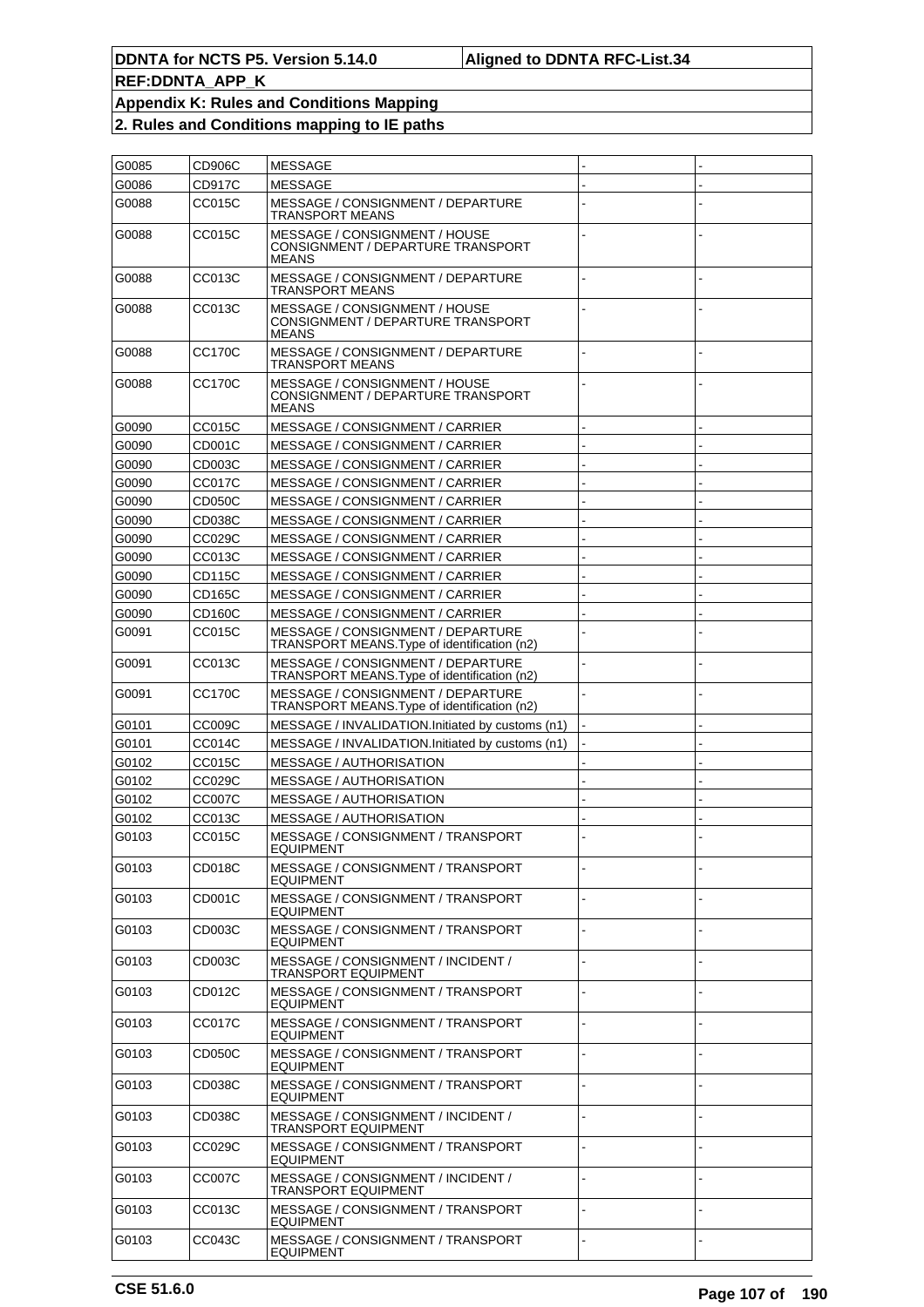| G0085 | CD906C | MESSAGE | - | - |
|---|---|---|---|---|
| G0086 | CD917C | MESSAGE | - | - |
| G0088 | CC015C | MESSAGE / CONSIGNMENT / DEPARTURE TRANSPORT MEANS | - | - |
| G0088 | CC015C | MESSAGE / CONSIGNMENT / HOUSE CONSIGNMENT / DEPARTURE TRANSPORT MEANS | - | - |
| G0088 | CC013C | MESSAGE / CONSIGNMENT / DEPARTURE TRANSPORT MEANS | - | - |
| G0088 | CC013C | MESSAGE / CONSIGNMENT / HOUSE CONSIGNMENT / DEPARTURE TRANSPORT MEANS | - | - |
| G0088 | CC170C | MESSAGE / CONSIGNMENT / DEPARTURE TRANSPORT MEANS | - | - |
| G0088 | CC170C | MESSAGE / CONSIGNMENT / HOUSE CONSIGNMENT / DEPARTURE TRANSPORT MEANS | - | - |
| G0090 | CC015C | MESSAGE / CONSIGNMENT / CARRIER | - | - |
| G0090 | CD001C | MESSAGE / CONSIGNMENT / CARRIER | - | - |
| G0090 | CD003C | MESSAGE / CONSIGNMENT / CARRIER | - | - |
| G0090 | CC017C | MESSAGE / CONSIGNMENT / CARRIER | - | - |
| G0090 | CD050C | MESSAGE / CONSIGNMENT / CARRIER | - | - |
| G0090 | CD038C | MESSAGE / CONSIGNMENT / CARRIER | - | - |
| G0090 | CC029C | MESSAGE / CONSIGNMENT / CARRIER | - | - |
| G0090 | CC013C | MESSAGE / CONSIGNMENT / CARRIER | - | - |
| G0090 | CD115C | MESSAGE / CONSIGNMENT / CARRIER | - | - |
| G0090 | CD165C | MESSAGE / CONSIGNMENT / CARRIER | - | - |
| G0090 | CD160C | MESSAGE / CONSIGNMENT / CARRIER | - | - |
| G0091 | CC015C | MESSAGE / CONSIGNMENT / DEPARTURE TRANSPORT MEANS.Type of identification (n2) | - | - |
| G0091 | CC013C | MESSAGE / CONSIGNMENT / DEPARTURE TRANSPORT MEANS.Type of identification (n2) | - | - |
| G0091 | CC170C | MESSAGE / CONSIGNMENT / DEPARTURE TRANSPORT MEANS.Type of identification (n2) | - | - |
| G0101 | CC009C | MESSAGE / INVALIDATION.Initiated by customs (n1) | - | - |
| G0101 | CC014C | MESSAGE / INVALIDATION.Initiated by customs (n1) | - | - |
| G0102 | CC015C | MESSAGE / AUTHORISATION | - | - |
| G0102 | CC029C | MESSAGE / AUTHORISATION | - | - |
| G0102 | CC007C | MESSAGE / AUTHORISATION | - | - |
| G0102 | CC013C | MESSAGE / AUTHORISATION | - | - |
| G0103 | CC015C | MESSAGE / CONSIGNMENT / TRANSPORT EQUIPMENT | - | - |
| G0103 | CD018C | MESSAGE / CONSIGNMENT / TRANSPORT EQUIPMENT | - | - |
| G0103 | CD001C | MESSAGE / CONSIGNMENT / TRANSPORT EQUIPMENT | - | - |
| G0103 | CD003C | MESSAGE / CONSIGNMENT / TRANSPORT EQUIPMENT | - | - |
| G0103 | CD003C | MESSAGE / CONSIGNMENT / INCIDENT / TRANSPORT EQUIPMENT | - | - |
| G0103 | CD012C | MESSAGE / CONSIGNMENT / TRANSPORT EQUIPMENT | - | - |
| G0103 | CC017C | MESSAGE / CONSIGNMENT / TRANSPORT EQUIPMENT | - | - |
| G0103 | CD050C | MESSAGE / CONSIGNMENT / TRANSPORT EQUIPMENT | - | - |
| G0103 | CD038C | MESSAGE / CONSIGNMENT / TRANSPORT EQUIPMENT | - | - |
| G0103 | CD038C | MESSAGE / CONSIGNMENT / INCIDENT / TRANSPORT EQUIPMENT | - | - |
| G0103 | CC029C | MESSAGE / CONSIGNMENT / TRANSPORT EQUIPMENT | - | - |
| G0103 | CC007C | MESSAGE / CONSIGNMENT / INCIDENT / TRANSPORT EQUIPMENT | - | - |
| G0103 | CC013C | MESSAGE / CONSIGNMENT / TRANSPORT EQUIPMENT | - | - |
| G0103 | CC043C | MESSAGE / CONSIGNMENT / TRANSPORT EQUIPMENT | - | - |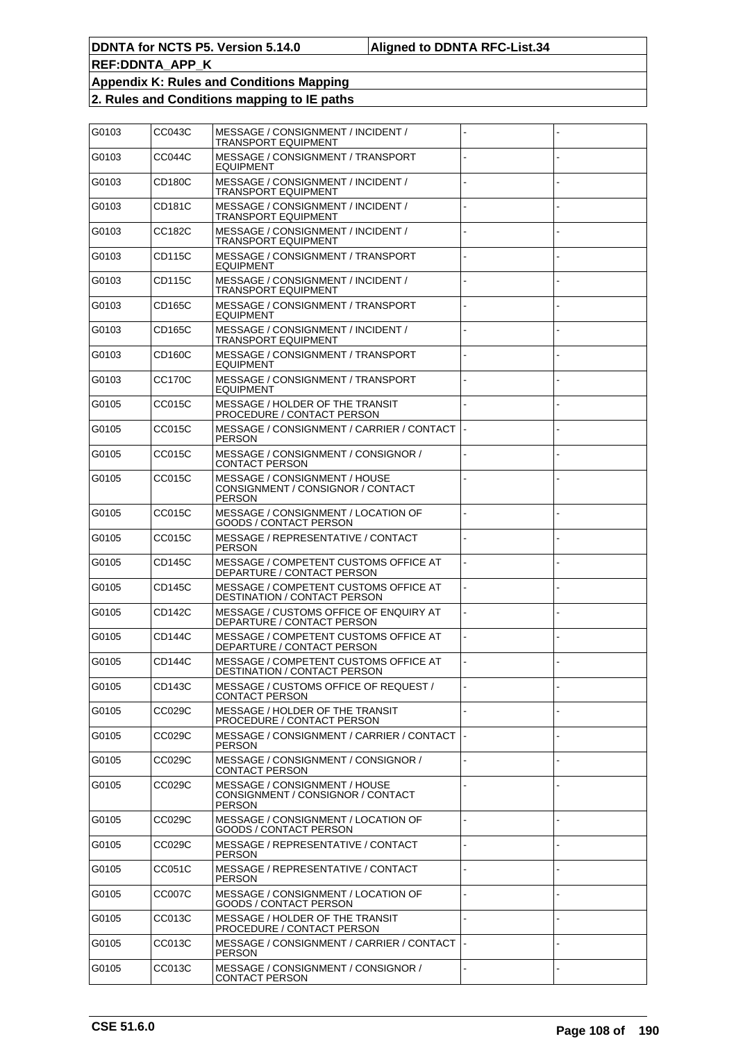| | | | | |
|---|---|---|---|---|
| G0103 | CC043C | MESSAGE / CONSIGNMENT / INCIDENT / TRANSPORT EQUIPMENT | - | - |
| G0103 | CC044C | MESSAGE / CONSIGNMENT / TRANSPORT EQUIPMENT | - | - |
| G0103 | CD180C | MESSAGE / CONSIGNMENT / INCIDENT / TRANSPORT EQUIPMENT | - | - |
| G0103 | CD181C | MESSAGE / CONSIGNMENT / INCIDENT / TRANSPORT EQUIPMENT | - | - |
| G0103 | CC182C | MESSAGE / CONSIGNMENT / INCIDENT / TRANSPORT EQUIPMENT | - | - |
| G0103 | CD115C | MESSAGE / CONSIGNMENT / TRANSPORT EQUIPMENT | - | - |
| G0103 | CD115C | MESSAGE / CONSIGNMENT / INCIDENT / TRANSPORT EQUIPMENT | - | - |
| G0103 | CD165C | MESSAGE / CONSIGNMENT / TRANSPORT EQUIPMENT | - | - |
| G0103 | CD165C | MESSAGE / CONSIGNMENT / INCIDENT / TRANSPORT EQUIPMENT | - | - |
| G0103 | CD160C | MESSAGE / CONSIGNMENT / TRANSPORT EQUIPMENT | - | - |
| G0103 | CC170C | MESSAGE / CONSIGNMENT / TRANSPORT EQUIPMENT | - | - |
| G0105 | CC015C | MESSAGE / HOLDER OF THE TRANSIT PROCEDURE / CONTACT PERSON | - | - |
| G0105 | CC015C | MESSAGE / CONSIGNMENT / CARRIER / CONTACT PERSON | - | - |
| G0105 | CC015C | MESSAGE / CONSIGNMENT / CONSIGNOR / CONTACT PERSON | - | - |
| G0105 | CC015C | MESSAGE / CONSIGNMENT / HOUSE CONSIGNMENT / CONSIGNOR / CONTACT PERSON | - | - |
| G0105 | CC015C | MESSAGE / CONSIGNMENT / LOCATION OF GOODS / CONTACT PERSON | - | - |
| G0105 | CC015C | MESSAGE / REPRESENTATIVE / CONTACT PERSON | - | - |
| G0105 | CD145C | MESSAGE / COMPETENT CUSTOMS OFFICE AT DEPARTURE / CONTACT PERSON | - | - |
| G0105 | CD145C | MESSAGE / COMPETENT CUSTOMS OFFICE AT DESTINATION / CONTACT PERSON | - | - |
| G0105 | CD142C | MESSAGE / CUSTOMS OFFICE OF ENQUIRY AT DEPARTURE / CONTACT PERSON | - | - |
| G0105 | CD144C | MESSAGE / COMPETENT CUSTOMS OFFICE AT DEPARTURE / CONTACT PERSON | - | - |
| G0105 | CD144C | MESSAGE / COMPETENT CUSTOMS OFFICE AT DESTINATION / CONTACT PERSON | - | - |
| G0105 | CD143C | MESSAGE / CUSTOMS OFFICE OF REQUEST / CONTACT PERSON | - | - |
| G0105 | CC029C | MESSAGE / HOLDER OF THE TRANSIT PROCEDURE / CONTACT PERSON | - | - |
| G0105 | CC029C | MESSAGE / CONSIGNMENT / CARRIER / CONTACT PERSON | - | - |
| G0105 | CC029C | MESSAGE / CONSIGNMENT / CONSIGNOR / CONTACT PERSON | - | - |
| G0105 | CC029C | MESSAGE / CONSIGNMENT / HOUSE CONSIGNMENT / CONSIGNOR / CONTACT PERSON | - | - |
| G0105 | CC029C | MESSAGE / CONSIGNMENT / LOCATION OF GOODS / CONTACT PERSON | - | - |
| G0105 | CC029C | MESSAGE / REPRESENTATIVE / CONTACT PERSON | - | - |
| G0105 | CC051C | MESSAGE / REPRESENTATIVE / CONTACT PERSON | - | - |
| G0105 | CC007C | MESSAGE / CONSIGNMENT / LOCATION OF GOODS / CONTACT PERSON | - | - |
| G0105 | CC013C | MESSAGE / HOLDER OF THE TRANSIT PROCEDURE / CONTACT PERSON | - | - |
| G0105 | CC013C | MESSAGE / CONSIGNMENT / CARRIER / CONTACT PERSON | - | - |
| G0105 | CC013C | MESSAGE / CONSIGNMENT / CONSIGNOR / CONTACT PERSON | - | - |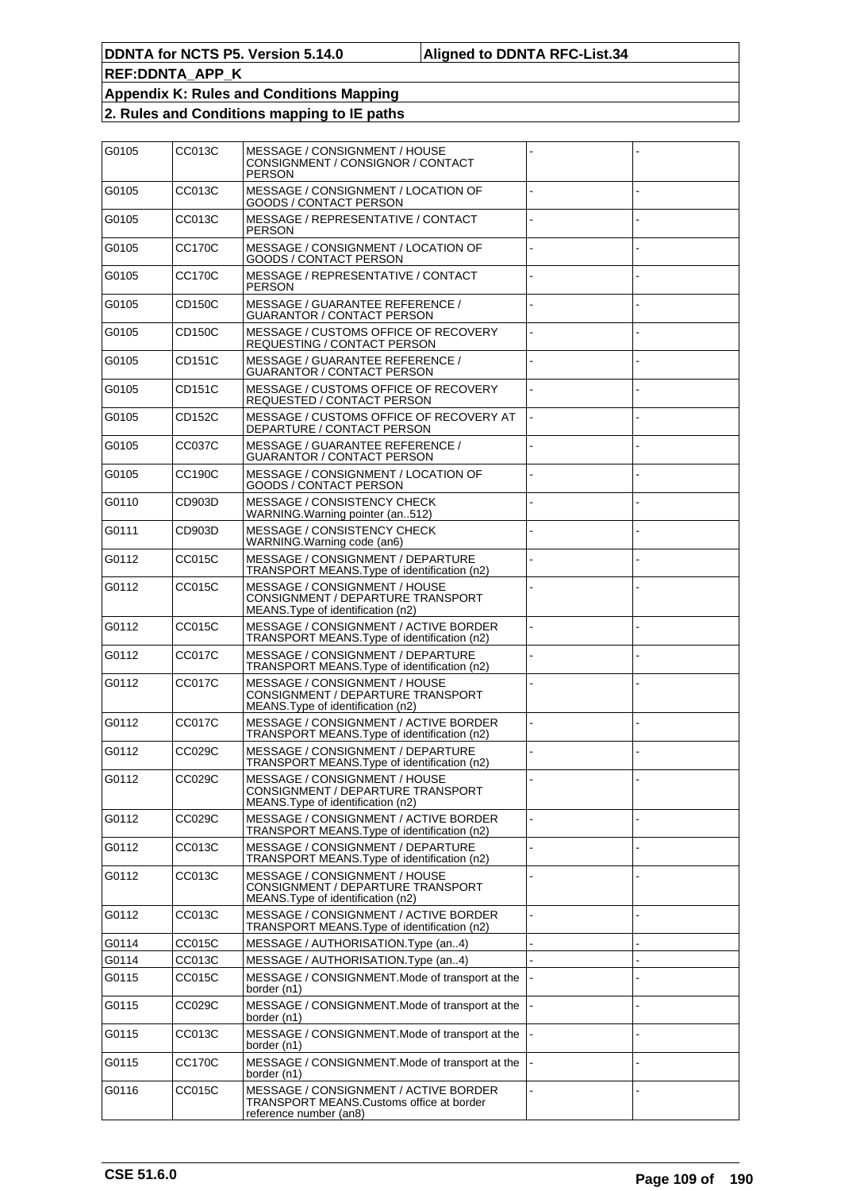| | | | | |
|---|---|---|---|---|
| G0105 | CC013C | MESSAGE / CONSIGNMENT / HOUSE CONSIGNMENT / CONSIGNOR / CONTACT PERSON | - | - |
| G0105 | CC013C | MESSAGE / CONSIGNMENT / LOCATION OF GOODS / CONTACT PERSON | - | - |
| G0105 | CC013C | MESSAGE / REPRESENTATIVE / CONTACT PERSON | - | - |
| G0105 | CC170C | MESSAGE / CONSIGNMENT / LOCATION OF GOODS / CONTACT PERSON | - | - |
| G0105 | CC170C | MESSAGE / REPRESENTATIVE / CONTACT PERSON | - | - |
| G0105 | CD150C | MESSAGE / GUARANTEE REFERENCE / GUARANTOR / CONTACT PERSON | - | - |
| G0105 | CD150C | MESSAGE / CUSTOMS OFFICE OF RECOVERY REQUESTING / CONTACT PERSON | - | - |
| G0105 | CD151C | MESSAGE / GUARANTEE REFERENCE / GUARANTOR / CONTACT PERSON | - | - |
| G0105 | CD151C | MESSAGE / CUSTOMS OFFICE OF RECOVERY REQUESTED / CONTACT PERSON | - | - |
| G0105 | CD152C | MESSAGE / CUSTOMS OFFICE OF RECOVERY AT DEPARTURE / CONTACT PERSON | - | - |
| G0105 | CC037C | MESSAGE / GUARANTEE REFERENCE / GUARANTOR / CONTACT PERSON | - | - |
| G0105 | CC190C | MESSAGE / CONSIGNMENT / LOCATION OF GOODS / CONTACT PERSON | - | - |
| G0110 | CD903D | MESSAGE / CONSISTENCY CHECK WARNING.Warning pointer (an..512) | - | - |
| G0111 | CD903D | MESSAGE / CONSISTENCY CHECK WARNING.Warning code (an6) | - | - |
| G0112 | CC015C | MESSAGE / CONSIGNMENT / DEPARTURE TRANSPORT MEANS.Type of identification (n2) | - | - |
| G0112 | CC015C | MESSAGE / CONSIGNMENT / HOUSE CONSIGNMENT / DEPARTURE TRANSPORT MEANS.Type of identification (n2) | - | - |
| G0112 | CC015C | MESSAGE / CONSIGNMENT / ACTIVE BORDER TRANSPORT MEANS.Type of identification (n2) | - | - |
| G0112 | CC017C | MESSAGE / CONSIGNMENT / DEPARTURE TRANSPORT MEANS.Type of identification (n2) | - | - |
| G0112 | CC017C | MESSAGE / CONSIGNMENT / HOUSE CONSIGNMENT / DEPARTURE TRANSPORT MEANS.Type of identification (n2) | - | - |
| G0112 | CC017C | MESSAGE / CONSIGNMENT / ACTIVE BORDER TRANSPORT MEANS.Type of identification (n2) | - | - |
| G0112 | CC029C | MESSAGE / CONSIGNMENT / DEPARTURE TRANSPORT MEANS.Type of identification (n2) | - | - |
| G0112 | CC029C | MESSAGE / CONSIGNMENT / HOUSE CONSIGNMENT / DEPARTURE TRANSPORT MEANS.Type of identification (n2) | - | - |
| G0112 | CC029C | MESSAGE / CONSIGNMENT / ACTIVE BORDER TRANSPORT MEANS.Type of identification (n2) | - | - |
| G0112 | CC013C | MESSAGE / CONSIGNMENT / DEPARTURE TRANSPORT MEANS.Type of identification (n2) | - | - |
| G0112 | CC013C | MESSAGE / CONSIGNMENT / HOUSE CONSIGNMENT / DEPARTURE TRANSPORT MEANS.Type of identification (n2) | - | - |
| G0112 | CC013C | MESSAGE / CONSIGNMENT / ACTIVE BORDER TRANSPORT MEANS.Type of identification (n2) | - | - |
| G0114 | CC015C | MESSAGE / AUTHORISATION.Type (an..4) | - | - |
| G0114 | CC013C | MESSAGE / AUTHORISATION.Type (an..4) | - | - |
| G0115 | CC015C | MESSAGE / CONSIGNMENT.Mode of transport at the border (n1) | - | - |
| G0115 | CC029C | MESSAGE / CONSIGNMENT.Mode of transport at the border (n1) | - | - |
| G0115 | CC013C | MESSAGE / CONSIGNMENT.Mode of transport at the border (n1) | - | - |
| G0115 | CC170C | MESSAGE / CONSIGNMENT.Mode of transport at the border (n1) | - | - |
| G0116 | CC015C | MESSAGE / CONSIGNMENT / ACTIVE BORDER TRANSPORT MEANS.Customs office at border reference number (an8) | - | - |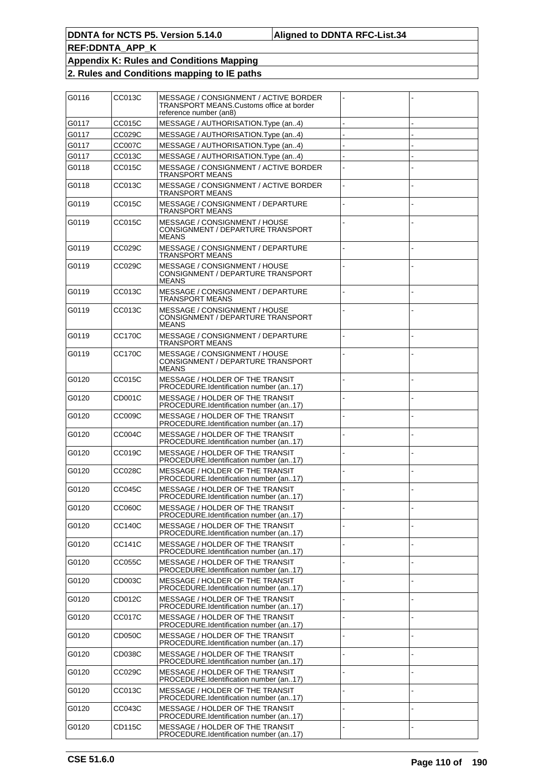| | | | | |
|---|---|---|---|---|
| G0116 | CC013C | MESSAGE / CONSIGNMENT / ACTIVE BORDER TRANSPORT MEANS.Customs office at border reference number (an8) | - | - |
| G0117 | CC015C | MESSAGE / AUTHORISATION.Type (an..4) | - | - |
| G0117 | CC029C | MESSAGE / AUTHORISATION.Type (an..4) | - | - |
| G0117 | CC007C | MESSAGE / AUTHORISATION.Type (an..4) | - | - |
| G0117 | CC013C | MESSAGE / AUTHORISATION.Type (an..4) | - | - |
| G0118 | CC015C | MESSAGE / CONSIGNMENT / ACTIVE BORDER TRANSPORT MEANS | - | - |
| G0118 | CC013C | MESSAGE / CONSIGNMENT / ACTIVE BORDER TRANSPORT MEANS | - | - |
| G0119 | CC015C | MESSAGE / CONSIGNMENT / DEPARTURE TRANSPORT MEANS | - | - |
| G0119 | CC015C | MESSAGE / CONSIGNMENT / HOUSE CONSIGNMENT / DEPARTURE TRANSPORT MEANS | - | - |
| G0119 | CC029C | MESSAGE / CONSIGNMENT / DEPARTURE TRANSPORT MEANS | - | - |
| G0119 | CC029C | MESSAGE / CONSIGNMENT / HOUSE CONSIGNMENT / DEPARTURE TRANSPORT MEANS | - | - |
| G0119 | CC013C | MESSAGE / CONSIGNMENT / DEPARTURE TRANSPORT MEANS | - | - |
| G0119 | CC013C | MESSAGE / CONSIGNMENT / HOUSE CONSIGNMENT / DEPARTURE TRANSPORT MEANS | - | - |
| G0119 | CC170C | MESSAGE / CONSIGNMENT / DEPARTURE TRANSPORT MEANS | - | - |
| G0119 | CC170C | MESSAGE / CONSIGNMENT / HOUSE CONSIGNMENT / DEPARTURE TRANSPORT MEANS | - | - |
| G0120 | CC015C | MESSAGE / HOLDER OF THE TRANSIT PROCEDURE.Identification number (an..17) | - | - |
| G0120 | CD001C | MESSAGE / HOLDER OF THE TRANSIT PROCEDURE.Identification number (an..17) | - | - |
| G0120 | CC009C | MESSAGE / HOLDER OF THE TRANSIT PROCEDURE.Identification number (an..17) | - | - |
| G0120 | CC004C | MESSAGE / HOLDER OF THE TRANSIT PROCEDURE.Identification number (an..17) | - | - |
| G0120 | CC019C | MESSAGE / HOLDER OF THE TRANSIT PROCEDURE.Identification number (an..17) | - | - |
| G0120 | CC028C | MESSAGE / HOLDER OF THE TRANSIT PROCEDURE.Identification number (an..17) | - | - |
| G0120 | CC045C | MESSAGE / HOLDER OF THE TRANSIT PROCEDURE.Identification number (an..17) | - | - |
| G0120 | CC060C | MESSAGE / HOLDER OF THE TRANSIT PROCEDURE.Identification number (an..17) | - | - |
| G0120 | CC140C | MESSAGE / HOLDER OF THE TRANSIT PROCEDURE.Identification number (an..17) | - | - |
| G0120 | CC141C | MESSAGE / HOLDER OF THE TRANSIT PROCEDURE.Identification number (an..17) | - | - |
| G0120 | CC055C | MESSAGE / HOLDER OF THE TRANSIT PROCEDURE.Identification number (an..17) | - | - |
| G0120 | CD003C | MESSAGE / HOLDER OF THE TRANSIT PROCEDURE.Identification number (an..17) | - | - |
| G0120 | CD012C | MESSAGE / HOLDER OF THE TRANSIT PROCEDURE.Identification number (an..17) | - | - |
| G0120 | CC017C | MESSAGE / HOLDER OF THE TRANSIT PROCEDURE.Identification number (an..17) | - | - |
| G0120 | CD050C | MESSAGE / HOLDER OF THE TRANSIT PROCEDURE.Identification number (an..17) | - | - |
| G0120 | CD038C | MESSAGE / HOLDER OF THE TRANSIT PROCEDURE.Identification number (an..17) | - | - |
| G0120 | CC029C | MESSAGE / HOLDER OF THE TRANSIT PROCEDURE.Identification number (an..17) | - | - |
| G0120 | CC013C | MESSAGE / HOLDER OF THE TRANSIT PROCEDURE.Identification number (an..17) | - | - |
| G0120 | CC043C | MESSAGE / HOLDER OF THE TRANSIT PROCEDURE.Identification number (an..17) | - | - |
| G0120 | CD115C | MESSAGE / HOLDER OF THE TRANSIT PROCEDURE.Identification number (an..17) | - | - |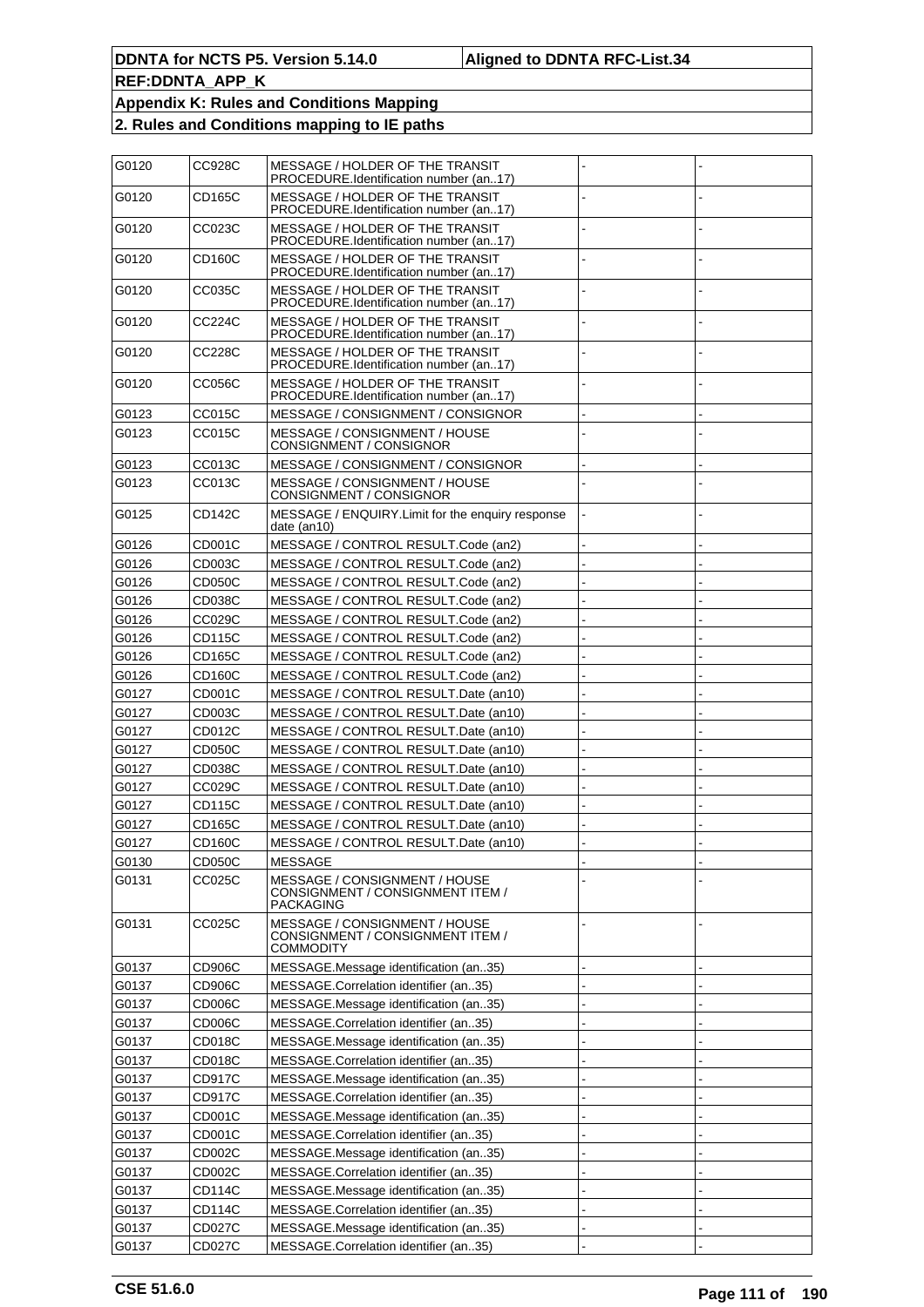| | | | | |
|---|---|---|---|---|
| G0120 | CC928C | MESSAGE / HOLDER OF THE TRANSIT PROCEDURE.Identification number (an..17) | - | - |
| G0120 | CD165C | MESSAGE / HOLDER OF THE TRANSIT PROCEDURE.Identification number (an..17) | - | - |
| G0120 | CC023C | MESSAGE / HOLDER OF THE TRANSIT PROCEDURE.Identification number (an..17) | - | - |
| G0120 | CD160C | MESSAGE / HOLDER OF THE TRANSIT PROCEDURE.Identification number (an..17) | - | - |
| G0120 | CC035C | MESSAGE / HOLDER OF THE TRANSIT PROCEDURE.Identification number (an..17) | - | - |
| G0120 | CC224C | MESSAGE / HOLDER OF THE TRANSIT PROCEDURE.Identification number (an..17) | - | - |
| G0120 | CC228C | MESSAGE / HOLDER OF THE TRANSIT PROCEDURE.Identification number (an..17) | - | - |
| G0120 | CC056C | MESSAGE / HOLDER OF THE TRANSIT PROCEDURE.Identification number (an..17) | - | - |
| G0123 | CC015C | MESSAGE / CONSIGNMENT / CONSIGNOR | - | - |
| G0123 | CC015C | MESSAGE / CONSIGNMENT / HOUSE CONSIGNMENT / CONSIGNOR | - | - |
| G0123 | CC013C | MESSAGE / CONSIGNMENT / CONSIGNOR | - | - |
| G0123 | CC013C | MESSAGE / CONSIGNMENT / HOUSE CONSIGNMENT / CONSIGNOR | - | - |
| G0125 | CD142C | MESSAGE / ENQUIRY.Limit for the enquiry response date (an10) | - | - |
| G0126 | CD001C | MESSAGE / CONTROL RESULT.Code (an2) | - | - |
| G0126 | CD003C | MESSAGE / CONTROL RESULT.Code (an2) | - | - |
| G0126 | CD050C | MESSAGE / CONTROL RESULT.Code (an2) | - | - |
| G0126 | CD038C | MESSAGE / CONTROL RESULT.Code (an2) | - | - |
| G0126 | CC029C | MESSAGE / CONTROL RESULT.Code (an2) | - | - |
| G0126 | CD115C | MESSAGE / CONTROL RESULT.Code (an2) | - | - |
| G0126 | CD165C | MESSAGE / CONTROL RESULT.Code (an2) | - | - |
| G0126 | CD160C | MESSAGE / CONTROL RESULT.Code (an2) | - | - |
| G0127 | CD001C | MESSAGE / CONTROL RESULT.Date (an10) | - | - |
| G0127 | CD003C | MESSAGE / CONTROL RESULT.Date (an10) | - | - |
| G0127 | CD012C | MESSAGE / CONTROL RESULT.Date (an10) | - | - |
| G0127 | CD050C | MESSAGE / CONTROL RESULT.Date (an10) | - | - |
| G0127 | CD038C | MESSAGE / CONTROL RESULT.Date (an10) | - | - |
| G0127 | CC029C | MESSAGE / CONTROL RESULT.Date (an10) | - | - |
| G0127 | CD115C | MESSAGE / CONTROL RESULT.Date (an10) | - | - |
| G0127 | CD165C | MESSAGE / CONTROL RESULT.Date (an10) | - | - |
| G0127 | CD160C | MESSAGE / CONTROL RESULT.Date (an10) | - | - |
| G0130 | CD050C | MESSAGE | - | - |
| G0131 | CC025C | MESSAGE / CONSIGNMENT / HOUSE CONSIGNMENT / CONSIGNMENT ITEM / PACKAGING | - | - |
| G0131 | CC025C | MESSAGE / CONSIGNMENT / HOUSE CONSIGNMENT / CONSIGNMENT ITEM / COMMODITY | - | - |
| G0137 | CD906C | MESSAGE.Message identification (an..35) | - | - |
| G0137 | CD906C | MESSAGE.Correlation identifier (an..35) | - | - |
| G0137 | CD006C | MESSAGE.Message identification (an..35) | - | - |
| G0137 | CD006C | MESSAGE.Correlation identifier (an..35) | - | - |
| G0137 | CD018C | MESSAGE.Message identification (an..35) | - | - |
| G0137 | CD018C | MESSAGE.Correlation identifier (an..35) | - | - |
| G0137 | CD917C | MESSAGE.Message identification (an..35) | - | - |
| G0137 | CD917C | MESSAGE.Correlation identifier (an..35) | - | - |
| G0137 | CD001C | MESSAGE.Message identification (an..35) | - | - |
| G0137 | CD001C | MESSAGE.Correlation identifier (an..35) | - | - |
| G0137 | CD002C | MESSAGE.Message identification (an..35) | - | - |
| G0137 | CD002C | MESSAGE.Correlation identifier (an..35) | - | - |
| G0137 | CD114C | MESSAGE.Message identification (an..35) | - | - |
| G0137 | CD114C | MESSAGE.Correlation identifier (an..35) | - | - |
| G0137 | CD027C | MESSAGE.Message identification (an..35) | - | - |
| G0137 | CD027C | MESSAGE.Correlation identifier (an..35) | - | - |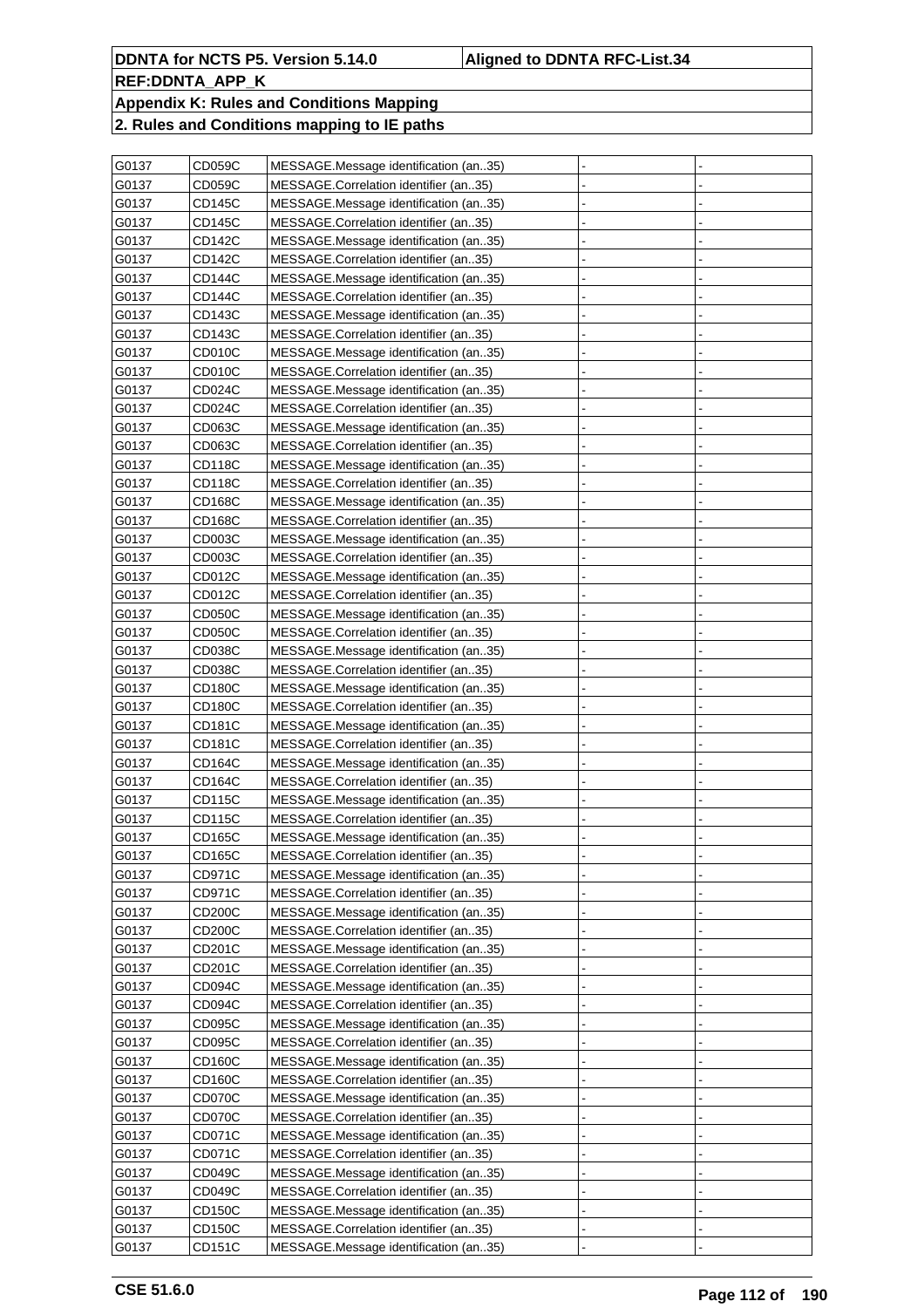| | | | | |
|---|---|---|---|---|
| G0137 | CD059C | MESSAGE.Message identification (an..35) | - | - |
| G0137 | CD059C | MESSAGE.Correlation identifier (an..35) | - | - |
| G0137 | CD145C | MESSAGE.Message identification (an..35) | - | - |
| G0137 | CD145C | MESSAGE.Correlation identifier (an..35) | - | - |
| G0137 | CD142C | MESSAGE.Message identification (an..35) | - | - |
| G0137 | CD142C | MESSAGE.Correlation identifier (an..35) | - | - |
| G0137 | CD144C | MESSAGE.Message identification (an..35) | - | - |
| G0137 | CD144C | MESSAGE.Correlation identifier (an..35) | - | - |
| G0137 | CD143C | MESSAGE.Message identification (an..35) | - | - |
| G0137 | CD143C | MESSAGE.Correlation identifier (an..35) | - | - |
| G0137 | CD010C | MESSAGE.Message identification (an..35) | - | - |
| G0137 | CD010C | MESSAGE.Correlation identifier (an..35) | - | - |
| G0137 | CD024C | MESSAGE.Message identification (an..35) | - | - |
| G0137 | CD024C | MESSAGE.Correlation identifier (an..35) | - | - |
| G0137 | CD063C | MESSAGE.Message identification (an..35) | - | - |
| G0137 | CD063C | MESSAGE.Correlation identifier (an..35) | - | - |
| G0137 | CD118C | MESSAGE.Message identification (an..35) | - | - |
| G0137 | CD118C | MESSAGE.Correlation identifier (an..35) | - | - |
| G0137 | CD168C | MESSAGE.Message identification (an..35) | - | - |
| G0137 | CD168C | MESSAGE.Correlation identifier (an..35) | - | - |
| G0137 | CD003C | MESSAGE.Message identification (an..35) | - | - |
| G0137 | CD003C | MESSAGE.Correlation identifier (an..35) | - | - |
| G0137 | CD012C | MESSAGE.Message identification (an..35) | - | - |
| G0137 | CD012C | MESSAGE.Correlation identifier (an..35) | - | - |
| G0137 | CD050C | MESSAGE.Message identification (an..35) | - | - |
| G0137 | CD050C | MESSAGE.Correlation identifier (an..35) | - | - |
| G0137 | CD038C | MESSAGE.Message identification (an..35) | - | - |
| G0137 | CD038C | MESSAGE.Correlation identifier (an..35) | - | - |
| G0137 | CD180C | MESSAGE.Message identification (an..35) | - | - |
| G0137 | CD180C | MESSAGE.Correlation identifier (an..35) | - | - |
| G0137 | CD181C | MESSAGE.Message identification (an..35) | - | - |
| G0137 | CD181C | MESSAGE.Correlation identifier (an..35) | - | - |
| G0137 | CD164C | MESSAGE.Message identification (an..35) | - | - |
| G0137 | CD164C | MESSAGE.Correlation identifier (an..35) | - | - |
| G0137 | CD115C | MESSAGE.Message identification (an..35) | - | - |
| G0137 | CD115C | MESSAGE.Correlation identifier (an..35) | - | - |
| G0137 | CD165C | MESSAGE.Message identification (an..35) | - | - |
| G0137 | CD165C | MESSAGE.Correlation identifier (an..35) | - | - |
| G0137 | CD971C | MESSAGE.Message identification (an..35) | - | - |
| G0137 | CD971C | MESSAGE.Correlation identifier (an..35) | - | - |
| G0137 | CD200C | MESSAGE.Message identification (an..35) | - | - |
| G0137 | CD200C | MESSAGE.Correlation identifier (an..35) | - | - |
| G0137 | CD201C | MESSAGE.Message identification (an..35) | - | - |
| G0137 | CD201C | MESSAGE.Correlation identifier (an..35) | - | - |
| G0137 | CD094C | MESSAGE.Message identification (an..35) | - | - |
| G0137 | CD094C | MESSAGE.Correlation identifier (an..35) | - | - |
| G0137 | CD095C | MESSAGE.Message identification (an..35) | - | - |
| G0137 | CD095C | MESSAGE.Correlation identifier (an..35) | - | - |
| G0137 | CD160C | MESSAGE.Message identification (an..35) | - | - |
| G0137 | CD160C | MESSAGE.Correlation identifier (an..35) | - | - |
| G0137 | CD070C | MESSAGE.Message identification (an..35) | - | - |
| G0137 | CD070C | MESSAGE.Correlation identifier (an..35) | - | - |
| G0137 | CD071C | MESSAGE.Message identification (an..35) | - | - |
| G0137 | CD071C | MESSAGE.Correlation identifier (an..35) | - | - |
| G0137 | CD049C | MESSAGE.Message identification (an..35) | - | - |
| G0137 | CD049C | MESSAGE.Correlation identifier (an..35) | - | - |
| G0137 | CD150C | MESSAGE.Message identification (an..35) | - | - |
| G0137 | CD150C | MESSAGE.Correlation identifier (an..35) | - | - |
| G0137 | CD151C | MESSAGE.Message identification (an..35) | - | - |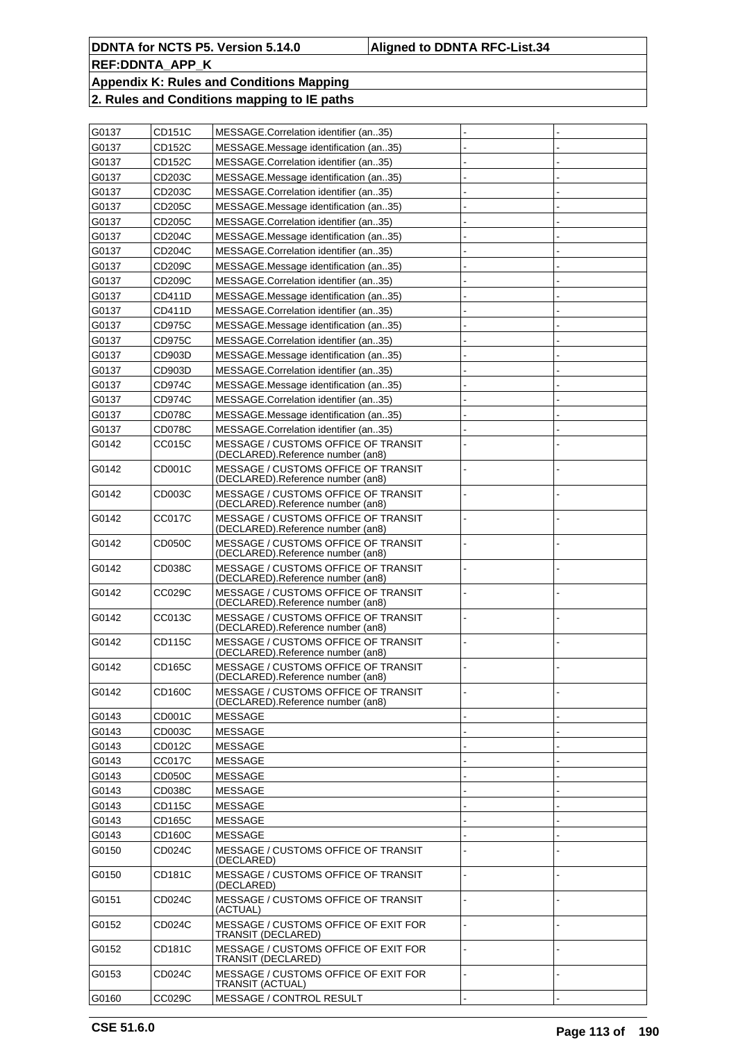| | | | | |
|---|---|---|---|---|
| G0137 | CD151C | MESSAGE.Correlation identifier (an..35) | - | - |
| G0137 | CD152C | MESSAGE.Message identification (an..35) | - | - |
| G0137 | CD152C | MESSAGE.Correlation identifier (an..35) | - | - |
| G0137 | CD203C | MESSAGE.Message identification (an..35) | - | - |
| G0137 | CD203C | MESSAGE.Correlation identifier (an..35) | - | - |
| G0137 | CD205C | MESSAGE.Message identification (an..35) | - | - |
| G0137 | CD205C | MESSAGE.Correlation identifier (an..35) | - | - |
| G0137 | CD204C | MESSAGE.Message identification (an..35) | - | - |
| G0137 | CD204C | MESSAGE.Correlation identifier (an..35) | - | - |
| G0137 | CD209C | MESSAGE.Message identification (an..35) | - | - |
| G0137 | CD209C | MESSAGE.Correlation identifier (an..35) | - | - |
| G0137 | CD411D | MESSAGE.Message identification (an..35) | - | - |
| G0137 | CD411D | MESSAGE.Correlation identifier (an..35) | - | - |
| G0137 | CD975C | MESSAGE.Message identification (an..35) | - | - |
| G0137 | CD975C | MESSAGE.Correlation identifier (an..35) | - | - |
| G0137 | CD903D | MESSAGE.Message identification (an..35) | - | - |
| G0137 | CD903D | MESSAGE.Correlation identifier (an..35) | - | - |
| G0137 | CD974C | MESSAGE.Message identification (an..35) | - | - |
| G0137 | CD974C | MESSAGE.Correlation identifier (an..35) | - | - |
| G0137 | CD078C | MESSAGE.Message identification (an..35) | - | - |
| G0137 | CD078C | MESSAGE.Correlation identifier (an..35) | - | - |
| G0142 | CC015C | MESSAGE / CUSTOMS OFFICE OF TRANSIT (DECLARED).Reference number (an8) | - | - |
| G0142 | CD001C | MESSAGE / CUSTOMS OFFICE OF TRANSIT (DECLARED).Reference number (an8) | - | - |
| G0142 | CD003C | MESSAGE / CUSTOMS OFFICE OF TRANSIT (DECLARED).Reference number (an8) | - | - |
| G0142 | CC017C | MESSAGE / CUSTOMS OFFICE OF TRANSIT (DECLARED).Reference number (an8) | - | - |
| G0142 | CD050C | MESSAGE / CUSTOMS OFFICE OF TRANSIT (DECLARED).Reference number (an8) | - | - |
| G0142 | CD038C | MESSAGE / CUSTOMS OFFICE OF TRANSIT (DECLARED).Reference number (an8) | - | - |
| G0142 | CC029C | MESSAGE / CUSTOMS OFFICE OF TRANSIT (DECLARED).Reference number (an8) | - | - |
| G0142 | CC013C | MESSAGE / CUSTOMS OFFICE OF TRANSIT (DECLARED).Reference number (an8) | - | - |
| G0142 | CD115C | MESSAGE / CUSTOMS OFFICE OF TRANSIT (DECLARED).Reference number (an8) | - | - |
| G0142 | CD165C | MESSAGE / CUSTOMS OFFICE OF TRANSIT (DECLARED).Reference number (an8) | - | - |
| G0142 | CD160C | MESSAGE / CUSTOMS OFFICE OF TRANSIT (DECLARED).Reference number (an8) | - | - |
| G0143 | CD001C | MESSAGE | - | - |
| G0143 | CD003C | MESSAGE | - | - |
| G0143 | CD012C | MESSAGE | - | - |
| G0143 | CC017C | MESSAGE | - | - |
| G0143 | CD050C | MESSAGE | - | - |
| G0143 | CD038C | MESSAGE | - | - |
| G0143 | CD115C | MESSAGE | - | - |
| G0143 | CD165C | MESSAGE | - | - |
| G0143 | CD160C | MESSAGE | - | - |
| G0150 | CD024C | MESSAGE / CUSTOMS OFFICE OF TRANSIT (DECLARED) | - | - |
| G0150 | CD181C | MESSAGE / CUSTOMS OFFICE OF TRANSIT (DECLARED) | - | - |
| G0151 | CD024C | MESSAGE / CUSTOMS OFFICE OF TRANSIT (ACTUAL) | - | - |
| G0152 | CD024C | MESSAGE / CUSTOMS OFFICE OF EXIT FOR TRANSIT (DECLARED) | - | - |
| G0152 | CD181C | MESSAGE / CUSTOMS OFFICE OF EXIT FOR TRANSIT (DECLARED) | - | - |
| G0153 | CD024C | MESSAGE / CUSTOMS OFFICE OF EXIT FOR TRANSIT (ACTUAL) | - | - |
| G0160 | CC029C | MESSAGE / CONTROL RESULT | - | - |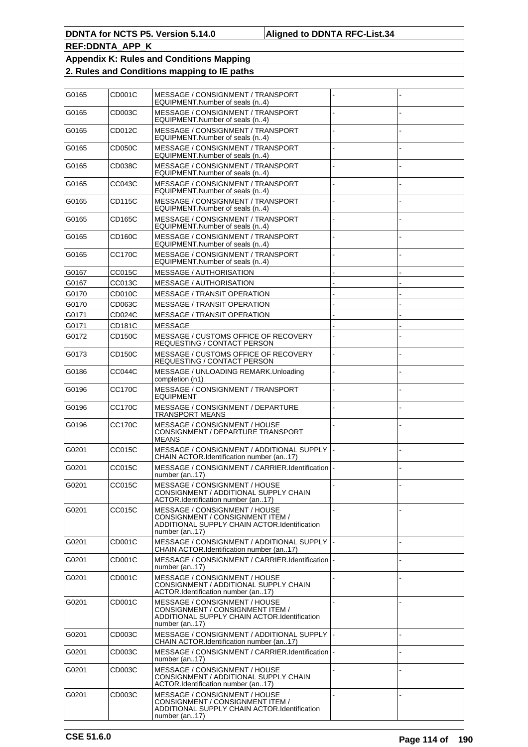| | | | | |
|---|---|---|---|---|
| G0165 | CD001C | MESSAGE / CONSIGNMENT / TRANSPORT EQUIPMENT.Number of seals (n..4) | - | - |
| G0165 | CD003C | MESSAGE / CONSIGNMENT / TRANSPORT EQUIPMENT.Number of seals (n..4) | - | - |
| G0165 | CD012C | MESSAGE / CONSIGNMENT / TRANSPORT EQUIPMENT.Number of seals (n..4) | - | - |
| G0165 | CD050C | MESSAGE / CONSIGNMENT / TRANSPORT EQUIPMENT.Number of seals (n..4) | - | - |
| G0165 | CD038C | MESSAGE / CONSIGNMENT / TRANSPORT EQUIPMENT.Number of seals (n..4) | - | - |
| G0165 | CC043C | MESSAGE / CONSIGNMENT / TRANSPORT EQUIPMENT.Number of seals (n..4) | - | - |
| G0165 | CD115C | MESSAGE / CONSIGNMENT / TRANSPORT EQUIPMENT.Number of seals (n..4) | - | - |
| G0165 | CD165C | MESSAGE / CONSIGNMENT / TRANSPORT EQUIPMENT.Number of seals (n..4) | - | - |
| G0165 | CD160C | MESSAGE / CONSIGNMENT / TRANSPORT EQUIPMENT.Number of seals (n..4) | - | - |
| G0165 | CC170C | MESSAGE / CONSIGNMENT / TRANSPORT EQUIPMENT.Number of seals (n..4) | - | - |
| G0167 | CC015C | MESSAGE / AUTHORISATION | - | - |
| G0167 | CC013C | MESSAGE / AUTHORISATION | - | - |
| G0170 | CD010C | MESSAGE / TRANSIT OPERATION | - | - |
| G0170 | CD063C | MESSAGE / TRANSIT OPERATION | - | - |
| G0171 | CD024C | MESSAGE / TRANSIT OPERATION | - | - |
| G0171 | CD181C | MESSAGE | - | - |
| G0172 | CD150C | MESSAGE / CUSTOMS OFFICE OF RECOVERY REQUESTING / CONTACT PERSON | - | - |
| G0173 | CD150C | MESSAGE / CUSTOMS OFFICE OF RECOVERY REQUESTING / CONTACT PERSON | - | - |
| G0186 | CC044C | MESSAGE / UNLOADING REMARK.Unloading completion (n1) | - | - |
| G0196 | CC170C | MESSAGE / CONSIGNMENT / TRANSPORT EQUIPMENT | - | - |
| G0196 | CC170C | MESSAGE / CONSIGNMENT / DEPARTURE TRANSPORT MEANS | - | - |
| G0196 | CC170C | MESSAGE / CONSIGNMENT / HOUSE CONSIGNMENT / DEPARTURE TRANSPORT MEANS | - | - |
| G0201 | CC015C | MESSAGE / CONSIGNMENT / ADDITIONAL SUPPLY CHAIN ACTOR.Identification number (an..17) | - | - |
| G0201 | CC015C | MESSAGE / CONSIGNMENT / CARRIER.Identification number (an..17) | - | - |
| G0201 | CC015C | MESSAGE / CONSIGNMENT / HOUSE CONSIGNMENT / ADDITIONAL SUPPLY CHAIN ACTOR.Identification number (an..17) | - | - |
| G0201 | CC015C | MESSAGE / CONSIGNMENT / HOUSE CONSIGNMENT / CONSIGNMENT ITEM / ADDITIONAL SUPPLY CHAIN ACTOR.Identification number (an..17) | - | - |
| G0201 | CD001C | MESSAGE / CONSIGNMENT / ADDITIONAL SUPPLY CHAIN ACTOR.Identification number (an..17) | - | - |
| G0201 | CD001C | MESSAGE / CONSIGNMENT / CARRIER.Identification number (an..17) | - | - |
| G0201 | CD001C | MESSAGE / CONSIGNMENT / HOUSE CONSIGNMENT / ADDITIONAL SUPPLY CHAIN ACTOR.Identification number (an..17) | - | - |
| G0201 | CD001C | MESSAGE / CONSIGNMENT / HOUSE CONSIGNMENT / CONSIGNMENT ITEM / ADDITIONAL SUPPLY CHAIN ACTOR.Identification number (an..17) | - | - |
| G0201 | CD003C | MESSAGE / CONSIGNMENT / ADDITIONAL SUPPLY CHAIN ACTOR.Identification number (an..17) | - | - |
| G0201 | CD003C | MESSAGE / CONSIGNMENT / CARRIER.Identification number (an..17) | - | - |
| G0201 | CD003C | MESSAGE / CONSIGNMENT / HOUSE CONSIGNMENT / ADDITIONAL SUPPLY CHAIN ACTOR.Identification number (an..17) | - | - |
| G0201 | CD003C | MESSAGE / CONSIGNMENT / HOUSE CONSIGNMENT / CONSIGNMENT ITEM / ADDITIONAL SUPPLY CHAIN ACTOR.Identification number (an..17) | - | - |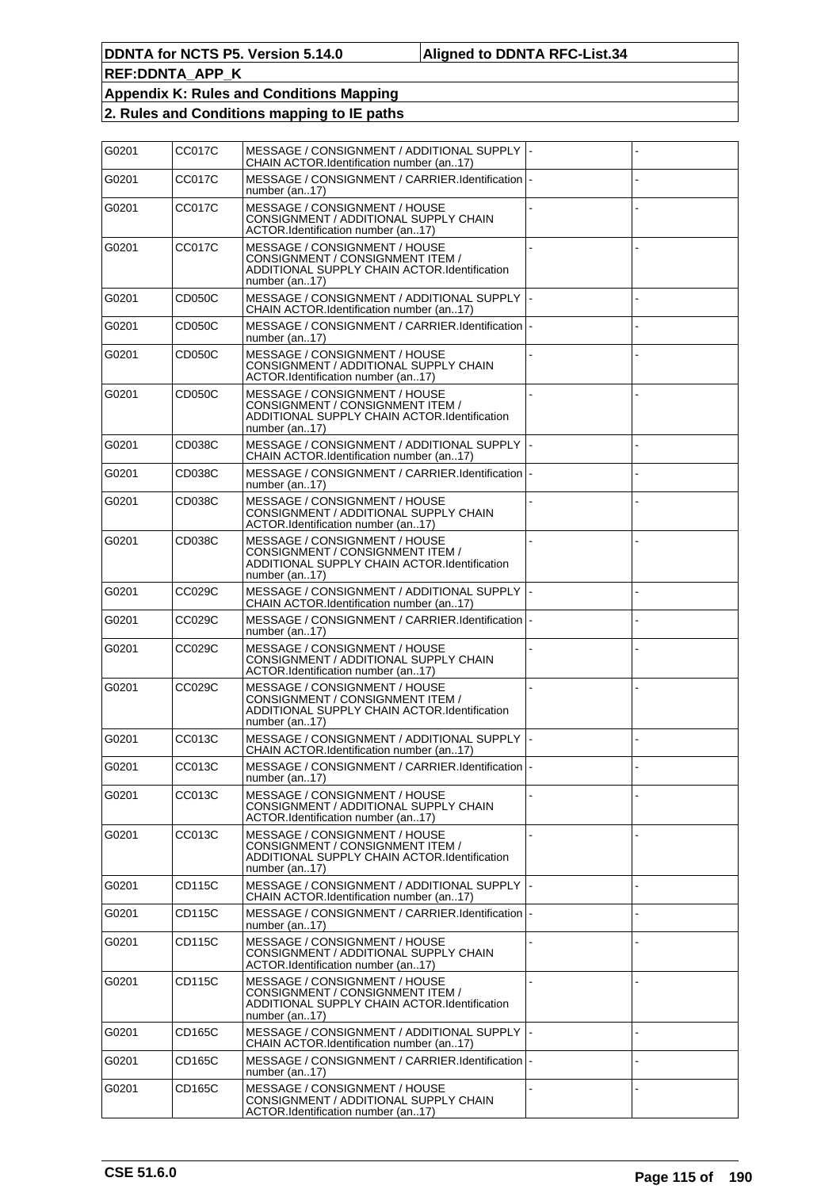| | | | | |
|---|---|---|---|---|
| G0201 | CC017C | MESSAGE / CONSIGNMENT / ADDITIONAL SUPPLY CHAIN ACTOR.Identification number (an..17) | - | - |
| G0201 | CC017C | MESSAGE / CONSIGNMENT / CARRIER.Identification number (an..17) | - | - |
| G0201 | CC017C | MESSAGE / CONSIGNMENT / HOUSE CONSIGNMENT / ADDITIONAL SUPPLY CHAIN ACTOR.Identification number (an..17) | - | - |
| G0201 | CC017C | MESSAGE / CONSIGNMENT / HOUSE CONSIGNMENT / CONSIGNMENT ITEM / ADDITIONAL SUPPLY CHAIN ACTOR.Identification number (an..17) | - | - |
| G0201 | CD050C | MESSAGE / CONSIGNMENT / ADDITIONAL SUPPLY CHAIN ACTOR.Identification number (an..17) | - | - |
| G0201 | CD050C | MESSAGE / CONSIGNMENT / CARRIER.Identification number (an..17) | - | - |
| G0201 | CD050C | MESSAGE / CONSIGNMENT / HOUSE CONSIGNMENT / ADDITIONAL SUPPLY CHAIN ACTOR.Identification number (an..17) | - | - |
| G0201 | CD050C | MESSAGE / CONSIGNMENT / HOUSE CONSIGNMENT / CONSIGNMENT ITEM / ADDITIONAL SUPPLY CHAIN ACTOR.Identification number (an..17) | - | - |
| G0201 | CD038C | MESSAGE / CONSIGNMENT / ADDITIONAL SUPPLY CHAIN ACTOR.Identification number (an..17) | - | - |
| G0201 | CD038C | MESSAGE / CONSIGNMENT / CARRIER.Identification number (an..17) | - | - |
| G0201 | CD038C | MESSAGE / CONSIGNMENT / HOUSE CONSIGNMENT / ADDITIONAL SUPPLY CHAIN ACTOR.Identification number (an..17) | - | - |
| G0201 | CD038C | MESSAGE / CONSIGNMENT / HOUSE CONSIGNMENT / CONSIGNMENT ITEM / ADDITIONAL SUPPLY CHAIN ACTOR.Identification number (an..17) | - | - |
| G0201 | CC029C | MESSAGE / CONSIGNMENT / ADDITIONAL SUPPLY CHAIN ACTOR.Identification number (an..17) | - | - |
| G0201 | CC029C | MESSAGE / CONSIGNMENT / CARRIER.Identification number (an..17) | - | - |
| G0201 | CC029C | MESSAGE / CONSIGNMENT / HOUSE CONSIGNMENT / ADDITIONAL SUPPLY CHAIN ACTOR.Identification number (an..17) | - | - |
| G0201 | CC029C | MESSAGE / CONSIGNMENT / HOUSE CONSIGNMENT / CONSIGNMENT ITEM / ADDITIONAL SUPPLY CHAIN ACTOR.Identification number (an..17) | - | - |
| G0201 | CC013C | MESSAGE / CONSIGNMENT / ADDITIONAL SUPPLY CHAIN ACTOR.Identification number (an..17) | - | - |
| G0201 | CC013C | MESSAGE / CONSIGNMENT / CARRIER.Identification number (an..17) | - | - |
| G0201 | CC013C | MESSAGE / CONSIGNMENT / HOUSE CONSIGNMENT / ADDITIONAL SUPPLY CHAIN ACTOR.Identification number (an..17) | - | - |
| G0201 | CC013C | MESSAGE / CONSIGNMENT / HOUSE CONSIGNMENT / CONSIGNMENT ITEM / ADDITIONAL SUPPLY CHAIN ACTOR.Identification number (an..17) | - | - |
| G0201 | CD115C | MESSAGE / CONSIGNMENT / ADDITIONAL SUPPLY CHAIN ACTOR.Identification number (an..17) | - | - |
| G0201 | CD115C | MESSAGE / CONSIGNMENT / CARRIER.Identification number (an..17) | - | - |
| G0201 | CD115C | MESSAGE / CONSIGNMENT / HOUSE CONSIGNMENT / ADDITIONAL SUPPLY CHAIN ACTOR.Identification number (an..17) | - | - |
| G0201 | CD115C | MESSAGE / CONSIGNMENT / HOUSE CONSIGNMENT / CONSIGNMENT ITEM / ADDITIONAL SUPPLY CHAIN ACTOR.Identification number (an..17) | - | - |
| G0201 | CD165C | MESSAGE / CONSIGNMENT / ADDITIONAL SUPPLY CHAIN ACTOR.Identification number (an..17) | - | - |
| G0201 | CD165C | MESSAGE / CONSIGNMENT / CARRIER.Identification number (an..17) | - | - |
| G0201 | CD165C | MESSAGE / CONSIGNMENT / HOUSE CONSIGNMENT / ADDITIONAL SUPPLY CHAIN ACTOR.Identification number (an..17) | - | - |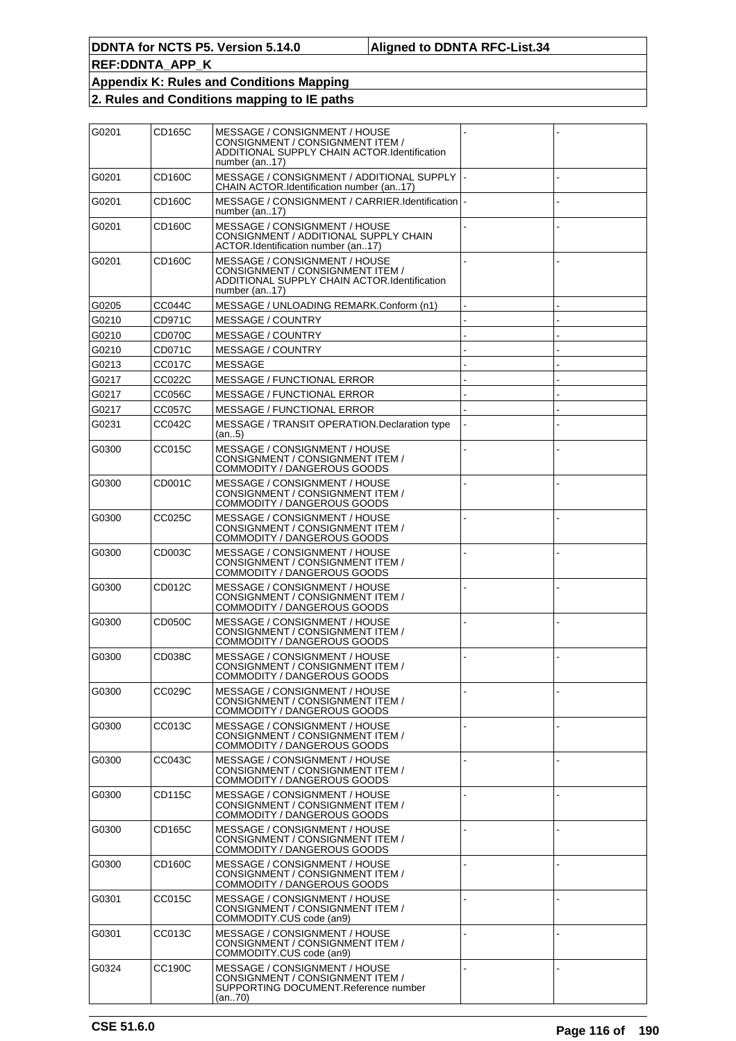| | | | | |
|---|---|---|---|---|
| G0201 | CD165C | MESSAGE / CONSIGNMENT / HOUSE CONSIGNMENT / CONSIGNMENT ITEM / ADDITIONAL SUPPLY CHAIN ACTOR.Identification number (an..17) | - | - |
| G0201 | CD160C | MESSAGE / CONSIGNMENT / ADDITIONAL SUPPLY CHAIN ACTOR.Identification number (an..17) | - | - |
| G0201 | CD160C | MESSAGE / CONSIGNMENT / CARRIER.Identification number (an..17) | - | - |
| G0201 | CD160C | MESSAGE / CONSIGNMENT / HOUSE CONSIGNMENT / ADDITIONAL SUPPLY CHAIN ACTOR.Identification number (an..17) | - | - |
| G0201 | CD160C | MESSAGE / CONSIGNMENT / HOUSE CONSIGNMENT / CONSIGNMENT ITEM / ADDITIONAL SUPPLY CHAIN ACTOR.Identification number (an..17) | - | - |
| G0205 | CC044C | MESSAGE / UNLOADING REMARK.Conform (n1) | - | - |
| G0210 | CD971C | MESSAGE / COUNTRY | - | - |
| G0210 | CD070C | MESSAGE / COUNTRY | - | - |
| G0210 | CD071C | MESSAGE / COUNTRY | - | - |
| G0213 | CC017C | MESSAGE | - | - |
| G0217 | CC022C | MESSAGE / FUNCTIONAL ERROR | - | - |
| G0217 | CC056C | MESSAGE / FUNCTIONAL ERROR | - | - |
| G0217 | CC057C | MESSAGE / FUNCTIONAL ERROR | - | - |
| G0231 | CC042C | MESSAGE / TRANSIT OPERATION.Declaration type (an..5) | - | - |
| G0300 | CC015C | MESSAGE / CONSIGNMENT / HOUSE CONSIGNMENT / CONSIGNMENT ITEM / COMMODITY / DANGEROUS GOODS | - | - |
| G0300 | CD001C | MESSAGE / CONSIGNMENT / HOUSE CONSIGNMENT / CONSIGNMENT ITEM / COMMODITY / DANGEROUS GOODS | - | - |
| G0300 | CC025C | MESSAGE / CONSIGNMENT / HOUSE CONSIGNMENT / CONSIGNMENT ITEM / COMMODITY / DANGEROUS GOODS | - | - |
| G0300 | CD003C | MESSAGE / CONSIGNMENT / HOUSE CONSIGNMENT / CONSIGNMENT ITEM / COMMODITY / DANGEROUS GOODS | - | - |
| G0300 | CD012C | MESSAGE / CONSIGNMENT / HOUSE CONSIGNMENT / CONSIGNMENT ITEM / COMMODITY / DANGEROUS GOODS | - | - |
| G0300 | CD050C | MESSAGE / CONSIGNMENT / HOUSE CONSIGNMENT / CONSIGNMENT ITEM / COMMODITY / DANGEROUS GOODS | - | - |
| G0300 | CD038C | MESSAGE / CONSIGNMENT / HOUSE CONSIGNMENT / CONSIGNMENT ITEM / COMMODITY / DANGEROUS GOODS | - | - |
| G0300 | CC029C | MESSAGE / CONSIGNMENT / HOUSE CONSIGNMENT / CONSIGNMENT ITEM / COMMODITY / DANGEROUS GOODS | - | - |
| G0300 | CC013C | MESSAGE / CONSIGNMENT / HOUSE CONSIGNMENT / CONSIGNMENT ITEM / COMMODITY / DANGEROUS GOODS | - | - |
| G0300 | CC043C | MESSAGE / CONSIGNMENT / HOUSE CONSIGNMENT / CONSIGNMENT ITEM / COMMODITY / DANGEROUS GOODS | - | - |
| G0300 | CD115C | MESSAGE / CONSIGNMENT / HOUSE CONSIGNMENT / CONSIGNMENT ITEM / COMMODITY / DANGEROUS GOODS | - | - |
| G0300 | CD165C | MESSAGE / CONSIGNMENT / HOUSE CONSIGNMENT / CONSIGNMENT ITEM / COMMODITY / DANGEROUS GOODS | - | - |
| G0300 | CD160C | MESSAGE / CONSIGNMENT / HOUSE CONSIGNMENT / CONSIGNMENT ITEM / COMMODITY / DANGEROUS GOODS | - | - |
| G0301 | CC015C | MESSAGE / CONSIGNMENT / HOUSE CONSIGNMENT / CONSIGNMENT ITEM / COMMODITY.CUS code (an9) | - | - |
| G0301 | CC013C | MESSAGE / CONSIGNMENT / HOUSE CONSIGNMENT / CONSIGNMENT ITEM / COMMODITY.CUS code (an9) | - | - |
| G0324 | CC190C | MESSAGE / CONSIGNMENT / HOUSE CONSIGNMENT / CONSIGNMENT ITEM / SUPPORTING DOCUMENT.Reference number (an..70) | - | - |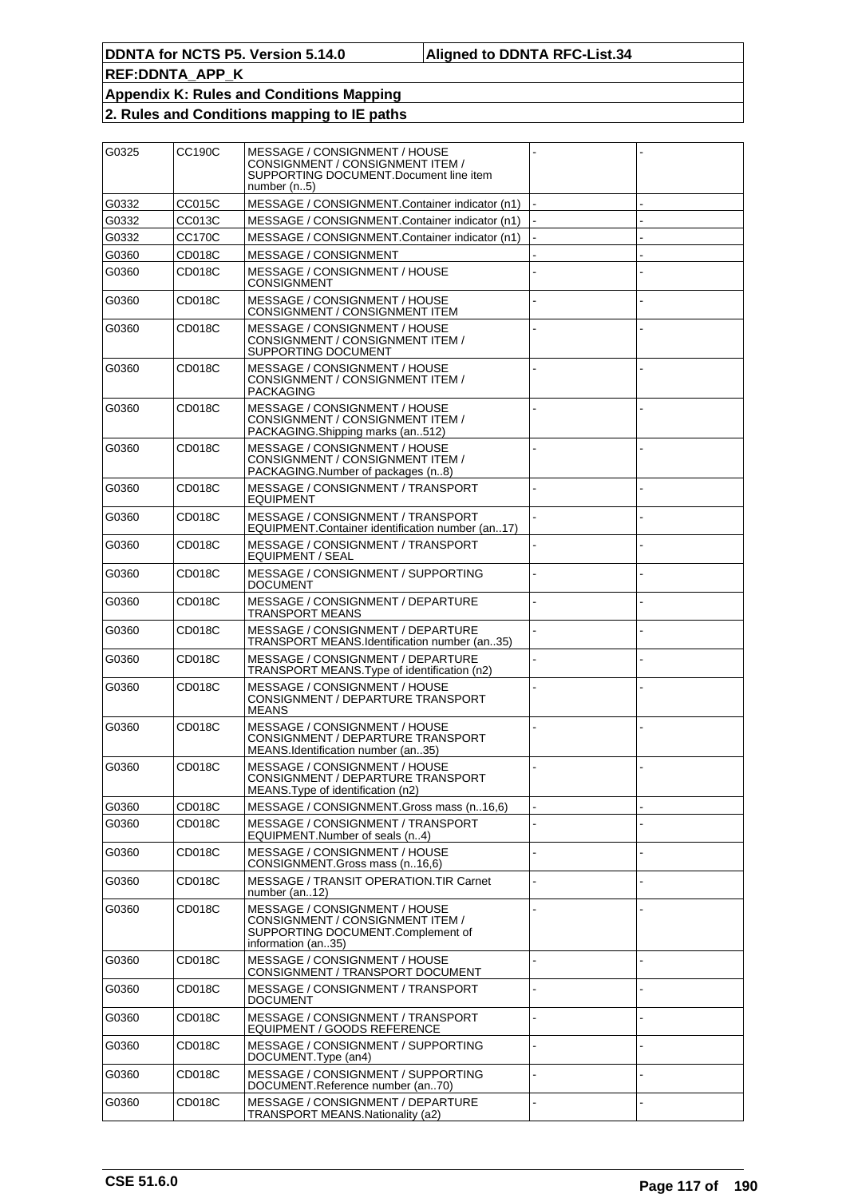| | | | | |
|---|---|---|---|---|
| G0325 | CC190C | MESSAGE / CONSIGNMENT / HOUSE CONSIGNMENT / CONSIGNMENT ITEM / SUPPORTING DOCUMENT.Document line item number (n..5) | - | - |
| G0332 | CC015C | MESSAGE / CONSIGNMENT.Container indicator (n1) | - | - |
| G0332 | CC013C | MESSAGE / CONSIGNMENT.Container indicator (n1) | - | - |
| G0332 | CC170C | MESSAGE / CONSIGNMENT.Container indicator (n1) | - | - |
| G0360 | CD018C | MESSAGE / CONSIGNMENT | - | - |
| G0360 | CD018C | MESSAGE / CONSIGNMENT / HOUSE CONSIGNMENT | - | - |
| G0360 | CD018C | MESSAGE / CONSIGNMENT / HOUSE CONSIGNMENT / CONSIGNMENT ITEM | - | - |
| G0360 | CD018C | MESSAGE / CONSIGNMENT / HOUSE CONSIGNMENT / CONSIGNMENT ITEM / SUPPORTING DOCUMENT | - | - |
| G0360 | CD018C | MESSAGE / CONSIGNMENT / HOUSE CONSIGNMENT / CONSIGNMENT ITEM / PACKAGING | - | - |
| G0360 | CD018C | MESSAGE / CONSIGNMENT / HOUSE CONSIGNMENT / CONSIGNMENT ITEM / PACKAGING.Shipping marks (an..512) | - | - |
| G0360 | CD018C | MESSAGE / CONSIGNMENT / HOUSE CONSIGNMENT / CONSIGNMENT ITEM / PACKAGING.Number of packages (n..8) | - | - |
| G0360 | CD018C | MESSAGE / CONSIGNMENT / TRANSPORT EQUIPMENT | - | - |
| G0360 | CD018C | MESSAGE / CONSIGNMENT / TRANSPORT EQUIPMENT.Container identification number (an..17) | - | - |
| G0360 | CD018C | MESSAGE / CONSIGNMENT / TRANSPORT EQUIPMENT / SEAL | - | - |
| G0360 | CD018C | MESSAGE / CONSIGNMENT / SUPPORTING DOCUMENT | - | - |
| G0360 | CD018C | MESSAGE / CONSIGNMENT / DEPARTURE TRANSPORT MEANS | - | - |
| G0360 | CD018C | MESSAGE / CONSIGNMENT / DEPARTURE TRANSPORT MEANS.Identification number (an..35) | - | - |
| G0360 | CD018C | MESSAGE / CONSIGNMENT / DEPARTURE TRANSPORT MEANS.Type of identification (n2) | - | - |
| G0360 | CD018C | MESSAGE / CONSIGNMENT / HOUSE CONSIGNMENT / DEPARTURE TRANSPORT MEANS | - | - |
| G0360 | CD018C | MESSAGE / CONSIGNMENT / HOUSE CONSIGNMENT / DEPARTURE TRANSPORT MEANS.Identification number (an..35) | - | - |
| G0360 | CD018C | MESSAGE / CONSIGNMENT / HOUSE CONSIGNMENT / DEPARTURE TRANSPORT MEANS.Type of identification (n2) | - | - |
| G0360 | CD018C | MESSAGE / CONSIGNMENT.Gross mass (n..16,6) | - | - |
| G0360 | CD018C | MESSAGE / CONSIGNMENT / TRANSPORT EQUIPMENT.Number of seals (n..4) | - | - |
| G0360 | CD018C | MESSAGE / CONSIGNMENT / HOUSE CONSIGNMENT.Gross mass (n..16,6) | - | - |
| G0360 | CD018C | MESSAGE / TRANSIT OPERATION.TIR Carnet number (an..12) | - | - |
| G0360 | CD018C | MESSAGE / CONSIGNMENT / HOUSE CONSIGNMENT / CONSIGNMENT ITEM / SUPPORTING DOCUMENT.Complement of information (an..35) | - | - |
| G0360 | CD018C | MESSAGE / CONSIGNMENT / HOUSE CONSIGNMENT / TRANSPORT DOCUMENT | - | - |
| G0360 | CD018C | MESSAGE / CONSIGNMENT / TRANSPORT DOCUMENT | - | - |
| G0360 | CD018C | MESSAGE / CONSIGNMENT / TRANSPORT EQUIPMENT / GOODS REFERENCE | - | - |
| G0360 | CD018C | MESSAGE / CONSIGNMENT / SUPPORTING DOCUMENT.Type (an4) | - | - |
| G0360 | CD018C | MESSAGE / CONSIGNMENT / SUPPORTING DOCUMENT.Reference number (an..70) | - | - |
| G0360 | CD018C | MESSAGE / CONSIGNMENT / DEPARTURE TRANSPORT MEANS.Nationality (a2) | - | - |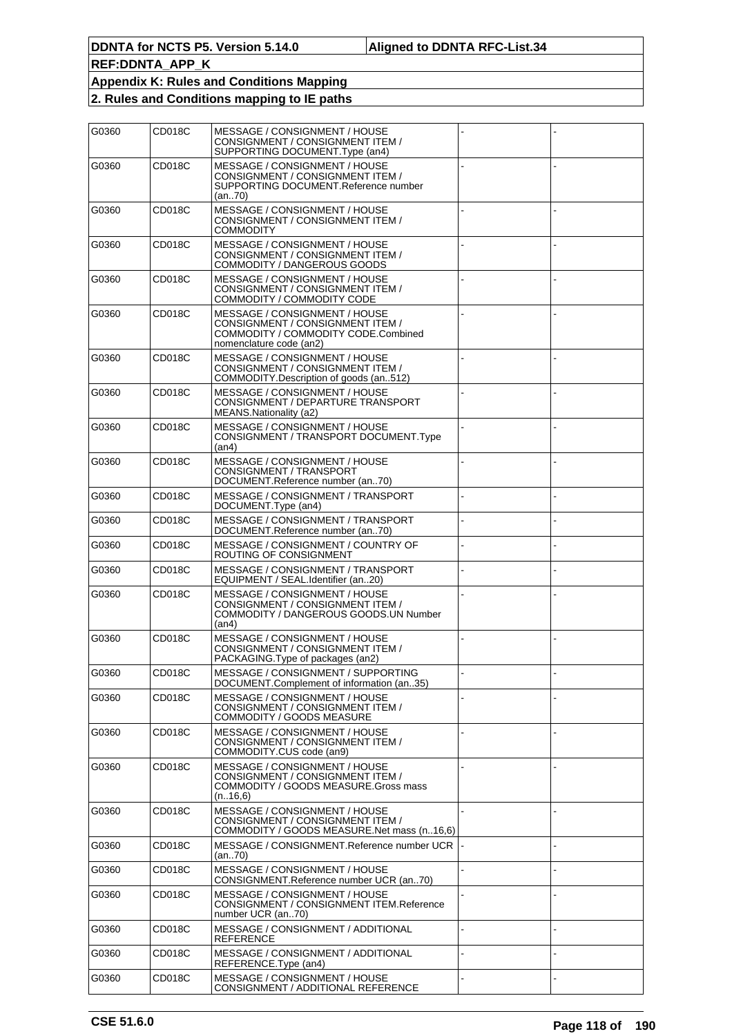| | | | | |
|---|---|---|---|---|
| G0360 | CD018C | MESSAGE / CONSIGNMENT / HOUSE CONSIGNMENT / CONSIGNMENT ITEM / SUPPORTING DOCUMENT.Type (an4) | - | - |
| G0360 | CD018C | MESSAGE / CONSIGNMENT / HOUSE CONSIGNMENT / CONSIGNMENT ITEM / SUPPORTING DOCUMENT.Reference number (an..70) | - | - |
| G0360 | CD018C | MESSAGE / CONSIGNMENT / HOUSE CONSIGNMENT / CONSIGNMENT ITEM / COMMODITY | - | - |
| G0360 | CD018C | MESSAGE / CONSIGNMENT / HOUSE CONSIGNMENT / CONSIGNMENT ITEM / COMMODITY / DANGEROUS GOODS | - | - |
| G0360 | CD018C | MESSAGE / CONSIGNMENT / HOUSE CONSIGNMENT / CONSIGNMENT ITEM / COMMODITY / COMMODITY CODE | - | - |
| G0360 | CD018C | MESSAGE / CONSIGNMENT / HOUSE CONSIGNMENT / CONSIGNMENT ITEM / COMMODITY / COMMODITY CODE.Combined nomenclature code (an2) | - | - |
| G0360 | CD018C | MESSAGE / CONSIGNMENT / HOUSE CONSIGNMENT / CONSIGNMENT ITEM / COMMODITY.Description of goods (an..512) | - | - |
| G0360 | CD018C | MESSAGE / CONSIGNMENT / HOUSE CONSIGNMENT / DEPARTURE TRANSPORT MEANS.Nationality (a2) | - | - |
| G0360 | CD018C | MESSAGE / CONSIGNMENT / HOUSE CONSIGNMENT / TRANSPORT DOCUMENT.Type (an4) | - | - |
| G0360 | CD018C | MESSAGE / CONSIGNMENT / HOUSE CONSIGNMENT / TRANSPORT DOCUMENT.Reference number (an..70) | - | - |
| G0360 | CD018C | MESSAGE / CONSIGNMENT / TRANSPORT DOCUMENT.Type (an4) | - | - |
| G0360 | CD018C | MESSAGE / CONSIGNMENT / TRANSPORT DOCUMENT.Reference number (an..70) | - | - |
| G0360 | CD018C | MESSAGE / CONSIGNMENT / COUNTRY OF ROUTING OF CONSIGNMENT | - | - |
| G0360 | CD018C | MESSAGE / CONSIGNMENT / TRANSPORT EQUIPMENT / SEAL.Identifier (an..20) | - | - |
| G0360 | CD018C | MESSAGE / CONSIGNMENT / HOUSE CONSIGNMENT / CONSIGNMENT ITEM / COMMODITY / DANGEROUS GOODS.UN Number (an4) | - | - |
| G0360 | CD018C | MESSAGE / CONSIGNMENT / HOUSE CONSIGNMENT / CONSIGNMENT ITEM / PACKAGING.Type of packages (an2) | - | - |
| G0360 | CD018C | MESSAGE / CONSIGNMENT / SUPPORTING DOCUMENT.Complement of information (an..35) | - | - |
| G0360 | CD018C | MESSAGE / CONSIGNMENT / HOUSE CONSIGNMENT / CONSIGNMENT ITEM / COMMODITY / GOODS MEASURE | - | - |
| G0360 | CD018C | MESSAGE / CONSIGNMENT / HOUSE CONSIGNMENT / CONSIGNMENT ITEM / COMMODITY.CUS code (an9) | - | - |
| G0360 | CD018C | MESSAGE / CONSIGNMENT / HOUSE CONSIGNMENT / CONSIGNMENT ITEM / COMMODITY / GOODS MEASURE.Gross mass (n..16,6) | - | - |
| G0360 | CD018C | MESSAGE / CONSIGNMENT / HOUSE CONSIGNMENT / CONSIGNMENT ITEM / COMMODITY / GOODS MEASURE.Net mass (n..16,6) | - | - |
| G0360 | CD018C | MESSAGE / CONSIGNMENT.Reference number UCR (an..70) | - | - |
| G0360 | CD018C | MESSAGE / CONSIGNMENT / HOUSE CONSIGNMENT.Reference number UCR (an..70) | - | - |
| G0360 | CD018C | MESSAGE / CONSIGNMENT / HOUSE CONSIGNMENT / CONSIGNMENT ITEM.Reference number UCR (an..70) | - | - |
| G0360 | CD018C | MESSAGE / CONSIGNMENT / ADDITIONAL REFERENCE | - | - |
| G0360 | CD018C | MESSAGE / CONSIGNMENT / ADDITIONAL REFERENCE.Type (an4) | - | - |
| G0360 | CD018C | MESSAGE / CONSIGNMENT / HOUSE CONSIGNMENT / ADDITIONAL REFERENCE | - | - |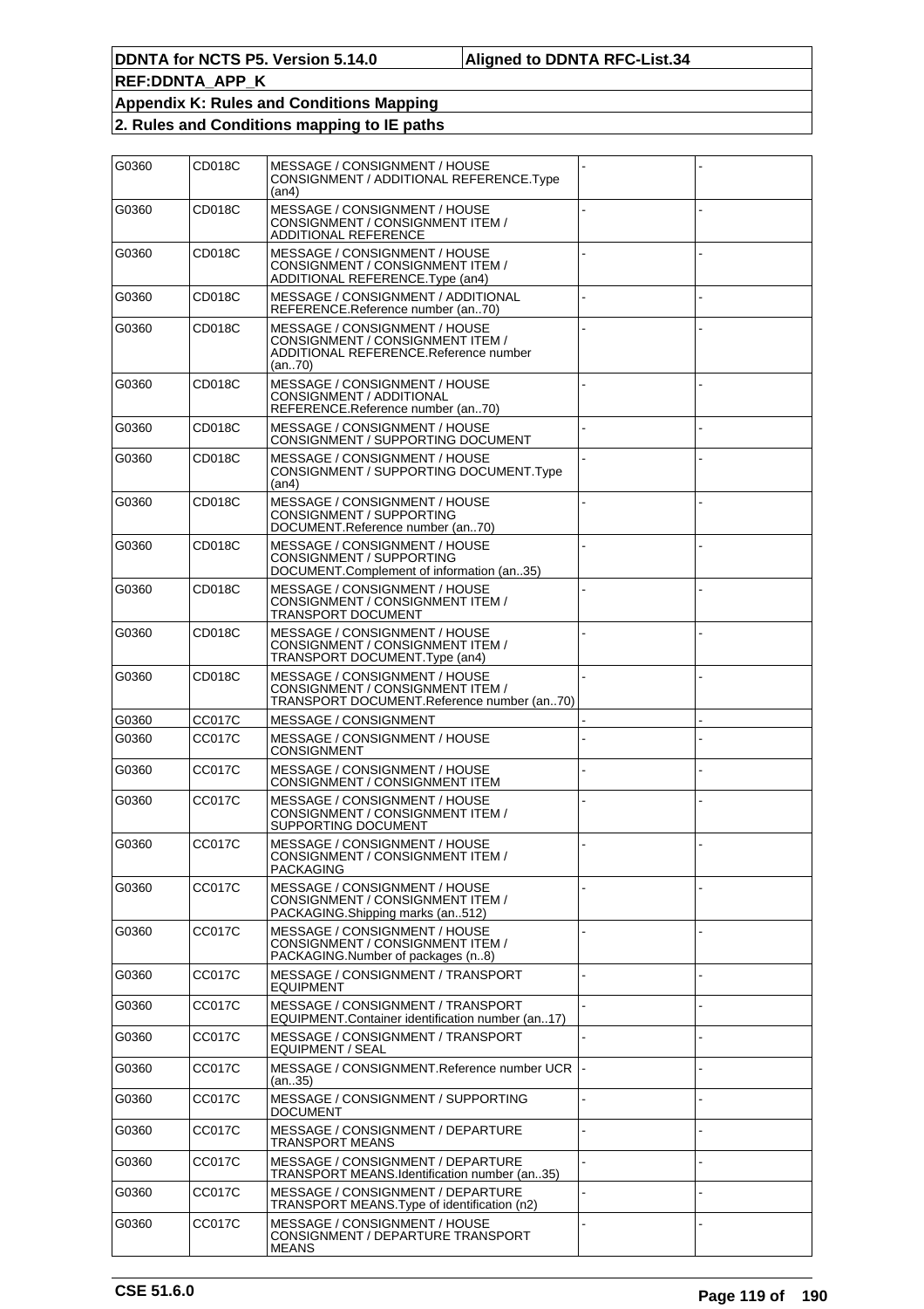| | | | | |
|---|---|---|---|---|
| G0360 | CD018C | MESSAGE / CONSIGNMENT / HOUSE CONSIGNMENT / ADDITIONAL REFERENCE.Type (an4) | - | - |
| G0360 | CD018C | MESSAGE / CONSIGNMENT / HOUSE CONSIGNMENT / CONSIGNMENT ITEM / ADDITIONAL REFERENCE | - | - |
| G0360 | CD018C | MESSAGE / CONSIGNMENT / HOUSE CONSIGNMENT / CONSIGNMENT ITEM / ADDITIONAL REFERENCE.Type (an4) | - | - |
| G0360 | CD018C | MESSAGE / CONSIGNMENT / ADDITIONAL REFERENCE.Reference number (an..70) | - | - |
| G0360 | CD018C | MESSAGE / CONSIGNMENT / HOUSE CONSIGNMENT / CONSIGNMENT ITEM / ADDITIONAL REFERENCE.Reference number (an..70) | - | - |
| G0360 | CD018C | MESSAGE / CONSIGNMENT / HOUSE CONSIGNMENT / ADDITIONAL REFERENCE.Reference number (an..70) | - | - |
| G0360 | CD018C | MESSAGE / CONSIGNMENT / HOUSE CONSIGNMENT / SUPPORTING DOCUMENT | - | - |
| G0360 | CD018C | MESSAGE / CONSIGNMENT / HOUSE CONSIGNMENT / SUPPORTING DOCUMENT.Type (an4) | - | - |
| G0360 | CD018C | MESSAGE / CONSIGNMENT / HOUSE CONSIGNMENT / SUPPORTING DOCUMENT.Reference number (an..70) | - | - |
| G0360 | CD018C | MESSAGE / CONSIGNMENT / HOUSE CONSIGNMENT / SUPPORTING DOCUMENT.Complement of information (an..35) | - | - |
| G0360 | CD018C | MESSAGE / CONSIGNMENT / HOUSE CONSIGNMENT / CONSIGNMENT ITEM / TRANSPORT DOCUMENT | - | - |
| G0360 | CD018C | MESSAGE / CONSIGNMENT / HOUSE CONSIGNMENT / CONSIGNMENT ITEM / TRANSPORT DOCUMENT.Type (an4) | - | - |
| G0360 | CD018C | MESSAGE / CONSIGNMENT / HOUSE CONSIGNMENT / CONSIGNMENT ITEM / TRANSPORT DOCUMENT.Reference number (an..70) | - | - |
| G0360 | CC017C | MESSAGE / CONSIGNMENT | - | - |
| G0360 | CC017C | MESSAGE / CONSIGNMENT / HOUSE CONSIGNMENT | - | - |
| G0360 | CC017C | MESSAGE / CONSIGNMENT / HOUSE CONSIGNMENT / CONSIGNMENT ITEM | - | - |
| G0360 | CC017C | MESSAGE / CONSIGNMENT / HOUSE CONSIGNMENT / CONSIGNMENT ITEM / SUPPORTING DOCUMENT | - | - |
| G0360 | CC017C | MESSAGE / CONSIGNMENT / HOUSE CONSIGNMENT / CONSIGNMENT ITEM / PACKAGING | - | - |
| G0360 | CC017C | MESSAGE / CONSIGNMENT / HOUSE CONSIGNMENT / CONSIGNMENT ITEM / PACKAGING.Shipping marks (an..512) | - | - |
| G0360 | CC017C | MESSAGE / CONSIGNMENT / HOUSE CONSIGNMENT / CONSIGNMENT ITEM / PACKAGING.Number of packages (n..8) | - | - |
| G0360 | CC017C | MESSAGE / CONSIGNMENT / TRANSPORT EQUIPMENT | - | - |
| G0360 | CC017C | MESSAGE / CONSIGNMENT / TRANSPORT EQUIPMENT.Container identification number (an..17) | - | - |
| G0360 | CC017C | MESSAGE / CONSIGNMENT / TRANSPORT EQUIPMENT / SEAL | - | - |
| G0360 | CC017C | MESSAGE / CONSIGNMENT.Reference number UCR (an..35) | - | - |
| G0360 | CC017C | MESSAGE / CONSIGNMENT / SUPPORTING DOCUMENT | - | - |
| G0360 | CC017C | MESSAGE / CONSIGNMENT / DEPARTURE TRANSPORT MEANS | - | - |
| G0360 | CC017C | MESSAGE / CONSIGNMENT / DEPARTURE TRANSPORT MEANS.Identification number (an..35) | - | - |
| G0360 | CC017C | MESSAGE / CONSIGNMENT / DEPARTURE TRANSPORT MEANS.Type of identification (n2) | - | - |
| G0360 | CC017C | MESSAGE / CONSIGNMENT / HOUSE CONSIGNMENT / DEPARTURE TRANSPORT MEANS | - | - |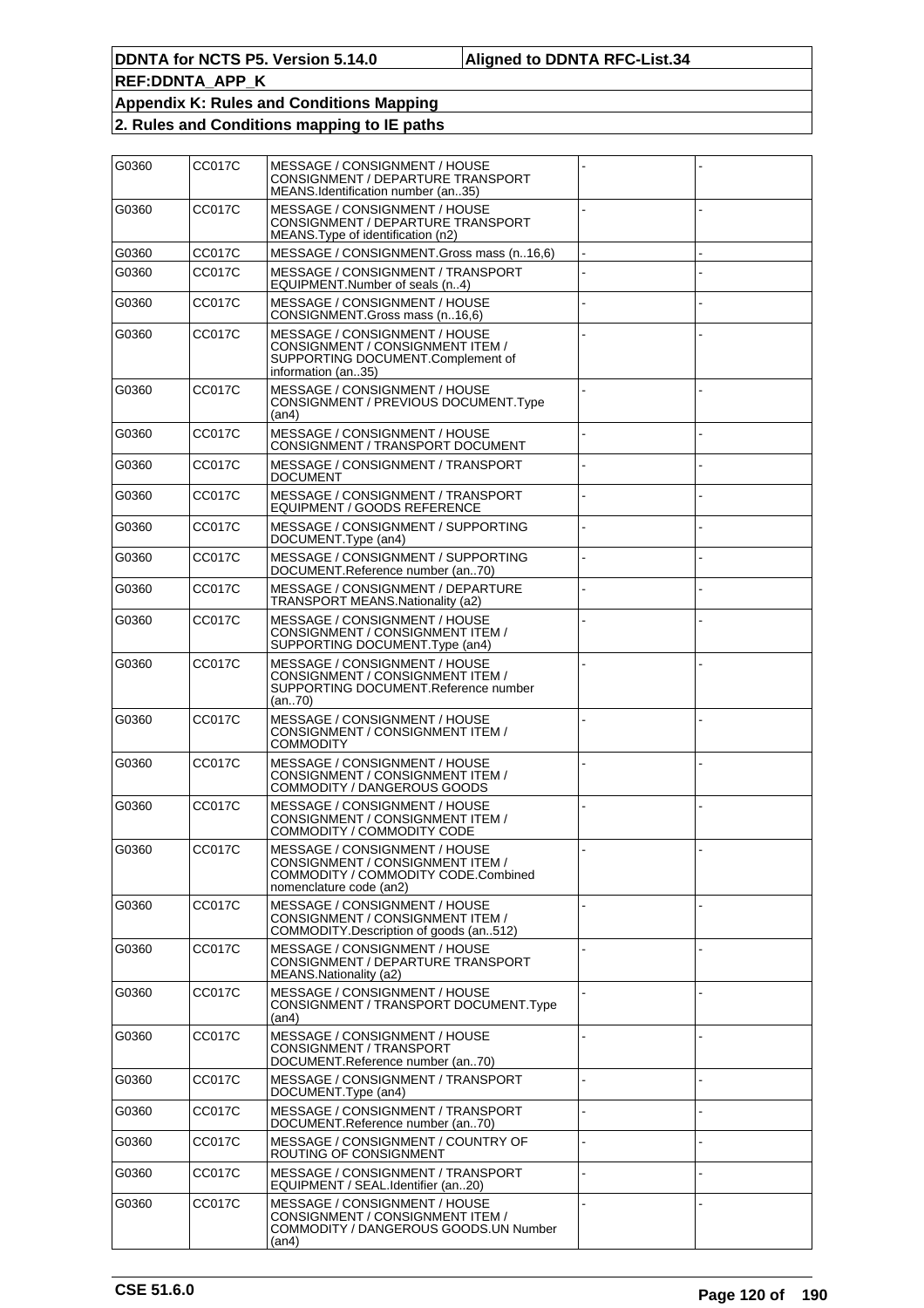| | | | | |
|---|---|---|---|---|
| G0360 | CC017C | MESSAGE / CONSIGNMENT / HOUSE CONSIGNMENT / DEPARTURE TRANSPORT MEANS.Identification number (an..35) | - | - |
| G0360 | CC017C | MESSAGE / CONSIGNMENT / HOUSE CONSIGNMENT / DEPARTURE TRANSPORT MEANS.Type of identification (n2) | - | - |
| G0360 | CC017C | MESSAGE / CONSIGNMENT.Gross mass (n..16,6) | - | - |
| G0360 | CC017C | MESSAGE / CONSIGNMENT / TRANSPORT EQUIPMENT.Number of seals (n..4) | - | - |
| G0360 | CC017C | MESSAGE / CONSIGNMENT / HOUSE CONSIGNMENT.Gross mass (n..16,6) | - | - |
| G0360 | CC017C | MESSAGE / CONSIGNMENT / HOUSE CONSIGNMENT / CONSIGNMENT ITEM / SUPPORTING DOCUMENT.Complement of information (an..35) | - | - |
| G0360 | CC017C | MESSAGE / CONSIGNMENT / HOUSE CONSIGNMENT / PREVIOUS DOCUMENT.Type (an4) | - | - |
| G0360 | CC017C | MESSAGE / CONSIGNMENT / HOUSE CONSIGNMENT / TRANSPORT DOCUMENT | - | - |
| G0360 | CC017C | MESSAGE / CONSIGNMENT / TRANSPORT DOCUMENT | - | - |
| G0360 | CC017C | MESSAGE / CONSIGNMENT / TRANSPORT EQUIPMENT / GOODS REFERENCE | - | - |
| G0360 | CC017C | MESSAGE / CONSIGNMENT / SUPPORTING DOCUMENT.Type (an4) | - | - |
| G0360 | CC017C | MESSAGE / CONSIGNMENT / SUPPORTING DOCUMENT.Reference number (an..70) | - | - |
| G0360 | CC017C | MESSAGE / CONSIGNMENT / DEPARTURE TRANSPORT MEANS.Nationality (a2) | - | - |
| G0360 | CC017C | MESSAGE / CONSIGNMENT / HOUSE CONSIGNMENT / CONSIGNMENT ITEM / SUPPORTING DOCUMENT.Type (an4) | - | - |
| G0360 | CC017C | MESSAGE / CONSIGNMENT / HOUSE CONSIGNMENT / CONSIGNMENT ITEM / SUPPORTING DOCUMENT.Reference number (an..70) | - | - |
| G0360 | CC017C | MESSAGE / CONSIGNMENT / HOUSE CONSIGNMENT / CONSIGNMENT ITEM / COMMODITY | - | - |
| G0360 | CC017C | MESSAGE / CONSIGNMENT / HOUSE CONSIGNMENT / CONSIGNMENT ITEM / COMMODITY / DANGEROUS GOODS | - | - |
| G0360 | CC017C | MESSAGE / CONSIGNMENT / HOUSE CONSIGNMENT / CONSIGNMENT ITEM / COMMODITY / COMMODITY CODE | - | - |
| G0360 | CC017C | MESSAGE / CONSIGNMENT / HOUSE CONSIGNMENT / CONSIGNMENT ITEM / COMMODITY / COMMODITY CODE.Combined nomenclature code (an2) | - | - |
| G0360 | CC017C | MESSAGE / CONSIGNMENT / HOUSE CONSIGNMENT / CONSIGNMENT ITEM / COMMODITY.Description of goods (an..512) | - | - |
| G0360 | CC017C | MESSAGE / CONSIGNMENT / HOUSE CONSIGNMENT / DEPARTURE TRANSPORT MEANS.Nationality (a2) | - | - |
| G0360 | CC017C | MESSAGE / CONSIGNMENT / HOUSE CONSIGNMENT / TRANSPORT DOCUMENT.Type (an4) | - | - |
| G0360 | CC017C | MESSAGE / CONSIGNMENT / HOUSE CONSIGNMENT / TRANSPORT DOCUMENT.Reference number (an..70) | - | - |
| G0360 | CC017C | MESSAGE / CONSIGNMENT / TRANSPORT DOCUMENT.Type (an4) | - | - |
| G0360 | CC017C | MESSAGE / CONSIGNMENT / TRANSPORT DOCUMENT.Reference number (an..70) | - | - |
| G0360 | CC017C | MESSAGE / CONSIGNMENT / COUNTRY OF ROUTING OF CONSIGNMENT | - | - |
| G0360 | CC017C | MESSAGE / CONSIGNMENT / TRANSPORT EQUIPMENT / SEAL.Identifier (an..20) | - | - |
| G0360 | CC017C | MESSAGE / CONSIGNMENT / HOUSE CONSIGNMENT / CONSIGNMENT ITEM / COMMODITY / DANGEROUS GOODS.UN Number (an4) | - | - |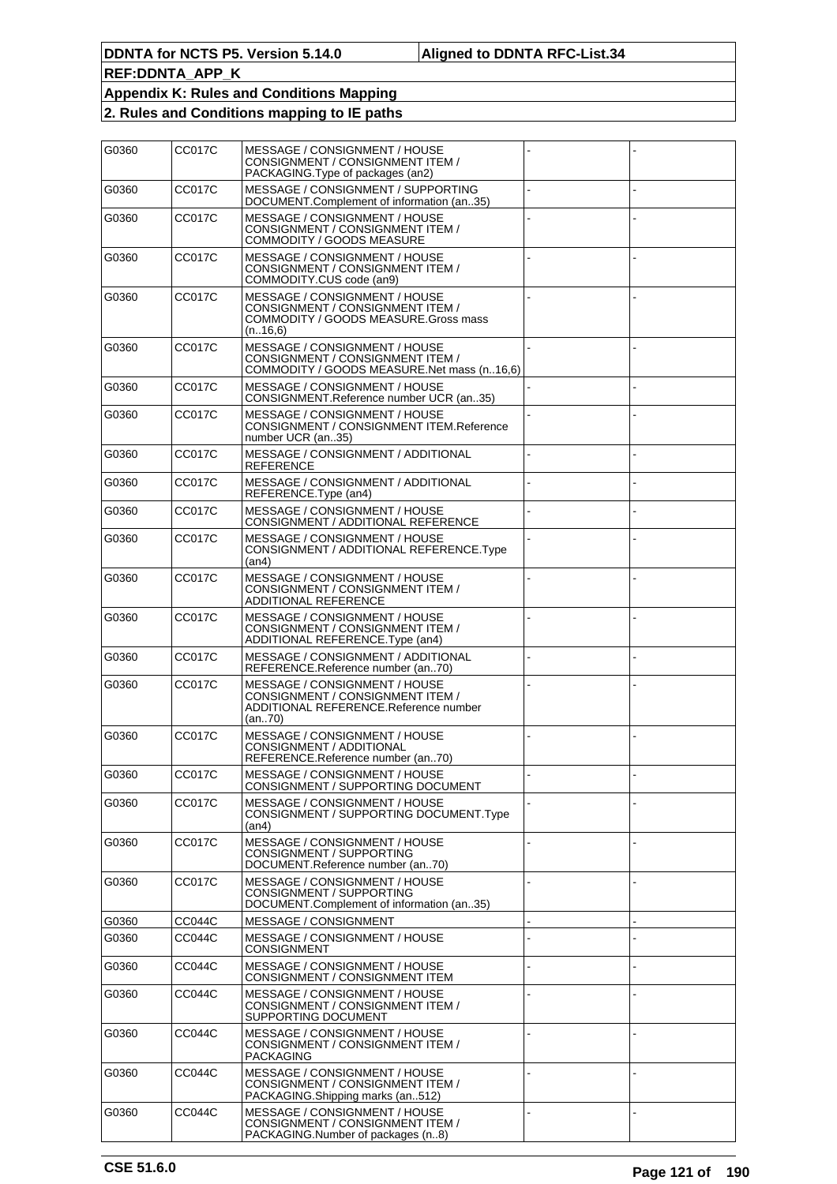| | | | | |
|---|---|---|---|---|
| G0360 | CC017C | MESSAGE / CONSIGNMENT / HOUSE CONSIGNMENT / CONSIGNMENT ITEM / PACKAGING.Type of packages (an2) | - | - |
| G0360 | CC017C | MESSAGE / CONSIGNMENT / SUPPORTING DOCUMENT.Complement of information (an..35) | - | - |
| G0360 | CC017C | MESSAGE / CONSIGNMENT / HOUSE CONSIGNMENT / CONSIGNMENT ITEM / COMMODITY / GOODS MEASURE | - | - |
| G0360 | CC017C | MESSAGE / CONSIGNMENT / HOUSE CONSIGNMENT / CONSIGNMENT ITEM / COMMODITY.CUS code (an9) | - | - |
| G0360 | CC017C | MESSAGE / CONSIGNMENT / HOUSE CONSIGNMENT / CONSIGNMENT ITEM / COMMODITY / GOODS MEASURE.Gross mass (n..16,6) | - | - |
| G0360 | CC017C | MESSAGE / CONSIGNMENT / HOUSE CONSIGNMENT / CONSIGNMENT ITEM / COMMODITY / GOODS MEASURE.Net mass (n..16,6) | - | - |
| G0360 | CC017C | MESSAGE / CONSIGNMENT / HOUSE CONSIGNMENT.Reference number UCR (an..35) | - | - |
| G0360 | CC017C | MESSAGE / CONSIGNMENT / HOUSE CONSIGNMENT / CONSIGNMENT ITEM.Reference number UCR (an..35) | - | - |
| G0360 | CC017C | MESSAGE / CONSIGNMENT / ADDITIONAL REFERENCE | - | - |
| G0360 | CC017C | MESSAGE / CONSIGNMENT / ADDITIONAL REFERENCE.Type (an4) | - | - |
| G0360 | CC017C | MESSAGE / CONSIGNMENT / HOUSE CONSIGNMENT / ADDITIONAL REFERENCE | - | - |
| G0360 | CC017C | MESSAGE / CONSIGNMENT / HOUSE CONSIGNMENT / ADDITIONAL REFERENCE.Type (an4) | - | - |
| G0360 | CC017C | MESSAGE / CONSIGNMENT / HOUSE CONSIGNMENT / CONSIGNMENT ITEM / ADDITIONAL REFERENCE | - | - |
| G0360 | CC017C | MESSAGE / CONSIGNMENT / HOUSE CONSIGNMENT / CONSIGNMENT ITEM / ADDITIONAL REFERENCE.Type (an4) | - | - |
| G0360 | CC017C | MESSAGE / CONSIGNMENT / ADDITIONAL REFERENCE.Reference number (an..70) | - | - |
| G0360 | CC017C | MESSAGE / CONSIGNMENT / HOUSE CONSIGNMENT / CONSIGNMENT ITEM / ADDITIONAL REFERENCE.Reference number (an..70) | - | - |
| G0360 | CC017C | MESSAGE / CONSIGNMENT / HOUSE CONSIGNMENT / ADDITIONAL REFERENCE.Reference number (an..70) | - | - |
| G0360 | CC017C | MESSAGE / CONSIGNMENT / HOUSE CONSIGNMENT / SUPPORTING DOCUMENT | - | - |
| G0360 | CC017C | MESSAGE / CONSIGNMENT / HOUSE CONSIGNMENT / SUPPORTING DOCUMENT.Type (an4) | - | - |
| G0360 | CC017C | MESSAGE / CONSIGNMENT / HOUSE CONSIGNMENT / SUPPORTING DOCUMENT.Reference number (an..70) | - | - |
| G0360 | CC017C | MESSAGE / CONSIGNMENT / HOUSE CONSIGNMENT / SUPPORTING DOCUMENT.Complement of information (an..35) | - | - |
| G0360 | CC044C | MESSAGE / CONSIGNMENT | - | - |
| G0360 | CC044C | MESSAGE / CONSIGNMENT / HOUSE CONSIGNMENT | - | - |
| G0360 | CC044C | MESSAGE / CONSIGNMENT / HOUSE CONSIGNMENT / CONSIGNMENT ITEM | - | - |
| G0360 | CC044C | MESSAGE / CONSIGNMENT / HOUSE CONSIGNMENT / CONSIGNMENT ITEM / SUPPORTING DOCUMENT | - | - |
| G0360 | CC044C | MESSAGE / CONSIGNMENT / HOUSE CONSIGNMENT / CONSIGNMENT ITEM / PACKAGING | - | - |
| G0360 | CC044C | MESSAGE / CONSIGNMENT / HOUSE CONSIGNMENT / CONSIGNMENT ITEM / PACKAGING.Shipping marks (an..512) | - | - |
| G0360 | CC044C | MESSAGE / CONSIGNMENT / HOUSE CONSIGNMENT / CONSIGNMENT ITEM / PACKAGING.Number of packages (n..8) | - | - |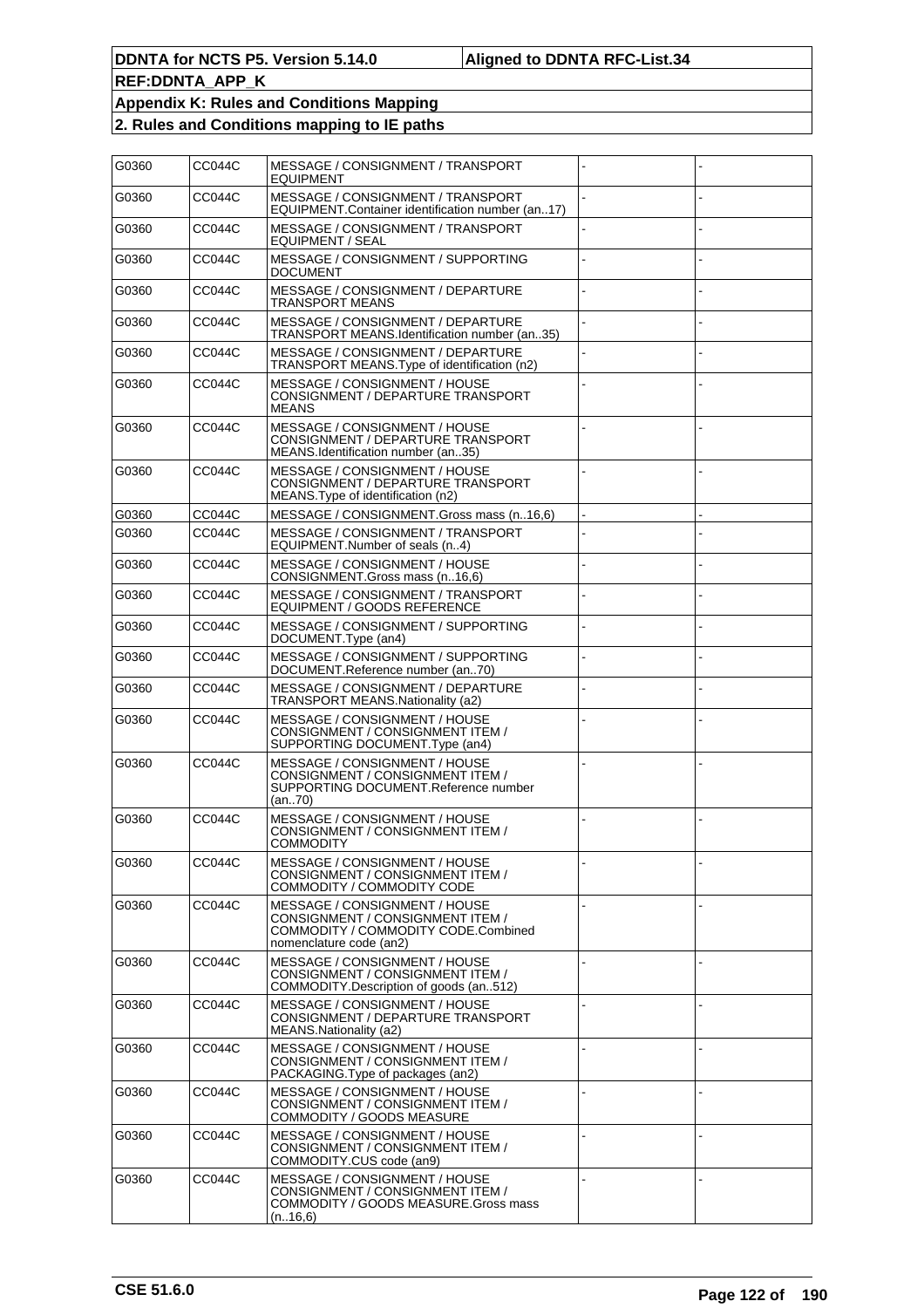| | | | | |
|---|---|---|---|---|
| G0360 | CC044C | MESSAGE / CONSIGNMENT / TRANSPORT EQUIPMENT | - | - |
| G0360 | CC044C | MESSAGE / CONSIGNMENT / TRANSPORT EQUIPMENT.Container identification number (an..17) | - | - |
| G0360 | CC044C | MESSAGE / CONSIGNMENT / TRANSPORT EQUIPMENT / SEAL | - | - |
| G0360 | CC044C | MESSAGE / CONSIGNMENT / SUPPORTING DOCUMENT | - | - |
| G0360 | CC044C | MESSAGE / CONSIGNMENT / DEPARTURE TRANSPORT MEANS | - | - |
| G0360 | CC044C | MESSAGE / CONSIGNMENT / DEPARTURE TRANSPORT MEANS.Identification number (an..35) | - | - |
| G0360 | CC044C | MESSAGE / CONSIGNMENT / DEPARTURE TRANSPORT MEANS.Type of identification (n2) | - | - |
| G0360 | CC044C | MESSAGE / CONSIGNMENT / HOUSE CONSIGNMENT / DEPARTURE TRANSPORT MEANS | - | - |
| G0360 | CC044C | MESSAGE / CONSIGNMENT / HOUSE CONSIGNMENT / DEPARTURE TRANSPORT MEANS.Identification number (an..35) | - | - |
| G0360 | CC044C | MESSAGE / CONSIGNMENT / HOUSE CONSIGNMENT / DEPARTURE TRANSPORT MEANS.Type of identification (n2) | - | - |
| G0360 | CC044C | MESSAGE / CONSIGNMENT.Gross mass (n..16,6) | - | - |
| G0360 | CC044C | MESSAGE / CONSIGNMENT / TRANSPORT EQUIPMENT.Number of seals (n..4) | - | - |
| G0360 | CC044C | MESSAGE / CONSIGNMENT / HOUSE CONSIGNMENT.Gross mass (n..16,6) | - | - |
| G0360 | CC044C | MESSAGE / CONSIGNMENT / TRANSPORT EQUIPMENT / GOODS REFERENCE | - | - |
| G0360 | CC044C | MESSAGE / CONSIGNMENT / SUPPORTING DOCUMENT.Type (an4) | - | - |
| G0360 | CC044C | MESSAGE / CONSIGNMENT / SUPPORTING DOCUMENT.Reference number (an..70) | - | - |
| G0360 | CC044C | MESSAGE / CONSIGNMENT / DEPARTURE TRANSPORT MEANS.Nationality (a2) | - | - |
| G0360 | CC044C | MESSAGE / CONSIGNMENT / HOUSE CONSIGNMENT / CONSIGNMENT ITEM / SUPPORTING DOCUMENT.Type (an4) | - | - |
| G0360 | CC044C | MESSAGE / CONSIGNMENT / HOUSE CONSIGNMENT / CONSIGNMENT ITEM / SUPPORTING DOCUMENT.Reference number (an..70) | - | - |
| G0360 | CC044C | MESSAGE / CONSIGNMENT / HOUSE CONSIGNMENT / CONSIGNMENT ITEM / COMMODITY | - | - |
| G0360 | CC044C | MESSAGE / CONSIGNMENT / HOUSE CONSIGNMENT / CONSIGNMENT ITEM / COMMODITY / COMMODITY CODE | - | - |
| G0360 | CC044C | MESSAGE / CONSIGNMENT / HOUSE CONSIGNMENT / CONSIGNMENT ITEM / COMMODITY / COMMODITY CODE.Combined nomenclature code (an2) | - | - |
| G0360 | CC044C | MESSAGE / CONSIGNMENT / HOUSE CONSIGNMENT / CONSIGNMENT ITEM / COMMODITY.Description of goods (an..512) | - | - |
| G0360 | CC044C | MESSAGE / CONSIGNMENT / HOUSE CONSIGNMENT / DEPARTURE TRANSPORT MEANS.Nationality (a2) | - | - |
| G0360 | CC044C | MESSAGE / CONSIGNMENT / HOUSE CONSIGNMENT / CONSIGNMENT ITEM / PACKAGING.Type of packages (an2) | - | - |
| G0360 | CC044C | MESSAGE / CONSIGNMENT / HOUSE CONSIGNMENT / CONSIGNMENT ITEM / COMMODITY / GOODS MEASURE | - | - |
| G0360 | CC044C | MESSAGE / CONSIGNMENT / HOUSE CONSIGNMENT / CONSIGNMENT ITEM / COMMODITY.CUS code (an9) | - | - |
| G0360 | CC044C | MESSAGE / CONSIGNMENT / HOUSE CONSIGNMENT / CONSIGNMENT ITEM / COMMODITY / GOODS MEASURE.Gross mass (n..16,6) | - | - |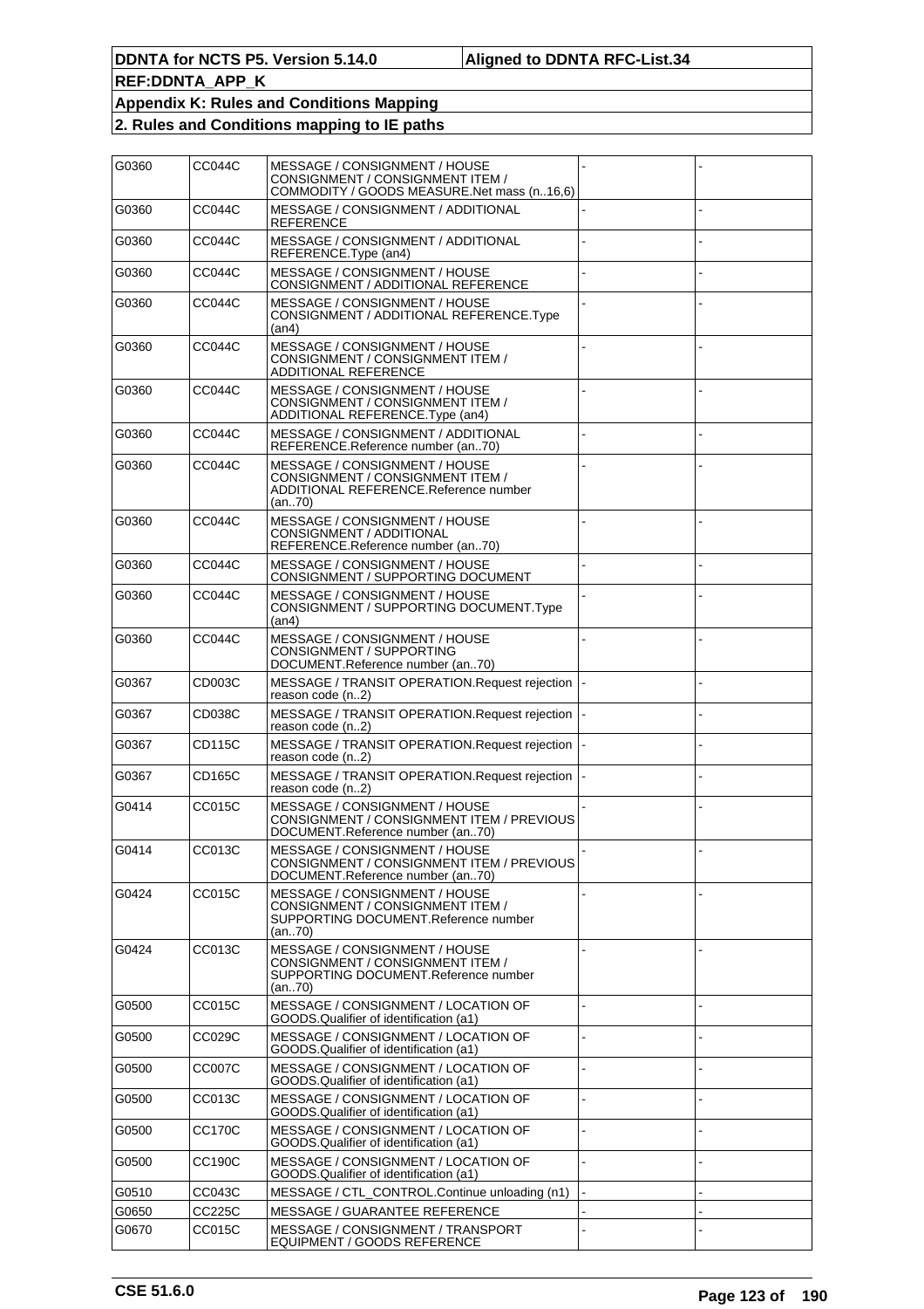| | | | | |
|---|---|---|---|---|
| G0360 | CC044C | MESSAGE / CONSIGNMENT / HOUSE CONSIGNMENT / CONSIGNMENT ITEM / COMMODITY / GOODS MEASURE.Net mass (n..16,6) | - | - |
| G0360 | CC044C | MESSAGE / CONSIGNMENT / ADDITIONAL REFERENCE | - | - |
| G0360 | CC044C | MESSAGE / CONSIGNMENT / ADDITIONAL REFERENCE.Type (an4) | - | - |
| G0360 | CC044C | MESSAGE / CONSIGNMENT / HOUSE CONSIGNMENT / ADDITIONAL REFERENCE | - | - |
| G0360 | CC044C | MESSAGE / CONSIGNMENT / HOUSE CONSIGNMENT / ADDITIONAL REFERENCE.Type (an4) | - | - |
| G0360 | CC044C | MESSAGE / CONSIGNMENT / HOUSE CONSIGNMENT / CONSIGNMENT ITEM / ADDITIONAL REFERENCE | - | - |
| G0360 | CC044C | MESSAGE / CONSIGNMENT / HOUSE CONSIGNMENT / CONSIGNMENT ITEM / ADDITIONAL REFERENCE.Type (an4) | - | - |
| G0360 | CC044C | MESSAGE / CONSIGNMENT / ADDITIONAL REFERENCE.Reference number (an..70) | - | - |
| G0360 | CC044C | MESSAGE / CONSIGNMENT / HOUSE CONSIGNMENT / CONSIGNMENT ITEM / ADDITIONAL REFERENCE.Reference number (an..70) | - | - |
| G0360 | CC044C | MESSAGE / CONSIGNMENT / HOUSE CONSIGNMENT / ADDITIONAL REFERENCE.Reference number (an..70) | - | - |
| G0360 | CC044C | MESSAGE / CONSIGNMENT / HOUSE CONSIGNMENT / SUPPORTING DOCUMENT | - | - |
| G0360 | CC044C | MESSAGE / CONSIGNMENT / HOUSE CONSIGNMENT / SUPPORTING DOCUMENT.Type (an4) | - | - |
| G0360 | CC044C | MESSAGE / CONSIGNMENT / HOUSE CONSIGNMENT / SUPPORTING DOCUMENT.Reference number (an..70) | - | - |
| G0367 | CD003C | MESSAGE / TRANSIT OPERATION.Request rejection reason code (n..2) | - | - |
| G0367 | CD038C | MESSAGE / TRANSIT OPERATION.Request rejection reason code (n..2) | - | - |
| G0367 | CD115C | MESSAGE / TRANSIT OPERATION.Request rejection reason code (n..2) | - | - |
| G0367 | CD165C | MESSAGE / TRANSIT OPERATION.Request rejection reason code (n..2) | - | - |
| G0414 | CC015C | MESSAGE / CONSIGNMENT / HOUSE CONSIGNMENT / CONSIGNMENT ITEM / PREVIOUS DOCUMENT.Reference number (an..70) | - | - |
| G0414 | CC013C | MESSAGE / CONSIGNMENT / HOUSE CONSIGNMENT / CONSIGNMENT ITEM / PREVIOUS DOCUMENT.Reference number (an..70) | - | - |
| G0424 | CC015C | MESSAGE / CONSIGNMENT / HOUSE CONSIGNMENT / CONSIGNMENT ITEM / SUPPORTING DOCUMENT.Reference number (an..70) | - | - |
| G0424 | CC013C | MESSAGE / CONSIGNMENT / HOUSE CONSIGNMENT / CONSIGNMENT ITEM / SUPPORTING DOCUMENT.Reference number (an..70) | - | - |
| G0500 | CC015C | MESSAGE / CONSIGNMENT / LOCATION OF GOODS.Qualifier of identification (a1) | - | - |
| G0500 | CC029C | MESSAGE / CONSIGNMENT / LOCATION OF GOODS.Qualifier of identification (a1) | - | - |
| G0500 | CC007C | MESSAGE / CONSIGNMENT / LOCATION OF GOODS.Qualifier of identification (a1) | - | - |
| G0500 | CC013C | MESSAGE / CONSIGNMENT / LOCATION OF GOODS.Qualifier of identification (a1) | - | - |
| G0500 | CC170C | MESSAGE / CONSIGNMENT / LOCATION OF GOODS.Qualifier of identification (a1) | - | - |
| G0500 | CC190C | MESSAGE / CONSIGNMENT / LOCATION OF GOODS.Qualifier of identification (a1) | - | - |
| G0510 | CC043C | MESSAGE / CTL_CONTROL.Continue unloading (n1) | - | - |
| G0650 | CC225C | MESSAGE / GUARANTEE REFERENCE | - | - |
| G0670 | CC015C | MESSAGE / CONSIGNMENT / TRANSPORT EQUIPMENT / GOODS REFERENCE | - | - |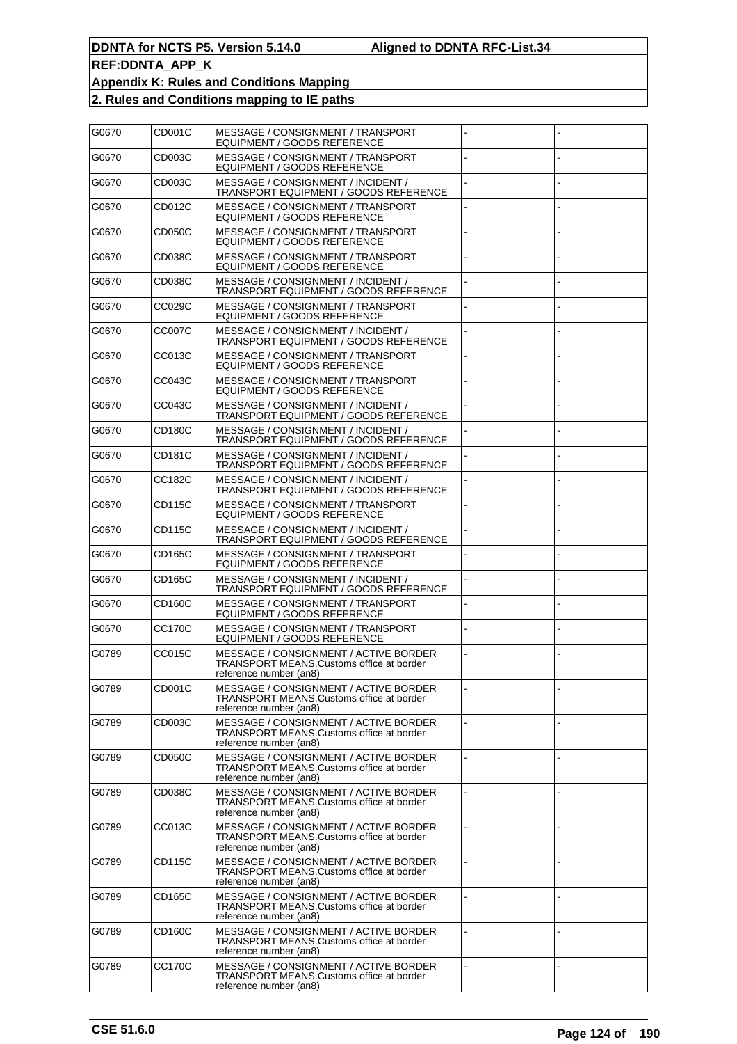| | | | | |
|---|---|---|---|---|
| G0670 | CD001C | MESSAGE / CONSIGNMENT / TRANSPORT EQUIPMENT / GOODS REFERENCE | - | - |
| G0670 | CD003C | MESSAGE / CONSIGNMENT / TRANSPORT EQUIPMENT / GOODS REFERENCE | - | - |
| G0670 | CD003C | MESSAGE / CONSIGNMENT / INCIDENT / TRANSPORT EQUIPMENT / GOODS REFERENCE | - | - |
| G0670 | CD012C | MESSAGE / CONSIGNMENT / TRANSPORT EQUIPMENT / GOODS REFERENCE | - | - |
| G0670 | CD050C | MESSAGE / CONSIGNMENT / TRANSPORT EQUIPMENT / GOODS REFERENCE | - | - |
| G0670 | CD038C | MESSAGE / CONSIGNMENT / TRANSPORT EQUIPMENT / GOODS REFERENCE | - | - |
| G0670 | CD038C | MESSAGE / CONSIGNMENT / INCIDENT / TRANSPORT EQUIPMENT / GOODS REFERENCE | - | - |
| G0670 | CC029C | MESSAGE / CONSIGNMENT / TRANSPORT EQUIPMENT / GOODS REFERENCE | - | - |
| G0670 | CC007C | MESSAGE / CONSIGNMENT / INCIDENT / TRANSPORT EQUIPMENT / GOODS REFERENCE | - | - |
| G0670 | CC013C | MESSAGE / CONSIGNMENT / TRANSPORT EQUIPMENT / GOODS REFERENCE | - | - |
| G0670 | CC043C | MESSAGE / CONSIGNMENT / TRANSPORT EQUIPMENT / GOODS REFERENCE | - | - |
| G0670 | CC043C | MESSAGE / CONSIGNMENT / INCIDENT / TRANSPORT EQUIPMENT / GOODS REFERENCE | - | - |
| G0670 | CD180C | MESSAGE / CONSIGNMENT / INCIDENT / TRANSPORT EQUIPMENT / GOODS REFERENCE | - | - |
| G0670 | CD181C | MESSAGE / CONSIGNMENT / INCIDENT / TRANSPORT EQUIPMENT / GOODS REFERENCE | - | - |
| G0670 | CC182C | MESSAGE / CONSIGNMENT / INCIDENT / TRANSPORT EQUIPMENT / GOODS REFERENCE | - | - |
| G0670 | CD115C | MESSAGE / CONSIGNMENT / TRANSPORT EQUIPMENT / GOODS REFERENCE | - | - |
| G0670 | CD115C | MESSAGE / CONSIGNMENT / INCIDENT / TRANSPORT EQUIPMENT / GOODS REFERENCE | - | - |
| G0670 | CD165C | MESSAGE / CONSIGNMENT / TRANSPORT EQUIPMENT / GOODS REFERENCE | - | - |
| G0670 | CD165C | MESSAGE / CONSIGNMENT / INCIDENT / TRANSPORT EQUIPMENT / GOODS REFERENCE | - | - |
| G0670 | CD160C | MESSAGE / CONSIGNMENT / TRANSPORT EQUIPMENT / GOODS REFERENCE | - | - |
| G0670 | CC170C | MESSAGE / CONSIGNMENT / TRANSPORT EQUIPMENT / GOODS REFERENCE | - | - |
| G0789 | CC015C | MESSAGE / CONSIGNMENT / ACTIVE BORDER TRANSPORT MEANS.Customs office at border reference number (an8) | - | - |
| G0789 | CD001C | MESSAGE / CONSIGNMENT / ACTIVE BORDER TRANSPORT MEANS.Customs office at border reference number (an8) | - | - |
| G0789 | CD003C | MESSAGE / CONSIGNMENT / ACTIVE BORDER TRANSPORT MEANS.Customs office at border reference number (an8) | - | - |
| G0789 | CD050C | MESSAGE / CONSIGNMENT / ACTIVE BORDER TRANSPORT MEANS.Customs office at border reference number (an8) | - | - |
| G0789 | CD038C | MESSAGE / CONSIGNMENT / ACTIVE BORDER TRANSPORT MEANS.Customs office at border reference number (an8) | - | - |
| G0789 | CC013C | MESSAGE / CONSIGNMENT / ACTIVE BORDER TRANSPORT MEANS.Customs office at border reference number (an8) | - | - |
| G0789 | CD115C | MESSAGE / CONSIGNMENT / ACTIVE BORDER TRANSPORT MEANS.Customs office at border reference number (an8) | - | - |
| G0789 | CD165C | MESSAGE / CONSIGNMENT / ACTIVE BORDER TRANSPORT MEANS.Customs office at border reference number (an8) | - | - |
| G0789 | CD160C | MESSAGE / CONSIGNMENT / ACTIVE BORDER TRANSPORT MEANS.Customs office at border reference number (an8) | - | - |
| G0789 | CC170C | MESSAGE / CONSIGNMENT / ACTIVE BORDER TRANSPORT MEANS.Customs office at border reference number (an8) | - | - |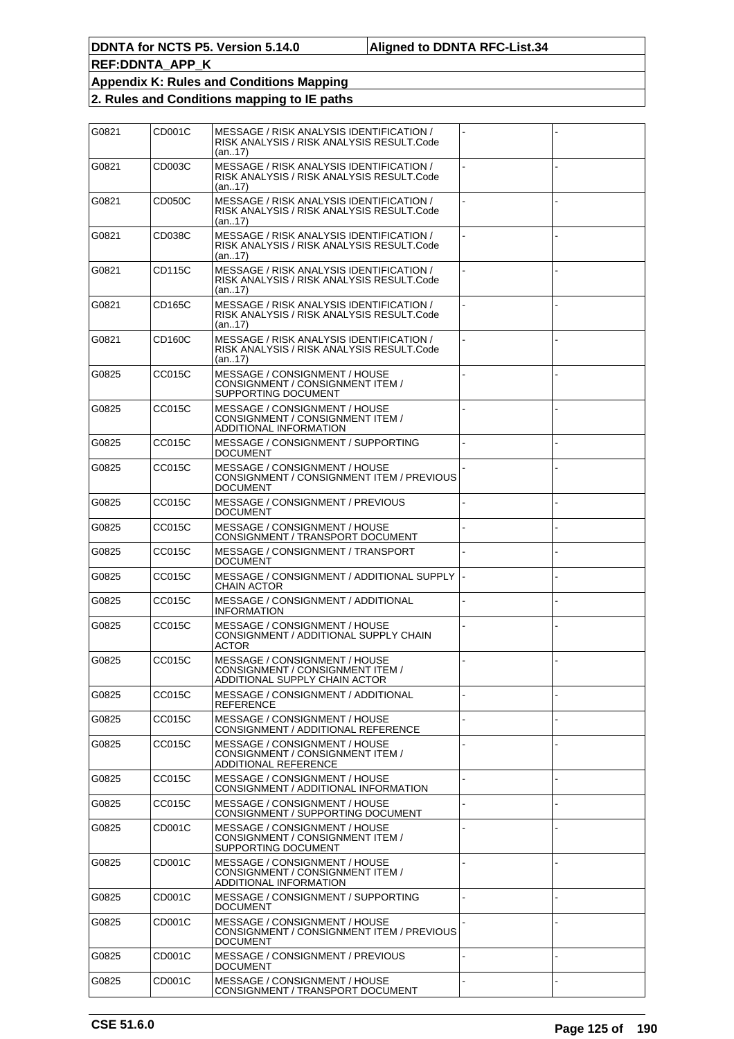| | | | | |
|---|---|---|---|---|
| G0821 | CD001C | MESSAGE / RISK ANALYSIS IDENTIFICATION / RISK ANALYSIS / RISK ANALYSIS RESULT.Code (an..17) | - | - |
| G0821 | CD003C | MESSAGE / RISK ANALYSIS IDENTIFICATION / RISK ANALYSIS / RISK ANALYSIS RESULT.Code (an..17) | - | - |
| G0821 | CD050C | MESSAGE / RISK ANALYSIS IDENTIFICATION / RISK ANALYSIS / RISK ANALYSIS RESULT.Code (an..17) | - | - |
| G0821 | CD038C | MESSAGE / RISK ANALYSIS IDENTIFICATION / RISK ANALYSIS / RISK ANALYSIS RESULT.Code (an..17) | - | - |
| G0821 | CD115C | MESSAGE / RISK ANALYSIS IDENTIFICATION / RISK ANALYSIS / RISK ANALYSIS RESULT.Code (an..17) | - | - |
| G0821 | CD165C | MESSAGE / RISK ANALYSIS IDENTIFICATION / RISK ANALYSIS / RISK ANALYSIS RESULT.Code (an..17) | - | - |
| G0821 | CD160C | MESSAGE / RISK ANALYSIS IDENTIFICATION / RISK ANALYSIS / RISK ANALYSIS RESULT.Code (an..17) | - | - |
| G0825 | CC015C | MESSAGE / CONSIGNMENT / HOUSE CONSIGNMENT / CONSIGNMENT ITEM / SUPPORTING DOCUMENT | - | - |
| G0825 | CC015C | MESSAGE / CONSIGNMENT / HOUSE CONSIGNMENT / CONSIGNMENT ITEM / ADDITIONAL INFORMATION | - | - |
| G0825 | CC015C | MESSAGE / CONSIGNMENT / SUPPORTING DOCUMENT | - | - |
| G0825 | CC015C | MESSAGE / CONSIGNMENT / HOUSE CONSIGNMENT / CONSIGNMENT ITEM / PREVIOUS DOCUMENT | - | - |
| G0825 | CC015C | MESSAGE / CONSIGNMENT / PREVIOUS DOCUMENT | - | - |
| G0825 | CC015C | MESSAGE / CONSIGNMENT / HOUSE CONSIGNMENT / TRANSPORT DOCUMENT | - | - |
| G0825 | CC015C | MESSAGE / CONSIGNMENT / TRANSPORT DOCUMENT | - | - |
| G0825 | CC015C | MESSAGE / CONSIGNMENT / ADDITIONAL SUPPLY CHAIN ACTOR | - | - |
| G0825 | CC015C | MESSAGE / CONSIGNMENT / ADDITIONAL INFORMATION | - | - |
| G0825 | CC015C | MESSAGE / CONSIGNMENT / HOUSE CONSIGNMENT / ADDITIONAL SUPPLY CHAIN ACTOR | - | - |
| G0825 | CC015C | MESSAGE / CONSIGNMENT / HOUSE CONSIGNMENT / CONSIGNMENT ITEM / ADDITIONAL SUPPLY CHAIN ACTOR | - | - |
| G0825 | CC015C | MESSAGE / CONSIGNMENT / ADDITIONAL REFERENCE | - | - |
| G0825 | CC015C | MESSAGE / CONSIGNMENT / HOUSE CONSIGNMENT / ADDITIONAL REFERENCE | - | - |
| G0825 | CC015C | MESSAGE / CONSIGNMENT / HOUSE CONSIGNMENT / CONSIGNMENT ITEM / ADDITIONAL REFERENCE | - | - |
| G0825 | CC015C | MESSAGE / CONSIGNMENT / HOUSE CONSIGNMENT / ADDITIONAL INFORMATION | - | - |
| G0825 | CC015C | MESSAGE / CONSIGNMENT / HOUSE CONSIGNMENT / SUPPORTING DOCUMENT | - | - |
| G0825 | CD001C | MESSAGE / CONSIGNMENT / HOUSE CONSIGNMENT / CONSIGNMENT ITEM / SUPPORTING DOCUMENT | - | - |
| G0825 | CD001C | MESSAGE / CONSIGNMENT / HOUSE CONSIGNMENT / CONSIGNMENT ITEM / ADDITIONAL INFORMATION | - | - |
| G0825 | CD001C | MESSAGE / CONSIGNMENT / SUPPORTING DOCUMENT | - | - |
| G0825 | CD001C | MESSAGE / CONSIGNMENT / HOUSE CONSIGNMENT / CONSIGNMENT ITEM / PREVIOUS DOCUMENT | - | - |
| G0825 | CD001C | MESSAGE / CONSIGNMENT / PREVIOUS DOCUMENT | - | - |
| G0825 | CD001C | MESSAGE / CONSIGNMENT / HOUSE CONSIGNMENT / TRANSPORT DOCUMENT | - | - |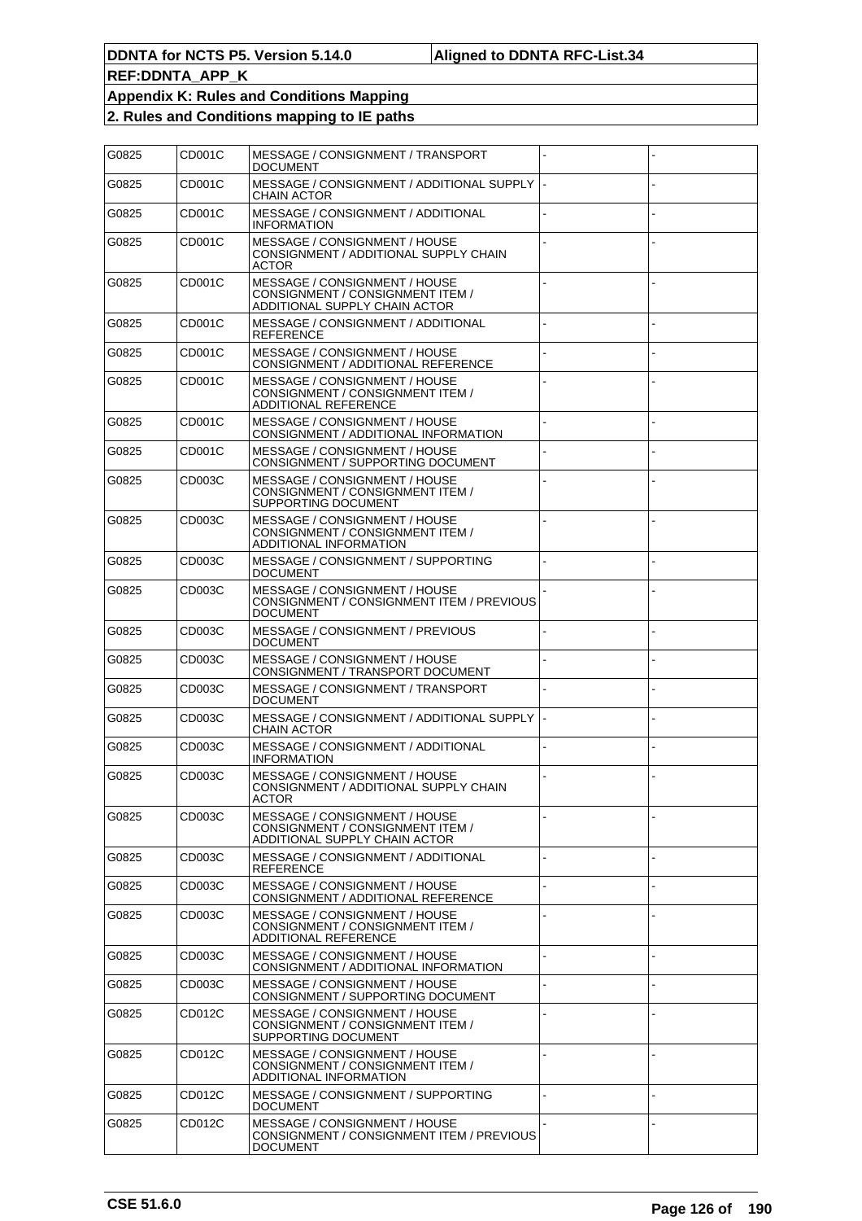| | | | | |
|---|---|---|---|---|
| G0825 | CD001C | MESSAGE / CONSIGNMENT / TRANSPORT DOCUMENT | - | - |
| G0825 | CD001C | MESSAGE / CONSIGNMENT / ADDITIONAL SUPPLY CHAIN ACTOR | - | - |
| G0825 | CD001C | MESSAGE / CONSIGNMENT / ADDITIONAL INFORMATION | - | - |
| G0825 | CD001C | MESSAGE / CONSIGNMENT / HOUSE CONSIGNMENT / ADDITIONAL SUPPLY CHAIN ACTOR | - | - |
| G0825 | CD001C | MESSAGE / CONSIGNMENT / HOUSE CONSIGNMENT / CONSIGNMENT ITEM / ADDITIONAL SUPPLY CHAIN ACTOR | - | - |
| G0825 | CD001C | MESSAGE / CONSIGNMENT / ADDITIONAL REFERENCE | - | - |
| G0825 | CD001C | MESSAGE / CONSIGNMENT / HOUSE CONSIGNMENT / ADDITIONAL REFERENCE | - | - |
| G0825 | CD001C | MESSAGE / CONSIGNMENT / HOUSE CONSIGNMENT / CONSIGNMENT ITEM / ADDITIONAL REFERENCE | - | - |
| G0825 | CD001C | MESSAGE / CONSIGNMENT / HOUSE CONSIGNMENT / ADDITIONAL INFORMATION | - | - |
| G0825 | CD001C | MESSAGE / CONSIGNMENT / HOUSE CONSIGNMENT / SUPPORTING DOCUMENT | - | - |
| G0825 | CD003C | MESSAGE / CONSIGNMENT / HOUSE CONSIGNMENT / CONSIGNMENT ITEM / SUPPORTING DOCUMENT | - | - |
| G0825 | CD003C | MESSAGE / CONSIGNMENT / HOUSE CONSIGNMENT / CONSIGNMENT ITEM / ADDITIONAL INFORMATION | - | - |
| G0825 | CD003C | MESSAGE / CONSIGNMENT / SUPPORTING DOCUMENT | - | - |
| G0825 | CD003C | MESSAGE / CONSIGNMENT / HOUSE CONSIGNMENT / CONSIGNMENT ITEM / PREVIOUS DOCUMENT | - | - |
| G0825 | CD003C | MESSAGE / CONSIGNMENT / PREVIOUS DOCUMENT | - | - |
| G0825 | CD003C | MESSAGE / CONSIGNMENT / HOUSE CONSIGNMENT / TRANSPORT DOCUMENT | - | - |
| G0825 | CD003C | MESSAGE / CONSIGNMENT / TRANSPORT DOCUMENT | - | - |
| G0825 | CD003C | MESSAGE / CONSIGNMENT / ADDITIONAL SUPPLY CHAIN ACTOR | - | - |
| G0825 | CD003C | MESSAGE / CONSIGNMENT / ADDITIONAL INFORMATION | - | - |
| G0825 | CD003C | MESSAGE / CONSIGNMENT / HOUSE CONSIGNMENT / ADDITIONAL SUPPLY CHAIN ACTOR | - | - |
| G0825 | CD003C | MESSAGE / CONSIGNMENT / HOUSE CONSIGNMENT / CONSIGNMENT ITEM / ADDITIONAL SUPPLY CHAIN ACTOR | - | - |
| G0825 | CD003C | MESSAGE / CONSIGNMENT / ADDITIONAL REFERENCE | - | - |
| G0825 | CD003C | MESSAGE / CONSIGNMENT / HOUSE CONSIGNMENT / ADDITIONAL REFERENCE | - | - |
| G0825 | CD003C | MESSAGE / CONSIGNMENT / HOUSE CONSIGNMENT / CONSIGNMENT ITEM / ADDITIONAL REFERENCE | - | - |
| G0825 | CD003C | MESSAGE / CONSIGNMENT / HOUSE CONSIGNMENT / ADDITIONAL INFORMATION | - | - |
| G0825 | CD003C | MESSAGE / CONSIGNMENT / HOUSE CONSIGNMENT / SUPPORTING DOCUMENT | - | - |
| G0825 | CD012C | MESSAGE / CONSIGNMENT / HOUSE CONSIGNMENT / CONSIGNMENT ITEM / SUPPORTING DOCUMENT | - | - |
| G0825 | CD012C | MESSAGE / CONSIGNMENT / HOUSE CONSIGNMENT / CONSIGNMENT ITEM / ADDITIONAL INFORMATION | - | - |
| G0825 | CD012C | MESSAGE / CONSIGNMENT / SUPPORTING DOCUMENT | - | - |
| G0825 | CD012C | MESSAGE / CONSIGNMENT / HOUSE CONSIGNMENT / CONSIGNMENT ITEM / PREVIOUS DOCUMENT | - | - |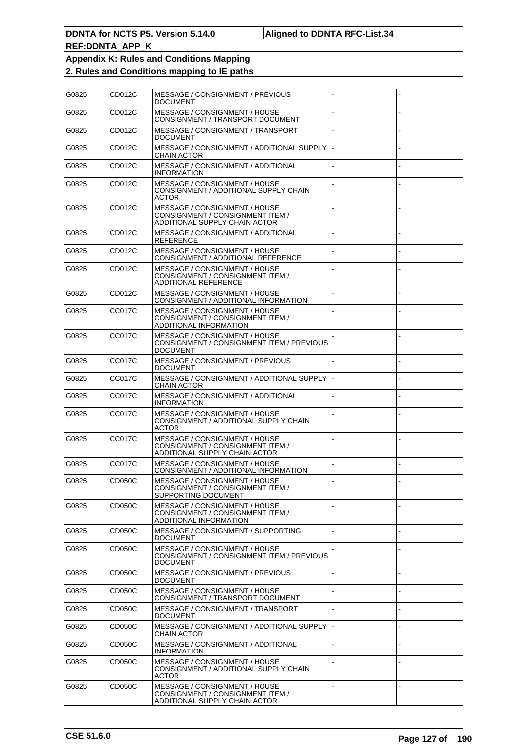| G0825 | CD012C | MESSAGE / CONSIGNMENT / PREVIOUS DOCUMENT | - | - |
|---|---|---|---|---|
| G0825 | CD012C | MESSAGE / CONSIGNMENT / HOUSE CONSIGNMENT / TRANSPORT DOCUMENT | - | - |
| G0825 | CD012C | MESSAGE / CONSIGNMENT / TRANSPORT DOCUMENT | - | - |
| G0825 | CD012C | MESSAGE / CONSIGNMENT / ADDITIONAL SUPPLY CHAIN ACTOR | - | - |
| G0825 | CD012C | MESSAGE / CONSIGNMENT / ADDITIONAL INFORMATION | - | - |
| G0825 | CD012C | MESSAGE / CONSIGNMENT / HOUSE CONSIGNMENT / ADDITIONAL SUPPLY CHAIN ACTOR | - | - |
| G0825 | CD012C | MESSAGE / CONSIGNMENT / HOUSE CONSIGNMENT / CONSIGNMENT ITEM / ADDITIONAL SUPPLY CHAIN ACTOR | - | - |
| G0825 | CD012C | MESSAGE / CONSIGNMENT / ADDITIONAL REFERENCE | - | - |
| G0825 | CD012C | MESSAGE / CONSIGNMENT / HOUSE CONSIGNMENT / ADDITIONAL REFERENCE | - | - |
| G0825 | CD012C | MESSAGE / CONSIGNMENT / HOUSE CONSIGNMENT / CONSIGNMENT ITEM / ADDITIONAL REFERENCE | - | - |
| G0825 | CD012C | MESSAGE / CONSIGNMENT / HOUSE CONSIGNMENT / ADDITIONAL INFORMATION | - | - |
| G0825 | CC017C | MESSAGE / CONSIGNMENT / HOUSE CONSIGNMENT / CONSIGNMENT ITEM / ADDITIONAL INFORMATION | - | - |
| G0825 | CC017C | MESSAGE / CONSIGNMENT / HOUSE CONSIGNMENT / CONSIGNMENT ITEM / PREVIOUS DOCUMENT | - | - |
| G0825 | CC017C | MESSAGE / CONSIGNMENT / PREVIOUS DOCUMENT | - | - |
| G0825 | CC017C | MESSAGE / CONSIGNMENT / ADDITIONAL SUPPLY CHAIN ACTOR | - | - |
| G0825 | CC017C | MESSAGE / CONSIGNMENT / ADDITIONAL INFORMATION | - | - |
| G0825 | CC017C | MESSAGE / CONSIGNMENT / HOUSE CONSIGNMENT / ADDITIONAL SUPPLY CHAIN ACTOR | - | - |
| G0825 | CC017C | MESSAGE / CONSIGNMENT / HOUSE CONSIGNMENT / CONSIGNMENT ITEM / ADDITIONAL SUPPLY CHAIN ACTOR | - | - |
| G0825 | CC017C | MESSAGE / CONSIGNMENT / HOUSE CONSIGNMENT / ADDITIONAL INFORMATION | - | - |
| G0825 | CD050C | MESSAGE / CONSIGNMENT / HOUSE CONSIGNMENT / CONSIGNMENT ITEM / SUPPORTING DOCUMENT | - | - |
| G0825 | CD050C | MESSAGE / CONSIGNMENT / HOUSE CONSIGNMENT / CONSIGNMENT ITEM / ADDITIONAL INFORMATION | - | - |
| G0825 | CD050C | MESSAGE / CONSIGNMENT / SUPPORTING DOCUMENT | - | - |
| G0825 | CD050C | MESSAGE / CONSIGNMENT / HOUSE CONSIGNMENT / CONSIGNMENT ITEM / PREVIOUS DOCUMENT | - | - |
| G0825 | CD050C | MESSAGE / CONSIGNMENT / PREVIOUS DOCUMENT | - | - |
| G0825 | CD050C | MESSAGE / CONSIGNMENT / HOUSE CONSIGNMENT / TRANSPORT DOCUMENT | - | - |
| G0825 | CD050C | MESSAGE / CONSIGNMENT / TRANSPORT DOCUMENT | - | - |
| G0825 | CD050C | MESSAGE / CONSIGNMENT / ADDITIONAL SUPPLY CHAIN ACTOR | - | - |
| G0825 | CD050C | MESSAGE / CONSIGNMENT / ADDITIONAL INFORMATION | - | - |
| G0825 | CD050C | MESSAGE / CONSIGNMENT / HOUSE CONSIGNMENT / ADDITIONAL SUPPLY CHAIN ACTOR | - | - |
| G0825 | CD050C | MESSAGE / CONSIGNMENT / HOUSE CONSIGNMENT / CONSIGNMENT ITEM / ADDITIONAL SUPPLY CHAIN ACTOR | - | - |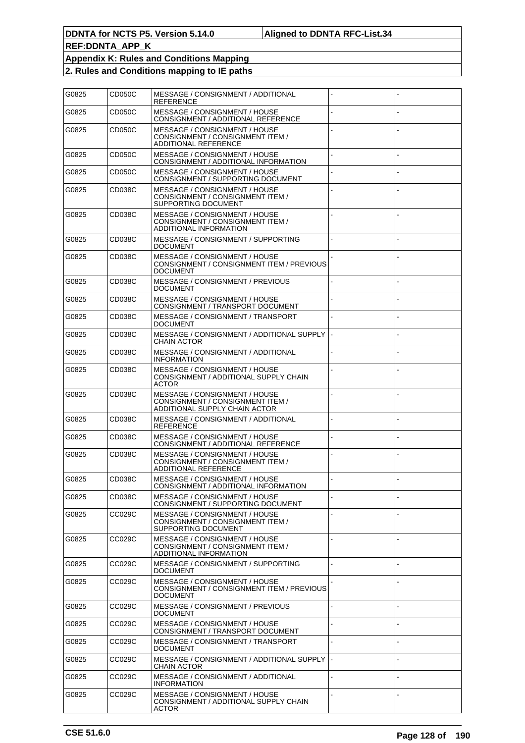| | | | | |
|---|---|---|---|---|
| G0825 | CD050C | MESSAGE / CONSIGNMENT / ADDITIONAL REFERENCE | - | - |
| G0825 | CD050C | MESSAGE / CONSIGNMENT / HOUSE CONSIGNMENT / ADDITIONAL REFERENCE | - | - |
| G0825 | CD050C | MESSAGE / CONSIGNMENT / HOUSE CONSIGNMENT / CONSIGNMENT ITEM / ADDITIONAL REFERENCE | - | - |
| G0825 | CD050C | MESSAGE / CONSIGNMENT / HOUSE CONSIGNMENT / ADDITIONAL INFORMATION | - | - |
| G0825 | CD050C | MESSAGE / CONSIGNMENT / HOUSE CONSIGNMENT / SUPPORTING DOCUMENT | - | - |
| G0825 | CD038C | MESSAGE / CONSIGNMENT / HOUSE CONSIGNMENT / CONSIGNMENT ITEM / SUPPORTING DOCUMENT | - | - |
| G0825 | CD038C | MESSAGE / CONSIGNMENT / HOUSE CONSIGNMENT / CONSIGNMENT ITEM / ADDITIONAL INFORMATION | - | - |
| G0825 | CD038C | MESSAGE / CONSIGNMENT / SUPPORTING DOCUMENT | - | - |
| G0825 | CD038C | MESSAGE / CONSIGNMENT / HOUSE CONSIGNMENT / CONSIGNMENT ITEM / PREVIOUS DOCUMENT | - | - |
| G0825 | CD038C | MESSAGE / CONSIGNMENT / PREVIOUS DOCUMENT | - | - |
| G0825 | CD038C | MESSAGE / CONSIGNMENT / HOUSE CONSIGNMENT / TRANSPORT DOCUMENT | - | - |
| G0825 | CD038C | MESSAGE / CONSIGNMENT / TRANSPORT DOCUMENT | - | - |
| G0825 | CD038C | MESSAGE / CONSIGNMENT / ADDITIONAL SUPPLY CHAIN ACTOR | - | - |
| G0825 | CD038C | MESSAGE / CONSIGNMENT / ADDITIONAL INFORMATION | - | - |
| G0825 | CD038C | MESSAGE / CONSIGNMENT / HOUSE CONSIGNMENT / ADDITIONAL SUPPLY CHAIN ACTOR | - | - |
| G0825 | CD038C | MESSAGE / CONSIGNMENT / HOUSE CONSIGNMENT / CONSIGNMENT ITEM / ADDITIONAL SUPPLY CHAIN ACTOR | - | - |
| G0825 | CD038C | MESSAGE / CONSIGNMENT / ADDITIONAL REFERENCE | - | - |
| G0825 | CD038C | MESSAGE / CONSIGNMENT / HOUSE CONSIGNMENT / ADDITIONAL REFERENCE | - | - |
| G0825 | CD038C | MESSAGE / CONSIGNMENT / HOUSE CONSIGNMENT / CONSIGNMENT ITEM / ADDITIONAL REFERENCE | - | - |
| G0825 | CD038C | MESSAGE / CONSIGNMENT / HOUSE CONSIGNMENT / ADDITIONAL INFORMATION | - | - |
| G0825 | CD038C | MESSAGE / CONSIGNMENT / HOUSE CONSIGNMENT / SUPPORTING DOCUMENT | - | - |
| G0825 | CC029C | MESSAGE / CONSIGNMENT / HOUSE CONSIGNMENT / CONSIGNMENT ITEM / SUPPORTING DOCUMENT | - | - |
| G0825 | CC029C | MESSAGE / CONSIGNMENT / HOUSE CONSIGNMENT / CONSIGNMENT ITEM / ADDITIONAL INFORMATION | - | - |
| G0825 | CC029C | MESSAGE / CONSIGNMENT / SUPPORTING DOCUMENT | - | - |
| G0825 | CC029C | MESSAGE / CONSIGNMENT / HOUSE CONSIGNMENT / CONSIGNMENT ITEM / PREVIOUS DOCUMENT | - | - |
| G0825 | CC029C | MESSAGE / CONSIGNMENT / PREVIOUS DOCUMENT | - | - |
| G0825 | CC029C | MESSAGE / CONSIGNMENT / HOUSE CONSIGNMENT / TRANSPORT DOCUMENT | - | - |
| G0825 | CC029C | MESSAGE / CONSIGNMENT / TRANSPORT DOCUMENT | - | - |
| G0825 | CC029C | MESSAGE / CONSIGNMENT / ADDITIONAL SUPPLY CHAIN ACTOR | - | - |
| G0825 | CC029C | MESSAGE / CONSIGNMENT / ADDITIONAL INFORMATION | - | - |
| G0825 | CC029C | MESSAGE / CONSIGNMENT / HOUSE CONSIGNMENT / ADDITIONAL SUPPLY CHAIN ACTOR | - | - |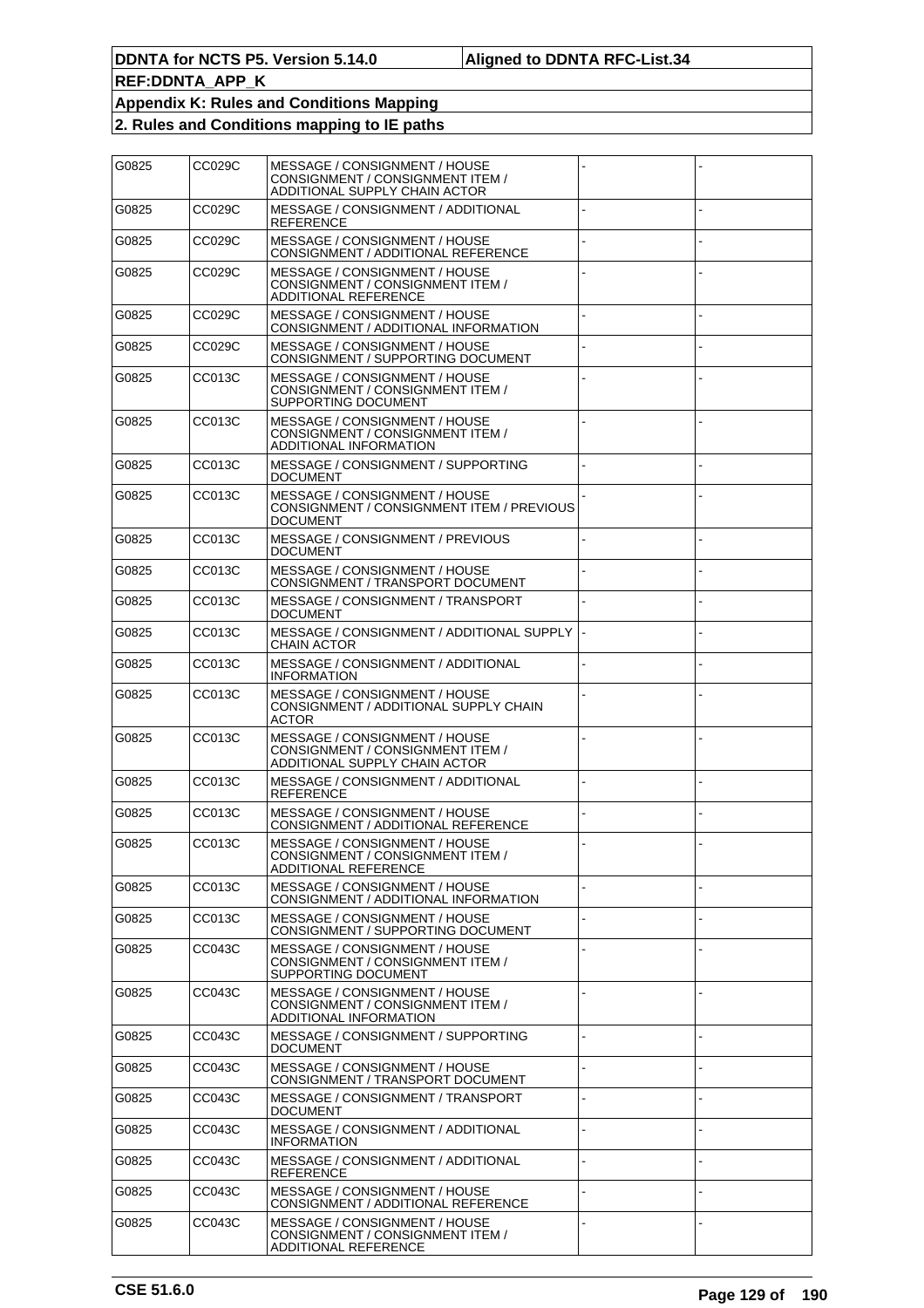| | | | | |
|---|---|---|---|---|
| G0825 | CC029C | MESSAGE / CONSIGNMENT / HOUSE CONSIGNMENT / CONSIGNMENT ITEM / ADDITIONAL SUPPLY CHAIN ACTOR | - | - |
| G0825 | CC029C | MESSAGE / CONSIGNMENT / ADDITIONAL REFERENCE | - | - |
| G0825 | CC029C | MESSAGE / CONSIGNMENT / HOUSE CONSIGNMENT / ADDITIONAL REFERENCE | - | - |
| G0825 | CC029C | MESSAGE / CONSIGNMENT / HOUSE CONSIGNMENT / CONSIGNMENT ITEM / ADDITIONAL REFERENCE | - | - |
| G0825 | CC029C | MESSAGE / CONSIGNMENT / HOUSE CONSIGNMENT / ADDITIONAL INFORMATION | - | - |
| G0825 | CC029C | MESSAGE / CONSIGNMENT / HOUSE CONSIGNMENT / SUPPORTING DOCUMENT | - | - |
| G0825 | CC013C | MESSAGE / CONSIGNMENT / HOUSE CONSIGNMENT / CONSIGNMENT ITEM / SUPPORTING DOCUMENT | - | - |
| G0825 | CC013C | MESSAGE / CONSIGNMENT / HOUSE CONSIGNMENT / CONSIGNMENT ITEM / ADDITIONAL INFORMATION | - | - |
| G0825 | CC013C | MESSAGE / CONSIGNMENT / SUPPORTING DOCUMENT | - | - |
| G0825 | CC013C | MESSAGE / CONSIGNMENT / HOUSE CONSIGNMENT / CONSIGNMENT ITEM / PREVIOUS DOCUMENT | - | - |
| G0825 | CC013C | MESSAGE / CONSIGNMENT / PREVIOUS DOCUMENT | - | - |
| G0825 | CC013C | MESSAGE / CONSIGNMENT / HOUSE CONSIGNMENT / TRANSPORT DOCUMENT | - | - |
| G0825 | CC013C | MESSAGE / CONSIGNMENT / TRANSPORT DOCUMENT | - | - |
| G0825 | CC013C | MESSAGE / CONSIGNMENT / ADDITIONAL SUPPLY CHAIN ACTOR | - | - |
| G0825 | CC013C | MESSAGE / CONSIGNMENT / ADDITIONAL INFORMATION | - | - |
| G0825 | CC013C | MESSAGE / CONSIGNMENT / HOUSE CONSIGNMENT / ADDITIONAL SUPPLY CHAIN ACTOR | - | - |
| G0825 | CC013C | MESSAGE / CONSIGNMENT / HOUSE CONSIGNMENT / CONSIGNMENT ITEM / ADDITIONAL SUPPLY CHAIN ACTOR | - | - |
| G0825 | CC013C | MESSAGE / CONSIGNMENT / ADDITIONAL REFERENCE | - | - |
| G0825 | CC013C | MESSAGE / CONSIGNMENT / HOUSE CONSIGNMENT / ADDITIONAL REFERENCE | - | - |
| G0825 | CC013C | MESSAGE / CONSIGNMENT / HOUSE CONSIGNMENT / CONSIGNMENT ITEM / ADDITIONAL REFERENCE | - | - |
| G0825 | CC013C | MESSAGE / CONSIGNMENT / HOUSE CONSIGNMENT / ADDITIONAL INFORMATION | - | - |
| G0825 | CC013C | MESSAGE / CONSIGNMENT / HOUSE CONSIGNMENT / SUPPORTING DOCUMENT | - | - |
| G0825 | CC043C | MESSAGE / CONSIGNMENT / HOUSE CONSIGNMENT / CONSIGNMENT ITEM / SUPPORTING DOCUMENT | - | - |
| G0825 | CC043C | MESSAGE / CONSIGNMENT / HOUSE CONSIGNMENT / CONSIGNMENT ITEM / ADDITIONAL INFORMATION | - | - |
| G0825 | CC043C | MESSAGE / CONSIGNMENT / SUPPORTING DOCUMENT | - | - |
| G0825 | CC043C | MESSAGE / CONSIGNMENT / HOUSE CONSIGNMENT / TRANSPORT DOCUMENT | - | - |
| G0825 | CC043C | MESSAGE / CONSIGNMENT / TRANSPORT DOCUMENT | - | - |
| G0825 | CC043C | MESSAGE / CONSIGNMENT / ADDITIONAL INFORMATION | - | - |
| G0825 | CC043C | MESSAGE / CONSIGNMENT / ADDITIONAL REFERENCE | - | - |
| G0825 | CC043C | MESSAGE / CONSIGNMENT / HOUSE CONSIGNMENT / ADDITIONAL REFERENCE | - | - |
| G0825 | CC043C | MESSAGE / CONSIGNMENT / HOUSE CONSIGNMENT / CONSIGNMENT ITEM / ADDITIONAL REFERENCE | - | - |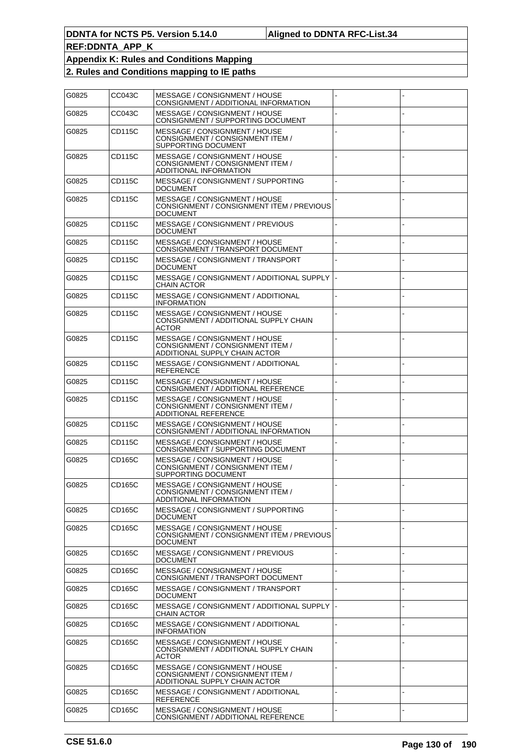| G0825 | CC043C | MESSAGE / CONSIGNMENT / HOUSE CONSIGNMENT / ADDITIONAL INFORMATION | - | - |
|---|---|---|---|---|
| G0825 | CC043C | MESSAGE / CONSIGNMENT / HOUSE CONSIGNMENT / SUPPORTING DOCUMENT | - | - |
| G0825 | CD115C | MESSAGE / CONSIGNMENT / HOUSE CONSIGNMENT / CONSIGNMENT ITEM / SUPPORTING DOCUMENT | - | - |
| G0825 | CD115C | MESSAGE / CONSIGNMENT / HOUSE CONSIGNMENT / CONSIGNMENT ITEM / ADDITIONAL INFORMATION | - | - |
| G0825 | CD115C | MESSAGE / CONSIGNMENT / SUPPORTING DOCUMENT | - | - |
| G0825 | CD115C | MESSAGE / CONSIGNMENT / HOUSE CONSIGNMENT / CONSIGNMENT ITEM / PREVIOUS DOCUMENT | - | - |
| G0825 | CD115C | MESSAGE / CONSIGNMENT / PREVIOUS DOCUMENT | - | - |
| G0825 | CD115C | MESSAGE / CONSIGNMENT / HOUSE CONSIGNMENT / TRANSPORT DOCUMENT | - | - |
| G0825 | CD115C | MESSAGE / CONSIGNMENT / TRANSPORT DOCUMENT | - | - |
| G0825 | CD115C | MESSAGE / CONSIGNMENT / ADDITIONAL SUPPLY CHAIN ACTOR | - | - |
| G0825 | CD115C | MESSAGE / CONSIGNMENT / ADDITIONAL INFORMATION | - | - |
| G0825 | CD115C | MESSAGE / CONSIGNMENT / HOUSE CONSIGNMENT / ADDITIONAL SUPPLY CHAIN ACTOR | - | - |
| G0825 | CD115C | MESSAGE / CONSIGNMENT / HOUSE CONSIGNMENT / CONSIGNMENT ITEM / ADDITIONAL SUPPLY CHAIN ACTOR | - | - |
| G0825 | CD115C | MESSAGE / CONSIGNMENT / ADDITIONAL REFERENCE | - | - |
| G0825 | CD115C | MESSAGE / CONSIGNMENT / HOUSE CONSIGNMENT / ADDITIONAL REFERENCE | - | - |
| G0825 | CD115C | MESSAGE / CONSIGNMENT / HOUSE CONSIGNMENT / CONSIGNMENT ITEM / ADDITIONAL REFERENCE | - | - |
| G0825 | CD115C | MESSAGE / CONSIGNMENT / HOUSE CONSIGNMENT / ADDITIONAL INFORMATION | - | - |
| G0825 | CD115C | MESSAGE / CONSIGNMENT / HOUSE CONSIGNMENT / SUPPORTING DOCUMENT | - | - |
| G0825 | CD165C | MESSAGE / CONSIGNMENT / HOUSE CONSIGNMENT / CONSIGNMENT ITEM / SUPPORTING DOCUMENT | - | - |
| G0825 | CD165C | MESSAGE / CONSIGNMENT / HOUSE CONSIGNMENT / CONSIGNMENT ITEM / ADDITIONAL INFORMATION | - | - |
| G0825 | CD165C | MESSAGE / CONSIGNMENT / SUPPORTING DOCUMENT | - | - |
| G0825 | CD165C | MESSAGE / CONSIGNMENT / HOUSE CONSIGNMENT / CONSIGNMENT ITEM / PREVIOUS DOCUMENT | - | - |
| G0825 | CD165C | MESSAGE / CONSIGNMENT / PREVIOUS DOCUMENT | - | - |
| G0825 | CD165C | MESSAGE / CONSIGNMENT / HOUSE CONSIGNMENT / TRANSPORT DOCUMENT | - | - |
| G0825 | CD165C | MESSAGE / CONSIGNMENT / TRANSPORT DOCUMENT | - | - |
| G0825 | CD165C | MESSAGE / CONSIGNMENT / ADDITIONAL SUPPLY CHAIN ACTOR | - | - |
| G0825 | CD165C | MESSAGE / CONSIGNMENT / ADDITIONAL INFORMATION | - | - |
| G0825 | CD165C | MESSAGE / CONSIGNMENT / HOUSE CONSIGNMENT / ADDITIONAL SUPPLY CHAIN ACTOR | - | - |
| G0825 | CD165C | MESSAGE / CONSIGNMENT / HOUSE CONSIGNMENT / CONSIGNMENT ITEM / ADDITIONAL SUPPLY CHAIN ACTOR | - | - |
| G0825 | CD165C | MESSAGE / CONSIGNMENT / ADDITIONAL REFERENCE | - | - |
| G0825 | CD165C | MESSAGE / CONSIGNMENT / HOUSE CONSIGNMENT / ADDITIONAL REFERENCE | - | - |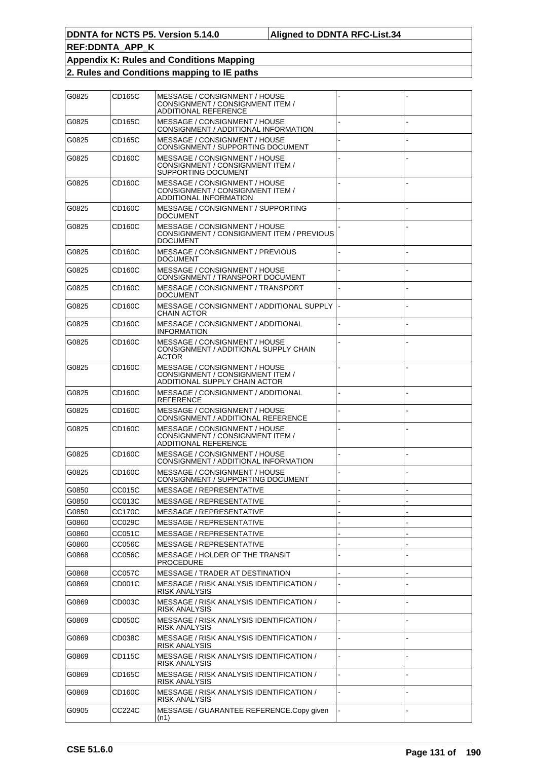| | | | | |
|---|---|---|---|---|
| G0825 | CD165C | MESSAGE / CONSIGNMENT / HOUSE CONSIGNMENT / CONSIGNMENT ITEM / ADDITIONAL REFERENCE | - | - |
| G0825 | CD165C | MESSAGE / CONSIGNMENT / HOUSE CONSIGNMENT / ADDITIONAL INFORMATION | - | - |
| G0825 | CD165C | MESSAGE / CONSIGNMENT / HOUSE CONSIGNMENT / SUPPORTING DOCUMENT | - | - |
| G0825 | CD160C | MESSAGE / CONSIGNMENT / HOUSE CONSIGNMENT / CONSIGNMENT ITEM / SUPPORTING DOCUMENT | - | - |
| G0825 | CD160C | MESSAGE / CONSIGNMENT / HOUSE CONSIGNMENT / CONSIGNMENT ITEM / ADDITIONAL INFORMATION | - | - |
| G0825 | CD160C | MESSAGE / CONSIGNMENT / SUPPORTING DOCUMENT | - | - |
| G0825 | CD160C | MESSAGE / CONSIGNMENT / HOUSE CONSIGNMENT / CONSIGNMENT ITEM / PREVIOUS DOCUMENT | - | - |
| G0825 | CD160C | MESSAGE / CONSIGNMENT / PREVIOUS DOCUMENT | - | - |
| G0825 | CD160C | MESSAGE / CONSIGNMENT / HOUSE CONSIGNMENT / TRANSPORT DOCUMENT | - | - |
| G0825 | CD160C | MESSAGE / CONSIGNMENT / TRANSPORT DOCUMENT | - | - |
| G0825 | CD160C | MESSAGE / CONSIGNMENT / ADDITIONAL SUPPLY CHAIN ACTOR | - | - |
| G0825 | CD160C | MESSAGE / CONSIGNMENT / ADDITIONAL INFORMATION | - | - |
| G0825 | CD160C | MESSAGE / CONSIGNMENT / HOUSE CONSIGNMENT / ADDITIONAL SUPPLY CHAIN ACTOR | - | - |
| G0825 | CD160C | MESSAGE / CONSIGNMENT / HOUSE CONSIGNMENT / CONSIGNMENT ITEM / ADDITIONAL SUPPLY CHAIN ACTOR | - | - |
| G0825 | CD160C | MESSAGE / CONSIGNMENT / ADDITIONAL REFERENCE | - | - |
| G0825 | CD160C | MESSAGE / CONSIGNMENT / HOUSE CONSIGNMENT / ADDITIONAL REFERENCE | - | - |
| G0825 | CD160C | MESSAGE / CONSIGNMENT / HOUSE CONSIGNMENT / CONSIGNMENT ITEM / ADDITIONAL REFERENCE | - | - |
| G0825 | CD160C | MESSAGE / CONSIGNMENT / HOUSE CONSIGNMENT / ADDITIONAL INFORMATION | - | - |
| G0825 | CD160C | MESSAGE / CONSIGNMENT / HOUSE CONSIGNMENT / SUPPORTING DOCUMENT | - | - |
| G0850 | CC015C | MESSAGE / REPRESENTATIVE | - | - |
| G0850 | CC013C | MESSAGE / REPRESENTATIVE | - | - |
| G0850 | CC170C | MESSAGE / REPRESENTATIVE | - | - |
| G0860 | CC029C | MESSAGE / REPRESENTATIVE | - | - |
| G0860 | CC051C | MESSAGE / REPRESENTATIVE | - | - |
| G0860 | CC056C | MESSAGE / REPRESENTATIVE | - | - |
| G0868 | CC056C | MESSAGE / HOLDER OF THE TRANSIT PROCEDURE | - | - |
| G0868 | CC057C | MESSAGE / TRADER AT DESTINATION | - | - |
| G0869 | CD001C | MESSAGE / RISK ANALYSIS IDENTIFICATION / RISK ANALYSIS | - | - |
| G0869 | CD003C | MESSAGE / RISK ANALYSIS IDENTIFICATION / RISK ANALYSIS | - | - |
| G0869 | CD050C | MESSAGE / RISK ANALYSIS IDENTIFICATION / RISK ANALYSIS | - | - |
| G0869 | CD038C | MESSAGE / RISK ANALYSIS IDENTIFICATION / RISK ANALYSIS | - | - |
| G0869 | CD115C | MESSAGE / RISK ANALYSIS IDENTIFICATION / RISK ANALYSIS | - | - |
| G0869 | CD165C | MESSAGE / RISK ANALYSIS IDENTIFICATION / RISK ANALYSIS | - | - |
| G0869 | CD160C | MESSAGE / RISK ANALYSIS IDENTIFICATION / RISK ANALYSIS | - | - |
| G0905 | CC224C | MESSAGE / GUARANTEE REFERENCE.Copy given (n1) | - | - |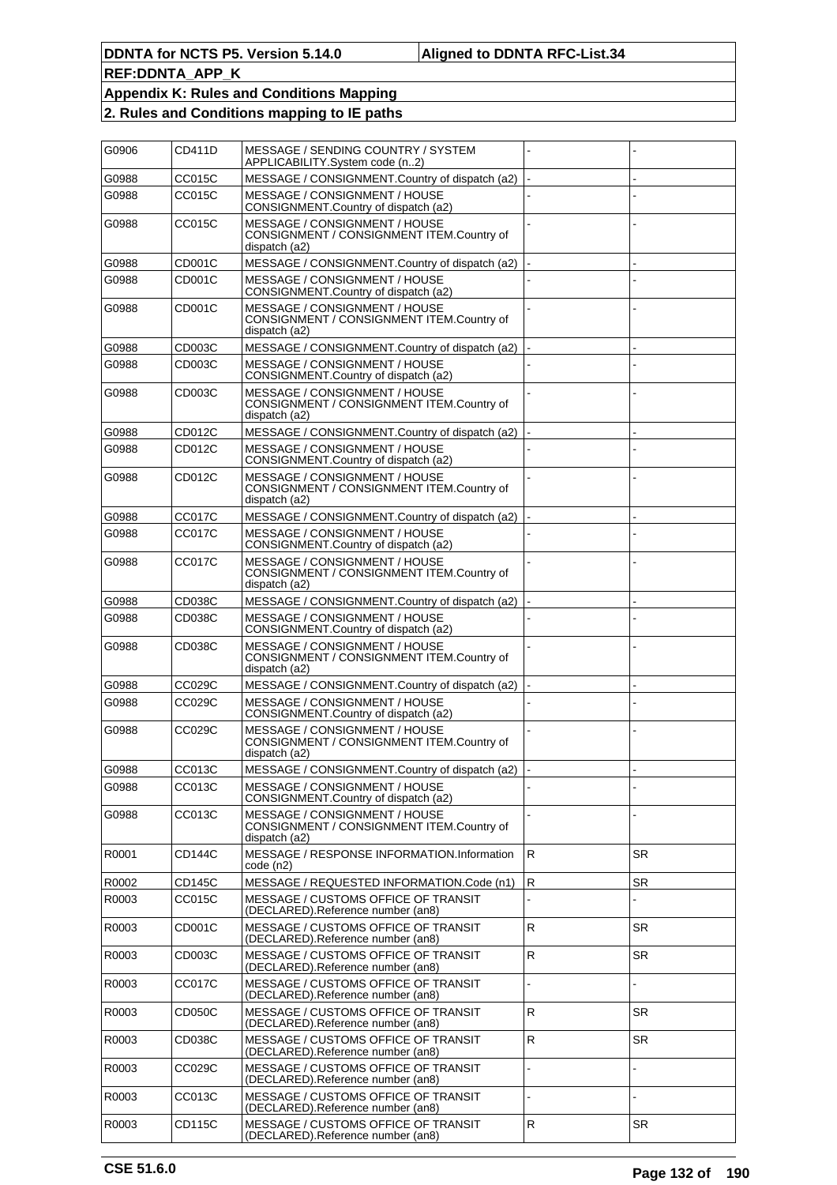| G0906 | CD411D | MESSAGE / SENDING COUNTRY / SYSTEM APPLICABILITY.System code (n..2) | - | - |
|---|---|---|---|---|
| G0988 | CC015C | MESSAGE / CONSIGNMENT.Country of dispatch (a2) | - | - |
| G0988 | CC015C | MESSAGE / CONSIGNMENT / HOUSE CONSIGNMENT.Country of dispatch (a2) | - | - |
| G0988 | CC015C | MESSAGE / CONSIGNMENT / HOUSE CONSIGNMENT / CONSIGNMENT ITEM.Country of dispatch (a2) | - | - |
| G0988 | CD001C | MESSAGE / CONSIGNMENT.Country of dispatch (a2) | - | - |
| G0988 | CD001C | MESSAGE / CONSIGNMENT / HOUSE CONSIGNMENT.Country of dispatch (a2) | - | - |
| G0988 | CD001C | MESSAGE / CONSIGNMENT / HOUSE CONSIGNMENT / CONSIGNMENT ITEM.Country of dispatch (a2) | - | - |
| G0988 | CD003C | MESSAGE / CONSIGNMENT.Country of dispatch (a2) | - | - |
| G0988 | CD003C | MESSAGE / CONSIGNMENT / HOUSE CONSIGNMENT.Country of dispatch (a2) | - | - |
| G0988 | CD003C | MESSAGE / CONSIGNMENT / HOUSE CONSIGNMENT / CONSIGNMENT ITEM.Country of dispatch (a2) | - | - |
| G0988 | CD012C | MESSAGE / CONSIGNMENT.Country of dispatch (a2) | - | - |
| G0988 | CD012C | MESSAGE / CONSIGNMENT / HOUSE CONSIGNMENT.Country of dispatch (a2) | - | - |
| G0988 | CD012C | MESSAGE / CONSIGNMENT / HOUSE CONSIGNMENT / CONSIGNMENT ITEM.Country of dispatch (a2) | - | - |
| G0988 | CC017C | MESSAGE / CONSIGNMENT.Country of dispatch (a2) | - | - |
| G0988 | CC017C | MESSAGE / CONSIGNMENT / HOUSE CONSIGNMENT.Country of dispatch (a2) | - | - |
| G0988 | CC017C | MESSAGE / CONSIGNMENT / HOUSE CONSIGNMENT / CONSIGNMENT ITEM.Country of dispatch (a2) | - | - |
| G0988 | CD038C | MESSAGE / CONSIGNMENT.Country of dispatch (a2) | - | - |
| G0988 | CD038C | MESSAGE / CONSIGNMENT / HOUSE CONSIGNMENT.Country of dispatch (a2) | - | - |
| G0988 | CD038C | MESSAGE / CONSIGNMENT / HOUSE CONSIGNMENT / CONSIGNMENT ITEM.Country of dispatch (a2) | - | - |
| G0988 | CC029C | MESSAGE / CONSIGNMENT.Country of dispatch (a2) | - | - |
| G0988 | CC029C | MESSAGE / CONSIGNMENT / HOUSE CONSIGNMENT.Country of dispatch (a2) | - | - |
| G0988 | CC029C | MESSAGE / CONSIGNMENT / HOUSE CONSIGNMENT / CONSIGNMENT ITEM.Country of dispatch (a2) | - | - |
| G0988 | CC013C | MESSAGE / CONSIGNMENT.Country of dispatch (a2) | - | - |
| G0988 | CC013C | MESSAGE / CONSIGNMENT / HOUSE CONSIGNMENT.Country of dispatch (a2) | - | - |
| G0988 | CC013C | MESSAGE / CONSIGNMENT / HOUSE CONSIGNMENT / CONSIGNMENT ITEM.Country of dispatch (a2) | - | - |
| R0001 | CD144C | MESSAGE / RESPONSE INFORMATION.Information code (n2) | R | SR |
| R0002 | CD145C | MESSAGE / REQUESTED INFORMATION.Code (n1) | R | SR |
| R0003 | CC015C | MESSAGE / CUSTOMS OFFICE OF TRANSIT (DECLARED).Reference number (an8) | - | - |
| R0003 | CD001C | MESSAGE / CUSTOMS OFFICE OF TRANSIT (DECLARED).Reference number (an8) | R | SR |
| R0003 | CD003C | MESSAGE / CUSTOMS OFFICE OF TRANSIT (DECLARED).Reference number (an8) | R | SR |
| R0003 | CC017C | MESSAGE / CUSTOMS OFFICE OF TRANSIT (DECLARED).Reference number (an8) | - | - |
| R0003 | CD050C | MESSAGE / CUSTOMS OFFICE OF TRANSIT (DECLARED).Reference number (an8) | R | SR |
| R0003 | CD038C | MESSAGE / CUSTOMS OFFICE OF TRANSIT (DECLARED).Reference number (an8) | R | SR |
| R0003 | CC029C | MESSAGE / CUSTOMS OFFICE OF TRANSIT (DECLARED).Reference number (an8) | - | - |
| R0003 | CC013C | MESSAGE / CUSTOMS OFFICE OF TRANSIT (DECLARED).Reference number (an8) | - | - |
| R0003 | CD115C | MESSAGE / CUSTOMS OFFICE OF TRANSIT (DECLARED).Reference number (an8) | R | SR |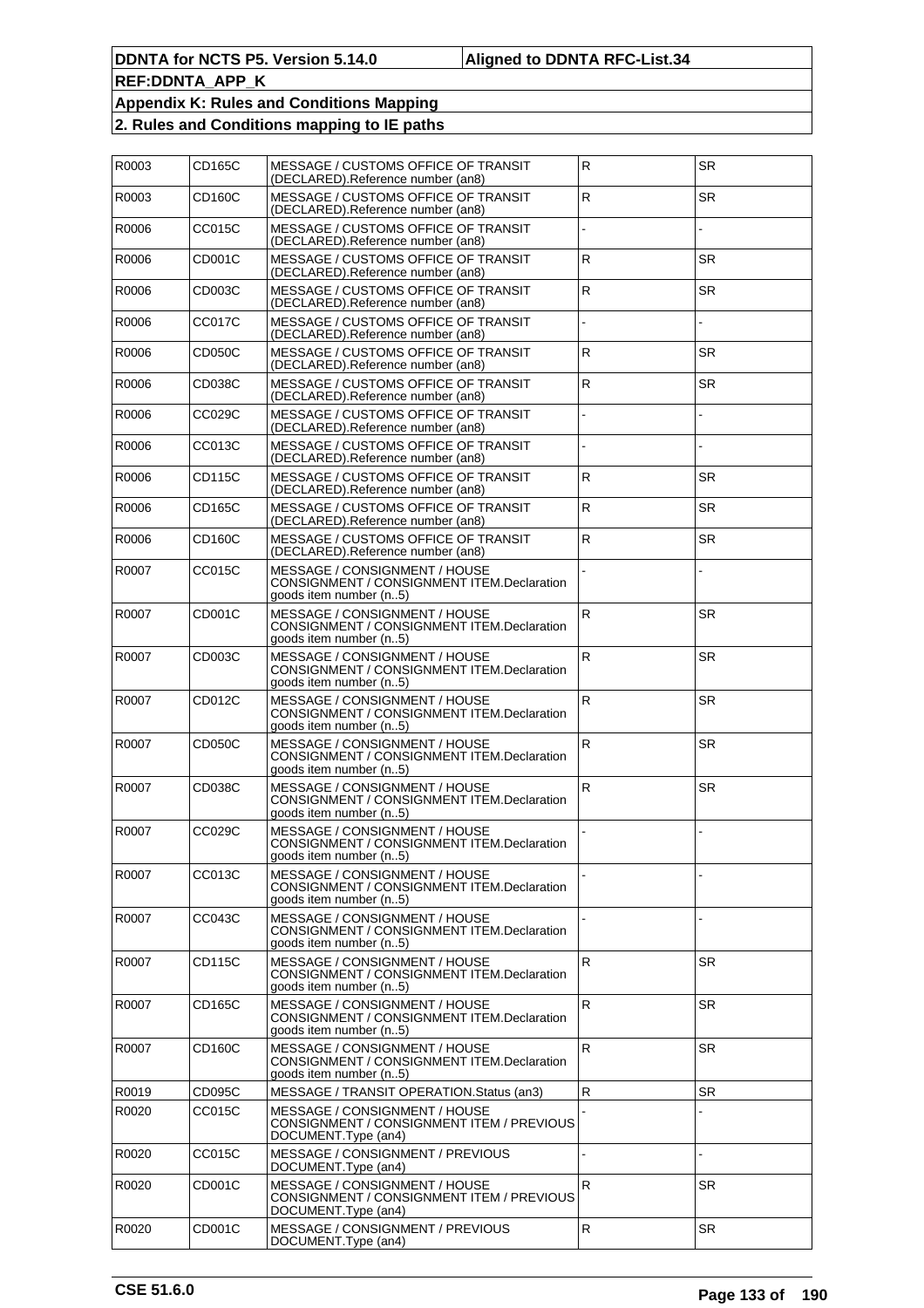| | | | | |
|---|---|---|---|---|
| R0003 | CD165C | MESSAGE / CUSTOMS OFFICE OF TRANSIT (DECLARED).Reference number (an8) | R | SR |
| R0003 | CD160C | MESSAGE / CUSTOMS OFFICE OF TRANSIT (DECLARED).Reference number (an8) | R | SR |
| R0006 | CC015C | MESSAGE / CUSTOMS OFFICE OF TRANSIT (DECLARED).Reference number (an8) | - | - |
| R0006 | CD001C | MESSAGE / CUSTOMS OFFICE OF TRANSIT (DECLARED).Reference number (an8) | R | SR |
| R0006 | CD003C | MESSAGE / CUSTOMS OFFICE OF TRANSIT (DECLARED).Reference number (an8) | R | SR |
| R0006 | CC017C | MESSAGE / CUSTOMS OFFICE OF TRANSIT (DECLARED).Reference number (an8) | - | - |
| R0006 | CD050C | MESSAGE / CUSTOMS OFFICE OF TRANSIT (DECLARED).Reference number (an8) | R | SR |
| R0006 | CD038C | MESSAGE / CUSTOMS OFFICE OF TRANSIT (DECLARED).Reference number (an8) | R | SR |
| R0006 | CC029C | MESSAGE / CUSTOMS OFFICE OF TRANSIT (DECLARED).Reference number (an8) | - | - |
| R0006 | CC013C | MESSAGE / CUSTOMS OFFICE OF TRANSIT (DECLARED).Reference number (an8) | - | - |
| R0006 | CD115C | MESSAGE / CUSTOMS OFFICE OF TRANSIT (DECLARED).Reference number (an8) | R | SR |
| R0006 | CD165C | MESSAGE / CUSTOMS OFFICE OF TRANSIT (DECLARED).Reference number (an8) | R | SR |
| R0006 | CD160C | MESSAGE / CUSTOMS OFFICE OF TRANSIT (DECLARED).Reference number (an8) | R | SR |
| R0007 | CC015C | MESSAGE / CONSIGNMENT / HOUSE CONSIGNMENT / CONSIGNMENT ITEM.Declaration goods item number (n..5) | - | - |
| R0007 | CD001C | MESSAGE / CONSIGNMENT / HOUSE CONSIGNMENT / CONSIGNMENT ITEM.Declaration goods item number (n..5) | R | SR |
| R0007 | CD003C | MESSAGE / CONSIGNMENT / HOUSE CONSIGNMENT / CONSIGNMENT ITEM.Declaration goods item number (n..5) | R | SR |
| R0007 | CD012C | MESSAGE / CONSIGNMENT / HOUSE CONSIGNMENT / CONSIGNMENT ITEM.Declaration goods item number (n..5) | R | SR |
| R0007 | CD050C | MESSAGE / CONSIGNMENT / HOUSE CONSIGNMENT / CONSIGNMENT ITEM.Declaration goods item number (n..5) | R | SR |
| R0007 | CD038C | MESSAGE / CONSIGNMENT / HOUSE CONSIGNMENT / CONSIGNMENT ITEM.Declaration goods item number (n..5) | R | SR |
| R0007 | CC029C | MESSAGE / CONSIGNMENT / HOUSE CONSIGNMENT / CONSIGNMENT ITEM.Declaration goods item number (n..5) | - | - |
| R0007 | CC013C | MESSAGE / CONSIGNMENT / HOUSE CONSIGNMENT / CONSIGNMENT ITEM.Declaration goods item number (n..5) | - | - |
| R0007 | CC043C | MESSAGE / CONSIGNMENT / HOUSE CONSIGNMENT / CONSIGNMENT ITEM.Declaration goods item number (n..5) | - | - |
| R0007 | CD115C | MESSAGE / CONSIGNMENT / HOUSE CONSIGNMENT / CONSIGNMENT ITEM.Declaration goods item number (n..5) | R | SR |
| R0007 | CD165C | MESSAGE / CONSIGNMENT / HOUSE CONSIGNMENT / CONSIGNMENT ITEM.Declaration goods item number (n..5) | R | SR |
| R0007 | CD160C | MESSAGE / CONSIGNMENT / HOUSE CONSIGNMENT / CONSIGNMENT ITEM.Declaration goods item number (n..5) | R | SR |
| R0019 | CD095C | MESSAGE / TRANSIT OPERATION.Status (an3) | R | SR |
| R0020 | CC015C | MESSAGE / CONSIGNMENT / HOUSE CONSIGNMENT / CONSIGNMENT ITEM / PREVIOUS DOCUMENT.Type (an4) | - | - |
| R0020 | CC015C | MESSAGE / CONSIGNMENT / PREVIOUS DOCUMENT.Type (an4) | - | - |
| R0020 | CD001C | MESSAGE / CONSIGNMENT / HOUSE CONSIGNMENT / CONSIGNMENT ITEM / PREVIOUS DOCUMENT.Type (an4) | R | SR |
| R0020 | CD001C | MESSAGE / CONSIGNMENT / PREVIOUS DOCUMENT.Type (an4) | R | SR |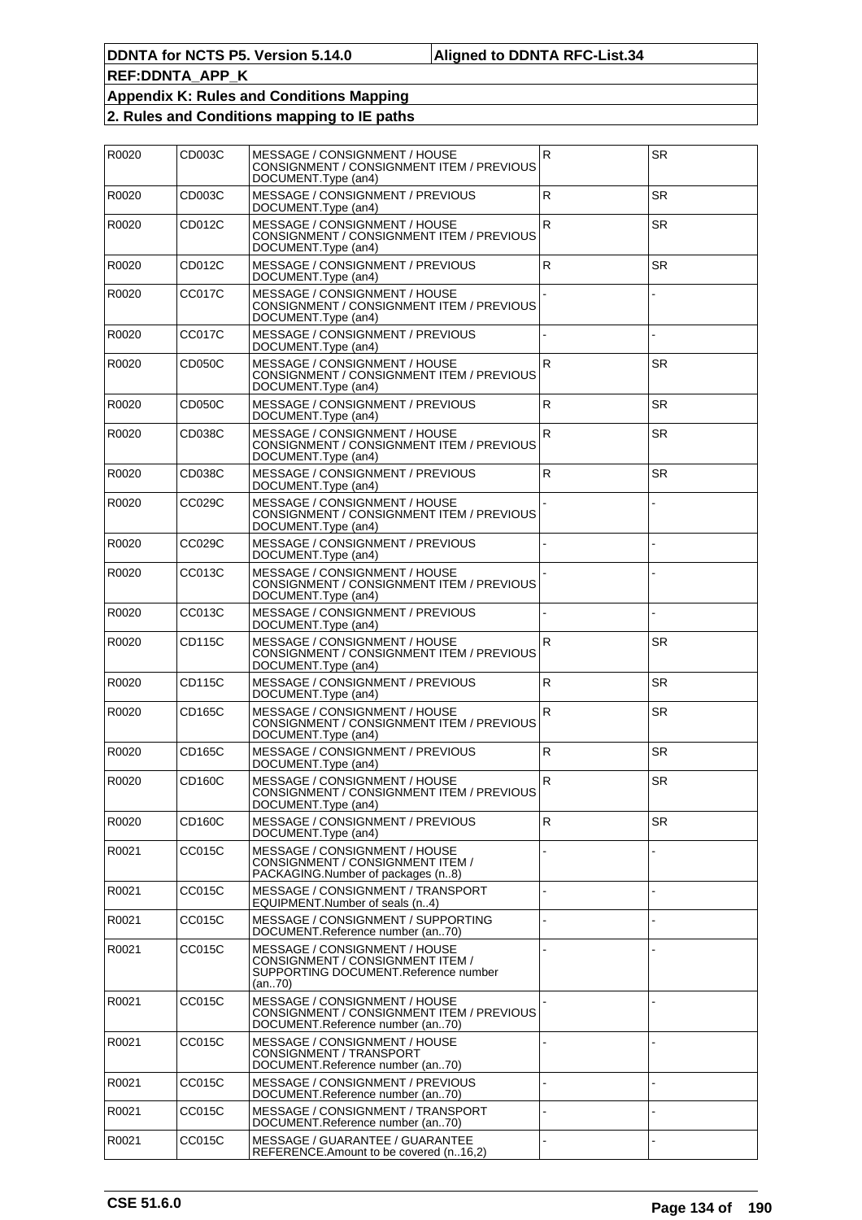| | | | | |
|---|---|---|---|---|
| R0020 | CD003C | MESSAGE / CONSIGNMENT / HOUSE CONSIGNMENT / CONSIGNMENT ITEM / PREVIOUS DOCUMENT.Type (an4) | R | SR |
| R0020 | CD003C | MESSAGE / CONSIGNMENT / PREVIOUS DOCUMENT.Type (an4) | R | SR |
| R0020 | CD012C | MESSAGE / CONSIGNMENT / HOUSE CONSIGNMENT / CONSIGNMENT ITEM / PREVIOUS DOCUMENT.Type (an4) | R | SR |
| R0020 | CD012C | MESSAGE / CONSIGNMENT / PREVIOUS DOCUMENT.Type (an4) | R | SR |
| R0020 | CC017C | MESSAGE / CONSIGNMENT / HOUSE CONSIGNMENT / CONSIGNMENT ITEM / PREVIOUS DOCUMENT.Type (an4) | - | - |
| R0020 | CC017C | MESSAGE / CONSIGNMENT / PREVIOUS DOCUMENT.Type (an4) | - | - |
| R0020 | CD050C | MESSAGE / CONSIGNMENT / HOUSE CONSIGNMENT / CONSIGNMENT ITEM / PREVIOUS DOCUMENT.Type (an4) | R | SR |
| R0020 | CD050C | MESSAGE / CONSIGNMENT / PREVIOUS DOCUMENT.Type (an4) | R | SR |
| R0020 | CD038C | MESSAGE / CONSIGNMENT / HOUSE CONSIGNMENT / CONSIGNMENT ITEM / PREVIOUS DOCUMENT.Type (an4) | R | SR |
| R0020 | CD038C | MESSAGE / CONSIGNMENT / PREVIOUS DOCUMENT.Type (an4) | R | SR |
| R0020 | CC029C | MESSAGE / CONSIGNMENT / HOUSE CONSIGNMENT / CONSIGNMENT ITEM / PREVIOUS DOCUMENT.Type (an4) | - | - |
| R0020 | CC029C | MESSAGE / CONSIGNMENT / PREVIOUS DOCUMENT.Type (an4) | - | - |
| R0020 | CC013C | MESSAGE / CONSIGNMENT / HOUSE CONSIGNMENT / CONSIGNMENT ITEM / PREVIOUS DOCUMENT.Type (an4) | - | - |
| R0020 | CC013C | MESSAGE / CONSIGNMENT / PREVIOUS DOCUMENT.Type (an4) | - | - |
| R0020 | CD115C | MESSAGE / CONSIGNMENT / HOUSE CONSIGNMENT / CONSIGNMENT ITEM / PREVIOUS DOCUMENT.Type (an4) | R | SR |
| R0020 | CD115C | MESSAGE / CONSIGNMENT / PREVIOUS DOCUMENT.Type (an4) | R | SR |
| R0020 | CD165C | MESSAGE / CONSIGNMENT / HOUSE CONSIGNMENT / CONSIGNMENT ITEM / PREVIOUS DOCUMENT.Type (an4) | R | SR |
| R0020 | CD165C | MESSAGE / CONSIGNMENT / PREVIOUS DOCUMENT.Type (an4) | R | SR |
| R0020 | CD160C | MESSAGE / CONSIGNMENT / HOUSE CONSIGNMENT / CONSIGNMENT ITEM / PREVIOUS DOCUMENT.Type (an4) | R | SR |
| R0020 | CD160C | MESSAGE / CONSIGNMENT / PREVIOUS DOCUMENT.Type (an4) | R | SR |
| R0021 | CC015C | MESSAGE / CONSIGNMENT / HOUSE CONSIGNMENT / CONSIGNMENT ITEM / PACKAGING.Number of packages (n..8) | - | - |
| R0021 | CC015C | MESSAGE / CONSIGNMENT / TRANSPORT EQUIPMENT.Number of seals (n..4) | - | - |
| R0021 | CC015C | MESSAGE / CONSIGNMENT / SUPPORTING DOCUMENT.Reference number (an..70) | - | - |
| R0021 | CC015C | MESSAGE / CONSIGNMENT / HOUSE CONSIGNMENT / CONSIGNMENT ITEM / SUPPORTING DOCUMENT.Reference number (an..70) | - | - |
| R0021 | CC015C | MESSAGE / CONSIGNMENT / HOUSE CONSIGNMENT / CONSIGNMENT ITEM / PREVIOUS DOCUMENT.Reference number (an..70) | - | - |
| R0021 | CC015C | MESSAGE / CONSIGNMENT / HOUSE CONSIGNMENT / TRANSPORT DOCUMENT.Reference number (an..70) | - | - |
| R0021 | CC015C | MESSAGE / CONSIGNMENT / PREVIOUS DOCUMENT.Reference number (an..70) | - | - |
| R0021 | CC015C | MESSAGE / CONSIGNMENT / TRANSPORT DOCUMENT.Reference number (an..70) | - | - |
| R0021 | CC015C | MESSAGE / GUARANTEE / GUARANTEE REFERENCE.Amount to be covered (n..16,2) | - | - |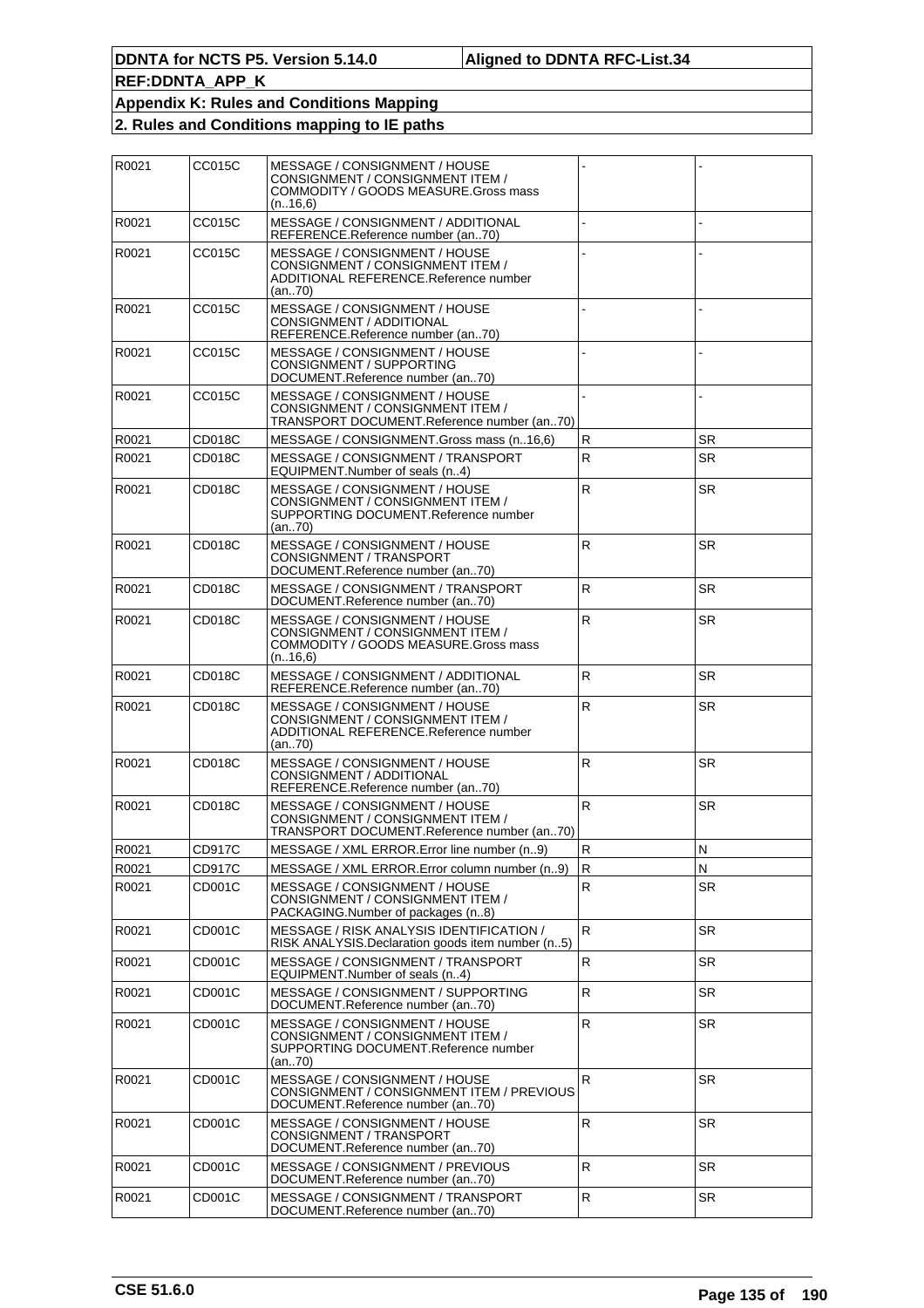| | | | | |
|---|---|---|---|---|
| R0021 | CC015C | MESSAGE / CONSIGNMENT / HOUSE CONSIGNMENT / CONSIGNMENT ITEM / COMMODITY / GOODS MEASURE.Gross mass (n..16,6) | - | - |
| R0021 | CC015C | MESSAGE / CONSIGNMENT / ADDITIONAL REFERENCE.Reference number (an..70) | - | - |
| R0021 | CC015C | MESSAGE / CONSIGNMENT / HOUSE CONSIGNMENT / CONSIGNMENT ITEM / ADDITIONAL REFERENCE.Reference number (an..70) | - | - |
| R0021 | CC015C | MESSAGE / CONSIGNMENT / HOUSE CONSIGNMENT / ADDITIONAL REFERENCE.Reference number (an..70) | - | - |
| R0021 | CC015C | MESSAGE / CONSIGNMENT / HOUSE CONSIGNMENT / SUPPORTING DOCUMENT.Reference number (an..70) | - | - |
| R0021 | CC015C | MESSAGE / CONSIGNMENT / HOUSE CONSIGNMENT / CONSIGNMENT ITEM / TRANSPORT DOCUMENT.Reference number (an..70) | - | - |
| R0021 | CD018C | MESSAGE / CONSIGNMENT.Gross mass (n..16,6) | R | SR |
| R0021 | CD018C | MESSAGE / CONSIGNMENT / TRANSPORT EQUIPMENT.Number of seals (n..4) | R | SR |
| R0021 | CD018C | MESSAGE / CONSIGNMENT / HOUSE CONSIGNMENT / CONSIGNMENT ITEM / SUPPORTING DOCUMENT.Reference number (an..70) | R | SR |
| R0021 | CD018C | MESSAGE / CONSIGNMENT / HOUSE CONSIGNMENT / TRANSPORT DOCUMENT.Reference number (an..70) | R | SR |
| R0021 | CD018C | MESSAGE / CONSIGNMENT / TRANSPORT DOCUMENT.Reference number (an..70) | R | SR |
| R0021 | CD018C | MESSAGE / CONSIGNMENT / HOUSE CONSIGNMENT / CONSIGNMENT ITEM / COMMODITY / GOODS MEASURE.Gross mass (n..16,6) | R | SR |
| R0021 | CD018C | MESSAGE / CONSIGNMENT / ADDITIONAL REFERENCE.Reference number (an..70) | R | SR |
| R0021 | CD018C | MESSAGE / CONSIGNMENT / HOUSE CONSIGNMENT / CONSIGNMENT ITEM / ADDITIONAL REFERENCE.Reference number (an..70) | R | SR |
| R0021 | CD018C | MESSAGE / CONSIGNMENT / HOUSE CONSIGNMENT / ADDITIONAL REFERENCE.Reference number (an..70) | R | SR |
| R0021 | CD018C | MESSAGE / CONSIGNMENT / HOUSE CONSIGNMENT / CONSIGNMENT ITEM / TRANSPORT DOCUMENT.Reference number (an..70) | R | SR |
| R0021 | CD917C | MESSAGE / XML ERROR.Error line number (n..9) | R | N |
| R0021 | CD917C | MESSAGE / XML ERROR.Error column number (n..9) | R | N |
| R0021 | CD001C | MESSAGE / CONSIGNMENT / HOUSE CONSIGNMENT / CONSIGNMENT ITEM / PACKAGING.Number of packages (n..8) | R | SR |
| R0021 | CD001C | MESSAGE / RISK ANALYSIS IDENTIFICATION / RISK ANALYSIS.Declaration goods item number (n..5) | R | SR |
| R0021 | CD001C | MESSAGE / CONSIGNMENT / TRANSPORT EQUIPMENT.Number of seals (n..4) | R | SR |
| R0021 | CD001C | MESSAGE / CONSIGNMENT / SUPPORTING DOCUMENT.Reference number (an..70) | R | SR |
| R0021 | CD001C | MESSAGE / CONSIGNMENT / HOUSE CONSIGNMENT / CONSIGNMENT ITEM / SUPPORTING DOCUMENT.Reference number (an..70) | R | SR |
| R0021 | CD001C | MESSAGE / CONSIGNMENT / HOUSE CONSIGNMENT / CONSIGNMENT ITEM / PREVIOUS DOCUMENT.Reference number (an..70) | R | SR |
| R0021 | CD001C | MESSAGE / CONSIGNMENT / HOUSE CONSIGNMENT / TRANSPORT DOCUMENT.Reference number (an..70) | R | SR |
| R0021 | CD001C | MESSAGE / CONSIGNMENT / PREVIOUS DOCUMENT.Reference number (an..70) | R | SR |
| R0021 | CD001C | MESSAGE / CONSIGNMENT / TRANSPORT DOCUMENT.Reference number (an..70) | R | SR |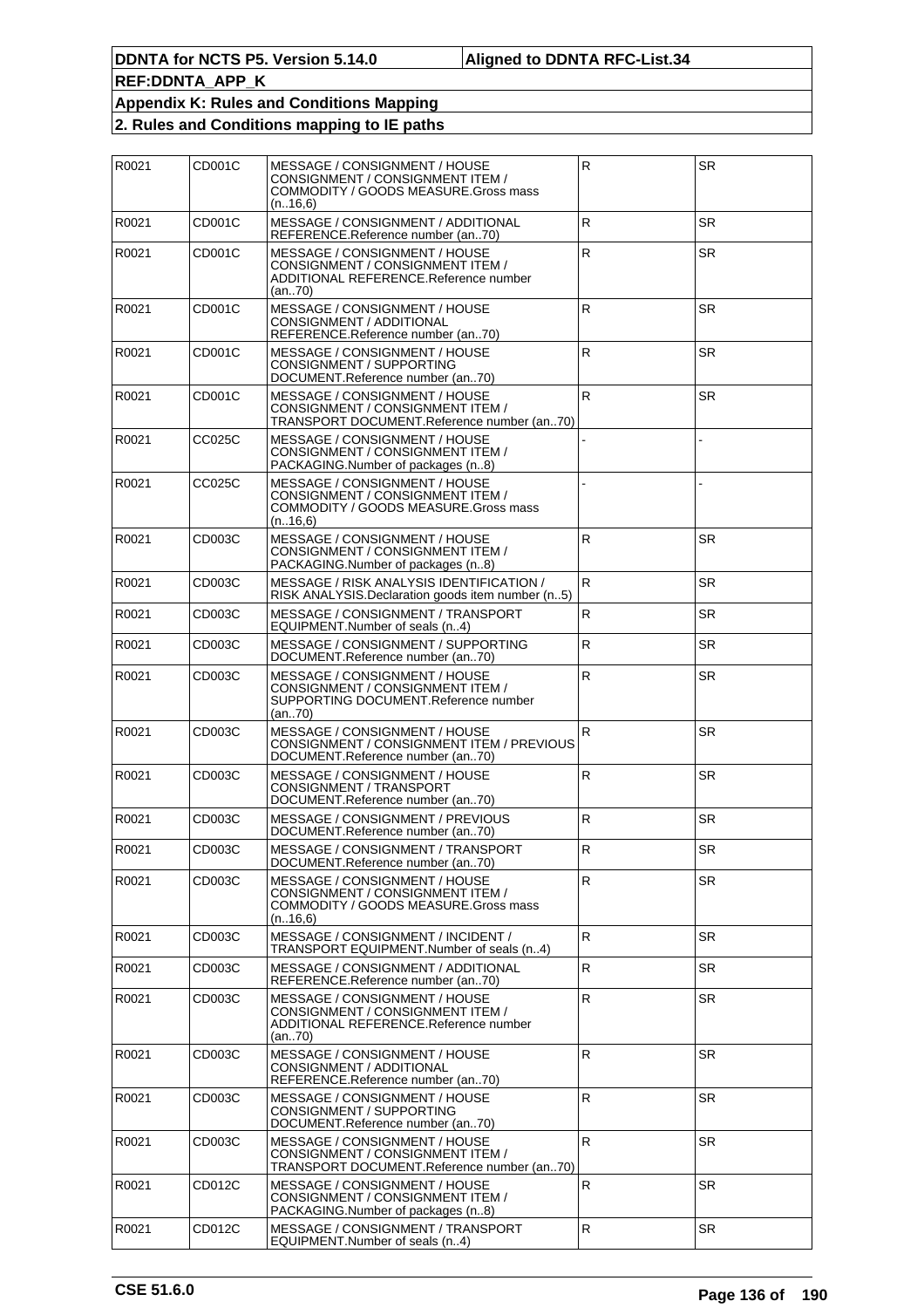| | | | | |
|---|---|---|---|---|
| R0021 | CD001C | MESSAGE / CONSIGNMENT / HOUSE CONSIGNMENT / CONSIGNMENT ITEM / COMMODITY / GOODS MEASURE.Gross mass (n..16,6) | R | SR |
| R0021 | CD001C | MESSAGE / CONSIGNMENT / ADDITIONAL REFERENCE.Reference number (an..70) | R | SR |
| R0021 | CD001C | MESSAGE / CONSIGNMENT / HOUSE CONSIGNMENT / CONSIGNMENT ITEM / ADDITIONAL REFERENCE.Reference number (an..70) | R | SR |
| R0021 | CD001C | MESSAGE / CONSIGNMENT / HOUSE CONSIGNMENT / ADDITIONAL REFERENCE.Reference number (an..70) | R | SR |
| R0021 | CD001C | MESSAGE / CONSIGNMENT / HOUSE CONSIGNMENT / SUPPORTING DOCUMENT.Reference number (an..70) | R | SR |
| R0021 | CD001C | MESSAGE / CONSIGNMENT / HOUSE CONSIGNMENT / CONSIGNMENT ITEM / TRANSPORT DOCUMENT.Reference number (an..70) | R | SR |
| R0021 | CC025C | MESSAGE / CONSIGNMENT / HOUSE CONSIGNMENT / CONSIGNMENT ITEM / PACKAGING.Number of packages (n..8) | - | - |
| R0021 | CC025C | MESSAGE / CONSIGNMENT / HOUSE CONSIGNMENT / CONSIGNMENT ITEM / COMMODITY / GOODS MEASURE.Gross mass (n..16,6) | - | - |
| R0021 | CD003C | MESSAGE / CONSIGNMENT / HOUSE CONSIGNMENT / CONSIGNMENT ITEM / PACKAGING.Number of packages (n..8) | R | SR |
| R0021 | CD003C | MESSAGE / RISK ANALYSIS IDENTIFICATION / RISK ANALYSIS.Declaration goods item number (n..5) | R | SR |
| R0021 | CD003C | MESSAGE / CONSIGNMENT / TRANSPORT EQUIPMENT.Number of seals (n..4) | R | SR |
| R0021 | CD003C | MESSAGE / CONSIGNMENT / SUPPORTING DOCUMENT.Reference number (an..70) | R | SR |
| R0021 | CD003C | MESSAGE / CONSIGNMENT / HOUSE CONSIGNMENT / CONSIGNMENT ITEM / SUPPORTING DOCUMENT.Reference number (an..70) | R | SR |
| R0021 | CD003C | MESSAGE / CONSIGNMENT / HOUSE CONSIGNMENT / CONSIGNMENT ITEM / PREVIOUS DOCUMENT.Reference number (an..70) | R | SR |
| R0021 | CD003C | MESSAGE / CONSIGNMENT / HOUSE CONSIGNMENT / TRANSPORT DOCUMENT.Reference number (an..70) | R | SR |
| R0021 | CD003C | MESSAGE / CONSIGNMENT / PREVIOUS DOCUMENT.Reference number (an..70) | R | SR |
| R0021 | CD003C | MESSAGE / CONSIGNMENT / TRANSPORT DOCUMENT.Reference number (an..70) | R | SR |
| R0021 | CD003C | MESSAGE / CONSIGNMENT / HOUSE CONSIGNMENT / CONSIGNMENT ITEM / COMMODITY / GOODS MEASURE.Gross mass (n..16,6) | R | SR |
| R0021 | CD003C | MESSAGE / CONSIGNMENT / INCIDENT / TRANSPORT EQUIPMENT.Number of seals (n..4) | R | SR |
| R0021 | CD003C | MESSAGE / CONSIGNMENT / ADDITIONAL REFERENCE.Reference number (an..70) | R | SR |
| R0021 | CD003C | MESSAGE / CONSIGNMENT / HOUSE CONSIGNMENT / CONSIGNMENT ITEM / ADDITIONAL REFERENCE.Reference number (an..70) | R | SR |
| R0021 | CD003C | MESSAGE / CONSIGNMENT / HOUSE CONSIGNMENT / ADDITIONAL REFERENCE.Reference number (an..70) | R | SR |
| R0021 | CD003C | MESSAGE / CONSIGNMENT / HOUSE CONSIGNMENT / SUPPORTING DOCUMENT.Reference number (an..70) | R | SR |
| R0021 | CD003C | MESSAGE / CONSIGNMENT / HOUSE CONSIGNMENT / CONSIGNMENT ITEM / TRANSPORT DOCUMENT.Reference number (an..70) | R | SR |
| R0021 | CD012C | MESSAGE / CONSIGNMENT / HOUSE CONSIGNMENT / CONSIGNMENT ITEM / PACKAGING.Number of packages (n..8) | R | SR |
| R0021 | CD012C | MESSAGE / CONSIGNMENT / TRANSPORT EQUIPMENT.Number of seals (n..4) | R | SR |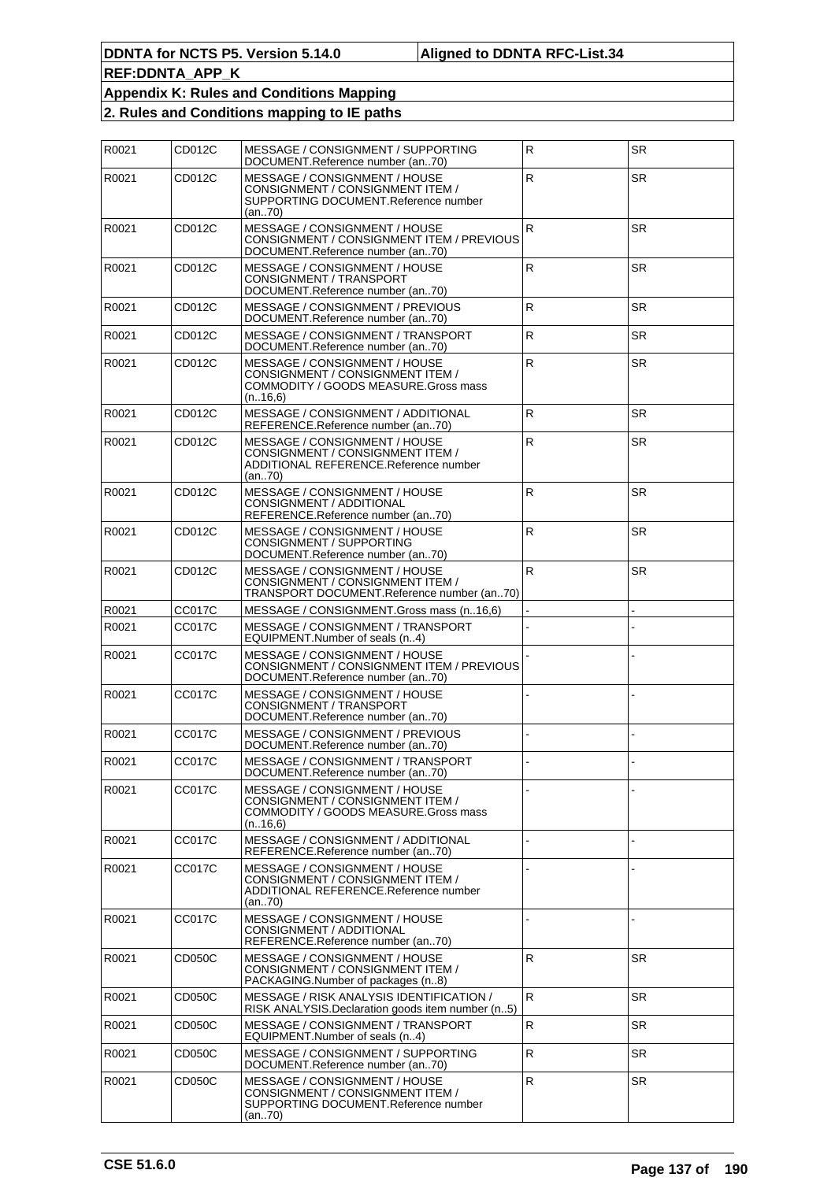**REF:DDNTA_APP_K**

**Appendix K: Rules and Conditions Mapping**

**2. Rules and Conditions mapping to IE paths**

| | | | | |
|---|---|---|---|---|
| R0021 | CD012C | MESSAGE / CONSIGNMENT / SUPPORTING DOCUMENT.Reference number (an..70) | R | SR |
| R0021 | CD012C | MESSAGE / CONSIGNMENT / HOUSE CONSIGNMENT / CONSIGNMENT ITEM / SUPPORTING DOCUMENT.Reference number (an..70) | R | SR |
| R0021 | CD012C | MESSAGE / CONSIGNMENT / HOUSE CONSIGNMENT / CONSIGNMENT ITEM / PREVIOUS DOCUMENT.Reference number (an..70) | R | SR |
| R0021 | CD012C | MESSAGE / CONSIGNMENT / HOUSE CONSIGNMENT / TRANSPORT DOCUMENT.Reference number (an..70) | R | SR |
| R0021 | CD012C | MESSAGE / CONSIGNMENT / PREVIOUS DOCUMENT.Reference number (an..70) | R | SR |
| R0021 | CD012C | MESSAGE / CONSIGNMENT / TRANSPORT DOCUMENT.Reference number (an..70) | R | SR |
| R0021 | CD012C | MESSAGE / CONSIGNMENT / HOUSE CONSIGNMENT / CONSIGNMENT ITEM / COMMODITY / GOODS MEASURE.Gross mass (n..16,6) | R | SR |
| R0021 | CD012C | MESSAGE / CONSIGNMENT / ADDITIONAL REFERENCE.Reference number (an..70) | R | SR |
| R0021 | CD012C | MESSAGE / CONSIGNMENT / HOUSE CONSIGNMENT / CONSIGNMENT ITEM / ADDITIONAL REFERENCE.Reference number (an..70) | R | SR |
| R0021 | CD012C | MESSAGE / CONSIGNMENT / HOUSE CONSIGNMENT / ADDITIONAL REFERENCE.Reference number (an..70) | R | SR |
| R0021 | CD012C | MESSAGE / CONSIGNMENT / HOUSE CONSIGNMENT / SUPPORTING DOCUMENT.Reference number (an..70) | R | SR |
| R0021 | CD012C | MESSAGE / CONSIGNMENT / HOUSE CONSIGNMENT / CONSIGNMENT ITEM / TRANSPORT DOCUMENT.Reference number (an..70) | R | SR |
| R0021 | CC017C | MESSAGE / CONSIGNMENT.Gross mass (n..16,6) | - | - |
| R0021 | CC017C | MESSAGE / CONSIGNMENT / TRANSPORT EQUIPMENT.Number of seals (n..4) | - | - |
| R0021 | CC017C | MESSAGE / CONSIGNMENT / HOUSE CONSIGNMENT / CONSIGNMENT ITEM / PREVIOUS DOCUMENT.Reference number (an..70) | - | - |
| R0021 | CC017C | MESSAGE / CONSIGNMENT / HOUSE CONSIGNMENT / TRANSPORT DOCUMENT.Reference number (an..70) | - | - |
| R0021 | CC017C | MESSAGE / CONSIGNMENT / PREVIOUS DOCUMENT.Reference number (an..70) | - | - |
| R0021 | CC017C | MESSAGE / CONSIGNMENT / TRANSPORT DOCUMENT.Reference number (an..70) | - | - |
| R0021 | CC017C | MESSAGE / CONSIGNMENT / HOUSE CONSIGNMENT / CONSIGNMENT ITEM / COMMODITY / GOODS MEASURE.Gross mass (n..16,6) | - | - |
| R0021 | CC017C | MESSAGE / CONSIGNMENT / ADDITIONAL REFERENCE.Reference number (an..70) | - | - |
| R0021 | CC017C | MESSAGE / CONSIGNMENT / HOUSE CONSIGNMENT / CONSIGNMENT ITEM / ADDITIONAL REFERENCE.Reference number (an..70) | - | - |
| R0021 | CC017C | MESSAGE / CONSIGNMENT / HOUSE CONSIGNMENT / ADDITIONAL REFERENCE.Reference number (an..70) | - | - |
| R0021 | CD050C | MESSAGE / CONSIGNMENT / HOUSE CONSIGNMENT / CONSIGNMENT ITEM / PACKAGING.Number of packages (n..8) | R | SR |
| R0021 | CD050C | MESSAGE / RISK ANALYSIS IDENTIFICATION / RISK ANALYSIS.Declaration goods item number (n..5) | R | SR |
| R0021 | CD050C | MESSAGE / CONSIGNMENT / TRANSPORT EQUIPMENT.Number of seals (n..4) | R | SR |
| R0021 | CD050C | MESSAGE / CONSIGNMENT / SUPPORTING DOCUMENT.Reference number (an..70) | R | SR |
| R0021 | CD050C | MESSAGE / CONSIGNMENT / HOUSE CONSIGNMENT / CONSIGNMENT ITEM / SUPPORTING DOCUMENT.Reference number (an..70) | R | SR |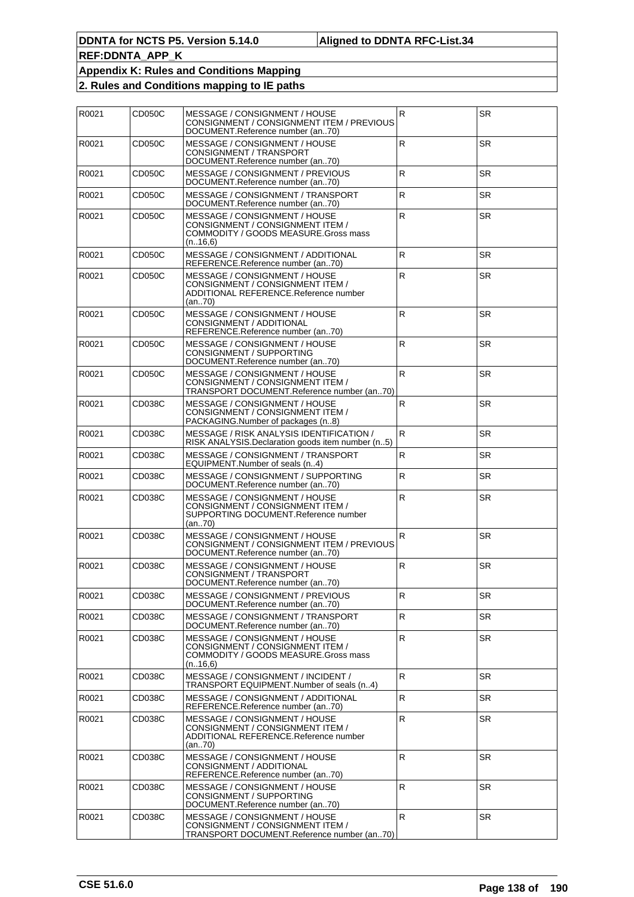| | | | | |
|---|---|---|---|---|
| R0021 | CD050C | MESSAGE / CONSIGNMENT / HOUSE CONSIGNMENT / CONSIGNMENT ITEM / PREVIOUS DOCUMENT.Reference number (an..70) | R | SR |
| R0021 | CD050C | MESSAGE / CONSIGNMENT / HOUSE CONSIGNMENT / TRANSPORT DOCUMENT.Reference number (an..70) | R | SR |
| R0021 | CD050C | MESSAGE / CONSIGNMENT / PREVIOUS DOCUMENT.Reference number (an..70) | R | SR |
| R0021 | CD050C | MESSAGE / CONSIGNMENT / TRANSPORT DOCUMENT.Reference number (an..70) | R | SR |
| R0021 | CD050C | MESSAGE / CONSIGNMENT / HOUSE CONSIGNMENT / CONSIGNMENT ITEM / COMMODITY / GOODS MEASURE.Gross mass (n..16,6) | R | SR |
| R0021 | CD050C | MESSAGE / CONSIGNMENT / ADDITIONAL REFERENCE.Reference number (an..70) | R | SR |
| R0021 | CD050C | MESSAGE / CONSIGNMENT / HOUSE CONSIGNMENT / CONSIGNMENT ITEM / ADDITIONAL REFERENCE.Reference number (an..70) | R | SR |
| R0021 | CD050C | MESSAGE / CONSIGNMENT / HOUSE CONSIGNMENT / ADDITIONAL REFERENCE.Reference number (an..70) | R | SR |
| R0021 | CD050C | MESSAGE / CONSIGNMENT / HOUSE CONSIGNMENT / SUPPORTING DOCUMENT.Reference number (an..70) | R | SR |
| R0021 | CD050C | MESSAGE / CONSIGNMENT / HOUSE CONSIGNMENT / CONSIGNMENT ITEM / TRANSPORT DOCUMENT.Reference number (an..70) | R | SR |
| R0021 | CD038C | MESSAGE / CONSIGNMENT / HOUSE CONSIGNMENT / CONSIGNMENT ITEM / PACKAGING.Number of packages (n..8) | R | SR |
| R0021 | CD038C | MESSAGE / RISK ANALYSIS IDENTIFICATION / RISK ANALYSIS.Declaration goods item number (n..5) | R | SR |
| R0021 | CD038C | MESSAGE / CONSIGNMENT / TRANSPORT EQUIPMENT.Number of seals (n..4) | R | SR |
| R0021 | CD038C | MESSAGE / CONSIGNMENT / SUPPORTING DOCUMENT.Reference number (an..70) | R | SR |
| R0021 | CD038C | MESSAGE / CONSIGNMENT / HOUSE CONSIGNMENT / CONSIGNMENT ITEM / SUPPORTING DOCUMENT.Reference number (an..70) | R | SR |
| R0021 | CD038C | MESSAGE / CONSIGNMENT / HOUSE CONSIGNMENT / CONSIGNMENT ITEM / PREVIOUS DOCUMENT.Reference number (an..70) | R | SR |
| R0021 | CD038C | MESSAGE / CONSIGNMENT / HOUSE CONSIGNMENT / TRANSPORT DOCUMENT.Reference number (an..70) | R | SR |
| R0021 | CD038C | MESSAGE / CONSIGNMENT / PREVIOUS DOCUMENT.Reference number (an..70) | R | SR |
| R0021 | CD038C | MESSAGE / CONSIGNMENT / TRANSPORT DOCUMENT.Reference number (an..70) | R | SR |
| R0021 | CD038C | MESSAGE / CONSIGNMENT / HOUSE CONSIGNMENT / CONSIGNMENT ITEM / COMMODITY / GOODS MEASURE.Gross mass (n..16,6) | R | SR |
| R0021 | CD038C | MESSAGE / CONSIGNMENT / INCIDENT / TRANSPORT EQUIPMENT.Number of seals (n..4) | R | SR |
| R0021 | CD038C | MESSAGE / CONSIGNMENT / ADDITIONAL REFERENCE.Reference number (an..70) | R | SR |
| R0021 | CD038C | MESSAGE / CONSIGNMENT / HOUSE CONSIGNMENT / CONSIGNMENT ITEM / ADDITIONAL REFERENCE.Reference number (an..70) | R | SR |
| R0021 | CD038C | MESSAGE / CONSIGNMENT / HOUSE CONSIGNMENT / ADDITIONAL REFERENCE.Reference number (an..70) | R | SR |
| R0021 | CD038C | MESSAGE / CONSIGNMENT / HOUSE CONSIGNMENT / SUPPORTING DOCUMENT.Reference number (an..70) | R | SR |
| R0021 | CD038C | MESSAGE / CONSIGNMENT / HOUSE CONSIGNMENT / CONSIGNMENT ITEM / TRANSPORT DOCUMENT.Reference number (an..70) | R | SR |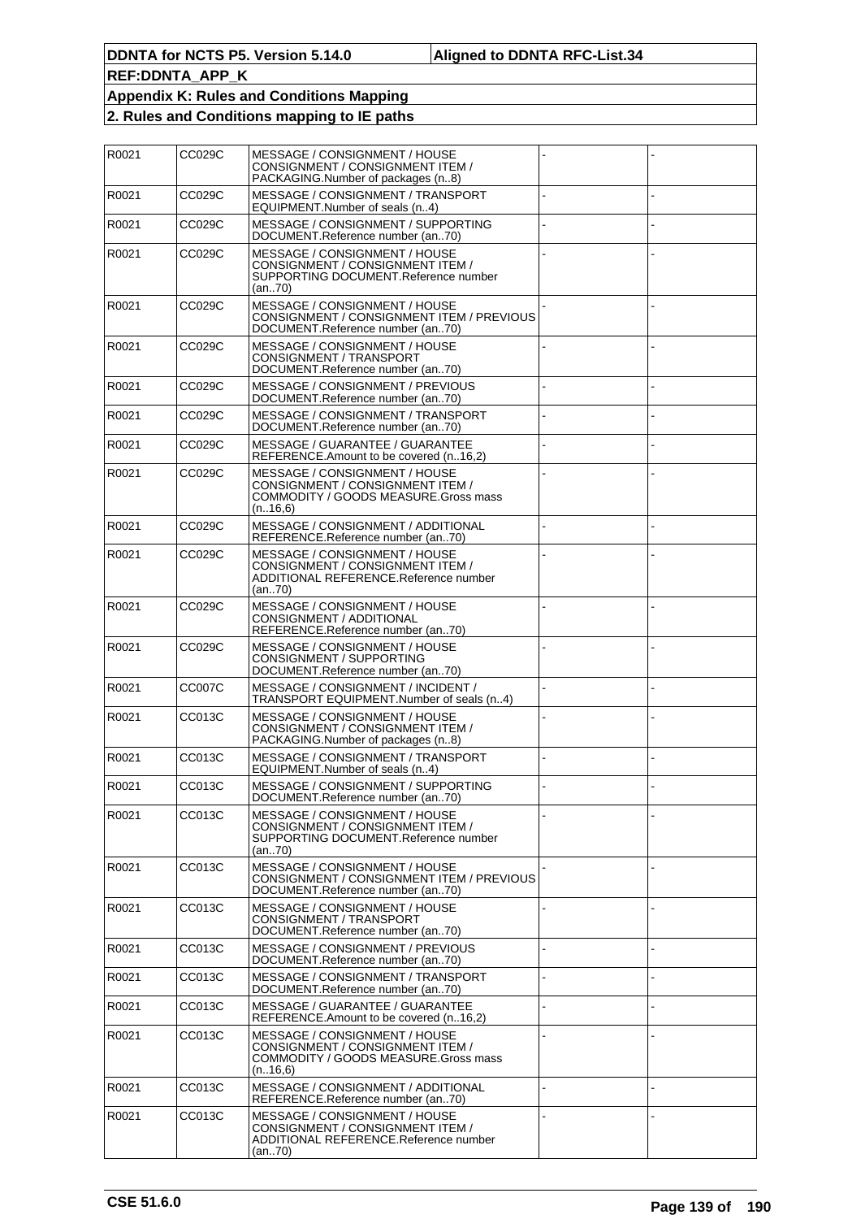| | | | | |
|---|---|---|---|---|
| R0021 | CC029C | MESSAGE / CONSIGNMENT / HOUSE CONSIGNMENT / CONSIGNMENT ITEM / PACKAGING.Number of packages (n..8) | - | - |
| R0021 | CC029C | MESSAGE / CONSIGNMENT / TRANSPORT EQUIPMENT.Number of seals (n..4) | - | - |
| R0021 | CC029C | MESSAGE / CONSIGNMENT / SUPPORTING DOCUMENT.Reference number (an..70) | - | - |
| R0021 | CC029C | MESSAGE / CONSIGNMENT / HOUSE CONSIGNMENT / CONSIGNMENT ITEM / SUPPORTING DOCUMENT.Reference number (an..70) | - | - |
| R0021 | CC029C | MESSAGE / CONSIGNMENT / HOUSE CONSIGNMENT / CONSIGNMENT ITEM / PREVIOUS DOCUMENT.Reference number (an..70) | - | - |
| R0021 | CC029C | MESSAGE / CONSIGNMENT / HOUSE CONSIGNMENT / TRANSPORT DOCUMENT.Reference number (an..70) | - | - |
| R0021 | CC029C | MESSAGE / CONSIGNMENT / PREVIOUS DOCUMENT.Reference number (an..70) | - | - |
| R0021 | CC029C | MESSAGE / CONSIGNMENT / TRANSPORT DOCUMENT.Reference number (an..70) | - | - |
| R0021 | CC029C | MESSAGE / GUARANTEE / GUARANTEE REFERENCE.Amount to be covered (n..16,2) | - | - |
| R0021 | CC029C | MESSAGE / CONSIGNMENT / HOUSE CONSIGNMENT / CONSIGNMENT ITEM / COMMODITY / GOODS MEASURE.Gross mass (n..16,6) | - | - |
| R0021 | CC029C | MESSAGE / CONSIGNMENT / ADDITIONAL REFERENCE.Reference number (an..70) | - | - |
| R0021 | CC029C | MESSAGE / CONSIGNMENT / HOUSE CONSIGNMENT / CONSIGNMENT ITEM / ADDITIONAL REFERENCE.Reference number (an..70) | - | - |
| R0021 | CC029C | MESSAGE / CONSIGNMENT / HOUSE CONSIGNMENT / ADDITIONAL REFERENCE.Reference number (an..70) | - | - |
| R0021 | CC029C | MESSAGE / CONSIGNMENT / HOUSE CONSIGNMENT / SUPPORTING DOCUMENT.Reference number (an..70) | - | - |
| R0021 | CC007C | MESSAGE / CONSIGNMENT / INCIDENT / TRANSPORT EQUIPMENT.Number of seals (n..4) | - | - |
| R0021 | CC013C | MESSAGE / CONSIGNMENT / HOUSE CONSIGNMENT / CONSIGNMENT ITEM / PACKAGING.Number of packages (n..8) | - | - |
| R0021 | CC013C | MESSAGE / CONSIGNMENT / TRANSPORT EQUIPMENT.Number of seals (n..4) | - | - |
| R0021 | CC013C | MESSAGE / CONSIGNMENT / SUPPORTING DOCUMENT.Reference number (an..70) | - | - |
| R0021 | CC013C | MESSAGE / CONSIGNMENT / HOUSE CONSIGNMENT / CONSIGNMENT ITEM / SUPPORTING DOCUMENT.Reference number (an..70) | - | - |
| R0021 | CC013C | MESSAGE / CONSIGNMENT / HOUSE CONSIGNMENT / CONSIGNMENT ITEM / PREVIOUS DOCUMENT.Reference number (an..70) | - | - |
| R0021 | CC013C | MESSAGE / CONSIGNMENT / HOUSE CONSIGNMENT / TRANSPORT DOCUMENT.Reference number (an..70) | - | - |
| R0021 | CC013C | MESSAGE / CONSIGNMENT / PREVIOUS DOCUMENT.Reference number (an..70) | - | - |
| R0021 | CC013C | MESSAGE / CONSIGNMENT / TRANSPORT DOCUMENT.Reference number (an..70) | - | - |
| R0021 | CC013C | MESSAGE / GUARANTEE / GUARANTEE REFERENCE.Amount to be covered (n..16,2) | - | - |
| R0021 | CC013C | MESSAGE / CONSIGNMENT / HOUSE CONSIGNMENT / CONSIGNMENT ITEM / COMMODITY / GOODS MEASURE.Gross mass (n..16,6) | - | - |
| R0021 | CC013C | MESSAGE / CONSIGNMENT / ADDITIONAL REFERENCE.Reference number (an..70) | - | - |
| R0021 | CC013C | MESSAGE / CONSIGNMENT / HOUSE CONSIGNMENT / CONSIGNMENT ITEM / ADDITIONAL REFERENCE.Reference number (an..70) | - | - |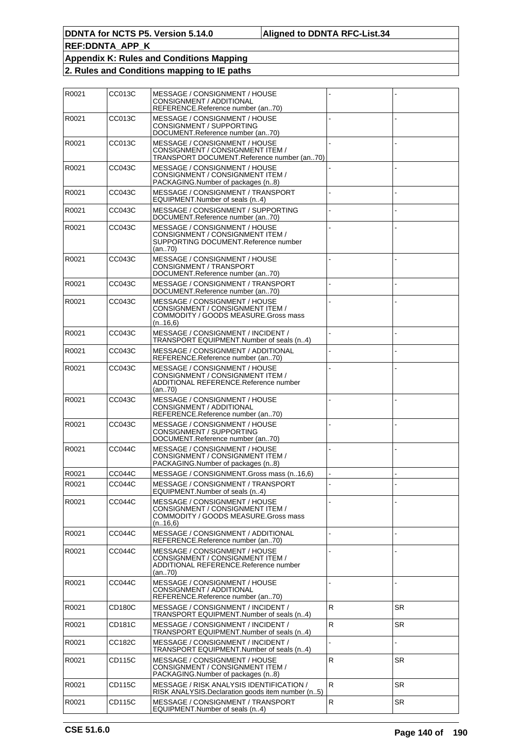| R0021 | CC013C | MESSAGE / CONSIGNMENT / HOUSE CONSIGNMENT / ADDITIONAL REFERENCE.Reference number (an..70) | - | - |
|---|---|---|---|---|
| R0021 | CC013C | MESSAGE / CONSIGNMENT / HOUSE CONSIGNMENT / SUPPORTING DOCUMENT.Reference number (an..70) | - | - |
| R0021 | CC013C | MESSAGE / CONSIGNMENT / HOUSE CONSIGNMENT / CONSIGNMENT ITEM / TRANSPORT DOCUMENT.Reference number (an..70) | - | - |
| R0021 | CC043C | MESSAGE / CONSIGNMENT / HOUSE CONSIGNMENT / CONSIGNMENT ITEM / PACKAGING.Number of packages (n..8) | - | - |
| R0021 | CC043C | MESSAGE / CONSIGNMENT / TRANSPORT EQUIPMENT.Number of seals (n..4) | - | - |
| R0021 | CC043C | MESSAGE / CONSIGNMENT / SUPPORTING DOCUMENT.Reference number (an..70) | - | - |
| R0021 | CC043C | MESSAGE / CONSIGNMENT / HOUSE CONSIGNMENT / CONSIGNMENT ITEM / SUPPORTING DOCUMENT.Reference number (an..70) | - | - |
| R0021 | CC043C | MESSAGE / CONSIGNMENT / HOUSE CONSIGNMENT / TRANSPORT DOCUMENT.Reference number (an..70) | - | - |
| R0021 | CC043C | MESSAGE / CONSIGNMENT / TRANSPORT DOCUMENT.Reference number (an..70) | - | - |
| R0021 | CC043C | MESSAGE / CONSIGNMENT / HOUSE CONSIGNMENT / CONSIGNMENT ITEM / COMMODITY / GOODS MEASURE.Gross mass (n..16,6) | - | - |
| R0021 | CC043C | MESSAGE / CONSIGNMENT / INCIDENT / TRANSPORT EQUIPMENT.Number of seals (n..4) | - | - |
| R0021 | CC043C | MESSAGE / CONSIGNMENT / ADDITIONAL REFERENCE.Reference number (an..70) | - | - |
| R0021 | CC043C | MESSAGE / CONSIGNMENT / HOUSE CONSIGNMENT / CONSIGNMENT ITEM / ADDITIONAL REFERENCE.Reference number (an..70) | - | - |
| R0021 | CC043C | MESSAGE / CONSIGNMENT / HOUSE CONSIGNMENT / ADDITIONAL REFERENCE.Reference number (an..70) | - | - |
| R0021 | CC043C | MESSAGE / CONSIGNMENT / HOUSE CONSIGNMENT / SUPPORTING DOCUMENT.Reference number (an..70) | - | - |
| R0021 | CC044C | MESSAGE / CONSIGNMENT / HOUSE CONSIGNMENT / CONSIGNMENT ITEM / PACKAGING.Number of packages (n..8) | - | - |
| R0021 | CC044C | MESSAGE / CONSIGNMENT.Gross mass (n..16,6) | - | - |
| R0021 | CC044C | MESSAGE / CONSIGNMENT / TRANSPORT EQUIPMENT.Number of seals (n..4) | - | - |
| R0021 | CC044C | MESSAGE / CONSIGNMENT / HOUSE CONSIGNMENT / CONSIGNMENT ITEM / COMMODITY / GOODS MEASURE.Gross mass (n..16,6) | - | - |
| R0021 | CC044C | MESSAGE / CONSIGNMENT / ADDITIONAL REFERENCE.Reference number (an..70) | - | - |
| R0021 | CC044C | MESSAGE / CONSIGNMENT / HOUSE CONSIGNMENT / CONSIGNMENT ITEM / ADDITIONAL REFERENCE.Reference number (an..70) | - | - |
| R0021 | CC044C | MESSAGE / CONSIGNMENT / HOUSE CONSIGNMENT / ADDITIONAL REFERENCE.Reference number (an..70) | - | - |
| R0021 | CD180C | MESSAGE / CONSIGNMENT / INCIDENT / TRANSPORT EQUIPMENT.Number of seals (n..4) | R | SR |
| R0021 | CD181C | MESSAGE / CONSIGNMENT / INCIDENT / TRANSPORT EQUIPMENT.Number of seals (n..4) | R | SR |
| R0021 | CC182C | MESSAGE / CONSIGNMENT / INCIDENT / TRANSPORT EQUIPMENT.Number of seals (n..4) | - | - |
| R0021 | CD115C | MESSAGE / CONSIGNMENT / HOUSE CONSIGNMENT / CONSIGNMENT ITEM / PACKAGING.Number of packages (n..8) | R | SR |
| R0021 | CD115C | MESSAGE / RISK ANALYSIS IDENTIFICATION / RISK ANALYSIS.Declaration goods item number (n..5) | R | SR |
| R0021 | CD115C | MESSAGE / CONSIGNMENT / TRANSPORT EQUIPMENT.Number of seals (n..4) | R | SR |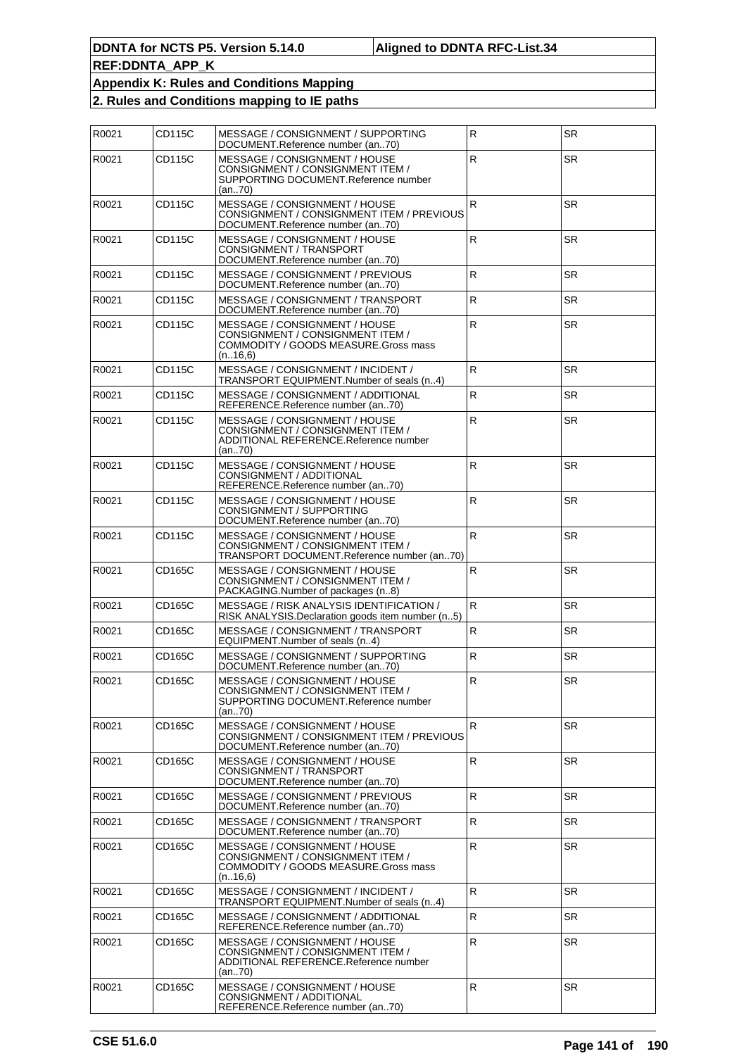| | | | | |
|---|---|---|---|---|
| R0021 | CD115C | MESSAGE / CONSIGNMENT / SUPPORTING DOCUMENT.Reference number (an..70) | R | SR |
| R0021 | CD115C | MESSAGE / CONSIGNMENT / HOUSE CONSIGNMENT / CONSIGNMENT ITEM / SUPPORTING DOCUMENT.Reference number (an..70) | R | SR |
| R0021 | CD115C | MESSAGE / CONSIGNMENT / HOUSE CONSIGNMENT / CONSIGNMENT ITEM / PREVIOUS DOCUMENT.Reference number (an..70) | R | SR |
| R0021 | CD115C | MESSAGE / CONSIGNMENT / HOUSE CONSIGNMENT / TRANSPORT DOCUMENT.Reference number (an..70) | R | SR |
| R0021 | CD115C | MESSAGE / CONSIGNMENT / PREVIOUS DOCUMENT.Reference number (an..70) | R | SR |
| R0021 | CD115C | MESSAGE / CONSIGNMENT / TRANSPORT DOCUMENT.Reference number (an..70) | R | SR |
| R0021 | CD115C | MESSAGE / CONSIGNMENT / HOUSE CONSIGNMENT / CONSIGNMENT ITEM / COMMODITY / GOODS MEASURE.Gross mass (n..16,6) | R | SR |
| R0021 | CD115C | MESSAGE / CONSIGNMENT / INCIDENT / TRANSPORT EQUIPMENT.Number of seals (n..4) | R | SR |
| R0021 | CD115C | MESSAGE / CONSIGNMENT / ADDITIONAL REFERENCE.Reference number (an..70) | R | SR |
| R0021 | CD115C | MESSAGE / CONSIGNMENT / HOUSE CONSIGNMENT / CONSIGNMENT ITEM / ADDITIONAL REFERENCE.Reference number (an..70) | R | SR |
| R0021 | CD115C | MESSAGE / CONSIGNMENT / HOUSE CONSIGNMENT / ADDITIONAL REFERENCE.Reference number (an..70) | R | SR |
| R0021 | CD115C | MESSAGE / CONSIGNMENT / HOUSE CONSIGNMENT / SUPPORTING DOCUMENT.Reference number (an..70) | R | SR |
| R0021 | CD115C | MESSAGE / CONSIGNMENT / HOUSE CONSIGNMENT / CONSIGNMENT ITEM / TRANSPORT DOCUMENT.Reference number (an..70) | R | SR |
| R0021 | CD165C | MESSAGE / CONSIGNMENT / HOUSE CONSIGNMENT / CONSIGNMENT ITEM / PACKAGING.Number of packages (n..8) | R | SR |
| R0021 | CD165C | MESSAGE / RISK ANALYSIS IDENTIFICATION / RISK ANALYSIS.Declaration goods item number (n..5) | R | SR |
| R0021 | CD165C | MESSAGE / CONSIGNMENT / TRANSPORT EQUIPMENT.Number of seals (n..4) | R | SR |
| R0021 | CD165C | MESSAGE / CONSIGNMENT / SUPPORTING DOCUMENT.Reference number (an..70) | R | SR |
| R0021 | CD165C | MESSAGE / CONSIGNMENT / HOUSE CONSIGNMENT / CONSIGNMENT ITEM / SUPPORTING DOCUMENT.Reference number (an..70) | R | SR |
| R0021 | CD165C | MESSAGE / CONSIGNMENT / HOUSE CONSIGNMENT / CONSIGNMENT ITEM / PREVIOUS DOCUMENT.Reference number (an..70) | R | SR |
| R0021 | CD165C | MESSAGE / CONSIGNMENT / HOUSE CONSIGNMENT / TRANSPORT DOCUMENT.Reference number (an..70) | R | SR |
| R0021 | CD165C | MESSAGE / CONSIGNMENT / PREVIOUS DOCUMENT.Reference number (an..70) | R | SR |
| R0021 | CD165C | MESSAGE / CONSIGNMENT / TRANSPORT DOCUMENT.Reference number (an..70) | R | SR |
| R0021 | CD165C | MESSAGE / CONSIGNMENT / HOUSE CONSIGNMENT / CONSIGNMENT ITEM / COMMODITY / GOODS MEASURE.Gross mass (n..16,6) | R | SR |
| R0021 | CD165C | MESSAGE / CONSIGNMENT / INCIDENT / TRANSPORT EQUIPMENT.Number of seals (n..4) | R | SR |
| R0021 | CD165C | MESSAGE / CONSIGNMENT / ADDITIONAL REFERENCE.Reference number (an..70) | R | SR |
| R0021 | CD165C | MESSAGE / CONSIGNMENT / HOUSE CONSIGNMENT / CONSIGNMENT ITEM / ADDITIONAL REFERENCE.Reference number (an..70) | R | SR |
| R0021 | CD165C | MESSAGE / CONSIGNMENT / HOUSE CONSIGNMENT / ADDITIONAL REFERENCE.Reference number (an..70) | R | SR |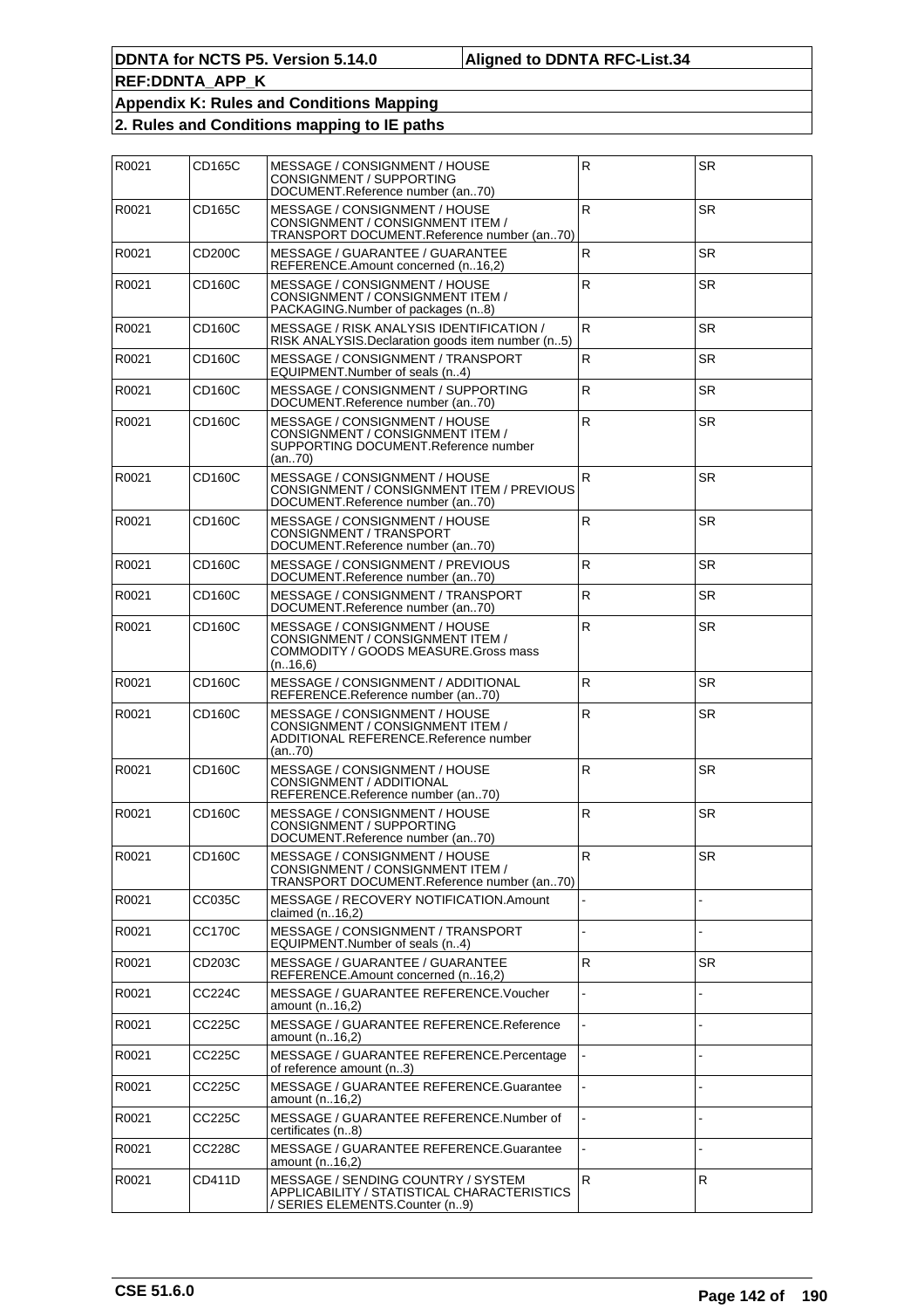| | | | | |
|---|---|---|---|---|
| R0021 | CD165C | MESSAGE / CONSIGNMENT / HOUSE CONSIGNMENT / SUPPORTING DOCUMENT.Reference number (an..70) | R | SR |
| R0021 | CD165C | MESSAGE / CONSIGNMENT / HOUSE CONSIGNMENT / CONSIGNMENT ITEM / TRANSPORT DOCUMENT.Reference number (an..70) | R | SR |
| R0021 | CD200C | MESSAGE / GUARANTEE / GUARANTEE REFERENCE.Amount concerned (n..16,2) | R | SR |
| R0021 | CD160C | MESSAGE / CONSIGNMENT / HOUSE CONSIGNMENT / CONSIGNMENT ITEM / PACKAGING.Number of packages (n..8) | R | SR |
| R0021 | CD160C | MESSAGE / RISK ANALYSIS IDENTIFICATION / RISK ANALYSIS.Declaration goods item number (n..5) | R | SR |
| R0021 | CD160C | MESSAGE / CONSIGNMENT / TRANSPORT EQUIPMENT.Number of seals (n..4) | R | SR |
| R0021 | CD160C | MESSAGE / CONSIGNMENT / SUPPORTING DOCUMENT.Reference number (an..70) | R | SR |
| R0021 | CD160C | MESSAGE / CONSIGNMENT / HOUSE CONSIGNMENT / CONSIGNMENT ITEM / SUPPORTING DOCUMENT.Reference number (an..70) | R | SR |
| R0021 | CD160C | MESSAGE / CONSIGNMENT / HOUSE CONSIGNMENT / CONSIGNMENT ITEM / PREVIOUS DOCUMENT.Reference number (an..70) | R | SR |
| R0021 | CD160C | MESSAGE / CONSIGNMENT / HOUSE CONSIGNMENT / TRANSPORT DOCUMENT.Reference number (an..70) | R | SR |
| R0021 | CD160C | MESSAGE / CONSIGNMENT / PREVIOUS DOCUMENT.Reference number (an..70) | R | SR |
| R0021 | CD160C | MESSAGE / CONSIGNMENT / TRANSPORT DOCUMENT.Reference number (an..70) | R | SR |
| R0021 | CD160C | MESSAGE / CONSIGNMENT / HOUSE CONSIGNMENT / CONSIGNMENT ITEM / COMMODITY / GOODS MEASURE.Gross mass (n..16,6) | R | SR |
| R0021 | CD160C | MESSAGE / CONSIGNMENT / ADDITIONAL REFERENCE.Reference number (an..70) | R | SR |
| R0021 | CD160C | MESSAGE / CONSIGNMENT / HOUSE CONSIGNMENT / CONSIGNMENT ITEM / ADDITIONAL REFERENCE.Reference number (an..70) | R | SR |
| R0021 | CD160C | MESSAGE / CONSIGNMENT / HOUSE CONSIGNMENT / ADDITIONAL REFERENCE.Reference number (an..70) | R | SR |
| R0021 | CD160C | MESSAGE / CONSIGNMENT / HOUSE CONSIGNMENT / SUPPORTING DOCUMENT.Reference number (an..70) | R | SR |
| R0021 | CD160C | MESSAGE / CONSIGNMENT / HOUSE CONSIGNMENT / CONSIGNMENT ITEM / TRANSPORT DOCUMENT.Reference number (an..70) | R | SR |
| R0021 | CC035C | MESSAGE / RECOVERY NOTIFICATION.Amount claimed (n..16,2) | - | - |
| R0021 | CC170C | MESSAGE / CONSIGNMENT / TRANSPORT EQUIPMENT.Number of seals (n..4) | - | - |
| R0021 | CD203C | MESSAGE / GUARANTEE / GUARANTEE REFERENCE.Amount concerned (n..16,2) | R | SR |
| R0021 | CC224C | MESSAGE / GUARANTEE REFERENCE.Voucher amount (n..16,2) | - | - |
| R0021 | CC225C | MESSAGE / GUARANTEE REFERENCE.Reference amount (n..16,2) | - | - |
| R0021 | CC225C | MESSAGE / GUARANTEE REFERENCE.Percentage of reference amount (n..3) | - | - |
| R0021 | CC225C | MESSAGE / GUARANTEE REFERENCE.Guarantee amount (n..16,2) | - | - |
| R0021 | CC225C | MESSAGE / GUARANTEE REFERENCE.Number of certificates (n..8) | - | - |
| R0021 | CC228C | MESSAGE / GUARANTEE REFERENCE.Guarantee amount (n..16,2) | - | - |
| R0021 | CD411D | MESSAGE / SENDING COUNTRY / SYSTEM APPLICABILITY / STATISTICAL CHARACTERISTICS / SERIES ELEMENTS.Counter (n..9) | R | R |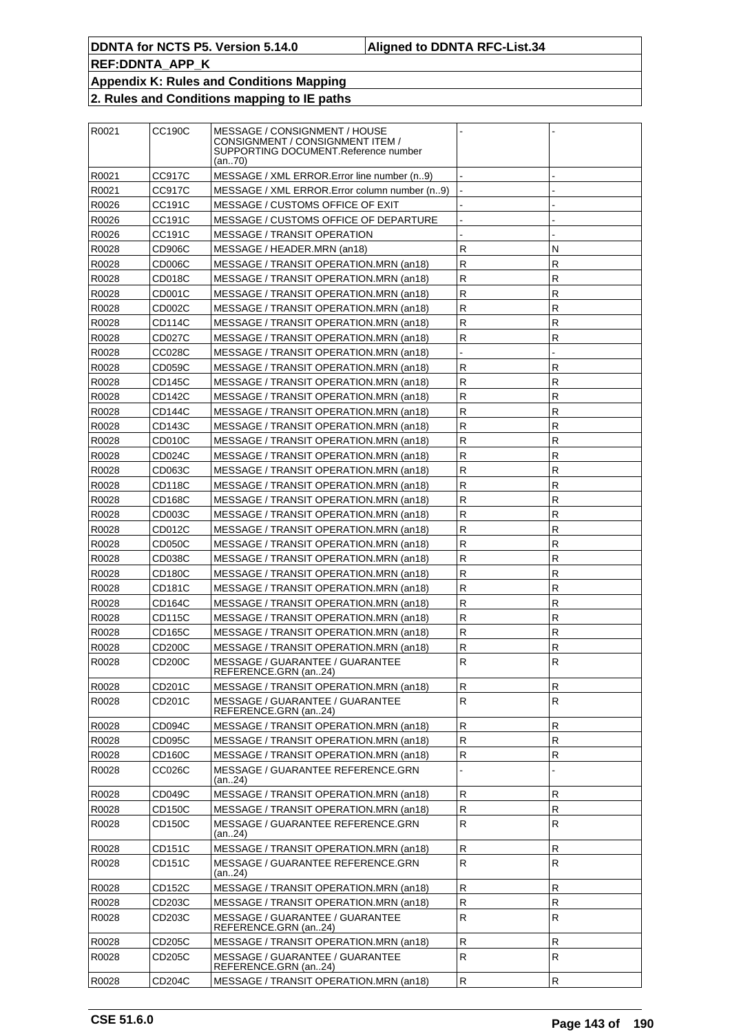| R0021 | CC190C | MESSAGE / CONSIGNMENT / HOUSE CONSIGNMENT / CONSIGNMENT ITEM / SUPPORTING DOCUMENT.Reference number (an..70) | - | - |
|---|---|---|---|---|
| R0021 | CC917C | MESSAGE / XML ERROR.Error line number (n..9) | - | - |
| R0021 | CC917C | MESSAGE / XML ERROR.Error column number (n..9) | - | - |
| R0026 | CC191C | MESSAGE / CUSTOMS OFFICE OF EXIT | - | - |
| R0026 | CC191C | MESSAGE / CUSTOMS OFFICE OF DEPARTURE | - | - |
| R0026 | CC191C | MESSAGE / TRANSIT OPERATION | - | - |
| R0028 | CD906C | MESSAGE / HEADER.MRN (an18) | R | N |
| R0028 | CD006C | MESSAGE / TRANSIT OPERATION.MRN (an18) | R | R |
| R0028 | CD018C | MESSAGE / TRANSIT OPERATION.MRN (an18) | R | R |
| R0028 | CD001C | MESSAGE / TRANSIT OPERATION.MRN (an18) | R | R |
| R0028 | CD002C | MESSAGE / TRANSIT OPERATION.MRN (an18) | R | R |
| R0028 | CD114C | MESSAGE / TRANSIT OPERATION.MRN (an18) | R | R |
| R0028 | CD027C | MESSAGE / TRANSIT OPERATION.MRN (an18) | R | R |
| R0028 | CC028C | MESSAGE / TRANSIT OPERATION.MRN (an18) | - | - |
| R0028 | CD059C | MESSAGE / TRANSIT OPERATION.MRN (an18) | R | R |
| R0028 | CD145C | MESSAGE / TRANSIT OPERATION.MRN (an18) | R | R |
| R0028 | CD142C | MESSAGE / TRANSIT OPERATION.MRN (an18) | R | R |
| R0028 | CD144C | MESSAGE / TRANSIT OPERATION.MRN (an18) | R | R |
| R0028 | CD143C | MESSAGE / TRANSIT OPERATION.MRN (an18) | R | R |
| R0028 | CD010C | MESSAGE / TRANSIT OPERATION.MRN (an18) | R | R |
| R0028 | CD024C | MESSAGE / TRANSIT OPERATION.MRN (an18) | R | R |
| R0028 | CD063C | MESSAGE / TRANSIT OPERATION.MRN (an18) | R | R |
| R0028 | CD118C | MESSAGE / TRANSIT OPERATION.MRN (an18) | R | R |
| R0028 | CD168C | MESSAGE / TRANSIT OPERATION.MRN (an18) | R | R |
| R0028 | CD003C | MESSAGE / TRANSIT OPERATION.MRN (an18) | R | R |
| R0028 | CD012C | MESSAGE / TRANSIT OPERATION.MRN (an18) | R | R |
| R0028 | CD050C | MESSAGE / TRANSIT OPERATION.MRN (an18) | R | R |
| R0028 | CD038C | MESSAGE / TRANSIT OPERATION.MRN (an18) | R | R |
| R0028 | CD180C | MESSAGE / TRANSIT OPERATION.MRN (an18) | R | R |
| R0028 | CD181C | MESSAGE / TRANSIT OPERATION.MRN (an18) | R | R |
| R0028 | CD164C | MESSAGE / TRANSIT OPERATION.MRN (an18) | R | R |
| R0028 | CD115C | MESSAGE / TRANSIT OPERATION.MRN (an18) | R | R |
| R0028 | CD165C | MESSAGE / TRANSIT OPERATION.MRN (an18) | R | R |
| R0028 | CD200C | MESSAGE / TRANSIT OPERATION.MRN (an18) | R | R |
| R0028 | CD200C | MESSAGE / GUARANTEE / GUARANTEE REFERENCE.GRN (an..24) | R | R |
| R0028 | CD201C | MESSAGE / TRANSIT OPERATION.MRN (an18) | R | R |
| R0028 | CD201C | MESSAGE / GUARANTEE / GUARANTEE REFERENCE.GRN (an..24) | R | R |
| R0028 | CD094C | MESSAGE / TRANSIT OPERATION.MRN (an18) | R | R |
| R0028 | CD095C | MESSAGE / TRANSIT OPERATION.MRN (an18) | R | R |
| R0028 | CD160C | MESSAGE / TRANSIT OPERATION.MRN (an18) | R | R |
| R0028 | CC026C | MESSAGE / GUARANTEE REFERENCE.GRN (an..24) | - | - |
| R0028 | CD049C | MESSAGE / TRANSIT OPERATION.MRN (an18) | R | R |
| R0028 | CD150C | MESSAGE / TRANSIT OPERATION.MRN (an18) | R | R |
| R0028 | CD150C | MESSAGE / GUARANTEE REFERENCE.GRN (an..24) | R | R |
| R0028 | CD151C | MESSAGE / TRANSIT OPERATION.MRN (an18) | R | R |
| R0028 | CD151C | MESSAGE / GUARANTEE REFERENCE.GRN (an..24) | R | R |
| R0028 | CD152C | MESSAGE / TRANSIT OPERATION.MRN (an18) | R | R |
| R0028 | CD203C | MESSAGE / TRANSIT OPERATION.MRN (an18) | R | R |
| R0028 | CD203C | MESSAGE / GUARANTEE / GUARANTEE REFERENCE.GRN (an..24) | R | R |
| R0028 | CD205C | MESSAGE / TRANSIT OPERATION.MRN (an18) | R | R |
| R0028 | CD205C | MESSAGE / GUARANTEE / GUARANTEE REFERENCE.GRN (an..24) | R | R |
| R0028 | CD204C | MESSAGE / TRANSIT OPERATION.MRN (an18) | R | R |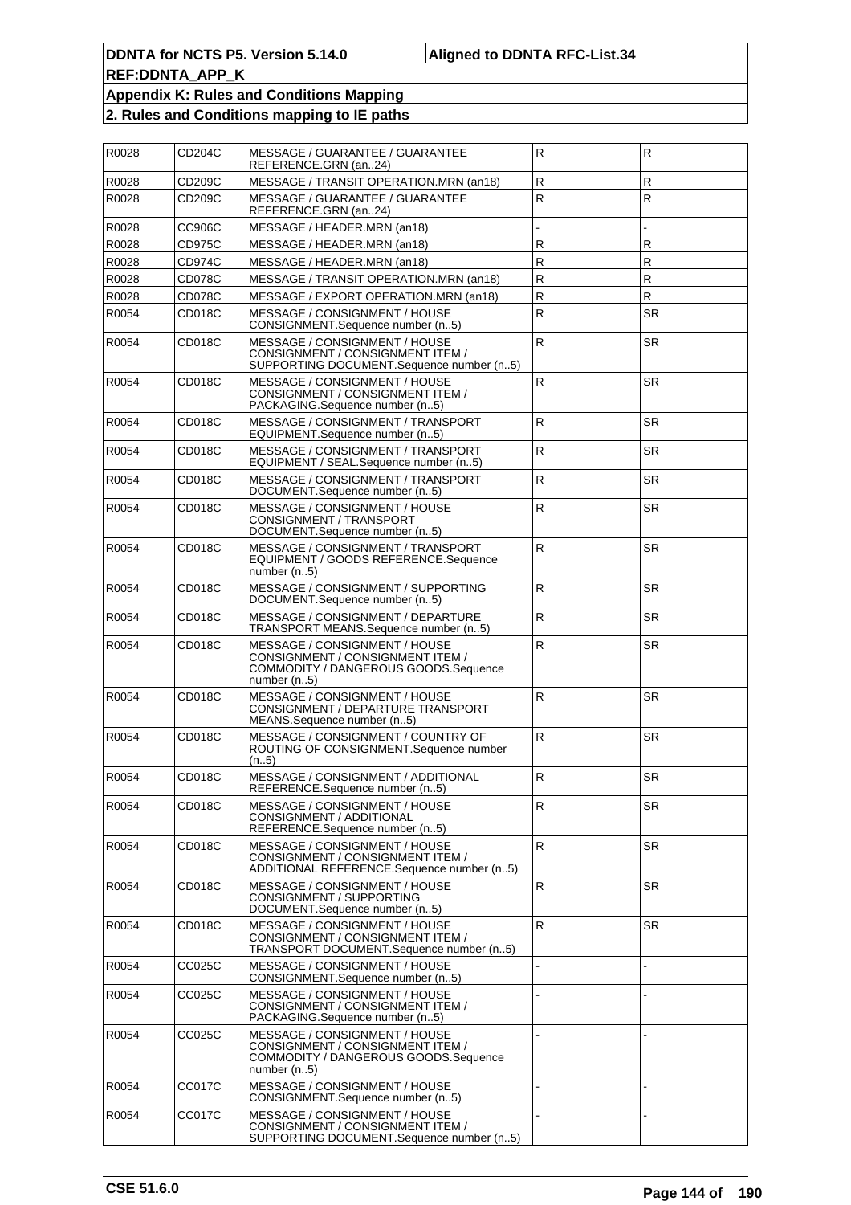| | | | | |
|---|---|---|---|---|
| R0028 | CD204C | MESSAGE / GUARANTEE / GUARANTEE REFERENCE.GRN (an..24) | R | R |
| R0028 | CD209C | MESSAGE / TRANSIT OPERATION.MRN (an18) | R | R |
| R0028 | CD209C | MESSAGE / GUARANTEE / GUARANTEE REFERENCE.GRN (an..24) | R | R |
| R0028 | CC906C | MESSAGE / HEADER.MRN (an18) | - | - |
| R0028 | CD975C | MESSAGE / HEADER.MRN (an18) | R | R |
| R0028 | CD974C | MESSAGE / HEADER.MRN (an18) | R | R |
| R0028 | CD078C | MESSAGE / TRANSIT OPERATION.MRN (an18) | R | R |
| R0028 | CD078C | MESSAGE / EXPORT OPERATION.MRN (an18) | R | R |
| R0054 | CD018C | MESSAGE / CONSIGNMENT / HOUSE CONSIGNMENT.Sequence number (n..5) | R | SR |
| R0054 | CD018C | MESSAGE / CONSIGNMENT / HOUSE CONSIGNMENT / CONSIGNMENT ITEM / SUPPORTING DOCUMENT.Sequence number (n..5) | R | SR |
| R0054 | CD018C | MESSAGE / CONSIGNMENT / HOUSE CONSIGNMENT / CONSIGNMENT ITEM / PACKAGING.Sequence number (n..5) | R | SR |
| R0054 | CD018C | MESSAGE / CONSIGNMENT / TRANSPORT EQUIPMENT.Sequence number (n..5) | R | SR |
| R0054 | CD018C | MESSAGE / CONSIGNMENT / TRANSPORT EQUIPMENT / SEAL.Sequence number (n..5) | R | SR |
| R0054 | CD018C | MESSAGE / CONSIGNMENT / TRANSPORT DOCUMENT.Sequence number (n..5) | R | SR |
| R0054 | CD018C | MESSAGE / CONSIGNMENT / HOUSE CONSIGNMENT / TRANSPORT DOCUMENT.Sequence number (n..5) | R | SR |
| R0054 | CD018C | MESSAGE / CONSIGNMENT / TRANSPORT EQUIPMENT / GOODS REFERENCE.Sequence number (n..5) | R | SR |
| R0054 | CD018C | MESSAGE / CONSIGNMENT / SUPPORTING DOCUMENT.Sequence number (n..5) | R | SR |
| R0054 | CD018C | MESSAGE / CONSIGNMENT / DEPARTURE TRANSPORT MEANS.Sequence number (n..5) | R | SR |
| R0054 | CD018C | MESSAGE / CONSIGNMENT / HOUSE CONSIGNMENT / CONSIGNMENT ITEM / COMMODITY / DANGEROUS GOODS.Sequence number (n..5) | R | SR |
| R0054 | CD018C | MESSAGE / CONSIGNMENT / HOUSE CONSIGNMENT / DEPARTURE TRANSPORT MEANS.Sequence number (n..5) | R | SR |
| R0054 | CD018C | MESSAGE / CONSIGNMENT / COUNTRY OF ROUTING OF CONSIGNMENT.Sequence number (n..5) | R | SR |
| R0054 | CD018C | MESSAGE / CONSIGNMENT / ADDITIONAL REFERENCE.Sequence number (n..5) | R | SR |
| R0054 | CD018C | MESSAGE / CONSIGNMENT / HOUSE CONSIGNMENT / ADDITIONAL REFERENCE.Sequence number (n..5) | R | SR |
| R0054 | CD018C | MESSAGE / CONSIGNMENT / HOUSE CONSIGNMENT / CONSIGNMENT ITEM / ADDITIONAL REFERENCE.Sequence number (n..5) | R | SR |
| R0054 | CD018C | MESSAGE / CONSIGNMENT / HOUSE CONSIGNMENT / SUPPORTING DOCUMENT.Sequence number (n..5) | R | SR |
| R0054 | CD018C | MESSAGE / CONSIGNMENT / HOUSE CONSIGNMENT / CONSIGNMENT ITEM / TRANSPORT DOCUMENT.Sequence number (n..5) | R | SR |
| R0054 | CC025C | MESSAGE / CONSIGNMENT / HOUSE CONSIGNMENT.Sequence number (n..5) | - | - |
| R0054 | CC025C | MESSAGE / CONSIGNMENT / HOUSE CONSIGNMENT / CONSIGNMENT ITEM / PACKAGING.Sequence number (n..5) | - | - |
| R0054 | CC025C | MESSAGE / CONSIGNMENT / HOUSE CONSIGNMENT / CONSIGNMENT ITEM / COMMODITY / DANGEROUS GOODS.Sequence number (n..5) | - | - |
| R0054 | CC017C | MESSAGE / CONSIGNMENT / HOUSE CONSIGNMENT.Sequence number (n..5) | - | - |
| R0054 | CC017C | MESSAGE / CONSIGNMENT / HOUSE CONSIGNMENT / CONSIGNMENT ITEM / SUPPORTING DOCUMENT.Sequence number (n..5) | - | - |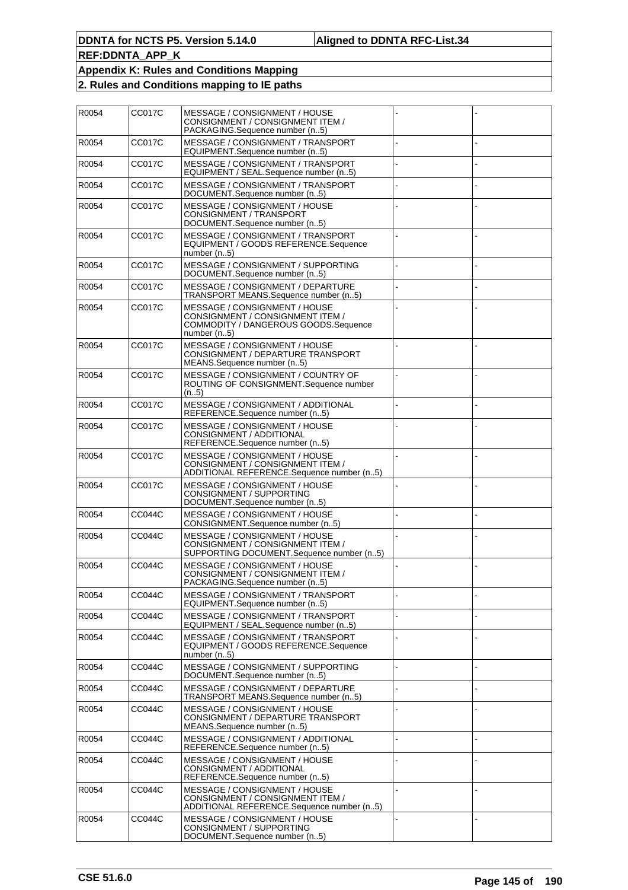| | | | | |
|---|---|---|---|---|
| R0054 | CC017C | MESSAGE / CONSIGNMENT / HOUSE CONSIGNMENT / CONSIGNMENT ITEM / PACKAGING.Sequence number (n..5) | - | - |
| R0054 | CC017C | MESSAGE / CONSIGNMENT / TRANSPORT EQUIPMENT.Sequence number (n..5) | - | - |
| R0054 | CC017C | MESSAGE / CONSIGNMENT / TRANSPORT EQUIPMENT / SEAL.Sequence number (n..5) | - | - |
| R0054 | CC017C | MESSAGE / CONSIGNMENT / TRANSPORT DOCUMENT.Sequence number (n..5) | - | - |
| R0054 | CC017C | MESSAGE / CONSIGNMENT / HOUSE CONSIGNMENT / TRANSPORT DOCUMENT.Sequence number (n..5) | - | - |
| R0054 | CC017C | MESSAGE / CONSIGNMENT / TRANSPORT EQUIPMENT / GOODS REFERENCE.Sequence number (n..5) | - | - |
| R0054 | CC017C | MESSAGE / CONSIGNMENT / SUPPORTING DOCUMENT.Sequence number (n..5) | - | - |
| R0054 | CC017C | MESSAGE / CONSIGNMENT / DEPARTURE TRANSPORT MEANS.Sequence number (n..5) | - | - |
| R0054 | CC017C | MESSAGE / CONSIGNMENT / HOUSE CONSIGNMENT / CONSIGNMENT ITEM / COMMODITY / DANGEROUS GOODS.Sequence number (n..5) | - | - |
| R0054 | CC017C | MESSAGE / CONSIGNMENT / HOUSE CONSIGNMENT / DEPARTURE TRANSPORT MEANS.Sequence number (n..5) | - | - |
| R0054 | CC017C | MESSAGE / CONSIGNMENT / COUNTRY OF ROUTING OF CONSIGNMENT.Sequence number (n..5) | - | - |
| R0054 | CC017C | MESSAGE / CONSIGNMENT / ADDITIONAL REFERENCE.Sequence number (n..5) | - | - |
| R0054 | CC017C | MESSAGE / CONSIGNMENT / HOUSE CONSIGNMENT / ADDITIONAL REFERENCE.Sequence number (n..5) | - | - |
| R0054 | CC017C | MESSAGE / CONSIGNMENT / HOUSE CONSIGNMENT / CONSIGNMENT ITEM / ADDITIONAL REFERENCE.Sequence number (n..5) | - | - |
| R0054 | CC017C | MESSAGE / CONSIGNMENT / HOUSE CONSIGNMENT / SUPPORTING DOCUMENT.Sequence number (n..5) | - | - |
| R0054 | CC044C | MESSAGE / CONSIGNMENT / HOUSE CONSIGNMENT.Sequence number (n..5) | - | - |
| R0054 | CC044C | MESSAGE / CONSIGNMENT / HOUSE CONSIGNMENT / CONSIGNMENT ITEM / SUPPORTING DOCUMENT.Sequence number (n..5) | - | - |
| R0054 | CC044C | MESSAGE / CONSIGNMENT / HOUSE CONSIGNMENT / CONSIGNMENT ITEM / PACKAGING.Sequence number (n..5) | - | - |
| R0054 | CC044C | MESSAGE / CONSIGNMENT / TRANSPORT EQUIPMENT.Sequence number (n..5) | - | - |
| R0054 | CC044C | MESSAGE / CONSIGNMENT / TRANSPORT EQUIPMENT / SEAL.Sequence number (n..5) | - | - |
| R0054 | CC044C | MESSAGE / CONSIGNMENT / TRANSPORT EQUIPMENT / GOODS REFERENCE.Sequence number (n..5) | - | - |
| R0054 | CC044C | MESSAGE / CONSIGNMENT / SUPPORTING DOCUMENT.Sequence number (n..5) | - | - |
| R0054 | CC044C | MESSAGE / CONSIGNMENT / DEPARTURE TRANSPORT MEANS.Sequence number (n..5) | - | - |
| R0054 | CC044C | MESSAGE / CONSIGNMENT / HOUSE CONSIGNMENT / DEPARTURE TRANSPORT MEANS.Sequence number (n..5) | - | - |
| R0054 | CC044C | MESSAGE / CONSIGNMENT / ADDITIONAL REFERENCE.Sequence number (n..5) | - | - |
| R0054 | CC044C | MESSAGE / CONSIGNMENT / HOUSE CONSIGNMENT / ADDITIONAL REFERENCE.Sequence number (n..5) | - | - |
| R0054 | CC044C | MESSAGE / CONSIGNMENT / HOUSE CONSIGNMENT / CONSIGNMENT ITEM / ADDITIONAL REFERENCE.Sequence number (n..5) | - | - |
| R0054 | CC044C | MESSAGE / CONSIGNMENT / HOUSE CONSIGNMENT / SUPPORTING DOCUMENT.Sequence number (n..5) | - | - |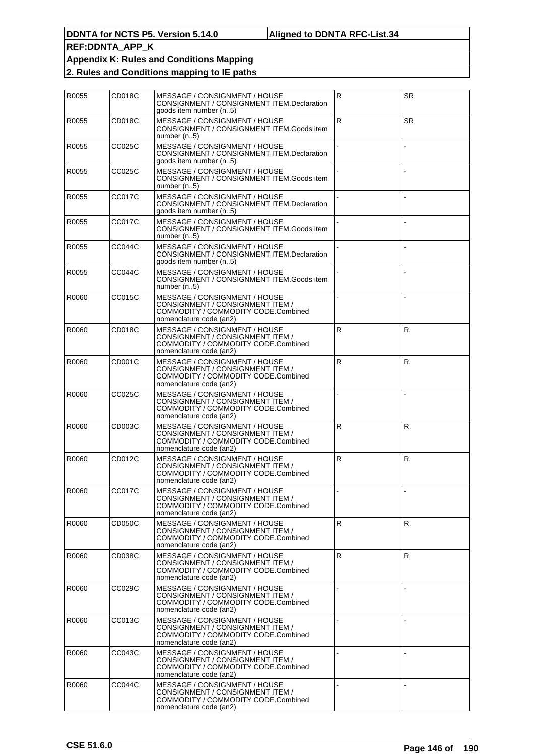| | | | | |
|---|---|---|---|---|
| R0055 | CD018C | MESSAGE / CONSIGNMENT / HOUSE CONSIGNMENT / CONSIGNMENT ITEM.Declaration goods item number (n..5) | R | SR |
| R0055 | CD018C | MESSAGE / CONSIGNMENT / HOUSE CONSIGNMENT / CONSIGNMENT ITEM.Goods item number (n..5) | R | SR |
| R0055 | CC025C | MESSAGE / CONSIGNMENT / HOUSE CONSIGNMENT / CONSIGNMENT ITEM.Declaration goods item number (n..5) | - | - |
| R0055 | CC025C | MESSAGE / CONSIGNMENT / HOUSE CONSIGNMENT / CONSIGNMENT ITEM.Goods item number (n..5) | - | - |
| R0055 | CC017C | MESSAGE / CONSIGNMENT / HOUSE CONSIGNMENT / CONSIGNMENT ITEM.Declaration goods item number (n..5) | - | - |
| R0055 | CC017C | MESSAGE / CONSIGNMENT / HOUSE CONSIGNMENT / CONSIGNMENT ITEM.Goods item number (n..5) | - | - |
| R0055 | CC044C | MESSAGE / CONSIGNMENT / HOUSE CONSIGNMENT / CONSIGNMENT ITEM.Declaration goods item number (n..5) | - | - |
| R0055 | CC044C | MESSAGE / CONSIGNMENT / HOUSE CONSIGNMENT / CONSIGNMENT ITEM.Goods item number (n..5) | - | - |
| R0060 | CC015C | MESSAGE / CONSIGNMENT / HOUSE CONSIGNMENT / CONSIGNMENT ITEM / COMMODITY / COMMODITY CODE.Combined nomenclature code (an2) | - | - |
| R0060 | CD018C | MESSAGE / CONSIGNMENT / HOUSE CONSIGNMENT / CONSIGNMENT ITEM / COMMODITY / COMMODITY CODE.Combined nomenclature code (an2) | R | R |
| R0060 | CD001C | MESSAGE / CONSIGNMENT / HOUSE CONSIGNMENT / CONSIGNMENT ITEM / COMMODITY / COMMODITY CODE.Combined nomenclature code (an2) | R | R |
| R0060 | CC025C | MESSAGE / CONSIGNMENT / HOUSE CONSIGNMENT / CONSIGNMENT ITEM / COMMODITY / COMMODITY CODE.Combined nomenclature code (an2) | - | - |
| R0060 | CD003C | MESSAGE / CONSIGNMENT / HOUSE CONSIGNMENT / CONSIGNMENT ITEM / COMMODITY / COMMODITY CODE.Combined nomenclature code (an2) | R | R |
| R0060 | CD012C | MESSAGE / CONSIGNMENT / HOUSE CONSIGNMENT / CONSIGNMENT ITEM / COMMODITY / COMMODITY CODE.Combined nomenclature code (an2) | R | R |
| R0060 | CC017C | MESSAGE / CONSIGNMENT / HOUSE CONSIGNMENT / CONSIGNMENT ITEM / COMMODITY / COMMODITY CODE.Combined nomenclature code (an2) | - | - |
| R0060 | CD050C | MESSAGE / CONSIGNMENT / HOUSE CONSIGNMENT / CONSIGNMENT ITEM / COMMODITY / COMMODITY CODE.Combined nomenclature code (an2) | R | R |
| R0060 | CD038C | MESSAGE / CONSIGNMENT / HOUSE CONSIGNMENT / CONSIGNMENT ITEM / COMMODITY / COMMODITY CODE.Combined nomenclature code (an2) | R | R |
| R0060 | CC029C | MESSAGE / CONSIGNMENT / HOUSE CONSIGNMENT / CONSIGNMENT ITEM / COMMODITY / COMMODITY CODE.Combined nomenclature code (an2) | - | - |
| R0060 | CC013C | MESSAGE / CONSIGNMENT / HOUSE CONSIGNMENT / CONSIGNMENT ITEM / COMMODITY / COMMODITY CODE.Combined nomenclature code (an2) | - | - |
| R0060 | CC043C | MESSAGE / CONSIGNMENT / HOUSE CONSIGNMENT / CONSIGNMENT ITEM / COMMODITY / COMMODITY CODE.Combined nomenclature code (an2) | - | - |
| R0060 | CC044C | MESSAGE / CONSIGNMENT / HOUSE CONSIGNMENT / CONSIGNMENT ITEM / COMMODITY / COMMODITY CODE.Combined nomenclature code (an2) | - | - |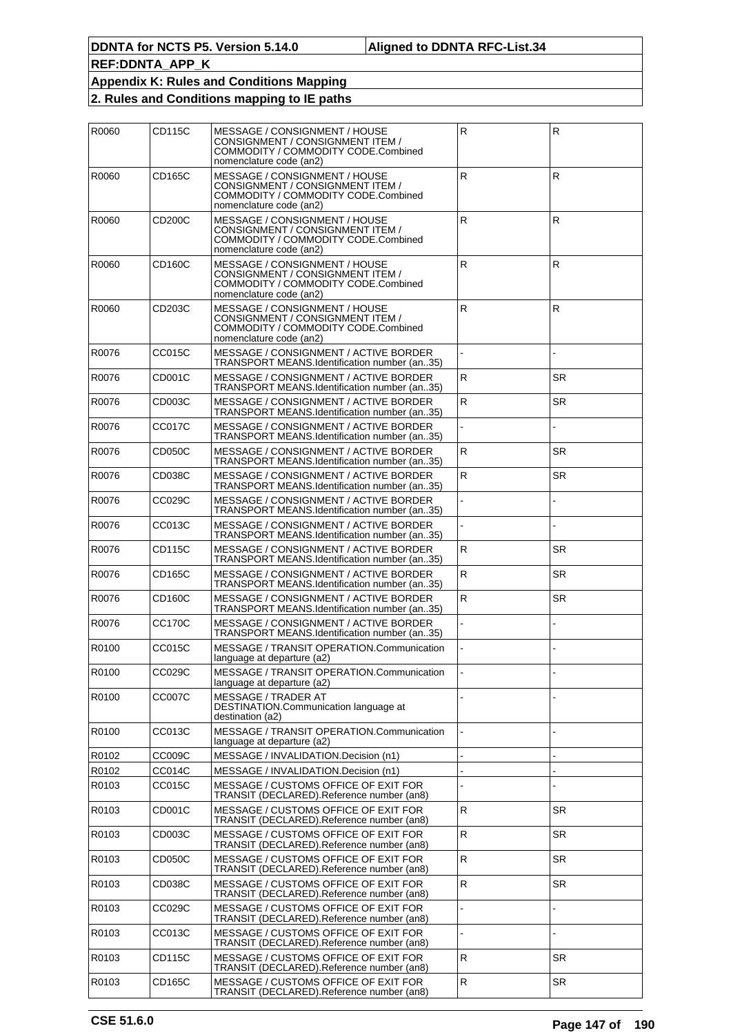| | | | | |
|---|---|---|---|---|
| R0060 | CD115C | MESSAGE / CONSIGNMENT / HOUSE CONSIGNMENT / CONSIGNMENT ITEM / COMMODITY / COMMODITY CODE.Combined nomenclature code (an2) | R | R |
| R0060 | CD165C | MESSAGE / CONSIGNMENT / HOUSE CONSIGNMENT / CONSIGNMENT ITEM / COMMODITY / COMMODITY CODE.Combined nomenclature code (an2) | R | R |
| R0060 | CD200C | MESSAGE / CONSIGNMENT / HOUSE CONSIGNMENT / CONSIGNMENT ITEM / COMMODITY / COMMODITY CODE.Combined nomenclature code (an2) | R | R |
| R0060 | CD160C | MESSAGE / CONSIGNMENT / HOUSE CONSIGNMENT / CONSIGNMENT ITEM / COMMODITY / COMMODITY CODE.Combined nomenclature code (an2) | R | R |
| R0060 | CD203C | MESSAGE / CONSIGNMENT / HOUSE CONSIGNMENT / CONSIGNMENT ITEM / COMMODITY / COMMODITY CODE.Combined nomenclature code (an2) | R | R |
| R0076 | CC015C | MESSAGE / CONSIGNMENT / ACTIVE BORDER TRANSPORT MEANS.Identification number (an..35) | - | - |
| R0076 | CD001C | MESSAGE / CONSIGNMENT / ACTIVE BORDER TRANSPORT MEANS.Identification number (an..35) | R | SR |
| R0076 | CD003C | MESSAGE / CONSIGNMENT / ACTIVE BORDER TRANSPORT MEANS.Identification number (an..35) | R | SR |
| R0076 | CC017C | MESSAGE / CONSIGNMENT / ACTIVE BORDER TRANSPORT MEANS.Identification number (an..35) | - | - |
| R0076 | CD050C | MESSAGE / CONSIGNMENT / ACTIVE BORDER TRANSPORT MEANS.Identification number (an..35) | R | SR |
| R0076 | CD038C | MESSAGE / CONSIGNMENT / ACTIVE BORDER TRANSPORT MEANS.Identification number (an..35) | R | SR |
| R0076 | CC029C | MESSAGE / CONSIGNMENT / ACTIVE BORDER TRANSPORT MEANS.Identification number (an..35) | - | - |
| R0076 | CC013C | MESSAGE / CONSIGNMENT / ACTIVE BORDER TRANSPORT MEANS.Identification number (an..35) | - | - |
| R0076 | CD115C | MESSAGE / CONSIGNMENT / ACTIVE BORDER TRANSPORT MEANS.Identification number (an..35) | R | SR |
| R0076 | CD165C | MESSAGE / CONSIGNMENT / ACTIVE BORDER TRANSPORT MEANS.Identification number (an..35) | R | SR |
| R0076 | CD160C | MESSAGE / CONSIGNMENT / ACTIVE BORDER TRANSPORT MEANS.Identification number (an..35) | R | SR |
| R0076 | CC170C | MESSAGE / CONSIGNMENT / ACTIVE BORDER TRANSPORT MEANS.Identification number (an..35) | - | - |
| R0100 | CC015C | MESSAGE / TRANSIT OPERATION.Communication language at departure (a2) | - | - |
| R0100 | CC029C | MESSAGE / TRANSIT OPERATION.Communication language at departure (a2) | - | - |
| R0100 | CC007C | MESSAGE / TRADER AT DESTINATION.Communication language at destination (a2) | - | - |
| R0100 | CC013C | MESSAGE / TRANSIT OPERATION.Communication language at departure (a2) | - | - |
| R0102 | CC009C | MESSAGE / INVALIDATION.Decision (n1) | - | - |
| R0102 | CC014C | MESSAGE / INVALIDATION.Decision (n1) | - | - |
| R0103 | CC015C | MESSAGE / CUSTOMS OFFICE OF EXIT FOR TRANSIT (DECLARED).Reference number (an8) | - | - |
| R0103 | CD001C | MESSAGE / CUSTOMS OFFICE OF EXIT FOR TRANSIT (DECLARED).Reference number (an8) | R | SR |
| R0103 | CD003C | MESSAGE / CUSTOMS OFFICE OF EXIT FOR TRANSIT (DECLARED).Reference number (an8) | R | SR |
| R0103 | CD050C | MESSAGE / CUSTOMS OFFICE OF EXIT FOR TRANSIT (DECLARED).Reference number (an8) | R | SR |
| R0103 | CD038C | MESSAGE / CUSTOMS OFFICE OF EXIT FOR TRANSIT (DECLARED).Reference number (an8) | R | SR |
| R0103 | CC029C | MESSAGE / CUSTOMS OFFICE OF EXIT FOR TRANSIT (DECLARED).Reference number (an8) | - | - |
| R0103 | CC013C | MESSAGE / CUSTOMS OFFICE OF EXIT FOR TRANSIT (DECLARED).Reference number (an8) | - | - |
| R0103 | CD115C | MESSAGE / CUSTOMS OFFICE OF EXIT FOR TRANSIT (DECLARED).Reference number (an8) | R | SR |
| R0103 | CD165C | MESSAGE / CUSTOMS OFFICE OF EXIT FOR TRANSIT (DECLARED).Reference number (an8) | R | SR |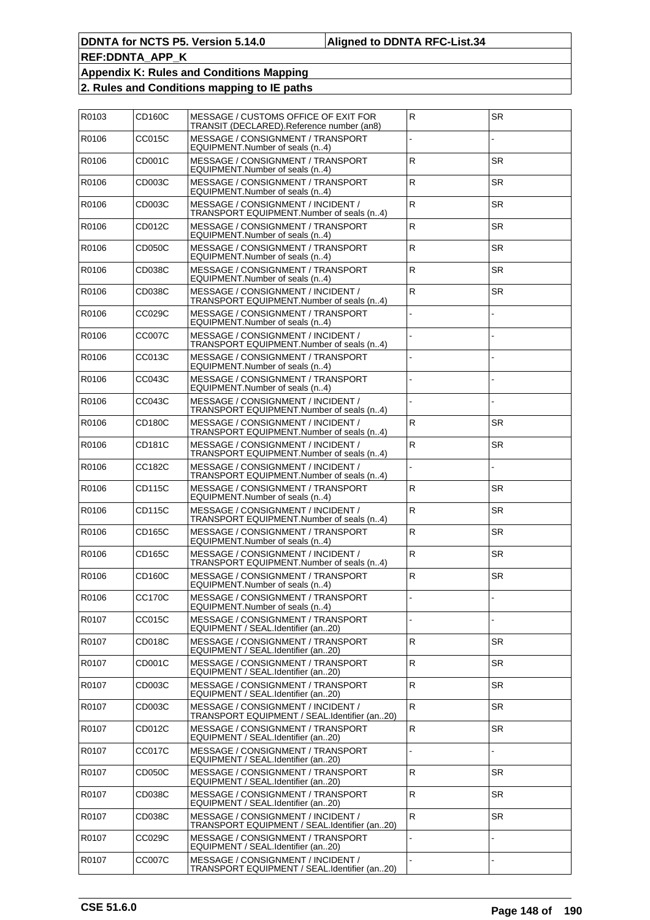| | | | | |
|---|---|---|---|---|
| R0103 | CD160C | MESSAGE / CUSTOMS OFFICE OF EXIT FOR TRANSIT (DECLARED).Reference number (an8) | R | SR |
| R0106 | CC015C | MESSAGE / CONSIGNMENT / TRANSPORT EQUIPMENT.Number of seals (n..4) | - | - |
| R0106 | CD001C | MESSAGE / CONSIGNMENT / TRANSPORT EQUIPMENT.Number of seals (n..4) | R | SR |
| R0106 | CD003C | MESSAGE / CONSIGNMENT / TRANSPORT EQUIPMENT.Number of seals (n..4) | R | SR |
| R0106 | CD003C | MESSAGE / CONSIGNMENT / INCIDENT / TRANSPORT EQUIPMENT.Number of seals (n..4) | R | SR |
| R0106 | CD012C | MESSAGE / CONSIGNMENT / TRANSPORT EQUIPMENT.Number of seals (n..4) | R | SR |
| R0106 | CD050C | MESSAGE / CONSIGNMENT / TRANSPORT EQUIPMENT.Number of seals (n..4) | R | SR |
| R0106 | CD038C | MESSAGE / CONSIGNMENT / TRANSPORT EQUIPMENT.Number of seals (n..4) | R | SR |
| R0106 | CD038C | MESSAGE / CONSIGNMENT / INCIDENT / TRANSPORT EQUIPMENT.Number of seals (n..4) | R | SR |
| R0106 | CC029C | MESSAGE / CONSIGNMENT / TRANSPORT EQUIPMENT.Number of seals (n..4) | - | - |
| R0106 | CC007C | MESSAGE / CONSIGNMENT / INCIDENT / TRANSPORT EQUIPMENT.Number of seals (n..4) | - | - |
| R0106 | CC013C | MESSAGE / CONSIGNMENT / TRANSPORT EQUIPMENT.Number of seals (n..4) | - | - |
| R0106 | CC043C | MESSAGE / CONSIGNMENT / TRANSPORT EQUIPMENT.Number of seals (n..4) | - | - |
| R0106 | CC043C | MESSAGE / CONSIGNMENT / INCIDENT / TRANSPORT EQUIPMENT.Number of seals (n..4) | - | - |
| R0106 | CD180C | MESSAGE / CONSIGNMENT / INCIDENT / TRANSPORT EQUIPMENT.Number of seals (n..4) | R | SR |
| R0106 | CD181C | MESSAGE / CONSIGNMENT / INCIDENT / TRANSPORT EQUIPMENT.Number of seals (n..4) | R | SR |
| R0106 | CC182C | MESSAGE / CONSIGNMENT / INCIDENT / TRANSPORT EQUIPMENT.Number of seals (n..4) | - | - |
| R0106 | CD115C | MESSAGE / CONSIGNMENT / TRANSPORT EQUIPMENT.Number of seals (n..4) | R | SR |
| R0106 | CD115C | MESSAGE / CONSIGNMENT / INCIDENT / TRANSPORT EQUIPMENT.Number of seals (n..4) | R | SR |
| R0106 | CD165C | MESSAGE / CONSIGNMENT / TRANSPORT EQUIPMENT.Number of seals (n..4) | R | SR |
| R0106 | CD165C | MESSAGE / CONSIGNMENT / INCIDENT / TRANSPORT EQUIPMENT.Number of seals (n..4) | R | SR |
| R0106 | CD160C | MESSAGE / CONSIGNMENT / TRANSPORT EQUIPMENT.Number of seals (n..4) | R | SR |
| R0106 | CC170C | MESSAGE / CONSIGNMENT / TRANSPORT EQUIPMENT.Number of seals (n..4) | - | - |
| R0107 | CC015C | MESSAGE / CONSIGNMENT / TRANSPORT EQUIPMENT / SEAL.Identifier (an..20) | - | - |
| R0107 | CD018C | MESSAGE / CONSIGNMENT / TRANSPORT EQUIPMENT / SEAL.Identifier (an..20) | R | SR |
| R0107 | CD001C | MESSAGE / CONSIGNMENT / TRANSPORT EQUIPMENT / SEAL.Identifier (an..20) | R | SR |
| R0107 | CD003C | MESSAGE / CONSIGNMENT / TRANSPORT EQUIPMENT / SEAL.Identifier (an..20) | R | SR |
| R0107 | CD003C | MESSAGE / CONSIGNMENT / INCIDENT / TRANSPORT EQUIPMENT / SEAL.Identifier (an..20) | R | SR |
| R0107 | CD012C | MESSAGE / CONSIGNMENT / TRANSPORT EQUIPMENT / SEAL.Identifier (an..20) | R | SR |
| R0107 | CC017C | MESSAGE / CONSIGNMENT / TRANSPORT EQUIPMENT / SEAL.Identifier (an..20) | - | - |
| R0107 | CD050C | MESSAGE / CONSIGNMENT / TRANSPORT EQUIPMENT / SEAL.Identifier (an..20) | R | SR |
| R0107 | CD038C | MESSAGE / CONSIGNMENT / TRANSPORT EQUIPMENT / SEAL.Identifier (an..20) | R | SR |
| R0107 | CD038C | MESSAGE / CONSIGNMENT / INCIDENT / TRANSPORT EQUIPMENT / SEAL.Identifier (an..20) | R | SR |
| R0107 | CC029C | MESSAGE / CONSIGNMENT / TRANSPORT EQUIPMENT / SEAL.Identifier (an..20) | - | - |
| R0107 | CC007C | MESSAGE / CONSIGNMENT / INCIDENT / TRANSPORT EQUIPMENT / SEAL.Identifier (an..20) | - | - |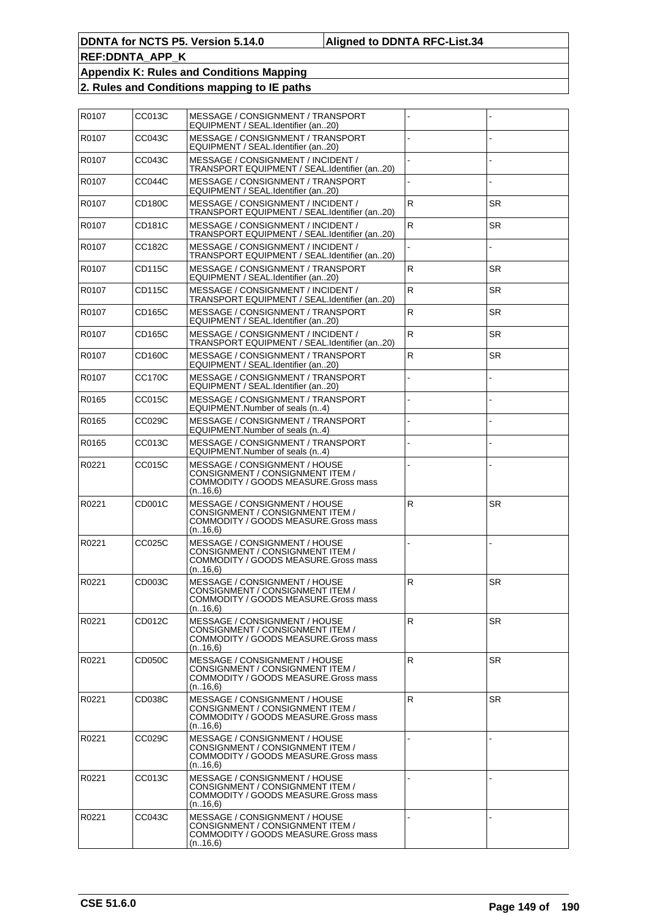| | | | | |
|---|---|---|---|---|
| R0107 | CC013C | MESSAGE / CONSIGNMENT / TRANSPORT EQUIPMENT / SEAL.Identifier (an..20) | - | - |
| R0107 | CC043C | MESSAGE / CONSIGNMENT / TRANSPORT EQUIPMENT / SEAL.Identifier (an..20) | - | - |
| R0107 | CC043C | MESSAGE / CONSIGNMENT / INCIDENT / TRANSPORT EQUIPMENT / SEAL.Identifier (an..20) | - | - |
| R0107 | CC044C | MESSAGE / CONSIGNMENT / TRANSPORT EQUIPMENT / SEAL.Identifier (an..20) | - | - |
| R0107 | CD180C | MESSAGE / CONSIGNMENT / INCIDENT / TRANSPORT EQUIPMENT / SEAL.Identifier (an..20) | R | SR |
| R0107 | CD181C | MESSAGE / CONSIGNMENT / INCIDENT / TRANSPORT EQUIPMENT / SEAL.Identifier (an..20) | R | SR |
| R0107 | CC182C | MESSAGE / CONSIGNMENT / INCIDENT / TRANSPORT EQUIPMENT / SEAL.Identifier (an..20) | - | - |
| R0107 | CD115C | MESSAGE / CONSIGNMENT / TRANSPORT EQUIPMENT / SEAL.Identifier (an..20) | R | SR |
| R0107 | CD115C | MESSAGE / CONSIGNMENT / INCIDENT / TRANSPORT EQUIPMENT / SEAL.Identifier (an..20) | R | SR |
| R0107 | CD165C | MESSAGE / CONSIGNMENT / TRANSPORT EQUIPMENT / SEAL.Identifier (an..20) | R | SR |
| R0107 | CD165C | MESSAGE / CONSIGNMENT / INCIDENT / TRANSPORT EQUIPMENT / SEAL.Identifier (an..20) | R | SR |
| R0107 | CD160C | MESSAGE / CONSIGNMENT / TRANSPORT EQUIPMENT / SEAL.Identifier (an..20) | R | SR |
| R0107 | CC170C | MESSAGE / CONSIGNMENT / TRANSPORT EQUIPMENT / SEAL.Identifier (an..20) | - | - |
| R0165 | CC015C | MESSAGE / CONSIGNMENT / TRANSPORT EQUIPMENT.Number of seals (n..4) | - | - |
| R0165 | CC029C | MESSAGE / CONSIGNMENT / TRANSPORT EQUIPMENT.Number of seals (n..4) | - | - |
| R0165 | CC013C | MESSAGE / CONSIGNMENT / TRANSPORT EQUIPMENT.Number of seals (n..4) | - | - |
| R0221 | CC015C | MESSAGE / CONSIGNMENT / HOUSE CONSIGNMENT / CONSIGNMENT ITEM / COMMODITY / GOODS MEASURE.Gross mass (n..16,6) | - | - |
| R0221 | CD001C | MESSAGE / CONSIGNMENT / HOUSE CONSIGNMENT / CONSIGNMENT ITEM / COMMODITY / GOODS MEASURE.Gross mass (n..16,6) | R | SR |
| R0221 | CC025C | MESSAGE / CONSIGNMENT / HOUSE CONSIGNMENT / CONSIGNMENT ITEM / COMMODITY / GOODS MEASURE.Gross mass (n..16,6) | - | - |
| R0221 | CD003C | MESSAGE / CONSIGNMENT / HOUSE CONSIGNMENT / CONSIGNMENT ITEM / COMMODITY / GOODS MEASURE.Gross mass (n..16,6) | R | SR |
| R0221 | CD012C | MESSAGE / CONSIGNMENT / HOUSE CONSIGNMENT / CONSIGNMENT ITEM / COMMODITY / GOODS MEASURE.Gross mass (n..16,6) | R | SR |
| R0221 | CD050C | MESSAGE / CONSIGNMENT / HOUSE CONSIGNMENT / CONSIGNMENT ITEM / COMMODITY / GOODS MEASURE.Gross mass (n..16,6) | R | SR |
| R0221 | CD038C | MESSAGE / CONSIGNMENT / HOUSE CONSIGNMENT / CONSIGNMENT ITEM / COMMODITY / GOODS MEASURE.Gross mass (n..16,6) | R | SR |
| R0221 | CC029C | MESSAGE / CONSIGNMENT / HOUSE CONSIGNMENT / CONSIGNMENT ITEM / COMMODITY / GOODS MEASURE.Gross mass (n..16,6) | - | - |
| R0221 | CC013C | MESSAGE / CONSIGNMENT / HOUSE CONSIGNMENT / CONSIGNMENT ITEM / COMMODITY / GOODS MEASURE.Gross mass (n..16,6) | - | - |
| R0221 | CC043C | MESSAGE / CONSIGNMENT / HOUSE CONSIGNMENT / CONSIGNMENT ITEM / COMMODITY / GOODS MEASURE.Gross mass (n..16,6) | - | - |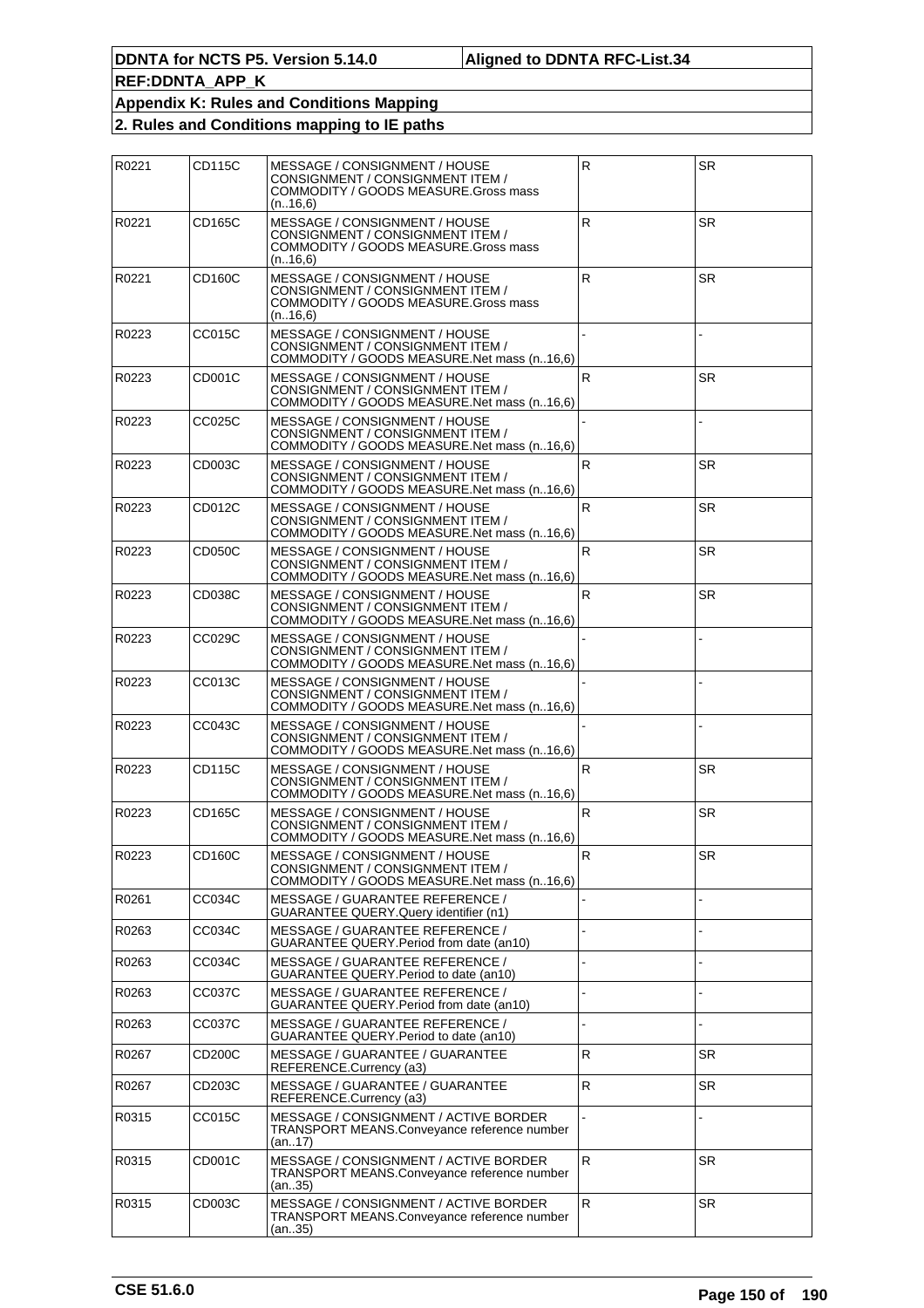| | | | | |
|---|---|---|---|---|
| R0221 | CD115C | MESSAGE / CONSIGNMENT / HOUSE CONSIGNMENT / CONSIGNMENT ITEM / COMMODITY / GOODS MEASURE.Gross mass (n..16,6) | R | SR |
| R0221 | CD165C | MESSAGE / CONSIGNMENT / HOUSE CONSIGNMENT / CONSIGNMENT ITEM / COMMODITY / GOODS MEASURE.Gross mass (n..16,6) | R | SR |
| R0221 | CD160C | MESSAGE / CONSIGNMENT / HOUSE CONSIGNMENT / CONSIGNMENT ITEM / COMMODITY / GOODS MEASURE.Gross mass (n..16,6) | R | SR |
| R0223 | CC015C | MESSAGE / CONSIGNMENT / HOUSE CONSIGNMENT / CONSIGNMENT ITEM / COMMODITY / GOODS MEASURE.Net mass (n..16,6) | - | - |
| R0223 | CD001C | MESSAGE / CONSIGNMENT / HOUSE CONSIGNMENT / CONSIGNMENT ITEM / COMMODITY / GOODS MEASURE.Net mass (n..16,6) | R | SR |
| R0223 | CC025C | MESSAGE / CONSIGNMENT / HOUSE CONSIGNMENT / CONSIGNMENT ITEM / COMMODITY / GOODS MEASURE.Net mass (n..16,6) | - | - |
| R0223 | CD003C | MESSAGE / CONSIGNMENT / HOUSE CONSIGNMENT / CONSIGNMENT ITEM / COMMODITY / GOODS MEASURE.Net mass (n..16,6) | R | SR |
| R0223 | CD012C | MESSAGE / CONSIGNMENT / HOUSE CONSIGNMENT / CONSIGNMENT ITEM / COMMODITY / GOODS MEASURE.Net mass (n..16,6) | R | SR |
| R0223 | CD050C | MESSAGE / CONSIGNMENT / HOUSE CONSIGNMENT / CONSIGNMENT ITEM / COMMODITY / GOODS MEASURE.Net mass (n..16,6) | R | SR |
| R0223 | CD038C | MESSAGE / CONSIGNMENT / HOUSE CONSIGNMENT / CONSIGNMENT ITEM / COMMODITY / GOODS MEASURE.Net mass (n..16,6) | R | SR |
| R0223 | CC029C | MESSAGE / CONSIGNMENT / HOUSE CONSIGNMENT / CONSIGNMENT ITEM / COMMODITY / GOODS MEASURE.Net mass (n..16,6) | - | - |
| R0223 | CC013C | MESSAGE / CONSIGNMENT / HOUSE CONSIGNMENT / CONSIGNMENT ITEM / COMMODITY / GOODS MEASURE.Net mass (n..16,6) | - | - |
| R0223 | CC043C | MESSAGE / CONSIGNMENT / HOUSE CONSIGNMENT / CONSIGNMENT ITEM / COMMODITY / GOODS MEASURE.Net mass (n..16,6) | - | - |
| R0223 | CD115C | MESSAGE / CONSIGNMENT / HOUSE CONSIGNMENT / CONSIGNMENT ITEM / COMMODITY / GOODS MEASURE.Net mass (n..16,6) | R | SR |
| R0223 | CD165C | MESSAGE / CONSIGNMENT / HOUSE CONSIGNMENT / CONSIGNMENT ITEM / COMMODITY / GOODS MEASURE.Net mass (n..16,6) | R | SR |
| R0223 | CD160C | MESSAGE / CONSIGNMENT / HOUSE CONSIGNMENT / CONSIGNMENT ITEM / COMMODITY / GOODS MEASURE.Net mass (n..16,6) | R | SR |
| R0261 | CC034C | MESSAGE / GUARANTEE REFERENCE / GUARANTEE QUERY.Query identifier (n1) | - | - |
| R0263 | CC034C | MESSAGE / GUARANTEE REFERENCE / GUARANTEE QUERY.Period from date (an10) | - | - |
| R0263 | CC034C | MESSAGE / GUARANTEE REFERENCE / GUARANTEE QUERY.Period to date (an10) | - | - |
| R0263 | CC037C | MESSAGE / GUARANTEE REFERENCE / GUARANTEE QUERY.Period from date (an10) | - | - |
| R0263 | CC037C | MESSAGE / GUARANTEE REFERENCE / GUARANTEE QUERY.Period to date (an10) | - | - |
| R0267 | CD200C | MESSAGE / GUARANTEE / GUARANTEE REFERENCE.Currency (a3) | R | SR |
| R0267 | CD203C | MESSAGE / GUARANTEE / GUARANTEE REFERENCE.Currency (a3) | R | SR |
| R0315 | CC015C | MESSAGE / CONSIGNMENT / ACTIVE BORDER TRANSPORT MEANS.Conveyance reference number (an..17) | - | - |
| R0315 | CD001C | MESSAGE / CONSIGNMENT / ACTIVE BORDER TRANSPORT MEANS.Conveyance reference number (an..35) | R | SR |
| R0315 | CD003C | MESSAGE / CONSIGNMENT / ACTIVE BORDER TRANSPORT MEANS.Conveyance reference number (an..35) | R | SR |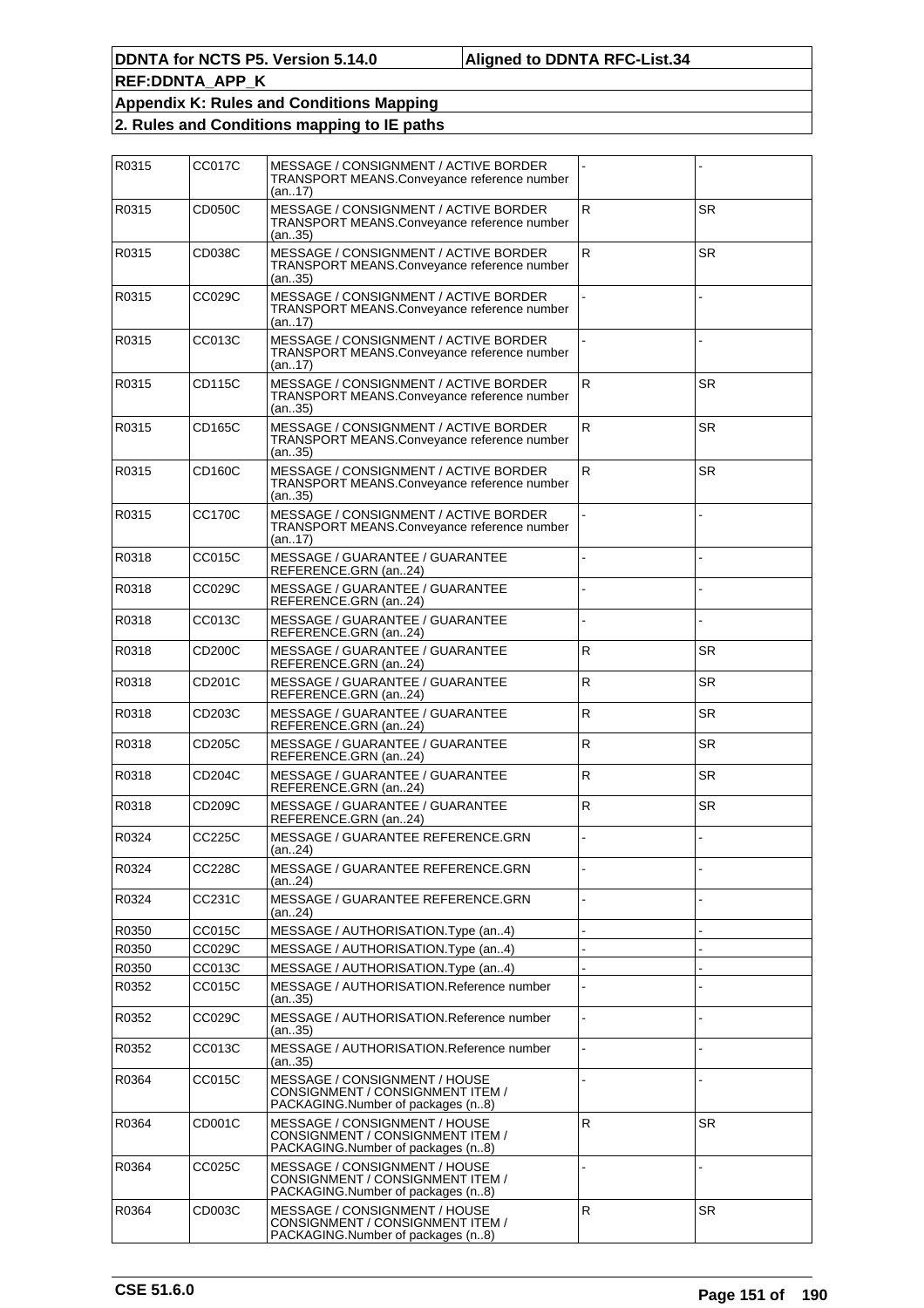| | | | | |
|---|---|---|---|---|
| R0315 | CC017C | MESSAGE / CONSIGNMENT / ACTIVE BORDER TRANSPORT MEANS.Conveyance reference number (an..17) | - | - |
| R0315 | CD050C | MESSAGE / CONSIGNMENT / ACTIVE BORDER TRANSPORT MEANS.Conveyance reference number (an..35) | R | SR |
| R0315 | CD038C | MESSAGE / CONSIGNMENT / ACTIVE BORDER TRANSPORT MEANS.Conveyance reference number (an..35) | R | SR |
| R0315 | CC029C | MESSAGE / CONSIGNMENT / ACTIVE BORDER TRANSPORT MEANS.Conveyance reference number (an..17) | - | - |
| R0315 | CC013C | MESSAGE / CONSIGNMENT / ACTIVE BORDER TRANSPORT MEANS.Conveyance reference number (an..17) | - | - |
| R0315 | CD115C | MESSAGE / CONSIGNMENT / ACTIVE BORDER TRANSPORT MEANS.Conveyance reference number (an..35) | R | SR |
| R0315 | CD165C | MESSAGE / CONSIGNMENT / ACTIVE BORDER TRANSPORT MEANS.Conveyance reference number (an..35) | R | SR |
| R0315 | CD160C | MESSAGE / CONSIGNMENT / ACTIVE BORDER TRANSPORT MEANS.Conveyance reference number (an..35) | R | SR |
| R0315 | CC170C | MESSAGE / CONSIGNMENT / ACTIVE BORDER TRANSPORT MEANS.Conveyance reference number (an..17) | - | - |
| R0318 | CC015C | MESSAGE / GUARANTEE / GUARANTEE REFERENCE.GRN (an..24) | - | - |
| R0318 | CC029C | MESSAGE / GUARANTEE / GUARANTEE REFERENCE.GRN (an..24) | - | - |
| R0318 | CC013C | MESSAGE / GUARANTEE / GUARANTEE REFERENCE.GRN (an..24) | - | - |
| R0318 | CD200C | MESSAGE / GUARANTEE / GUARANTEE REFERENCE.GRN (an..24) | R | SR |
| R0318 | CD201C | MESSAGE / GUARANTEE / GUARANTEE REFERENCE.GRN (an..24) | R | SR |
| R0318 | CD203C | MESSAGE / GUARANTEE / GUARANTEE REFERENCE.GRN (an..24) | R | SR |
| R0318 | CD205C | MESSAGE / GUARANTEE / GUARANTEE REFERENCE.GRN (an..24) | R | SR |
| R0318 | CD204C | MESSAGE / GUARANTEE / GUARANTEE REFERENCE.GRN (an..24) | R | SR |
| R0318 | CD209C | MESSAGE / GUARANTEE / GUARANTEE REFERENCE.GRN (an..24) | R | SR |
| R0324 | CC225C | MESSAGE / GUARANTEE REFERENCE.GRN (an..24) | - | - |
| R0324 | CC228C | MESSAGE / GUARANTEE REFERENCE.GRN (an..24) | - | - |
| R0324 | CC231C | MESSAGE / GUARANTEE REFERENCE.GRN (an..24) | - | - |
| R0350 | CC015C | MESSAGE / AUTHORISATION.Type (an..4) | - | - |
| R0350 | CC029C | MESSAGE / AUTHORISATION.Type (an..4) | - | - |
| R0350 | CC013C | MESSAGE / AUTHORISATION.Type (an..4) | - | - |
| R0352 | CC015C | MESSAGE / AUTHORISATION.Reference number (an..35) | - | - |
| R0352 | CC029C | MESSAGE / AUTHORISATION.Reference number (an..35) | - | - |
| R0352 | CC013C | MESSAGE / AUTHORISATION.Reference number (an..35) | - | - |
| R0364 | CC015C | MESSAGE / CONSIGNMENT / HOUSE CONSIGNMENT / CONSIGNMENT ITEM / PACKAGING.Number of packages (n..8) | - | - |
| R0364 | CD001C | MESSAGE / CONSIGNMENT / HOUSE CONSIGNMENT / CONSIGNMENT ITEM / PACKAGING.Number of packages (n..8) | R | SR |
| R0364 | CC025C | MESSAGE / CONSIGNMENT / HOUSE CONSIGNMENT / CONSIGNMENT ITEM / PACKAGING.Number of packages (n..8) | - | - |
| R0364 | CD003C | MESSAGE / CONSIGNMENT / HOUSE CONSIGNMENT / CONSIGNMENT ITEM / PACKAGING.Number of packages (n..8) | R | SR |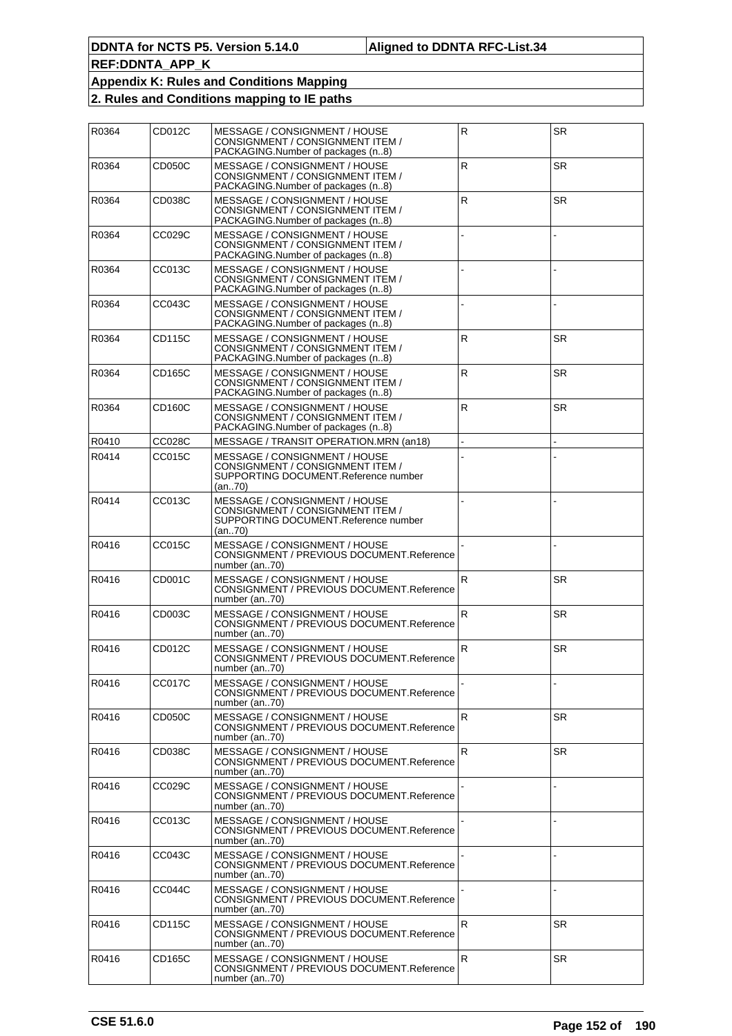| R0364 | CD012C | MESSAGE / CONSIGNMENT / HOUSE CONSIGNMENT / CONSIGNMENT ITEM / PACKAGING.Number of packages (n..8) | R | SR |
|---|---|---|---|---|
| R0364 | CD050C | MESSAGE / CONSIGNMENT / HOUSE CONSIGNMENT / CONSIGNMENT ITEM / PACKAGING.Number of packages (n..8) | R | SR |
| R0364 | CD038C | MESSAGE / CONSIGNMENT / HOUSE CONSIGNMENT / CONSIGNMENT ITEM / PACKAGING.Number of packages (n..8) | R | SR |
| R0364 | CC029C | MESSAGE / CONSIGNMENT / HOUSE CONSIGNMENT / CONSIGNMENT ITEM / PACKAGING.Number of packages (n..8) | - | - |
| R0364 | CC013C | MESSAGE / CONSIGNMENT / HOUSE CONSIGNMENT / CONSIGNMENT ITEM / PACKAGING.Number of packages (n..8) | - | - |
| R0364 | CC043C | MESSAGE / CONSIGNMENT / HOUSE CONSIGNMENT / CONSIGNMENT ITEM / PACKAGING.Number of packages (n..8) | - | - |
| R0364 | CD115C | MESSAGE / CONSIGNMENT / HOUSE CONSIGNMENT / CONSIGNMENT ITEM / PACKAGING.Number of packages (n..8) | R | SR |
| R0364 | CD165C | MESSAGE / CONSIGNMENT / HOUSE CONSIGNMENT / CONSIGNMENT ITEM / PACKAGING.Number of packages (n..8) | R | SR |
| R0364 | CD160C | MESSAGE / CONSIGNMENT / HOUSE CONSIGNMENT / CONSIGNMENT ITEM / PACKAGING.Number of packages (n..8) | R | SR |
| R0410 | CC028C | MESSAGE / TRANSIT OPERATION.MRN (an18) | - | - |
| R0414 | CC015C | MESSAGE / CONSIGNMENT / HOUSE CONSIGNMENT / CONSIGNMENT ITEM / SUPPORTING DOCUMENT.Reference number (an..70) | - | - |
| R0414 | CC013C | MESSAGE / CONSIGNMENT / HOUSE CONSIGNMENT / CONSIGNMENT ITEM / SUPPORTING DOCUMENT.Reference number (an..70) | - | - |
| R0416 | CC015C | MESSAGE / CONSIGNMENT / HOUSE CONSIGNMENT / PREVIOUS DOCUMENT.Reference number (an..70) | - | - |
| R0416 | CD001C | MESSAGE / CONSIGNMENT / HOUSE CONSIGNMENT / PREVIOUS DOCUMENT.Reference number (an..70) | R | SR |
| R0416 | CD003C | MESSAGE / CONSIGNMENT / HOUSE CONSIGNMENT / PREVIOUS DOCUMENT.Reference number (an..70) | R | SR |
| R0416 | CD012C | MESSAGE / CONSIGNMENT / HOUSE CONSIGNMENT / PREVIOUS DOCUMENT.Reference number (an..70) | R | SR |
| R0416 | CC017C | MESSAGE / CONSIGNMENT / HOUSE CONSIGNMENT / PREVIOUS DOCUMENT.Reference number (an..70) | - | - |
| R0416 | CD050C | MESSAGE / CONSIGNMENT / HOUSE CONSIGNMENT / PREVIOUS DOCUMENT.Reference number (an..70) | R | SR |
| R0416 | CD038C | MESSAGE / CONSIGNMENT / HOUSE CONSIGNMENT / PREVIOUS DOCUMENT.Reference number (an..70) | R | SR |
| R0416 | CC029C | MESSAGE / CONSIGNMENT / HOUSE CONSIGNMENT / PREVIOUS DOCUMENT.Reference number (an..70) | - | - |
| R0416 | CC013C | MESSAGE / CONSIGNMENT / HOUSE CONSIGNMENT / PREVIOUS DOCUMENT.Reference number (an..70) | - | - |
| R0416 | CC043C | MESSAGE / CONSIGNMENT / HOUSE CONSIGNMENT / PREVIOUS DOCUMENT.Reference number (an..70) | - | - |
| R0416 | CC044C | MESSAGE / CONSIGNMENT / HOUSE CONSIGNMENT / PREVIOUS DOCUMENT.Reference number (an..70) | - | - |
| R0416 | CD115C | MESSAGE / CONSIGNMENT / HOUSE CONSIGNMENT / PREVIOUS DOCUMENT.Reference number (an..70) | R | SR |
| R0416 | CD165C | MESSAGE / CONSIGNMENT / HOUSE CONSIGNMENT / PREVIOUS DOCUMENT.Reference number (an..70) | R | SR |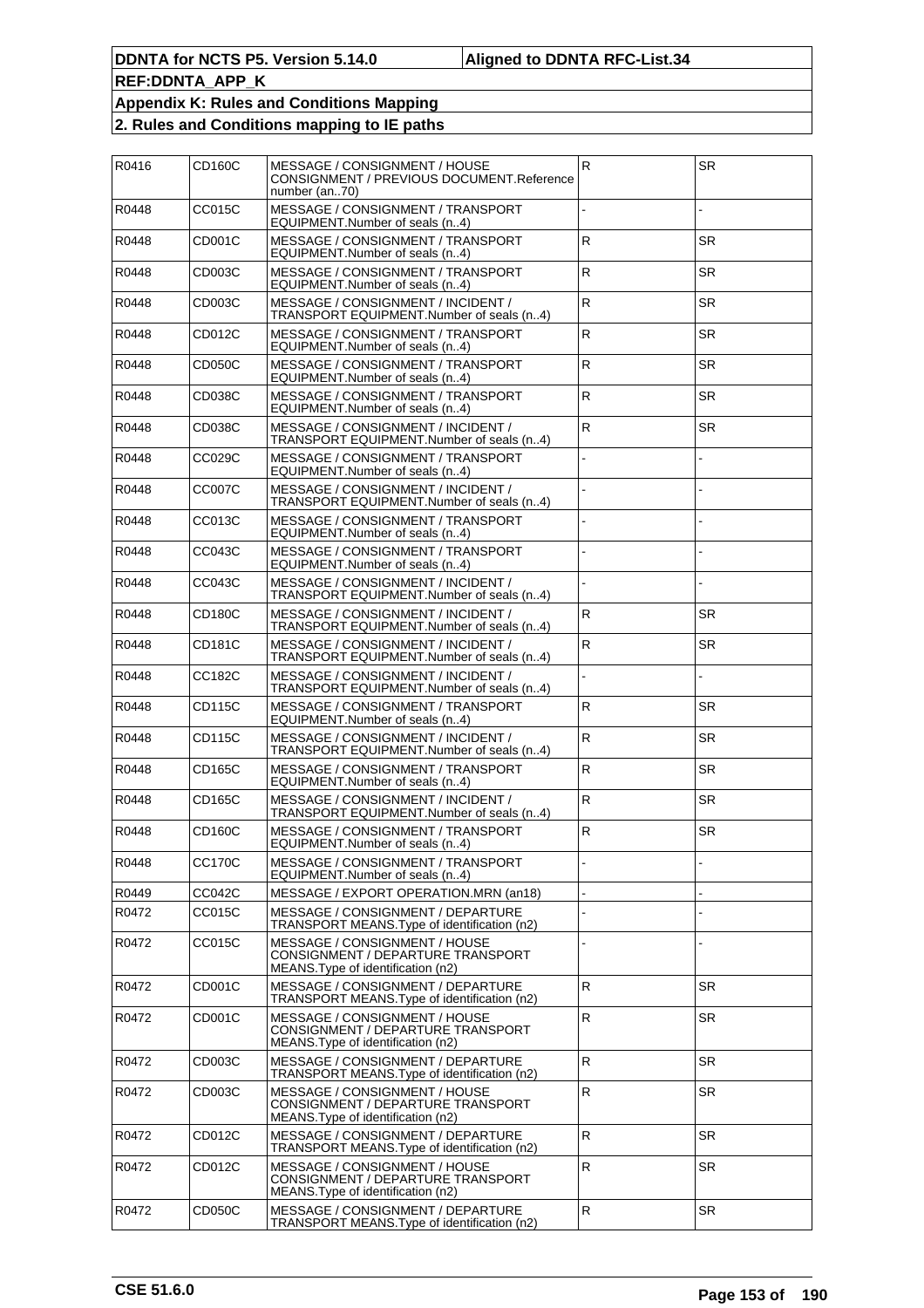| | | | | |
|---|---|---|---|---|
| R0416 | CD160C | MESSAGE / CONSIGNMENT / HOUSE CONSIGNMENT / PREVIOUS DOCUMENT.Reference number (an..70) | R | SR |
| R0448 | CC015C | MESSAGE / CONSIGNMENT / TRANSPORT EQUIPMENT.Number of seals (n..4) | - | - |
| R0448 | CD001C | MESSAGE / CONSIGNMENT / TRANSPORT EQUIPMENT.Number of seals (n..4) | R | SR |
| R0448 | CD003C | MESSAGE / CONSIGNMENT / TRANSPORT EQUIPMENT.Number of seals (n..4) | R | SR |
| R0448 | CD003C | MESSAGE / CONSIGNMENT / INCIDENT / TRANSPORT EQUIPMENT.Number of seals (n..4) | R | SR |
| R0448 | CD012C | MESSAGE / CONSIGNMENT / TRANSPORT EQUIPMENT.Number of seals (n..4) | R | SR |
| R0448 | CD050C | MESSAGE / CONSIGNMENT / TRANSPORT EQUIPMENT.Number of seals (n..4) | R | SR |
| R0448 | CD038C | MESSAGE / CONSIGNMENT / TRANSPORT EQUIPMENT.Number of seals (n..4) | R | SR |
| R0448 | CD038C | MESSAGE / CONSIGNMENT / INCIDENT / TRANSPORT EQUIPMENT.Number of seals (n..4) | R | SR |
| R0448 | CC029C | MESSAGE / CONSIGNMENT / TRANSPORT EQUIPMENT.Number of seals (n..4) | - | - |
| R0448 | CC007C | MESSAGE / CONSIGNMENT / INCIDENT / TRANSPORT EQUIPMENT.Number of seals (n..4) | - | - |
| R0448 | CC013C | MESSAGE / CONSIGNMENT / TRANSPORT EQUIPMENT.Number of seals (n..4) | - | - |
| R0448 | CC043C | MESSAGE / CONSIGNMENT / TRANSPORT EQUIPMENT.Number of seals (n..4) | - | - |
| R0448 | CC043C | MESSAGE / CONSIGNMENT / INCIDENT / TRANSPORT EQUIPMENT.Number of seals (n..4) | - | - |
| R0448 | CD180C | MESSAGE / CONSIGNMENT / INCIDENT / TRANSPORT EQUIPMENT.Number of seals (n..4) | R | SR |
| R0448 | CD181C | MESSAGE / CONSIGNMENT / INCIDENT / TRANSPORT EQUIPMENT.Number of seals (n..4) | R | SR |
| R0448 | CC182C | MESSAGE / CONSIGNMENT / INCIDENT / TRANSPORT EQUIPMENT.Number of seals (n..4) | - | - |
| R0448 | CD115C | MESSAGE / CONSIGNMENT / TRANSPORT EQUIPMENT.Number of seals (n..4) | R | SR |
| R0448 | CD115C | MESSAGE / CONSIGNMENT / INCIDENT / TRANSPORT EQUIPMENT.Number of seals (n..4) | R | SR |
| R0448 | CD165C | MESSAGE / CONSIGNMENT / TRANSPORT EQUIPMENT.Number of seals (n..4) | R | SR |
| R0448 | CD165C | MESSAGE / CONSIGNMENT / INCIDENT / TRANSPORT EQUIPMENT.Number of seals (n..4) | R | SR |
| R0448 | CD160C | MESSAGE / CONSIGNMENT / TRANSPORT EQUIPMENT.Number of seals (n..4) | R | SR |
| R0448 | CC170C | MESSAGE / CONSIGNMENT / TRANSPORT EQUIPMENT.Number of seals (n..4) | - | - |
| R0449 | CC042C | MESSAGE / EXPORT OPERATION.MRN (an18) | - | - |
| R0472 | CC015C | MESSAGE / CONSIGNMENT / DEPARTURE TRANSPORT MEANS.Type of identification (n2) | - | - |
| R0472 | CC015C | MESSAGE / CONSIGNMENT / HOUSE CONSIGNMENT / DEPARTURE TRANSPORT MEANS.Type of identification (n2) | - | - |
| R0472 | CD001C | MESSAGE / CONSIGNMENT / DEPARTURE TRANSPORT MEANS.Type of identification (n2) | R | SR |
| R0472 | CD001C | MESSAGE / CONSIGNMENT / HOUSE CONSIGNMENT / DEPARTURE TRANSPORT MEANS.Type of identification (n2) | R | SR |
| R0472 | CD003C | MESSAGE / CONSIGNMENT / DEPARTURE TRANSPORT MEANS.Type of identification (n2) | R | SR |
| R0472 | CD003C | MESSAGE / CONSIGNMENT / HOUSE CONSIGNMENT / DEPARTURE TRANSPORT MEANS.Type of identification (n2) | R | SR |
| R0472 | CD012C | MESSAGE / CONSIGNMENT / DEPARTURE TRANSPORT MEANS.Type of identification (n2) | R | SR |
| R0472 | CD012C | MESSAGE / CONSIGNMENT / HOUSE CONSIGNMENT / DEPARTURE TRANSPORT MEANS.Type of identification (n2) | R | SR |
| R0472 | CD050C | MESSAGE / CONSIGNMENT / DEPARTURE TRANSPORT MEANS.Type of identification (n2) | R | SR |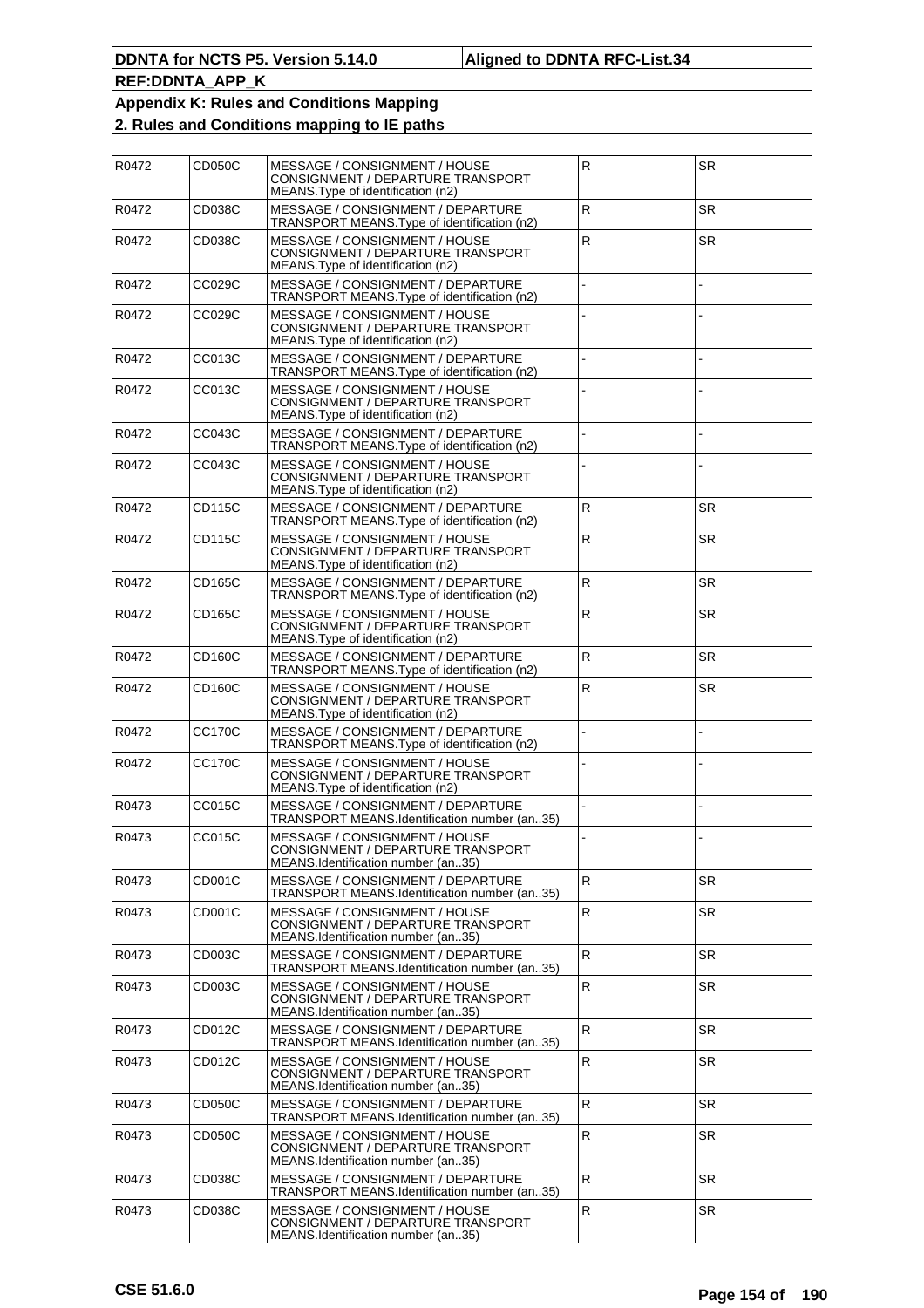| | | | | |
|---|---|---|---|---|
| R0472 | CD050C | MESSAGE / CONSIGNMENT / HOUSE CONSIGNMENT / DEPARTURE TRANSPORT MEANS.Type of identification (n2) | R | SR |
| R0472 | CD038C | MESSAGE / CONSIGNMENT / DEPARTURE TRANSPORT MEANS.Type of identification (n2) | R | SR |
| R0472 | CD038C | MESSAGE / CONSIGNMENT / HOUSE CONSIGNMENT / DEPARTURE TRANSPORT MEANS.Type of identification (n2) | R | SR |
| R0472 | CC029C | MESSAGE / CONSIGNMENT / DEPARTURE TRANSPORT MEANS.Type of identification (n2) | - | - |
| R0472 | CC029C | MESSAGE / CONSIGNMENT / HOUSE CONSIGNMENT / DEPARTURE TRANSPORT MEANS.Type of identification (n2) | - | - |
| R0472 | CC013C | MESSAGE / CONSIGNMENT / DEPARTURE TRANSPORT MEANS.Type of identification (n2) | - | - |
| R0472 | CC013C | MESSAGE / CONSIGNMENT / HOUSE CONSIGNMENT / DEPARTURE TRANSPORT MEANS.Type of identification (n2) | - | - |
| R0472 | CC043C | MESSAGE / CONSIGNMENT / DEPARTURE TRANSPORT MEANS.Type of identification (n2) | - | - |
| R0472 | CC043C | MESSAGE / CONSIGNMENT / HOUSE CONSIGNMENT / DEPARTURE TRANSPORT MEANS.Type of identification (n2) | - | - |
| R0472 | CD115C | MESSAGE / CONSIGNMENT / DEPARTURE TRANSPORT MEANS.Type of identification (n2) | R | SR |
| R0472 | CD115C | MESSAGE / CONSIGNMENT / HOUSE CONSIGNMENT / DEPARTURE TRANSPORT MEANS.Type of identification (n2) | R | SR |
| R0472 | CD165C | MESSAGE / CONSIGNMENT / DEPARTURE TRANSPORT MEANS.Type of identification (n2) | R | SR |
| R0472 | CD165C | MESSAGE / CONSIGNMENT / HOUSE CONSIGNMENT / DEPARTURE TRANSPORT MEANS.Type of identification (n2) | R | SR |
| R0472 | CD160C | MESSAGE / CONSIGNMENT / DEPARTURE TRANSPORT MEANS.Type of identification (n2) | R | SR |
| R0472 | CD160C | MESSAGE / CONSIGNMENT / HOUSE CONSIGNMENT / DEPARTURE TRANSPORT MEANS.Type of identification (n2) | R | SR |
| R0472 | CC170C | MESSAGE / CONSIGNMENT / DEPARTURE TRANSPORT MEANS.Type of identification (n2) | - | - |
| R0472 | CC170C | MESSAGE / CONSIGNMENT / HOUSE CONSIGNMENT / DEPARTURE TRANSPORT MEANS.Type of identification (n2) | - | - |
| R0473 | CC015C | MESSAGE / CONSIGNMENT / DEPARTURE TRANSPORT MEANS.Identification number (an..35) | - | - |
| R0473 | CC015C | MESSAGE / CONSIGNMENT / HOUSE CONSIGNMENT / DEPARTURE TRANSPORT MEANS.Identification number (an..35) | - | - |
| R0473 | CD001C | MESSAGE / CONSIGNMENT / DEPARTURE TRANSPORT MEANS.Identification number (an..35) | R | SR |
| R0473 | CD001C | MESSAGE / CONSIGNMENT / HOUSE CONSIGNMENT / DEPARTURE TRANSPORT MEANS.Identification number (an..35) | R | SR |
| R0473 | CD003C | MESSAGE / CONSIGNMENT / DEPARTURE TRANSPORT MEANS.Identification number (an..35) | R | SR |
| R0473 | CD003C | MESSAGE / CONSIGNMENT / HOUSE CONSIGNMENT / DEPARTURE TRANSPORT MEANS.Identification number (an..35) | R | SR |
| R0473 | CD012C | MESSAGE / CONSIGNMENT / DEPARTURE TRANSPORT MEANS.Identification number (an..35) | R | SR |
| R0473 | CD012C | MESSAGE / CONSIGNMENT / HOUSE CONSIGNMENT / DEPARTURE TRANSPORT MEANS.Identification number (an..35) | R | SR |
| R0473 | CD050C | MESSAGE / CONSIGNMENT / DEPARTURE TRANSPORT MEANS.Identification number (an..35) | R | SR |
| R0473 | CD050C | MESSAGE / CONSIGNMENT / HOUSE CONSIGNMENT / DEPARTURE TRANSPORT MEANS.Identification number (an..35) | R | SR |
| R0473 | CD038C | MESSAGE / CONSIGNMENT / DEPARTURE TRANSPORT MEANS.Identification number (an..35) | R | SR |
| R0473 | CD038C | MESSAGE / CONSIGNMENT / HOUSE CONSIGNMENT / DEPARTURE TRANSPORT MEANS.Identification number (an..35) | R | SR |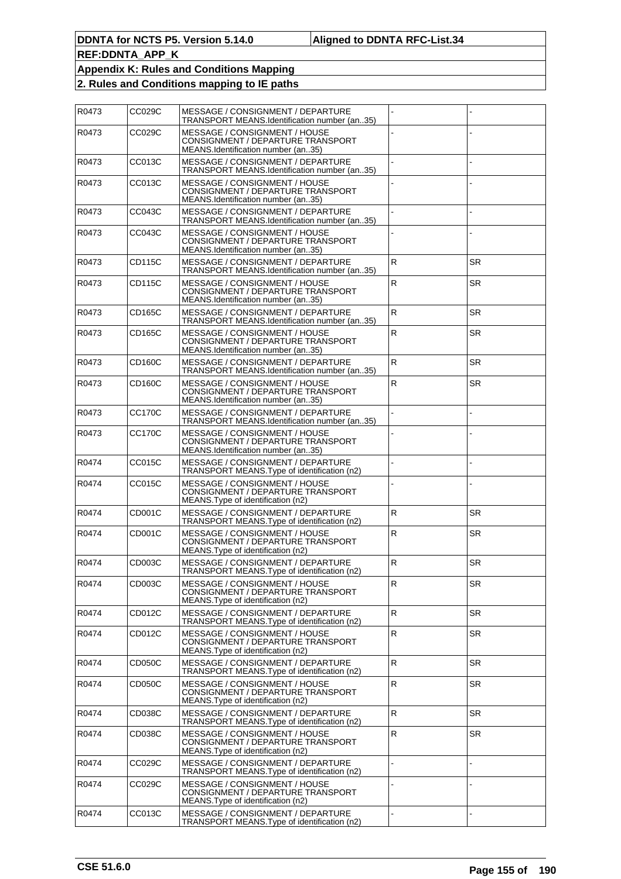| R0473 | CC029C | MESSAGE / CONSIGNMENT / DEPARTURE TRANSPORT MEANS.Identification number (an..35) | - | - |
|---|---|---|---|---|
| R0473 | CC029C | MESSAGE / CONSIGNMENT / HOUSE CONSIGNMENT / DEPARTURE TRANSPORT MEANS.Identification number (an..35) | - | - |
| R0473 | CC013C | MESSAGE / CONSIGNMENT / DEPARTURE TRANSPORT MEANS.Identification number (an..35) | - | - |
| R0473 | CC013C | MESSAGE / CONSIGNMENT / HOUSE CONSIGNMENT / DEPARTURE TRANSPORT MEANS.Identification number (an..35) | - | - |
| R0473 | CC043C | MESSAGE / CONSIGNMENT / DEPARTURE TRANSPORT MEANS.Identification number (an..35) | - | - |
| R0473 | CC043C | MESSAGE / CONSIGNMENT / HOUSE CONSIGNMENT / DEPARTURE TRANSPORT MEANS.Identification number (an..35) | - | - |
| R0473 | CD115C | MESSAGE / CONSIGNMENT / DEPARTURE TRANSPORT MEANS.Identification number (an..35) | R | SR |
| R0473 | CD115C | MESSAGE / CONSIGNMENT / HOUSE CONSIGNMENT / DEPARTURE TRANSPORT MEANS.Identification number (an..35) | R | SR |
| R0473 | CD165C | MESSAGE / CONSIGNMENT / DEPARTURE TRANSPORT MEANS.Identification number (an..35) | R | SR |
| R0473 | CD165C | MESSAGE / CONSIGNMENT / HOUSE CONSIGNMENT / DEPARTURE TRANSPORT MEANS.Identification number (an..35) | R | SR |
| R0473 | CD160C | MESSAGE / CONSIGNMENT / DEPARTURE TRANSPORT MEANS.Identification number (an..35) | R | SR |
| R0473 | CD160C | MESSAGE / CONSIGNMENT / HOUSE CONSIGNMENT / DEPARTURE TRANSPORT MEANS.Identification number (an..35) | R | SR |
| R0473 | CC170C | MESSAGE / CONSIGNMENT / DEPARTURE TRANSPORT MEANS.Identification number (an..35) | - | - |
| R0473 | CC170C | MESSAGE / CONSIGNMENT / HOUSE CONSIGNMENT / DEPARTURE TRANSPORT MEANS.Identification number (an..35) | - | - |
| R0474 | CC015C | MESSAGE / CONSIGNMENT / DEPARTURE TRANSPORT MEANS.Type of identification (n2) | - | - |
| R0474 | CC015C | MESSAGE / CONSIGNMENT / HOUSE CONSIGNMENT / DEPARTURE TRANSPORT MEANS.Type of identification (n2) | - | - |
| R0474 | CD001C | MESSAGE / CONSIGNMENT / DEPARTURE TRANSPORT MEANS.Type of identification (n2) | R | SR |
| R0474 | CD001C | MESSAGE / CONSIGNMENT / HOUSE CONSIGNMENT / DEPARTURE TRANSPORT MEANS.Type of identification (n2) | R | SR |
| R0474 | CD003C | MESSAGE / CONSIGNMENT / DEPARTURE TRANSPORT MEANS.Type of identification (n2) | R | SR |
| R0474 | CD003C | MESSAGE / CONSIGNMENT / HOUSE CONSIGNMENT / DEPARTURE TRANSPORT MEANS.Type of identification (n2) | R | SR |
| R0474 | CD012C | MESSAGE / CONSIGNMENT / DEPARTURE TRANSPORT MEANS.Type of identification (n2) | R | SR |
| R0474 | CD012C | MESSAGE / CONSIGNMENT / HOUSE CONSIGNMENT / DEPARTURE TRANSPORT MEANS.Type of identification (n2) | R | SR |
| R0474 | CD050C | MESSAGE / CONSIGNMENT / DEPARTURE TRANSPORT MEANS.Type of identification (n2) | R | SR |
| R0474 | CD050C | MESSAGE / CONSIGNMENT / HOUSE CONSIGNMENT / DEPARTURE TRANSPORT MEANS.Type of identification (n2) | R | SR |
| R0474 | CD038C | MESSAGE / CONSIGNMENT / DEPARTURE TRANSPORT MEANS.Type of identification (n2) | R | SR |
| R0474 | CD038C | MESSAGE / CONSIGNMENT / HOUSE CONSIGNMENT / DEPARTURE TRANSPORT MEANS.Type of identification (n2) | R | SR |
| R0474 | CC029C | MESSAGE / CONSIGNMENT / DEPARTURE TRANSPORT MEANS.Type of identification (n2) | - | - |
| R0474 | CC029C | MESSAGE / CONSIGNMENT / HOUSE CONSIGNMENT / DEPARTURE TRANSPORT MEANS.Type of identification (n2) | - | - |
| R0474 | CC013C | MESSAGE / CONSIGNMENT / DEPARTURE TRANSPORT MEANS.Type of identification (n2) | - | - |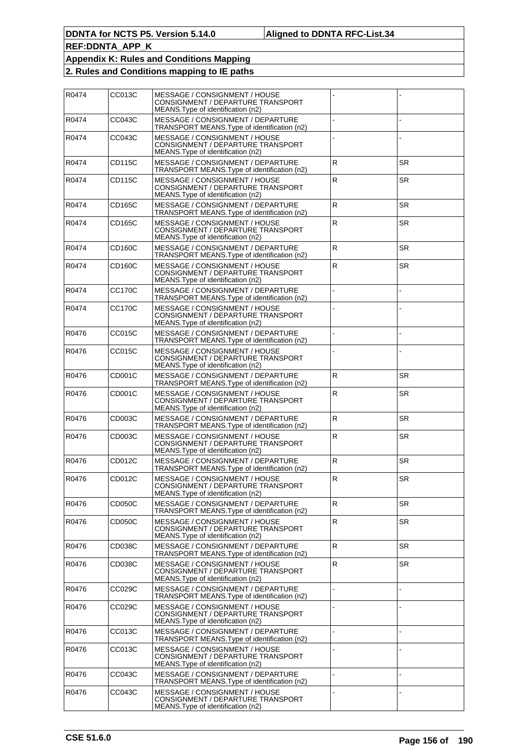| | | | | |
|---|---|---|---|---|
| R0474 | CC013C | MESSAGE / CONSIGNMENT / HOUSE CONSIGNMENT / DEPARTURE TRANSPORT MEANS.Type of identification (n2) | - | - |
| R0474 | CC043C | MESSAGE / CONSIGNMENT / DEPARTURE TRANSPORT MEANS.Type of identification (n2) | - | - |
| R0474 | CC043C | MESSAGE / CONSIGNMENT / HOUSE CONSIGNMENT / DEPARTURE TRANSPORT MEANS.Type of identification (n2) | - | - |
| R0474 | CD115C | MESSAGE / CONSIGNMENT / DEPARTURE TRANSPORT MEANS.Type of identification (n2) | R | SR |
| R0474 | CD115C | MESSAGE / CONSIGNMENT / HOUSE CONSIGNMENT / DEPARTURE TRANSPORT MEANS.Type of identification (n2) | R | SR |
| R0474 | CD165C | MESSAGE / CONSIGNMENT / DEPARTURE TRANSPORT MEANS.Type of identification (n2) | R | SR |
| R0474 | CD165C | MESSAGE / CONSIGNMENT / HOUSE CONSIGNMENT / DEPARTURE TRANSPORT MEANS.Type of identification (n2) | R | SR |
| R0474 | CD160C | MESSAGE / CONSIGNMENT / DEPARTURE TRANSPORT MEANS.Type of identification (n2) | R | SR |
| R0474 | CD160C | MESSAGE / CONSIGNMENT / HOUSE CONSIGNMENT / DEPARTURE TRANSPORT MEANS.Type of identification (n2) | R | SR |
| R0474 | CC170C | MESSAGE / CONSIGNMENT / DEPARTURE TRANSPORT MEANS.Type of identification (n2) | - | - |
| R0474 | CC170C | MESSAGE / CONSIGNMENT / HOUSE CONSIGNMENT / DEPARTURE TRANSPORT MEANS.Type of identification (n2) | - | - |
| R0476 | CC015C | MESSAGE / CONSIGNMENT / DEPARTURE TRANSPORT MEANS.Type of identification (n2) | - | - |
| R0476 | CC015C | MESSAGE / CONSIGNMENT / HOUSE CONSIGNMENT / DEPARTURE TRANSPORT MEANS.Type of identification (n2) | - | - |
| R0476 | CD001C | MESSAGE / CONSIGNMENT / DEPARTURE TRANSPORT MEANS.Type of identification (n2) | R | SR |
| R0476 | CD001C | MESSAGE / CONSIGNMENT / HOUSE CONSIGNMENT / DEPARTURE TRANSPORT MEANS.Type of identification (n2) | R | SR |
| R0476 | CD003C | MESSAGE / CONSIGNMENT / DEPARTURE TRANSPORT MEANS.Type of identification (n2) | R | SR |
| R0476 | CD003C | MESSAGE / CONSIGNMENT / HOUSE CONSIGNMENT / DEPARTURE TRANSPORT MEANS.Type of identification (n2) | R | SR |
| R0476 | CD012C | MESSAGE / CONSIGNMENT / DEPARTURE TRANSPORT MEANS.Type of identification (n2) | R | SR |
| R0476 | CD012C | MESSAGE / CONSIGNMENT / HOUSE CONSIGNMENT / DEPARTURE TRANSPORT MEANS.Type of identification (n2) | R | SR |
| R0476 | CD050C | MESSAGE / CONSIGNMENT / DEPARTURE TRANSPORT MEANS.Type of identification (n2) | R | SR |
| R0476 | CD050C | MESSAGE / CONSIGNMENT / HOUSE CONSIGNMENT / DEPARTURE TRANSPORT MEANS.Type of identification (n2) | R | SR |
| R0476 | CD038C | MESSAGE / CONSIGNMENT / DEPARTURE TRANSPORT MEANS.Type of identification (n2) | R | SR |
| R0476 | CD038C | MESSAGE / CONSIGNMENT / HOUSE CONSIGNMENT / DEPARTURE TRANSPORT MEANS.Type of identification (n2) | R | SR |
| R0476 | CC029C | MESSAGE / CONSIGNMENT / DEPARTURE TRANSPORT MEANS.Type of identification (n2) | - | - |
| R0476 | CC029C | MESSAGE / CONSIGNMENT / HOUSE CONSIGNMENT / DEPARTURE TRANSPORT MEANS.Type of identification (n2) | - | - |
| R0476 | CC013C | MESSAGE / CONSIGNMENT / DEPARTURE TRANSPORT MEANS.Type of identification (n2) | - | - |
| R0476 | CC013C | MESSAGE / CONSIGNMENT / HOUSE CONSIGNMENT / DEPARTURE TRANSPORT MEANS.Type of identification (n2) | - | - |
| R0476 | CC043C | MESSAGE / CONSIGNMENT / DEPARTURE TRANSPORT MEANS.Type of identification (n2) | - | - |
| R0476 | CC043C | MESSAGE / CONSIGNMENT / HOUSE CONSIGNMENT / DEPARTURE TRANSPORT MEANS.Type of identification (n2) | - | - |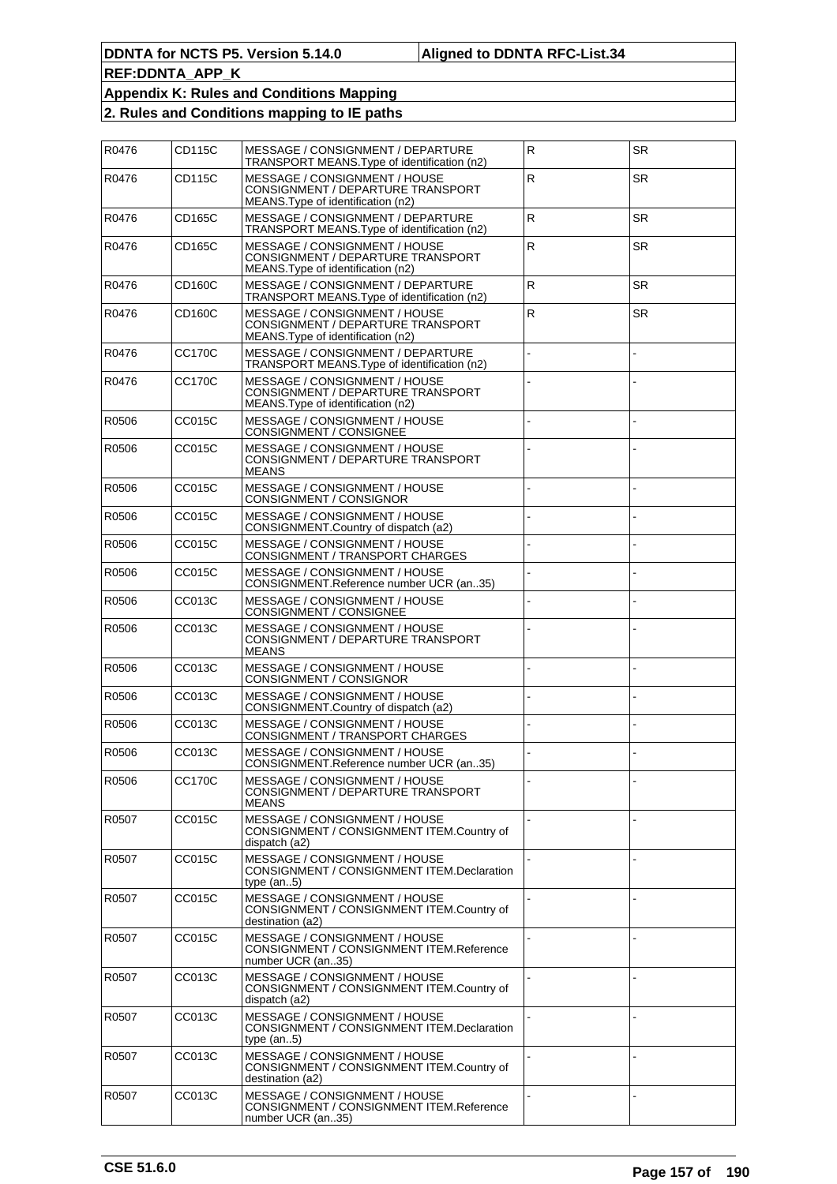| | | | | |
|---|---|---|---|---|
| R0476 | CD115C | MESSAGE / CONSIGNMENT / DEPARTURE TRANSPORT MEANS.Type of identification (n2) | R | SR |
| R0476 | CD115C | MESSAGE / CONSIGNMENT / HOUSE CONSIGNMENT / DEPARTURE TRANSPORT MEANS.Type of identification (n2) | R | SR |
| R0476 | CD165C | MESSAGE / CONSIGNMENT / DEPARTURE TRANSPORT MEANS.Type of identification (n2) | R | SR |
| R0476 | CD165C | MESSAGE / CONSIGNMENT / HOUSE CONSIGNMENT / DEPARTURE TRANSPORT MEANS.Type of identification (n2) | R | SR |
| R0476 | CD160C | MESSAGE / CONSIGNMENT / DEPARTURE TRANSPORT MEANS.Type of identification (n2) | R | SR |
| R0476 | CD160C | MESSAGE / CONSIGNMENT / HOUSE CONSIGNMENT / DEPARTURE TRANSPORT MEANS.Type of identification (n2) | R | SR |
| R0476 | CC170C | MESSAGE / CONSIGNMENT / DEPARTURE TRANSPORT MEANS.Type of identification (n2) | - | - |
| R0476 | CC170C | MESSAGE / CONSIGNMENT / HOUSE CONSIGNMENT / DEPARTURE TRANSPORT MEANS.Type of identification (n2) | - | - |
| R0506 | CC015C | MESSAGE / CONSIGNMENT / HOUSE CONSIGNMENT / CONSIGNEE | - | - |
| R0506 | CC015C | MESSAGE / CONSIGNMENT / HOUSE CONSIGNMENT / DEPARTURE TRANSPORT MEANS | - | - |
| R0506 | CC015C | MESSAGE / CONSIGNMENT / HOUSE CONSIGNMENT / CONSIGNOR | - | - |
| R0506 | CC015C | MESSAGE / CONSIGNMENT / HOUSE CONSIGNMENT.Country of dispatch (a2) | - | - |
| R0506 | CC015C | MESSAGE / CONSIGNMENT / HOUSE CONSIGNMENT / TRANSPORT CHARGES | - | - |
| R0506 | CC015C | MESSAGE / CONSIGNMENT / HOUSE CONSIGNMENT.Reference number UCR (an..35) | - | - |
| R0506 | CC013C | MESSAGE / CONSIGNMENT / HOUSE CONSIGNMENT / CONSIGNEE | - | - |
| R0506 | CC013C | MESSAGE / CONSIGNMENT / HOUSE CONSIGNMENT / DEPARTURE TRANSPORT MEANS | - | - |
| R0506 | CC013C | MESSAGE / CONSIGNMENT / HOUSE CONSIGNMENT / CONSIGNOR | - | - |
| R0506 | CC013C | MESSAGE / CONSIGNMENT / HOUSE CONSIGNMENT.Country of dispatch (a2) | - | - |
| R0506 | CC013C | MESSAGE / CONSIGNMENT / HOUSE CONSIGNMENT / TRANSPORT CHARGES | - | - |
| R0506 | CC013C | MESSAGE / CONSIGNMENT / HOUSE CONSIGNMENT.Reference number UCR (an..35) | - | - |
| R0506 | CC170C | MESSAGE / CONSIGNMENT / HOUSE CONSIGNMENT / DEPARTURE TRANSPORT MEANS | - | - |
| R0507 | CC015C | MESSAGE / CONSIGNMENT / HOUSE CONSIGNMENT / CONSIGNMENT ITEM.Country of dispatch (a2) | - | - |
| R0507 | CC015C | MESSAGE / CONSIGNMENT / HOUSE CONSIGNMENT / CONSIGNMENT ITEM.Declaration type (an..5) | - | - |
| R0507 | CC015C | MESSAGE / CONSIGNMENT / HOUSE CONSIGNMENT / CONSIGNMENT ITEM.Country of destination (a2) | - | - |
| R0507 | CC015C | MESSAGE / CONSIGNMENT / HOUSE CONSIGNMENT / CONSIGNMENT ITEM.Reference number UCR (an..35) | - | - |
| R0507 | CC013C | MESSAGE / CONSIGNMENT / HOUSE CONSIGNMENT / CONSIGNMENT ITEM.Country of dispatch (a2) | - | - |
| R0507 | CC013C | MESSAGE / CONSIGNMENT / HOUSE CONSIGNMENT / CONSIGNMENT ITEM.Declaration type (an..5) | - | - |
| R0507 | CC013C | MESSAGE / CONSIGNMENT / HOUSE CONSIGNMENT / CONSIGNMENT ITEM.Country of destination (a2) | - | - |
| R0507 | CC013C | MESSAGE / CONSIGNMENT / HOUSE CONSIGNMENT / CONSIGNMENT ITEM.Reference number UCR (an..35) | - | - |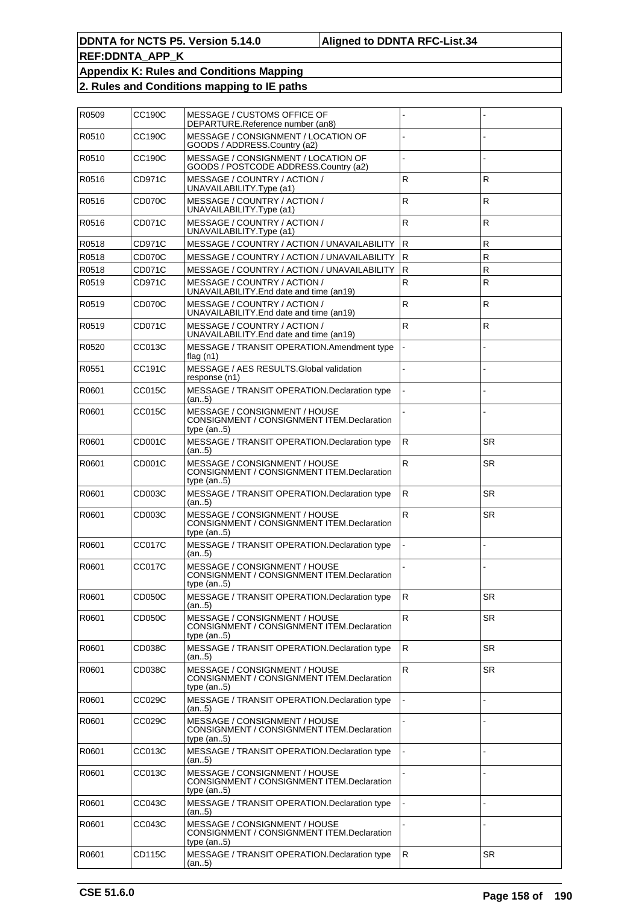| | | | | |
|---|---|---|---|---|
| R0509 | CC190C | MESSAGE / CUSTOMS OFFICE OF DEPARTURE.Reference number (an8) | - | - |
| R0510 | CC190C | MESSAGE / CONSIGNMENT / LOCATION OF GOODS / ADDRESS.Country (a2) | - | - |
| R0510 | CC190C | MESSAGE / CONSIGNMENT / LOCATION OF GOODS / POSTCODE ADDRESS.Country (a2) | - | - |
| R0516 | CD971C | MESSAGE / COUNTRY / ACTION / UNAVAILABILITY.Type (a1) | R | R |
| R0516 | CD070C | MESSAGE / COUNTRY / ACTION / UNAVAILABILITY.Type (a1) | R | R |
| R0516 | CD071C | MESSAGE / COUNTRY / ACTION / UNAVAILABILITY.Type (a1) | R | R |
| R0518 | CD971C | MESSAGE / COUNTRY / ACTION / UNAVAILABILITY | R | R |
| R0518 | CD070C | MESSAGE / COUNTRY / ACTION / UNAVAILABILITY | R | R |
| R0518 | CD071C | MESSAGE / COUNTRY / ACTION / UNAVAILABILITY | R | R |
| R0519 | CD971C | MESSAGE / COUNTRY / ACTION / UNAVAILABILITY.End date and time (an19) | R | R |
| R0519 | CD070C | MESSAGE / COUNTRY / ACTION / UNAVAILABILITY.End date and time (an19) | R | R |
| R0519 | CD071C | MESSAGE / COUNTRY / ACTION / UNAVAILABILITY.End date and time (an19) | R | R |
| R0520 | CC013C | MESSAGE / TRANSIT OPERATION.Amendment type flag (n1) | - | - |
| R0551 | CC191C | MESSAGE / AES RESULTS.Global validation response (n1) | - | - |
| R0601 | CC015C | MESSAGE / TRANSIT OPERATION.Declaration type (an..5) | - | - |
| R0601 | CC015C | MESSAGE / CONSIGNMENT / HOUSE CONSIGNMENT / CONSIGNMENT ITEM.Declaration type (an..5) | - | - |
| R0601 | CD001C | MESSAGE / TRANSIT OPERATION.Declaration type (an..5) | R | SR |
| R0601 | CD001C | MESSAGE / CONSIGNMENT / HOUSE CONSIGNMENT / CONSIGNMENT ITEM.Declaration type (an..5) | R | SR |
| R0601 | CD003C | MESSAGE / TRANSIT OPERATION.Declaration type (an..5) | R | SR |
| R0601 | CD003C | MESSAGE / CONSIGNMENT / HOUSE CONSIGNMENT / CONSIGNMENT ITEM.Declaration type (an..5) | R | SR |
| R0601 | CC017C | MESSAGE / TRANSIT OPERATION.Declaration type (an..5) | - | - |
| R0601 | CC017C | MESSAGE / CONSIGNMENT / HOUSE CONSIGNMENT / CONSIGNMENT ITEM.Declaration type (an..5) | - | - |
| R0601 | CD050C | MESSAGE / TRANSIT OPERATION.Declaration type (an..5) | R | SR |
| R0601 | CD050C | MESSAGE / CONSIGNMENT / HOUSE CONSIGNMENT / CONSIGNMENT ITEM.Declaration type (an..5) | R | SR |
| R0601 | CD038C | MESSAGE / TRANSIT OPERATION.Declaration type (an..5) | R | SR |
| R0601 | CD038C | MESSAGE / CONSIGNMENT / HOUSE CONSIGNMENT / CONSIGNMENT ITEM.Declaration type (an..5) | R | SR |
| R0601 | CC029C | MESSAGE / TRANSIT OPERATION.Declaration type (an..5) | - | - |
| R0601 | CC029C | MESSAGE / CONSIGNMENT / HOUSE CONSIGNMENT / CONSIGNMENT ITEM.Declaration type (an..5) | - | - |
| R0601 | CC013C | MESSAGE / TRANSIT OPERATION.Declaration type (an..5) | - | - |
| R0601 | CC013C | MESSAGE / CONSIGNMENT / HOUSE CONSIGNMENT / CONSIGNMENT ITEM.Declaration type (an..5) | - | - |
| R0601 | CC043C | MESSAGE / TRANSIT OPERATION.Declaration type (an..5) | - | - |
| R0601 | CC043C | MESSAGE / CONSIGNMENT / HOUSE CONSIGNMENT / CONSIGNMENT ITEM.Declaration type (an..5) | - | - |
| R0601 | CD115C | MESSAGE / TRANSIT OPERATION.Declaration type (an..5) | R | SR |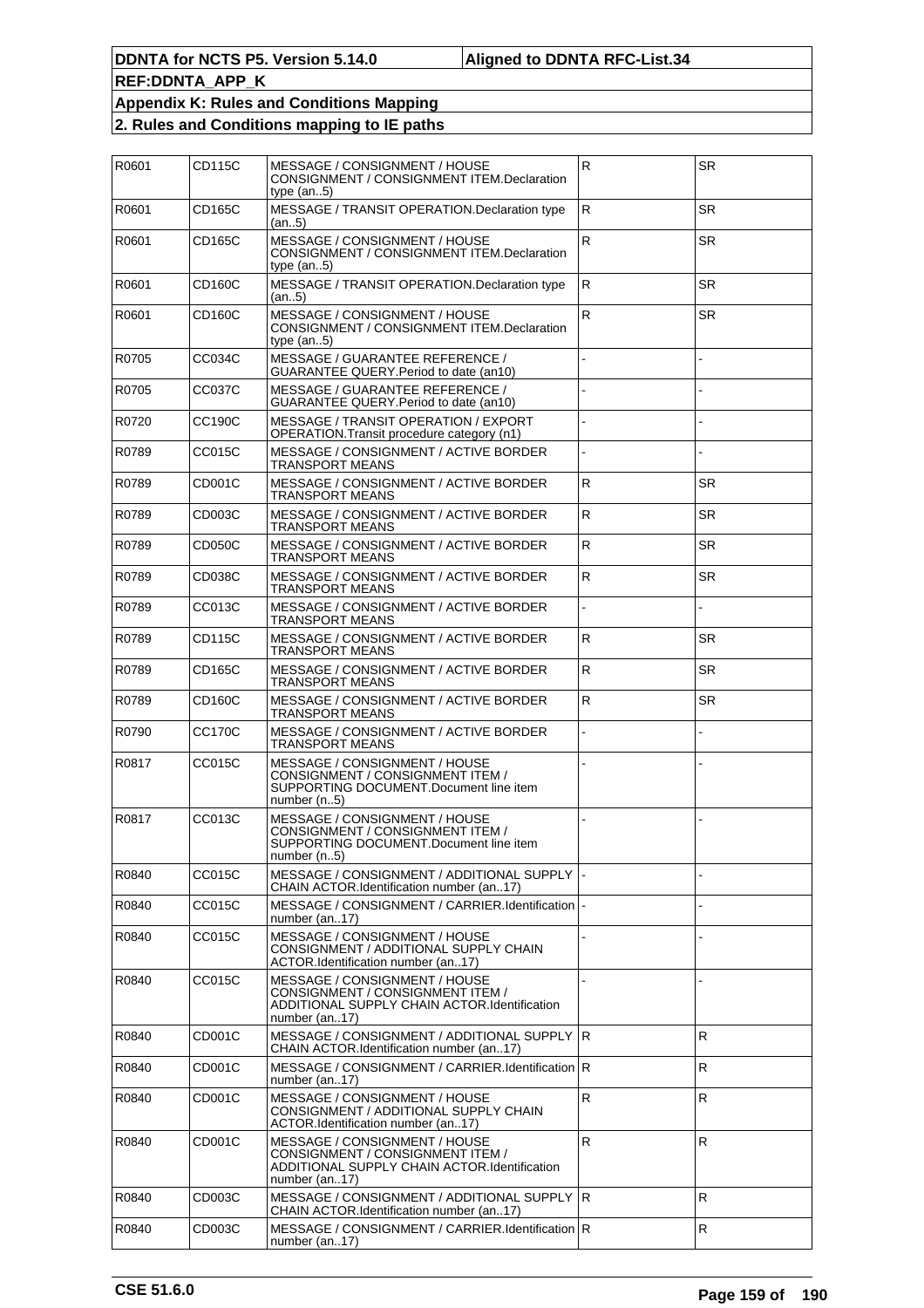| | | | | |
|---|---|---|---|---|
| R0601 | CD115C | MESSAGE / CONSIGNMENT / HOUSE CONSIGNMENT / CONSIGNMENT ITEM.Declaration type (an..5) | R | SR |
| R0601 | CD165C | MESSAGE / TRANSIT OPERATION.Declaration type (an..5) | R | SR |
| R0601 | CD165C | MESSAGE / CONSIGNMENT / HOUSE CONSIGNMENT / CONSIGNMENT ITEM.Declaration type (an..5) | R | SR |
| R0601 | CD160C | MESSAGE / TRANSIT OPERATION.Declaration type (an..5) | R | SR |
| R0601 | CD160C | MESSAGE / CONSIGNMENT / HOUSE CONSIGNMENT / CONSIGNMENT ITEM.Declaration type (an..5) | R | SR |
| R0705 | CC034C | MESSAGE / GUARANTEE REFERENCE / GUARANTEE QUERY.Period to date (an10) | - | - |
| R0705 | CC037C | MESSAGE / GUARANTEE REFERENCE / GUARANTEE QUERY.Period to date (an10) | - | - |
| R0720 | CC190C | MESSAGE / TRANSIT OPERATION / EXPORT OPERATION.Transit procedure category (n1) | - | - |
| R0789 | CC015C | MESSAGE / CONSIGNMENT / ACTIVE BORDER TRANSPORT MEANS | - | - |
| R0789 | CD001C | MESSAGE / CONSIGNMENT / ACTIVE BORDER TRANSPORT MEANS | R | SR |
| R0789 | CD003C | MESSAGE / CONSIGNMENT / ACTIVE BORDER TRANSPORT MEANS | R | SR |
| R0789 | CD050C | MESSAGE / CONSIGNMENT / ACTIVE BORDER TRANSPORT MEANS | R | SR |
| R0789 | CD038C | MESSAGE / CONSIGNMENT / ACTIVE BORDER TRANSPORT MEANS | R | SR |
| R0789 | CC013C | MESSAGE / CONSIGNMENT / ACTIVE BORDER TRANSPORT MEANS | - | - |
| R0789 | CD115C | MESSAGE / CONSIGNMENT / ACTIVE BORDER TRANSPORT MEANS | R | SR |
| R0789 | CD165C | MESSAGE / CONSIGNMENT / ACTIVE BORDER TRANSPORT MEANS | R | SR |
| R0789 | CD160C | MESSAGE / CONSIGNMENT / ACTIVE BORDER TRANSPORT MEANS | R | SR |
| R0790 | CC170C | MESSAGE / CONSIGNMENT / ACTIVE BORDER TRANSPORT MEANS | - | - |
| R0817 | CC015C | MESSAGE / CONSIGNMENT / HOUSE CONSIGNMENT / CONSIGNMENT ITEM / SUPPORTING DOCUMENT.Document line item number (n..5) | - | - |
| R0817 | CC013C | MESSAGE / CONSIGNMENT / HOUSE CONSIGNMENT / CONSIGNMENT ITEM / SUPPORTING DOCUMENT.Document line item number (n..5) | - | - |
| R0840 | CC015C | MESSAGE / CONSIGNMENT / ADDITIONAL SUPPLY CHAIN ACTOR.Identification number (an..17) | - | - |
| R0840 | CC015C | MESSAGE / CONSIGNMENT / CARRIER.Identification number (an..17) | - | - |
| R0840 | CC015C | MESSAGE / CONSIGNMENT / HOUSE CONSIGNMENT / ADDITIONAL SUPPLY CHAIN ACTOR.Identification number (an..17) | - | - |
| R0840 | CC015C | MESSAGE / CONSIGNMENT / HOUSE CONSIGNMENT / CONSIGNMENT ITEM / ADDITIONAL SUPPLY CHAIN ACTOR.Identification number (an..17) | - | - |
| R0840 | CD001C | MESSAGE / CONSIGNMENT / ADDITIONAL SUPPLY CHAIN ACTOR.Identification number (an..17) | R | R |
| R0840 | CD001C | MESSAGE / CONSIGNMENT / CARRIER.Identification number (an..17) | R | R |
| R0840 | CD001C | MESSAGE / CONSIGNMENT / HOUSE CONSIGNMENT / ADDITIONAL SUPPLY CHAIN ACTOR.Identification number (an..17) | R | R |
| R0840 | CD001C | MESSAGE / CONSIGNMENT / HOUSE CONSIGNMENT / CONSIGNMENT ITEM / ADDITIONAL SUPPLY CHAIN ACTOR.Identification number (an..17) | R | R |
| R0840 | CD003C | MESSAGE / CONSIGNMENT / ADDITIONAL SUPPLY CHAIN ACTOR.Identification number (an..17) | R | R |
| R0840 | CD003C | MESSAGE / CONSIGNMENT / CARRIER.Identification number (an..17) | R | R |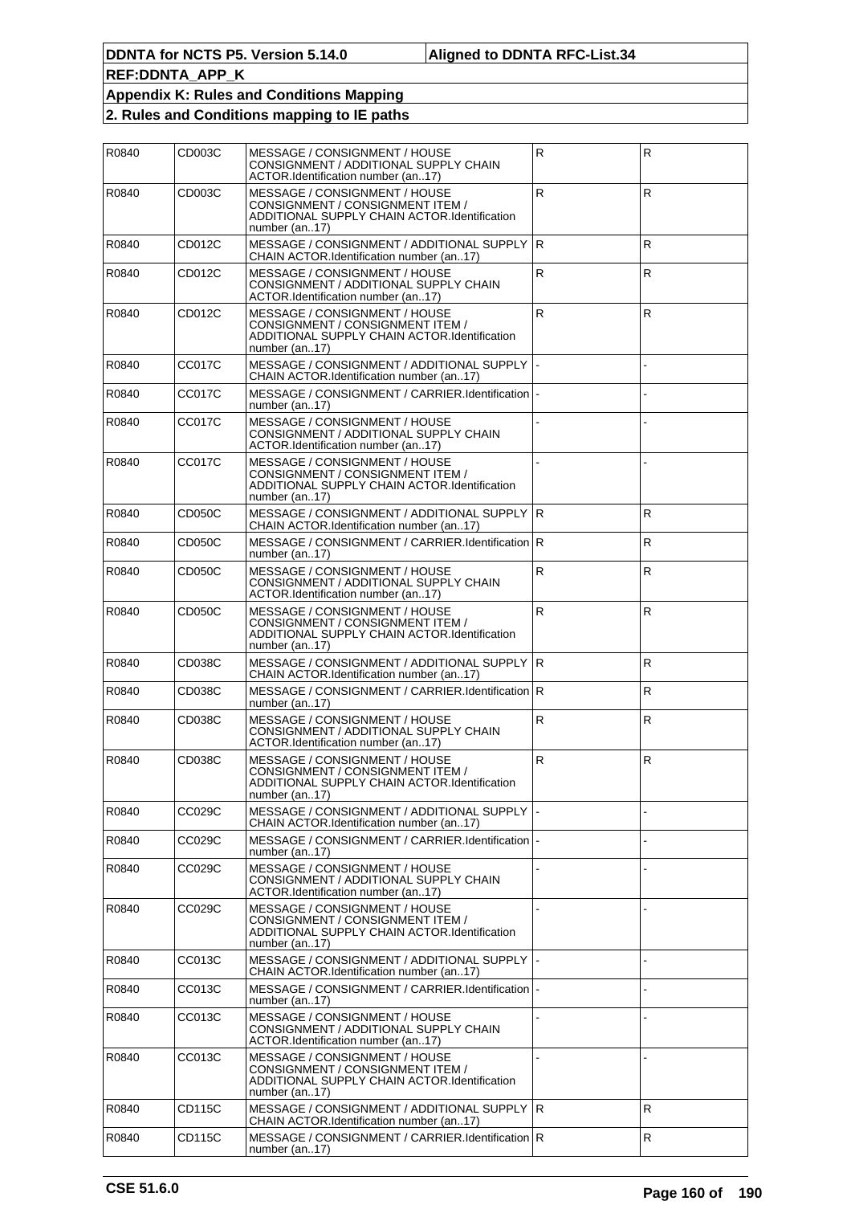| | | | | |
|---|---|---|---|---|
| R0840 | CD003C | MESSAGE / CONSIGNMENT / HOUSE CONSIGNMENT / ADDITIONAL SUPPLY CHAIN ACTOR.Identification number (an..17) | R | R |
| R0840 | CD003C | MESSAGE / CONSIGNMENT / HOUSE CONSIGNMENT / CONSIGNMENT ITEM / ADDITIONAL SUPPLY CHAIN ACTOR.Identification number (an..17) | R | R |
| R0840 | CD012C | MESSAGE / CONSIGNMENT / ADDITIONAL SUPPLY CHAIN ACTOR.Identification number (an..17) | R | R |
| R0840 | CD012C | MESSAGE / CONSIGNMENT / HOUSE CONSIGNMENT / ADDITIONAL SUPPLY CHAIN ACTOR.Identification number (an..17) | R | R |
| R0840 | CD012C | MESSAGE / CONSIGNMENT / HOUSE CONSIGNMENT / CONSIGNMENT ITEM / ADDITIONAL SUPPLY CHAIN ACTOR.Identification number (an..17) | R | R |
| R0840 | CC017C | MESSAGE / CONSIGNMENT / ADDITIONAL SUPPLY CHAIN ACTOR.Identification number (an..17) | - | - |
| R0840 | CC017C | MESSAGE / CONSIGNMENT / CARRIER.Identification number (an..17) | - | - |
| R0840 | CC017C | MESSAGE / CONSIGNMENT / HOUSE CONSIGNMENT / ADDITIONAL SUPPLY CHAIN ACTOR.Identification number (an..17) | - | - |
| R0840 | CC017C | MESSAGE / CONSIGNMENT / HOUSE CONSIGNMENT / CONSIGNMENT ITEM / ADDITIONAL SUPPLY CHAIN ACTOR.Identification number (an..17) | - | - |
| R0840 | CD050C | MESSAGE / CONSIGNMENT / ADDITIONAL SUPPLY CHAIN ACTOR.Identification number (an..17) | R | R |
| R0840 | CD050C | MESSAGE / CONSIGNMENT / CARRIER.Identification number (an..17) | R | R |
| R0840 | CD050C | MESSAGE / CONSIGNMENT / HOUSE CONSIGNMENT / ADDITIONAL SUPPLY CHAIN ACTOR.Identification number (an..17) | R | R |
| R0840 | CD050C | MESSAGE / CONSIGNMENT / HOUSE CONSIGNMENT / CONSIGNMENT ITEM / ADDITIONAL SUPPLY CHAIN ACTOR.Identification number (an..17) | R | R |
| R0840 | CD038C | MESSAGE / CONSIGNMENT / ADDITIONAL SUPPLY CHAIN ACTOR.Identification number (an..17) | R | R |
| R0840 | CD038C | MESSAGE / CONSIGNMENT / CARRIER.Identification number (an..17) | R | R |
| R0840 | CD038C | MESSAGE / CONSIGNMENT / HOUSE CONSIGNMENT / ADDITIONAL SUPPLY CHAIN ACTOR.Identification number (an..17) | R | R |
| R0840 | CD038C | MESSAGE / CONSIGNMENT / HOUSE CONSIGNMENT / CONSIGNMENT ITEM / ADDITIONAL SUPPLY CHAIN ACTOR.Identification number (an..17) | R | R |
| R0840 | CC029C | MESSAGE / CONSIGNMENT / ADDITIONAL SUPPLY CHAIN ACTOR.Identification number (an..17) | - | - |
| R0840 | CC029C | MESSAGE / CONSIGNMENT / CARRIER.Identification number (an..17) | - | - |
| R0840 | CC029C | MESSAGE / CONSIGNMENT / HOUSE CONSIGNMENT / ADDITIONAL SUPPLY CHAIN ACTOR.Identification number (an..17) | - | - |
| R0840 | CC029C | MESSAGE / CONSIGNMENT / HOUSE CONSIGNMENT / CONSIGNMENT ITEM / ADDITIONAL SUPPLY CHAIN ACTOR.Identification number (an..17) | - | - |
| R0840 | CC013C | MESSAGE / CONSIGNMENT / ADDITIONAL SUPPLY CHAIN ACTOR.Identification number (an..17) | - | - |
| R0840 | CC013C | MESSAGE / CONSIGNMENT / CARRIER.Identification number (an..17) | - | - |
| R0840 | CC013C | MESSAGE / CONSIGNMENT / HOUSE CONSIGNMENT / ADDITIONAL SUPPLY CHAIN ACTOR.Identification number (an..17) | - | - |
| R0840 | CC013C | MESSAGE / CONSIGNMENT / HOUSE CONSIGNMENT / CONSIGNMENT ITEM / ADDITIONAL SUPPLY CHAIN ACTOR.Identification number (an..17) | - | - |
| R0840 | CD115C | MESSAGE / CONSIGNMENT / ADDITIONAL SUPPLY CHAIN ACTOR.Identification number (an..17) | R | R |
| R0840 | CD115C | MESSAGE / CONSIGNMENT / CARRIER.Identification number (an..17) | R | R |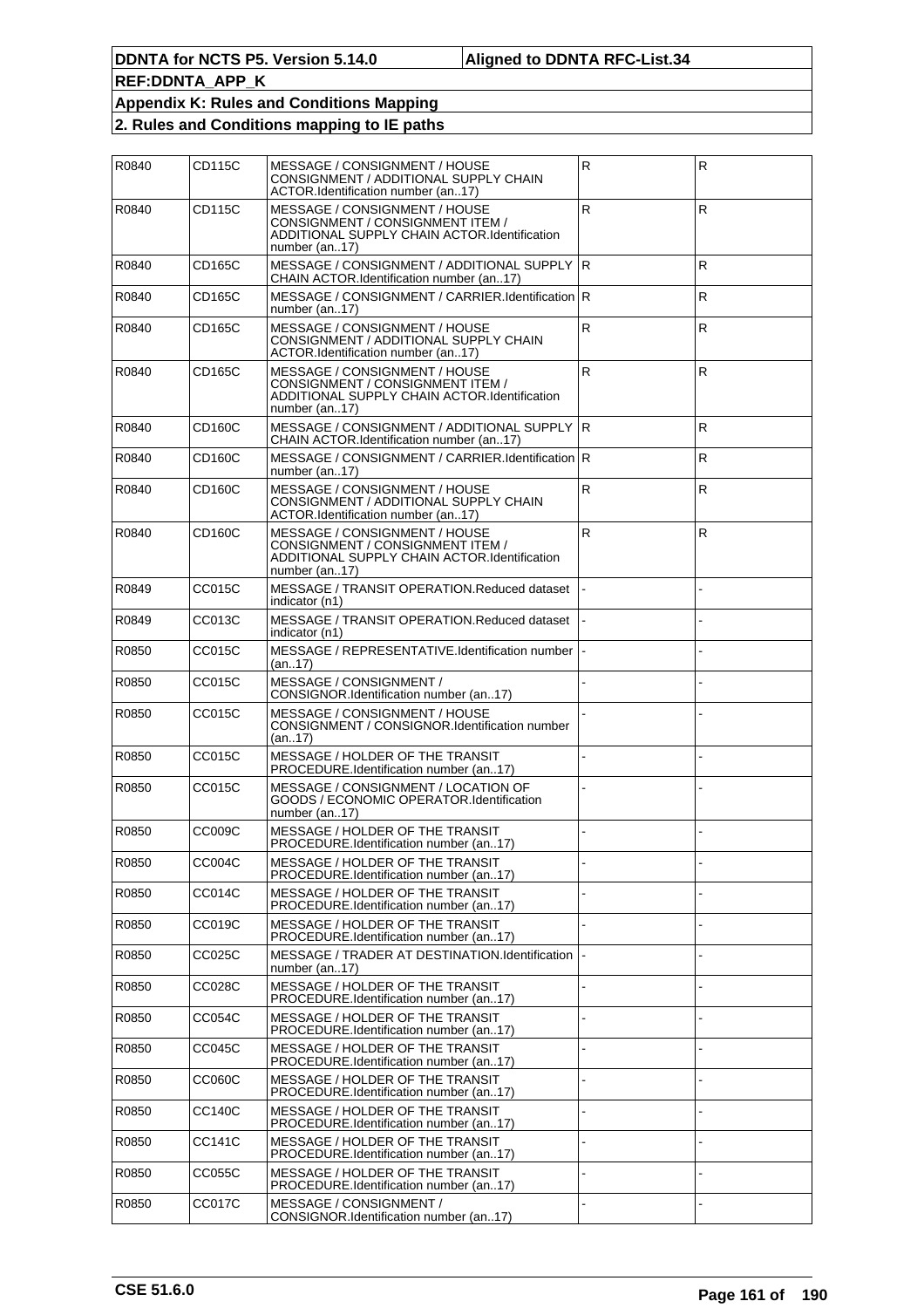| | | | | |
|---|---|---|---|---|
| R0840 | CD115C | MESSAGE / CONSIGNMENT / HOUSE CONSIGNMENT / ADDITIONAL SUPPLY CHAIN ACTOR.Identification number (an..17) | R | R |
| R0840 | CD115C | MESSAGE / CONSIGNMENT / HOUSE CONSIGNMENT / CONSIGNMENT ITEM / ADDITIONAL SUPPLY CHAIN ACTOR.Identification number (an..17) | R | R |
| R0840 | CD165C | MESSAGE / CONSIGNMENT / ADDITIONAL SUPPLY CHAIN ACTOR.Identification number (an..17) | R | R |
| R0840 | CD165C | MESSAGE / CONSIGNMENT / CARRIER.Identification number (an..17) | R | R |
| R0840 | CD165C | MESSAGE / CONSIGNMENT / HOUSE CONSIGNMENT / ADDITIONAL SUPPLY CHAIN ACTOR.Identification number (an..17) | R | R |
| R0840 | CD165C | MESSAGE / CONSIGNMENT / HOUSE CONSIGNMENT / CONSIGNMENT ITEM / ADDITIONAL SUPPLY CHAIN ACTOR.Identification number (an..17) | R | R |
| R0840 | CD160C | MESSAGE / CONSIGNMENT / ADDITIONAL SUPPLY CHAIN ACTOR.Identification number (an..17) | R | R |
| R0840 | CD160C | MESSAGE / CONSIGNMENT / CARRIER.Identification number (an..17) | R | R |
| R0840 | CD160C | MESSAGE / CONSIGNMENT / HOUSE CONSIGNMENT / ADDITIONAL SUPPLY CHAIN ACTOR.Identification number (an..17) | R | R |
| R0840 | CD160C | MESSAGE / CONSIGNMENT / HOUSE CONSIGNMENT / CONSIGNMENT ITEM / ADDITIONAL SUPPLY CHAIN ACTOR.Identification number (an..17) | R | R |
| R0849 | CC015C | MESSAGE / TRANSIT OPERATION.Reduced dataset indicator (n1) | - | - |
| R0849 | CC013C | MESSAGE / TRANSIT OPERATION.Reduced dataset indicator (n1) | - | - |
| R0850 | CC015C | MESSAGE / REPRESENTATIVE.Identification number (an..17) | - | - |
| R0850 | CC015C | MESSAGE / CONSIGNMENT / CONSIGNOR.Identification number (an..17) | - | - |
| R0850 | CC015C | MESSAGE / CONSIGNMENT / HOUSE CONSIGNMENT / CONSIGNOR.Identification number (an..17) | - | - |
| R0850 | CC015C | MESSAGE / HOLDER OF THE TRANSIT PROCEDURE.Identification number (an..17) | - | - |
| R0850 | CC015C | MESSAGE / CONSIGNMENT / LOCATION OF GOODS / ECONOMIC OPERATOR.Identification number (an..17) | - | - |
| R0850 | CC009C | MESSAGE / HOLDER OF THE TRANSIT PROCEDURE.Identification number (an..17) | - | - |
| R0850 | CC004C | MESSAGE / HOLDER OF THE TRANSIT PROCEDURE.Identification number (an..17) | - | - |
| R0850 | CC014C | MESSAGE / HOLDER OF THE TRANSIT PROCEDURE.Identification number (an..17) | - | - |
| R0850 | CC019C | MESSAGE / HOLDER OF THE TRANSIT PROCEDURE.Identification number (an..17) | - | - |
| R0850 | CC025C | MESSAGE / TRADER AT DESTINATION.Identification number (an..17) | - | - |
| R0850 | CC028C | MESSAGE / HOLDER OF THE TRANSIT PROCEDURE.Identification number (an..17) | - | - |
| R0850 | CC054C | MESSAGE / HOLDER OF THE TRANSIT PROCEDURE.Identification number (an..17) | - | - |
| R0850 | CC045C | MESSAGE / HOLDER OF THE TRANSIT PROCEDURE.Identification number (an..17) | - | - |
| R0850 | CC060C | MESSAGE / HOLDER OF THE TRANSIT PROCEDURE.Identification number (an..17) | - | - |
| R0850 | CC140C | MESSAGE / HOLDER OF THE TRANSIT PROCEDURE.Identification number (an..17) | - | - |
| R0850 | CC141C | MESSAGE / HOLDER OF THE TRANSIT PROCEDURE.Identification number (an..17) | - | - |
| R0850 | CC055C | MESSAGE / HOLDER OF THE TRANSIT PROCEDURE.Identification number (an..17) | - | - |
| R0850 | CC017C | MESSAGE / CONSIGNMENT / CONSIGNOR.Identification number (an..17) | - | - |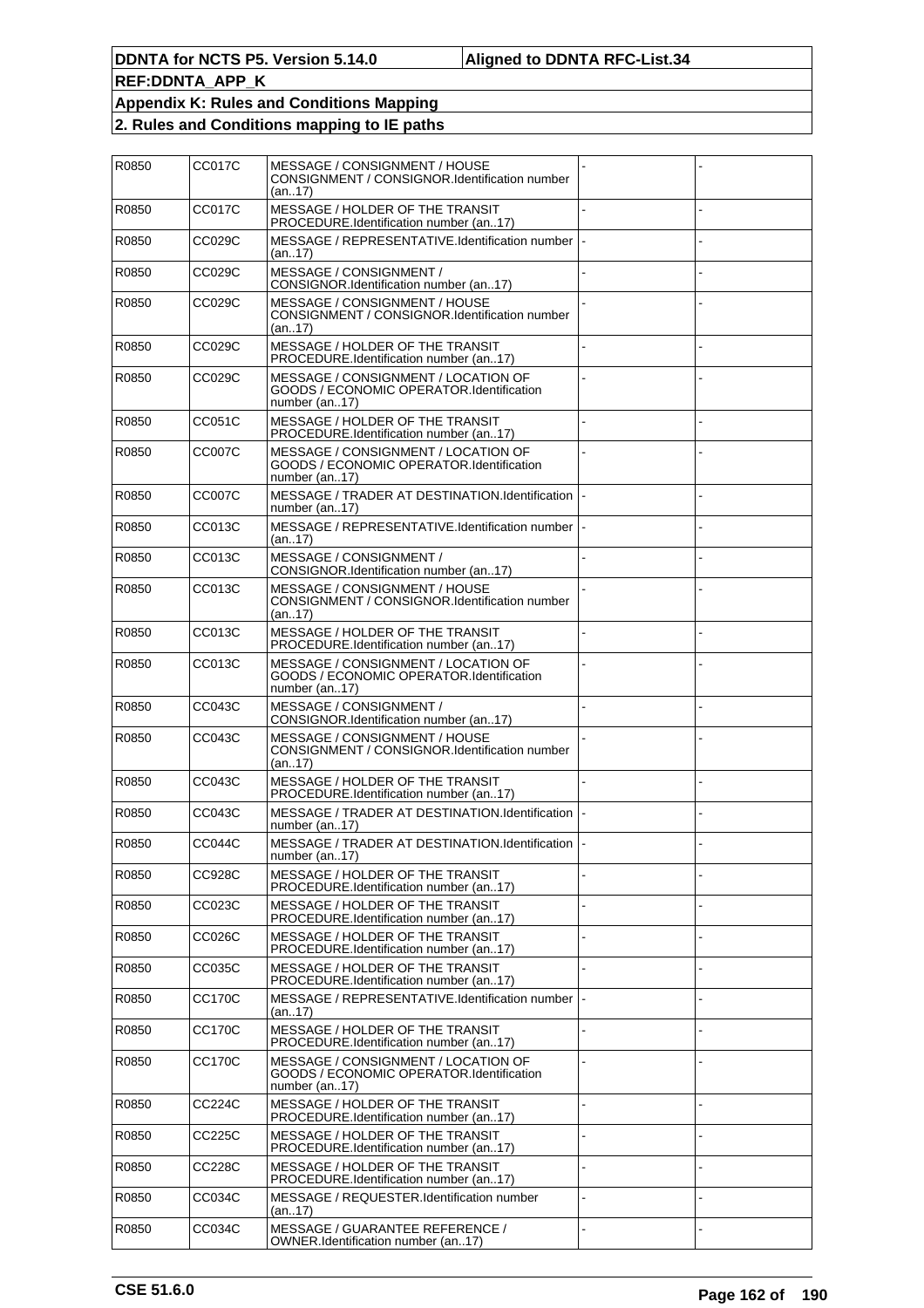| | | | | |
|---|---|---|---|---|
| R0850 | CC017C | MESSAGE / CONSIGNMENT / HOUSE CONSIGNMENT / CONSIGNOR.Identification number (an..17) | - | - |
| R0850 | CC017C | MESSAGE / HOLDER OF THE TRANSIT PROCEDURE.Identification number (an..17) | - | - |
| R0850 | CC029C | MESSAGE / REPRESENTATIVE.Identification number (an..17) | - | - |
| R0850 | CC029C | MESSAGE / CONSIGNMENT / CONSIGNOR.Identification number (an..17) | - | - |
| R0850 | CC029C | MESSAGE / CONSIGNMENT / HOUSE CONSIGNMENT / CONSIGNOR.Identification number (an..17) | - | - |
| R0850 | CC029C | MESSAGE / HOLDER OF THE TRANSIT PROCEDURE.Identification number (an..17) | - | - |
| R0850 | CC029C | MESSAGE / CONSIGNMENT / LOCATION OF GOODS / ECONOMIC OPERATOR.Identification number (an..17) | - | - |
| R0850 | CC051C | MESSAGE / HOLDER OF THE TRANSIT PROCEDURE.Identification number (an..17) | - | - |
| R0850 | CC007C | MESSAGE / CONSIGNMENT / LOCATION OF GOODS / ECONOMIC OPERATOR.Identification number (an..17) | - | - |
| R0850 | CC007C | MESSAGE / TRADER AT DESTINATION.Identification number (an..17) | - | - |
| R0850 | CC013C | MESSAGE / REPRESENTATIVE.Identification number (an..17) | - | - |
| R0850 | CC013C | MESSAGE / CONSIGNMENT / CONSIGNOR.Identification number (an..17) | - | - |
| R0850 | CC013C | MESSAGE / CONSIGNMENT / HOUSE CONSIGNMENT / CONSIGNOR.Identification number (an..17) | - | - |
| R0850 | CC013C | MESSAGE / HOLDER OF THE TRANSIT PROCEDURE.Identification number (an..17) | - | - |
| R0850 | CC013C | MESSAGE / CONSIGNMENT / LOCATION OF GOODS / ECONOMIC OPERATOR.Identification number (an..17) | - | - |
| R0850 | CC043C | MESSAGE / CONSIGNMENT / CONSIGNOR.Identification number (an..17) | - | - |
| R0850 | CC043C | MESSAGE / CONSIGNMENT / HOUSE CONSIGNMENT / CONSIGNOR.Identification number (an..17) | - | - |
| R0850 | CC043C | MESSAGE / HOLDER OF THE TRANSIT PROCEDURE.Identification number (an..17) | - | - |
| R0850 | CC043C | MESSAGE / TRADER AT DESTINATION.Identification number (an..17) | - | - |
| R0850 | CC044C | MESSAGE / TRADER AT DESTINATION.Identification number (an..17) | - | - |
| R0850 | CC928C | MESSAGE / HOLDER OF THE TRANSIT PROCEDURE.Identification number (an..17) | - | - |
| R0850 | CC023C | MESSAGE / HOLDER OF THE TRANSIT PROCEDURE.Identification number (an..17) | - | - |
| R0850 | CC026C | MESSAGE / HOLDER OF THE TRANSIT PROCEDURE.Identification number (an..17) | - | - |
| R0850 | CC035C | MESSAGE / HOLDER OF THE TRANSIT PROCEDURE.Identification number (an..17) | - | - |
| R0850 | CC170C | MESSAGE / REPRESENTATIVE.Identification number (an..17) | - | - |
| R0850 | CC170C | MESSAGE / HOLDER OF THE TRANSIT PROCEDURE.Identification number (an..17) | - | - |
| R0850 | CC170C | MESSAGE / CONSIGNMENT / LOCATION OF GOODS / ECONOMIC OPERATOR.Identification number (an..17) | - | - |
| R0850 | CC224C | MESSAGE / HOLDER OF THE TRANSIT PROCEDURE.Identification number (an..17) | - | - |
| R0850 | CC225C | MESSAGE / HOLDER OF THE TRANSIT PROCEDURE.Identification number (an..17) | - | - |
| R0850 | CC228C | MESSAGE / HOLDER OF THE TRANSIT PROCEDURE.Identification number (an..17) | - | - |
| R0850 | CC034C | MESSAGE / REQUESTER.Identification number (an..17) | - | - |
| R0850 | CC034C | MESSAGE / GUARANTEE REFERENCE / OWNER.Identification number (an..17) | - | - |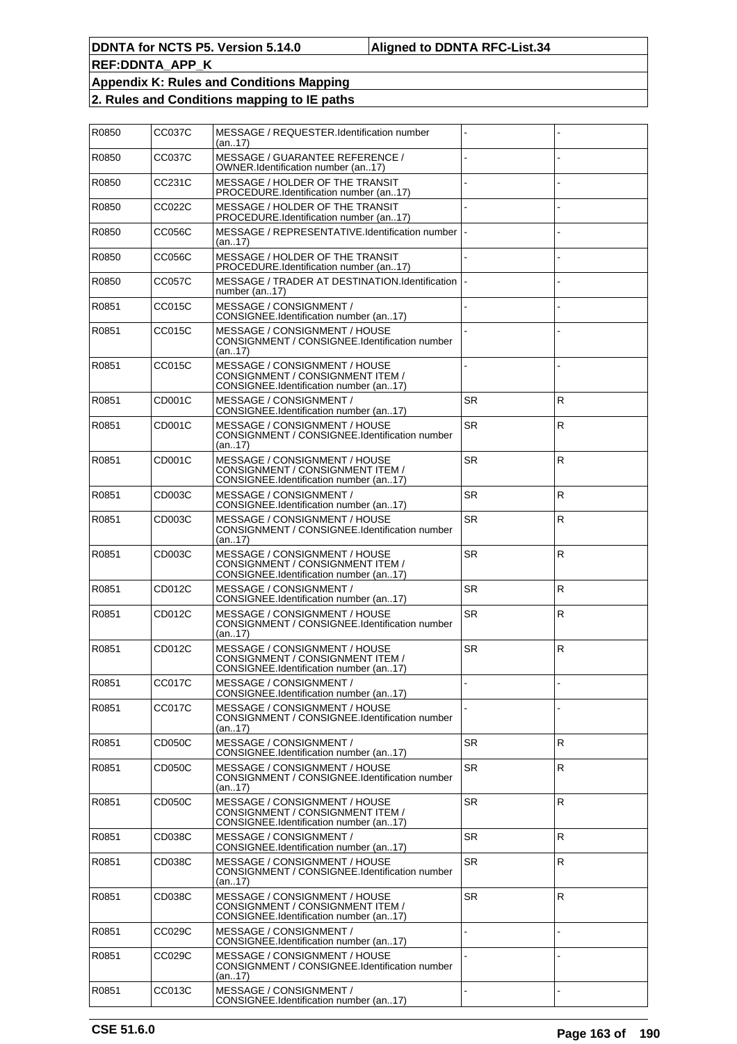| R0850 | CC037C | MESSAGE / REQUESTER.Identification number (an..17) | - | - |
|---|---|---|---|---|
| R0850 | CC037C | MESSAGE / GUARANTEE REFERENCE / OWNER.Identification number (an..17) | - | - |
| R0850 | CC231C | MESSAGE / HOLDER OF THE TRANSIT PROCEDURE.Identification number (an..17) | - | - |
| R0850 | CC022C | MESSAGE / HOLDER OF THE TRANSIT PROCEDURE.Identification number (an..17) | - | - |
| R0850 | CC056C | MESSAGE / REPRESENTATIVE.Identification number (an..17) | - | - |
| R0850 | CC056C | MESSAGE / HOLDER OF THE TRANSIT PROCEDURE.Identification number (an..17) | - | - |
| R0850 | CC057C | MESSAGE / TRADER AT DESTINATION.Identification number (an..17) | - | - |
| R0851 | CC015C | MESSAGE / CONSIGNMENT / CONSIGNEE.Identification number (an..17) | - | - |
| R0851 | CC015C | MESSAGE / CONSIGNMENT / HOUSE CONSIGNMENT / CONSIGNEE.Identification number (an..17) | - | - |
| R0851 | CC015C | MESSAGE / CONSIGNMENT / HOUSE CONSIGNMENT / CONSIGNMENT ITEM / CONSIGNEE.Identification number (an..17) | - | - |
| R0851 | CD001C | MESSAGE / CONSIGNMENT / CONSIGNEE.Identification number (an..17) | SR | R |
| R0851 | CD001C | MESSAGE / CONSIGNMENT / HOUSE CONSIGNMENT / CONSIGNEE.Identification number (an..17) | SR | R |
| R0851 | CD001C | MESSAGE / CONSIGNMENT / HOUSE CONSIGNMENT / CONSIGNMENT ITEM / CONSIGNEE.Identification number (an..17) | SR | R |
| R0851 | CD003C | MESSAGE / CONSIGNMENT / CONSIGNEE.Identification number (an..17) | SR | R |
| R0851 | CD003C | MESSAGE / CONSIGNMENT / HOUSE CONSIGNMENT / CONSIGNEE.Identification number (an..17) | SR | R |
| R0851 | CD003C | MESSAGE / CONSIGNMENT / HOUSE CONSIGNMENT / CONSIGNMENT ITEM / CONSIGNEE.Identification number (an..17) | SR | R |
| R0851 | CD012C | MESSAGE / CONSIGNMENT / CONSIGNEE.Identification number (an..17) | SR | R |
| R0851 | CD012C | MESSAGE / CONSIGNMENT / HOUSE CONSIGNMENT / CONSIGNEE.Identification number (an..17) | SR | R |
| R0851 | CD012C | MESSAGE / CONSIGNMENT / HOUSE CONSIGNMENT / CONSIGNMENT ITEM / CONSIGNEE.Identification number (an..17) | SR | R |
| R0851 | CC017C | MESSAGE / CONSIGNMENT / CONSIGNEE.Identification number (an..17) | - | - |
| R0851 | CC017C | MESSAGE / CONSIGNMENT / HOUSE CONSIGNMENT / CONSIGNEE.Identification number (an..17) | - | - |
| R0851 | CD050C | MESSAGE / CONSIGNMENT / CONSIGNEE.Identification number (an..17) | SR | R |
| R0851 | CD050C | MESSAGE / CONSIGNMENT / HOUSE CONSIGNMENT / CONSIGNEE.Identification number (an..17) | SR | R |
| R0851 | CD050C | MESSAGE / CONSIGNMENT / HOUSE CONSIGNMENT / CONSIGNMENT ITEM / CONSIGNEE.Identification number (an..17) | SR | R |
| R0851 | CD038C | MESSAGE / CONSIGNMENT / CONSIGNEE.Identification number (an..17) | SR | R |
| R0851 | CD038C | MESSAGE / CONSIGNMENT / HOUSE CONSIGNMENT / CONSIGNEE.Identification number (an..17) | SR | R |
| R0851 | CD038C | MESSAGE / CONSIGNMENT / HOUSE CONSIGNMENT / CONSIGNMENT ITEM / CONSIGNEE.Identification number (an..17) | SR | R |
| R0851 | CC029C | MESSAGE / CONSIGNMENT / CONSIGNEE.Identification number (an..17) | - | - |
| R0851 | CC029C | MESSAGE / CONSIGNMENT / HOUSE CONSIGNMENT / CONSIGNEE.Identification number (an..17) | - | - |
| R0851 | CC013C | MESSAGE / CONSIGNMENT / CONSIGNEE.Identification number (an..17) | - | - |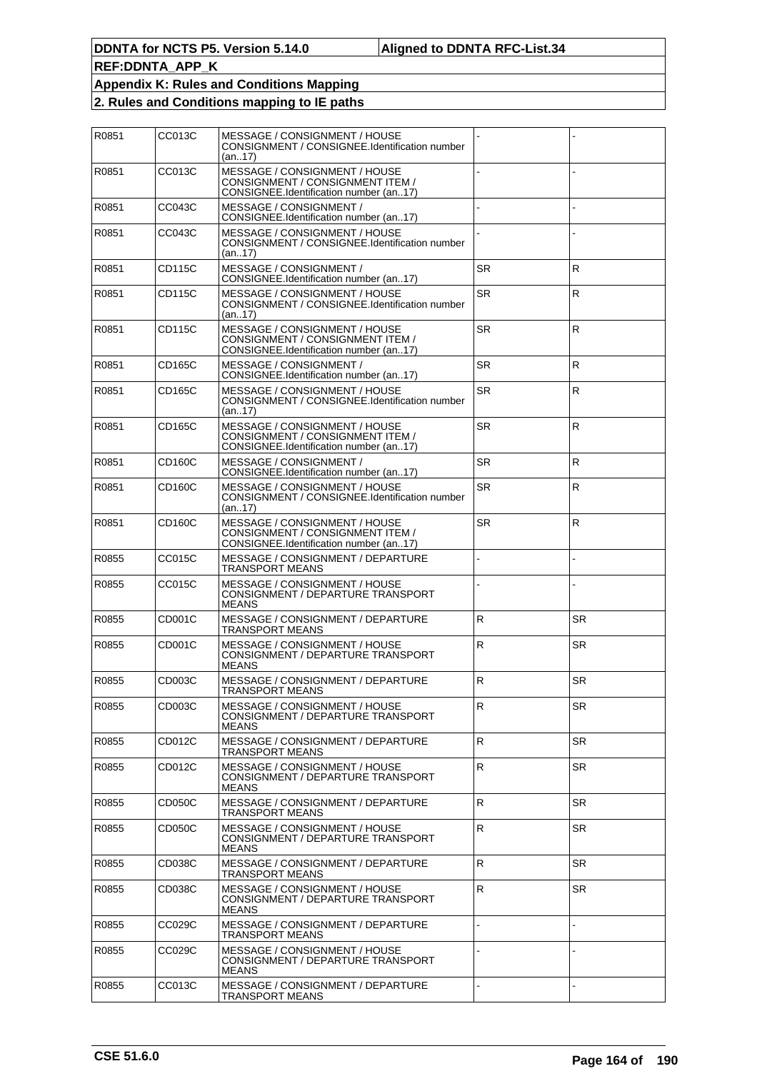| | | | | |
|---|---|---|---|---|
| R0851 | CC013C | MESSAGE / CONSIGNMENT / HOUSE CONSIGNMENT / CONSIGNEE.Identification number (an..17) | - | - |
| R0851 | CC013C | MESSAGE / CONSIGNMENT / HOUSE CONSIGNMENT / CONSIGNMENT ITEM / CONSIGNEE.Identification number (an..17) | - | - |
| R0851 | CC043C | MESSAGE / CONSIGNMENT / CONSIGNEE.Identification number (an..17) | - | - |
| R0851 | CC043C | MESSAGE / CONSIGNMENT / HOUSE CONSIGNMENT / CONSIGNEE.Identification number (an..17) | - | - |
| R0851 | CD115C | MESSAGE / CONSIGNMENT / CONSIGNEE.Identification number (an..17) | SR | R |
| R0851 | CD115C | MESSAGE / CONSIGNMENT / HOUSE CONSIGNMENT / CONSIGNEE.Identification number (an..17) | SR | R |
| R0851 | CD115C | MESSAGE / CONSIGNMENT / HOUSE CONSIGNMENT / CONSIGNMENT ITEM / CONSIGNEE.Identification number (an..17) | SR | R |
| R0851 | CD165C | MESSAGE / CONSIGNMENT / CONSIGNEE.Identification number (an..17) | SR | R |
| R0851 | CD165C | MESSAGE / CONSIGNMENT / HOUSE CONSIGNMENT / CONSIGNEE.Identification number (an..17) | SR | R |
| R0851 | CD165C | MESSAGE / CONSIGNMENT / HOUSE CONSIGNMENT / CONSIGNMENT ITEM / CONSIGNEE.Identification number (an..17) | SR | R |
| R0851 | CD160C | MESSAGE / CONSIGNMENT / CONSIGNEE.Identification number (an..17) | SR | R |
| R0851 | CD160C | MESSAGE / CONSIGNMENT / HOUSE CONSIGNMENT / CONSIGNEE.Identification number (an..17) | SR | R |
| R0851 | CD160C | MESSAGE / CONSIGNMENT / HOUSE CONSIGNMENT / CONSIGNMENT ITEM / CONSIGNEE.Identification number (an..17) | SR | R |
| R0855 | CC015C | MESSAGE / CONSIGNMENT / DEPARTURE TRANSPORT MEANS | - | - |
| R0855 | CC015C | MESSAGE / CONSIGNMENT / HOUSE CONSIGNMENT / DEPARTURE TRANSPORT MEANS | - | - |
| R0855 | CD001C | MESSAGE / CONSIGNMENT / DEPARTURE TRANSPORT MEANS | R | SR |
| R0855 | CD001C | MESSAGE / CONSIGNMENT / HOUSE CONSIGNMENT / DEPARTURE TRANSPORT MEANS | R | SR |
| R0855 | CD003C | MESSAGE / CONSIGNMENT / DEPARTURE TRANSPORT MEANS | R | SR |
| R0855 | CD003C | MESSAGE / CONSIGNMENT / HOUSE CONSIGNMENT / DEPARTURE TRANSPORT MEANS | R | SR |
| R0855 | CD012C | MESSAGE / CONSIGNMENT / DEPARTURE TRANSPORT MEANS | R | SR |
| R0855 | CD012C | MESSAGE / CONSIGNMENT / HOUSE CONSIGNMENT / DEPARTURE TRANSPORT MEANS | R | SR |
| R0855 | CD050C | MESSAGE / CONSIGNMENT / DEPARTURE TRANSPORT MEANS | R | SR |
| R0855 | CD050C | MESSAGE / CONSIGNMENT / HOUSE CONSIGNMENT / DEPARTURE TRANSPORT MEANS | R | SR |
| R0855 | CD038C | MESSAGE / CONSIGNMENT / DEPARTURE TRANSPORT MEANS | R | SR |
| R0855 | CD038C | MESSAGE / CONSIGNMENT / HOUSE CONSIGNMENT / DEPARTURE TRANSPORT MEANS | R | SR |
| R0855 | CC029C | MESSAGE / CONSIGNMENT / DEPARTURE TRANSPORT MEANS | - | - |
| R0855 | CC029C | MESSAGE / CONSIGNMENT / HOUSE CONSIGNMENT / DEPARTURE TRANSPORT MEANS | - | - |
| R0855 | CC013C | MESSAGE / CONSIGNMENT / DEPARTURE TRANSPORT MEANS | - | - |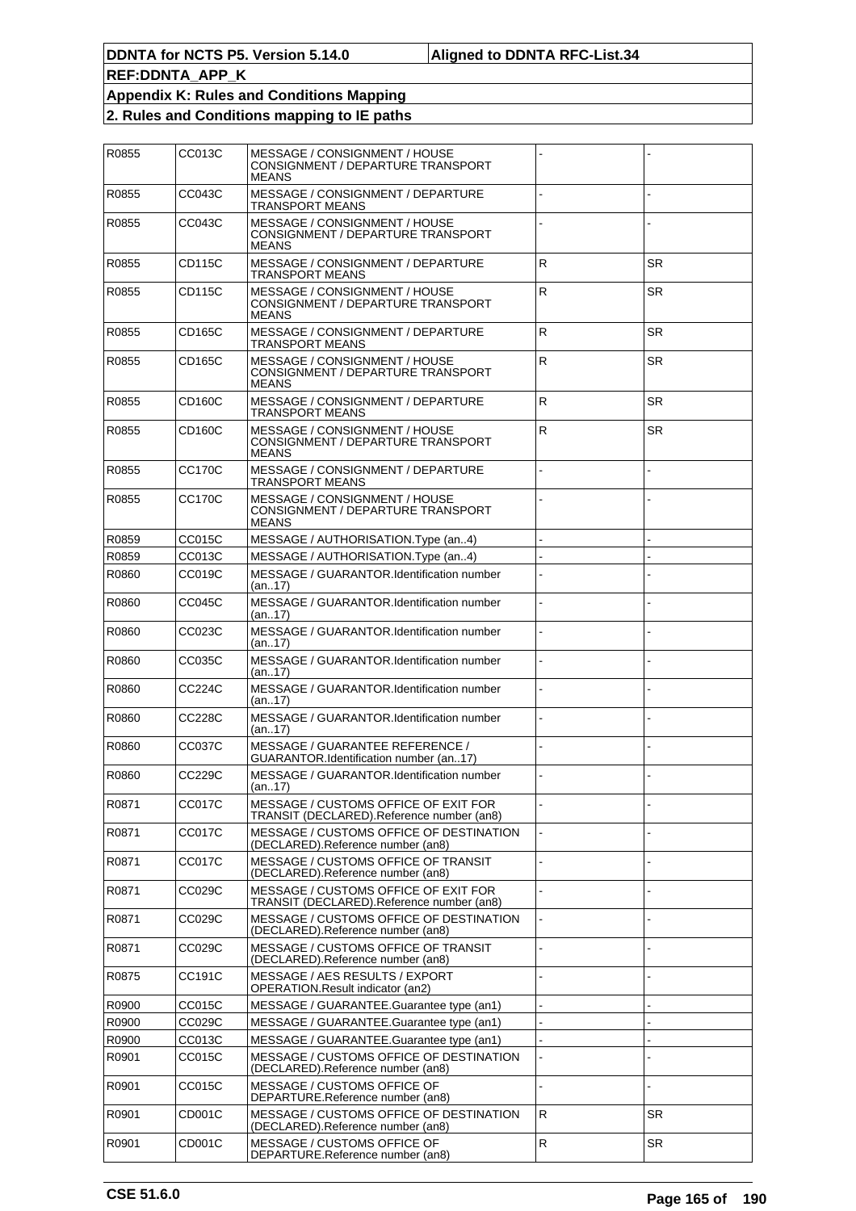| | | | | |
|---|---|---|---|---|
| R0855 | CC013C | MESSAGE / CONSIGNMENT / HOUSE CONSIGNMENT / DEPARTURE TRANSPORT MEANS | - | - |
| R0855 | CC043C | MESSAGE / CONSIGNMENT / DEPARTURE TRANSPORT MEANS | - | - |
| R0855 | CC043C | MESSAGE / CONSIGNMENT / HOUSE CONSIGNMENT / DEPARTURE TRANSPORT MEANS | - | - |
| R0855 | CD115C | MESSAGE / CONSIGNMENT / DEPARTURE TRANSPORT MEANS | R | SR |
| R0855 | CD115C | MESSAGE / CONSIGNMENT / HOUSE CONSIGNMENT / DEPARTURE TRANSPORT MEANS | R | SR |
| R0855 | CD165C | MESSAGE / CONSIGNMENT / DEPARTURE TRANSPORT MEANS | R | SR |
| R0855 | CD165C | MESSAGE / CONSIGNMENT / HOUSE CONSIGNMENT / DEPARTURE TRANSPORT MEANS | R | SR |
| R0855 | CD160C | MESSAGE / CONSIGNMENT / DEPARTURE TRANSPORT MEANS | R | SR |
| R0855 | CD160C | MESSAGE / CONSIGNMENT / HOUSE CONSIGNMENT / DEPARTURE TRANSPORT MEANS | R | SR |
| R0855 | CC170C | MESSAGE / CONSIGNMENT / DEPARTURE TRANSPORT MEANS | - | - |
| R0855 | CC170C | MESSAGE / CONSIGNMENT / HOUSE CONSIGNMENT / DEPARTURE TRANSPORT MEANS | - | - |
| R0859 | CC015C | MESSAGE / AUTHORISATION.Type (an..4) | - | - |
| R0859 | CC013C | MESSAGE / AUTHORISATION.Type (an..4) | - | - |
| R0860 | CC019C | MESSAGE / GUARANTOR.Identification number (an..17) | - | - |
| R0860 | CC045C | MESSAGE / GUARANTOR.Identification number (an..17) | - | - |
| R0860 | CC023C | MESSAGE / GUARANTOR.Identification number (an..17) | - | - |
| R0860 | CC035C | MESSAGE / GUARANTOR.Identification number (an..17) | - | - |
| R0860 | CC224C | MESSAGE / GUARANTOR.Identification number (an..17) | - | - |
| R0860 | CC228C | MESSAGE / GUARANTOR.Identification number (an..17) | - | - |
| R0860 | CC037C | MESSAGE / GUARANTEE REFERENCE / GUARANTOR.Identification number (an..17) | - | - |
| R0860 | CC229C | MESSAGE / GUARANTOR.Identification number (an..17) | - | - |
| R0871 | CC017C | MESSAGE / CUSTOMS OFFICE OF EXIT FOR TRANSIT (DECLARED).Reference number (an8) | - | - |
| R0871 | CC017C | MESSAGE / CUSTOMS OFFICE OF DESTINATION (DECLARED).Reference number (an8) | - | - |
| R0871 | CC017C | MESSAGE / CUSTOMS OFFICE OF TRANSIT (DECLARED).Reference number (an8) | - | - |
| R0871 | CC029C | MESSAGE / CUSTOMS OFFICE OF EXIT FOR TRANSIT (DECLARED).Reference number (an8) | - | - |
| R0871 | CC029C | MESSAGE / CUSTOMS OFFICE OF DESTINATION (DECLARED).Reference number (an8) | - | - |
| R0871 | CC029C | MESSAGE / CUSTOMS OFFICE OF TRANSIT (DECLARED).Reference number (an8) | - | - |
| R0875 | CC191C | MESSAGE / AES RESULTS / EXPORT OPERATION.Result indicator (an2) | - | - |
| R0900 | CC015C | MESSAGE / GUARANTEE.Guarantee type (an1) | - | - |
| R0900 | CC029C | MESSAGE / GUARANTEE.Guarantee type (an1) | - | - |
| R0900 | CC013C | MESSAGE / GUARANTEE.Guarantee type (an1) | - | - |
| R0901 | CC015C | MESSAGE / CUSTOMS OFFICE OF DESTINATION (DECLARED).Reference number (an8) | - | - |
| R0901 | CC015C | MESSAGE / CUSTOMS OFFICE OF DEPARTURE.Reference number (an8) | - | - |
| R0901 | CD001C | MESSAGE / CUSTOMS OFFICE OF DESTINATION (DECLARED).Reference number (an8) | R | SR |
| R0901 | CD001C | MESSAGE / CUSTOMS OFFICE OF DEPARTURE.Reference number (an8) | R | SR |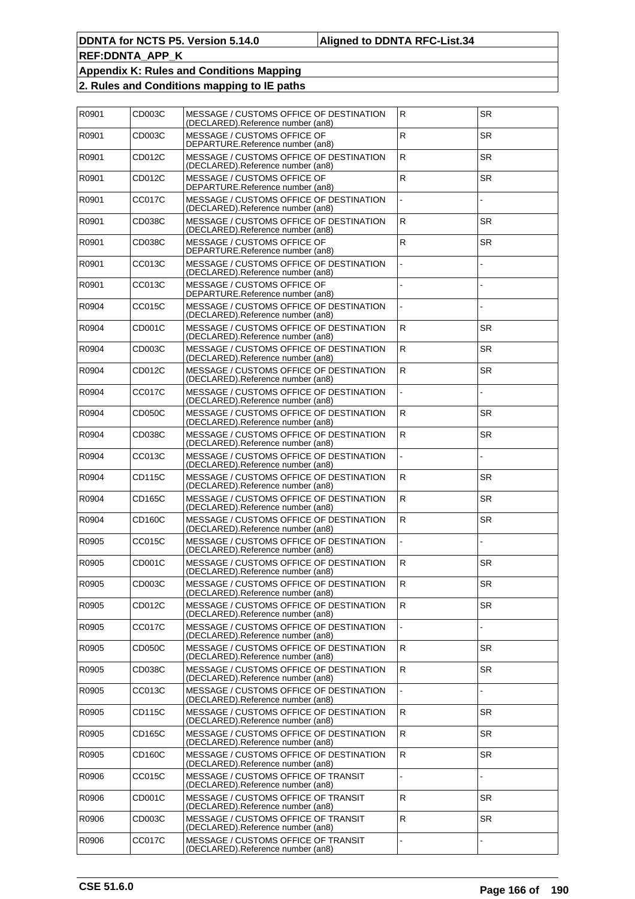| | | | | |
|---|---|---|---|---|
| R0901 | CD003C | MESSAGE / CUSTOMS OFFICE OF DESTINATION (DECLARED).Reference number (an8) | R | SR |
| R0901 | CD003C | MESSAGE / CUSTOMS OFFICE OF DEPARTURE.Reference number (an8) | R | SR |
| R0901 | CD012C | MESSAGE / CUSTOMS OFFICE OF DESTINATION (DECLARED).Reference number (an8) | R | SR |
| R0901 | CD012C | MESSAGE / CUSTOMS OFFICE OF DEPARTURE.Reference number (an8) | R | SR |
| R0901 | CC017C | MESSAGE / CUSTOMS OFFICE OF DESTINATION (DECLARED).Reference number (an8) | - | - |
| R0901 | CD038C | MESSAGE / CUSTOMS OFFICE OF DESTINATION (DECLARED).Reference number (an8) | R | SR |
| R0901 | CD038C | MESSAGE / CUSTOMS OFFICE OF DEPARTURE.Reference number (an8) | R | SR |
| R0901 | CC013C | MESSAGE / CUSTOMS OFFICE OF DESTINATION (DECLARED).Reference number (an8) | - | - |
| R0901 | CC013C | MESSAGE / CUSTOMS OFFICE OF DEPARTURE.Reference number (an8) | - | - |
| R0904 | CC015C | MESSAGE / CUSTOMS OFFICE OF DESTINATION (DECLARED).Reference number (an8) | - | - |
| R0904 | CD001C | MESSAGE / CUSTOMS OFFICE OF DESTINATION (DECLARED).Reference number (an8) | R | SR |
| R0904 | CD003C | MESSAGE / CUSTOMS OFFICE OF DESTINATION (DECLARED).Reference number (an8) | R | SR |
| R0904 | CD012C | MESSAGE / CUSTOMS OFFICE OF DESTINATION (DECLARED).Reference number (an8) | R | SR |
| R0904 | CC017C | MESSAGE / CUSTOMS OFFICE OF DESTINATION (DECLARED).Reference number (an8) | - | - |
| R0904 | CD050C | MESSAGE / CUSTOMS OFFICE OF DESTINATION (DECLARED).Reference number (an8) | R | SR |
| R0904 | CD038C | MESSAGE / CUSTOMS OFFICE OF DESTINATION (DECLARED).Reference number (an8) | R | SR |
| R0904 | CC013C | MESSAGE / CUSTOMS OFFICE OF DESTINATION (DECLARED).Reference number (an8) | - | - |
| R0904 | CD115C | MESSAGE / CUSTOMS OFFICE OF DESTINATION (DECLARED).Reference number (an8) | R | SR |
| R0904 | CD165C | MESSAGE / CUSTOMS OFFICE OF DESTINATION (DECLARED).Reference number (an8) | R | SR |
| R0904 | CD160C | MESSAGE / CUSTOMS OFFICE OF DESTINATION (DECLARED).Reference number (an8) | R | SR |
| R0905 | CC015C | MESSAGE / CUSTOMS OFFICE OF DESTINATION (DECLARED).Reference number (an8) | - | - |
| R0905 | CD001C | MESSAGE / CUSTOMS OFFICE OF DESTINATION (DECLARED).Reference number (an8) | R | SR |
| R0905 | CD003C | MESSAGE / CUSTOMS OFFICE OF DESTINATION (DECLARED).Reference number (an8) | R | SR |
| R0905 | CD012C | MESSAGE / CUSTOMS OFFICE OF DESTINATION (DECLARED).Reference number (an8) | R | SR |
| R0905 | CC017C | MESSAGE / CUSTOMS OFFICE OF DESTINATION (DECLARED).Reference number (an8) | - | - |
| R0905 | CD050C | MESSAGE / CUSTOMS OFFICE OF DESTINATION (DECLARED).Reference number (an8) | R | SR |
| R0905 | CD038C | MESSAGE / CUSTOMS OFFICE OF DESTINATION (DECLARED).Reference number (an8) | R | SR |
| R0905 | CC013C | MESSAGE / CUSTOMS OFFICE OF DESTINATION (DECLARED).Reference number (an8) | - | - |
| R0905 | CD115C | MESSAGE / CUSTOMS OFFICE OF DESTINATION (DECLARED).Reference number (an8) | R | SR |
| R0905 | CD165C | MESSAGE / CUSTOMS OFFICE OF DESTINATION (DECLARED).Reference number (an8) | R | SR |
| R0905 | CD160C | MESSAGE / CUSTOMS OFFICE OF DESTINATION (DECLARED).Reference number (an8) | R | SR |
| R0906 | CC015C | MESSAGE / CUSTOMS OFFICE OF TRANSIT (DECLARED).Reference number (an8) | - | - |
| R0906 | CD001C | MESSAGE / CUSTOMS OFFICE OF TRANSIT (DECLARED).Reference number (an8) | R | SR |
| R0906 | CD003C | MESSAGE / CUSTOMS OFFICE OF TRANSIT (DECLARED).Reference number (an8) | R | SR |
| R0906 | CC017C | MESSAGE / CUSTOMS OFFICE OF TRANSIT (DECLARED).Reference number (an8) | - | - |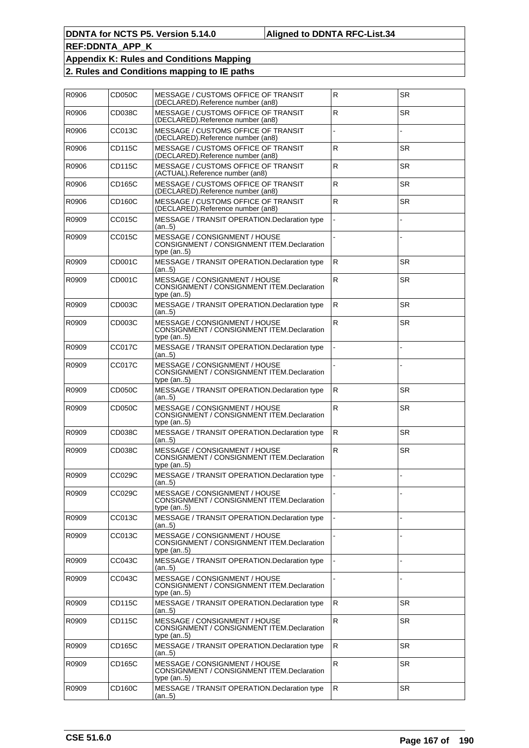| | | | | |
|---|---|---|---|---|
| R0906 | CD050C | MESSAGE / CUSTOMS OFFICE OF TRANSIT (DECLARED).Reference number (an8) | R | SR |
| R0906 | CD038C | MESSAGE / CUSTOMS OFFICE OF TRANSIT (DECLARED).Reference number (an8) | R | SR |
| R0906 | CC013C | MESSAGE / CUSTOMS OFFICE OF TRANSIT (DECLARED).Reference number (an8) | - | - |
| R0906 | CD115C | MESSAGE / CUSTOMS OFFICE OF TRANSIT (DECLARED).Reference number (an8) | R | SR |
| R0906 | CD115C | MESSAGE / CUSTOMS OFFICE OF TRANSIT (ACTUAL).Reference number (an8) | R | SR |
| R0906 | CD165C | MESSAGE / CUSTOMS OFFICE OF TRANSIT (DECLARED).Reference number (an8) | R | SR |
| R0906 | CD160C | MESSAGE / CUSTOMS OFFICE OF TRANSIT (DECLARED).Reference number (an8) | R | SR |
| R0909 | CC015C | MESSAGE / TRANSIT OPERATION.Declaration type (an..5) | - | - |
| R0909 | CC015C | MESSAGE / CONSIGNMENT / HOUSE CONSIGNMENT / CONSIGNMENT ITEM.Declaration type (an..5) | - | - |
| R0909 | CD001C | MESSAGE / TRANSIT OPERATION.Declaration type (an..5) | R | SR |
| R0909 | CD001C | MESSAGE / CONSIGNMENT / HOUSE CONSIGNMENT / CONSIGNMENT ITEM.Declaration type (an..5) | R | SR |
| R0909 | CD003C | MESSAGE / TRANSIT OPERATION.Declaration type (an..5) | R | SR |
| R0909 | CD003C | MESSAGE / CONSIGNMENT / HOUSE CONSIGNMENT / CONSIGNMENT ITEM.Declaration type (an..5) | R | SR |
| R0909 | CC017C | MESSAGE / TRANSIT OPERATION.Declaration type (an..5) | - | - |
| R0909 | CC017C | MESSAGE / CONSIGNMENT / HOUSE CONSIGNMENT / CONSIGNMENT ITEM.Declaration type (an..5) | - | - |
| R0909 | CD050C | MESSAGE / TRANSIT OPERATION.Declaration type (an..5) | R | SR |
| R0909 | CD050C | MESSAGE / CONSIGNMENT / HOUSE CONSIGNMENT / CONSIGNMENT ITEM.Declaration type (an..5) | R | SR |
| R0909 | CD038C | MESSAGE / TRANSIT OPERATION.Declaration type (an..5) | R | SR |
| R0909 | CD038C | MESSAGE / CONSIGNMENT / HOUSE CONSIGNMENT / CONSIGNMENT ITEM.Declaration type (an..5) | R | SR |
| R0909 | CC029C | MESSAGE / TRANSIT OPERATION.Declaration type (an..5) | - | - |
| R0909 | CC029C | MESSAGE / CONSIGNMENT / HOUSE CONSIGNMENT / CONSIGNMENT ITEM.Declaration type (an..5) | - | - |
| R0909 | CC013C | MESSAGE / TRANSIT OPERATION.Declaration type (an..5) | - | - |
| R0909 | CC013C | MESSAGE / CONSIGNMENT / HOUSE CONSIGNMENT / CONSIGNMENT ITEM.Declaration type (an..5) | - | - |
| R0909 | CC043C | MESSAGE / TRANSIT OPERATION.Declaration type (an..5) | - | - |
| R0909 | CC043C | MESSAGE / CONSIGNMENT / HOUSE CONSIGNMENT / CONSIGNMENT ITEM.Declaration type (an..5) | - | - |
| R0909 | CD115C | MESSAGE / TRANSIT OPERATION.Declaration type (an..5) | R | SR |
| R0909 | CD115C | MESSAGE / CONSIGNMENT / HOUSE CONSIGNMENT / CONSIGNMENT ITEM.Declaration type (an..5) | R | SR |
| R0909 | CD165C | MESSAGE / TRANSIT OPERATION.Declaration type (an..5) | R | SR |
| R0909 | CD165C | MESSAGE / CONSIGNMENT / HOUSE CONSIGNMENT / CONSIGNMENT ITEM.Declaration type (an..5) | R | SR |
| R0909 | CD160C | MESSAGE / TRANSIT OPERATION.Declaration type (an..5) | R | SR |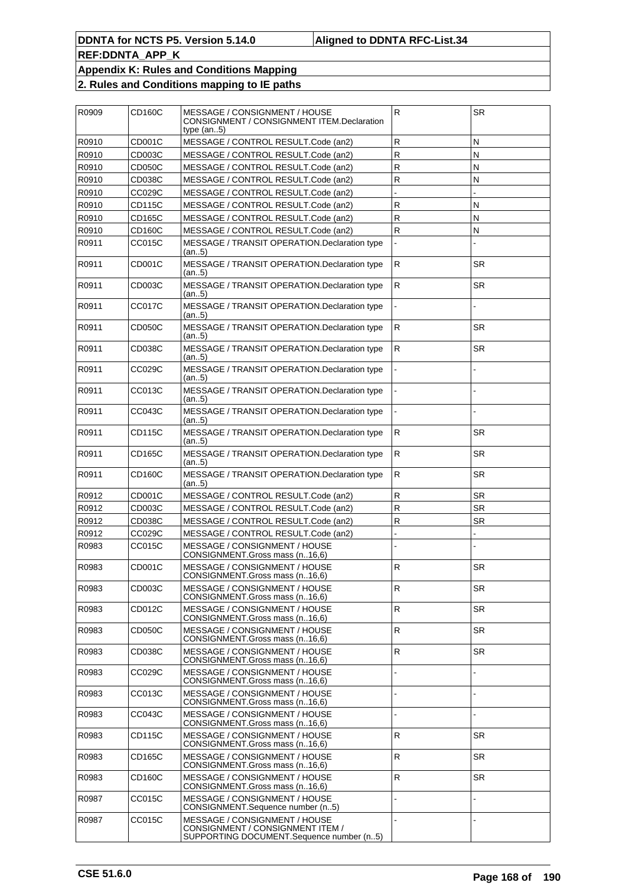| R0909 | CD160C | MESSAGE / CONSIGNMENT / HOUSE CONSIGNMENT / CONSIGNMENT ITEM.Declaration type (an..5) | R | SR |
|---|---|---|---|---|
| R0910 | CD001C | MESSAGE / CONTROL RESULT.Code (an2) | R | N |
| R0910 | CD003C | MESSAGE / CONTROL RESULT.Code (an2) | R | N |
| R0910 | CD050C | MESSAGE / CONTROL RESULT.Code (an2) | R | N |
| R0910 | CD038C | MESSAGE / CONTROL RESULT.Code (an2) | R | N |
| R0910 | CC029C | MESSAGE / CONTROL RESULT.Code (an2) | - | - |
| R0910 | CD115C | MESSAGE / CONTROL RESULT.Code (an2) | R | N |
| R0910 | CD165C | MESSAGE / CONTROL RESULT.Code (an2) | R | N |
| R0910 | CD160C | MESSAGE / CONTROL RESULT.Code (an2) | R | N |
| R0911 | CC015C | MESSAGE / TRANSIT OPERATION.Declaration type (an..5) | - | - |
| R0911 | CD001C | MESSAGE / TRANSIT OPERATION.Declaration type (an..5) | R | SR |
| R0911 | CD003C | MESSAGE / TRANSIT OPERATION.Declaration type (an..5) | R | SR |
| R0911 | CC017C | MESSAGE / TRANSIT OPERATION.Declaration type (an..5) | - | - |
| R0911 | CD050C | MESSAGE / TRANSIT OPERATION.Declaration type (an..5) | R | SR |
| R0911 | CD038C | MESSAGE / TRANSIT OPERATION.Declaration type (an..5) | R | SR |
| R0911 | CC029C | MESSAGE / TRANSIT OPERATION.Declaration type (an..5) | - | - |
| R0911 | CC013C | MESSAGE / TRANSIT OPERATION.Declaration type (an..5) | - | - |
| R0911 | CC043C | MESSAGE / TRANSIT OPERATION.Declaration type (an..5) | - | - |
| R0911 | CD115C | MESSAGE / TRANSIT OPERATION.Declaration type (an..5) | R | SR |
| R0911 | CD165C | MESSAGE / TRANSIT OPERATION.Declaration type (an..5) | R | SR |
| R0911 | CD160C | MESSAGE / TRANSIT OPERATION.Declaration type (an..5) | R | SR |
| R0912 | CD001C | MESSAGE / CONTROL RESULT.Code (an2) | R | SR |
| R0912 | CD003C | MESSAGE / CONTROL RESULT.Code (an2) | R | SR |
| R0912 | CD038C | MESSAGE / CONTROL RESULT.Code (an2) | R | SR |
| R0912 | CC029C | MESSAGE / CONTROL RESULT.Code (an2) | - | - |
| R0983 | CC015C | MESSAGE / CONSIGNMENT / HOUSE CONSIGNMENT.Gross mass (n..16,6) | - | - |
| R0983 | CD001C | MESSAGE / CONSIGNMENT / HOUSE CONSIGNMENT.Gross mass (n..16,6) | R | SR |
| R0983 | CD003C | MESSAGE / CONSIGNMENT / HOUSE CONSIGNMENT.Gross mass (n..16,6) | R | SR |
| R0983 | CD012C | MESSAGE / CONSIGNMENT / HOUSE CONSIGNMENT.Gross mass (n..16,6) | R | SR |
| R0983 | CD050C | MESSAGE / CONSIGNMENT / HOUSE CONSIGNMENT.Gross mass (n..16,6) | R | SR |
| R0983 | CD038C | MESSAGE / CONSIGNMENT / HOUSE CONSIGNMENT.Gross mass (n..16,6) | R | SR |
| R0983 | CC029C | MESSAGE / CONSIGNMENT / HOUSE CONSIGNMENT.Gross mass (n..16,6) | - | - |
| R0983 | CC013C | MESSAGE / CONSIGNMENT / HOUSE CONSIGNMENT.Gross mass (n..16,6) | - | - |
| R0983 | CC043C | MESSAGE / CONSIGNMENT / HOUSE CONSIGNMENT.Gross mass (n..16,6) | - | - |
| R0983 | CD115C | MESSAGE / CONSIGNMENT / HOUSE CONSIGNMENT.Gross mass (n..16,6) | R | SR |
| R0983 | CD165C | MESSAGE / CONSIGNMENT / HOUSE CONSIGNMENT.Gross mass (n..16,6) | R | SR |
| R0983 | CD160C | MESSAGE / CONSIGNMENT / HOUSE CONSIGNMENT.Gross mass (n..16,6) | R | SR |
| R0987 | CC015C | MESSAGE / CONSIGNMENT / HOUSE CONSIGNMENT.Sequence number (n..5) | - | - |
| R0987 | CC015C | MESSAGE / CONSIGNMENT / HOUSE CONSIGNMENT / CONSIGNMENT ITEM / SUPPORTING DOCUMENT.Sequence number (n..5) | - | - |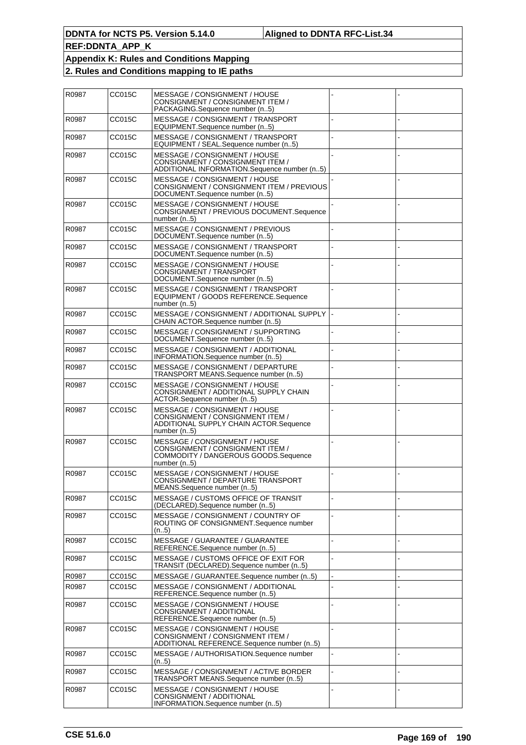| | | | | |
|---|---|---|---|---|
| R0987 | CC015C | MESSAGE / CONSIGNMENT / HOUSE CONSIGNMENT / CONSIGNMENT ITEM / PACKAGING.Sequence number (n..5) | - | - |
| R0987 | CC015C | MESSAGE / CONSIGNMENT / TRANSPORT EQUIPMENT.Sequence number (n..5) | - | - |
| R0987 | CC015C | MESSAGE / CONSIGNMENT / TRANSPORT EQUIPMENT / SEAL.Sequence number (n..5) | - | - |
| R0987 | CC015C | MESSAGE / CONSIGNMENT / HOUSE CONSIGNMENT / CONSIGNMENT ITEM / ADDITIONAL INFORMATION.Sequence number (n..5) | - | - |
| R0987 | CC015C | MESSAGE / CONSIGNMENT / HOUSE CONSIGNMENT / CONSIGNMENT ITEM / PREVIOUS DOCUMENT.Sequence number (n..5) | - | - |
| R0987 | CC015C | MESSAGE / CONSIGNMENT / HOUSE CONSIGNMENT / PREVIOUS DOCUMENT.Sequence number (n..5) | - | - |
| R0987 | CC015C | MESSAGE / CONSIGNMENT / PREVIOUS DOCUMENT.Sequence number (n..5) | - | - |
| R0987 | CC015C | MESSAGE / CONSIGNMENT / TRANSPORT DOCUMENT.Sequence number (n..5) | - | - |
| R0987 | CC015C | MESSAGE / CONSIGNMENT / HOUSE CONSIGNMENT / TRANSPORT DOCUMENT.Sequence number (n..5) | - | - |
| R0987 | CC015C | MESSAGE / CONSIGNMENT / TRANSPORT EQUIPMENT / GOODS REFERENCE.Sequence number (n..5) | - | - |
| R0987 | CC015C | MESSAGE / CONSIGNMENT / ADDITIONAL SUPPLY CHAIN ACTOR.Sequence number (n..5) | - | - |
| R0987 | CC015C | MESSAGE / CONSIGNMENT / SUPPORTING DOCUMENT.Sequence number (n..5) | - | - |
| R0987 | CC015C | MESSAGE / CONSIGNMENT / ADDITIONAL INFORMATION.Sequence number (n..5) | - | - |
| R0987 | CC015C | MESSAGE / CONSIGNMENT / DEPARTURE TRANSPORT MEANS.Sequence number (n..5) | - | - |
| R0987 | CC015C | MESSAGE / CONSIGNMENT / HOUSE CONSIGNMENT / ADDITIONAL SUPPLY CHAIN ACTOR.Sequence number (n..5) | - | - |
| R0987 | CC015C | MESSAGE / CONSIGNMENT / HOUSE CONSIGNMENT / CONSIGNMENT ITEM / ADDITIONAL SUPPLY CHAIN ACTOR.Sequence number (n..5) | - | - |
| R0987 | CC015C | MESSAGE / CONSIGNMENT / HOUSE CONSIGNMENT / CONSIGNMENT ITEM / COMMODITY / DANGEROUS GOODS.Sequence number (n..5) | - | - |
| R0987 | CC015C | MESSAGE / CONSIGNMENT / HOUSE CONSIGNMENT / DEPARTURE TRANSPORT MEANS.Sequence number (n..5) | - | - |
| R0987 | CC015C | MESSAGE / CUSTOMS OFFICE OF TRANSIT (DECLARED).Sequence number (n..5) | - | - |
| R0987 | CC015C | MESSAGE / CONSIGNMENT / COUNTRY OF ROUTING OF CONSIGNMENT.Sequence number (n..5) | - | - |
| R0987 | CC015C | MESSAGE / GUARANTEE / GUARANTEE REFERENCE.Sequence number (n..5) | - | - |
| R0987 | CC015C | MESSAGE / CUSTOMS OFFICE OF EXIT FOR TRANSIT (DECLARED).Sequence number (n..5) | - | - |
| R0987 | CC015C | MESSAGE / GUARANTEE.Sequence number (n..5) | - | - |
| R0987 | CC015C | MESSAGE / CONSIGNMENT / ADDITIONAL REFERENCE.Sequence number (n..5) | - | - |
| R0987 | CC015C | MESSAGE / CONSIGNMENT / HOUSE CONSIGNMENT / ADDITIONAL REFERENCE.Sequence number (n..5) | - | - |
| R0987 | CC015C | MESSAGE / CONSIGNMENT / HOUSE CONSIGNMENT / CONSIGNMENT ITEM / ADDITIONAL REFERENCE.Sequence number (n..5) | - | - |
| R0987 | CC015C | MESSAGE / AUTHORISATION.Sequence number (n..5) | - | - |
| R0987 | CC015C | MESSAGE / CONSIGNMENT / ACTIVE BORDER TRANSPORT MEANS.Sequence number (n..5) | - | - |
| R0987 | CC015C | MESSAGE / CONSIGNMENT / HOUSE CONSIGNMENT / ADDITIONAL INFORMATION.Sequence number (n..5) | - | - |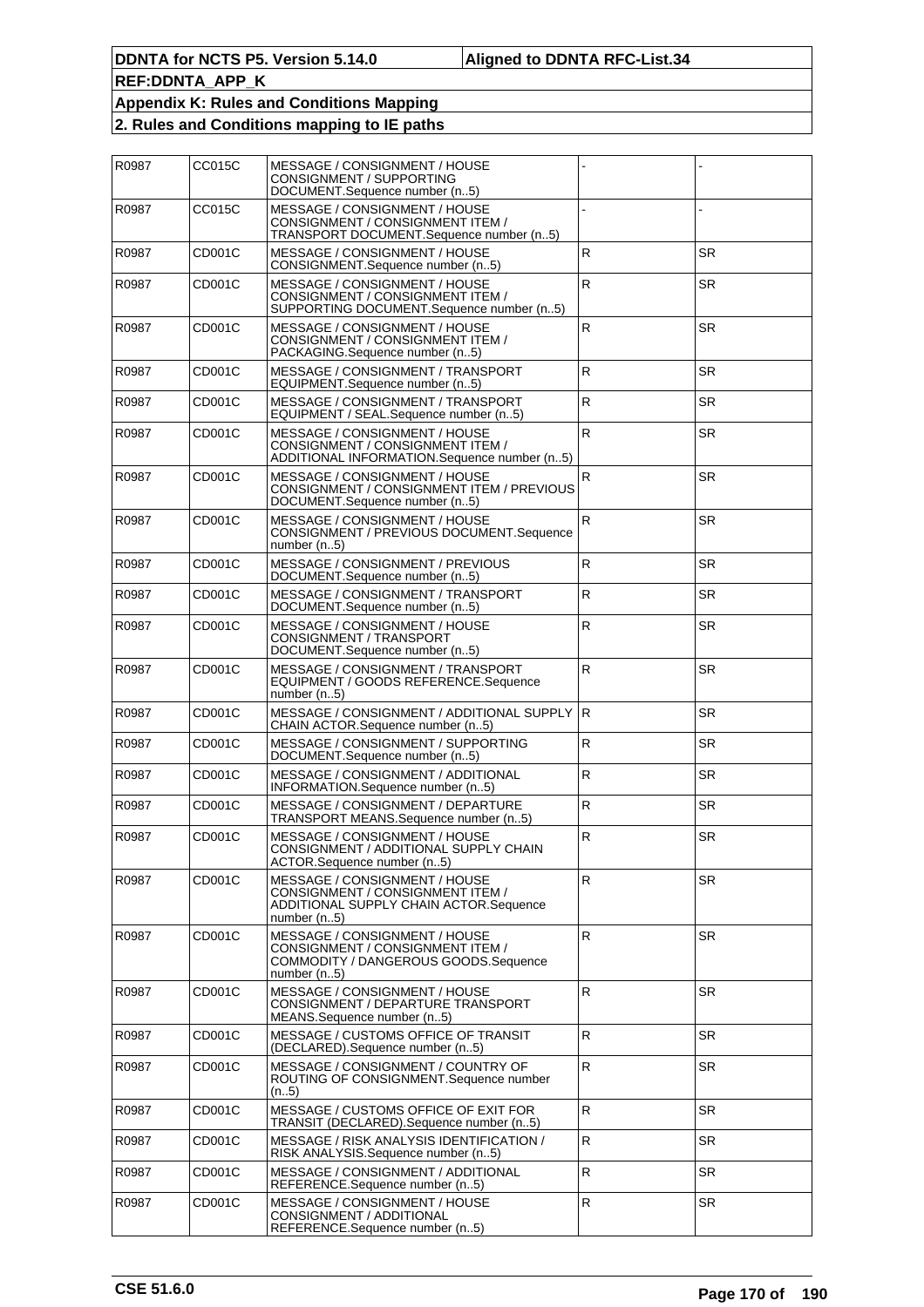| R0987 | CC015C | MESSAGE / CONSIGNMENT / HOUSE CONSIGNMENT / SUPPORTING DOCUMENT.Sequence number (n..5) | - | - |
|---|---|---|---|---|
| R0987 | CC015C | MESSAGE / CONSIGNMENT / HOUSE CONSIGNMENT / CONSIGNMENT ITEM / TRANSPORT DOCUMENT.Sequence number (n..5) | - | - |
| R0987 | CD001C | MESSAGE / CONSIGNMENT / HOUSE CONSIGNMENT.Sequence number (n..5) | R | SR |
| R0987 | CD001C | MESSAGE / CONSIGNMENT / HOUSE CONSIGNMENT / CONSIGNMENT ITEM / SUPPORTING DOCUMENT.Sequence number (n..5) | R | SR |
| R0987 | CD001C | MESSAGE / CONSIGNMENT / HOUSE CONSIGNMENT / CONSIGNMENT ITEM / PACKAGING.Sequence number (n..5) | R | SR |
| R0987 | CD001C | MESSAGE / CONSIGNMENT / TRANSPORT EQUIPMENT.Sequence number (n..5) | R | SR |
| R0987 | CD001C | MESSAGE / CONSIGNMENT / TRANSPORT EQUIPMENT / SEAL.Sequence number (n..5) | R | SR |
| R0987 | CD001C | MESSAGE / CONSIGNMENT / HOUSE CONSIGNMENT / CONSIGNMENT ITEM / ADDITIONAL INFORMATION.Sequence number (n..5) | R | SR |
| R0987 | CD001C | MESSAGE / CONSIGNMENT / HOUSE CONSIGNMENT / CONSIGNMENT ITEM / PREVIOUS DOCUMENT.Sequence number (n..5) | R | SR |
| R0987 | CD001C | MESSAGE / CONSIGNMENT / HOUSE CONSIGNMENT / PREVIOUS DOCUMENT.Sequence number (n..5) | R | SR |
| R0987 | CD001C | MESSAGE / CONSIGNMENT / PREVIOUS DOCUMENT.Sequence number (n..5) | R | SR |
| R0987 | CD001C | MESSAGE / CONSIGNMENT / TRANSPORT DOCUMENT.Sequence number (n..5) | R | SR |
| R0987 | CD001C | MESSAGE / CONSIGNMENT / HOUSE CONSIGNMENT / TRANSPORT DOCUMENT.Sequence number (n..5) | R | SR |
| R0987 | CD001C | MESSAGE / CONSIGNMENT / TRANSPORT EQUIPMENT / GOODS REFERENCE.Sequence number (n..5) | R | SR |
| R0987 | CD001C | MESSAGE / CONSIGNMENT / ADDITIONAL SUPPLY CHAIN ACTOR.Sequence number (n..5) | R | SR |
| R0987 | CD001C | MESSAGE / CONSIGNMENT / SUPPORTING DOCUMENT.Sequence number (n..5) | R | SR |
| R0987 | CD001C | MESSAGE / CONSIGNMENT / ADDITIONAL INFORMATION.Sequence number (n..5) | R | SR |
| R0987 | CD001C | MESSAGE / CONSIGNMENT / DEPARTURE TRANSPORT MEANS.Sequence number (n..5) | R | SR |
| R0987 | CD001C | MESSAGE / CONSIGNMENT / HOUSE CONSIGNMENT / ADDITIONAL SUPPLY CHAIN ACTOR.Sequence number (n..5) | R | SR |
| R0987 | CD001C | MESSAGE / CONSIGNMENT / HOUSE CONSIGNMENT / CONSIGNMENT ITEM / ADDITIONAL SUPPLY CHAIN ACTOR.Sequence number (n..5) | R | SR |
| R0987 | CD001C | MESSAGE / CONSIGNMENT / HOUSE CONSIGNMENT / CONSIGNMENT ITEM / COMMODITY / DANGEROUS GOODS.Sequence number (n..5) | R | SR |
| R0987 | CD001C | MESSAGE / CONSIGNMENT / HOUSE CONSIGNMENT / DEPARTURE TRANSPORT MEANS.Sequence number (n..5) | R | SR |
| R0987 | CD001C | MESSAGE / CUSTOMS OFFICE OF TRANSIT (DECLARED).Sequence number (n..5) | R | SR |
| R0987 | CD001C | MESSAGE / CONSIGNMENT / COUNTRY OF ROUTING OF CONSIGNMENT.Sequence number (n..5) | R | SR |
| R0987 | CD001C | MESSAGE / CUSTOMS OFFICE OF EXIT FOR TRANSIT (DECLARED).Sequence number (n..5) | R | SR |
| R0987 | CD001C | MESSAGE / RISK ANALYSIS IDENTIFICATION / RISK ANALYSIS.Sequence number (n..5) | R | SR |
| R0987 | CD001C | MESSAGE / CONSIGNMENT / ADDITIONAL REFERENCE.Sequence number (n..5) | R | SR |
| R0987 | CD001C | MESSAGE / CONSIGNMENT / HOUSE CONSIGNMENT / ADDITIONAL REFERENCE.Sequence number (n..5) | R | SR |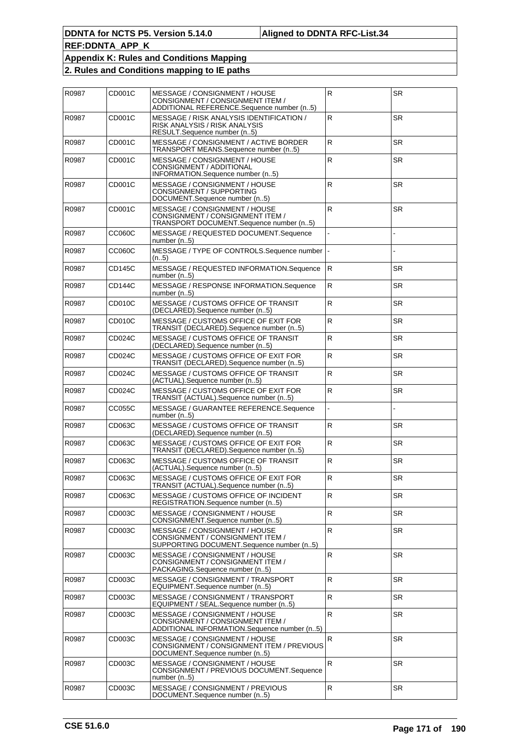| | | | | |
|---|---|---|---|---|
| R0987 | CD001C | MESSAGE / CONSIGNMENT / HOUSE CONSIGNMENT / CONSIGNMENT ITEM / ADDITIONAL REFERENCE.Sequence number (n..5) | R | SR |
| R0987 | CD001C | MESSAGE / RISK ANALYSIS IDENTIFICATION / RISK ANALYSIS / RISK ANALYSIS RESULT.Sequence number (n..5) | R | SR |
| R0987 | CD001C | MESSAGE / CONSIGNMENT / ACTIVE BORDER TRANSPORT MEANS.Sequence number (n..5) | R | SR |
| R0987 | CD001C | MESSAGE / CONSIGNMENT / HOUSE CONSIGNMENT / ADDITIONAL INFORMATION.Sequence number (n..5) | R | SR |
| R0987 | CD001C | MESSAGE / CONSIGNMENT / HOUSE CONSIGNMENT / SUPPORTING DOCUMENT.Sequence number (n..5) | R | SR |
| R0987 | CD001C | MESSAGE / CONSIGNMENT / HOUSE CONSIGNMENT / CONSIGNMENT ITEM / TRANSPORT DOCUMENT.Sequence number (n..5) | R | SR |
| R0987 | CC060C | MESSAGE / REQUESTED DOCUMENT.Sequence number (n..5) | - | - |
| R0987 | CC060C | MESSAGE / TYPE OF CONTROLS.Sequence number (n..5) | - | - |
| R0987 | CD145C | MESSAGE / REQUESTED INFORMATION.Sequence number (n..5) | R | SR |
| R0987 | CD144C | MESSAGE / RESPONSE INFORMATION.Sequence number (n..5) | R | SR |
| R0987 | CD010C | MESSAGE / CUSTOMS OFFICE OF TRANSIT (DECLARED).Sequence number (n..5) | R | SR |
| R0987 | CD010C | MESSAGE / CUSTOMS OFFICE OF EXIT FOR TRANSIT (DECLARED).Sequence number (n..5) | R | SR |
| R0987 | CD024C | MESSAGE / CUSTOMS OFFICE OF TRANSIT (DECLARED).Sequence number (n..5) | R | SR |
| R0987 | CD024C | MESSAGE / CUSTOMS OFFICE OF EXIT FOR TRANSIT (DECLARED).Sequence number (n..5) | R | SR |
| R0987 | CD024C | MESSAGE / CUSTOMS OFFICE OF TRANSIT (ACTUAL).Sequence number (n..5) | R | SR |
| R0987 | CD024C | MESSAGE / CUSTOMS OFFICE OF EXIT FOR TRANSIT (ACTUAL).Sequence number (n..5) | R | SR |
| R0987 | CC055C | MESSAGE / GUARANTEE REFERENCE.Sequence number (n..5) | - | - |
| R0987 | CD063C | MESSAGE / CUSTOMS OFFICE OF TRANSIT (DECLARED).Sequence number (n..5) | R | SR |
| R0987 | CD063C | MESSAGE / CUSTOMS OFFICE OF EXIT FOR TRANSIT (DECLARED).Sequence number (n..5) | R | SR |
| R0987 | CD063C | MESSAGE / CUSTOMS OFFICE OF TRANSIT (ACTUAL).Sequence number (n..5) | R | SR |
| R0987 | CD063C | MESSAGE / CUSTOMS OFFICE OF EXIT FOR TRANSIT (ACTUAL).Sequence number (n..5) | R | SR |
| R0987 | CD063C | MESSAGE / CUSTOMS OFFICE OF INCIDENT REGISTRATION.Sequence number (n..5) | R | SR |
| R0987 | CD003C | MESSAGE / CONSIGNMENT / HOUSE CONSIGNMENT.Sequence number (n..5) | R | SR |
| R0987 | CD003C | MESSAGE / CONSIGNMENT / HOUSE CONSIGNMENT / CONSIGNMENT ITEM / SUPPORTING DOCUMENT.Sequence number (n..5) | R | SR |
| R0987 | CD003C | MESSAGE / CONSIGNMENT / HOUSE CONSIGNMENT / CONSIGNMENT ITEM / PACKAGING.Sequence number (n..5) | R | SR |
| R0987 | CD003C | MESSAGE / CONSIGNMENT / TRANSPORT EQUIPMENT.Sequence number (n..5) | R | SR |
| R0987 | CD003C | MESSAGE / CONSIGNMENT / TRANSPORT EQUIPMENT / SEAL.Sequence number (n..5) | R | SR |
| R0987 | CD003C | MESSAGE / CONSIGNMENT / HOUSE CONSIGNMENT / CONSIGNMENT ITEM / ADDITIONAL INFORMATION.Sequence number (n..5) | R | SR |
| R0987 | CD003C | MESSAGE / CONSIGNMENT / HOUSE CONSIGNMENT / CONSIGNMENT ITEM / PREVIOUS DOCUMENT.Sequence number (n..5) | R | SR |
| R0987 | CD003C | MESSAGE / CONSIGNMENT / HOUSE CONSIGNMENT / PREVIOUS DOCUMENT.Sequence number (n..5) | R | SR |
| R0987 | CD003C | MESSAGE / CONSIGNMENT / PREVIOUS DOCUMENT.Sequence number (n..5) | R | SR |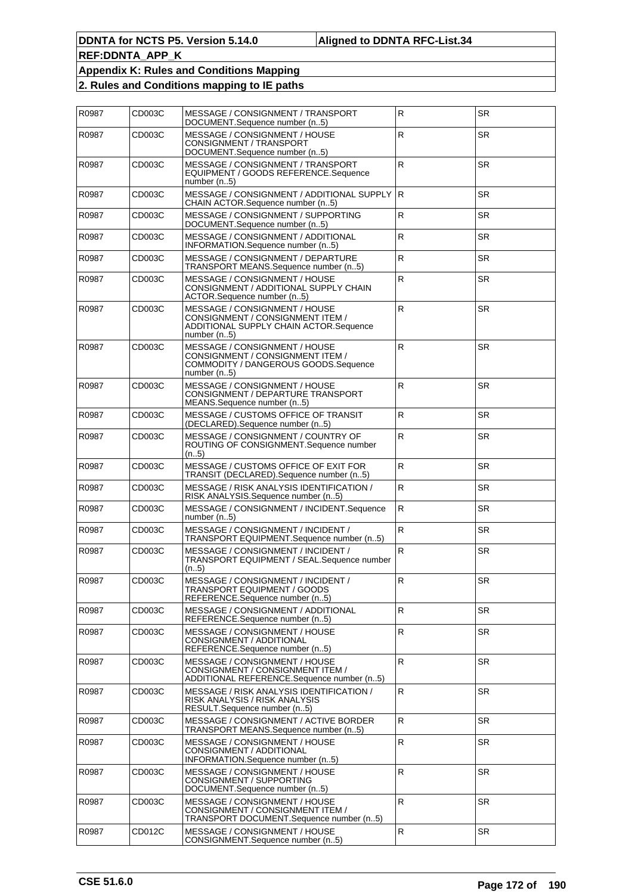| | | | | |
|---|---|---|---|---|
| R0987 | CD003C | MESSAGE / CONSIGNMENT / TRANSPORT DOCUMENT.Sequence number (n..5) | R | SR |
| R0987 | CD003C | MESSAGE / CONSIGNMENT / HOUSE CONSIGNMENT / TRANSPORT DOCUMENT.Sequence number (n..5) | R | SR |
| R0987 | CD003C | MESSAGE / CONSIGNMENT / TRANSPORT EQUIPMENT / GOODS REFERENCE.Sequence number (n..5) | R | SR |
| R0987 | CD003C | MESSAGE / CONSIGNMENT / ADDITIONAL SUPPLY CHAIN ACTOR.Sequence number (n..5) | R | SR |
| R0987 | CD003C | MESSAGE / CONSIGNMENT / SUPPORTING DOCUMENT.Sequence number (n..5) | R | SR |
| R0987 | CD003C | MESSAGE / CONSIGNMENT / ADDITIONAL INFORMATION.Sequence number (n..5) | R | SR |
| R0987 | CD003C | MESSAGE / CONSIGNMENT / DEPARTURE TRANSPORT MEANS.Sequence number (n..5) | R | SR |
| R0987 | CD003C | MESSAGE / CONSIGNMENT / HOUSE CONSIGNMENT / ADDITIONAL SUPPLY CHAIN ACTOR.Sequence number (n..5) | R | SR |
| R0987 | CD003C | MESSAGE / CONSIGNMENT / HOUSE CONSIGNMENT / CONSIGNMENT ITEM / ADDITIONAL SUPPLY CHAIN ACTOR.Sequence number (n..5) | R | SR |
| R0987 | CD003C | MESSAGE / CONSIGNMENT / HOUSE CONSIGNMENT / CONSIGNMENT ITEM / COMMODITY / DANGEROUS GOODS.Sequence number (n..5) | R | SR |
| R0987 | CD003C | MESSAGE / CONSIGNMENT / HOUSE CONSIGNMENT / DEPARTURE TRANSPORT MEANS.Sequence number (n..5) | R | SR |
| R0987 | CD003C | MESSAGE / CUSTOMS OFFICE OF TRANSIT (DECLARED).Sequence number (n..5) | R | SR |
| R0987 | CD003C | MESSAGE / CONSIGNMENT / COUNTRY OF ROUTING OF CONSIGNMENT.Sequence number (n..5) | R | SR |
| R0987 | CD003C | MESSAGE / CUSTOMS OFFICE OF EXIT FOR TRANSIT (DECLARED).Sequence number (n..5) | R | SR |
| R0987 | CD003C | MESSAGE / RISK ANALYSIS IDENTIFICATION / RISK ANALYSIS.Sequence number (n..5) | R | SR |
| R0987 | CD003C | MESSAGE / CONSIGNMENT / INCIDENT.Sequence number (n..5) | R | SR |
| R0987 | CD003C | MESSAGE / CONSIGNMENT / INCIDENT / TRANSPORT EQUIPMENT.Sequence number (n..5) | R | SR |
| R0987 | CD003C | MESSAGE / CONSIGNMENT / INCIDENT / TRANSPORT EQUIPMENT / SEAL.Sequence number (n..5) | R | SR |
| R0987 | CD003C | MESSAGE / CONSIGNMENT / INCIDENT / TRANSPORT EQUIPMENT / GOODS REFERENCE.Sequence number (n..5) | R | SR |
| R0987 | CD003C | MESSAGE / CONSIGNMENT / ADDITIONAL REFERENCE.Sequence number (n..5) | R | SR |
| R0987 | CD003C | MESSAGE / CONSIGNMENT / HOUSE CONSIGNMENT / ADDITIONAL REFERENCE.Sequence number (n..5) | R | SR |
| R0987 | CD003C | MESSAGE / CONSIGNMENT / HOUSE CONSIGNMENT / CONSIGNMENT ITEM / ADDITIONAL REFERENCE.Sequence number (n..5) | R | SR |
| R0987 | CD003C | MESSAGE / RISK ANALYSIS IDENTIFICATION / RISK ANALYSIS / RISK ANALYSIS RESULT.Sequence number (n..5) | R | SR |
| R0987 | CD003C | MESSAGE / CONSIGNMENT / ACTIVE BORDER TRANSPORT MEANS.Sequence number (n..5) | R | SR |
| R0987 | CD003C | MESSAGE / CONSIGNMENT / HOUSE CONSIGNMENT / ADDITIONAL INFORMATION.Sequence number (n..5) | R | SR |
| R0987 | CD003C | MESSAGE / CONSIGNMENT / HOUSE CONSIGNMENT / SUPPORTING DOCUMENT.Sequence number (n..5) | R | SR |
| R0987 | CD003C | MESSAGE / CONSIGNMENT / HOUSE CONSIGNMENT / CONSIGNMENT ITEM / TRANSPORT DOCUMENT.Sequence number (n..5) | R | SR |
| R0987 | CD012C | MESSAGE / CONSIGNMENT / HOUSE CONSIGNMENT.Sequence number (n..5) | R | SR |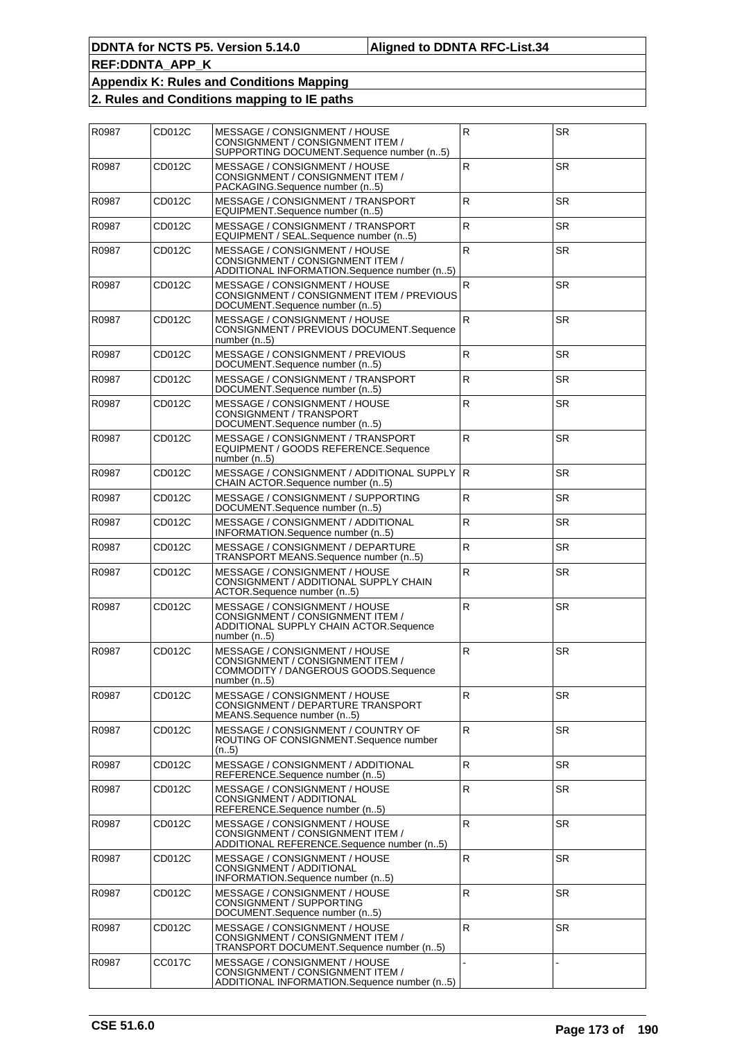| | | | | |
|---|---|---|---|---|
| R0987 | CD012C | MESSAGE / CONSIGNMENT / HOUSE CONSIGNMENT / CONSIGNMENT ITEM / SUPPORTING DOCUMENT.Sequence number (n..5) | R | SR |
| R0987 | CD012C | MESSAGE / CONSIGNMENT / HOUSE CONSIGNMENT / CONSIGNMENT ITEM / PACKAGING.Sequence number (n..5) | R | SR |
| R0987 | CD012C | MESSAGE / CONSIGNMENT / TRANSPORT EQUIPMENT.Sequence number (n..5) | R | SR |
| R0987 | CD012C | MESSAGE / CONSIGNMENT / TRANSPORT EQUIPMENT / SEAL.Sequence number (n..5) | R | SR |
| R0987 | CD012C | MESSAGE / CONSIGNMENT / HOUSE CONSIGNMENT / CONSIGNMENT ITEM / ADDITIONAL INFORMATION.Sequence number (n..5) | R | SR |
| R0987 | CD012C | MESSAGE / CONSIGNMENT / HOUSE CONSIGNMENT / CONSIGNMENT ITEM / PREVIOUS DOCUMENT.Sequence number (n..5) | R | SR |
| R0987 | CD012C | MESSAGE / CONSIGNMENT / HOUSE CONSIGNMENT / PREVIOUS DOCUMENT.Sequence number (n..5) | R | SR |
| R0987 | CD012C | MESSAGE / CONSIGNMENT / PREVIOUS DOCUMENT.Sequence number (n..5) | R | SR |
| R0987 | CD012C | MESSAGE / CONSIGNMENT / TRANSPORT DOCUMENT.Sequence number (n..5) | R | SR |
| R0987 | CD012C | MESSAGE / CONSIGNMENT / HOUSE CONSIGNMENT / TRANSPORT DOCUMENT.Sequence number (n..5) | R | SR |
| R0987 | CD012C | MESSAGE / CONSIGNMENT / TRANSPORT EQUIPMENT / GOODS REFERENCE.Sequence number (n..5) | R | SR |
| R0987 | CD012C | MESSAGE / CONSIGNMENT / ADDITIONAL SUPPLY CHAIN ACTOR.Sequence number (n..5) | R | SR |
| R0987 | CD012C | MESSAGE / CONSIGNMENT / SUPPORTING DOCUMENT.Sequence number (n..5) | R | SR |
| R0987 | CD012C | MESSAGE / CONSIGNMENT / ADDITIONAL INFORMATION.Sequence number (n..5) | R | SR |
| R0987 | CD012C | MESSAGE / CONSIGNMENT / DEPARTURE TRANSPORT MEANS.Sequence number (n..5) | R | SR |
| R0987 | CD012C | MESSAGE / CONSIGNMENT / HOUSE CONSIGNMENT / ADDITIONAL SUPPLY CHAIN ACTOR.Sequence number (n..5) | R | SR |
| R0987 | CD012C | MESSAGE / CONSIGNMENT / HOUSE CONSIGNMENT / CONSIGNMENT ITEM / ADDITIONAL SUPPLY CHAIN ACTOR.Sequence number (n..5) | R | SR |
| R0987 | CD012C | MESSAGE / CONSIGNMENT / HOUSE CONSIGNMENT / CONSIGNMENT ITEM / COMMODITY / DANGEROUS GOODS.Sequence number (n..5) | R | SR |
| R0987 | CD012C | MESSAGE / CONSIGNMENT / HOUSE CONSIGNMENT / DEPARTURE TRANSPORT MEANS.Sequence number (n..5) | R | SR |
| R0987 | CD012C | MESSAGE / CONSIGNMENT / COUNTRY OF ROUTING OF CONSIGNMENT.Sequence number (n..5) | R | SR |
| R0987 | CD012C | MESSAGE / CONSIGNMENT / ADDITIONAL REFERENCE.Sequence number (n..5) | R | SR |
| R0987 | CD012C | MESSAGE / CONSIGNMENT / HOUSE CONSIGNMENT / ADDITIONAL REFERENCE.Sequence number (n..5) | R | SR |
| R0987 | CD012C | MESSAGE / CONSIGNMENT / HOUSE CONSIGNMENT / CONSIGNMENT ITEM / ADDITIONAL REFERENCE.Sequence number (n..5) | R | SR |
| R0987 | CD012C | MESSAGE / CONSIGNMENT / HOUSE CONSIGNMENT / ADDITIONAL INFORMATION.Sequence number (n..5) | R | SR |
| R0987 | CD012C | MESSAGE / CONSIGNMENT / HOUSE CONSIGNMENT / SUPPORTING DOCUMENT.Sequence number (n..5) | R | SR |
| R0987 | CD012C | MESSAGE / CONSIGNMENT / HOUSE CONSIGNMENT / CONSIGNMENT ITEM / TRANSPORT DOCUMENT.Sequence number (n..5) | R | SR |
| R0987 | CC017C | MESSAGE / CONSIGNMENT / HOUSE CONSIGNMENT / CONSIGNMENT ITEM / ADDITIONAL INFORMATION.Sequence number (n..5) | - | - |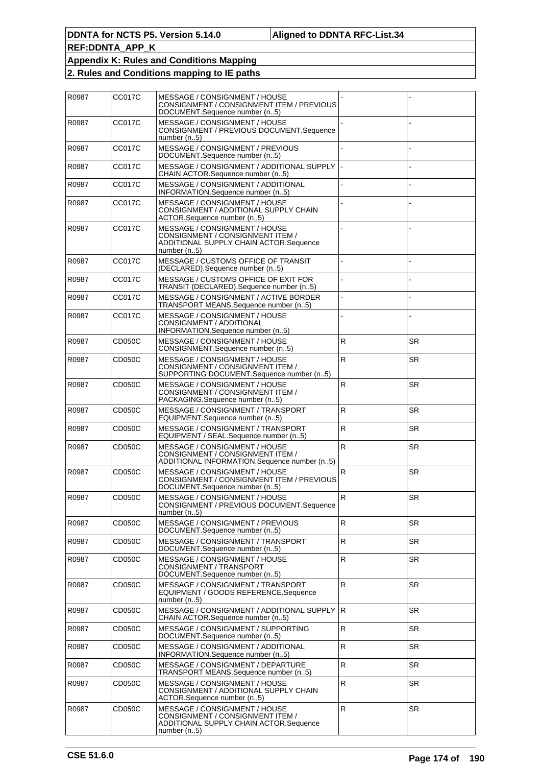| | | | | |
|---|---|---|---|---|
| R0987 | CC017C | MESSAGE / CONSIGNMENT / HOUSE CONSIGNMENT / CONSIGNMENT ITEM / PREVIOUS DOCUMENT.Sequence number (n..5) | - | - |
| R0987 | CC017C | MESSAGE / CONSIGNMENT / HOUSE CONSIGNMENT / PREVIOUS DOCUMENT.Sequence number (n..5) | - | - |
| R0987 | CC017C | MESSAGE / CONSIGNMENT / PREVIOUS DOCUMENT.Sequence number (n..5) | - | - |
| R0987 | CC017C | MESSAGE / CONSIGNMENT / ADDITIONAL SUPPLY CHAIN ACTOR.Sequence number (n..5) | - | - |
| R0987 | CC017C | MESSAGE / CONSIGNMENT / ADDITIONAL INFORMATION.Sequence number (n..5) | - | - |
| R0987 | CC017C | MESSAGE / CONSIGNMENT / HOUSE CONSIGNMENT / ADDITIONAL SUPPLY CHAIN ACTOR.Sequence number (n..5) | - | - |
| R0987 | CC017C | MESSAGE / CONSIGNMENT / HOUSE CONSIGNMENT / CONSIGNMENT ITEM / ADDITIONAL SUPPLY CHAIN ACTOR.Sequence number (n..5) | - | - |
| R0987 | CC017C | MESSAGE / CUSTOMS OFFICE OF TRANSIT (DECLARED).Sequence number (n..5) | - | - |
| R0987 | CC017C | MESSAGE / CUSTOMS OFFICE OF EXIT FOR TRANSIT (DECLARED).Sequence number (n..5) | - | - |
| R0987 | CC017C | MESSAGE / CONSIGNMENT / ACTIVE BORDER TRANSPORT MEANS.Sequence number (n..5) | - | - |
| R0987 | CC017C | MESSAGE / CONSIGNMENT / HOUSE CONSIGNMENT / ADDITIONAL INFORMATION.Sequence number (n..5) | - | - |
| R0987 | CD050C | MESSAGE / CONSIGNMENT / HOUSE CONSIGNMENT.Sequence number (n..5) | R | SR |
| R0987 | CD050C | MESSAGE / CONSIGNMENT / HOUSE CONSIGNMENT / CONSIGNMENT ITEM / SUPPORTING DOCUMENT.Sequence number (n..5) | R | SR |
| R0987 | CD050C | MESSAGE / CONSIGNMENT / HOUSE CONSIGNMENT / CONSIGNMENT ITEM / PACKAGING.Sequence number (n..5) | R | SR |
| R0987 | CD050C | MESSAGE / CONSIGNMENT / TRANSPORT EQUIPMENT.Sequence number (n..5) | R | SR |
| R0987 | CD050C | MESSAGE / CONSIGNMENT / TRANSPORT EQUIPMENT / SEAL.Sequence number (n..5) | R | SR |
| R0987 | CD050C | MESSAGE / CONSIGNMENT / HOUSE CONSIGNMENT / CONSIGNMENT ITEM / ADDITIONAL INFORMATION.Sequence number (n..5) | R | SR |
| R0987 | CD050C | MESSAGE / CONSIGNMENT / HOUSE CONSIGNMENT / CONSIGNMENT ITEM / PREVIOUS DOCUMENT.Sequence number (n..5) | R | SR |
| R0987 | CD050C | MESSAGE / CONSIGNMENT / HOUSE CONSIGNMENT / PREVIOUS DOCUMENT.Sequence number (n..5) | R | SR |
| R0987 | CD050C | MESSAGE / CONSIGNMENT / PREVIOUS DOCUMENT.Sequence number (n..5) | R | SR |
| R0987 | CD050C | MESSAGE / CONSIGNMENT / TRANSPORT DOCUMENT.Sequence number (n..5) | R | SR |
| R0987 | CD050C | MESSAGE / CONSIGNMENT / HOUSE CONSIGNMENT / TRANSPORT DOCUMENT.Sequence number (n..5) | R | SR |
| R0987 | CD050C | MESSAGE / CONSIGNMENT / TRANSPORT EQUIPMENT / GOODS REFERENCE.Sequence number (n..5) | R | SR |
| R0987 | CD050C | MESSAGE / CONSIGNMENT / ADDITIONAL SUPPLY CHAIN ACTOR.Sequence number (n..5) | R | SR |
| R0987 | CD050C | MESSAGE / CONSIGNMENT / SUPPORTING DOCUMENT.Sequence number (n..5) | R | SR |
| R0987 | CD050C | MESSAGE / CONSIGNMENT / ADDITIONAL INFORMATION.Sequence number (n..5) | R | SR |
| R0987 | CD050C | MESSAGE / CONSIGNMENT / DEPARTURE TRANSPORT MEANS.Sequence number (n..5) | R | SR |
| R0987 | CD050C | MESSAGE / CONSIGNMENT / HOUSE CONSIGNMENT / ADDITIONAL SUPPLY CHAIN ACTOR.Sequence number (n..5) | R | SR |
| R0987 | CD050C | MESSAGE / CONSIGNMENT / HOUSE CONSIGNMENT / CONSIGNMENT ITEM / ADDITIONAL SUPPLY CHAIN ACTOR.Sequence number (n..5) | R | SR |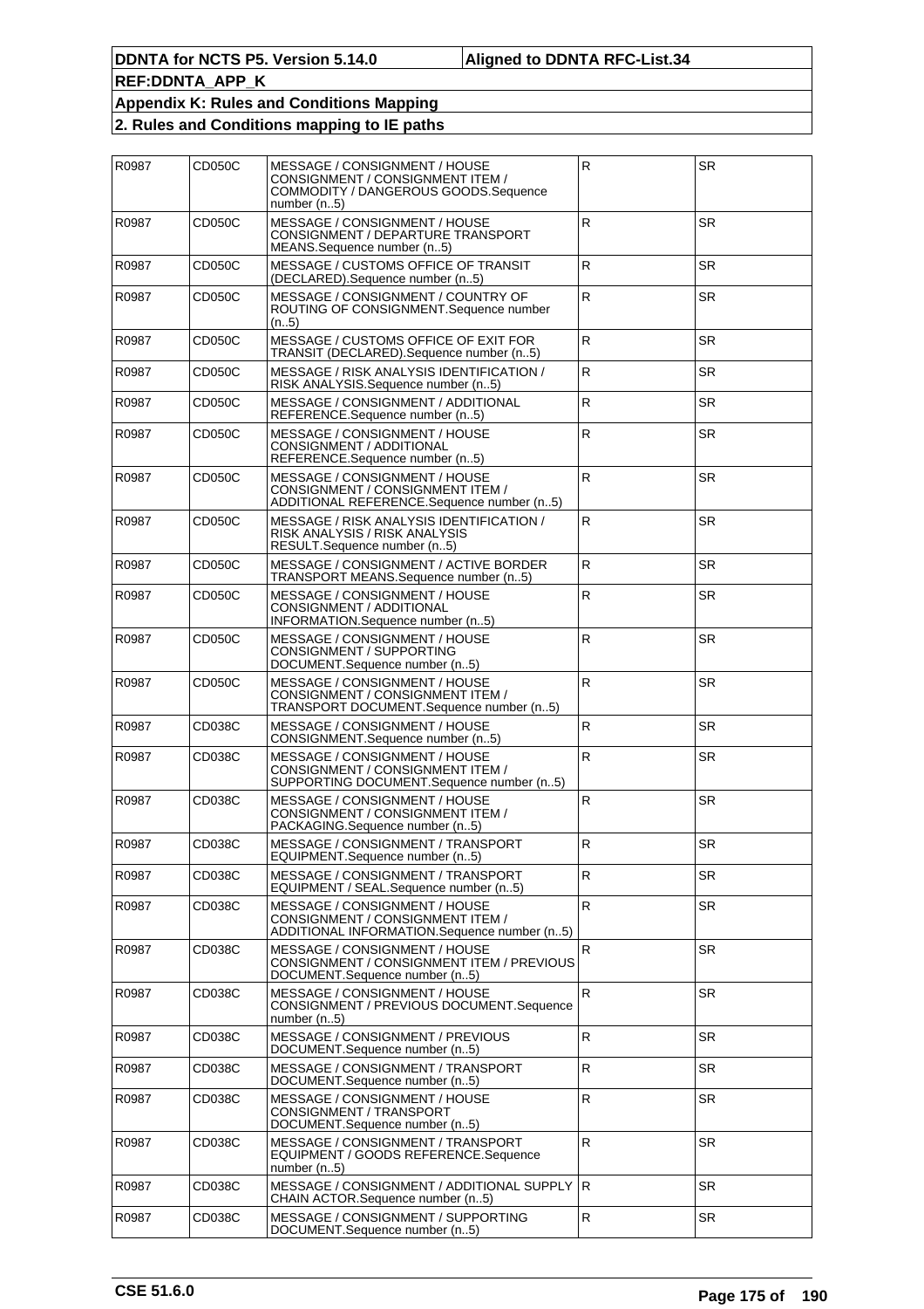| | | | | |
|---|---|---|---|---|
| R0987 | CD050C | MESSAGE / CONSIGNMENT / HOUSE CONSIGNMENT / CONSIGNMENT ITEM / COMMODITY / DANGEROUS GOODS.Sequence number (n..5) | R | SR |
| R0987 | CD050C | MESSAGE / CONSIGNMENT / HOUSE CONSIGNMENT / DEPARTURE TRANSPORT MEANS.Sequence number (n..5) | R | SR |
| R0987 | CD050C | MESSAGE / CUSTOMS OFFICE OF TRANSIT (DECLARED).Sequence number (n..5) | R | SR |
| R0987 | CD050C | MESSAGE / CONSIGNMENT / COUNTRY OF ROUTING OF CONSIGNMENT.Sequence number (n..5) | R | SR |
| R0987 | CD050C | MESSAGE / CUSTOMS OFFICE OF EXIT FOR TRANSIT (DECLARED).Sequence number (n..5) | R | SR |
| R0987 | CD050C | MESSAGE / RISK ANALYSIS IDENTIFICATION / RISK ANALYSIS.Sequence number (n..5) | R | SR |
| R0987 | CD050C | MESSAGE / CONSIGNMENT / ADDITIONAL REFERENCE.Sequence number (n..5) | R | SR |
| R0987 | CD050C | MESSAGE / CONSIGNMENT / HOUSE CONSIGNMENT / ADDITIONAL REFERENCE.Sequence number (n..5) | R | SR |
| R0987 | CD050C | MESSAGE / CONSIGNMENT / HOUSE CONSIGNMENT / CONSIGNMENT ITEM / ADDITIONAL REFERENCE.Sequence number (n..5) | R | SR |
| R0987 | CD050C | MESSAGE / RISK ANALYSIS IDENTIFICATION / RISK ANALYSIS / RISK ANALYSIS RESULT.Sequence number (n..5) | R | SR |
| R0987 | CD050C | MESSAGE / CONSIGNMENT / ACTIVE BORDER TRANSPORT MEANS.Sequence number (n..5) | R | SR |
| R0987 | CD050C | MESSAGE / CONSIGNMENT / HOUSE CONSIGNMENT / ADDITIONAL INFORMATION.Sequence number (n..5) | R | SR |
| R0987 | CD050C | MESSAGE / CONSIGNMENT / HOUSE CONSIGNMENT / SUPPORTING DOCUMENT.Sequence number (n..5) | R | SR |
| R0987 | CD050C | MESSAGE / CONSIGNMENT / HOUSE CONSIGNMENT / CONSIGNMENT ITEM / TRANSPORT DOCUMENT.Sequence number (n..5) | R | SR |
| R0987 | CD038C | MESSAGE / CONSIGNMENT / HOUSE CONSIGNMENT.Sequence number (n..5) | R | SR |
| R0987 | CD038C | MESSAGE / CONSIGNMENT / HOUSE CONSIGNMENT / CONSIGNMENT ITEM / SUPPORTING DOCUMENT.Sequence number (n..5) | R | SR |
| R0987 | CD038C | MESSAGE / CONSIGNMENT / HOUSE CONSIGNMENT / CONSIGNMENT ITEM / PACKAGING.Sequence number (n..5) | R | SR |
| R0987 | CD038C | MESSAGE / CONSIGNMENT / TRANSPORT EQUIPMENT.Sequence number (n..5) | R | SR |
| R0987 | CD038C | MESSAGE / CONSIGNMENT / TRANSPORT EQUIPMENT / SEAL.Sequence number (n..5) | R | SR |
| R0987 | CD038C | MESSAGE / CONSIGNMENT / HOUSE CONSIGNMENT / CONSIGNMENT ITEM / ADDITIONAL INFORMATION.Sequence number (n..5) | R | SR |
| R0987 | CD038C | MESSAGE / CONSIGNMENT / HOUSE CONSIGNMENT / CONSIGNMENT ITEM / PREVIOUS DOCUMENT.Sequence number (n..5) | R | SR |
| R0987 | CD038C | MESSAGE / CONSIGNMENT / HOUSE CONSIGNMENT / PREVIOUS DOCUMENT.Sequence number (n..5) | R | SR |
| R0987 | CD038C | MESSAGE / CONSIGNMENT / PREVIOUS DOCUMENT.Sequence number (n..5) | R | SR |
| R0987 | CD038C | MESSAGE / CONSIGNMENT / TRANSPORT DOCUMENT.Sequence number (n..5) | R | SR |
| R0987 | CD038C | MESSAGE / CONSIGNMENT / HOUSE CONSIGNMENT / TRANSPORT DOCUMENT.Sequence number (n..5) | R | SR |
| R0987 | CD038C | MESSAGE / CONSIGNMENT / TRANSPORT EQUIPMENT / GOODS REFERENCE.Sequence number (n..5) | R | SR |
| R0987 | CD038C | MESSAGE / CONSIGNMENT / ADDITIONAL SUPPLY CHAIN ACTOR.Sequence number (n..5) | R | SR |
| R0987 | CD038C | MESSAGE / CONSIGNMENT / SUPPORTING DOCUMENT.Sequence number (n..5) | R | SR |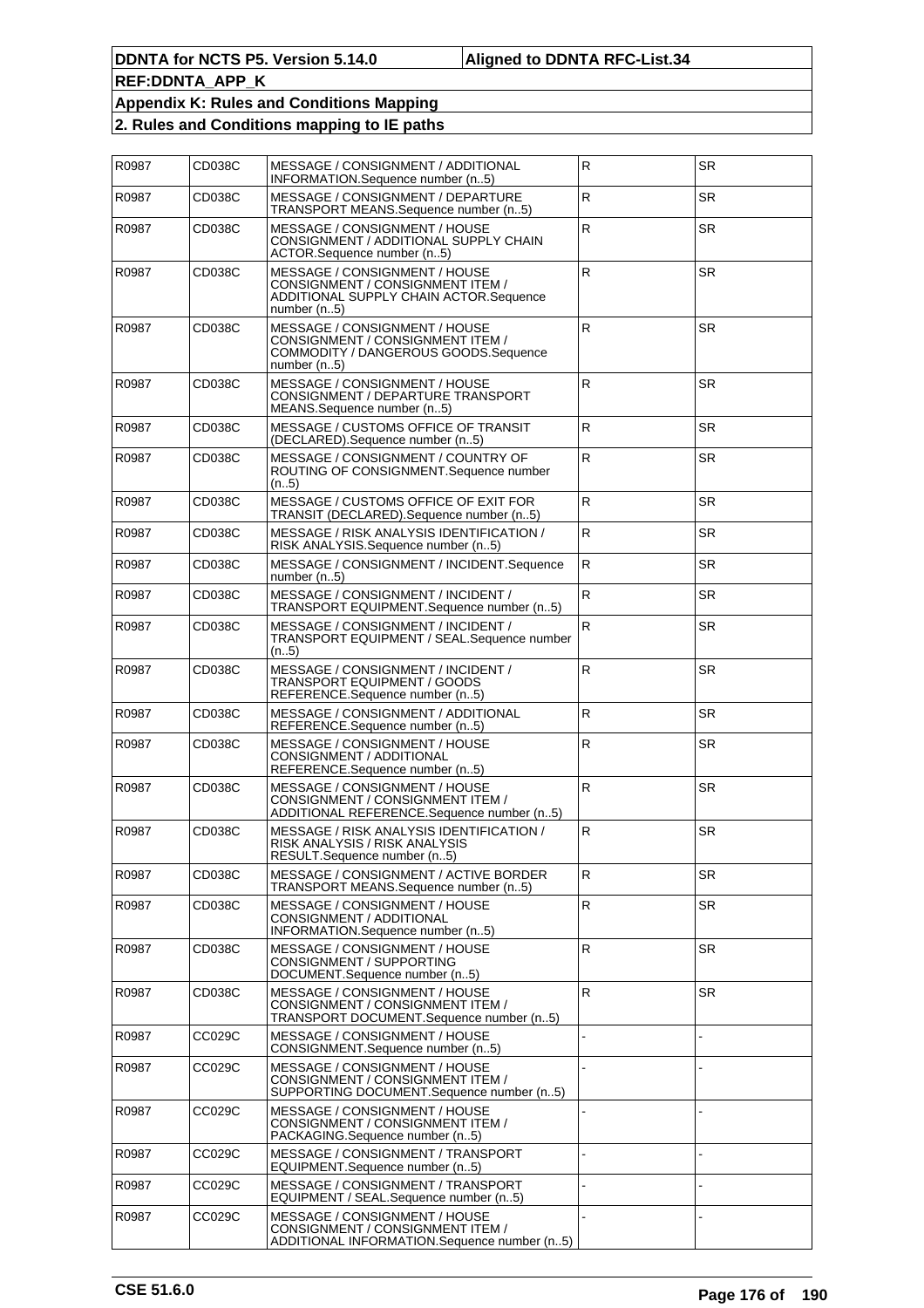| R0987 | CD038C | MESSAGE / CONSIGNMENT / ADDITIONAL INFORMATION.Sequence number (n..5) | R | SR |
|---|---|---|---|---|
| R0987 | CD038C | MESSAGE / CONSIGNMENT / DEPARTURE TRANSPORT MEANS.Sequence number (n..5) | R | SR |
| R0987 | CD038C | MESSAGE / CONSIGNMENT / HOUSE CONSIGNMENT / ADDITIONAL SUPPLY CHAIN ACTOR.Sequence number (n..5) | R | SR |
| R0987 | CD038C | MESSAGE / CONSIGNMENT / HOUSE CONSIGNMENT / CONSIGNMENT ITEM / ADDITIONAL SUPPLY CHAIN ACTOR.Sequence number (n..5) | R | SR |
| R0987 | CD038C | MESSAGE / CONSIGNMENT / HOUSE CONSIGNMENT / CONSIGNMENT ITEM / COMMODITY / DANGEROUS GOODS.Sequence number (n..5) | R | SR |
| R0987 | CD038C | MESSAGE / CONSIGNMENT / HOUSE CONSIGNMENT / DEPARTURE TRANSPORT MEANS.Sequence number (n..5) | R | SR |
| R0987 | CD038C | MESSAGE / CUSTOMS OFFICE OF TRANSIT (DECLARED).Sequence number (n..5) | R | SR |
| R0987 | CD038C | MESSAGE / CONSIGNMENT / COUNTRY OF ROUTING OF CONSIGNMENT.Sequence number (n..5) | R | SR |
| R0987 | CD038C | MESSAGE / CUSTOMS OFFICE OF EXIT FOR TRANSIT (DECLARED).Sequence number (n..5) | R | SR |
| R0987 | CD038C | MESSAGE / RISK ANALYSIS IDENTIFICATION / RISK ANALYSIS.Sequence number (n..5) | R | SR |
| R0987 | CD038C | MESSAGE / CONSIGNMENT / INCIDENT.Sequence number (n..5) | R | SR |
| R0987 | CD038C | MESSAGE / CONSIGNMENT / INCIDENT / TRANSPORT EQUIPMENT.Sequence number (n..5) | R | SR |
| R0987 | CD038C | MESSAGE / CONSIGNMENT / INCIDENT / TRANSPORT EQUIPMENT / SEAL.Sequence number (n..5) | R | SR |
| R0987 | CD038C | MESSAGE / CONSIGNMENT / INCIDENT / TRANSPORT EQUIPMENT / GOODS REFERENCE.Sequence number (n..5) | R | SR |
| R0987 | CD038C | MESSAGE / CONSIGNMENT / ADDITIONAL REFERENCE.Sequence number (n..5) | R | SR |
| R0987 | CD038C | MESSAGE / CONSIGNMENT / HOUSE CONSIGNMENT / ADDITIONAL REFERENCE.Sequence number (n..5) | R | SR |
| R0987 | CD038C | MESSAGE / CONSIGNMENT / HOUSE CONSIGNMENT / CONSIGNMENT ITEM / ADDITIONAL REFERENCE.Sequence number (n..5) | R | SR |
| R0987 | CD038C | MESSAGE / RISK ANALYSIS IDENTIFICATION / RISK ANALYSIS / RISK ANALYSIS RESULT.Sequence number (n..5) | R | SR |
| R0987 | CD038C | MESSAGE / CONSIGNMENT / ACTIVE BORDER TRANSPORT MEANS.Sequence number (n..5) | R | SR |
| R0987 | CD038C | MESSAGE / CONSIGNMENT / HOUSE CONSIGNMENT / ADDITIONAL INFORMATION.Sequence number (n..5) | R | SR |
| R0987 | CD038C | MESSAGE / CONSIGNMENT / HOUSE CONSIGNMENT / SUPPORTING DOCUMENT.Sequence number (n..5) | R | SR |
| R0987 | CD038C | MESSAGE / CONSIGNMENT / HOUSE CONSIGNMENT / CONSIGNMENT ITEM / TRANSPORT DOCUMENT.Sequence number (n..5) | R | SR |
| R0987 | CC029C | MESSAGE / CONSIGNMENT / HOUSE CONSIGNMENT.Sequence number (n..5) | - | - |
| R0987 | CC029C | MESSAGE / CONSIGNMENT / HOUSE CONSIGNMENT / CONSIGNMENT ITEM / SUPPORTING DOCUMENT.Sequence number (n..5) | - | - |
| R0987 | CC029C | MESSAGE / CONSIGNMENT / HOUSE CONSIGNMENT / CONSIGNMENT ITEM / PACKAGING.Sequence number (n..5) | - | - |
| R0987 | CC029C | MESSAGE / CONSIGNMENT / TRANSPORT EQUIPMENT.Sequence number (n..5) | - | - |
| R0987 | CC029C | MESSAGE / CONSIGNMENT / TRANSPORT EQUIPMENT / SEAL.Sequence number (n..5) | - | - |
| R0987 | CC029C | MESSAGE / CONSIGNMENT / HOUSE CONSIGNMENT / CONSIGNMENT ITEM / ADDITIONAL INFORMATION.Sequence number (n..5) | - | - |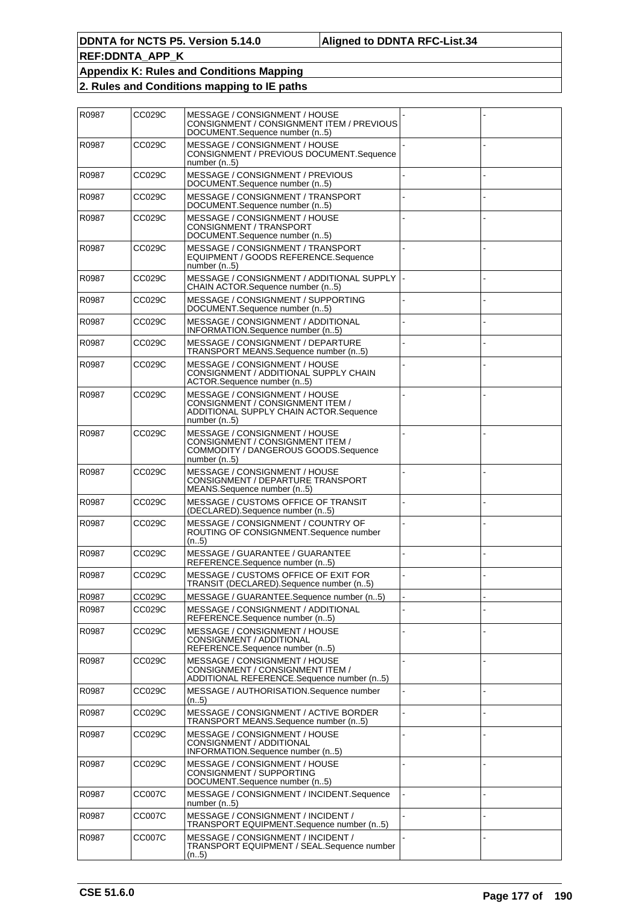| | | | | |
|---|---|---|---|---|
| R0987 | CC029C | MESSAGE / CONSIGNMENT / HOUSE CONSIGNMENT / CONSIGNMENT ITEM / PREVIOUS DOCUMENT.Sequence number (n..5) | - | - |
| R0987 | CC029C | MESSAGE / CONSIGNMENT / HOUSE CONSIGNMENT / PREVIOUS DOCUMENT.Sequence number (n..5) | - | - |
| R0987 | CC029C | MESSAGE / CONSIGNMENT / PREVIOUS DOCUMENT.Sequence number (n..5) | - | - |
| R0987 | CC029C | MESSAGE / CONSIGNMENT / TRANSPORT DOCUMENT.Sequence number (n..5) | - | - |
| R0987 | CC029C | MESSAGE / CONSIGNMENT / HOUSE CONSIGNMENT / TRANSPORT DOCUMENT.Sequence number (n..5) | - | - |
| R0987 | CC029C | MESSAGE / CONSIGNMENT / TRANSPORT EQUIPMENT / GOODS REFERENCE.Sequence number (n..5) | - | - |
| R0987 | CC029C | MESSAGE / CONSIGNMENT / ADDITIONAL SUPPLY CHAIN ACTOR.Sequence number (n..5) | - | - |
| R0987 | CC029C | MESSAGE / CONSIGNMENT / SUPPORTING DOCUMENT.Sequence number (n..5) | - | - |
| R0987 | CC029C | MESSAGE / CONSIGNMENT / ADDITIONAL INFORMATION.Sequence number (n..5) | - | - |
| R0987 | CC029C | MESSAGE / CONSIGNMENT / DEPARTURE TRANSPORT MEANS.Sequence number (n..5) | - | - |
| R0987 | CC029C | MESSAGE / CONSIGNMENT / HOUSE CONSIGNMENT / ADDITIONAL SUPPLY CHAIN ACTOR.Sequence number (n..5) | - | - |
| R0987 | CC029C | MESSAGE / CONSIGNMENT / HOUSE CONSIGNMENT / CONSIGNMENT ITEM / ADDITIONAL SUPPLY CHAIN ACTOR.Sequence number (n..5) | - | - |
| R0987 | CC029C | MESSAGE / CONSIGNMENT / HOUSE CONSIGNMENT / CONSIGNMENT ITEM / COMMODITY / DANGEROUS GOODS.Sequence number (n..5) | - | - |
| R0987 | CC029C | MESSAGE / CONSIGNMENT / HOUSE CONSIGNMENT / DEPARTURE TRANSPORT MEANS.Sequence number (n..5) | - | - |
| R0987 | CC029C | MESSAGE / CUSTOMS OFFICE OF TRANSIT (DECLARED).Sequence number (n..5) | - | - |
| R0987 | CC029C | MESSAGE / CONSIGNMENT / COUNTRY OF ROUTING OF CONSIGNMENT.Sequence number (n..5) | - | - |
| R0987 | CC029C | MESSAGE / GUARANTEE / GUARANTEE REFERENCE.Sequence number (n..5) | - | - |
| R0987 | CC029C | MESSAGE / CUSTOMS OFFICE OF EXIT FOR TRANSIT (DECLARED).Sequence number (n..5) | - | - |
| R0987 | CC029C | MESSAGE / GUARANTEE.Sequence number (n..5) | - | - |
| R0987 | CC029C | MESSAGE / CONSIGNMENT / ADDITIONAL REFERENCE.Sequence number (n..5) | - | - |
| R0987 | CC029C | MESSAGE / CONSIGNMENT / HOUSE CONSIGNMENT / ADDITIONAL REFERENCE.Sequence number (n..5) | - | - |
| R0987 | CC029C | MESSAGE / CONSIGNMENT / HOUSE CONSIGNMENT / CONSIGNMENT ITEM / ADDITIONAL REFERENCE.Sequence number (n..5) | - | - |
| R0987 | CC029C | MESSAGE / AUTHORISATION.Sequence number (n..5) | - | - |
| R0987 | CC029C | MESSAGE / CONSIGNMENT / ACTIVE BORDER TRANSPORT MEANS.Sequence number (n..5) | - | - |
| R0987 | CC029C | MESSAGE / CONSIGNMENT / HOUSE CONSIGNMENT / ADDITIONAL INFORMATION.Sequence number (n..5) | - | - |
| R0987 | CC029C | MESSAGE / CONSIGNMENT / HOUSE CONSIGNMENT / SUPPORTING DOCUMENT.Sequence number (n..5) | - | - |
| R0987 | CC007C | MESSAGE / CONSIGNMENT / INCIDENT.Sequence number (n..5) | - | - |
| R0987 | CC007C | MESSAGE / CONSIGNMENT / INCIDENT / TRANSPORT EQUIPMENT.Sequence number (n..5) | - | - |
| R0987 | CC007C | MESSAGE / CONSIGNMENT / INCIDENT / TRANSPORT EQUIPMENT / SEAL.Sequence number (n..5) | - | - |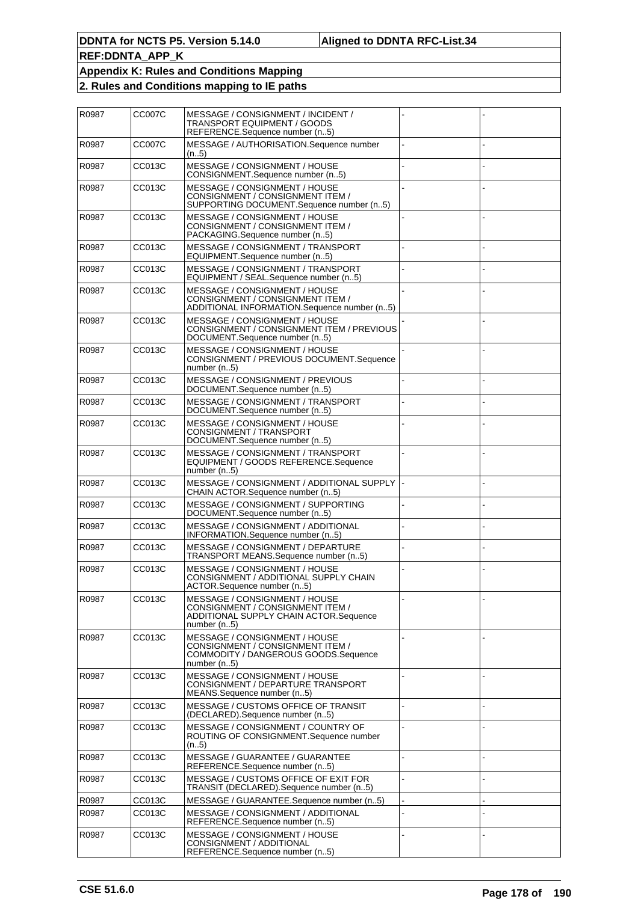| | | | | |
|---|---|---|---|---|
| R0987 | CC007C | MESSAGE / CONSIGNMENT / INCIDENT / TRANSPORT EQUIPMENT / GOODS REFERENCE.Sequence number (n..5) | - | - |
| R0987 | CC007C | MESSAGE / AUTHORISATION.Sequence number (n..5) | - | - |
| R0987 | CC013C | MESSAGE / CONSIGNMENT / HOUSE CONSIGNMENT.Sequence number (n..5) | - | - |
| R0987 | CC013C | MESSAGE / CONSIGNMENT / HOUSE CONSIGNMENT / CONSIGNMENT ITEM / SUPPORTING DOCUMENT.Sequence number (n..5) | - | - |
| R0987 | CC013C | MESSAGE / CONSIGNMENT / HOUSE CONSIGNMENT / CONSIGNMENT ITEM / PACKAGING.Sequence number (n..5) | - | - |
| R0987 | CC013C | MESSAGE / CONSIGNMENT / TRANSPORT EQUIPMENT.Sequence number (n..5) | - | - |
| R0987 | CC013C | MESSAGE / CONSIGNMENT / TRANSPORT EQUIPMENT / SEAL.Sequence number (n..5) | - | - |
| R0987 | CC013C | MESSAGE / CONSIGNMENT / HOUSE CONSIGNMENT / CONSIGNMENT ITEM / ADDITIONAL INFORMATION.Sequence number (n..5) | - | - |
| R0987 | CC013C | MESSAGE / CONSIGNMENT / HOUSE CONSIGNMENT / CONSIGNMENT ITEM / PREVIOUS DOCUMENT.Sequence number (n..5) | - | - |
| R0987 | CC013C | MESSAGE / CONSIGNMENT / HOUSE CONSIGNMENT / PREVIOUS DOCUMENT.Sequence number (n..5) | - | - |
| R0987 | CC013C | MESSAGE / CONSIGNMENT / PREVIOUS DOCUMENT.Sequence number (n..5) | - | - |
| R0987 | CC013C | MESSAGE / CONSIGNMENT / TRANSPORT DOCUMENT.Sequence number (n..5) | - | - |
| R0987 | CC013C | MESSAGE / CONSIGNMENT / HOUSE CONSIGNMENT / TRANSPORT DOCUMENT.Sequence number (n..5) | - | - |
| R0987 | CC013C | MESSAGE / CONSIGNMENT / TRANSPORT EQUIPMENT / GOODS REFERENCE.Sequence number (n..5) | - | - |
| R0987 | CC013C | MESSAGE / CONSIGNMENT / ADDITIONAL SUPPLY CHAIN ACTOR.Sequence number (n..5) | - | - |
| R0987 | CC013C | MESSAGE / CONSIGNMENT / SUPPORTING DOCUMENT.Sequence number (n..5) | - | - |
| R0987 | CC013C | MESSAGE / CONSIGNMENT / ADDITIONAL INFORMATION.Sequence number (n..5) | - | - |
| R0987 | CC013C | MESSAGE / CONSIGNMENT / DEPARTURE TRANSPORT MEANS.Sequence number (n..5) | - | - |
| R0987 | CC013C | MESSAGE / CONSIGNMENT / HOUSE CONSIGNMENT / ADDITIONAL SUPPLY CHAIN ACTOR.Sequence number (n..5) | - | - |
| R0987 | CC013C | MESSAGE / CONSIGNMENT / HOUSE CONSIGNMENT / CONSIGNMENT ITEM / ADDITIONAL SUPPLY CHAIN ACTOR.Sequence number (n..5) | - | - |
| R0987 | CC013C | MESSAGE / CONSIGNMENT / HOUSE CONSIGNMENT / CONSIGNMENT ITEM / COMMODITY / DANGEROUS GOODS.Sequence number (n..5) | - | - |
| R0987 | CC013C | MESSAGE / CONSIGNMENT / HOUSE CONSIGNMENT / DEPARTURE TRANSPORT MEANS.Sequence number (n..5) | - | - |
| R0987 | CC013C | MESSAGE / CUSTOMS OFFICE OF TRANSIT (DECLARED).Sequence number (n..5) | - | - |
| R0987 | CC013C | MESSAGE / CONSIGNMENT / COUNTRY OF ROUTING OF CONSIGNMENT.Sequence number (n..5) | - | - |
| R0987 | CC013C | MESSAGE / GUARANTEE / GUARANTEE REFERENCE.Sequence number (n..5) | - | - |
| R0987 | CC013C | MESSAGE / CUSTOMS OFFICE OF EXIT FOR TRANSIT (DECLARED).Sequence number (n..5) | - | - |
| R0987 | CC013C | MESSAGE / GUARANTEE.Sequence number (n..5) | - | - |
| R0987 | CC013C | MESSAGE / CONSIGNMENT / ADDITIONAL REFERENCE.Sequence number (n..5) | - | - |
| R0987 | CC013C | MESSAGE / CONSIGNMENT / HOUSE CONSIGNMENT / ADDITIONAL REFERENCE.Sequence number (n..5) | - | - |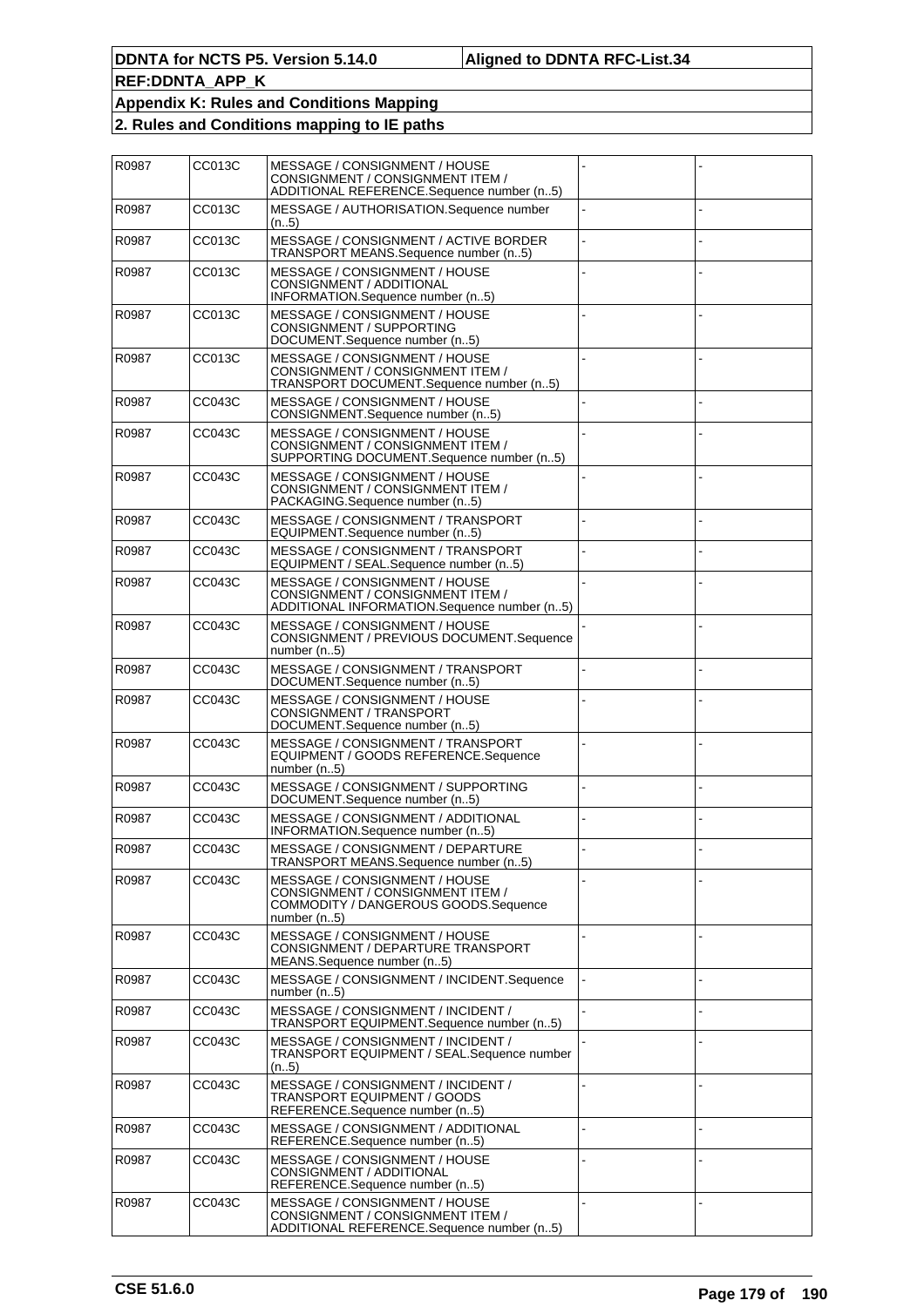| R0987 | CC013C | MESSAGE / CONSIGNMENT / HOUSE CONSIGNMENT / CONSIGNMENT ITEM / ADDITIONAL REFERENCE.Sequence number (n..5) | - | - |
|---|---|---|---|---|
| R0987 | CC013C | MESSAGE / AUTHORISATION.Sequence number (n..5) | - | - |
| R0987 | CC013C | MESSAGE / CONSIGNMENT / ACTIVE BORDER TRANSPORT MEANS.Sequence number (n..5) | - | - |
| R0987 | CC013C | MESSAGE / CONSIGNMENT / HOUSE CONSIGNMENT / ADDITIONAL INFORMATION.Sequence number (n..5) | - | - |
| R0987 | CC013C | MESSAGE / CONSIGNMENT / HOUSE CONSIGNMENT / SUPPORTING DOCUMENT.Sequence number (n..5) | - | - |
| R0987 | CC013C | MESSAGE / CONSIGNMENT / HOUSE CONSIGNMENT / CONSIGNMENT ITEM / TRANSPORT DOCUMENT.Sequence number (n..5) | - | - |
| R0987 | CC043C | MESSAGE / CONSIGNMENT / HOUSE CONSIGNMENT.Sequence number (n..5) | - | - |
| R0987 | CC043C | MESSAGE / CONSIGNMENT / HOUSE CONSIGNMENT / CONSIGNMENT ITEM / SUPPORTING DOCUMENT.Sequence number (n..5) | - | - |
| R0987 | CC043C | MESSAGE / CONSIGNMENT / HOUSE CONSIGNMENT / CONSIGNMENT ITEM / PACKAGING.Sequence number (n..5) | - | - |
| R0987 | CC043C | MESSAGE / CONSIGNMENT / TRANSPORT EQUIPMENT.Sequence number (n..5) | - | - |
| R0987 | CC043C | MESSAGE / CONSIGNMENT / TRANSPORT EQUIPMENT / SEAL.Sequence number (n..5) | - | - |
| R0987 | CC043C | MESSAGE / CONSIGNMENT / HOUSE CONSIGNMENT / CONSIGNMENT ITEM / ADDITIONAL INFORMATION.Sequence number (n..5) | - | - |
| R0987 | CC043C | MESSAGE / CONSIGNMENT / HOUSE CONSIGNMENT / PREVIOUS DOCUMENT.Sequence number (n..5) | - | - |
| R0987 | CC043C | MESSAGE / CONSIGNMENT / TRANSPORT DOCUMENT.Sequence number (n..5) | - | - |
| R0987 | CC043C | MESSAGE / CONSIGNMENT / HOUSE CONSIGNMENT / TRANSPORT DOCUMENT.Sequence number (n..5) | - | - |
| R0987 | CC043C | MESSAGE / CONSIGNMENT / TRANSPORT EQUIPMENT / GOODS REFERENCE.Sequence number (n..5) | - | - |
| R0987 | CC043C | MESSAGE / CONSIGNMENT / SUPPORTING DOCUMENT.Sequence number (n..5) | - | - |
| R0987 | CC043C | MESSAGE / CONSIGNMENT / ADDITIONAL INFORMATION.Sequence number (n..5) | - | - |
| R0987 | CC043C | MESSAGE / CONSIGNMENT / DEPARTURE TRANSPORT MEANS.Sequence number (n..5) | - | - |
| R0987 | CC043C | MESSAGE / CONSIGNMENT / HOUSE CONSIGNMENT / CONSIGNMENT ITEM / COMMODITY / DANGEROUS GOODS.Sequence number (n..5) | - | - |
| R0987 | CC043C | MESSAGE / CONSIGNMENT / HOUSE CONSIGNMENT / DEPARTURE TRANSPORT MEANS.Sequence number (n..5) | - | - |
| R0987 | CC043C | MESSAGE / CONSIGNMENT / INCIDENT.Sequence number (n..5) | - | - |
| R0987 | CC043C | MESSAGE / CONSIGNMENT / INCIDENT / TRANSPORT EQUIPMENT.Sequence number (n..5) | - | - |
| R0987 | CC043C | MESSAGE / CONSIGNMENT / INCIDENT / TRANSPORT EQUIPMENT / SEAL.Sequence number (n..5) | - | - |
| R0987 | CC043C | MESSAGE / CONSIGNMENT / INCIDENT / TRANSPORT EQUIPMENT / GOODS REFERENCE.Sequence number (n..5) | - | - |
| R0987 | CC043C | MESSAGE / CONSIGNMENT / ADDITIONAL REFERENCE.Sequence number (n..5) | - | - |
| R0987 | CC043C | MESSAGE / CONSIGNMENT / HOUSE CONSIGNMENT / ADDITIONAL REFERENCE.Sequence number (n..5) | - | - |
| R0987 | CC043C | MESSAGE / CONSIGNMENT / HOUSE CONSIGNMENT / CONSIGNMENT ITEM / ADDITIONAL REFERENCE.Sequence number (n..5) | - | - |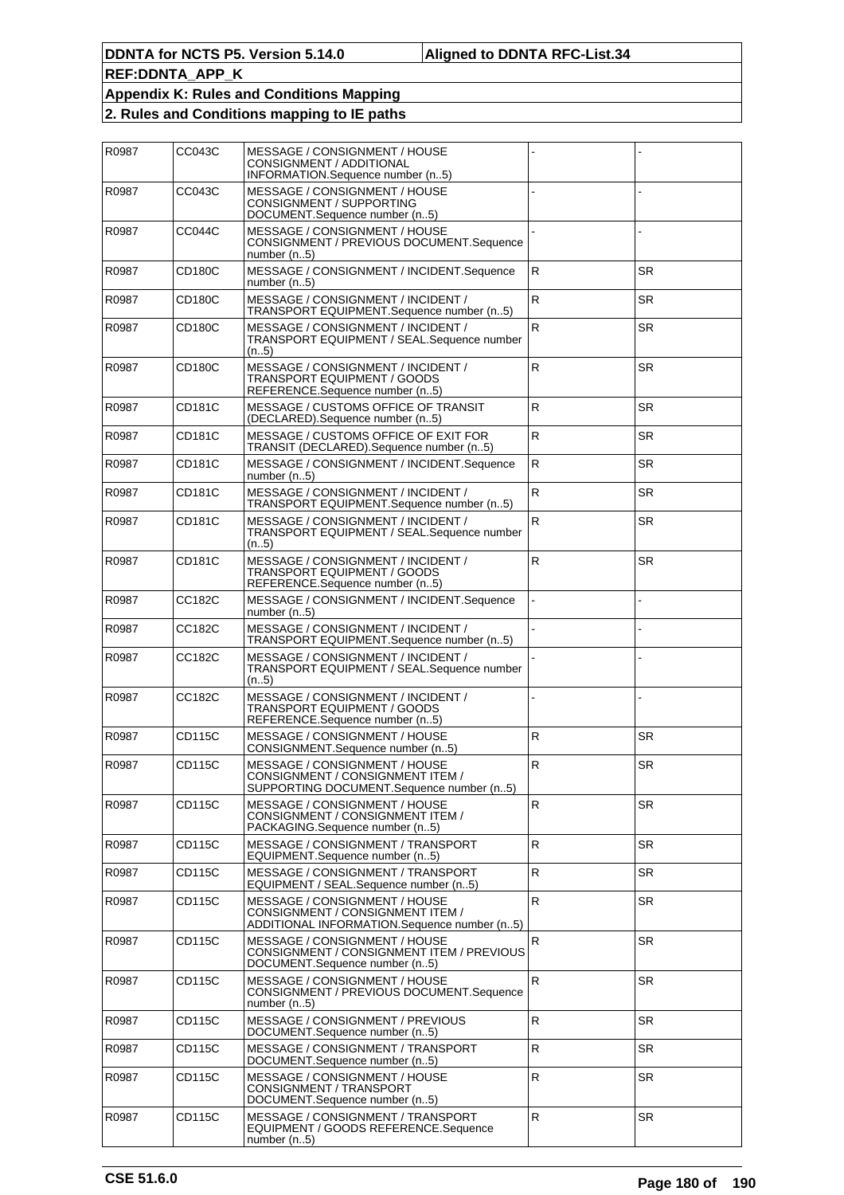| | | | | |
|---|---|---|---|---|
| R0987 | CC043C | MESSAGE / CONSIGNMENT / HOUSE CONSIGNMENT / ADDITIONAL INFORMATION.Sequence number (n..5) | - | - |
| R0987 | CC043C | MESSAGE / CONSIGNMENT / HOUSE CONSIGNMENT / SUPPORTING DOCUMENT.Sequence number (n..5) | - | - |
| R0987 | CC044C | MESSAGE / CONSIGNMENT / HOUSE CONSIGNMENT / PREVIOUS DOCUMENT.Sequence number (n..5) | - | - |
| R0987 | CD180C | MESSAGE / CONSIGNMENT / INCIDENT.Sequence number (n..5) | R | SR |
| R0987 | CD180C | MESSAGE / CONSIGNMENT / INCIDENT / TRANSPORT EQUIPMENT.Sequence number (n..5) | R | SR |
| R0987 | CD180C | MESSAGE / CONSIGNMENT / INCIDENT / TRANSPORT EQUIPMENT / SEAL.Sequence number (n..5) | R | SR |
| R0987 | CD180C | MESSAGE / CONSIGNMENT / INCIDENT / TRANSPORT EQUIPMENT / GOODS REFERENCE.Sequence number (n..5) | R | SR |
| R0987 | CD181C | MESSAGE / CUSTOMS OFFICE OF TRANSIT (DECLARED).Sequence number (n..5) | R | SR |
| R0987 | CD181C | MESSAGE / CUSTOMS OFFICE OF EXIT FOR TRANSIT (DECLARED).Sequence number (n..5) | R | SR |
| R0987 | CD181C | MESSAGE / CONSIGNMENT / INCIDENT.Sequence number (n..5) | R | SR |
| R0987 | CD181C | MESSAGE / CONSIGNMENT / INCIDENT / TRANSPORT EQUIPMENT.Sequence number (n..5) | R | SR |
| R0987 | CD181C | MESSAGE / CONSIGNMENT / INCIDENT / TRANSPORT EQUIPMENT / SEAL.Sequence number (n..5) | R | SR |
| R0987 | CD181C | MESSAGE / CONSIGNMENT / INCIDENT / TRANSPORT EQUIPMENT / GOODS REFERENCE.Sequence number (n..5) | R | SR |
| R0987 | CC182C | MESSAGE / CONSIGNMENT / INCIDENT.Sequence number (n..5) | - | - |
| R0987 | CC182C | MESSAGE / CONSIGNMENT / INCIDENT / TRANSPORT EQUIPMENT.Sequence number (n..5) | - | - |
| R0987 | CC182C | MESSAGE / CONSIGNMENT / INCIDENT / TRANSPORT EQUIPMENT / SEAL.Sequence number (n..5) | - | - |
| R0987 | CC182C | MESSAGE / CONSIGNMENT / INCIDENT / TRANSPORT EQUIPMENT / GOODS REFERENCE.Sequence number (n..5) | - | - |
| R0987 | CD115C | MESSAGE / CONSIGNMENT / HOUSE CONSIGNMENT.Sequence number (n..5) | R | SR |
| R0987 | CD115C | MESSAGE / CONSIGNMENT / HOUSE CONSIGNMENT / CONSIGNMENT ITEM / SUPPORTING DOCUMENT.Sequence number (n..5) | R | SR |
| R0987 | CD115C | MESSAGE / CONSIGNMENT / HOUSE CONSIGNMENT / CONSIGNMENT ITEM / PACKAGING.Sequence number (n..5) | R | SR |
| R0987 | CD115C | MESSAGE / CONSIGNMENT / TRANSPORT EQUIPMENT.Sequence number (n..5) | R | SR |
| R0987 | CD115C | MESSAGE / CONSIGNMENT / TRANSPORT EQUIPMENT / SEAL.Sequence number (n..5) | R | SR |
| R0987 | CD115C | MESSAGE / CONSIGNMENT / HOUSE CONSIGNMENT / CONSIGNMENT ITEM / ADDITIONAL INFORMATION.Sequence number (n..5) | R | SR |
| R0987 | CD115C | MESSAGE / CONSIGNMENT / HOUSE CONSIGNMENT / CONSIGNMENT ITEM / PREVIOUS DOCUMENT.Sequence number (n..5) | R | SR |
| R0987 | CD115C | MESSAGE / CONSIGNMENT / HOUSE CONSIGNMENT / PREVIOUS DOCUMENT.Sequence number (n..5) | R | SR |
| R0987 | CD115C | MESSAGE / CONSIGNMENT / PREVIOUS DOCUMENT.Sequence number (n..5) | R | SR |
| R0987 | CD115C | MESSAGE / CONSIGNMENT / TRANSPORT DOCUMENT.Sequence number (n..5) | R | SR |
| R0987 | CD115C | MESSAGE / CONSIGNMENT / HOUSE CONSIGNMENT / TRANSPORT DOCUMENT.Sequence number (n..5) | R | SR |
| R0987 | CD115C | MESSAGE / CONSIGNMENT / TRANSPORT EQUIPMENT / GOODS REFERENCE.Sequence number (n..5) | R | SR |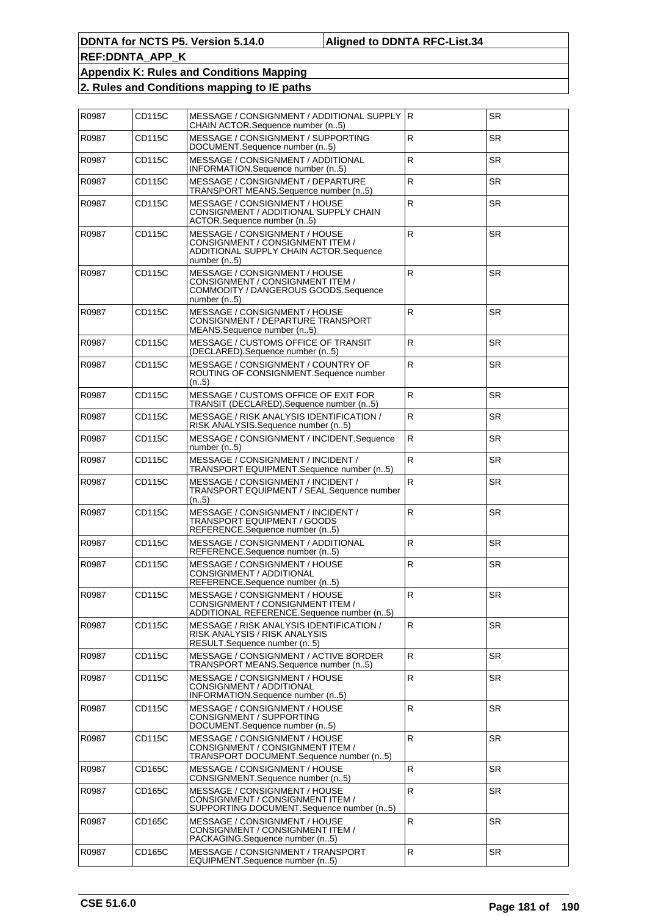| | | | | |
|---|---|---|---|---|
| R0987 | CD115C | MESSAGE / CONSIGNMENT / ADDITIONAL SUPPLY CHAIN ACTOR.Sequence number (n..5) | R | SR |
| R0987 | CD115C | MESSAGE / CONSIGNMENT / SUPPORTING DOCUMENT.Sequence number (n..5) | R | SR |
| R0987 | CD115C | MESSAGE / CONSIGNMENT / ADDITIONAL INFORMATION.Sequence number (n..5) | R | SR |
| R0987 | CD115C | MESSAGE / CONSIGNMENT / DEPARTURE TRANSPORT MEANS.Sequence number (n..5) | R | SR |
| R0987 | CD115C | MESSAGE / CONSIGNMENT / HOUSE CONSIGNMENT / ADDITIONAL SUPPLY CHAIN ACTOR.Sequence number (n..5) | R | SR |
| R0987 | CD115C | MESSAGE / CONSIGNMENT / HOUSE CONSIGNMENT / CONSIGNMENT ITEM / ADDITIONAL SUPPLY CHAIN ACTOR.Sequence number (n..5) | R | SR |
| R0987 | CD115C | MESSAGE / CONSIGNMENT / HOUSE CONSIGNMENT / CONSIGNMENT ITEM / COMMODITY / DANGEROUS GOODS.Sequence number (n..5) | R | SR |
| R0987 | CD115C | MESSAGE / CONSIGNMENT / HOUSE CONSIGNMENT / DEPARTURE TRANSPORT MEANS.Sequence number (n..5) | R | SR |
| R0987 | CD115C | MESSAGE / CUSTOMS OFFICE OF TRANSIT (DECLARED).Sequence number (n..5) | R | SR |
| R0987 | CD115C | MESSAGE / CONSIGNMENT / COUNTRY OF ROUTING OF CONSIGNMENT.Sequence number (n..5) | R | SR |
| R0987 | CD115C | MESSAGE / CUSTOMS OFFICE OF EXIT FOR TRANSIT (DECLARED).Sequence number (n..5) | R | SR |
| R0987 | CD115C | MESSAGE / RISK ANALYSIS IDENTIFICATION / RISK ANALYSIS.Sequence number (n..5) | R | SR |
| R0987 | CD115C | MESSAGE / CONSIGNMENT / INCIDENT.Sequence number (n..5) | R | SR |
| R0987 | CD115C | MESSAGE / CONSIGNMENT / INCIDENT / TRANSPORT EQUIPMENT.Sequence number (n..5) | R | SR |
| R0987 | CD115C | MESSAGE / CONSIGNMENT / INCIDENT / TRANSPORT EQUIPMENT / SEAL.Sequence number (n..5) | R | SR |
| R0987 | CD115C | MESSAGE / CONSIGNMENT / INCIDENT / TRANSPORT EQUIPMENT / GOODS REFERENCE.Sequence number (n..5) | R | SR |
| R0987 | CD115C | MESSAGE / CONSIGNMENT / ADDITIONAL REFERENCE.Sequence number (n..5) | R | SR |
| R0987 | CD115C | MESSAGE / CONSIGNMENT / HOUSE CONSIGNMENT / ADDITIONAL REFERENCE.Sequence number (n..5) | R | SR |
| R0987 | CD115C | MESSAGE / CONSIGNMENT / HOUSE CONSIGNMENT / CONSIGNMENT ITEM / ADDITIONAL REFERENCE.Sequence number (n..5) | R | SR |
| R0987 | CD115C | MESSAGE / RISK ANALYSIS IDENTIFICATION / RISK ANALYSIS / RISK ANALYSIS RESULT.Sequence number (n..5) | R | SR |
| R0987 | CD115C | MESSAGE / CONSIGNMENT / ACTIVE BORDER TRANSPORT MEANS.Sequence number (n..5) | R | SR |
| R0987 | CD115C | MESSAGE / CONSIGNMENT / HOUSE CONSIGNMENT / ADDITIONAL INFORMATION.Sequence number (n..5) | R | SR |
| R0987 | CD115C | MESSAGE / CONSIGNMENT / HOUSE CONSIGNMENT / SUPPORTING DOCUMENT.Sequence number (n..5) | R | SR |
| R0987 | CD115C | MESSAGE / CONSIGNMENT / HOUSE CONSIGNMENT / CONSIGNMENT ITEM / TRANSPORT DOCUMENT.Sequence number (n..5) | R | SR |
| R0987 | CD165C | MESSAGE / CONSIGNMENT / HOUSE CONSIGNMENT.Sequence number (n..5) | R | SR |
| R0987 | CD165C | MESSAGE / CONSIGNMENT / HOUSE CONSIGNMENT / CONSIGNMENT ITEM / SUPPORTING DOCUMENT.Sequence number (n..5) | R | SR |
| R0987 | CD165C | MESSAGE / CONSIGNMENT / HOUSE CONSIGNMENT / CONSIGNMENT ITEM / PACKAGING.Sequence number (n..5) | R | SR |
| R0987 | CD165C | MESSAGE / CONSIGNMENT / TRANSPORT EQUIPMENT.Sequence number (n..5) | R | SR |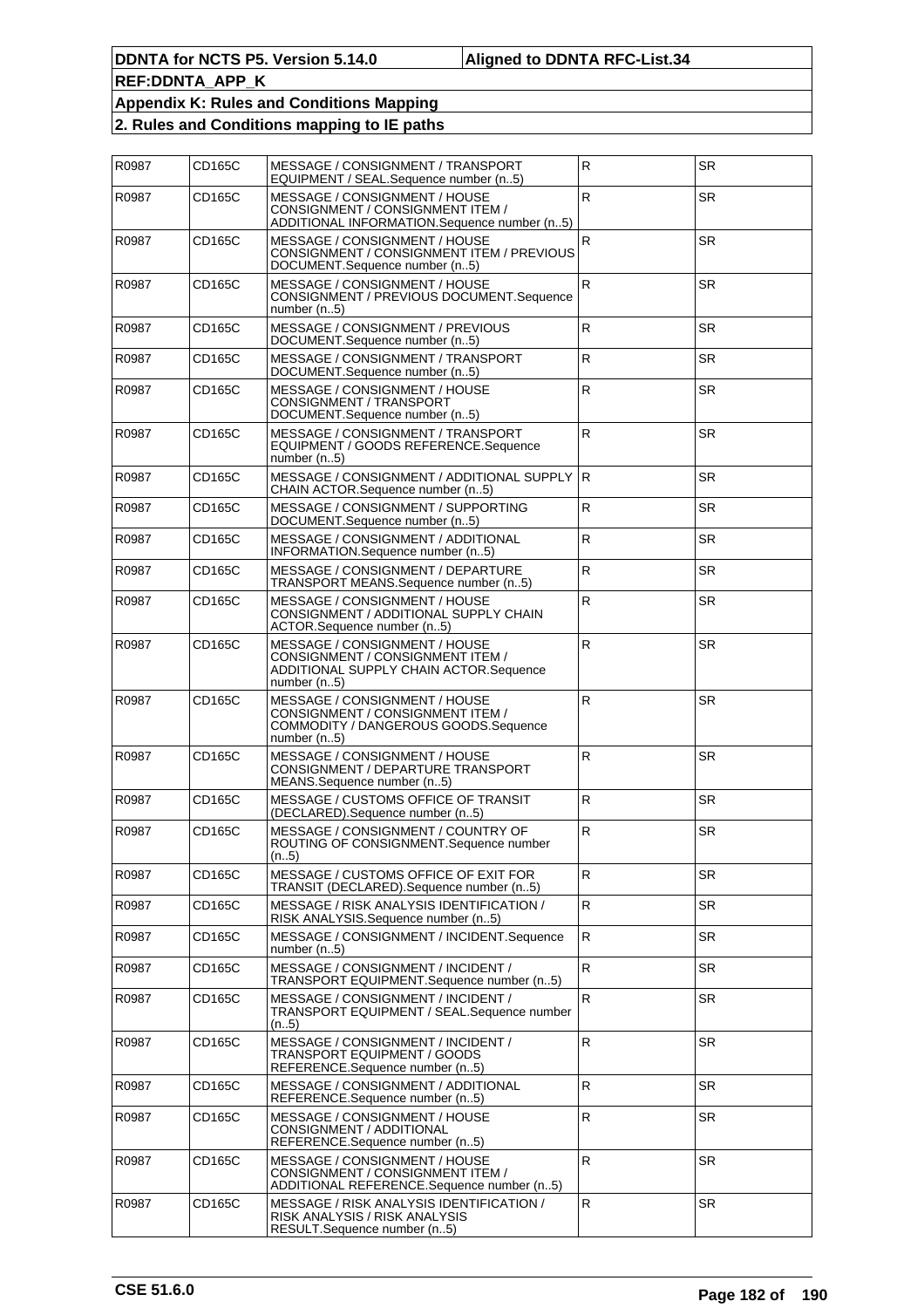| R0987 | CD165C | MESSAGE / CONSIGNMENT / TRANSPORT EQUIPMENT / SEAL.Sequence number (n..5) | R | SR |
|---|---|---|---|---|
| R0987 | CD165C | MESSAGE / CONSIGNMENT / HOUSE CONSIGNMENT / CONSIGNMENT ITEM / ADDITIONAL INFORMATION.Sequence number (n..5) | R | SR |
| R0987 | CD165C | MESSAGE / CONSIGNMENT / HOUSE CONSIGNMENT / CONSIGNMENT ITEM / PREVIOUS DOCUMENT.Sequence number (n..5) | R | SR |
| R0987 | CD165C | MESSAGE / CONSIGNMENT / HOUSE CONSIGNMENT / PREVIOUS DOCUMENT.Sequence number (n..5) | R | SR |
| R0987 | CD165C | MESSAGE / CONSIGNMENT / PREVIOUS DOCUMENT.Sequence number (n..5) | R | SR |
| R0987 | CD165C | MESSAGE / CONSIGNMENT / TRANSPORT DOCUMENT.Sequence number (n..5) | R | SR |
| R0987 | CD165C | MESSAGE / CONSIGNMENT / HOUSE CONSIGNMENT / TRANSPORT DOCUMENT.Sequence number (n..5) | R | SR |
| R0987 | CD165C | MESSAGE / CONSIGNMENT / TRANSPORT EQUIPMENT / GOODS REFERENCE.Sequence number (n..5) | R | SR |
| R0987 | CD165C | MESSAGE / CONSIGNMENT / ADDITIONAL SUPPLY CHAIN ACTOR.Sequence number (n..5) | R | SR |
| R0987 | CD165C | MESSAGE / CONSIGNMENT / SUPPORTING DOCUMENT.Sequence number (n..5) | R | SR |
| R0987 | CD165C | MESSAGE / CONSIGNMENT / ADDITIONAL INFORMATION.Sequence number (n..5) | R | SR |
| R0987 | CD165C | MESSAGE / CONSIGNMENT / DEPARTURE TRANSPORT MEANS.Sequence number (n..5) | R | SR |
| R0987 | CD165C | MESSAGE / CONSIGNMENT / HOUSE CONSIGNMENT / ADDITIONAL SUPPLY CHAIN ACTOR.Sequence number (n..5) | R | SR |
| R0987 | CD165C | MESSAGE / CONSIGNMENT / HOUSE CONSIGNMENT / CONSIGNMENT ITEM / ADDITIONAL SUPPLY CHAIN ACTOR.Sequence number (n..5) | R | SR |
| R0987 | CD165C | MESSAGE / CONSIGNMENT / HOUSE CONSIGNMENT / CONSIGNMENT ITEM / COMMODITY / DANGEROUS GOODS.Sequence number (n..5) | R | SR |
| R0987 | CD165C | MESSAGE / CONSIGNMENT / HOUSE CONSIGNMENT / DEPARTURE TRANSPORT MEANS.Sequence number (n..5) | R | SR |
| R0987 | CD165C | MESSAGE / CUSTOMS OFFICE OF TRANSIT (DECLARED).Sequence number (n..5) | R | SR |
| R0987 | CD165C | MESSAGE / CONSIGNMENT / COUNTRY OF ROUTING OF CONSIGNMENT.Sequence number (n..5) | R | SR |
| R0987 | CD165C | MESSAGE / CUSTOMS OFFICE OF EXIT FOR TRANSIT (DECLARED).Sequence number (n..5) | R | SR |
| R0987 | CD165C | MESSAGE / RISK ANALYSIS IDENTIFICATION / RISK ANALYSIS.Sequence number (n..5) | R | SR |
| R0987 | CD165C | MESSAGE / CONSIGNMENT / INCIDENT.Sequence number (n..5) | R | SR |
| R0987 | CD165C | MESSAGE / CONSIGNMENT / INCIDENT / TRANSPORT EQUIPMENT.Sequence number (n..5) | R | SR |
| R0987 | CD165C | MESSAGE / CONSIGNMENT / INCIDENT / TRANSPORT EQUIPMENT / SEAL.Sequence number (n..5) | R | SR |
| R0987 | CD165C | MESSAGE / CONSIGNMENT / INCIDENT / TRANSPORT EQUIPMENT / GOODS REFERENCE.Sequence number (n..5) | R | SR |
| R0987 | CD165C | MESSAGE / CONSIGNMENT / ADDITIONAL REFERENCE.Sequence number (n..5) | R | SR |
| R0987 | CD165C | MESSAGE / CONSIGNMENT / HOUSE CONSIGNMENT / ADDITIONAL REFERENCE.Sequence number (n..5) | R | SR |
| R0987 | CD165C | MESSAGE / CONSIGNMENT / HOUSE CONSIGNMENT / CONSIGNMENT ITEM / ADDITIONAL REFERENCE.Sequence number (n..5) | R | SR |
| R0987 | CD165C | MESSAGE / RISK ANALYSIS IDENTIFICATION / RISK ANALYSIS / RISK ANALYSIS RESULT.Sequence number (n..5) | R | SR |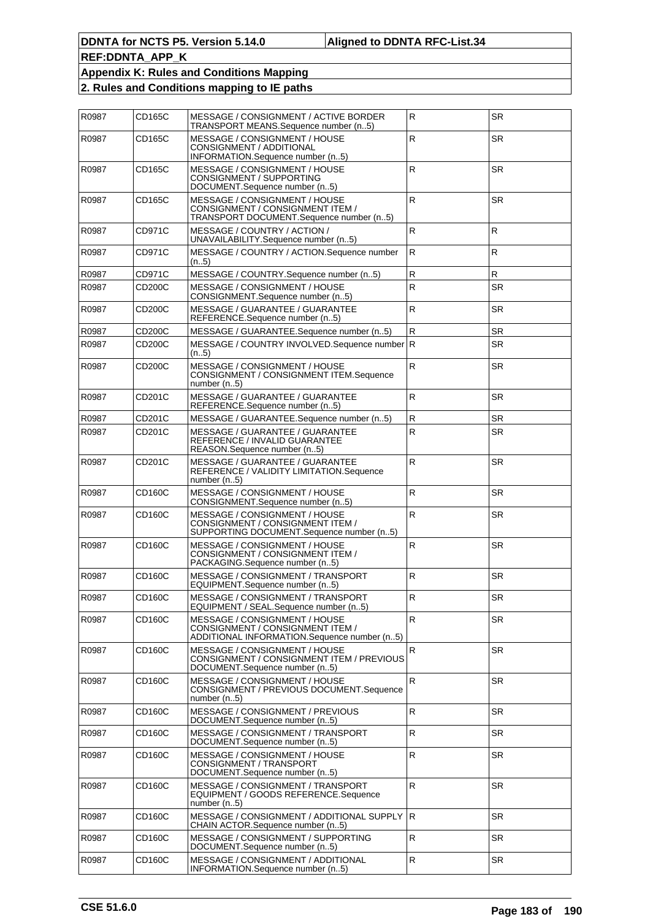| | | | | |
|---|---|---|---|---|
| R0987 | CD165C | MESSAGE / CONSIGNMENT / ACTIVE BORDER TRANSPORT MEANS.Sequence number (n..5) | R | SR |
| R0987 | CD165C | MESSAGE / CONSIGNMENT / HOUSE CONSIGNMENT / ADDITIONAL INFORMATION.Sequence number (n..5) | R | SR |
| R0987 | CD165C | MESSAGE / CONSIGNMENT / HOUSE CONSIGNMENT / SUPPORTING DOCUMENT.Sequence number (n..5) | R | SR |
| R0987 | CD165C | MESSAGE / CONSIGNMENT / HOUSE CONSIGNMENT / CONSIGNMENT ITEM / TRANSPORT DOCUMENT.Sequence number (n..5) | R | SR |
| R0987 | CD971C | MESSAGE / COUNTRY / ACTION / UNAVAILABILITY.Sequence number (n..5) | R | R |
| R0987 | CD971C | MESSAGE / COUNTRY / ACTION.Sequence number (n..5) | R | R |
| R0987 | CD971C | MESSAGE / COUNTRY.Sequence number (n..5) | R | R |
| R0987 | CD200C | MESSAGE / CONSIGNMENT / HOUSE CONSIGNMENT.Sequence number (n..5) | R | SR |
| R0987 | CD200C | MESSAGE / GUARANTEE / GUARANTEE REFERENCE.Sequence number (n..5) | R | SR |
| R0987 | CD200C | MESSAGE / GUARANTEE.Sequence number (n..5) | R | SR |
| R0987 | CD200C | MESSAGE / COUNTRY INVOLVED.Sequence number (n..5) | R | SR |
| R0987 | CD200C | MESSAGE / CONSIGNMENT / HOUSE CONSIGNMENT / CONSIGNMENT ITEM.Sequence number (n..5) | R | SR |
| R0987 | CD201C | MESSAGE / GUARANTEE / GUARANTEE REFERENCE.Sequence number (n..5) | R | SR |
| R0987 | CD201C | MESSAGE / GUARANTEE.Sequence number (n..5) | R | SR |
| R0987 | CD201C | MESSAGE / GUARANTEE / GUARANTEE REFERENCE / INVALID GUARANTEE REASON.Sequence number (n..5) | R | SR |
| R0987 | CD201C | MESSAGE / GUARANTEE / GUARANTEE REFERENCE / VALIDITY LIMITATION.Sequence number (n..5) | R | SR |
| R0987 | CD160C | MESSAGE / CONSIGNMENT / HOUSE CONSIGNMENT.Sequence number (n..5) | R | SR |
| R0987 | CD160C | MESSAGE / CONSIGNMENT / HOUSE CONSIGNMENT / CONSIGNMENT ITEM / SUPPORTING DOCUMENT.Sequence number (n..5) | R | SR |
| R0987 | CD160C | MESSAGE / CONSIGNMENT / HOUSE CONSIGNMENT / CONSIGNMENT ITEM / PACKAGING.Sequence number (n..5) | R | SR |
| R0987 | CD160C | MESSAGE / CONSIGNMENT / TRANSPORT EQUIPMENT.Sequence number (n..5) | R | SR |
| R0987 | CD160C | MESSAGE / CONSIGNMENT / TRANSPORT EQUIPMENT / SEAL.Sequence number (n..5) | R | SR |
| R0987 | CD160C | MESSAGE / CONSIGNMENT / HOUSE CONSIGNMENT / CONSIGNMENT ITEM / ADDITIONAL INFORMATION.Sequence number (n..5) | R | SR |
| R0987 | CD160C | MESSAGE / CONSIGNMENT / HOUSE CONSIGNMENT / CONSIGNMENT ITEM / PREVIOUS DOCUMENT.Sequence number (n..5) | R | SR |
| R0987 | CD160C | MESSAGE / CONSIGNMENT / HOUSE CONSIGNMENT / PREVIOUS DOCUMENT.Sequence number (n..5) | R | SR |
| R0987 | CD160C | MESSAGE / CONSIGNMENT / PREVIOUS DOCUMENT.Sequence number (n..5) | R | SR |
| R0987 | CD160C | MESSAGE / CONSIGNMENT / TRANSPORT DOCUMENT.Sequence number (n..5) | R | SR |
| R0987 | CD160C | MESSAGE / CONSIGNMENT / HOUSE CONSIGNMENT / TRANSPORT DOCUMENT.Sequence number (n..5) | R | SR |
| R0987 | CD160C | MESSAGE / CONSIGNMENT / TRANSPORT EQUIPMENT / GOODS REFERENCE.Sequence number (n..5) | R | SR |
| R0987 | CD160C | MESSAGE / CONSIGNMENT / ADDITIONAL SUPPLY CHAIN ACTOR.Sequence number (n..5) | R | SR |
| R0987 | CD160C | MESSAGE / CONSIGNMENT / SUPPORTING DOCUMENT.Sequence number (n..5) | R | SR |
| R0987 | CD160C | MESSAGE / CONSIGNMENT / ADDITIONAL INFORMATION.Sequence number (n..5) | R | SR |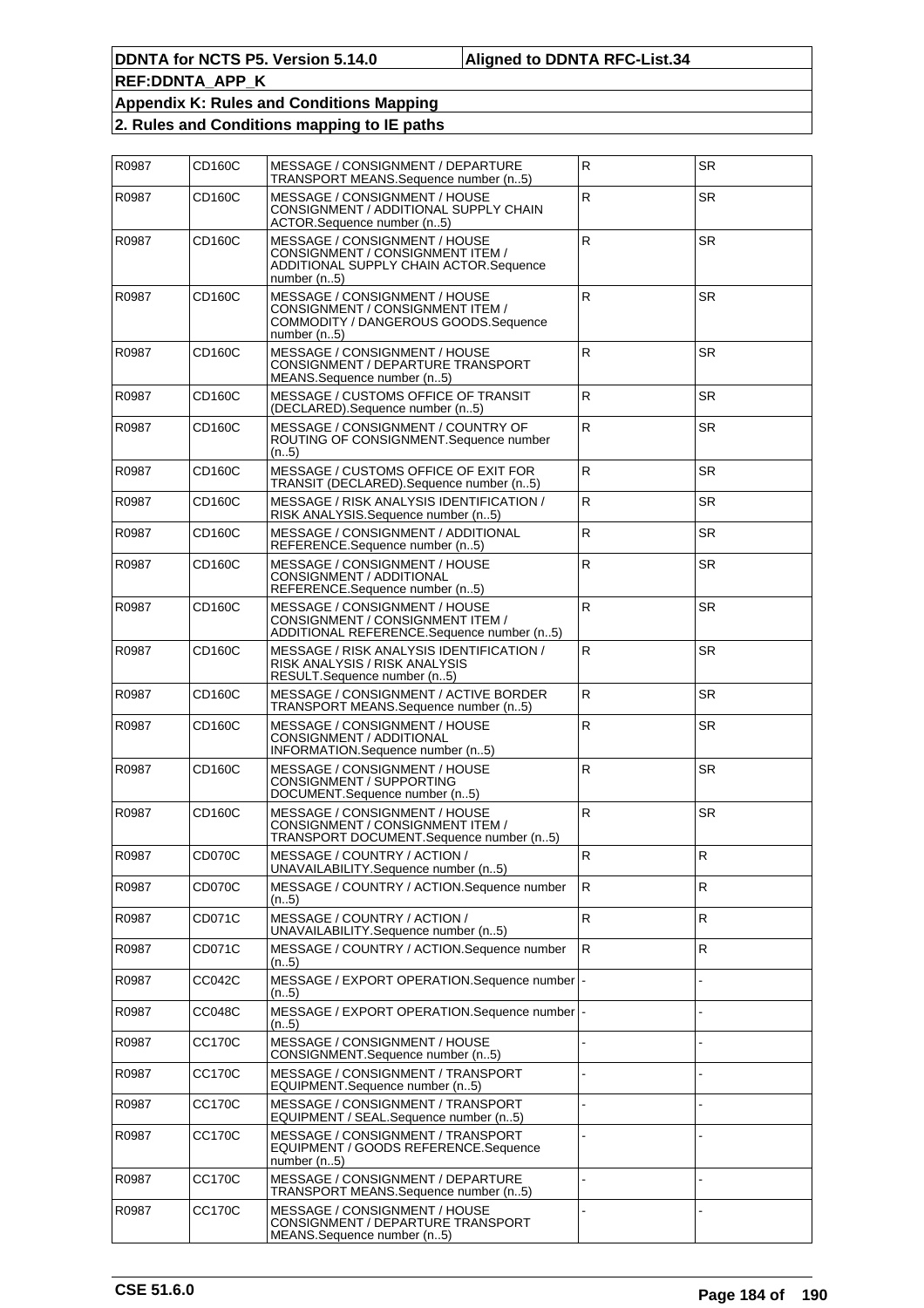**DDNTA for NCTS P5. Version 5.14.0** | **Aligned to DDNTA RFC-List.34**

**REF:DDNTA_APP_K**

**Appendix K: Rules and Conditions Mapping**

**2. Rules and Conditions mapping to IE paths**

| | | | | |
|---|---|---|---|---|
| R0987 | CD160C | MESSAGE / CONSIGNMENT / DEPARTURE TRANSPORT MEANS.Sequence number (n..5) | R | SR |
| R0987 | CD160C | MESSAGE / CONSIGNMENT / HOUSE CONSIGNMENT / ADDITIONAL SUPPLY CHAIN ACTOR.Sequence number (n..5) | R | SR |
| R0987 | CD160C | MESSAGE / CONSIGNMENT / HOUSE CONSIGNMENT / CONSIGNMENT ITEM / ADDITIONAL SUPPLY CHAIN ACTOR.Sequence number (n..5) | R | SR |
| R0987 | CD160C | MESSAGE / CONSIGNMENT / HOUSE CONSIGNMENT / CONSIGNMENT ITEM / COMMODITY / DANGEROUS GOODS.Sequence number (n..5) | R | SR |
| R0987 | CD160C | MESSAGE / CONSIGNMENT / HOUSE CONSIGNMENT / DEPARTURE TRANSPORT MEANS.Sequence number (n..5) | R | SR |
| R0987 | CD160C | MESSAGE / CUSTOMS OFFICE OF TRANSIT (DECLARED).Sequence number (n..5) | R | SR |
| R0987 | CD160C | MESSAGE / CONSIGNMENT / COUNTRY OF ROUTING OF CONSIGNMENT.Sequence number (n..5) | R | SR |
| R0987 | CD160C | MESSAGE / CUSTOMS OFFICE OF EXIT FOR TRANSIT (DECLARED).Sequence number (n..5) | R | SR |
| R0987 | CD160C | MESSAGE / RISK ANALYSIS IDENTIFICATION / RISK ANALYSIS.Sequence number (n..5) | R | SR |
| R0987 | CD160C | MESSAGE / CONSIGNMENT / ADDITIONAL REFERENCE.Sequence number (n..5) | R | SR |
| R0987 | CD160C | MESSAGE / CONSIGNMENT / HOUSE CONSIGNMENT / ADDITIONAL REFERENCE.Sequence number (n..5) | R | SR |
| R0987 | CD160C | MESSAGE / CONSIGNMENT / HOUSE CONSIGNMENT / CONSIGNMENT ITEM / ADDITIONAL REFERENCE.Sequence number (n..5) | R | SR |
| R0987 | CD160C | MESSAGE / RISK ANALYSIS IDENTIFICATION / RISK ANALYSIS / RISK ANALYSIS RESULT.Sequence number (n..5) | R | SR |
| R0987 | CD160C | MESSAGE / CONSIGNMENT / ACTIVE BORDER TRANSPORT MEANS.Sequence number (n..5) | R | SR |
| R0987 | CD160C | MESSAGE / CONSIGNMENT / HOUSE CONSIGNMENT / ADDITIONAL INFORMATION.Sequence number (n..5) | R | SR |
| R0987 | CD160C | MESSAGE / CONSIGNMENT / HOUSE CONSIGNMENT / SUPPORTING DOCUMENT.Sequence number (n..5) | R | SR |
| R0987 | CD160C | MESSAGE / CONSIGNMENT / HOUSE CONSIGNMENT / CONSIGNMENT ITEM / TRANSPORT DOCUMENT.Sequence number (n..5) | R | SR |
| R0987 | CD070C | MESSAGE / COUNTRY / ACTION / UNAVAILABILITY.Sequence number (n..5) | R | R |
| R0987 | CD070C | MESSAGE / COUNTRY / ACTION.Sequence number (n..5) | R | R |
| R0987 | CD071C | MESSAGE / COUNTRY / ACTION / UNAVAILABILITY.Sequence number (n..5) | R | R |
| R0987 | CD071C | MESSAGE / COUNTRY / ACTION.Sequence number (n..5) | R | R |
| R0987 | CC042C | MESSAGE / EXPORT OPERATION.Sequence number (n..5) | - | - |
| R0987 | CC048C | MESSAGE / EXPORT OPERATION.Sequence number (n..5) | - | - |
| R0987 | CC170C | MESSAGE / CONSIGNMENT / HOUSE CONSIGNMENT.Sequence number (n..5) | - | - |
| R0987 | CC170C | MESSAGE / CONSIGNMENT / TRANSPORT EQUIPMENT.Sequence number (n..5) | - | - |
| R0987 | CC170C | MESSAGE / CONSIGNMENT / TRANSPORT EQUIPMENT / SEAL.Sequence number (n..5) | - | - |
| R0987 | CC170C | MESSAGE / CONSIGNMENT / TRANSPORT EQUIPMENT / GOODS REFERENCE.Sequence number (n..5) | - | - |
| R0987 | CC170C | MESSAGE / CONSIGNMENT / DEPARTURE TRANSPORT MEANS.Sequence number (n..5) | - | - |
| R0987 | CC170C | MESSAGE / CONSIGNMENT / HOUSE CONSIGNMENT / DEPARTURE TRANSPORT MEANS.Sequence number (n..5) | - | - |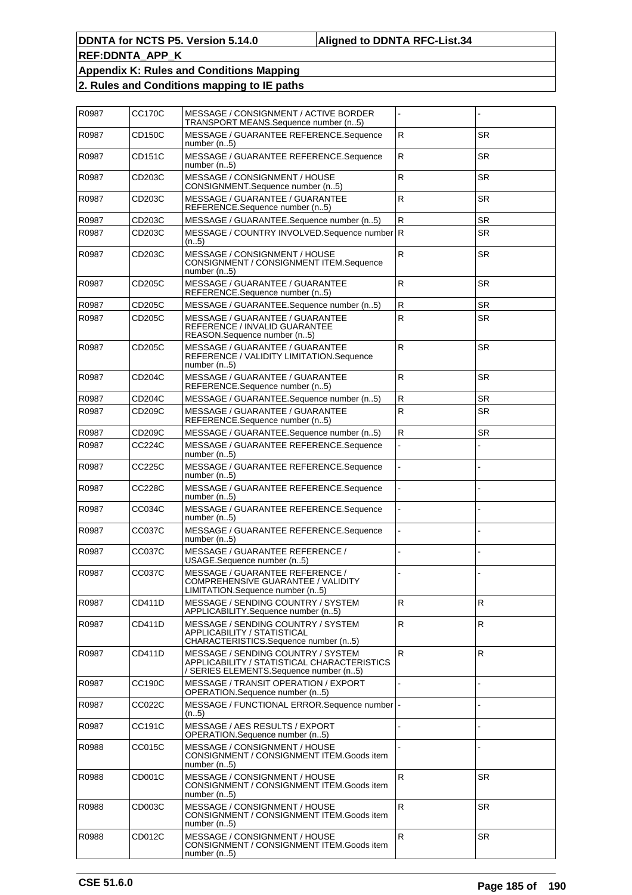| | | | | |
|---|---|---|---|---|
| R0987 | CC170C | MESSAGE / CONSIGNMENT / ACTIVE BORDER TRANSPORT MEANS.Sequence number (n..5) | - | - |
| R0987 | CD150C | MESSAGE / GUARANTEE REFERENCE.Sequence number (n..5) | R | SR |
| R0987 | CD151C | MESSAGE / GUARANTEE REFERENCE.Sequence number (n..5) | R | SR |
| R0987 | CD203C | MESSAGE / CONSIGNMENT / HOUSE CONSIGNMENT.Sequence number (n..5) | R | SR |
| R0987 | CD203C | MESSAGE / GUARANTEE / GUARANTEE REFERENCE.Sequence number (n..5) | R | SR |
| R0987 | CD203C | MESSAGE / GUARANTEE.Sequence number (n..5) | R | SR |
| R0987 | CD203C | MESSAGE / COUNTRY INVOLVED.Sequence number (n..5) | R | SR |
| R0987 | CD203C | MESSAGE / CONSIGNMENT / HOUSE CONSIGNMENT / CONSIGNMENT ITEM.Sequence number (n..5) | R | SR |
| R0987 | CD205C | MESSAGE / GUARANTEE / GUARANTEE REFERENCE.Sequence number (n..5) | R | SR |
| R0987 | CD205C | MESSAGE / GUARANTEE.Sequence number (n..5) | R | SR |
| R0987 | CD205C | MESSAGE / GUARANTEE / GUARANTEE REFERENCE / INVALID GUARANTEE REASON.Sequence number (n..5) | R | SR |
| R0987 | CD205C | MESSAGE / GUARANTEE / GUARANTEE REFERENCE / VALIDITY LIMITATION.Sequence number (n..5) | R | SR |
| R0987 | CD204C | MESSAGE / GUARANTEE / GUARANTEE REFERENCE.Sequence number (n..5) | R | SR |
| R0987 | CD204C | MESSAGE / GUARANTEE.Sequence number (n..5) | R | SR |
| R0987 | CD209C | MESSAGE / GUARANTEE / GUARANTEE REFERENCE.Sequence number (n..5) | R | SR |
| R0987 | CD209C | MESSAGE / GUARANTEE.Sequence number (n..5) | R | SR |
| R0987 | CC224C | MESSAGE / GUARANTEE REFERENCE.Sequence number (n..5) | - | - |
| R0987 | CC225C | MESSAGE / GUARANTEE REFERENCE.Sequence number (n..5) | - | - |
| R0987 | CC228C | MESSAGE / GUARANTEE REFERENCE.Sequence number (n..5) | - | - |
| R0987 | CC034C | MESSAGE / GUARANTEE REFERENCE.Sequence number (n..5) | - | - |
| R0987 | CC037C | MESSAGE / GUARANTEE REFERENCE.Sequence number (n..5) | - | - |
| R0987 | CC037C | MESSAGE / GUARANTEE REFERENCE / USAGE.Sequence number (n..5) | - | - |
| R0987 | CC037C | MESSAGE / GUARANTEE REFERENCE / COMPREHENSIVE GUARANTEE / VALIDITY LIMITATION.Sequence number (n..5) | - | - |
| R0987 | CD411D | MESSAGE / SENDING COUNTRY / SYSTEM APPLICABILITY.Sequence number (n..5) | R | R |
| R0987 | CD411D | MESSAGE / SENDING COUNTRY / SYSTEM APPLICABILITY / STATISTICAL CHARACTERISTICS.Sequence number (n..5) | R | R |
| R0987 | CD411D | MESSAGE / SENDING COUNTRY / SYSTEM APPLICABILITY / STATISTICAL CHARACTERISTICS / SERIES ELEMENTS.Sequence number (n..5) | R | R |
| R0987 | CC190C | MESSAGE / TRANSIT OPERATION / EXPORT OPERATION.Sequence number (n..5) | - | - |
| R0987 | CC022C | MESSAGE / FUNCTIONAL ERROR.Sequence number (n..5) | - | - |
| R0987 | CC191C | MESSAGE / AES RESULTS / EXPORT OPERATION.Sequence number (n..5) | - | - |
| R0988 | CC015C | MESSAGE / CONSIGNMENT / HOUSE CONSIGNMENT / CONSIGNMENT ITEM.Goods item number (n..5) | - | - |
| R0988 | CD001C | MESSAGE / CONSIGNMENT / HOUSE CONSIGNMENT / CONSIGNMENT ITEM.Goods item number (n..5) | R | SR |
| R0988 | CD003C | MESSAGE / CONSIGNMENT / HOUSE CONSIGNMENT / CONSIGNMENT ITEM.Goods item number (n..5) | R | SR |
| R0988 | CD012C | MESSAGE / CONSIGNMENT / HOUSE CONSIGNMENT / CONSIGNMENT ITEM.Goods item number (n..5) | R | SR |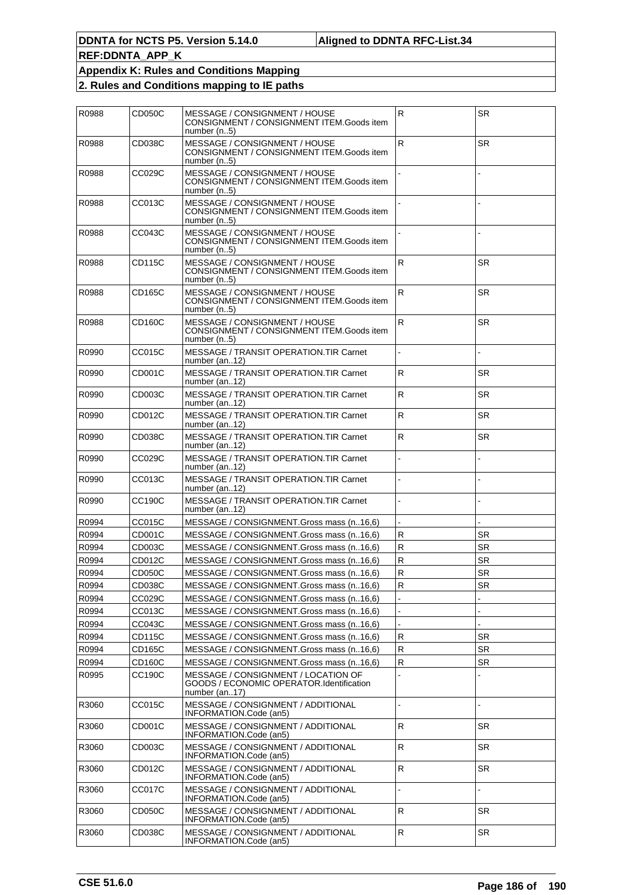| | | | | |
|---|---|---|---|---|
| R0988 | CD050C | MESSAGE / CONSIGNMENT / HOUSE CONSIGNMENT / CONSIGNMENT ITEM.Goods item number (n..5) | R | SR |
| R0988 | CD038C | MESSAGE / CONSIGNMENT / HOUSE CONSIGNMENT / CONSIGNMENT ITEM.Goods item number (n..5) | R | SR |
| R0988 | CC029C | MESSAGE / CONSIGNMENT / HOUSE CONSIGNMENT / CONSIGNMENT ITEM.Goods item number (n..5) | - | - |
| R0988 | CC013C | MESSAGE / CONSIGNMENT / HOUSE CONSIGNMENT / CONSIGNMENT ITEM.Goods item number (n..5) | - | - |
| R0988 | CC043C | MESSAGE / CONSIGNMENT / HOUSE CONSIGNMENT / CONSIGNMENT ITEM.Goods item number (n..5) | - | - |
| R0988 | CD115C | MESSAGE / CONSIGNMENT / HOUSE CONSIGNMENT / CONSIGNMENT ITEM.Goods item number (n..5) | R | SR |
| R0988 | CD165C | MESSAGE / CONSIGNMENT / HOUSE CONSIGNMENT / CONSIGNMENT ITEM.Goods item number (n..5) | R | SR |
| R0988 | CD160C | MESSAGE / CONSIGNMENT / HOUSE CONSIGNMENT / CONSIGNMENT ITEM.Goods item number (n..5) | R | SR |
| R0990 | CC015C | MESSAGE / TRANSIT OPERATION.TIR Carnet number (an..12) | - | - |
| R0990 | CD001C | MESSAGE / TRANSIT OPERATION.TIR Carnet number (an..12) | R | SR |
| R0990 | CD003C | MESSAGE / TRANSIT OPERATION.TIR Carnet number (an..12) | R | SR |
| R0990 | CD012C | MESSAGE / TRANSIT OPERATION.TIR Carnet number (an..12) | R | SR |
| R0990 | CD038C | MESSAGE / TRANSIT OPERATION.TIR Carnet number (an..12) | R | SR |
| R0990 | CC029C | MESSAGE / TRANSIT OPERATION.TIR Carnet number (an..12) | - | - |
| R0990 | CC013C | MESSAGE / TRANSIT OPERATION.TIR Carnet number (an..12) | - | - |
| R0990 | CC190C | MESSAGE / TRANSIT OPERATION.TIR Carnet number (an..12) | - | - |
| R0994 | CC015C | MESSAGE / CONSIGNMENT.Gross mass (n..16,6) | - | - |
| R0994 | CD001C | MESSAGE / CONSIGNMENT.Gross mass (n..16,6) | R | SR |
| R0994 | CD003C | MESSAGE / CONSIGNMENT.Gross mass (n..16,6) | R | SR |
| R0994 | CD012C | MESSAGE / CONSIGNMENT.Gross mass (n..16,6) | R | SR |
| R0994 | CD050C | MESSAGE / CONSIGNMENT.Gross mass (n..16,6) | R | SR |
| R0994 | CD038C | MESSAGE / CONSIGNMENT.Gross mass (n..16,6) | R | SR |
| R0994 | CC029C | MESSAGE / CONSIGNMENT.Gross mass (n..16,6) | - | - |
| R0994 | CC013C | MESSAGE / CONSIGNMENT.Gross mass (n..16,6) | - | - |
| R0994 | CC043C | MESSAGE / CONSIGNMENT.Gross mass (n..16,6) | - | - |
| R0994 | CD115C | MESSAGE / CONSIGNMENT.Gross mass (n..16,6) | R | SR |
| R0994 | CD165C | MESSAGE / CONSIGNMENT.Gross mass (n..16,6) | R | SR |
| R0994 | CD160C | MESSAGE / CONSIGNMENT.Gross mass (n..16,6) | R | SR |
| R0995 | CC190C | MESSAGE / CONSIGNMENT / LOCATION OF GOODS / ECONOMIC OPERATOR.Identification number (an..17) | - | - |
| R3060 | CC015C | MESSAGE / CONSIGNMENT / ADDITIONAL INFORMATION.Code (an5) | - | - |
| R3060 | CD001C | MESSAGE / CONSIGNMENT / ADDITIONAL INFORMATION.Code (an5) | R | SR |
| R3060 | CD003C | MESSAGE / CONSIGNMENT / ADDITIONAL INFORMATION.Code (an5) | R | SR |
| R3060 | CD012C | MESSAGE / CONSIGNMENT / ADDITIONAL INFORMATION.Code (an5) | R | SR |
| R3060 | CC017C | MESSAGE / CONSIGNMENT / ADDITIONAL INFORMATION.Code (an5) | - | - |
| R3060 | CD050C | MESSAGE / CONSIGNMENT / ADDITIONAL INFORMATION.Code (an5) | R | SR |
| R3060 | CD038C | MESSAGE / CONSIGNMENT / ADDITIONAL INFORMATION.Code (an5) | R | SR |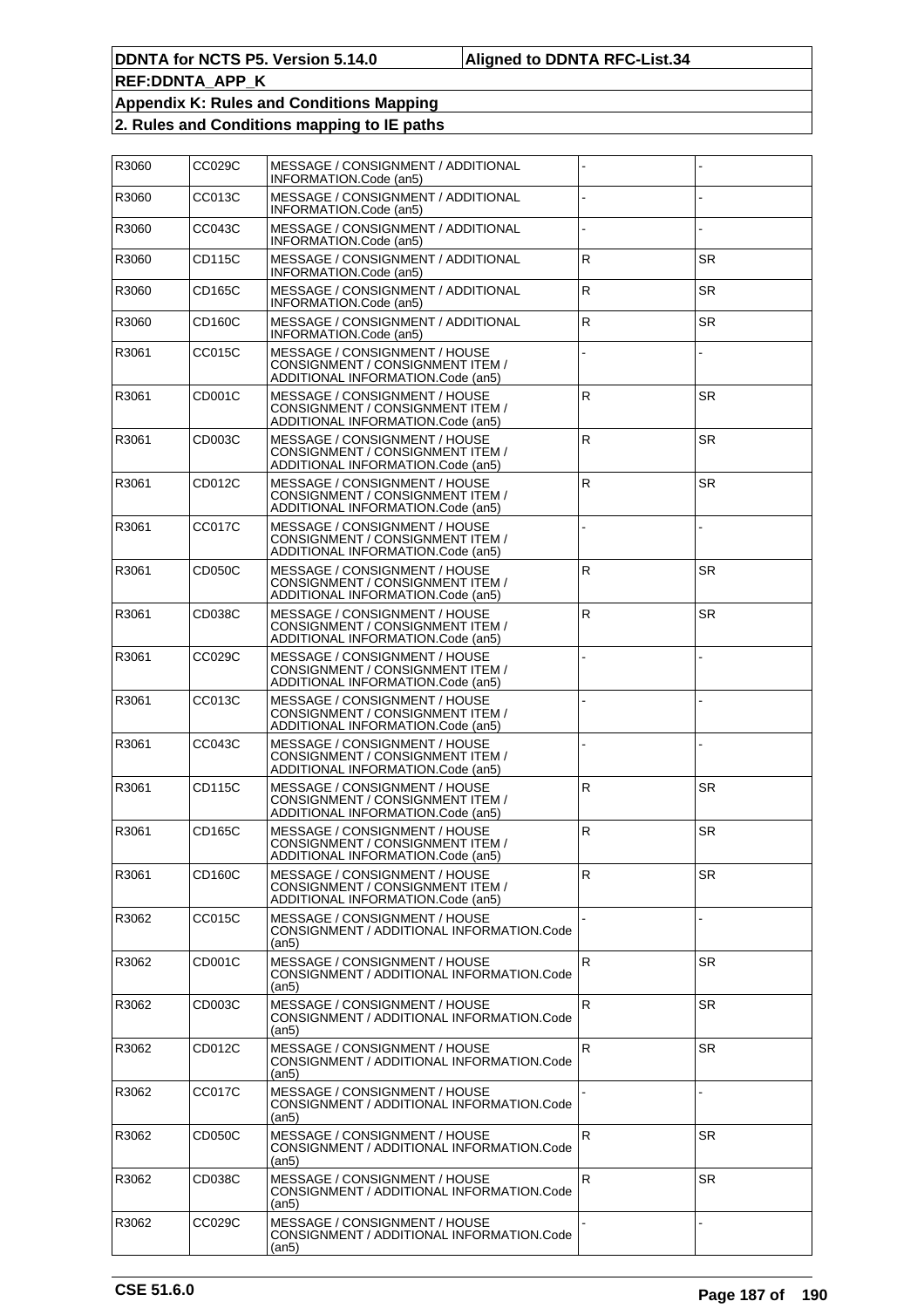| | | | | |
|---|---|---|---|---|
| R3060 | CC029C | MESSAGE / CONSIGNMENT / ADDITIONAL INFORMATION.Code (an5) | - | - |
| R3060 | CC013C | MESSAGE / CONSIGNMENT / ADDITIONAL INFORMATION.Code (an5) | - | - |
| R3060 | CC043C | MESSAGE / CONSIGNMENT / ADDITIONAL INFORMATION.Code (an5) | - | - |
| R3060 | CD115C | MESSAGE / CONSIGNMENT / ADDITIONAL INFORMATION.Code (an5) | R | SR |
| R3060 | CD165C | MESSAGE / CONSIGNMENT / ADDITIONAL INFORMATION.Code (an5) | R | SR |
| R3060 | CD160C | MESSAGE / CONSIGNMENT / ADDITIONAL INFORMATION.Code (an5) | R | SR |
| R3061 | CC015C | MESSAGE / CONSIGNMENT / HOUSE CONSIGNMENT / CONSIGNMENT ITEM / ADDITIONAL INFORMATION.Code (an5) | - | - |
| R3061 | CD001C | MESSAGE / CONSIGNMENT / HOUSE CONSIGNMENT / CONSIGNMENT ITEM / ADDITIONAL INFORMATION.Code (an5) | R | SR |
| R3061 | CD003C | MESSAGE / CONSIGNMENT / HOUSE CONSIGNMENT / CONSIGNMENT ITEM / ADDITIONAL INFORMATION.Code (an5) | R | SR |
| R3061 | CD012C | MESSAGE / CONSIGNMENT / HOUSE CONSIGNMENT / CONSIGNMENT ITEM / ADDITIONAL INFORMATION.Code (an5) | R | SR |
| R3061 | CC017C | MESSAGE / CONSIGNMENT / HOUSE CONSIGNMENT / CONSIGNMENT ITEM / ADDITIONAL INFORMATION.Code (an5) | - | - |
| R3061 | CD050C | MESSAGE / CONSIGNMENT / HOUSE CONSIGNMENT / CONSIGNMENT ITEM / ADDITIONAL INFORMATION.Code (an5) | R | SR |
| R3061 | CD038C | MESSAGE / CONSIGNMENT / HOUSE CONSIGNMENT / CONSIGNMENT ITEM / ADDITIONAL INFORMATION.Code (an5) | R | SR |
| R3061 | CC029C | MESSAGE / CONSIGNMENT / HOUSE CONSIGNMENT / CONSIGNMENT ITEM / ADDITIONAL INFORMATION.Code (an5) | - | - |
| R3061 | CC013C | MESSAGE / CONSIGNMENT / HOUSE CONSIGNMENT / CONSIGNMENT ITEM / ADDITIONAL INFORMATION.Code (an5) | - | - |
| R3061 | CC043C | MESSAGE / CONSIGNMENT / HOUSE CONSIGNMENT / CONSIGNMENT ITEM / ADDITIONAL INFORMATION.Code (an5) | - | - |
| R3061 | CD115C | MESSAGE / CONSIGNMENT / HOUSE CONSIGNMENT / CONSIGNMENT ITEM / ADDITIONAL INFORMATION.Code (an5) | R | SR |
| R3061 | CD165C | MESSAGE / CONSIGNMENT / HOUSE CONSIGNMENT / CONSIGNMENT ITEM / ADDITIONAL INFORMATION.Code (an5) | R | SR |
| R3061 | CD160C | MESSAGE / CONSIGNMENT / HOUSE CONSIGNMENT / CONSIGNMENT ITEM / ADDITIONAL INFORMATION.Code (an5) | R | SR |
| R3062 | CC015C | MESSAGE / CONSIGNMENT / HOUSE CONSIGNMENT / ADDITIONAL INFORMATION.Code (an5) | - | - |
| R3062 | CD001C | MESSAGE / CONSIGNMENT / HOUSE CONSIGNMENT / ADDITIONAL INFORMATION.Code (an5) | R | SR |
| R3062 | CD003C | MESSAGE / CONSIGNMENT / HOUSE CONSIGNMENT / ADDITIONAL INFORMATION.Code (an5) | R | SR |
| R3062 | CD012C | MESSAGE / CONSIGNMENT / HOUSE CONSIGNMENT / ADDITIONAL INFORMATION.Code (an5) | R | SR |
| R3062 | CC017C | MESSAGE / CONSIGNMENT / HOUSE CONSIGNMENT / ADDITIONAL INFORMATION.Code (an5) | - | - |
| R3062 | CD050C | MESSAGE / CONSIGNMENT / HOUSE CONSIGNMENT / ADDITIONAL INFORMATION.Code (an5) | R | SR |
| R3062 | CD038C | MESSAGE / CONSIGNMENT / HOUSE CONSIGNMENT / ADDITIONAL INFORMATION.Code (an5) | R | SR |
| R3062 | CC029C | MESSAGE / CONSIGNMENT / HOUSE CONSIGNMENT / ADDITIONAL INFORMATION.Code (an5) | - | - |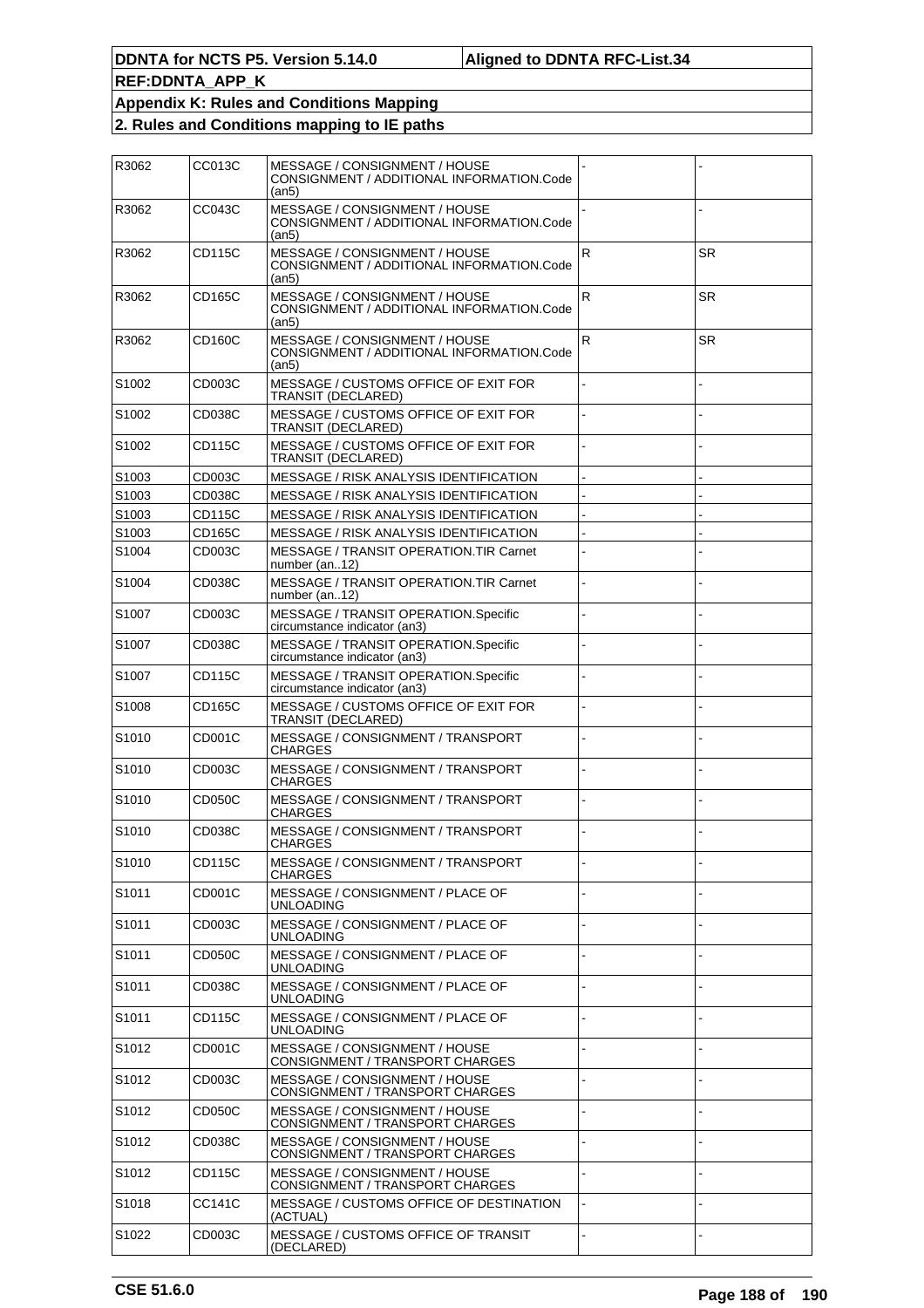DDNTA for NCTS P5. Version 5.14.0 | Aligned to DDNTA RFC-List.34

REF:DDNTA_APP_K

Appendix K: Rules and Conditions Mapping

2. Rules and Conditions mapping to IE paths

| | | | | |
|---|---|---|---|---|
| R3062 | CC013C | MESSAGE / CONSIGNMENT / HOUSE CONSIGNMENT / ADDITIONAL INFORMATION.Code (an5) | - | - |
| R3062 | CC043C | MESSAGE / CONSIGNMENT / HOUSE CONSIGNMENT / ADDITIONAL INFORMATION.Code (an5) | - | - |
| R3062 | CD115C | MESSAGE / CONSIGNMENT / HOUSE CONSIGNMENT / ADDITIONAL INFORMATION.Code (an5) | R | SR |
| R3062 | CD165C | MESSAGE / CONSIGNMENT / HOUSE CONSIGNMENT / ADDITIONAL INFORMATION.Code (an5) | R | SR |
| R3062 | CD160C | MESSAGE / CONSIGNMENT / HOUSE CONSIGNMENT / ADDITIONAL INFORMATION.Code (an5) | R | SR |
| S1002 | CD003C | MESSAGE / CUSTOMS OFFICE OF EXIT FOR TRANSIT (DECLARED) | - | - |
| S1002 | CD038C | MESSAGE / CUSTOMS OFFICE OF EXIT FOR TRANSIT (DECLARED) | - | - |
| S1002 | CD115C | MESSAGE / CUSTOMS OFFICE OF EXIT FOR TRANSIT (DECLARED) | - | - |
| S1003 | CD003C | MESSAGE / RISK ANALYSIS IDENTIFICATION | - | - |
| S1003 | CD038C | MESSAGE / RISK ANALYSIS IDENTIFICATION | - | - |
| S1003 | CD115C | MESSAGE / RISK ANALYSIS IDENTIFICATION | - | - |
| S1003 | CD165C | MESSAGE / RISK ANALYSIS IDENTIFICATION | - | - |
| S1004 | CD003C | MESSAGE / TRANSIT OPERATION.TIR Carnet number (an..12) | - | - |
| S1004 | CD038C | MESSAGE / TRANSIT OPERATION.TIR Carnet number (an..12) | - | - |
| S1007 | CD003C | MESSAGE / TRANSIT OPERATION.Specific circumstance indicator (an3) | - | - |
| S1007 | CD038C | MESSAGE / TRANSIT OPERATION.Specific circumstance indicator (an3) | - | - |
| S1007 | CD115C | MESSAGE / TRANSIT OPERATION.Specific circumstance indicator (an3) | - | - |
| S1008 | CD165C | MESSAGE / CUSTOMS OFFICE OF EXIT FOR TRANSIT (DECLARED) | - | - |
| S1010 | CD001C | MESSAGE / CONSIGNMENT / TRANSPORT CHARGES | - | - |
| S1010 | CD003C | MESSAGE / CONSIGNMENT / TRANSPORT CHARGES | - | - |
| S1010 | CD050C | MESSAGE / CONSIGNMENT / TRANSPORT CHARGES | - | - |
| S1010 | CD038C | MESSAGE / CONSIGNMENT / TRANSPORT CHARGES | - | - |
| S1010 | CD115C | MESSAGE / CONSIGNMENT / TRANSPORT CHARGES | - | - |
| S1011 | CD001C | MESSAGE / CONSIGNMENT / PLACE OF UNLOADING | - | - |
| S1011 | CD003C | MESSAGE / CONSIGNMENT / PLACE OF UNLOADING | - | - |
| S1011 | CD050C | MESSAGE / CONSIGNMENT / PLACE OF UNLOADING | - | - |
| S1011 | CD038C | MESSAGE / CONSIGNMENT / PLACE OF UNLOADING | - | - |
| S1011 | CD115C | MESSAGE / CONSIGNMENT / PLACE OF UNLOADING | - | - |
| S1012 | CD001C | MESSAGE / CONSIGNMENT / HOUSE CONSIGNMENT / TRANSPORT CHARGES | - | - |
| S1012 | CD003C | MESSAGE / CONSIGNMENT / HOUSE CONSIGNMENT / TRANSPORT CHARGES | - | - |
| S1012 | CD050C | MESSAGE / CONSIGNMENT / HOUSE CONSIGNMENT / TRANSPORT CHARGES | - | - |
| S1012 | CD038C | MESSAGE / CONSIGNMENT / HOUSE CONSIGNMENT / TRANSPORT CHARGES | - | - |
| S1012 | CD115C | MESSAGE / CONSIGNMENT / HOUSE CONSIGNMENT / TRANSPORT CHARGES | - | - |
| S1018 | CC141C | MESSAGE / CUSTOMS OFFICE OF DESTINATION (ACTUAL) | - | - |
| S1022 | CD003C | MESSAGE / CUSTOMS OFFICE OF TRANSIT (DECLARED) | - | - |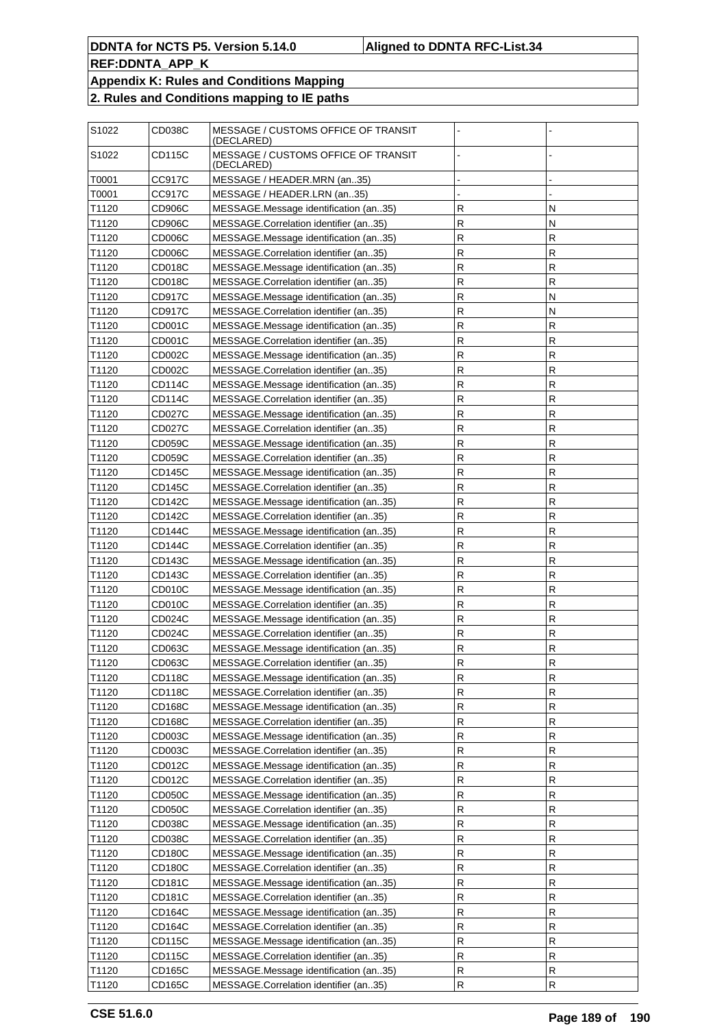| | | | | |
|---|---|---|---|---|
| S1022 | CD038C | MESSAGE / CUSTOMS OFFICE OF TRANSIT (DECLARED) | - | - |
| S1022 | CD115C | MESSAGE / CUSTOMS OFFICE OF TRANSIT (DECLARED) | - | - |
| T0001 | CC917C | MESSAGE / HEADER.MRN (an..35) | - | - |
| T0001 | CC917C | MESSAGE / HEADER.LRN (an..35) | - | - |
| T1120 | CD906C | MESSAGE.Message identification (an..35) | R | N |
| T1120 | CD906C | MESSAGE.Correlation identifier (an..35) | R | N |
| T1120 | CD006C | MESSAGE.Message identification (an..35) | R | R |
| T1120 | CD006C | MESSAGE.Correlation identifier (an..35) | R | R |
| T1120 | CD018C | MESSAGE.Message identification (an..35) | R | R |
| T1120 | CD018C | MESSAGE.Correlation identifier (an..35) | R | R |
| T1120 | CD917C | MESSAGE.Message identification (an..35) | R | N |
| T1120 | CD917C | MESSAGE.Correlation identifier (an..35) | R | N |
| T1120 | CD001C | MESSAGE.Message identification (an..35) | R | R |
| T1120 | CD001C | MESSAGE.Correlation identifier (an..35) | R | R |
| T1120 | CD002C | MESSAGE.Message identification (an..35) | R | R |
| T1120 | CD002C | MESSAGE.Correlation identifier (an..35) | R | R |
| T1120 | CD114C | MESSAGE.Message identification (an..35) | R | R |
| T1120 | CD114C | MESSAGE.Correlation identifier (an..35) | R | R |
| T1120 | CD027C | MESSAGE.Message identification (an..35) | R | R |
| T1120 | CD027C | MESSAGE.Correlation identifier (an..35) | R | R |
| T1120 | CD059C | MESSAGE.Message identification (an..35) | R | R |
| T1120 | CD059C | MESSAGE.Correlation identifier (an..35) | R | R |
| T1120 | CD145C | MESSAGE.Message identification (an..35) | R | R |
| T1120 | CD145C | MESSAGE.Correlation identifier (an..35) | R | R |
| T1120 | CD142C | MESSAGE.Message identification (an..35) | R | R |
| T1120 | CD142C | MESSAGE.Correlation identifier (an..35) | R | R |
| T1120 | CD144C | MESSAGE.Message identification (an..35) | R | R |
| T1120 | CD144C | MESSAGE.Correlation identifier (an..35) | R | R |
| T1120 | CD143C | MESSAGE.Message identification (an..35) | R | R |
| T1120 | CD143C | MESSAGE.Correlation identifier (an..35) | R | R |
| T1120 | CD010C | MESSAGE.Message identification (an..35) | R | R |
| T1120 | CD010C | MESSAGE.Correlation identifier (an..35) | R | R |
| T1120 | CD024C | MESSAGE.Message identification (an..35) | R | R |
| T1120 | CD024C | MESSAGE.Correlation identifier (an..35) | R | R |
| T1120 | CD063C | MESSAGE.Message identification (an..35) | R | R |
| T1120 | CD063C | MESSAGE.Correlation identifier (an..35) | R | R |
| T1120 | CD118C | MESSAGE.Message identification (an..35) | R | R |
| T1120 | CD118C | MESSAGE.Correlation identifier (an..35) | R | R |
| T1120 | CD168C | MESSAGE.Message identification (an..35) | R | R |
| T1120 | CD168C | MESSAGE.Correlation identifier (an..35) | R | R |
| T1120 | CD003C | MESSAGE.Message identification (an..35) | R | R |
| T1120 | CD003C | MESSAGE.Correlation identifier (an..35) | R | R |
| T1120 | CD012C | MESSAGE.Message identification (an..35) | R | R |
| T1120 | CD012C | MESSAGE.Correlation identifier (an..35) | R | R |
| T1120 | CD050C | MESSAGE.Message identification (an..35) | R | R |
| T1120 | CD050C | MESSAGE.Correlation identifier (an..35) | R | R |
| T1120 | CD038C | MESSAGE.Message identification (an..35) | R | R |
| T1120 | CD038C | MESSAGE.Correlation identifier (an..35) | R | R |
| T1120 | CD180C | MESSAGE.Message identification (an..35) | R | R |
| T1120 | CD180C | MESSAGE.Correlation identifier (an..35) | R | R |
| T1120 | CD181C | MESSAGE.Message identification (an..35) | R | R |
| T1120 | CD181C | MESSAGE.Correlation identifier (an..35) | R | R |
| T1120 | CD164C | MESSAGE.Message identification (an..35) | R | R |
| T1120 | CD164C | MESSAGE.Correlation identifier (an..35) | R | R |
| T1120 | CD115C | MESSAGE.Message identification (an..35) | R | R |
| T1120 | CD115C | MESSAGE.Correlation identifier (an..35) | R | R |
| T1120 | CD165C | MESSAGE.Message identification (an..35) | R | R |
| T1120 | CD165C | MESSAGE.Correlation identifier (an..35) | R | R |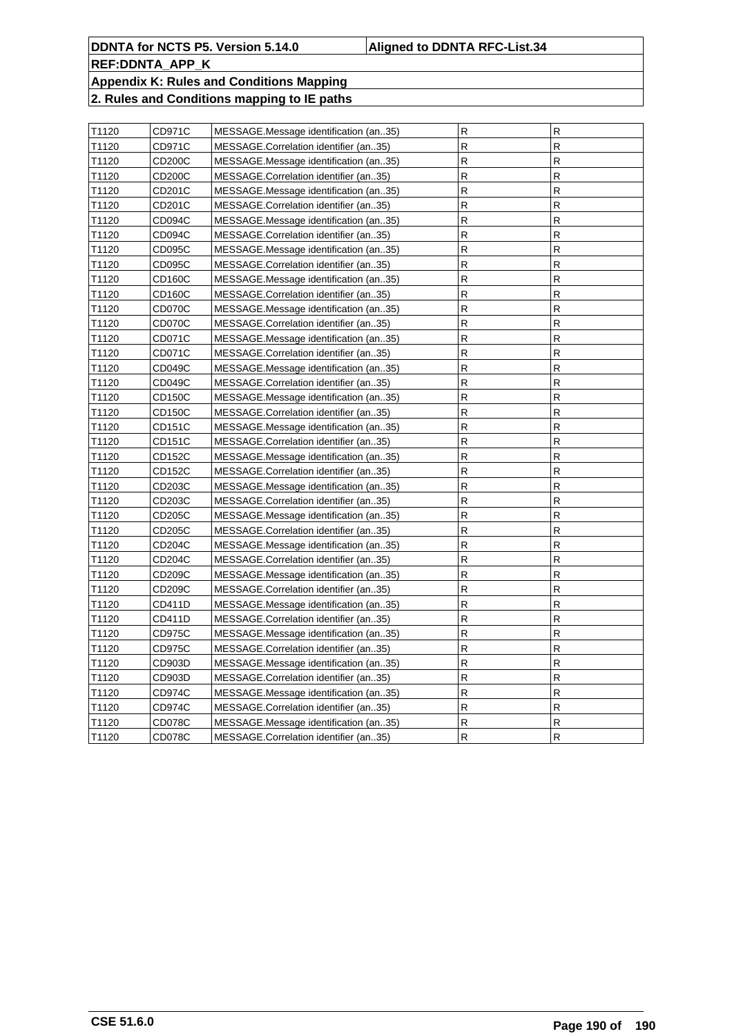| | | | | |
|---|---|---|---|---|
| T1120 | CD971C | MESSAGE.Message identification (an..35) | R | R |
| T1120 | CD971C | MESSAGE.Correlation identifier (an..35) | R | R |
| T1120 | CD200C | MESSAGE.Message identification (an..35) | R | R |
| T1120 | CD200C | MESSAGE.Correlation identifier (an..35) | R | R |
| T1120 | CD201C | MESSAGE.Message identification (an..35) | R | R |
| T1120 | CD201C | MESSAGE.Correlation identifier (an..35) | R | R |
| T1120 | CD094C | MESSAGE.Message identification (an..35) | R | R |
| T1120 | CD094C | MESSAGE.Correlation identifier (an..35) | R | R |
| T1120 | CD095C | MESSAGE.Message identification (an..35) | R | R |
| T1120 | CD095C | MESSAGE.Correlation identifier (an..35) | R | R |
| T1120 | CD160C | MESSAGE.Message identification (an..35) | R | R |
| T1120 | CD160C | MESSAGE.Correlation identifier (an..35) | R | R |
| T1120 | CD070C | MESSAGE.Message identification (an..35) | R | R |
| T1120 | CD070C | MESSAGE.Correlation identifier (an..35) | R | R |
| T1120 | CD071C | MESSAGE.Message identification (an..35) | R | R |
| T1120 | CD071C | MESSAGE.Correlation identifier (an..35) | R | R |
| T1120 | CD049C | MESSAGE.Message identification (an..35) | R | R |
| T1120 | CD049C | MESSAGE.Correlation identifier (an..35) | R | R |
| T1120 | CD150C | MESSAGE.Message identification (an..35) | R | R |
| T1120 | CD150C | MESSAGE.Correlation identifier (an..35) | R | R |
| T1120 | CD151C | MESSAGE.Message identification (an..35) | R | R |
| T1120 | CD151C | MESSAGE.Correlation identifier (an..35) | R | R |
| T1120 | CD152C | MESSAGE.Message identification (an..35) | R | R |
| T1120 | CD152C | MESSAGE.Correlation identifier (an..35) | R | R |
| T1120 | CD203C | MESSAGE.Message identification (an..35) | R | R |
| T1120 | CD203C | MESSAGE.Correlation identifier (an..35) | R | R |
| T1120 | CD205C | MESSAGE.Message identification (an..35) | R | R |
| T1120 | CD205C | MESSAGE.Correlation identifier (an..35) | R | R |
| T1120 | CD204C | MESSAGE.Message identification (an..35) | R | R |
| T1120 | CD204C | MESSAGE.Correlation identifier (an..35) | R | R |
| T1120 | CD209C | MESSAGE.Message identification (an..35) | R | R |
| T1120 | CD209C | MESSAGE.Correlation identifier (an..35) | R | R |
| T1120 | CD411D | MESSAGE.Message identification (an..35) | R | R |
| T1120 | CD411D | MESSAGE.Correlation identifier (an..35) | R | R |
| T1120 | CD975C | MESSAGE.Message identification (an..35) | R | R |
| T1120 | CD975C | MESSAGE.Correlation identifier (an..35) | R | R |
| T1120 | CD903D | MESSAGE.Message identification (an..35) | R | R |
| T1120 | CD903D | MESSAGE.Correlation identifier (an..35) | R | R |
| T1120 | CD974C | MESSAGE.Message identification (an..35) | R | R |
| T1120 | CD974C | MESSAGE.Correlation identifier (an..35) | R | R |
| T1120 | CD078C | MESSAGE.Message identification (an..35) | R | R |
| T1120 | CD078C | MESSAGE.Correlation identifier (an..35) | R | R |